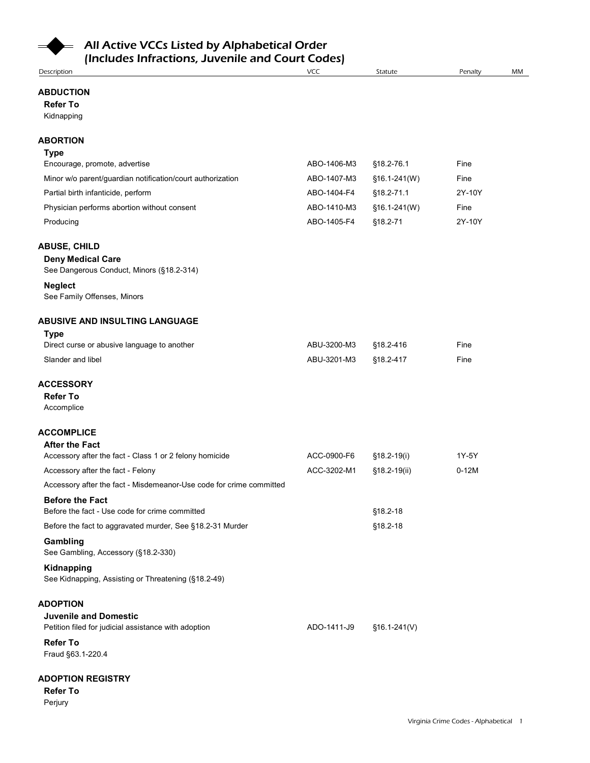# All Active VCCs Listed by Alphabetical Order (Includes Infractions, Juvenile and Court Codes)

| Description | VCC | Statute | Penalty | MM |
|---|---|---|---|---|
| **ABDUCTION** | | | | |
| **Refer To** | | | | |
| Kidnapping | | | | |
| **ABORTION** | | | | |
| **Type** | | | | |
| Encourage, promote, advertise | ABO-1406-M3 | §18.2-76.1 | Fine | |
| Minor w/o parent/guardian notification/court authorization | ABO-1407-M3 | §16.1-241(W) | Fine | |
| Partial birth infanticide, perform | ABO-1404-F4 | §18.2-71.1 | 2Y-10Y | |
| Physician performs abortion without consent | ABO-1410-M3 | §16.1-241(W) | Fine | |
| Producing | ABO-1405-F4 | §18.2-71 | 2Y-10Y | |
| **ABUSE, CHILD** | | | | |
| **Deny Medical Care** | | | | |
| See Dangerous Conduct, Minors (§18.2-314) | | | | |
| **Neglect** | | | | |
| See Family Offenses, Minors | | | | |
| **ABUSIVE AND INSULTING LANGUAGE** | | | | |
| **Type** | | | | |
| Direct curse or abusive language to another | ABU-3200-M3 | §18.2-416 | Fine | |
| Slander and libel | ABU-3201-M3 | §18.2-417 | Fine | |
| **ACCESSORY** | | | | |
| **Refer To** | | | | |
| Accomplice | | | | |
| **ACCOMPLICE** | | | | |
| **After the Fact** | | | | |
| Accessory after the fact - Class 1 or 2 felony homicide | ACC-0900-F6 | §18.2-19(i) | 1Y-5Y | |
| Accessory after the fact - Felony | ACC-3202-M1 | §18.2-19(ii) | 0-12M | |
| Accessory after the fact - Misdemeanor-Use code for crime committed | | | | |
| **Before the Fact** | | | | |
| Before the fact - Use code for crime committed | | §18.2-18 | | |
| Before the fact to aggravated murder, See §18.2-31 Murder | | §18.2-18 | | |
| **Gambling** | | | | |
| See Gambling, Accessory (§18.2-330) | | | | |
| **Kidnapping** | | | | |
| See Kidnapping, Assisting or Threatening (§18.2-49) | | | | |
| **ADOPTION** | | | | |
| **Juvenile and Domestic** | | | | |
| Petition filed for judicial assistance with adoption | ADO-1411-J9 | §16.1-241(V) | | |
| **Refer To** | | | | |
| Fraud §63.1-220.4 | | | | |
| **ADOPTION REGISTRY** | | | | |
| **Refer To** | | | | |
| Perjury | | | | |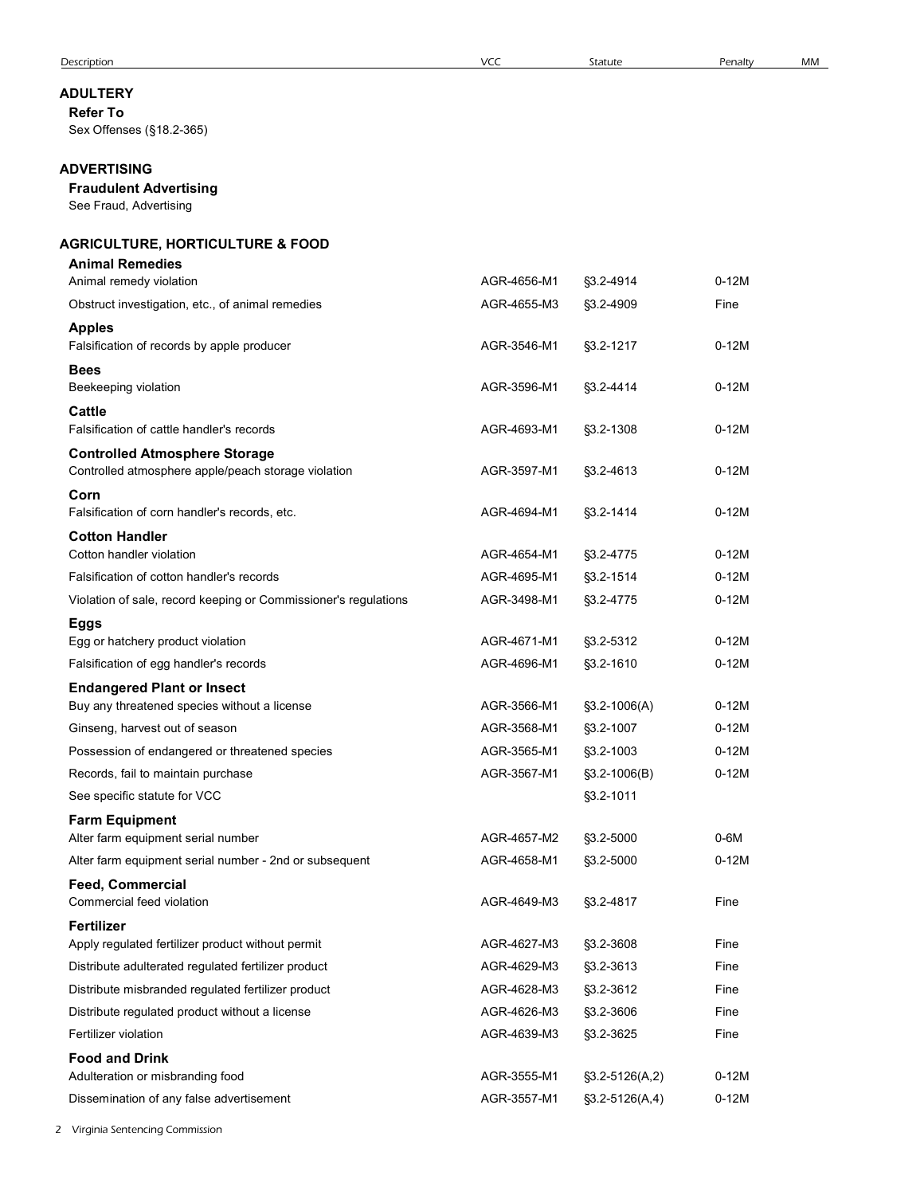| Description | VCC | Statute | Penalty | MM |
|---|---|---|---|---|
| **ADULTERY** | | | | |
| **Refer To** | | | | |
| Sex Offenses (§18.2-365) | | | | |
| **ADVERTISING** | | | | |
| **Fraudulent Advertising** | | | | |
| See Fraud, Advertising | | | | |
| **AGRICULTURE, HORTICULTURE & FOOD** | | | | |
| **Animal Remedies** | | | | |
| Animal remedy violation | AGR-4656-M1 | §3.2-4914 | 0-12M | |
| Obstruct investigation, etc., of animal remedies | AGR-4655-M3 | §3.2-4909 | Fine | |
| **Apples** | | | | |
| Falsification of records by apple producer | AGR-3546-M1 | §3.2-1217 | 0-12M | |
| **Bees** | | | | |
| Beekeeping violation | AGR-3596-M1 | §3.2-4414 | 0-12M | |
| **Cattle** | | | | |
| Falsification of cattle handler's records | AGR-4693-M1 | §3.2-1308 | 0-12M | |
| **Controlled Atmosphere Storage** | | | | |
| Controlled atmosphere apple/peach storage violation | AGR-3597-M1 | §3.2-4613 | 0-12M | |
| **Corn** | | | | |
| Falsification of corn handler's records, etc. | AGR-4694-M1 | §3.2-1414 | 0-12M | |
| **Cotton Handler** | | | | |
| Cotton handler violation | AGR-4654-M1 | §3.2-4775 | 0-12M | |
| Falsification of cotton handler's records | AGR-4695-M1 | §3.2-1514 | 0-12M | |
| Violation of sale, record keeping or Commissioner's regulations | AGR-3498-M1 | §3.2-4775 | 0-12M | |
| **Eggs** | | | | |
| Egg or hatchery product violation | AGR-4671-M1 | §3.2-5312 | 0-12M | |
| Falsification of egg handler's records | AGR-4696-M1 | §3.2-1610 | 0-12M | |
| **Endangered Plant or Insect** | | | | |
| Buy any threatened species without a license | AGR-3566-M1 | §3.2-1006(A) | 0-12M | |
| Ginseng, harvest out of season | AGR-3568-M1 | §3.2-1007 | 0-12M | |
| Possession of endangered or threatened species | AGR-3565-M1 | §3.2-1003 | 0-12M | |
| Records, fail to maintain purchase | AGR-3567-M1 | §3.2-1006(B) | 0-12M | |
| See specific statute for VCC | | §3.2-1011 | | |
| **Farm Equipment** | | | | |
| Alter farm equipment serial number | AGR-4657-M2 | §3.2-5000 | 0-6M | |
| Alter farm equipment serial number - 2nd or subsequent | AGR-4658-M1 | §3.2-5000 | 0-12M | |
| **Feed, Commercial** | | | | |
| Commercial feed violation | AGR-4649-M3 | §3.2-4817 | Fine | |
| **Fertilizer** | | | | |
| Apply regulated fertilizer product without permit | AGR-4627-M3 | §3.2-3608 | Fine | |
| Distribute adulterated regulated fertilizer product | AGR-4629-M3 | §3.2-3613 | Fine | |
| Distribute misbranded regulated fertilizer product | AGR-4628-M3 | §3.2-3612 | Fine | |
| Distribute regulated product without a license | AGR-4626-M3 | §3.2-3606 | Fine | |
| Fertilizer violation | AGR-4639-M3 | §3.2-3625 | Fine | |
| **Food and Drink** | | | | |
| Adulteration or misbranding food | AGR-3555-M1 | §3.2-5126(A,2) | 0-12M | |
| Dissemination of any false advertisement | AGR-3557-M1 | §3.2-5126(A,4) | 0-12M | |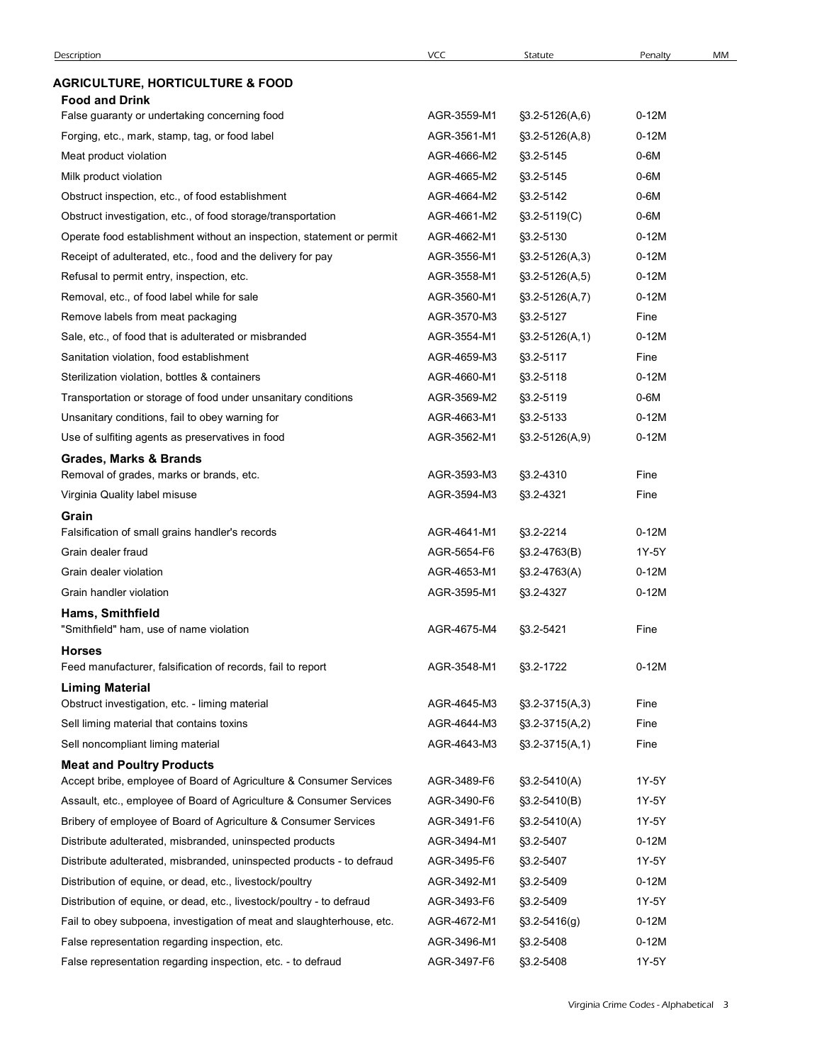| Description | VCC | Statute | Penalty | MM |
|---|---|---|---|---|
| **AGRICULTURE, HORTICULTURE & FOOD** | | | | |
| **Food and Drink** | | | | |
| False guaranty or undertaking concerning food | AGR-3559-M1 | §3.2-5126(A,6) | 0-12M | |
| Forging, etc., mark, stamp, tag, or food label | AGR-3561-M1 | §3.2-5126(A,8) | 0-12M | |
| Meat product violation | AGR-4666-M2 | §3.2-5145 | 0-6M | |
| Milk product violation | AGR-4665-M2 | §3.2-5145 | 0-6M | |
| Obstruct inspection, etc., of food establishment | AGR-4664-M2 | §3.2-5142 | 0-6M | |
| Obstruct investigation, etc., of food storage/transportation | AGR-4661-M2 | §3.2-5119(C) | 0-6M | |
| Operate food establishment without an inspection, statement or permit | AGR-4662-M1 | §3.2-5130 | 0-12M | |
| Receipt of adulterated, etc., food and the delivery for pay | AGR-3556-M1 | §3.2-5126(A,3) | 0-12M | |
| Refusal to permit entry, inspection, etc. | AGR-3558-M1 | §3.2-5126(A,5) | 0-12M | |
| Removal, etc., of food label while for sale | AGR-3560-M1 | §3.2-5126(A,7) | 0-12M | |
| Remove labels from meat packaging | AGR-3570-M3 | §3.2-5127 | Fine | |
| Sale, etc., of food that is adulterated or misbranded | AGR-3554-M1 | §3.2-5126(A,1) | 0-12M | |
| Sanitation violation, food establishment | AGR-4659-M3 | §3.2-5117 | Fine | |
| Sterilization violation, bottles & containers | AGR-4660-M1 | §3.2-5118 | 0-12M | |
| Transportation or storage of food under unsanitary conditions | AGR-3569-M2 | §3.2-5119 | 0-6M | |
| Unsanitary conditions, fail to obey warning for | AGR-4663-M1 | §3.2-5133 | 0-12M | |
| Use of sulfiting agents as preservatives in food | AGR-3562-M1 | §3.2-5126(A,9) | 0-12M | |
| **Grades, Marks & Brands** | | | | |
| Removal of grades, marks or brands, etc. | AGR-3593-M3 | §3.2-4310 | Fine | |
| Virginia Quality label misuse | AGR-3594-M3 | §3.2-4321 | Fine | |
| **Grain** | | | | |
| Falsification of small grains handler's records | AGR-4641-M1 | §3.2-2214 | 0-12M | |
| Grain dealer fraud | AGR-5654-F6 | §3.2-4763(B) | 1Y-5Y | |
| Grain dealer violation | AGR-4653-M1 | §3.2-4763(A) | 0-12M | |
| Grain handler violation | AGR-3595-M1 | §3.2-4327 | 0-12M | |
| **Hams, Smithfield** | | | | |
| "Smithfield" ham, use of name violation | AGR-4675-M4 | §3.2-5421 | Fine | |
| **Horses** | | | | |
| Feed manufacturer, falsification of records, fail to report | AGR-3548-M1 | §3.2-1722 | 0-12M | |
| **Liming Material** | | | | |
| Obstruct investigation, etc. - liming material | AGR-4645-M3 | §3.2-3715(A,3) | Fine | |
| Sell liming material that contains toxins | AGR-4644-M3 | §3.2-3715(A,2) | Fine | |
| Sell noncompliant liming material | AGR-4643-M3 | §3.2-3715(A,1) | Fine | |
| **Meat and Poultry Products** | | | | |
| Accept bribe, employee of Board of Agriculture & Consumer Services | AGR-3489-F6 | §3.2-5410(A) | 1Y-5Y | |
| Assault, etc., employee of Board of Agriculture & Consumer Services | AGR-3490-F6 | §3.2-5410(B) | 1Y-5Y | |
| Bribery of employee of Board of Agriculture & Consumer Services | AGR-3491-F6 | §3.2-5410(A) | 1Y-5Y | |
| Distribute adulterated, misbranded, uninspected products | AGR-3494-M1 | §3.2-5407 | 0-12M | |
| Distribute adulterated, misbranded, uninspected products - to defraud | AGR-3495-F6 | §3.2-5407 | 1Y-5Y | |
| Distribution of equine, or dead, etc., livestock/poultry | AGR-3492-M1 | §3.2-5409 | 0-12M | |
| Distribution of equine, or dead, etc., livestock/poultry - to defraud | AGR-3493-F6 | §3.2-5409 | 1Y-5Y | |
| Fail to obey subpoena, investigation of meat and slaughterhouse, etc. | AGR-4672-M1 | §3.2-5416(g) | 0-12M | |
| False representation regarding inspection, etc. | AGR-3496-M1 | §3.2-5408 | 0-12M | |
| False representation regarding inspection, etc. - to defraud | AGR-3497-F6 | §3.2-5408 | 1Y-5Y | |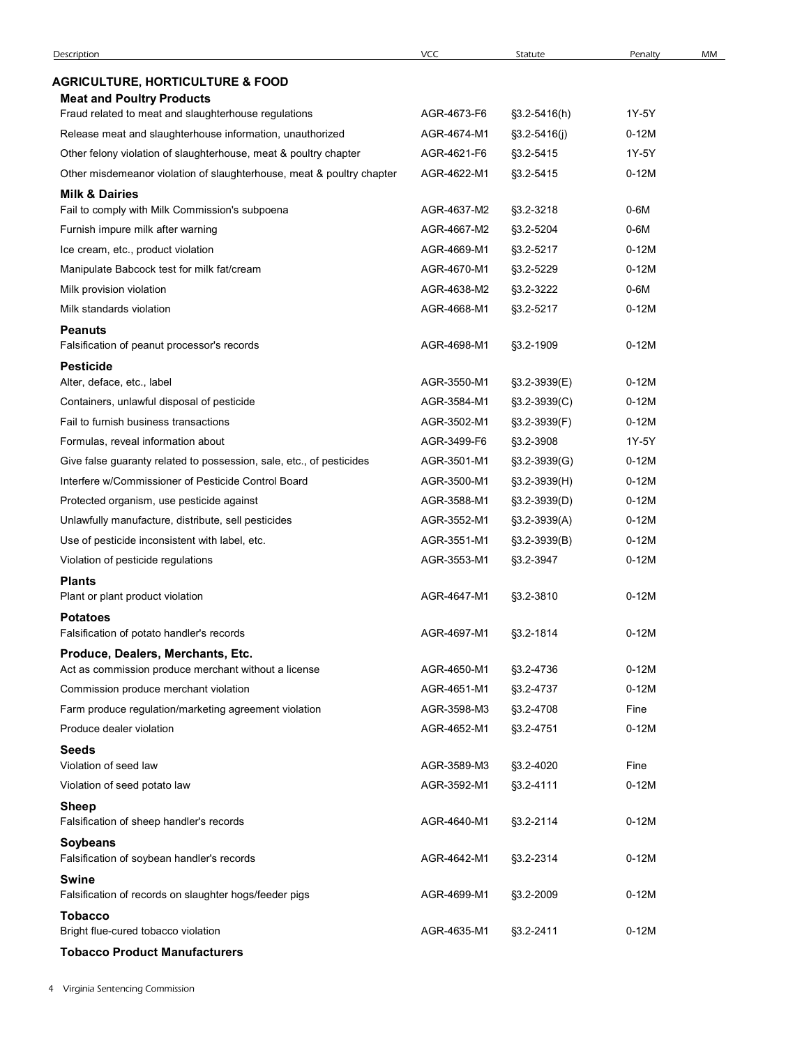| Description | VCC | Statute | Penalty | MM |
|---|---|---|---|---|
| **AGRICULTURE, HORTICULTURE & FOOD** | | | | |
| **Meat and Poultry Products** | | | | |
| Fraud related to meat and slaughterhouse regulations | AGR-4673-F6 | §3.2-5416(h) | 1Y-5Y | |
| Release meat and slaughterhouse information, unauthorized | AGR-4674-M1 | §3.2-5416(j) | 0-12M | |
| Other felony violation of slaughterhouse, meat & poultry chapter | AGR-4621-F6 | §3.2-5415 | 1Y-5Y | |
| Other misdemeanor violation of slaughterhouse, meat & poultry chapter | AGR-4622-M1 | §3.2-5415 | 0-12M | |
| **Milk & Dairies** | | | | |
| Fail to comply with Milk Commission's subpoena | AGR-4637-M2 | §3.2-3218 | 0-6M | |
| Furnish impure milk after warning | AGR-4667-M2 | §3.2-5204 | 0-6M | |
| Ice cream, etc., product violation | AGR-4669-M1 | §3.2-5217 | 0-12M | |
| Manipulate Babcock test for milk fat/cream | AGR-4670-M1 | §3.2-5229 | 0-12M | |
| Milk provision violation | AGR-4638-M2 | §3.2-3222 | 0-6M | |
| Milk standards violation | AGR-4668-M1 | §3.2-5217 | 0-12M | |
| **Peanuts** | | | | |
| Falsification of peanut processor's records | AGR-4698-M1 | §3.2-1909 | 0-12M | |
| **Pesticide** | | | | |
| Alter, deface, etc., label | AGR-3550-M1 | §3.2-3939(E) | 0-12M | |
| Containers, unlawful disposal of pesticide | AGR-3584-M1 | §3.2-3939(C) | 0-12M | |
| Fail to furnish business transactions | AGR-3502-M1 | §3.2-3939(F) | 0-12M | |
| Formulas, reveal information about | AGR-3499-F6 | §3.2-3908 | 1Y-5Y | |
| Give false guaranty related to possession, sale, etc., of pesticides | AGR-3501-M1 | §3.2-3939(G) | 0-12M | |
| Interfere w/Commissioner of Pesticide Control Board | AGR-3500-M1 | §3.2-3939(H) | 0-12M | |
| Protected organism, use pesticide against | AGR-3588-M1 | §3.2-3939(D) | 0-12M | |
| Unlawfully manufacture, distribute, sell pesticides | AGR-3552-M1 | §3.2-3939(A) | 0-12M | |
| Use of pesticide inconsistent with label, etc. | AGR-3551-M1 | §3.2-3939(B) | 0-12M | |
| Violation of pesticide regulations | AGR-3553-M1 | §3.2-3947 | 0-12M | |
| **Plants** | | | | |
| Plant or plant product violation | AGR-4647-M1 | §3.2-3810 | 0-12M | |
| **Potatoes** | | | | |
| Falsification of potato handler's records | AGR-4697-M1 | §3.2-1814 | 0-12M | |
| **Produce, Dealers, Merchants, Etc.** | | | | |
| Act as commission produce merchant without a license | AGR-4650-M1 | §3.2-4736 | 0-12M | |
| Commission produce merchant violation | AGR-4651-M1 | §3.2-4737 | 0-12M | |
| Farm produce regulation/marketing agreement violation | AGR-3598-M3 | §3.2-4708 | Fine | |
| Produce dealer violation | AGR-4652-M1 | §3.2-4751 | 0-12M | |
| **Seeds** | | | | |
| Violation of seed law | AGR-3589-M3 | §3.2-4020 | Fine | |
| Violation of seed potato law | AGR-3592-M1 | §3.2-4111 | 0-12M | |
| **Sheep** | | | | |
| Falsification of sheep handler's records | AGR-4640-M1 | §3.2-2114 | 0-12M | |
| **Soybeans** | | | | |
| Falsification of soybean handler's records | AGR-4642-M1 | §3.2-2314 | 0-12M | |
| **Swine** | | | | |
| Falsification of records on slaughter hogs/feeder pigs | AGR-4699-M1 | §3.2-2009 | 0-12M | |
| **Tobacco** | | | | |
| Bright flue-cured tobacco violation | AGR-4635-M1 | §3.2-2411 | 0-12M | |
| **Tobacco Product Manufacturers** | | | | |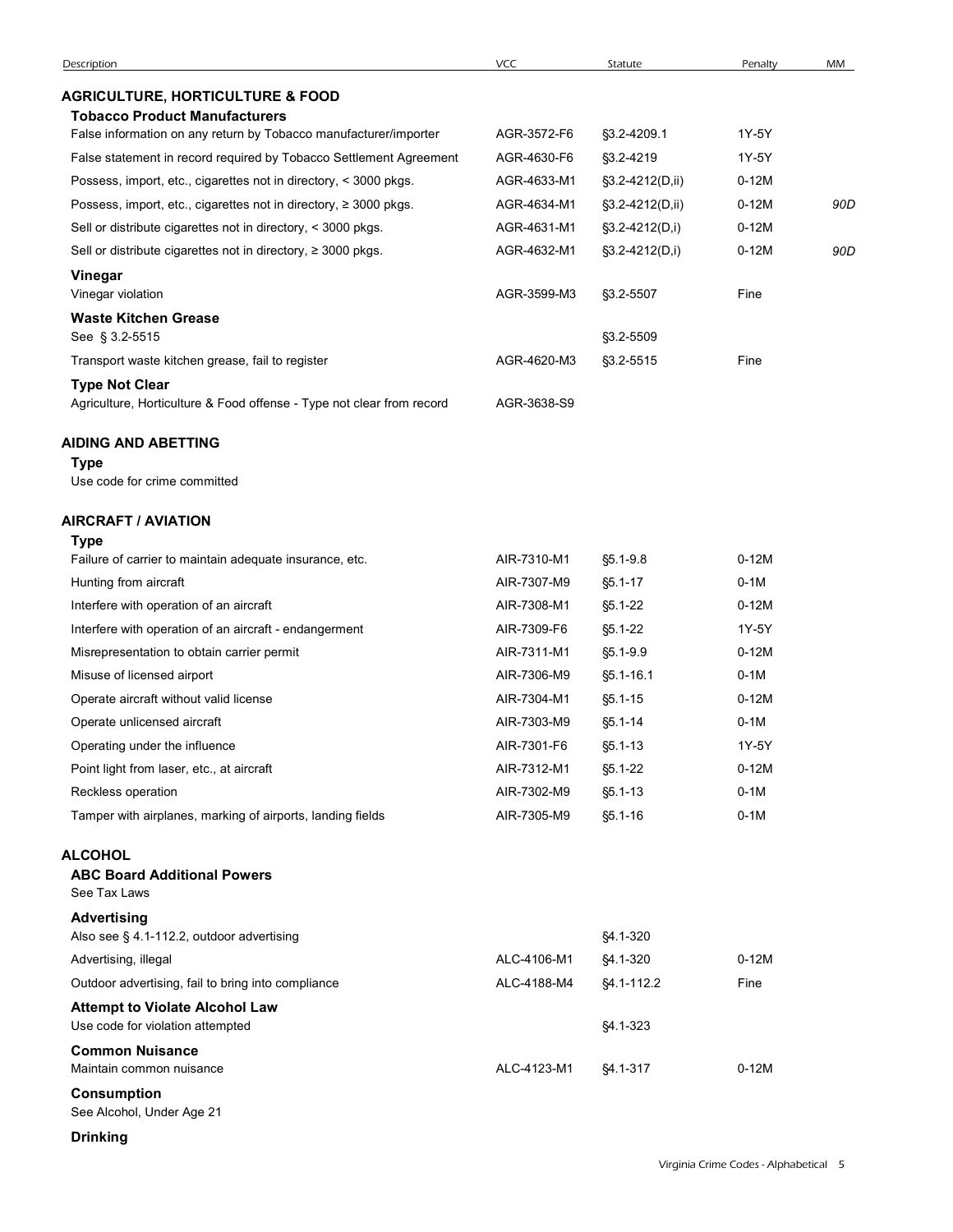| Description | VCC | Statute | Penalty | MM |
|---|---|---|---|---|
| **AGRICULTURE, HORTICULTURE & FOOD** | | | | |
| **Tobacco Product Manufacturers** | | | | |
| False information on any return by Tobacco manufacturer/importer | AGR-3572-F6 | §3.2-4209.1 | 1Y-5Y | |
| False statement in record required by Tobacco Settlement Agreement | AGR-4630-F6 | §3.2-4219 | 1Y-5Y | |
| Possess, import, etc., cigarettes not in directory, < 3000 pkgs. | AGR-4633-M1 | §3.2-4212(D,ii) | 0-12M | |
| Possess, import, etc., cigarettes not in directory, ≥ 3000 pkgs. | AGR-4634-M1 | §3.2-4212(D,ii) | 0-12M | *90D* |
| Sell or distribute cigarettes not in directory, < 3000 pkgs. | AGR-4631-M1 | §3.2-4212(D,i) | 0-12M | |
| Sell or distribute cigarettes not in directory, ≥ 3000 pkgs. | AGR-4632-M1 | §3.2-4212(D,i) | 0-12M | *90D* |
| **Vinegar** | | | | |
| Vinegar violation | AGR-3599-M3 | §3.2-5507 | Fine | |
| **Waste Kitchen Grease** | | | | |
| See § 3.2-5515 | | §3.2-5509 | | |
| Transport waste kitchen grease, fail to register | AGR-4620-M3 | §3.2-5515 | Fine | |
| **Type Not Clear** | | | | |
| Agriculture, Horticulture & Food offense - Type not clear from record | AGR-3638-S9 | | | |
| **AIDING AND ABETTING** | | | | |
| **Type** | | | | |
| Use code for crime committed | | | | |
| **AIRCRAFT / AVIATION** | | | | |
| **Type** | | | | |
| Failure of carrier to maintain adequate insurance, etc. | AIR-7310-M1 | §5.1-9.8 | 0-12M | |
| Hunting from aircraft | AIR-7307-M9 | §5.1-17 | 0-1M | |
| Interfere with operation of an aircraft | AIR-7308-M1 | §5.1-22 | 0-12M | |
| Interfere with operation of an aircraft - endangerment | AIR-7309-F6 | §5.1-22 | 1Y-5Y | |
| Misrepresentation to obtain carrier permit | AIR-7311-M1 | §5.1-9.9 | 0-12M | |
| Misuse of licensed airport | AIR-7306-M9 | §5.1-16.1 | 0-1M | |
| Operate aircraft without valid license | AIR-7304-M1 | §5.1-15 | 0-12M | |
| Operate unlicensed aircraft | AIR-7303-M9 | §5.1-14 | 0-1M | |
| Operating under the influence | AIR-7301-F6 | §5.1-13 | 1Y-5Y | |
| Point light from laser, etc., at aircraft | AIR-7312-M1 | §5.1-22 | 0-12M | |
| Reckless operation | AIR-7302-M9 | §5.1-13 | 0-1M | |
| Tamper with airplanes, marking of airports, landing fields | AIR-7305-M9 | §5.1-16 | 0-1M | |
| **ALCOHOL** | | | | |
| **ABC Board Additional Powers** | | | | |
| See Tax Laws | | | | |
| **Advertising** | | | | |
| Also see § 4.1-112.2, outdoor advertising | | §4.1-320 | | |
| Advertising, illegal | ALC-4106-M1 | §4.1-320 | 0-12M | |
| Outdoor advertising, fail to bring into compliance | ALC-4188-M4 | §4.1-112.2 | Fine | |
| **Attempt to Violate Alcohol Law** | | | | |
| Use code for violation attempted | | §4.1-323 | | |
| **Common Nuisance** | | | | |
| Maintain common nuisance | ALC-4123-M1 | §4.1-317 | 0-12M | |
| **Consumption** | | | | |
| See Alcohol, Under Age 21 | | | | |
| **Drinking** | | | | |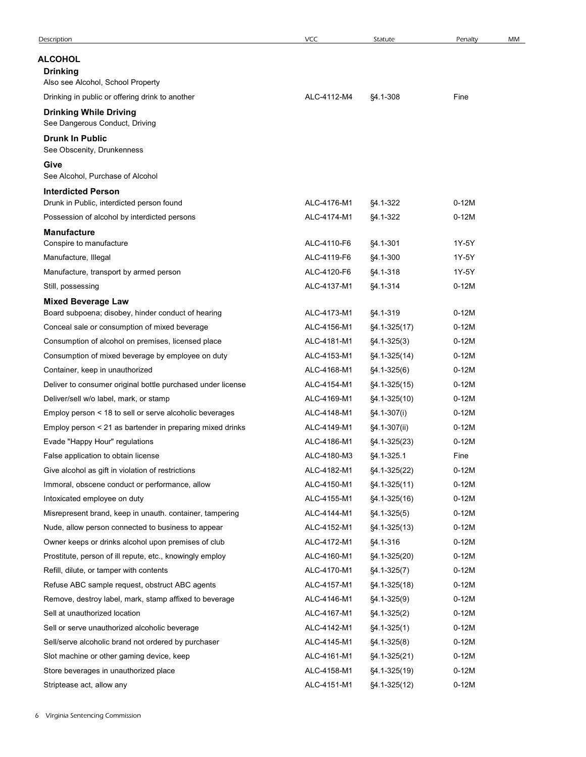| Description | VCC | Statute | Penalty | MM |
|---|---|---|---|---|
| **ALCOHOL** | | | | |
| **Drinking** | | | | |
| Also see Alcohol, School Property | | | | |
| Drinking in public or offering drink to another | ALC-4112-M4 | §4.1-308 | Fine | |
| **Drinking While Driving** | | | | |
| See Dangerous Conduct, Driving | | | | |
| **Drunk In Public** | | | | |
| See Obscenity, Drunkenness | | | | |
| **Give** | | | | |
| See Alcohol, Purchase of Alcohol | | | | |
| **Interdicted Person** | | | | |
| Drunk in Public, interdicted person found | ALC-4176-M1 | §4.1-322 | 0-12M | |
| Possession of alcohol by interdicted persons | ALC-4174-M1 | §4.1-322 | 0-12M | |
| **Manufacture** | | | | |
| Conspire to manufacture | ALC-4110-F6 | §4.1-301 | 1Y-5Y | |
| Manufacture, Illegal | ALC-4119-F6 | §4.1-300 | 1Y-5Y | |
| Manufacture, transport by armed person | ALC-4120-F6 | §4.1-318 | 1Y-5Y | |
| Still, possessing | ALC-4137-M1 | §4.1-314 | 0-12M | |
| **Mixed Beverage Law** | | | | |
| Board subpoena; disobey, hinder conduct of hearing | ALC-4173-M1 | §4.1-319 | 0-12M | |
| Conceal sale or consumption of mixed beverage | ALC-4156-M1 | §4.1-325(17) | 0-12M | |
| Consumption of alcohol on premises, licensed place | ALC-4181-M1 | §4.1-325(3) | 0-12M | |
| Consumption of mixed beverage by employee on duty | ALC-4153-M1 | §4.1-325(14) | 0-12M | |
| Container, keep in unauthorized | ALC-4168-M1 | §4.1-325(6) | 0-12M | |
| Deliver to consumer original bottle purchased under license | ALC-4154-M1 | §4.1-325(15) | 0-12M | |
| Deliver/sell w/o label, mark, or stamp | ALC-4169-M1 | §4.1-325(10) | 0-12M | |
| Employ person < 18 to sell or serve alcoholic beverages | ALC-4148-M1 | §4.1-307(i) | 0-12M | |
| Employ person < 21 as bartender in preparing mixed drinks | ALC-4149-M1 | §4.1-307(ii) | 0-12M | |
| Evade "Happy Hour" regulations | ALC-4186-M1 | §4.1-325(23) | 0-12M | |
| False application to obtain license | ALC-4180-M3 | §4.1-325.1 | Fine | |
| Give alcohol as gift in violation of restrictions | ALC-4182-M1 | §4.1-325(22) | 0-12M | |
| Immoral, obscene conduct or performance, allow | ALC-4150-M1 | §4.1-325(11) | 0-12M | |
| Intoxicated employee on duty | ALC-4155-M1 | §4.1-325(16) | 0-12M | |
| Misrepresent brand, keep in unauth. container, tampering | ALC-4144-M1 | §4.1-325(5) | 0-12M | |
| Nude, allow person connected to business to appear | ALC-4152-M1 | §4.1-325(13) | 0-12M | |
| Owner keeps or drinks alcohol upon premises of club | ALC-4172-M1 | §4.1-316 | 0-12M | |
| Prostitute, person of ill repute, etc., knowingly employ | ALC-4160-M1 | §4.1-325(20) | 0-12M | |
| Refill, dilute, or tamper with contents | ALC-4170-M1 | §4.1-325(7) | 0-12M | |
| Refuse ABC sample request, obstruct ABC agents | ALC-4157-M1 | §4.1-325(18) | 0-12M | |
| Remove, destroy label, mark, stamp affixed to beverage | ALC-4146-M1 | §4.1-325(9) | 0-12M | |
| Sell at unauthorized location | ALC-4167-M1 | §4.1-325(2) | 0-12M | |
| Sell or serve unauthorized alcoholic beverage | ALC-4142-M1 | §4.1-325(1) | 0-12M | |
| Sell/serve alcoholic brand not ordered by purchaser | ALC-4145-M1 | §4.1-325(8) | 0-12M | |
| Slot machine or other gaming device, keep | ALC-4161-M1 | §4.1-325(21) | 0-12M | |
| Store beverages in unauthorized place | ALC-4158-M1 | §4.1-325(19) | 0-12M | |
| Striptease act, allow any | ALC-4151-M1 | §4.1-325(12) | 0-12M | |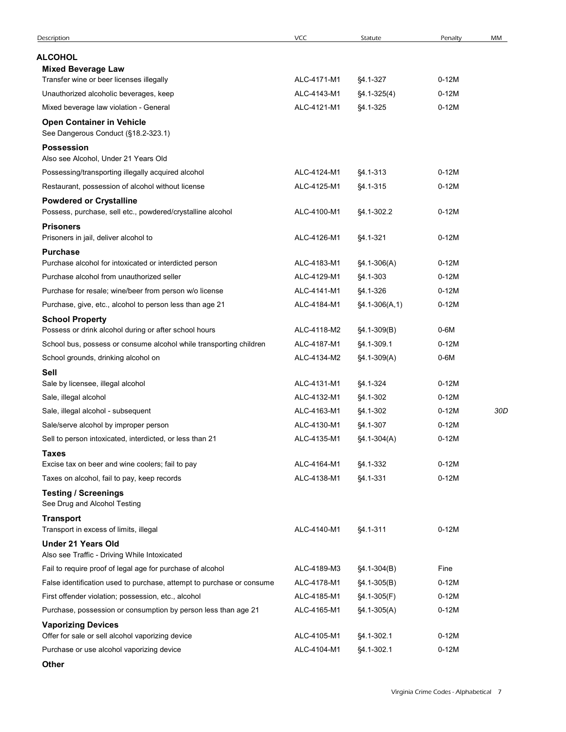| Description | VCC | Statute | Penalty | MM |
|---|---|---|---|---|
| **ALCOHOL** | | | | |
| **Mixed Beverage Law** | | | | |
| Transfer wine or beer licenses illegally | ALC-4171-M1 | §4.1-327 | 0-12M | |
| Unauthorized alcoholic beverages, keep | ALC-4143-M1 | §4.1-325(4) | 0-12M | |
| Mixed beverage law violation - General | ALC-4121-M1 | §4.1-325 | 0-12M | |
| **Open Container in Vehicle** | | | | |
| See Dangerous Conduct (§18.2-323.1) | | | | |
| **Possession** | | | | |
| Also see Alcohol, Under 21 Years Old | | | | |
| Possessing/transporting illegally acquired alcohol | ALC-4124-M1 | §4.1-313 | 0-12M | |
| Restaurant, possession of alcohol without license | ALC-4125-M1 | §4.1-315 | 0-12M | |
| **Powdered or Crystalline** | | | | |
| Possess, purchase, sell etc., powdered/crystalline alcohol | ALC-4100-M1 | §4.1-302.2 | 0-12M | |
| **Prisoners** | | | | |
| Prisoners in jail, deliver alcohol to | ALC-4126-M1 | §4.1-321 | 0-12M | |
| **Purchase** | | | | |
| Purchase alcohol for intoxicated or interdicted person | ALC-4183-M1 | §4.1-306(A) | 0-12M | |
| Purchase alcohol from unauthorized seller | ALC-4129-M1 | §4.1-303 | 0-12M | |
| Purchase for resale; wine/beer from person w/o license | ALC-4141-M1 | §4.1-326 | 0-12M | |
| Purchase, give, etc., alcohol to person less than age 21 | ALC-4184-M1 | §4.1-306(A,1) | 0-12M | |
| **School Property** | | | | |
| Possess or drink alcohol during or after school hours | ALC-4118-M2 | §4.1-309(B) | 0-6M | |
| School bus, possess or consume alcohol while transporting children | ALC-4187-M1 | §4.1-309.1 | 0-12M | |
| School grounds, drinking alcohol on | ALC-4134-M2 | §4.1-309(A) | 0-6M | |
| **Sell** | | | | |
| Sale by licensee, illegal alcohol | ALC-4131-M1 | §4.1-324 | 0-12M | |
| Sale, illegal alcohol | ALC-4132-M1 | §4.1-302 | 0-12M | |
| Sale, illegal alcohol - subsequent | ALC-4163-M1 | §4.1-302 | 0-12M | 30D |
| Sale/serve alcohol by improper person | ALC-4130-M1 | §4.1-307 | 0-12M | |
| Sell to person intoxicated, interdicted, or less than 21 | ALC-4135-M1 | §4.1-304(A) | 0-12M | |
| **Taxes** | | | | |
| Excise tax on beer and wine coolers; fail to pay | ALC-4164-M1 | §4.1-332 | 0-12M | |
| Taxes on alcohol, fail to pay, keep records | ALC-4138-M1 | §4.1-331 | 0-12M | |
| **Testing / Screenings** | | | | |
| See Drug and Alcohol Testing | | | | |
| **Transport** | | | | |
| Transport in excess of limits, illegal | ALC-4140-M1 | §4.1-311 | 0-12M | |
| **Under 21 Years Old** | | | | |
| Also see Traffic - Driving While Intoxicated | | | | |
| Fail to require proof of legal age for purchase of alcohol | ALC-4189-M3 | §4.1-304(B) | Fine | |
| False identification used to purchase, attempt to purchase or consume | ALC-4178-M1 | §4.1-305(B) | 0-12M | |
| First offender violation; possession, etc., alcohol | ALC-4185-M1 | §4.1-305(F) | 0-12M | |
| Purchase, possession or consumption by person less than age 21 | ALC-4165-M1 | §4.1-305(A) | 0-12M | |
| **Vaporizing Devices** | | | | |
| Offer for sale or sell alcohol vaporizing device | ALC-4105-M1 | §4.1-302.1 | 0-12M | |
| Purchase or use alcohol vaporizing device | ALC-4104-M1 | §4.1-302.1 | 0-12M | |
| **Other** | | | | |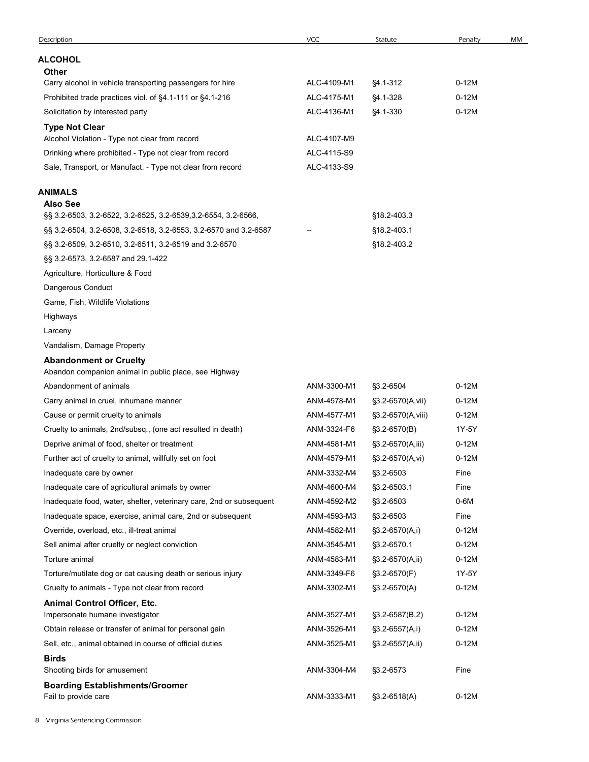| Description | VCC | Statute | Penalty | MM |
|---|---|---|---|---|
| **ALCOHOL** | | | | |
| **Other** | | | | |
| Carry alcohol in vehicle transporting passengers for hire | ALC-4109-M1 | §4.1-312 | 0-12M | |
| Prohibited trade practices viol. of §4.1-111 or §4.1-216 | ALC-4175-M1 | §4.1-328 | 0-12M | |
| Solicitation by interested party | ALC-4136-M1 | §4.1-330 | 0-12M | |
| **Type Not Clear** | | | | |
| Alcohol Violation - Type not clear from record | ALC-4107-M9 | | | |
| Drinking where prohibited - Type not clear from record | ALC-4115-S9 | | | |
| Sale, Transport, or Manufact. - Type not clear from record | ALC-4133-S9 | | | |
| **ANIMALS** | | | | |
| **Also See** | | | | |
| §§ 3.2-6503, 3.2-6522, 3.2-6525, 3.2-6539,3.2-6554, 3.2-6566, | | §18.2-403.3 | | |
| §§ 3.2-6504, 3.2-6508, 3.2-6518, 3.2-6553, 3.2-6570 and 3.2-6587 | -- | §18.2-403.1 | | |
| §§ 3.2-6509, 3.2-6510, 3.2-6511, 3.2-6519 and 3.2-6570 | | §18.2-403.2 | | |
| §§ 3.2-6573, 3.2-6587 and 29.1-422 | | | | |
| Agriculture, Horticulture & Food | | | | |
| Dangerous Conduct | | | | |
| Game, Fish, Wildlife Violations | | | | |
| Highways | | | | |
| Larceny | | | | |
| Vandalism, Damage Property | | | | |
| **Abandonment or Cruelty** | | | | |
| Abandon companion animal in public place, see Highway | | | | |
| Abandonment of animals | ANM-3300-M1 | §3.2-6504 | 0-12M | |
| Carry animal in cruel, inhumane manner | ANM-4578-M1 | §3.2-6570(A,vii) | 0-12M | |
| Cause or permit cruelty to animals | ANM-4577-M1 | §3.2-6570(A,viii) | 0-12M | |
| Cruelty to animals, 2nd/subsq., (one act resulted in death) | ANM-3324-F6 | §3.2-6570(B) | 1Y-5Y | |
| Deprive animal of food, shelter or treatment | ANM-4581-M1 | §3.2-6570(A,iii) | 0-12M | |
| Further act of cruelty to animal, willfully set on foot | ANM-4579-M1 | §3.2-6570(A,vi) | 0-12M | |
| Inadequate care by owner | ANM-3332-M4 | §3.2-6503 | Fine | |
| Inadequate care of agricultural animals by owner | ANM-4600-M4 | §3.2-6503.1 | Fine | |
| Inadequate food, water, shelter, veterinary care, 2nd or subsequent | ANM-4592-M2 | §3.2-6503 | 0-6M | |
| Inadequate space, exercise, animal care, 2nd or subsequent | ANM-4593-M3 | §3.2-6503 | Fine | |
| Override, overload, etc., ill-treat animal | ANM-4582-M1 | §3.2-6570(A,i) | 0-12M | |
| Sell animal after cruelty or neglect conviction | ANM-3545-M1 | §3.2-6570.1 | 0-12M | |
| Torture animal | ANM-4583-M1 | §3.2-6570(A,ii) | 0-12M | |
| Torture/mutilate dog or cat causing death or serious injury | ANM-3349-F6 | §3.2-6570(F) | 1Y-5Y | |
| Cruelty to animals - Type not clear from record | ANM-3302-M1 | §3.2-6570(A) | 0-12M | |
| **Animal Control Officer, Etc.** | | | | |
| Impersonate humane investigator | ANM-3527-M1 | §3.2-6587(B,2) | 0-12M | |
| Obtain release or transfer of animal for personal gain | ANM-3526-M1 | §3.2-6557(A,i) | 0-12M | |
| Sell, etc., animal obtained in course of official duties | ANM-3525-M1 | §3.2-6557(A,ii) | 0-12M | |
| **Birds** | | | | |
| Shooting birds for amusement | ANM-3304-M4 | §3.2-6573 | Fine | |
| **Boarding Establishments/Groomer** | | | | |
| Fail to provide care | ANM-3333-M1 | §3.2-6518(A) | 0-12M | |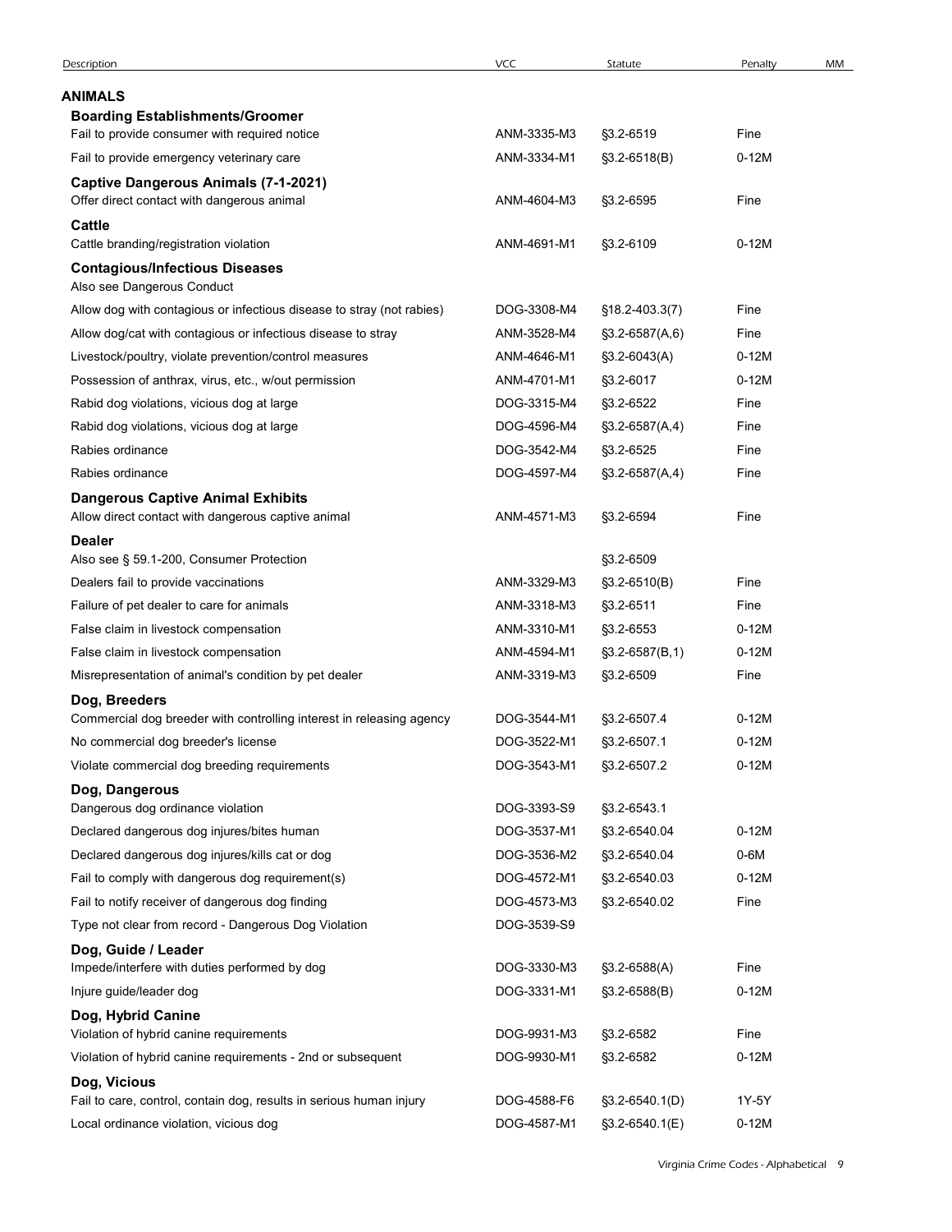| Description | VCC | Statute | Penalty | MM |
|---|---|---|---|---|
| **ANIMALS** | | | | |
| **Boarding Establishments/Groomer** | | | | |
| Fail to provide consumer with required notice | ANM-3335-M3 | §3.2-6519 | Fine | |
| Fail to provide emergency veterinary care | ANM-3334-M1 | §3.2-6518(B) | 0-12M | |
| **Captive Dangerous Animals (7-1-2021)** | | | | |
| Offer direct contact with dangerous animal | ANM-4604-M3 | §3.2-6595 | Fine | |
| **Cattle** | | | | |
| Cattle branding/registration violation | ANM-4691-M1 | §3.2-6109 | 0-12M | |
| **Contagious/Infectious Diseases** | | | | |
| Also see Dangerous Conduct | | | | |
| Allow dog with contagious or infectious disease to stray (not rabies) | DOG-3308-M4 | §18.2-403.3(7) | Fine | |
| Allow dog/cat with contagious or infectious disease to stray | ANM-3528-M4 | §3.2-6587(A,6) | Fine | |
| Livestock/poultry, violate prevention/control measures | ANM-4646-M1 | §3.2-6043(A) | 0-12M | |
| Possession of anthrax, virus, etc., w/out permission | ANM-4701-M1 | §3.2-6017 | 0-12M | |
| Rabid dog violations, vicious dog at large | DOG-3315-M4 | §3.2-6522 | Fine | |
| Rabid dog violations, vicious dog at large | DOG-4596-M4 | §3.2-6587(A,4) | Fine | |
| Rabies ordinance | DOG-3542-M4 | §3.2-6525 | Fine | |
| Rabies ordinance | DOG-4597-M4 | §3.2-6587(A,4) | Fine | |
| **Dangerous Captive Animal Exhibits** | | | | |
| Allow direct contact with dangerous captive animal | ANM-4571-M3 | §3.2-6594 | Fine | |
| **Dealer** | | | | |
| Also see § 59.1-200, Consumer Protection | | §3.2-6509 | | |
| Dealers fail to provide vaccinations | ANM-3329-M3 | §3.2-6510(B) | Fine | |
| Failure of pet dealer to care for animals | ANM-3318-M3 | §3.2-6511 | Fine | |
| False claim in livestock compensation | ANM-3310-M1 | §3.2-6553 | 0-12M | |
| False claim in livestock compensation | ANM-4594-M1 | §3.2-6587(B,1) | 0-12M | |
| Misrepresentation of animal's condition by pet dealer | ANM-3319-M3 | §3.2-6509 | Fine | |
| **Dog, Breeders** | | | | |
| Commercial dog breeder with controlling interest in releasing agency | DOG-3544-M1 | §3.2-6507.4 | 0-12M | |
| No commercial dog breeder's license | DOG-3522-M1 | §3.2-6507.1 | 0-12M | |
| Violate commercial dog breeding requirements | DOG-3543-M1 | §3.2-6507.2 | 0-12M | |
| **Dog, Dangerous** | | | | |
| Dangerous dog ordinance violation | DOG-3393-S9 | §3.2-6543.1 | | |
| Declared dangerous dog injures/bites human | DOG-3537-M1 | §3.2-6540.04 | 0-12M | |
| Declared dangerous dog injures/kills cat or dog | DOG-3536-M2 | §3.2-6540.04 | 0-6M | |
| Fail to comply with dangerous dog requirement(s) | DOG-4572-M1 | §3.2-6540.03 | 0-12M | |
| Fail to notify receiver of dangerous dog finding | DOG-4573-M3 | §3.2-6540.02 | Fine | |
| Type not clear from record - Dangerous Dog Violation | DOG-3539-S9 | | | |
| **Dog, Guide / Leader** | | | | |
| Impede/interfere with duties performed by dog | DOG-3330-M3 | §3.2-6588(A) | Fine | |
| Injure guide/leader dog | DOG-3331-M1 | §3.2-6588(B) | 0-12M | |
| **Dog, Hybrid Canine** | | | | |
| Violation of hybrid canine requirements | DOG-9931-M3 | §3.2-6582 | Fine | |
| Violation of hybrid canine requirements - 2nd or subsequent | DOG-9930-M1 | §3.2-6582 | 0-12M | |
| **Dog, Vicious** | | | | |
| Fail to care, control, contain dog, results in serious human injury | DOG-4588-F6 | §3.2-6540.1(D) | 1Y-5Y | |
| Local ordinance violation, vicious dog | DOG-4587-M1 | §3.2-6540.1(E) | 0-12M | |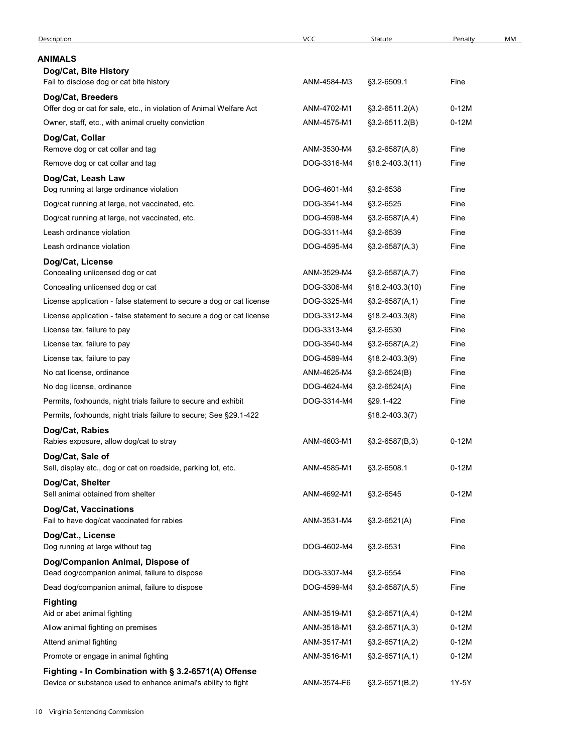| Description | VCC | Statute | Penalty | MM |
|---|---|---|---|---|
| **ANIMALS** | | | | |
| **Dog/Cat, Bite History** | | | | |
| Fail to disclose dog or cat bite history | ANM-4584-M3 | §3.2-6509.1 | Fine | |
| **Dog/Cat, Breeders** | | | | |
| Offer dog or cat for sale, etc., in violation of Animal Welfare Act | ANM-4702-M1 | §3.2-6511.2(A) | 0-12M | |
| Owner, staff, etc., with animal cruelty conviction | ANM-4575-M1 | §3.2-6511.2(B) | 0-12M | |
| **Dog/Cat, Collar** | | | | |
| Remove dog or cat collar and tag | ANM-3530-M4 | §3.2-6587(A,8) | Fine | |
| Remove dog or cat collar and tag | DOG-3316-M4 | §18.2-403.3(11) | Fine | |
| **Dog/Cat, Leash Law** | | | | |
| Dog running at large ordinance violation | DOG-4601-M4 | §3.2-6538 | Fine | |
| Dog/cat running at large, not vaccinated, etc. | DOG-3541-M4 | §3.2-6525 | Fine | |
| Dog/cat running at large, not vaccinated, etc. | DOG-4598-M4 | §3.2-6587(A,4) | Fine | |
| Leash ordinance violation | DOG-3311-M4 | §3.2-6539 | Fine | |
| Leash ordinance violation | DOG-4595-M4 | §3.2-6587(A,3) | Fine | |
| **Dog/Cat, License** | | | | |
| Concealing unlicensed dog or cat | ANM-3529-M4 | §3.2-6587(A,7) | Fine | |
| Concealing unlicensed dog or cat | DOG-3306-M4 | §18.2-403.3(10) | Fine | |
| License application - false statement to secure a dog or cat license | DOG-3325-M4 | §3.2-6587(A,1) | Fine | |
| License application - false statement to secure a dog or cat license | DOG-3312-M4 | §18.2-403.3(8) | Fine | |
| License tax, failure to pay | DOG-3313-M4 | §3.2-6530 | Fine | |
| License tax, failure to pay | DOG-3540-M4 | §3.2-6587(A,2) | Fine | |
| License tax, failure to pay | DOG-4589-M4 | §18.2-403.3(9) | Fine | |
| No cat license, ordinance | ANM-4625-M4 | §3.2-6524(B) | Fine | |
| No dog license, ordinance | DOG-4624-M4 | §3.2-6524(A) | Fine | |
| Permits, foxhounds, night trials failure to secure and exhibit | DOG-3314-M4 | §29.1-422 | Fine | |
| Permits, foxhounds, night trials failure to secure; See §29.1-422 | | §18.2-403.3(7) | | |
| **Dog/Cat, Rabies** | | | | |
| Rabies exposure, allow dog/cat to stray | ANM-4603-M1 | §3.2-6587(B,3) | 0-12M | |
| **Dog/Cat, Sale of** | | | | |
| Sell, display etc., dog or cat on roadside, parking lot, etc. | ANM-4585-M1 | §3.2-6508.1 | 0-12M | |
| **Dog/Cat, Shelter** | | | | |
| Sell animal obtained from shelter | ANM-4692-M1 | §3.2-6545 | 0-12M | |
| **Dog/Cat, Vaccinations** | | | | |
| Fail to have dog/cat vaccinated for rabies | ANM-3531-M4 | §3.2-6521(A) | Fine | |
| **Dog/Cat., License** | | | | |
| Dog running at large without tag | DOG-4602-M4 | §3.2-6531 | Fine | |
| **Dog/Companion Animal, Dispose of** | | | | |
| Dead dog/companion animal, failure to dispose | DOG-3307-M4 | §3.2-6554 | Fine | |
| Dead dog/companion animal, failure to dispose | DOG-4599-M4 | §3.2-6587(A,5) | Fine | |
| **Fighting** | | | | |
| Aid or abet animal fighting | ANM-3519-M1 | §3.2-6571(A,4) | 0-12M | |
| Allow animal fighting on premises | ANM-3518-M1 | §3.2-6571(A,3) | 0-12M | |
| Attend animal fighting | ANM-3517-M1 | §3.2-6571(A,2) | 0-12M | |
| Promote or engage in animal fighting | ANM-3516-M1 | §3.2-6571(A,1) | 0-12M | |
| **Fighting - In Combination with § 3.2-6571(A) Offense** | | | | |
| Device or substance used to enhance animal's ability to fight | ANM-3574-F6 | §3.2-6571(B,2) | 1Y-5Y | |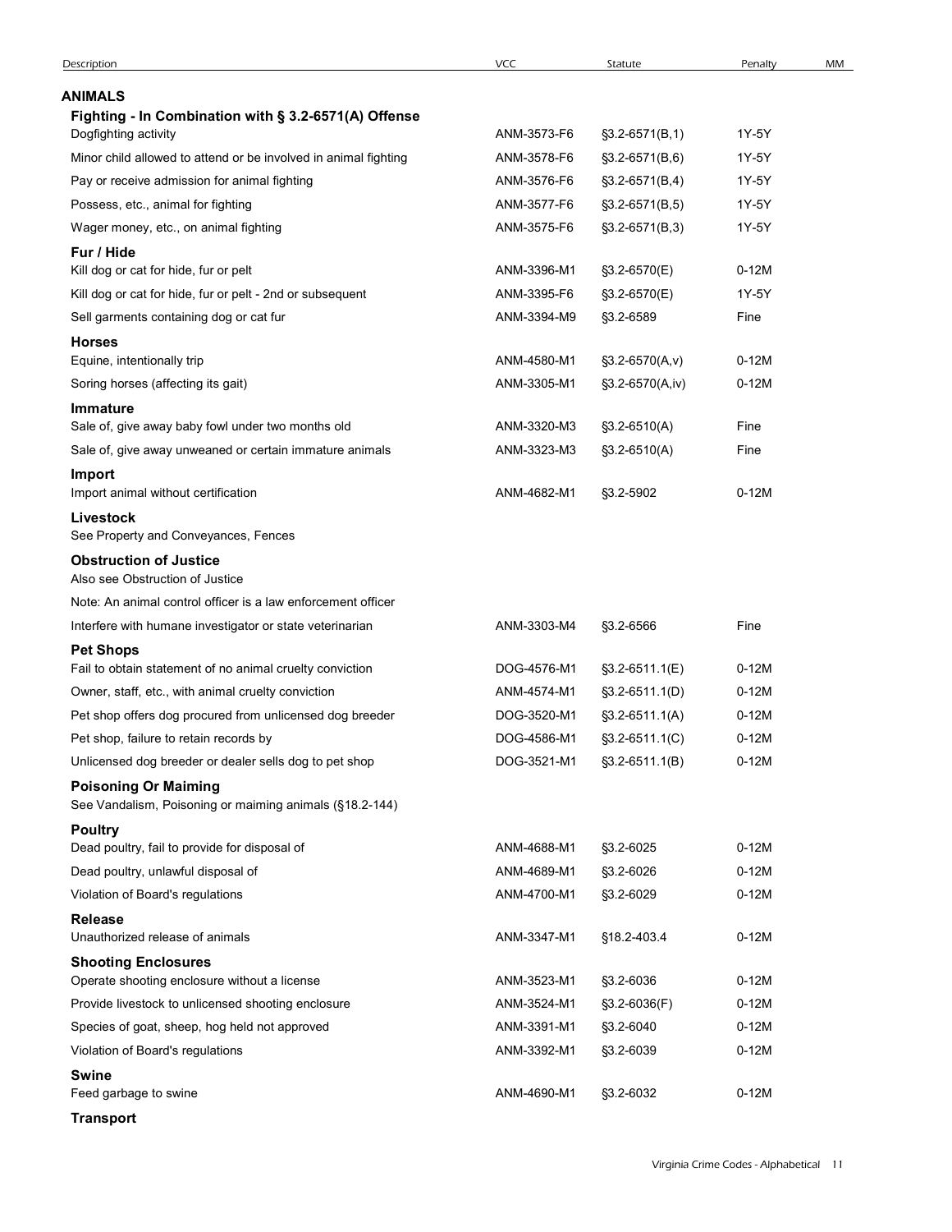| Description | VCC | Statute | Penalty | MM |
|---|---|---|---|---|
| **ANIMALS** | | | | |
| **Fighting - In Combination with § 3.2-6571(A) Offense** | | | | |
| Dogfighting activity | ANM-3573-F6 | §3.2-6571(B,1) | 1Y-5Y | |
| Minor child allowed to attend or be involved in animal fighting | ANM-3578-F6 | §3.2-6571(B,6) | 1Y-5Y | |
| Pay or receive admission for animal fighting | ANM-3576-F6 | §3.2-6571(B,4) | 1Y-5Y | |
| Possess, etc., animal for fighting | ANM-3577-F6 | §3.2-6571(B,5) | 1Y-5Y | |
| Wager money, etc., on animal fighting | ANM-3575-F6 | §3.2-6571(B,3) | 1Y-5Y | |
| **Fur / Hide** | | | | |
| Kill dog or cat for hide, fur or pelt | ANM-3396-M1 | §3.2-6570(E) | 0-12M | |
| Kill dog or cat for hide, fur or pelt - 2nd or subsequent | ANM-3395-F6 | §3.2-6570(E) | 1Y-5Y | |
| Sell garments containing dog or cat fur | ANM-3394-M9 | §3.2-6589 | Fine | |
| **Horses** | | | | |
| Equine, intentionally trip | ANM-4580-M1 | §3.2-6570(A,v) | 0-12M | |
| Soring horses (affecting its gait) | ANM-3305-M1 | §3.2-6570(A,iv) | 0-12M | |
| **Immature** | | | | |
| Sale of, give away baby fowl under two months old | ANM-3320-M3 | §3.2-6510(A) | Fine | |
| Sale of, give away unweaned or certain immature animals | ANM-3323-M3 | §3.2-6510(A) | Fine | |
| **Import** | | | | |
| Import animal without certification | ANM-4682-M1 | §3.2-5902 | 0-12M | |
| **Livestock** | | | | |
| See Property and Conveyances, Fences | | | | |
| **Obstruction of Justice** | | | | |
| Also see Obstruction of Justice | | | | |
| Note: An animal control officer is a law enforcement officer | | | | |
| Interfere with humane investigator or state veterinarian | ANM-3303-M4 | §3.2-6566 | Fine | |
| **Pet Shops** | | | | |
| Fail to obtain statement of no animal cruelty conviction | DOG-4576-M1 | §3.2-6511.1(E) | 0-12M | |
| Owner, staff, etc., with animal cruelty conviction | ANM-4574-M1 | §3.2-6511.1(D) | 0-12M | |
| Pet shop offers dog procured from unlicensed dog breeder | DOG-3520-M1 | §3.2-6511.1(A) | 0-12M | |
| Pet shop, failure to retain records by | DOG-4586-M1 | §3.2-6511.1(C) | 0-12M | |
| Unlicensed dog breeder or dealer sells dog to pet shop | DOG-3521-M1 | §3.2-6511.1(B) | 0-12M | |
| **Poisoning Or Maiming** | | | | |
| See Vandalism, Poisoning or maiming animals (§18.2-144) | | | | |
| **Poultry** | | | | |
| Dead poultry, fail to provide for disposal of | ANM-4688-M1 | §3.2-6025 | 0-12M | |
| Dead poultry, unlawful disposal of | ANM-4689-M1 | §3.2-6026 | 0-12M | |
| Violation of Board's regulations | ANM-4700-M1 | §3.2-6029 | 0-12M | |
| **Release** | | | | |
| Unauthorized release of animals | ANM-3347-M1 | §18.2-403.4 | 0-12M | |
| **Shooting Enclosures** | | | | |
| Operate shooting enclosure without a license | ANM-3523-M1 | §3.2-6036 | 0-12M | |
| Provide livestock to unlicensed shooting enclosure | ANM-3524-M1 | §3.2-6036(F) | 0-12M | |
| Species of goat, sheep, hog held not approved | ANM-3391-M1 | §3.2-6040 | 0-12M | |
| Violation of Board's regulations | ANM-3392-M1 | §3.2-6039 | 0-12M | |
| **Swine** | | | | |
| Feed garbage to swine | ANM-4690-M1 | §3.2-6032 | 0-12M | |
| **Transport** | | | | |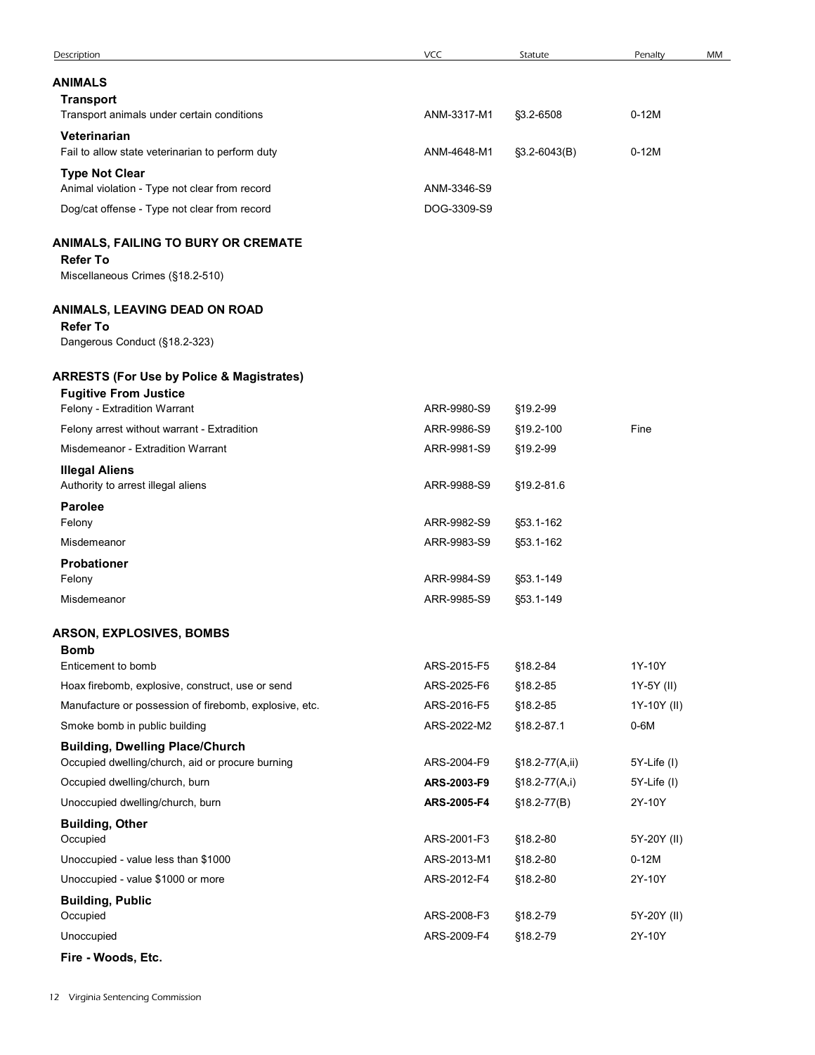| Description | VCC | Statute | Penalty | MM |
|---|---|---|---|---|
| **ANIMALS** | | | | |
| **Transport** | | | | |
| Transport animals under certain conditions | ANM-3317-M1 | §3.2-6508 | 0-12M | |
| **Veterinarian** | | | | |
| Fail to allow state veterinarian to perform duty | ANM-4648-M1 | §3.2-6043(B) | 0-12M | |
| **Type Not Clear** | | | | |
| Animal violation - Type not clear from record | ANM-3346-S9 | | | |
| Dog/cat offense - Type not clear from record | DOG-3309-S9 | | | |
| **ANIMALS, FAILING TO BURY OR CREMATE** | | | | |
| **Refer To** | | | | |
| Miscellaneous Crimes (§18.2-510) | | | | |
| **ANIMALS, LEAVING DEAD ON ROAD** | | | | |
| **Refer To** | | | | |
| Dangerous Conduct (§18.2-323) | | | | |
| **ARRESTS (For Use by Police & Magistrates)** | | | | |
| **Fugitive From Justice** | | | | |
| Felony - Extradition Warrant | ARR-9980-S9 | §19.2-99 | | |
| Felony arrest without warrant - Extradition | ARR-9986-S9 | §19.2-100 | Fine | |
| Misdemeanor - Extradition Warrant | ARR-9981-S9 | §19.2-99 | | |
| **Illegal Aliens** | | | | |
| Authority to arrest illegal aliens | ARR-9988-S9 | §19.2-81.6 | | |
| **Parolee** | | | | |
| Felony | ARR-9982-S9 | §53.1-162 | | |
| Misdemeanor | ARR-9983-S9 | §53.1-162 | | |
| **Probationer** | | | | |
| Felony | ARR-9984-S9 | §53.1-149 | | |
| Misdemeanor | ARR-9985-S9 | §53.1-149 | | |
| **ARSON, EXPLOSIVES, BOMBS** | | | | |
| **Bomb** | | | | |
| Enticement to bomb | ARS-2015-F5 | §18.2-84 | 1Y-10Y | |
| Hoax firebomb, explosive, construct, use or send | ARS-2025-F6 | §18.2-85 | 1Y-5Y (II) | |
| Manufacture or possession of firebomb, explosive, etc. | ARS-2016-F5 | §18.2-85 | 1Y-10Y (II) | |
| Smoke bomb in public building | ARS-2022-M2 | §18.2-87.1 | 0-6M | |
| **Building, Dwelling Place/Church** | | | | |
| Occupied dwelling/church, aid or procure burning | ARS-2004-F9 | §18.2-77(A,ii) | 5Y-Life (I) | |
| Occupied dwelling/church, burn | **ARS-2003-F9** | §18.2-77(A,i) | 5Y-Life (I) | |
| Unoccupied dwelling/church, burn | **ARS-2005-F4** | §18.2-77(B) | 2Y-10Y | |
| **Building, Other** | | | | |
| Occupied | ARS-2001-F3 | §18.2-80 | 5Y-20Y (II) | |
| Unoccupied - value less than $1000 | ARS-2013-M1 | §18.2-80 | 0-12M | |
| Unoccupied - value $1000 or more | ARS-2012-F4 | §18.2-80 | 2Y-10Y | |
| **Building, Public** | | | | |
| Occupied | ARS-2008-F3 | §18.2-79 | 5Y-20Y (II) | |
| Unoccupied | ARS-2009-F4 | §18.2-79 | 2Y-10Y | |
| **Fire - Woods, Etc.** | | | | |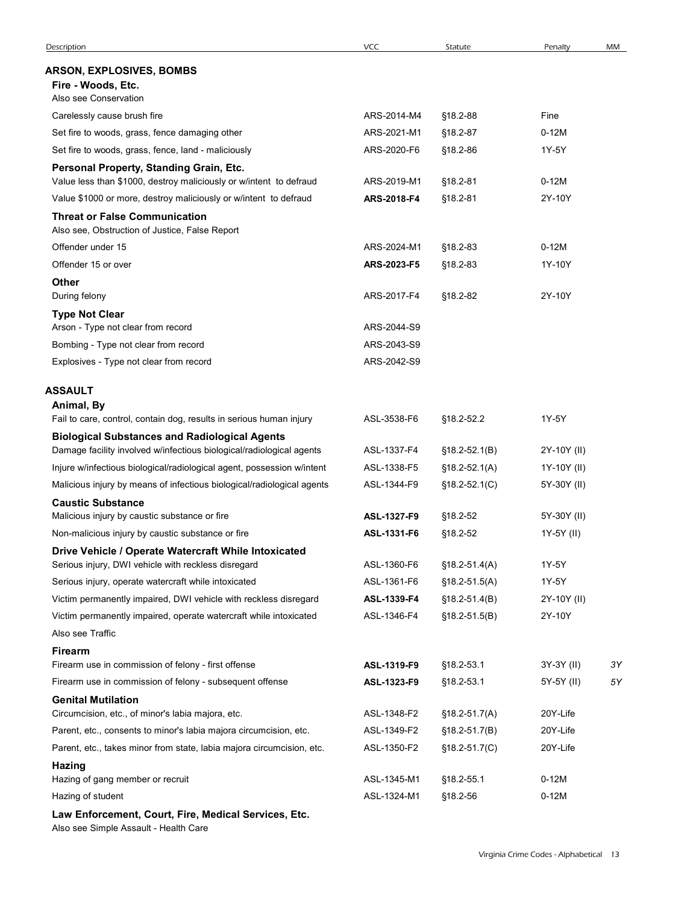| Description | VCC | Statute | Penalty | MM |
|---|---|---|---|---|
| **ARSON, EXPLOSIVES, BOMBS** | | | | |
| **Fire - Woods, Etc.** | | | | |
| Also see Conservation | | | | |
| Carelessly cause brush fire | ARS-2014-M4 | §18.2-88 | Fine | |
| Set fire to woods, grass, fence damaging other | ARS-2021-M1 | §18.2-87 | 0-12M | |
| Set fire to woods, grass, fence, land - maliciously | ARS-2020-F6 | §18.2-86 | 1Y-5Y | |
| **Personal Property, Standing Grain, Etc.** | | | | |
| Value less than $1000, destroy maliciously or w/intent to defraud | ARS-2019-M1 | §18.2-81 | 0-12M | |
| Value $1000 or more, destroy maliciously or w/intent to defraud | **ARS-2018-F4** | §18.2-81 | 2Y-10Y | |
| **Threat or False Communication** | | | | |
| Also see, Obstruction of Justice, False Report | | | | |
| Offender under 15 | ARS-2024-M1 | §18.2-83 | 0-12M | |
| Offender 15 or over | **ARS-2023-F5** | §18.2-83 | 1Y-10Y | |
| **Other** | | | | |
| During felony | ARS-2017-F4 | §18.2-82 | 2Y-10Y | |
| **Type Not Clear** | | | | |
| Arson - Type not clear from record | ARS-2044-S9 | | | |
| Bombing - Type not clear from record | ARS-2043-S9 | | | |
| Explosives - Type not clear from record | ARS-2042-S9 | | | |
| **ASSAULT** | | | | |
| **Animal, By** | | | | |
| Fail to care, control, contain dog, results in serious human injury | ASL-3538-F6 | §18.2-52.2 | 1Y-5Y | |
| **Biological Substances and Radiological Agents** | | | | |
| Damage facility involved w/infectious biological/radiological agents | ASL-1337-F4 | §18.2-52.1(B) | 2Y-10Y (II) | |
| Injure w/infectious biological/radiological agent, possession w/intent | ASL-1338-F5 | §18.2-52.1(A) | 1Y-10Y (II) | |
| Malicious injury by means of infectious biological/radiological agents | ASL-1344-F9 | §18.2-52.1(C) | 5Y-30Y (II) | |
| **Caustic Substance** | | | | |
| Malicious injury by caustic substance or fire | **ASL-1327-F9** | §18.2-52 | 5Y-30Y (II) | |
| Non-malicious injury by caustic substance or fire | **ASL-1331-F6** | §18.2-52 | 1Y-5Y (II) | |
| **Drive Vehicle / Operate Watercraft While Intoxicated** | | | | |
| Serious injury, DWI vehicle with reckless disregard | ASL-1360-F6 | §18.2-51.4(A) | 1Y-5Y | |
| Serious injury, operate watercraft while intoxicated | ASL-1361-F6 | §18.2-51.5(A) | 1Y-5Y | |
| Victim permanently impaired, DWI vehicle with reckless disregard | **ASL-1339-F4** | §18.2-51.4(B) | 2Y-10Y (II) | |
| Victim permanently impaired, operate watercraft while intoxicated | ASL-1346-F4 | §18.2-51.5(B) | 2Y-10Y | |
| Also see Traffic | | | | |
| **Firearm** | | | | |
| Firearm use in commission of felony - first offense | **ASL-1319-F9** | §18.2-53.1 | 3Y-3Y (II) | *3Y* |
| Firearm use in commission of felony - subsequent offense | **ASL-1323-F9** | §18.2-53.1 | 5Y-5Y (II) | *5Y* |
| **Genital Mutilation** | | | | |
| Circumcision, etc., of minor's labia majora, etc. | ASL-1348-F2 | §18.2-51.7(A) | 20Y-Life | |
| Parent, etc., consents to minor's labia majora circumcision, etc. | ASL-1349-F2 | §18.2-51.7(B) | 20Y-Life | |
| Parent, etc., takes minor from state, labia majora circumcision, etc. | ASL-1350-F2 | §18.2-51.7(C) | 20Y-Life | |
| **Hazing** | | | | |
| Hazing of gang member or recruit | ASL-1345-M1 | §18.2-55.1 | 0-12M | |
| Hazing of student | ASL-1324-M1 | §18.2-56 | 0-12M | |
| **Law Enforcement, Court, Fire, Medical Services, Etc.** | | | | |
| Also see Simple Assault - Health Care | | | | |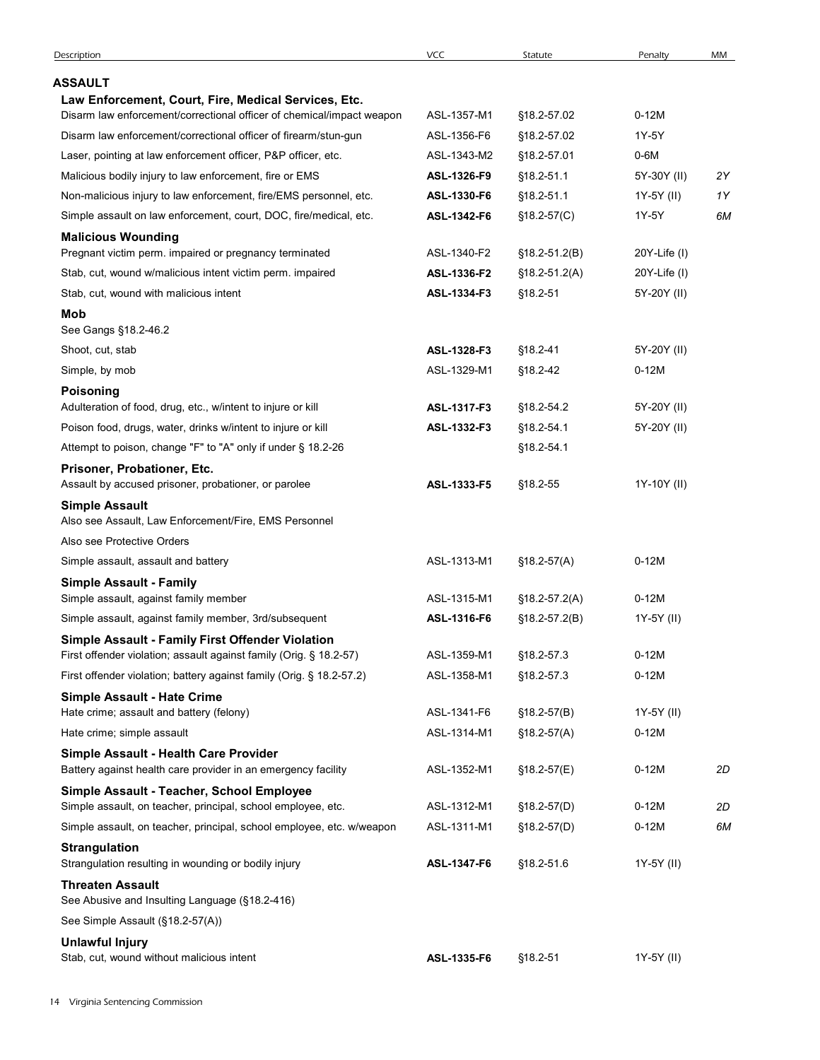| Description | VCC | Statute | Penalty | MM |
|---|---|---|---|---|
| **ASSAULT** | | | | |
| **Law Enforcement, Court, Fire, Medical Services, Etc.** | | | | |
| Disarm law enforcement/correctional officer of chemical/impact weapon | ASL-1357-M1 | §18.2-57.02 | 0-12M | |
| Disarm law enforcement/correctional officer of firearm/stun-gun | ASL-1356-F6 | §18.2-57.02 | 1Y-5Y | |
| Laser, pointing at law enforcement officer, P&P officer, etc. | ASL-1343-M2 | §18.2-57.01 | 0-6M | |
| Malicious bodily injury to law enforcement, fire or EMS | **ASL-1326-F9** | §18.2-51.1 | 5Y-30Y (II) | *2Y* |
| Non-malicious injury to law enforcement, fire/EMS personnel, etc. | **ASL-1330-F6** | §18.2-51.1 | 1Y-5Y (II) | *1Y* |
| Simple assault on law enforcement, court, DOC, fire/medical, etc. | **ASL-1342-F6** | §18.2-57(C) | 1Y-5Y | *6M* |
| **Malicious Wounding** | | | | |
| Pregnant victim perm. impaired or pregnancy terminated | ASL-1340-F2 | §18.2-51.2(B) | 20Y-Life (I) | |
| Stab, cut, wound w/malicious intent victim perm. impaired | **ASL-1336-F2** | §18.2-51.2(A) | 20Y-Life (I) | |
| Stab, cut, wound with malicious intent | **ASL-1334-F3** | §18.2-51 | 5Y-20Y (II) | |
| **Mob** | | | | |
| See Gangs §18.2-46.2 | | | | |
| Shoot, cut, stab | **ASL-1328-F3** | §18.2-41 | 5Y-20Y (II) | |
| Simple, by mob | ASL-1329-M1 | §18.2-42 | 0-12M | |
| **Poisoning** | | | | |
| Adulteration of food, drug, etc., w/intent to injure or kill | **ASL-1317-F3** | §18.2-54.2 | 5Y-20Y (II) | |
| Poison food, drugs, water, drinks w/intent to injure or kill | **ASL-1332-F3** | §18.2-54.1 | 5Y-20Y (II) | |
| Attempt to poison, change "F" to "A" only if under § 18.2-26 | | §18.2-54.1 | | |
| **Prisoner, Probationer, Etc.** | | | | |
| Assault by accused prisoner, probationer, or parolee | **ASL-1333-F5** | §18.2-55 | 1Y-10Y (II) | |
| **Simple Assault** | | | | |
| Also see Assault, Law Enforcement/Fire, EMS Personnel | | | | |
| Also see Protective Orders | | | | |
| Simple assault, assault and battery | ASL-1313-M1 | §18.2-57(A) | 0-12M | |
| **Simple Assault - Family** | | | | |
| Simple assault, against family member | ASL-1315-M1 | §18.2-57.2(A) | 0-12M | |
| Simple assault, against family member, 3rd/subsequent | **ASL-1316-F6** | §18.2-57.2(B) | 1Y-5Y (II) | |
| **Simple Assault - Family First Offender Violation** | | | | |
| First offender violation; assault against family (Orig. § 18.2-57) | ASL-1359-M1 | §18.2-57.3 | 0-12M | |
| First offender violation; battery against family (Orig. § 18.2-57.2) | ASL-1358-M1 | §18.2-57.3 | 0-12M | |
| **Simple Assault - Hate Crime** | | | | |
| Hate crime; assault and battery (felony) | ASL-1341-F6 | §18.2-57(B) | 1Y-5Y (II) | |
| Hate crime; simple assault | ASL-1314-M1 | §18.2-57(A) | 0-12M | |
| **Simple Assault - Health Care Provider** | | | | |
| Battery against health care provider in an emergency facility | ASL-1352-M1 | §18.2-57(E) | 0-12M | *2D* |
| **Simple Assault - Teacher, School Employee** | | | | |
| Simple assault, on teacher, principal, school employee, etc. | ASL-1312-M1 | §18.2-57(D) | 0-12M | *2D* |
| Simple assault, on teacher, principal, school employee, etc. w/weapon | ASL-1311-M1 | §18.2-57(D) | 0-12M | *6M* |
| **Strangulation** | | | | |
| Strangulation resulting in wounding or bodily injury | **ASL-1347-F6** | §18.2-51.6 | 1Y-5Y (II) | |
| **Threaten Assault** | | | | |
| See Abusive and Insulting Language (§18.2-416) | | | | |
| See Simple Assault (§18.2-57(A)) | | | | |
| **Unlawful Injury** | | | | |
| Stab, cut, wound without malicious intent | **ASL-1335-F6** | §18.2-51 | 1Y-5Y (II) | |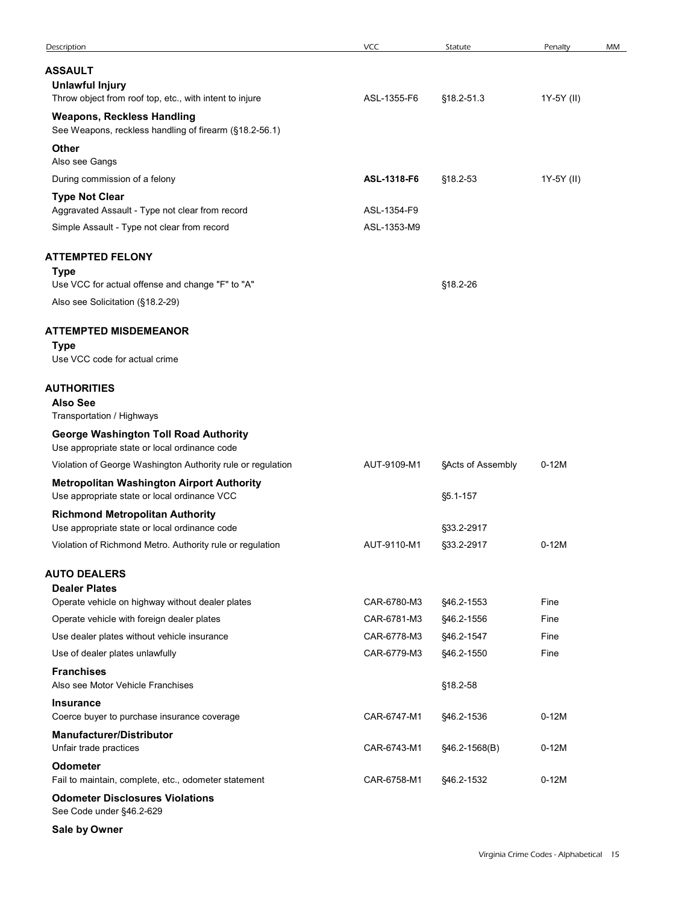| Description | VCC | Statute | Penalty | MM |
|---|---|---|---|---|
| **ASSAULT** | | | | |
| **Unlawful Injury** | | | | |
| Throw object from roof top, etc., with intent to injure | ASL-1355-F6 | §18.2-51.3 | 1Y-5Y (II) | |
| **Weapons, Reckless Handling** | | | | |
| See Weapons, reckless handling of firearm (§18.2-56.1) | | | | |
| **Other** | | | | |
| Also see Gangs | | | | |
| During commission of a felony | **ASL-1318-F6** | §18.2-53 | 1Y-5Y (II) | |
| **Type Not Clear** | | | | |
| Aggravated Assault - Type not clear from record | ASL-1354-F9 | | | |
| Simple Assault - Type not clear from record | ASL-1353-M9 | | | |
| **ATTEMPTED FELONY** | | | | |
| **Type** | | | | |
| Use VCC for actual offense and change "F" to "A" | | §18.2-26 | | |
| Also see Solicitation (§18.2-29) | | | | |
| **ATTEMPTED MISDEMEANOR** | | | | |
| **Type** | | | | |
| Use VCC code for actual crime | | | | |
| **AUTHORITIES** | | | | |
| **Also See** | | | | |
| Transportation / Highways | | | | |
| **George Washington Toll Road Authority** | | | | |
| Use appropriate state or local ordinance code | | | | |
| Violation of George Washington Authority rule or regulation | AUT-9109-M1 | §Acts of Assembly | 0-12M | |
| **Metropolitan Washington Airport Authority** | | | | |
| Use appropriate state or local ordinance VCC | | §5.1-157 | | |
| **Richmond Metropolitan Authority** | | | | |
| Use appropriate state or local ordinance code | | §33.2-2917 | | |
| Violation of Richmond Metro. Authority rule or regulation | AUT-9110-M1 | §33.2-2917 | 0-12M | |
| **AUTO DEALERS** | | | | |
| **Dealer Plates** | | | | |
| Operate vehicle on highway without dealer plates | CAR-6780-M3 | §46.2-1553 | Fine | |
| Operate vehicle with foreign dealer plates | CAR-6781-M3 | §46.2-1556 | Fine | |
| Use dealer plates without vehicle insurance | CAR-6778-M3 | §46.2-1547 | Fine | |
| Use of dealer plates unlawfully | CAR-6779-M3 | §46.2-1550 | Fine | |
| **Franchises** | | | | |
| Also see Motor Vehicle Franchises | | §18.2-58 | | |
| **Insurance** | | | | |
| Coerce buyer to purchase insurance coverage | CAR-6747-M1 | §46.2-1536 | 0-12M | |
| **Manufacturer/Distributor** | | | | |
| Unfair trade practices | CAR-6743-M1 | §46.2-1568(B) | 0-12M | |
| **Odometer** | | | | |
| Fail to maintain, complete, etc., odometer statement | CAR-6758-M1 | §46.2-1532 | 0-12M | |
| **Odometer Disclosures Violations** | | | | |
| See Code under §46.2-629 | | | | |
| **Sale by Owner** | | | | |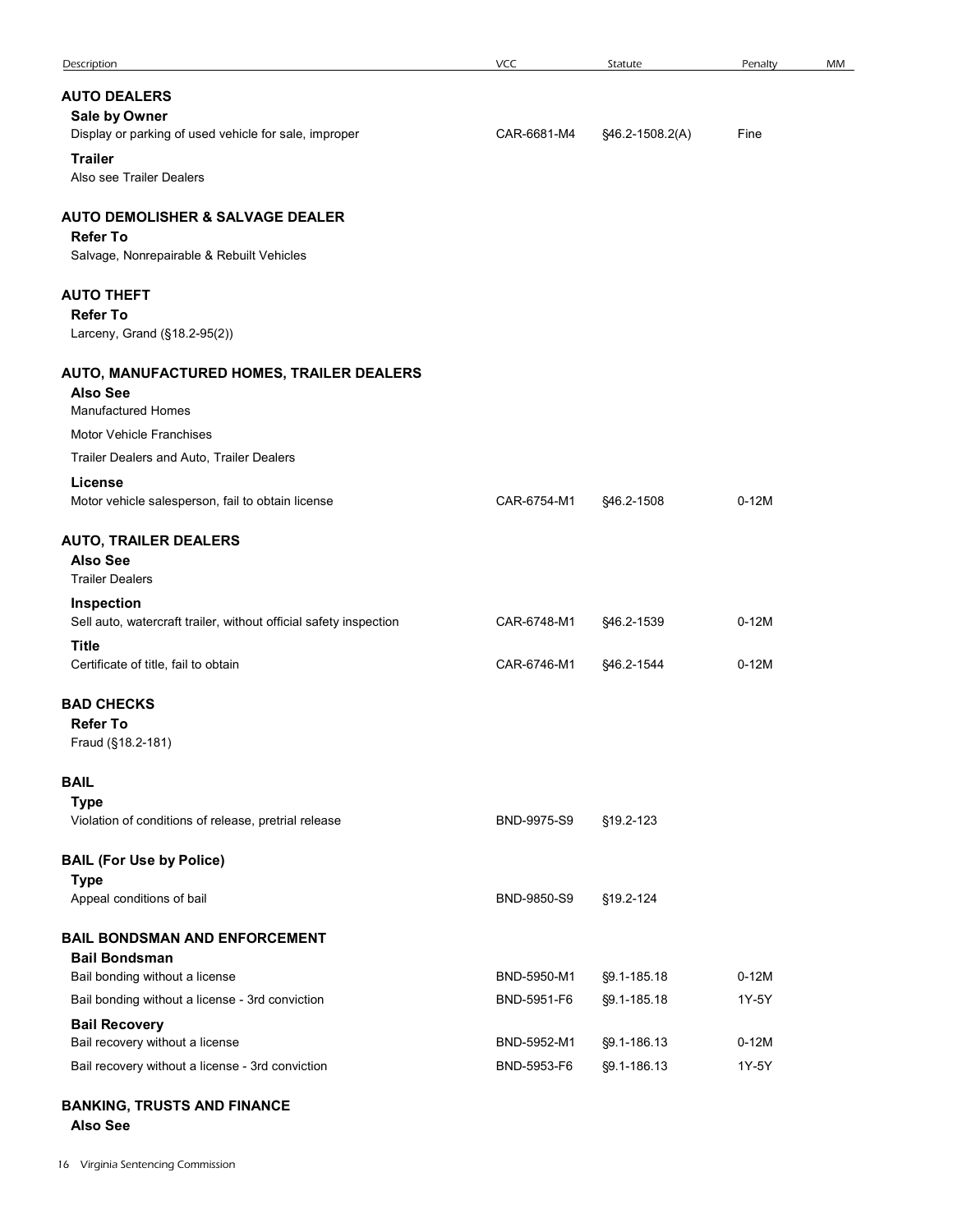| Description | VCC | Statute | Penalty | MM |
|---|---|---|---|---|
| **AUTO DEALERS** | | | | |
| **Sale by Owner** | | | | |
| Display or parking of used vehicle for sale, improper | CAR-6681-M4 | §46.2-1508.2(A) | Fine | |
| **Trailer** | | | | |
| Also see Trailer Dealers | | | | |
| **AUTO DEMOLISHER & SALVAGE DEALER** | | | | |
| **Refer To** | | | | |
| Salvage, Nonrepairable & Rebuilt Vehicles | | | | |
| **AUTO THEFT** | | | | |
| **Refer To** | | | | |
| Larceny, Grand (§18.2-95(2)) | | | | |
| **AUTO, MANUFACTURED HOMES, TRAILER DEALERS** | | | | |
| **Also See** | | | | |
| Manufactured Homes | | | | |
| Motor Vehicle Franchises | | | | |
| Trailer Dealers and Auto, Trailer Dealers | | | | |
| **License** | | | | |
| Motor vehicle salesperson, fail to obtain license | CAR-6754-M1 | §46.2-1508 | 0-12M | |
| **AUTO, TRAILER DEALERS** | | | | |
| **Also See** | | | | |
| Trailer Dealers | | | | |
| **Inspection** | | | | |
| Sell auto, watercraft trailer, without official safety inspection | CAR-6748-M1 | §46.2-1539 | 0-12M | |
| **Title** | | | | |
| Certificate of title, fail to obtain | CAR-6746-M1 | §46.2-1544 | 0-12M | |
| **BAD CHECKS** | | | | |
| **Refer To** | | | | |
| Fraud (§18.2-181) | | | | |
| **BAIL** | | | | |
| **Type** | | | | |
| Violation of conditions of release, pretrial release | BND-9975-S9 | §19.2-123 | | |
| **BAIL (For Use by Police)** | | | | |
| **Type** | | | | |
| Appeal conditions of bail | BND-9850-S9 | §19.2-124 | | |
| **BAIL BONDSMAN AND ENFORCEMENT** | | | | |
| **Bail Bondsman** | | | | |
| Bail bonding without a license | BND-5950-M1 | §9.1-185.18 | 0-12M | |
| Bail bonding without a license - 3rd conviction | BND-5951-F6 | §9.1-185.18 | 1Y-5Y | |
| **Bail Recovery** | | | | |
| Bail recovery without a license | BND-5952-M1 | §9.1-186.13 | 0-12M | |
| Bail recovery without a license - 3rd conviction | BND-5953-F6 | §9.1-186.13 | 1Y-5Y | |
| **BANKING, TRUSTS AND FINANCE** | | | | |
| **Also See** | | | | |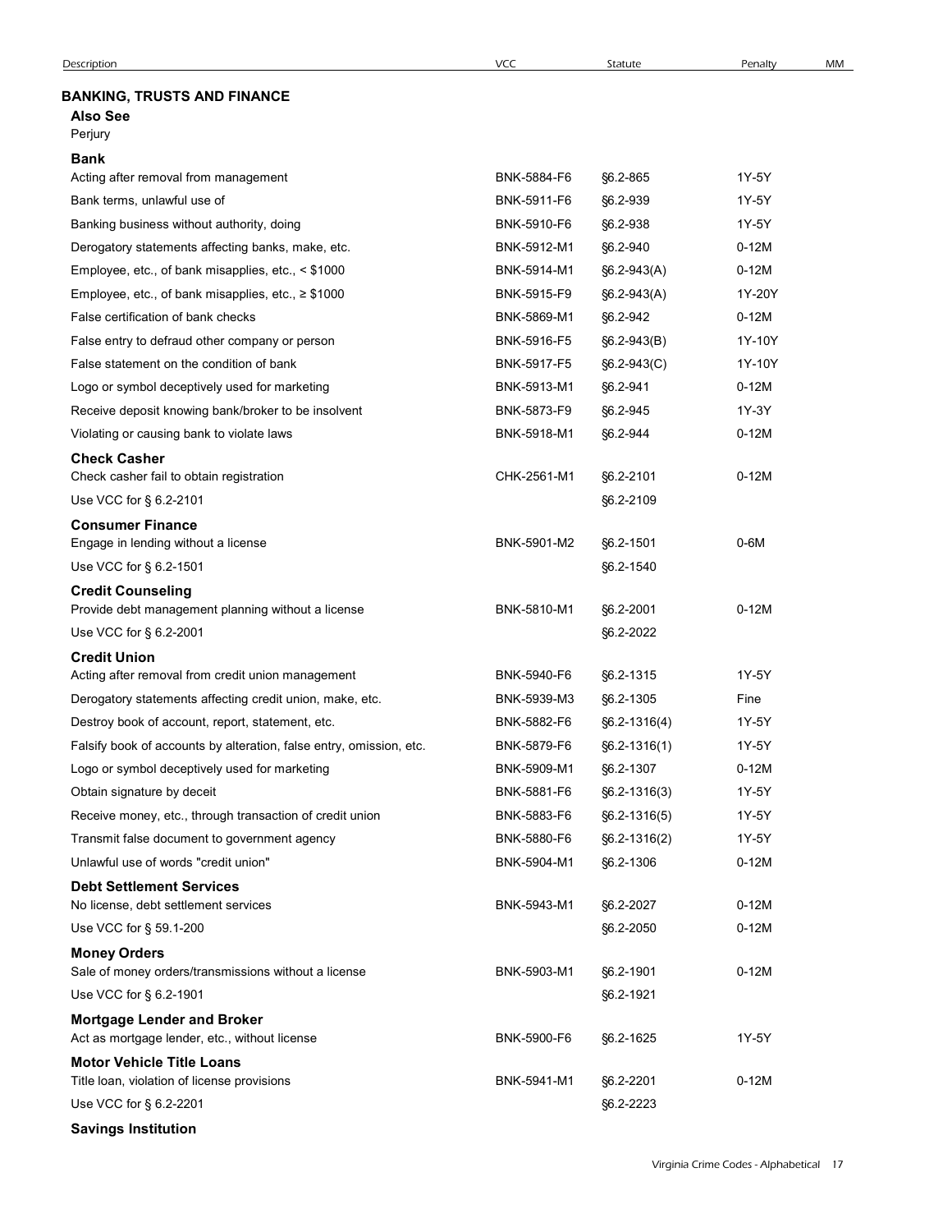| Description | VCC | Statute | Penalty | MM |
|---|---|---|---|---|
| **BANKING, TRUSTS AND FINANCE** | | | | |
| **Also See** | | | | |
| Perjury | | | | |
| **Bank** | | | | |
| Acting after removal from management | BNK-5884-F6 | §6.2-865 | 1Y-5Y | |
| Bank terms, unlawful use of | BNK-5911-F6 | §6.2-939 | 1Y-5Y | |
| Banking business without authority, doing | BNK-5910-F6 | §6.2-938 | 1Y-5Y | |
| Derogatory statements affecting banks, make, etc. | BNK-5912-M1 | §6.2-940 | 0-12M | |
| Employee, etc., of bank misapplies, etc., < $1000 | BNK-5914-M1 | §6.2-943(A) | 0-12M | |
| Employee, etc., of bank misapplies, etc., ≥ $1000 | BNK-5915-F9 | §6.2-943(A) | 1Y-20Y | |
| False certification of bank checks | BNK-5869-M1 | §6.2-942 | 0-12M | |
| False entry to defraud other company or person | BNK-5916-F5 | §6.2-943(B) | 1Y-10Y | |
| False statement on the condition of bank | BNK-5917-F5 | §6.2-943(C) | 1Y-10Y | |
| Logo or symbol deceptively used for marketing | BNK-5913-M1 | §6.2-941 | 0-12M | |
| Receive deposit knowing bank/broker to be insolvent | BNK-5873-F9 | §6.2-945 | 1Y-3Y | |
| Violating or causing bank to violate laws | BNK-5918-M1 | §6.2-944 | 0-12M | |
| **Check Casher** | | | | |
| Check casher fail to obtain registration | CHK-2561-M1 | §6.2-2101 | 0-12M | |
| Use VCC for § 6.2-2101 | | §6.2-2109 | | |
| **Consumer Finance** | | | | |
| Engage in lending without a license | BNK-5901-M2 | §6.2-1501 | 0-6M | |
| Use VCC for § 6.2-1501 | | §6.2-1540 | | |
| **Credit Counseling** | | | | |
| Provide debt management planning without a license | BNK-5810-M1 | §6.2-2001 | 0-12M | |
| Use VCC for § 6.2-2001 | | §6.2-2022 | | |
| **Credit Union** | | | | |
| Acting after removal from credit union management | BNK-5940-F6 | §6.2-1315 | 1Y-5Y | |
| Derogatory statements affecting credit union, make, etc. | BNK-5939-M3 | §6.2-1305 | Fine | |
| Destroy book of account, report, statement, etc. | BNK-5882-F6 | §6.2-1316(4) | 1Y-5Y | |
| Falsify book of accounts by alteration, false entry, omission, etc. | BNK-5879-F6 | §6.2-1316(1) | 1Y-5Y | |
| Logo or symbol deceptively used for marketing | BNK-5909-M1 | §6.2-1307 | 0-12M | |
| Obtain signature by deceit | BNK-5881-F6 | §6.2-1316(3) | 1Y-5Y | |
| Receive money, etc., through transaction of credit union | BNK-5883-F6 | §6.2-1316(5) | 1Y-5Y | |
| Transmit false document to government agency | BNK-5880-F6 | §6.2-1316(2) | 1Y-5Y | |
| Unlawful use of words "credit union" | BNK-5904-M1 | §6.2-1306 | 0-12M | |
| **Debt Settlement Services** | | | | |
| No license, debt settlement services | BNK-5943-M1 | §6.2-2027 | 0-12M | |
| Use VCC for § 59.1-200 | | §6.2-2050 | 0-12M | |
| **Money Orders** | | | | |
| Sale of money orders/transmissions without a license | BNK-5903-M1 | §6.2-1901 | 0-12M | |
| Use VCC for § 6.2-1901 | | §6.2-1921 | | |
| **Mortgage Lender and Broker** | | | | |
| Act as mortgage lender, etc., without license | BNK-5900-F6 | §6.2-1625 | 1Y-5Y | |
| **Motor Vehicle Title Loans** | | | | |
| Title loan, violation of license provisions | BNK-5941-M1 | §6.2-2201 | 0-12M | |
| Use VCC for § 6.2-2201 | | §6.2-2223 | | |
| **Savings Institution** | | | | |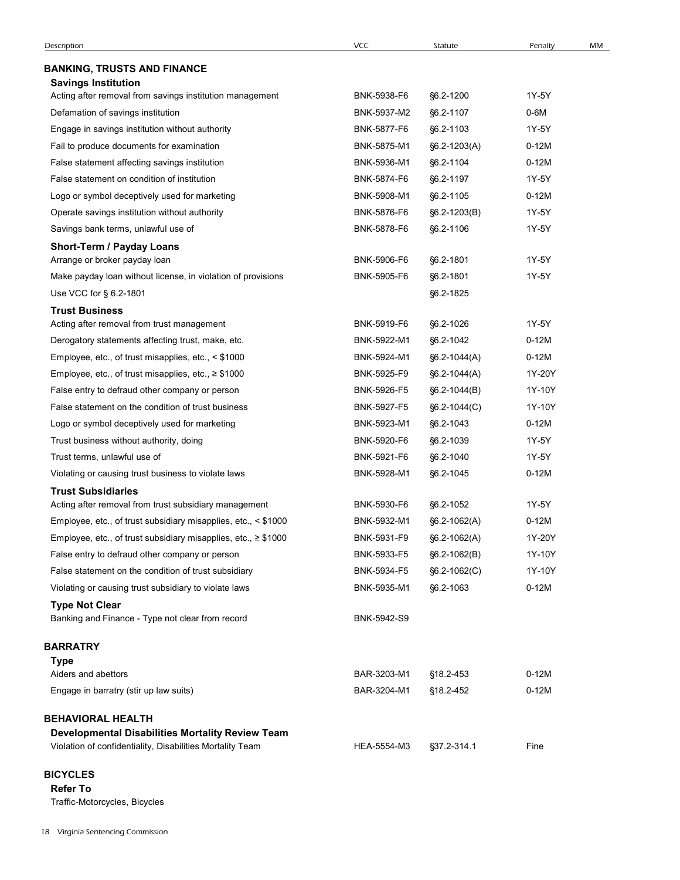| Description | VCC | Statute | Penalty | MM |
|---|---|---|---|---|
| **BANKING, TRUSTS AND FINANCE** | | | | |
| **Savings Institution** | | | | |
| Acting after removal from savings institution management | BNK-5938-F6 | §6.2-1200 | 1Y-5Y | |
| Defamation of savings institution | BNK-5937-M2 | §6.2-1107 | 0-6M | |
| Engage in savings institution without authority | BNK-5877-F6 | §6.2-1103 | 1Y-5Y | |
| Fail to produce documents for examination | BNK-5875-M1 | §6.2-1203(A) | 0-12M | |
| False statement affecting savings institution | BNK-5936-M1 | §6.2-1104 | 0-12M | |
| False statement on condition of institution | BNK-5874-F6 | §6.2-1197 | 1Y-5Y | |
| Logo or symbol deceptively used for marketing | BNK-5908-M1 | §6.2-1105 | 0-12M | |
| Operate savings institution without authority | BNK-5876-F6 | §6.2-1203(B) | 1Y-5Y | |
| Savings bank terms, unlawful use of | BNK-5878-F6 | §6.2-1106 | 1Y-5Y | |
| **Short-Term / Payday Loans** | | | | |
| Arrange or broker payday loan | BNK-5906-F6 | §6.2-1801 | 1Y-5Y | |
| Make payday loan without license, in violation of provisions | BNK-5905-F6 | §6.2-1801 | 1Y-5Y | |
| Use VCC for § 6.2-1801 | | §6.2-1825 | | |
| **Trust Business** | | | | |
| Acting after removal from trust management | BNK-5919-F6 | §6.2-1026 | 1Y-5Y | |
| Derogatory statements affecting trust, make, etc. | BNK-5922-M1 | §6.2-1042 | 0-12M | |
| Employee, etc., of trust misapplies, etc., < $1000 | BNK-5924-M1 | §6.2-1044(A) | 0-12M | |
| Employee, etc., of trust misapplies, etc., ≥ $1000 | BNK-5925-F9 | §6.2-1044(A) | 1Y-20Y | |
| False entry to defraud other company or person | BNK-5926-F5 | §6.2-1044(B) | 1Y-10Y | |
| False statement on the condition of trust business | BNK-5927-F5 | §6.2-1044(C) | 1Y-10Y | |
| Logo or symbol deceptively used for marketing | BNK-5923-M1 | §6.2-1043 | 0-12M | |
| Trust business without authority, doing | BNK-5920-F6 | §6.2-1039 | 1Y-5Y | |
| Trust terms, unlawful use of | BNK-5921-F6 | §6.2-1040 | 1Y-5Y | |
| Violating or causing trust business to violate laws | BNK-5928-M1 | §6.2-1045 | 0-12M | |
| **Trust Subsidiaries** | | | | |
| Acting after removal from trust subsidiary management | BNK-5930-F6 | §6.2-1052 | 1Y-5Y | |
| Employee, etc., of trust subsidiary misapplies, etc., < $1000 | BNK-5932-M1 | §6.2-1062(A) | 0-12M | |
| Employee, etc., of trust subsidiary misapplies, etc., ≥ $1000 | BNK-5931-F9 | §6.2-1062(A) | 1Y-20Y | |
| False entry to defraud other company or person | BNK-5933-F5 | §6.2-1062(B) | 1Y-10Y | |
| False statement on the condition of trust subsidiary | BNK-5934-F5 | §6.2-1062(C) | 1Y-10Y | |
| Violating or causing trust subsidiary to violate laws | BNK-5935-M1 | §6.2-1063 | 0-12M | |
| **Type Not Clear** | | | | |
| Banking and Finance - Type not clear from record | BNK-5942-S9 | | | |
| **BARRATRY** | | | | |
| **Type** | | | | |
| Aiders and abettors | BAR-3203-M1 | §18.2-453 | 0-12M | |
| Engage in barratry (stir up law suits) | BAR-3204-M1 | §18.2-452 | 0-12M | |
| **BEHAVIORAL HEALTH** | | | | |
| **Developmental Disabilities Mortality Review Team** | | | | |
| Violation of confidentiality, Disabilities Mortality Team | HEA-5554-M3 | §37.2-314.1 | Fine | |
| **BICYCLES** | | | | |
| **Refer To** | | | | |
| Traffic-Motorcycles, Bicycles | | | | |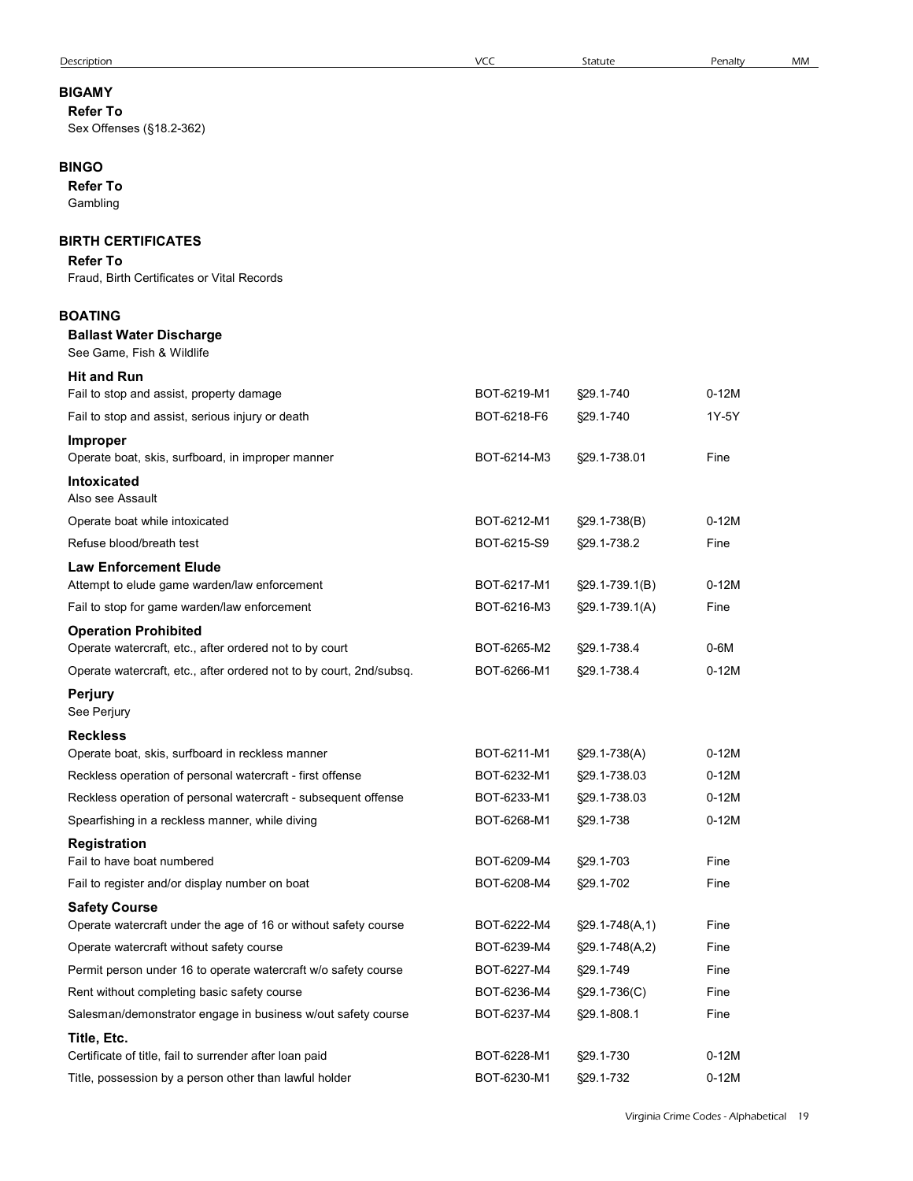| Description | VCC | Statute | Penalty | MM |
|---|---|---|---|---|
| **BIGAMY** | | | | |
| **Refer To** | | | | |
| Sex Offenses (§18.2-362) | | | | |
| **BINGO** | | | | |
| **Refer To** | | | | |
| Gambling | | | | |
| **BIRTH CERTIFICATES** | | | | |
| **Refer To** | | | | |
| Fraud, Birth Certificates or Vital Records | | | | |
| **BOATING** | | | | |
| **Ballast Water Discharge** | | | | |
| See Game, Fish & Wildlife | | | | |
| **Hit and Run** | | | | |
| Fail to stop and assist, property damage | BOT-6219-M1 | §29.1-740 | 0-12M | |
| Fail to stop and assist, serious injury or death | BOT-6218-F6 | §29.1-740 | 1Y-5Y | |
| **Improper** | | | | |
| Operate boat, skis, surfboard, in improper manner | BOT-6214-M3 | §29.1-738.01 | Fine | |
| **Intoxicated** | | | | |
| Also see Assault | | | | |
| Operate boat while intoxicated | BOT-6212-M1 | §29.1-738(B) | 0-12M | |
| Refuse blood/breath test | BOT-6215-S9 | §29.1-738.2 | Fine | |
| **Law Enforcement Elude** | | | | |
| Attempt to elude game warden/law enforcement | BOT-6217-M1 | §29.1-739.1(B) | 0-12M | |
| Fail to stop for game warden/law enforcement | BOT-6216-M3 | §29.1-739.1(A) | Fine | |
| **Operation Prohibited** | | | | |
| Operate watercraft, etc., after ordered not to by court | BOT-6265-M2 | §29.1-738.4 | 0-6M | |
| Operate watercraft, etc., after ordered not to by court, 2nd/subsq. | BOT-6266-M1 | §29.1-738.4 | 0-12M | |
| **Perjury** | | | | |
| See Perjury | | | | |
| **Reckless** | | | | |
| Operate boat, skis, surfboard in reckless manner | BOT-6211-M1 | §29.1-738(A) | 0-12M | |
| Reckless operation of personal watercraft - first offense | BOT-6232-M1 | §29.1-738.03 | 0-12M | |
| Reckless operation of personal watercraft - subsequent offense | BOT-6233-M1 | §29.1-738.03 | 0-12M | |
| Spearfishing in a reckless manner, while diving | BOT-6268-M1 | §29.1-738 | 0-12M | |
| **Registration** | | | | |
| Fail to have boat numbered | BOT-6209-M4 | §29.1-703 | Fine | |
| Fail to register and/or display number on boat | BOT-6208-M4 | §29.1-702 | Fine | |
| **Safety Course** | | | | |
| Operate watercraft under the age of 16 or without safety course | BOT-6222-M4 | §29.1-748(A,1) | Fine | |
| Operate watercraft without safety course | BOT-6239-M4 | §29.1-748(A,2) | Fine | |
| Permit person under 16 to operate watercraft w/o safety course | BOT-6227-M4 | §29.1-749 | Fine | |
| Rent without completing basic safety course | BOT-6236-M4 | §29.1-736(C) | Fine | |
| Salesman/demonstrator engage in business w/out safety course | BOT-6237-M4 | §29.1-808.1 | Fine | |
| **Title, Etc.** | | | | |
| Certificate of title, fail to surrender after loan paid | BOT-6228-M1 | §29.1-730 | 0-12M | |
| Title, possession by a person other than lawful holder | BOT-6230-M1 | §29.1-732 | 0-12M | |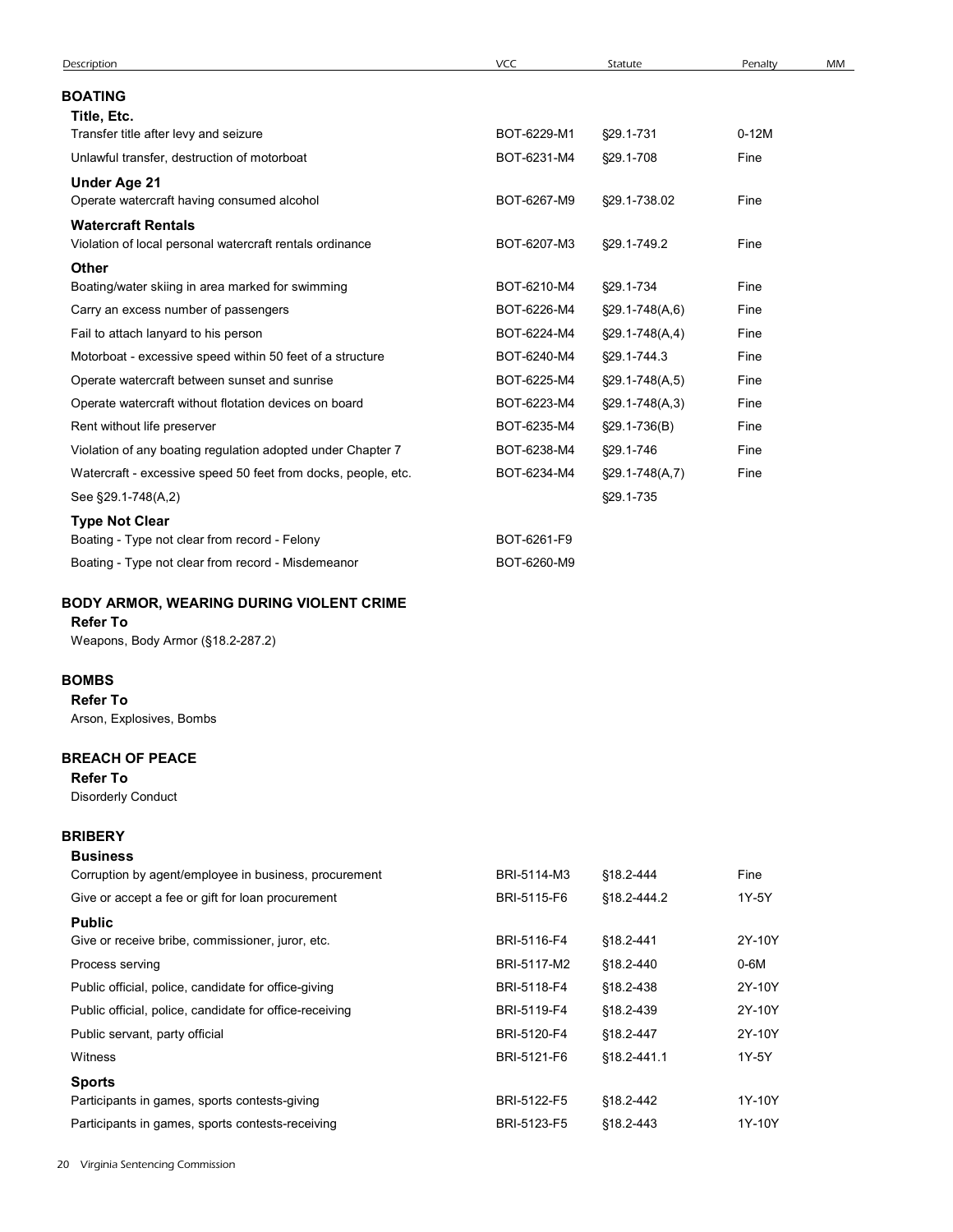| Description | VCC | Statute | Penalty | MM |
|---|---|---|---|---|

## BOATING

### Title, Etc.

| Description | VCC | Statute | Penalty | MM |
|---|---|---|---|---|
| Transfer title after levy and seizure | BOT-6229-M1 | §29.1-731 | 0-12M | |
| Unlawful transfer, destruction of motorboat | BOT-6231-M4 | §29.1-708 | Fine | |

### Under Age 21

| Description | VCC | Statute | Penalty | MM |
|---|---|---|---|---|
| Operate watercraft having consumed alcohol | BOT-6267-M9 | §29.1-738.02 | Fine | |

### Watercraft Rentals

| Description | VCC | Statute | Penalty | MM |
|---|---|---|---|---|
| Violation of local personal watercraft rentals ordinance | BOT-6207-M3 | §29.1-749.2 | Fine | |

### Other

| Description | VCC | Statute | Penalty | MM |
|---|---|---|---|---|
| Boating/water skiing in area marked for swimming | BOT-6210-M4 | §29.1-734 | Fine | |
| Carry an excess number of passengers | BOT-6226-M4 | §29.1-748(A,6) | Fine | |
| Fail to attach lanyard to his person | BOT-6224-M4 | §29.1-748(A,4) | Fine | |
| Motorboat - excessive speed within 50 feet of a structure | BOT-6240-M4 | §29.1-744.3 | Fine | |
| Operate watercraft between sunset and sunrise | BOT-6225-M4 | §29.1-748(A,5) | Fine | |
| Operate watercraft without flotation devices on board | BOT-6223-M4 | §29.1-748(A,3) | Fine | |
| Rent without life preserver | BOT-6235-M4 | §29.1-736(B) | Fine | |
| Violation of any boating regulation adopted under Chapter 7 | BOT-6238-M4 | §29.1-746 | Fine | |
| Watercraft - excessive speed 50 feet from docks, people, etc. | BOT-6234-M4 | §29.1-748(A,7) | Fine | |
| See §29.1-748(A,2) | | §29.1-735 | | |

### Type Not Clear

| Description | VCC | Statute | Penalty | MM |
|---|---|---|---|---|
| Boating - Type not clear from record - Felony | BOT-6261-F9 | | | |
| Boating - Type not clear from record - Misdemeanor | BOT-6260-M9 | | | |

## BODY ARMOR, WEARING DURING VIOLENT CRIME

### Refer To

Weapons, Body Armor (§18.2-287.2)

## BOMBS

### Refer To

Arson, Explosives, Bombs

## BREACH OF PEACE

### Refer To

Disorderly Conduct

## BRIBERY

### Business

| Description | VCC | Statute | Penalty | MM |
|---|---|---|---|---|
| Corruption by agent/employee in business, procurement | BRI-5114-M3 | §18.2-444 | Fine | |
| Give or accept a fee or gift for loan procurement | BRI-5115-F6 | §18.2-444.2 | 1Y-5Y | |

### Public

| Description | VCC | Statute | Penalty | MM |
|---|---|---|---|---|
| Give or receive bribe, commissioner, juror, etc. | BRI-5116-F4 | §18.2-441 | 2Y-10Y | |
| Process serving | BRI-5117-M2 | §18.2-440 | 0-6M | |
| Public official, police, candidate for office-giving | BRI-5118-F4 | §18.2-438 | 2Y-10Y | |
| Public official, police, candidate for office-receiving | BRI-5119-F4 | §18.2-439 | 2Y-10Y | |
| Public servant, party official | BRI-5120-F4 | §18.2-447 | 2Y-10Y | |
| Witness | BRI-5121-F6 | §18.2-441.1 | 1Y-5Y | |

### Sports

| Description | VCC | Statute | Penalty | MM |
|---|---|---|---|---|
| Participants in games, sports contests-giving | BRI-5122-F5 | §18.2-442 | 1Y-10Y | |
| Participants in games, sports contests-receiving | BRI-5123-F5 | §18.2-443 | 1Y-10Y | |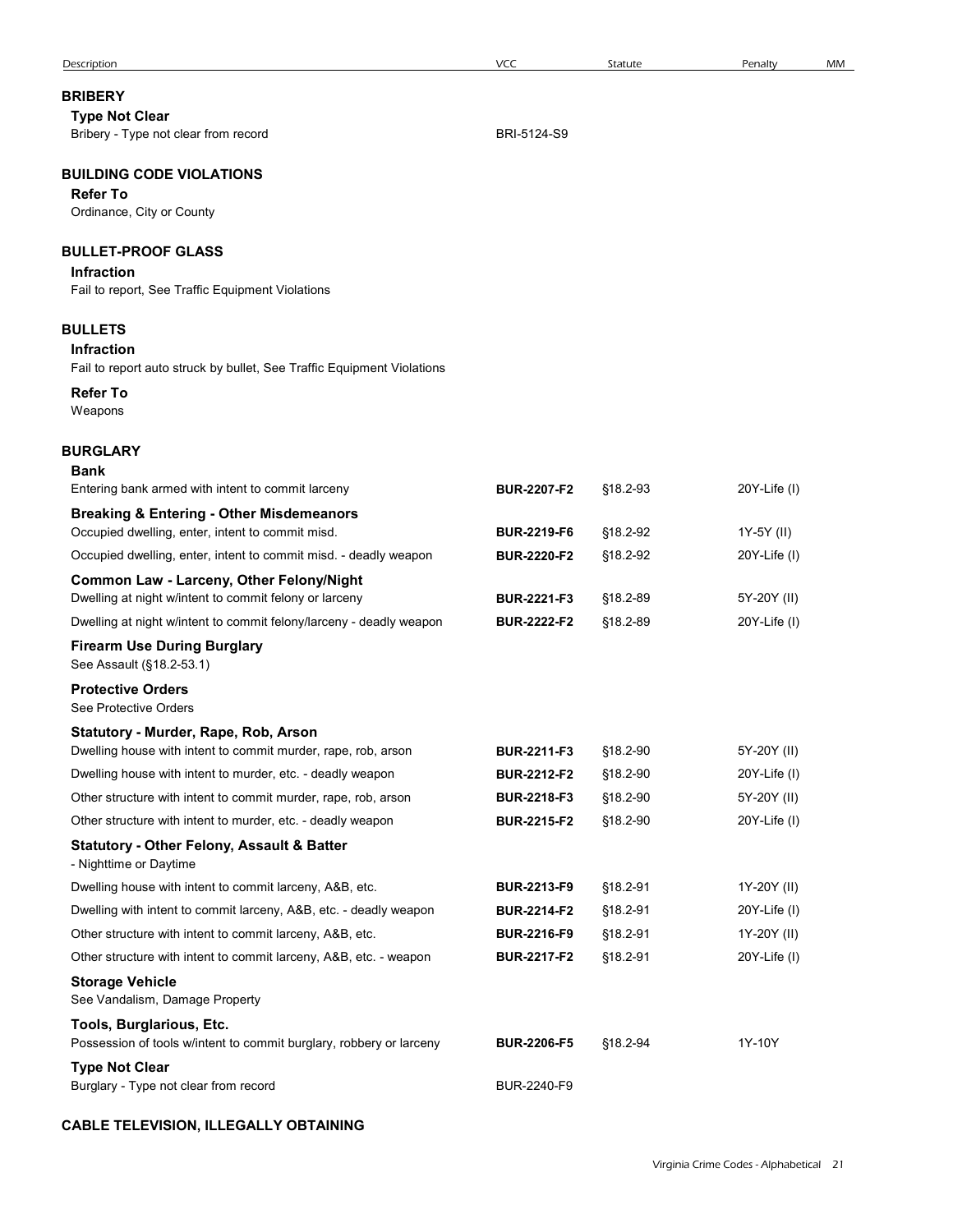| Description | VCC | Statute | Penalty | MM |
|---|---|---|---|---|
| **BRIBERY** | | | | |
| **Type Not Clear** | | | | |
| Bribery - Type not clear from record | BRI-5124-S9 | | | |
| **BUILDING CODE VIOLATIONS** | | | | |
| **Refer To** | | | | |
| Ordinance, City or County | | | | |
| **BULLET-PROOF GLASS** | | | | |
| **Infraction** | | | | |
| Fail to report, See Traffic Equipment Violations | | | | |
| **BULLETS** | | | | |
| **Infraction** | | | | |
| Fail to report auto struck by bullet, See Traffic Equipment Violations | | | | |
| **Refer To** | | | | |
| Weapons | | | | |
| **BURGLARY** | | | | |
| **Bank** | | | | |
| Entering bank armed with intent to commit larceny | **BUR-2207-F2** | §18.2-93 | 20Y-Life (I) | |
| **Breaking & Entering - Other Misdemeanors** | | | | |
| Occupied dwelling, enter, intent to commit misd. | **BUR-2219-F6** | §18.2-92 | 1Y-5Y (II) | |
| Occupied dwelling, enter, intent to commit misd. - deadly weapon | **BUR-2220-F2** | §18.2-92 | 20Y-Life (I) | |
| **Common Law - Larceny, Other Felony/Night** | | | | |
| Dwelling at night w/intent to commit felony or larceny | **BUR-2221-F3** | §18.2-89 | 5Y-20Y (II) | |
| Dwelling at night w/intent to commit felony/larceny - deadly weapon | **BUR-2222-F2** | §18.2-89 | 20Y-Life (I) | |
| **Firearm Use During Burglary** | | | | |
| See Assault (§18.2-53.1) | | | | |
| **Protective Orders** | | | | |
| See Protective Orders | | | | |
| **Statutory - Murder, Rape, Rob, Arson** | | | | |
| Dwelling house with intent to commit murder, rape, rob, arson | **BUR-2211-F3** | §18.2-90 | 5Y-20Y (II) | |
| Dwelling house with intent to murder, etc. - deadly weapon | **BUR-2212-F2** | §18.2-90 | 20Y-Life (I) | |
| Other structure with intent to commit murder, rape, rob, arson | **BUR-2218-F3** | §18.2-90 | 5Y-20Y (II) | |
| Other structure with intent to murder, etc. - deadly weapon | **BUR-2215-F2** | §18.2-90 | 20Y-Life (I) | |
| **Statutory - Other Felony, Assault & Batter** | | | | |
| - Nighttime or Daytime | | | | |
| Dwelling house with intent to commit larceny, A&B, etc. | **BUR-2213-F9** | §18.2-91 | 1Y-20Y (II) | |
| Dwelling with intent to commit larceny, A&B, etc. - deadly weapon | **BUR-2214-F2** | §18.2-91 | 20Y-Life (I) | |
| Other structure with intent to commit larceny, A&B, etc. | **BUR-2216-F9** | §18.2-91 | 1Y-20Y (II) | |
| Other structure with intent to commit larceny, A&B, etc. - weapon | **BUR-2217-F2** | §18.2-91 | 20Y-Life (I) | |
| **Storage Vehicle** | | | | |
| See Vandalism, Damage Property | | | | |
| **Tools, Burglarious, Etc.** | | | | |
| Possession of tools w/intent to commit burglary, robbery or larceny | **BUR-2206-F5** | §18.2-94 | 1Y-10Y | |
| **Type Not Clear** | | | | |
| Burglary - Type not clear from record | BUR-2240-F9 | | | |
| **CABLE TELEVISION, ILLEGALLY OBTAINING** | | | | |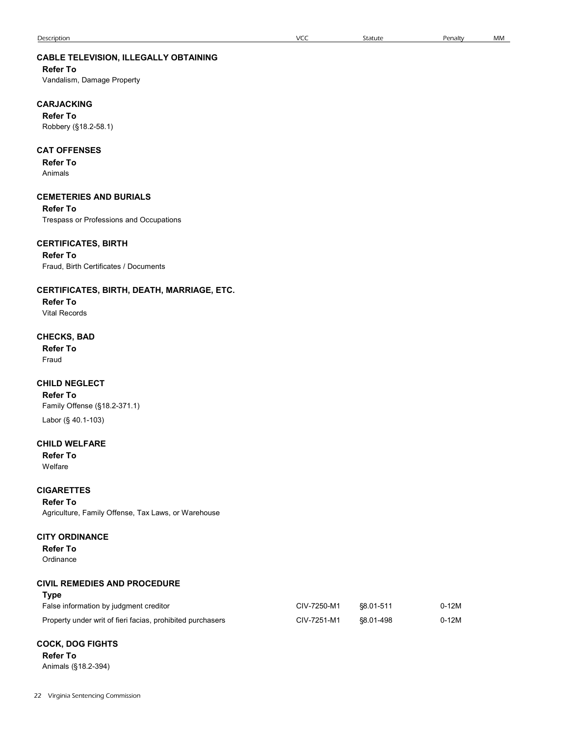| Description | VCC | Statute | Penalty | MM |
|---|---|---|---|---|

### CABLE TELEVISION, ILLEGALLY OBTAINING

**Refer To**

Vandalism, Damage Property

### CARJACKING

**Refer To**

Robbery (§18.2-58.1)

### CAT OFFENSES

**Refer To**

Animals

### CEMETERIES AND BURIALS

**Refer To**

Trespass or Professions and Occupations

### CERTIFICATES, BIRTH

**Refer To**

Fraud, Birth Certificates / Documents

### CERTIFICATES, BIRTH, DEATH, MARRIAGE, ETC.

**Refer To**

Vital Records

### CHECKS, BAD

**Refer To**

Fraud

### CHILD NEGLECT

**Refer To**

Family Offense (§18.2-371.1)

Labor (§ 40.1-103)

### CHILD WELFARE

**Refer To**

Welfare

### CIGARETTES

**Refer To**

Agriculture, Family Offense, Tax Laws, or Warehouse

### CITY ORDINANCE

**Refer To**

Ordinance

### CIVIL REMEDIES AND PROCEDURE

**Type**

| Description | VCC | Statute | Penalty | MM |
|---|---|---|---|---|
| False information by judgment creditor | CIV-7250-M1 | §8.01-511 | 0-12M | |
| Property under writ of fieri facias, prohibited purchasers | CIV-7251-M1 | §8.01-498 | 0-12M | |

### COCK, DOG FIGHTS

**Refer To**

Animals (§18.2-394)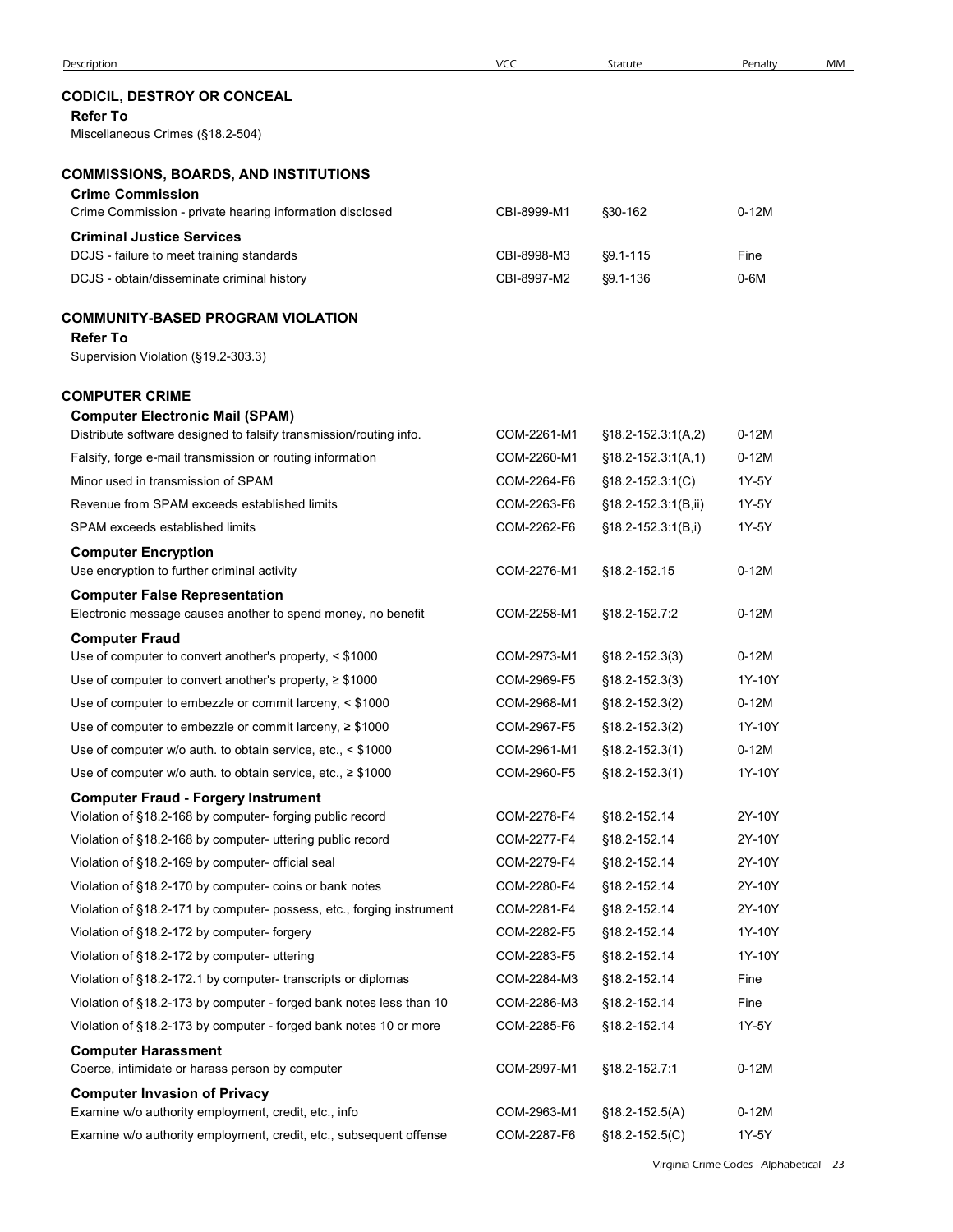| Description | VCC | Statute | Penalty | MM |
|---|---|---|---|---|
| **CODICIL, DESTROY OR CONCEAL** | | | | |
| **Refer To** | | | | |
| Miscellaneous Crimes (§18.2-504) | | | | |
| **COMMISSIONS, BOARDS, AND INSTITUTIONS** | | | | |
| **Crime Commission** | | | | |
| Crime Commission - private hearing information disclosed | CBI-8999-M1 | §30-162 | 0-12M | |
| **Criminal Justice Services** | | | | |
| DCJS - failure to meet training standards | CBI-8998-M3 | §9.1-115 | Fine | |
| DCJS - obtain/disseminate criminal history | CBI-8997-M2 | §9.1-136 | 0-6M | |
| **COMMUNITY-BASED PROGRAM VIOLATION** | | | | |
| **Refer To** | | | | |
| Supervision Violation (§19.2-303.3) | | | | |
| **COMPUTER CRIME** | | | | |
| **Computer Electronic Mail (SPAM)** | | | | |
| Distribute software designed to falsify transmission/routing info. | COM-2261-M1 | §18.2-152.3:1(A,2) | 0-12M | |
| Falsify, forge e-mail transmission or routing information | COM-2260-M1 | §18.2-152.3:1(A,1) | 0-12M | |
| Minor used in transmission of SPAM | COM-2264-F6 | §18.2-152.3:1(C) | 1Y-5Y | |
| Revenue from SPAM exceeds established limits | COM-2263-F6 | §18.2-152.3:1(B,ii) | 1Y-5Y | |
| SPAM exceeds established limits | COM-2262-F6 | §18.2-152.3:1(B,i) | 1Y-5Y | |
| **Computer Encryption** | | | | |
| Use encryption to further criminal activity | COM-2276-M1 | §18.2-152.15 | 0-12M | |
| **Computer False Representation** | | | | |
| Electronic message causes another to spend money, no benefit | COM-2258-M1 | §18.2-152.7:2 | 0-12M | |
| **Computer Fraud** | | | | |
| Use of computer to convert another's property, < $1000 | COM-2973-M1 | §18.2-152.3(3) | 0-12M | |
| Use of computer to convert another's property, ≥ $1000 | COM-2969-F5 | §18.2-152.3(3) | 1Y-10Y | |
| Use of computer to embezzle or commit larceny, < $1000 | COM-2968-M1 | §18.2-152.3(2) | 0-12M | |
| Use of computer to embezzle or commit larceny, ≥ $1000 | COM-2967-F5 | §18.2-152.3(2) | 1Y-10Y | |
| Use of computer w/o auth. to obtain service, etc., < $1000 | COM-2961-M1 | §18.2-152.3(1) | 0-12M | |
| Use of computer w/o auth. to obtain service, etc., ≥ $1000 | COM-2960-F5 | §18.2-152.3(1) | 1Y-10Y | |
| **Computer Fraud - Forgery Instrument** | | | | |
| Violation of §18.2-168 by computer- forging public record | COM-2278-F4 | §18.2-152.14 | 2Y-10Y | |
| Violation of §18.2-168 by computer- uttering public record | COM-2277-F4 | §18.2-152.14 | 2Y-10Y | |
| Violation of §18.2-169 by computer- official seal | COM-2279-F4 | §18.2-152.14 | 2Y-10Y | |
| Violation of §18.2-170 by computer- coins or bank notes | COM-2280-F4 | §18.2-152.14 | 2Y-10Y | |
| Violation of §18.2-171 by computer- possess, etc., forging instrument | COM-2281-F4 | §18.2-152.14 | 2Y-10Y | |
| Violation of §18.2-172 by computer- forgery | COM-2282-F5 | §18.2-152.14 | 1Y-10Y | |
| Violation of §18.2-172 by computer- uttering | COM-2283-F5 | §18.2-152.14 | 1Y-10Y | |
| Violation of §18.2-172.1 by computer- transcripts or diplomas | COM-2284-M3 | §18.2-152.14 | Fine | |
| Violation of §18.2-173 by computer - forged bank notes less than 10 | COM-2286-M3 | §18.2-152.14 | Fine | |
| Violation of §18.2-173 by computer - forged bank notes 10 or more | COM-2285-F6 | §18.2-152.14 | 1Y-5Y | |
| **Computer Harassment** | | | | |
| Coerce, intimidate or harass person by computer | COM-2997-M1 | §18.2-152.7:1 | 0-12M | |
| **Computer Invasion of Privacy** | | | | |
| Examine w/o authority employment, credit, etc., info | COM-2963-M1 | §18.2-152.5(A) | 0-12M | |
| Examine w/o authority employment, credit, etc., subsequent offense | COM-2287-F6 | §18.2-152.5(C) | 1Y-5Y | |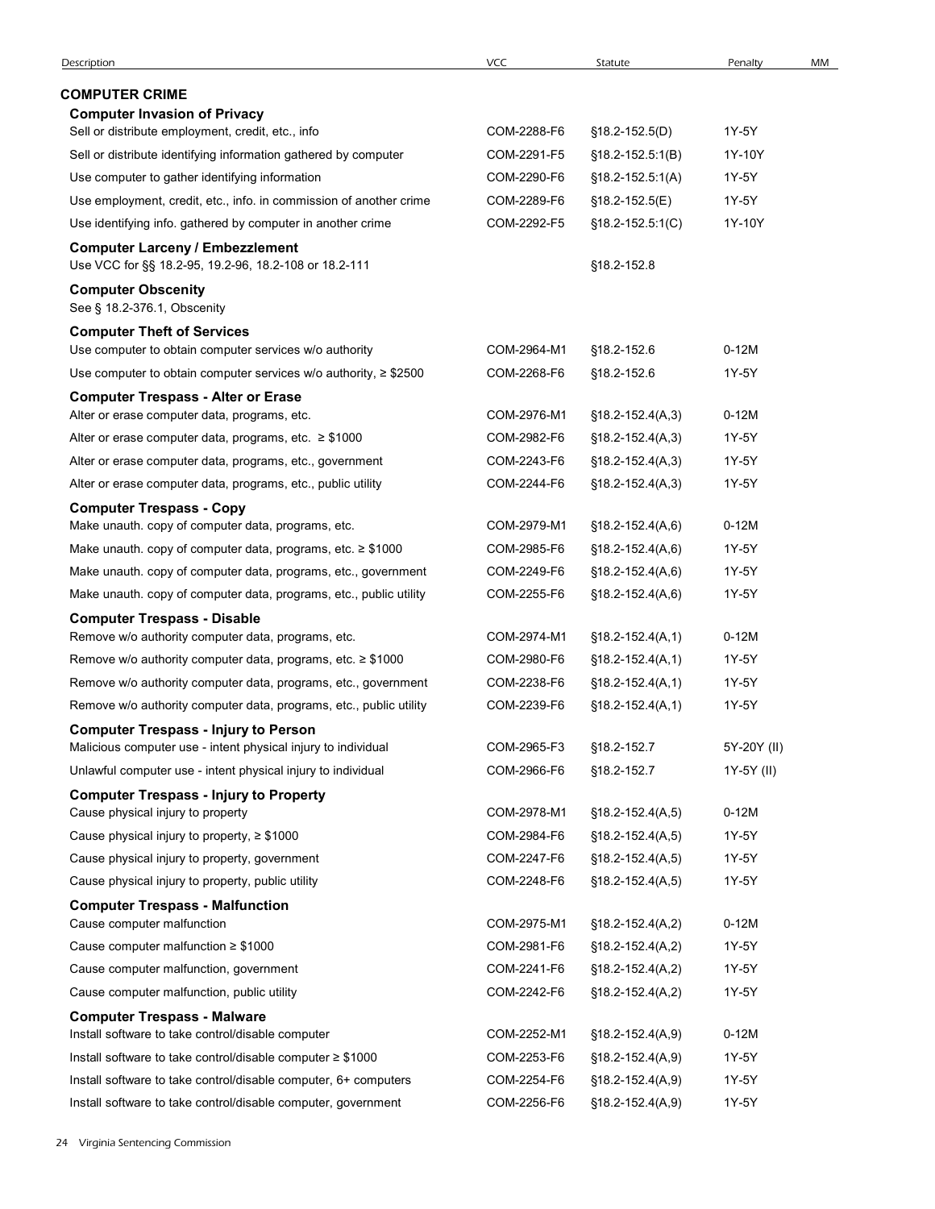| Description | VCC | Statute | Penalty | MM |
|---|---|---|---|---|
| **COMPUTER CRIME** | | | | |
| **Computer Invasion of Privacy** | | | | |
| Sell or distribute employment, credit, etc., info | COM-2288-F6 | §18.2-152.5(D) | 1Y-5Y | |
| Sell or distribute identifying information gathered by computer | COM-2291-F5 | §18.2-152.5:1(B) | 1Y-10Y | |
| Use computer to gather identifying information | COM-2290-F6 | §18.2-152.5:1(A) | 1Y-5Y | |
| Use employment, credit, etc., info. in commission of another crime | COM-2289-F6 | §18.2-152.5(E) | 1Y-5Y | |
| Use identifying info. gathered by computer in another crime | COM-2292-F5 | §18.2-152.5:1(C) | 1Y-10Y | |
| **Computer Larceny / Embezzlement** | | | | |
| Use VCC for §§ 18.2-95, 19.2-96, 18.2-108 or 18.2-111 | | §18.2-152.8 | | |
| **Computer Obscenity** | | | | |
| See § 18.2-376.1, Obscenity | | | | |
| **Computer Theft of Services** | | | | |
| Use computer to obtain computer services w/o authority | COM-2964-M1 | §18.2-152.6 | 0-12M | |
| Use computer to obtain computer services w/o authority, ≥ $2500 | COM-2268-F6 | §18.2-152.6 | 1Y-5Y | |
| **Computer Trespass - Alter or Erase** | | | | |
| Alter or erase computer data, programs, etc. | COM-2976-M1 | §18.2-152.4(A,3) | 0-12M | |
| Alter or erase computer data, programs, etc. ≥ $1000 | COM-2982-F6 | §18.2-152.4(A,3) | 1Y-5Y | |
| Alter or erase computer data, programs, etc., government | COM-2243-F6 | §18.2-152.4(A,3) | 1Y-5Y | |
| Alter or erase computer data, programs, etc., public utility | COM-2244-F6 | §18.2-152.4(A,3) | 1Y-5Y | |
| **Computer Trespass - Copy** | | | | |
| Make unauth. copy of computer data, programs, etc. | COM-2979-M1 | §18.2-152.4(A,6) | 0-12M | |
| Make unauth. copy of computer data, programs, etc. ≥ $1000 | COM-2985-F6 | §18.2-152.4(A,6) | 1Y-5Y | |
| Make unauth. copy of computer data, programs, etc., government | COM-2249-F6 | §18.2-152.4(A,6) | 1Y-5Y | |
| Make unauth. copy of computer data, programs, etc., public utility | COM-2255-F6 | §18.2-152.4(A,6) | 1Y-5Y | |
| **Computer Trespass - Disable** | | | | |
| Remove w/o authority computer data, programs, etc. | COM-2974-M1 | §18.2-152.4(A,1) | 0-12M | |
| Remove w/o authority computer data, programs, etc. ≥ $1000 | COM-2980-F6 | §18.2-152.4(A,1) | 1Y-5Y | |
| Remove w/o authority computer data, programs, etc., government | COM-2238-F6 | §18.2-152.4(A,1) | 1Y-5Y | |
| Remove w/o authority computer data, programs, etc., public utility | COM-2239-F6 | §18.2-152.4(A,1) | 1Y-5Y | |
| **Computer Trespass - Injury to Person** | | | | |
| Malicious computer use - intent physical injury to individual | COM-2965-F3 | §18.2-152.7 | 5Y-20Y (II) | |
| Unlawful computer use - intent physical injury to individual | COM-2966-F6 | §18.2-152.7 | 1Y-5Y (II) | |
| **Computer Trespass - Injury to Property** | | | | |
| Cause physical injury to property | COM-2978-M1 | §18.2-152.4(A,5) | 0-12M | |
| Cause physical injury to property, ≥ $1000 | COM-2984-F6 | §18.2-152.4(A,5) | 1Y-5Y | |
| Cause physical injury to property, government | COM-2247-F6 | §18.2-152.4(A,5) | 1Y-5Y | |
| Cause physical injury to property, public utility | COM-2248-F6 | §18.2-152.4(A,5) | 1Y-5Y | |
| **Computer Trespass - Malfunction** | | | | |
| Cause computer malfunction | COM-2975-M1 | §18.2-152.4(A,2) | 0-12M | |
| Cause computer malfunction ≥ $1000 | COM-2981-F6 | §18.2-152.4(A,2) | 1Y-5Y | |
| Cause computer malfunction, government | COM-2241-F6 | §18.2-152.4(A,2) | 1Y-5Y | |
| Cause computer malfunction, public utility | COM-2242-F6 | §18.2-152.4(A,2) | 1Y-5Y | |
| **Computer Trespass - Malware** | | | | |
| Install software to take control/disable computer | COM-2252-M1 | §18.2-152.4(A,9) | 0-12M | |
| Install software to take control/disable computer ≥ $1000 | COM-2253-F6 | §18.2-152.4(A,9) | 1Y-5Y | |
| Install software to take control/disable computer, 6+ computers | COM-2254-F6 | §18.2-152.4(A,9) | 1Y-5Y | |
| Install software to take control/disable computer, government | COM-2256-F6 | §18.2-152.4(A,9) | 1Y-5Y | |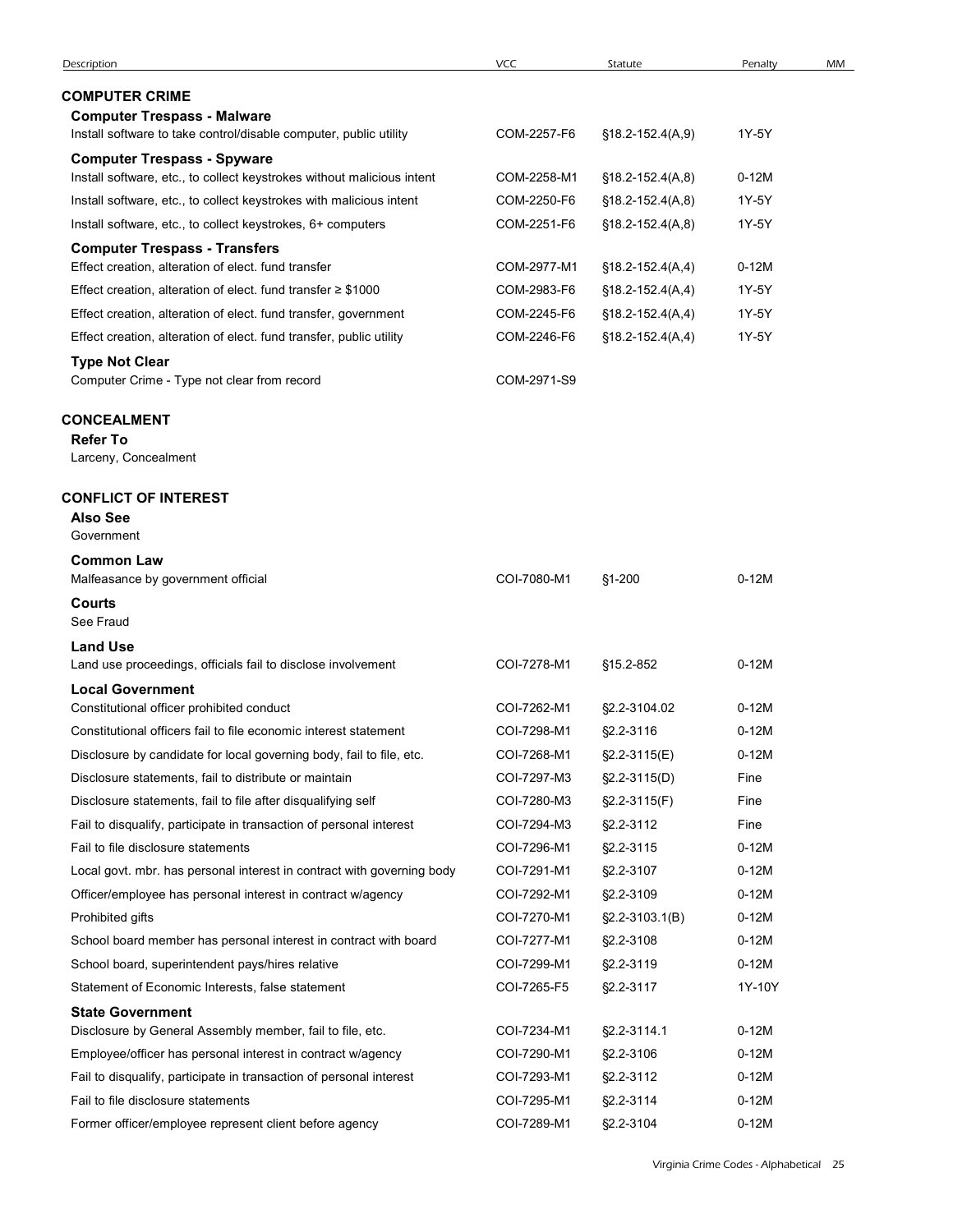| Description | VCC | Statute | Penalty | MM |
|---|---|---|---|---|
| **COMPUTER CRIME** | | | | |
| **Computer Trespass - Malware** | | | | |
| Install software to take control/disable computer, public utility | COM-2257-F6 | §18.2-152.4(A,9) | 1Y-5Y | |
| **Computer Trespass - Spyware** | | | | |
| Install software, etc., to collect keystrokes without malicious intent | COM-2258-M1 | §18.2-152.4(A,8) | 0-12M | |
| Install software, etc., to collect keystrokes with malicious intent | COM-2250-F6 | §18.2-152.4(A,8) | 1Y-5Y | |
| Install software, etc., to collect keystrokes, 6+ computers | COM-2251-F6 | §18.2-152.4(A,8) | 1Y-5Y | |
| **Computer Trespass - Transfers** | | | | |
| Effect creation, alteration of elect. fund transfer | COM-2977-M1 | §18.2-152.4(A,4) | 0-12M | |
| Effect creation, alteration of elect. fund transfer ≥ $1000 | COM-2983-F6 | §18.2-152.4(A,4) | 1Y-5Y | |
| Effect creation, alteration of elect. fund transfer, government | COM-2245-F6 | §18.2-152.4(A,4) | 1Y-5Y | |
| Effect creation, alteration of elect. fund transfer, public utility | COM-2246-F6 | §18.2-152.4(A,4) | 1Y-5Y | |
| **Type Not Clear** | | | | |
| Computer Crime - Type not clear from record | COM-2971-S9 | | | |
| **CONCEALMENT** | | | | |
| **Refer To** | | | | |
| Larceny, Concealment | | | | |
| **CONFLICT OF INTEREST** | | | | |
| **Also See** | | | | |
| Government | | | | |
| **Common Law** | | | | |
| Malfeasance by government official | COI-7080-M1 | §1-200 | 0-12M | |
| **Courts** | | | | |
| See Fraud | | | | |
| **Land Use** | | | | |
| Land use proceedings, officials fail to disclose involvement | COI-7278-M1 | §15.2-852 | 0-12M | |
| **Local Government** | | | | |
| Constitutional officer prohibited conduct | COI-7262-M1 | §2.2-3104.02 | 0-12M | |
| Constitutional officers fail to file economic interest statement | COI-7298-M1 | §2.2-3116 | 0-12M | |
| Disclosure by candidate for local governing body, fail to file, etc. | COI-7268-M1 | §2.2-3115(E) | 0-12M | |
| Disclosure statements, fail to distribute or maintain | COI-7297-M3 | §2.2-3115(D) | Fine | |
| Disclosure statements, fail to file after disqualifying self | COI-7280-M3 | §2.2-3115(F) | Fine | |
| Fail to disqualify, participate in transaction of personal interest | COI-7294-M3 | §2.2-3112 | Fine | |
| Fail to file disclosure statements | COI-7296-M1 | §2.2-3115 | 0-12M | |
| Local govt. mbr. has personal interest in contract with governing body | COI-7291-M1 | §2.2-3107 | 0-12M | |
| Officer/employee has personal interest in contract w/agency | COI-7292-M1 | §2.2-3109 | 0-12M | |
| Prohibited gifts | COI-7270-M1 | §2.2-3103.1(B) | 0-12M | |
| School board member has personal interest in contract with board | COI-7277-M1 | §2.2-3108 | 0-12M | |
| School board, superintendent pays/hires relative | COI-7299-M1 | §2.2-3119 | 0-12M | |
| Statement of Economic Interests, false statement | COI-7265-F5 | §2.2-3117 | 1Y-10Y | |
| **State Government** | | | | |
| Disclosure by General Assembly member, fail to file, etc. | COI-7234-M1 | §2.2-3114.1 | 0-12M | |
| Employee/officer has personal interest in contract w/agency | COI-7290-M1 | §2.2-3106 | 0-12M | |
| Fail to disqualify, participate in transaction of personal interest | COI-7293-M1 | §2.2-3112 | 0-12M | |
| Fail to file disclosure statements | COI-7295-M1 | §2.2-3114 | 0-12M | |
| Former officer/employee represent client before agency | COI-7289-M1 | §2.2-3104 | 0-12M | |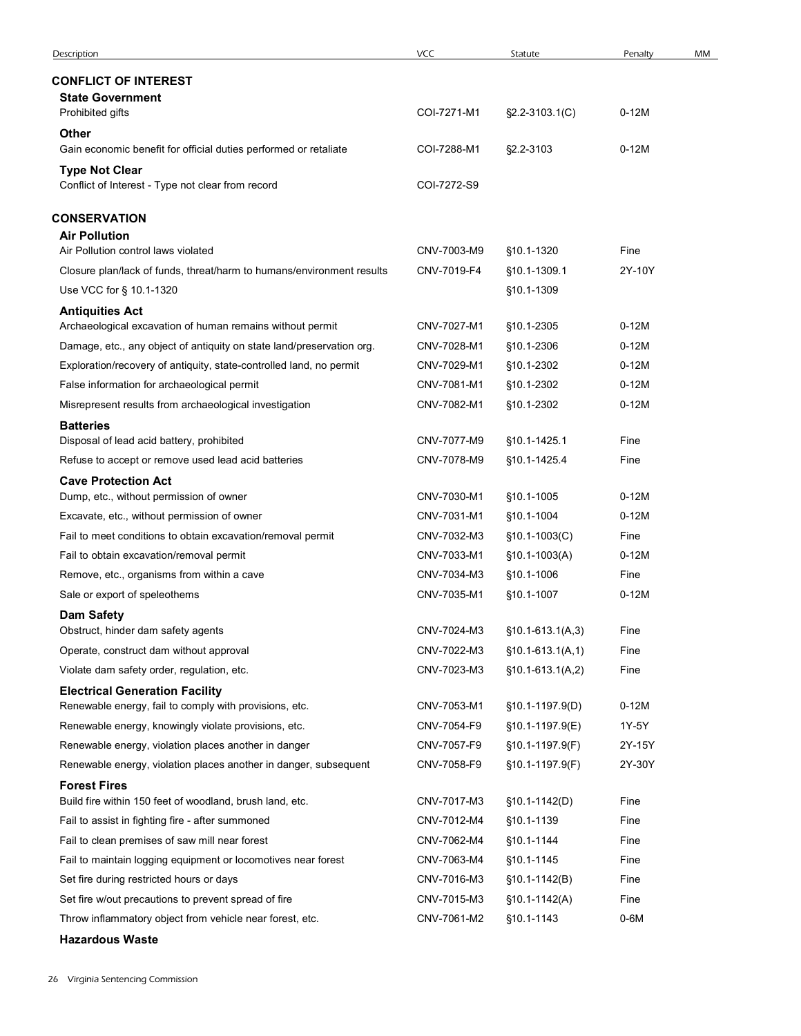| Description | VCC | Statute | Penalty | MM |
|---|---|---|---|---|
| **CONFLICT OF INTEREST** | | | | |
| **State Government** | | | | |
| Prohibited gifts | COI-7271-M1 | §2.2-3103.1(C) | 0-12M | |
| **Other** | | | | |
| Gain economic benefit for official duties performed or retaliate | COI-7288-M1 | §2.2-3103 | 0-12M | |
| **Type Not Clear** | | | | |
| Conflict of Interest - Type not clear from record | COI-7272-S9 | | | |
| **CONSERVATION** | | | | |
| **Air Pollution** | | | | |
| Air Pollution control laws violated | CNV-7003-M9 | §10.1-1320 | Fine | |
| Closure plan/lack of funds, threat/harm to humans/environment results | CNV-7019-F4 | §10.1-1309.1 | 2Y-10Y | |
| Use VCC for § 10.1-1320 | | §10.1-1309 | | |
| **Antiquities Act** | | | | |
| Archaeological excavation of human remains without permit | CNV-7027-M1 | §10.1-2305 | 0-12M | |
| Damage, etc., any object of antiquity on state land/preservation org. | CNV-7028-M1 | §10.1-2306 | 0-12M | |
| Exploration/recovery of antiquity, state-controlled land, no permit | CNV-7029-M1 | §10.1-2302 | 0-12M | |
| False information for archaeological permit | CNV-7081-M1 | §10.1-2302 | 0-12M | |
| Misrepresent results from archaeological investigation | CNV-7082-M1 | §10.1-2302 | 0-12M | |
| **Batteries** | | | | |
| Disposal of lead acid battery, prohibited | CNV-7077-M9 | §10.1-1425.1 | Fine | |
| Refuse to accept or remove used lead acid batteries | CNV-7078-M9 | §10.1-1425.4 | Fine | |
| **Cave Protection Act** | | | | |
| Dump, etc., without permission of owner | CNV-7030-M1 | §10.1-1005 | 0-12M | |
| Excavate, etc., without permission of owner | CNV-7031-M1 | §10.1-1004 | 0-12M | |
| Fail to meet conditions to obtain excavation/removal permit | CNV-7032-M3 | §10.1-1003(C) | Fine | |
| Fail to obtain excavation/removal permit | CNV-7033-M1 | §10.1-1003(A) | 0-12M | |
| Remove, etc., organisms from within a cave | CNV-7034-M3 | §10.1-1006 | Fine | |
| Sale or export of speleothems | CNV-7035-M1 | §10.1-1007 | 0-12M | |
| **Dam Safety** | | | | |
| Obstruct, hinder dam safety agents | CNV-7024-M3 | §10.1-613.1(A,3) | Fine | |
| Operate, construct dam without approval | CNV-7022-M3 | §10.1-613.1(A,1) | Fine | |
| Violate dam safety order, regulation, etc. | CNV-7023-M3 | §10.1-613.1(A,2) | Fine | |
| **Electrical Generation Facility** | | | | |
| Renewable energy, fail to comply with provisions, etc. | CNV-7053-M1 | §10.1-1197.9(D) | 0-12M | |
| Renewable energy, knowingly violate provisions, etc. | CNV-7054-F9 | §10.1-1197.9(E) | 1Y-5Y | |
| Renewable energy, violation places another in danger | CNV-7057-F9 | §10.1-1197.9(F) | 2Y-15Y | |
| Renewable energy, violation places another in danger, subsequent | CNV-7058-F9 | §10.1-1197.9(F) | 2Y-30Y | |
| **Forest Fires** | | | | |
| Build fire within 150 feet of woodland, brush land, etc. | CNV-7017-M3 | §10.1-1142(D) | Fine | |
| Fail to assist in fighting fire - after summoned | CNV-7012-M4 | §10.1-1139 | Fine | |
| Fail to clean premises of saw mill near forest | CNV-7062-M4 | §10.1-1144 | Fine | |
| Fail to maintain logging equipment or locomotives near forest | CNV-7063-M4 | §10.1-1145 | Fine | |
| Set fire during restricted hours or days | CNV-7016-M3 | §10.1-1142(B) | Fine | |
| Set fire w/out precautions to prevent spread of fire | CNV-7015-M3 | §10.1-1142(A) | Fine | |
| Throw inflammatory object from vehicle near forest, etc. | CNV-7061-M2 | §10.1-1143 | 0-6M | |
| **Hazardous Waste** | | | | |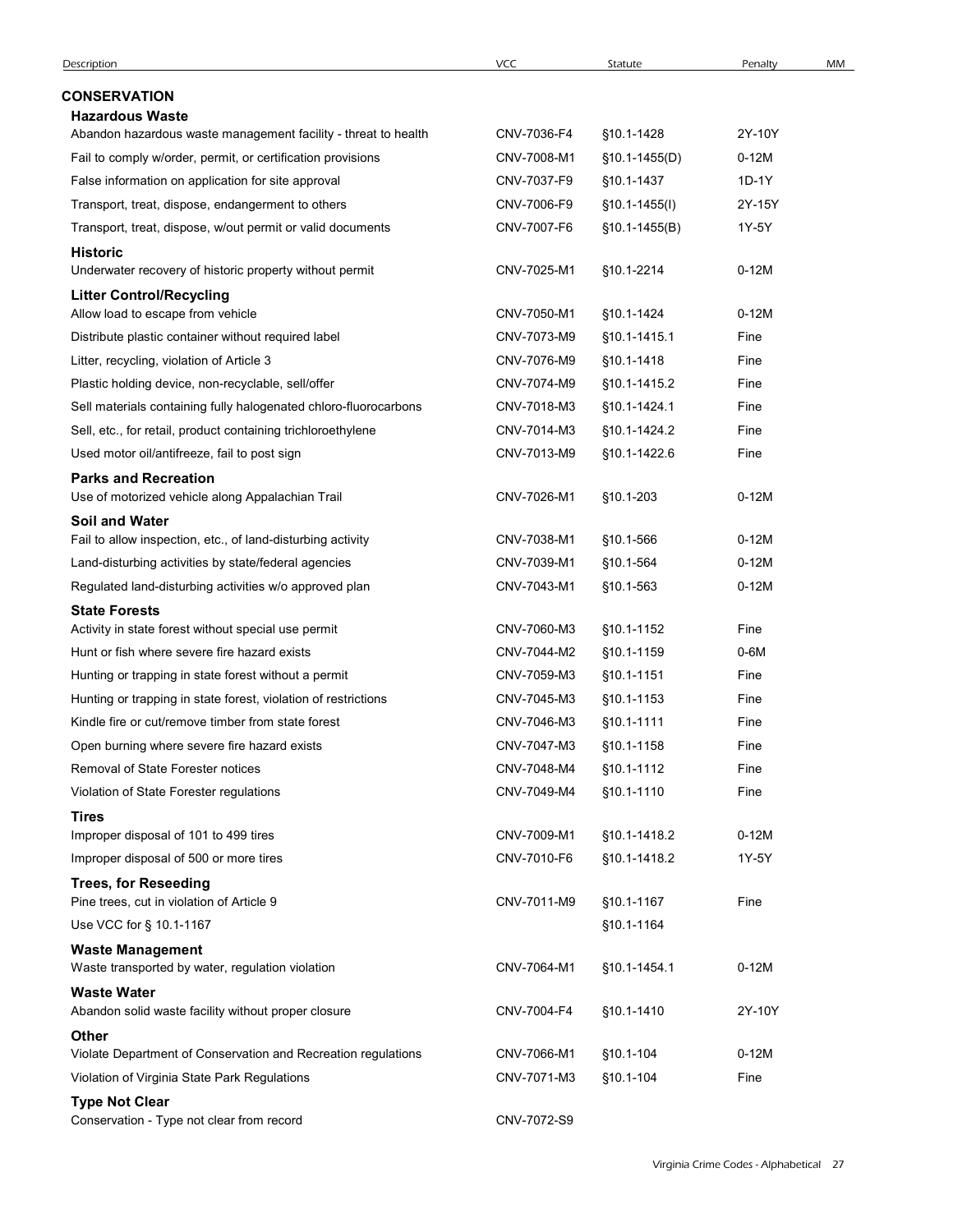| Description | VCC | Statute | Penalty | MM |
|---|---|---|---|---|
| **CONSERVATION** | | | | |
| **Hazardous Waste** | | | | |
| Abandon hazardous waste management facility - threat to health | CNV-7036-F4 | §10.1-1428 | 2Y-10Y | |
| Fail to comply w/order, permit, or certification provisions | CNV-7008-M1 | §10.1-1455(D) | 0-12M | |
| False information on application for site approval | CNV-7037-F9 | §10.1-1437 | 1D-1Y | |
| Transport, treat, dispose, endangerment to others | CNV-7006-F9 | §10.1-1455(I) | 2Y-15Y | |
| Transport, treat, dispose, w/out permit or valid documents | CNV-7007-F6 | §10.1-1455(B) | 1Y-5Y | |
| **Historic** | | | | |
| Underwater recovery of historic property without permit | CNV-7025-M1 | §10.1-2214 | 0-12M | |
| **Litter Control/Recycling** | | | | |
| Allow load to escape from vehicle | CNV-7050-M1 | §10.1-1424 | 0-12M | |
| Distribute plastic container without required label | CNV-7073-M9 | §10.1-1415.1 | Fine | |
| Litter, recycling, violation of Article 3 | CNV-7076-M9 | §10.1-1418 | Fine | |
| Plastic holding device, non-recyclable, sell/offer | CNV-7074-M9 | §10.1-1415.2 | Fine | |
| Sell materials containing fully halogenated chloro-fluorocarbons | CNV-7018-M3 | §10.1-1424.1 | Fine | |
| Sell, etc., for retail, product containing trichloroethylene | CNV-7014-M3 | §10.1-1424.2 | Fine | |
| Used motor oil/antifreeze, fail to post sign | CNV-7013-M9 | §10.1-1422.6 | Fine | |
| **Parks and Recreation** | | | | |
| Use of motorized vehicle along Appalachian Trail | CNV-7026-M1 | §10.1-203 | 0-12M | |
| **Soil and Water** | | | | |
| Fail to allow inspection, etc., of land-disturbing activity | CNV-7038-M1 | §10.1-566 | 0-12M | |
| Land-disturbing activities by state/federal agencies | CNV-7039-M1 | §10.1-564 | 0-12M | |
| Regulated land-disturbing activities w/o approved plan | CNV-7043-M1 | §10.1-563 | 0-12M | |
| **State Forests** | | | | |
| Activity in state forest without special use permit | CNV-7060-M3 | §10.1-1152 | Fine | |
| Hunt or fish where severe fire hazard exists | CNV-7044-M2 | §10.1-1159 | 0-6M | |
| Hunting or trapping in state forest without a permit | CNV-7059-M3 | §10.1-1151 | Fine | |
| Hunting or trapping in state forest, violation of restrictions | CNV-7045-M3 | §10.1-1153 | Fine | |
| Kindle fire or cut/remove timber from state forest | CNV-7046-M3 | §10.1-1111 | Fine | |
| Open burning where severe fire hazard exists | CNV-7047-M3 | §10.1-1158 | Fine | |
| Removal of State Forester notices | CNV-7048-M4 | §10.1-1112 | Fine | |
| Violation of State Forester regulations | CNV-7049-M4 | §10.1-1110 | Fine | |
| **Tires** | | | | |
| Improper disposal of 101 to 499 tires | CNV-7009-M1 | §10.1-1418.2 | 0-12M | |
| Improper disposal of 500 or more tires | CNV-7010-F6 | §10.1-1418.2 | 1Y-5Y | |
| **Trees, for Reseeding** | | | | |
| Pine trees, cut in violation of Article 9 | CNV-7011-M9 | §10.1-1167 | Fine | |
| Use VCC for § 10.1-1167 | | §10.1-1164 | | |
| **Waste Management** | | | | |
| Waste transported by water, regulation violation | CNV-7064-M1 | §10.1-1454.1 | 0-12M | |
| **Waste Water** | | | | |
| Abandon solid waste facility without proper closure | CNV-7004-F4 | §10.1-1410 | 2Y-10Y | |
| **Other** | | | | |
| Violate Department of Conservation and Recreation regulations | CNV-7066-M1 | §10.1-104 | 0-12M | |
| Violation of Virginia State Park Regulations | CNV-7071-M3 | §10.1-104 | Fine | |
| **Type Not Clear** | | | | |
| Conservation - Type not clear from record | CNV-7072-S9 | | | |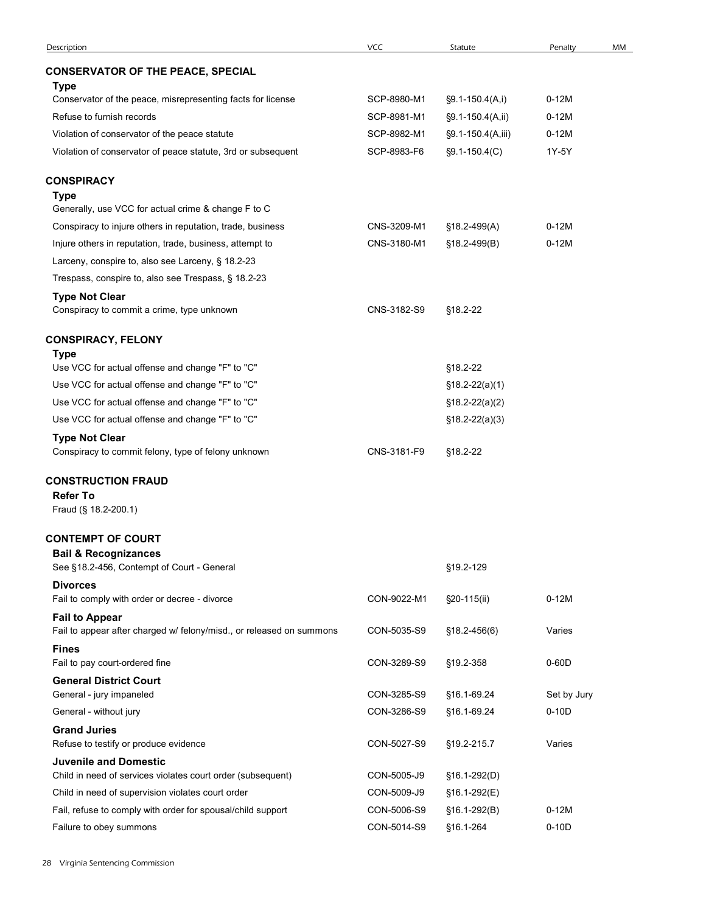| Description | VCC | Statute | Penalty | MM |
|---|---|---|---|---|
| **CONSERVATOR OF THE PEACE, SPECIAL** | | | | |
| **Type** | | | | |
| Conservator of the peace, misrepresenting facts for license | SCP-8980-M1 | §9.1-150.4(A,i) | 0-12M | |
| Refuse to furnish records | SCP-8981-M1 | §9.1-150.4(A,ii) | 0-12M | |
| Violation of conservator of the peace statute | SCP-8982-M1 | §9.1-150.4(A,iii) | 0-12M | |
| Violation of conservator of peace statute, 3rd or subsequent | SCP-8983-F6 | §9.1-150.4(C) | 1Y-5Y | |
| **CONSPIRACY** | | | | |
| **Type** | | | | |
| Generally, use VCC for actual crime & change F to C | | | | |
| Conspiracy to injure others in reputation, trade, business | CNS-3209-M1 | §18.2-499(A) | 0-12M | |
| Injure others in reputation, trade, business, attempt to | CNS-3180-M1 | §18.2-499(B) | 0-12M | |
| Larceny, conspire to, also see Larceny, § 18.2-23 | | | | |
| Trespass, conspire to, also see Trespass, § 18.2-23 | | | | |
| **Type Not Clear** | | | | |
| Conspiracy to commit a crime, type unknown | CNS-3182-S9 | §18.2-22 | | |
| **CONSPIRACY, FELONY** | | | | |
| **Type** | | | | |
| Use VCC for actual offense and change "F" to "C" | | §18.2-22 | | |
| Use VCC for actual offense and change "F" to "C" | | §18.2-22(a)(1) | | |
| Use VCC for actual offense and change "F" to "C" | | §18.2-22(a)(2) | | |
| Use VCC for actual offense and change "F" to "C" | | §18.2-22(a)(3) | | |
| **Type Not Clear** | | | | |
| Conspiracy to commit felony, type of felony unknown | CNS-3181-F9 | §18.2-22 | | |
| **CONSTRUCTION FRAUD** | | | | |
| **Refer To** | | | | |
| Fraud (§ 18.2-200.1) | | | | |
| **CONTEMPT OF COURT** | | | | |
| **Bail & Recognizances** | | | | |
| See §18.2-456, Contempt of Court - General | | §19.2-129 | | |
| **Divorces** | | | | |
| Fail to comply with order or decree - divorce | CON-9022-M1 | §20-115(ii) | 0-12M | |
| **Fail to Appear** | | | | |
| Fail to appear after charged w/ felony/misd., or released on summons | CON-5035-S9 | §18.2-456(6) | Varies | |
| **Fines** | | | | |
| Fail to pay court-ordered fine | CON-3289-S9 | §19.2-358 | 0-60D | |
| **General District Court** | | | | |
| General - jury impaneled | CON-3285-S9 | §16.1-69.24 | Set by Jury | |
| General - without jury | CON-3286-S9 | §16.1-69.24 | 0-10D | |
| **Grand Juries** | | | | |
| Refuse to testify or produce evidence | CON-5027-S9 | §19.2-215.7 | Varies | |
| **Juvenile and Domestic** | | | | |
| Child in need of services violates court order (subsequent) | CON-5005-J9 | §16.1-292(D) | | |
| Child in need of supervision violates court order | CON-5009-J9 | §16.1-292(E) | | |
| Fail, refuse to comply with order for spousal/child support | CON-5006-S9 | §16.1-292(B) | 0-12M | |
| Failure to obey summons | CON-5014-S9 | §16.1-264 | 0-10D | |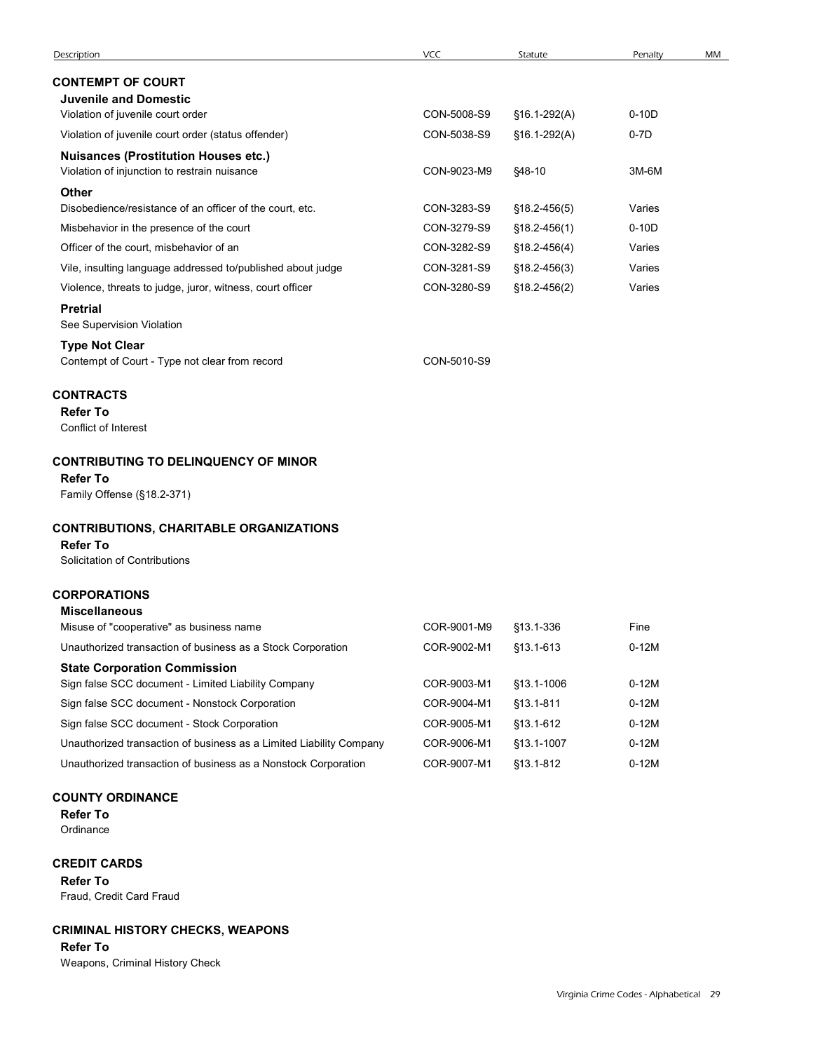| Description | VCC | Statute | Penalty | MM |
|---|---|---|---|---|

## CONTEMPT OF COURT

**Juvenile and Domestic**

| Description | VCC | Statute | Penalty | MM |
|---|---|---|---|---|
| Violation of juvenile court order | CON-5008-S9 | §16.1-292(A) | 0-10D | |
| Violation of juvenile court order (status offender) | CON-5038-S9 | §16.1-292(A) | 0-7D | |

**Nuisances (Prostitution Houses etc.)**

| Description | VCC | Statute | Penalty | MM |
|---|---|---|---|---|
| Violation of injunction to restrain nuisance | CON-9023-M9 | §48-10 | 3M-6M | |

**Other**

| Description | VCC | Statute | Penalty | MM |
|---|---|---|---|---|
| Disobedience/resistance of an officer of the court, etc. | CON-3283-S9 | §18.2-456(5) | Varies | |
| Misbehavior in the presence of the court | CON-3279-S9 | §18.2-456(1) | 0-10D | |
| Officer of the court, misbehavior of an | CON-3282-S9 | §18.2-456(4) | Varies | |
| Vile, insulting language addressed to/published about judge | CON-3281-S9 | §18.2-456(3) | Varies | |
| Violence, threats to judge, juror, witness, court officer | CON-3280-S9 | §18.2-456(2) | Varies | |

**Pretrial**

See Supervision Violation

**Type Not Clear**

| Description | VCC | Statute | Penalty | MM |
|---|---|---|---|---|
| Contempt of Court - Type not clear from record | CON-5010-S9 | | | |

## CONTRACTS

**Refer To**

Conflict of Interest

## CONTRIBUTING TO DELINQUENCY OF MINOR

**Refer To**

Family Offense (§18.2-371)

## CONTRIBUTIONS, CHARITABLE ORGANIZATIONS

**Refer To**

Solicitation of Contributions

## CORPORATIONS

**Miscellaneous**

| Description | VCC | Statute | Penalty | MM |
|---|---|---|---|---|
| Misuse of "cooperative" as business name | COR-9001-M9 | §13.1-336 | Fine | |
| Unauthorized transaction of business as a Stock Corporation | COR-9002-M1 | §13.1-613 | 0-12M | |

**State Corporation Commission**

| Description | VCC | Statute | Penalty | MM |
|---|---|---|---|---|
| Sign false SCC document - Limited Liability Company | COR-9003-M1 | §13.1-1006 | 0-12M | |
| Sign false SCC document - Nonstock Corporation | COR-9004-M1 | §13.1-811 | 0-12M | |
| Sign false SCC document - Stock Corporation | COR-9005-M1 | §13.1-612 | 0-12M | |
| Unauthorized transaction of business as a Limited Liability Company | COR-9006-M1 | §13.1-1007 | 0-12M | |
| Unauthorized transaction of business as a Nonstock Corporation | COR-9007-M1 | §13.1-812 | 0-12M | |

## COUNTY ORDINANCE

**Refer To**

Ordinance

## CREDIT CARDS

**Refer To**

Fraud, Credit Card Fraud

## CRIMINAL HISTORY CHECKS, WEAPONS

**Refer To**

Weapons, Criminal History Check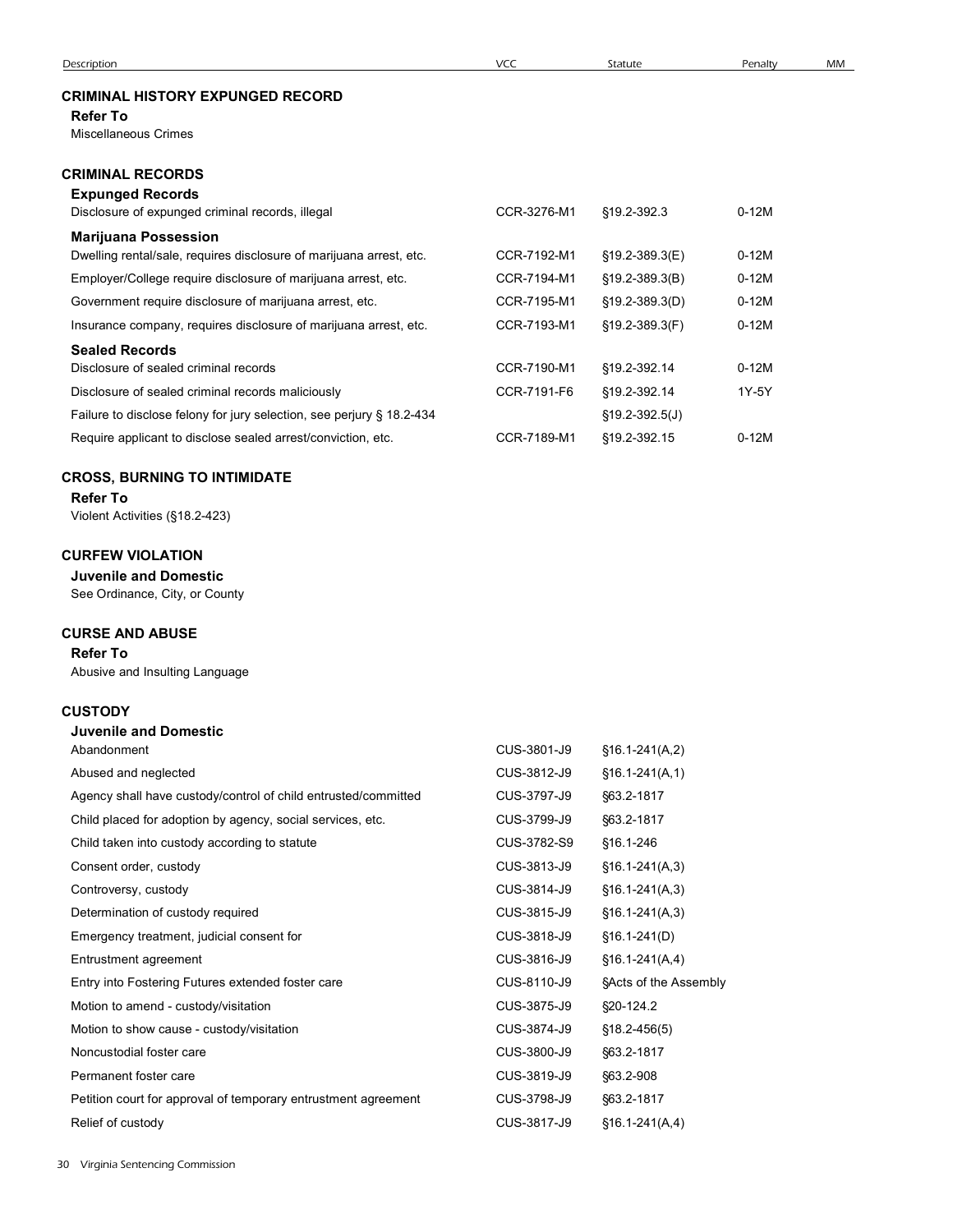| Description | VCC | Statute | Penalty | MM |
|---|---|---|---|---|
| **CRIMINAL HISTORY EXPUNGED RECORD** | | | | |
| **Refer To** | | | | |
| Miscellaneous Crimes | | | | |
| **CRIMINAL RECORDS** | | | | |
| **Expunged Records** | | | | |
| Disclosure of expunged criminal records, illegal | CCR-3276-M1 | §19.2-392.3 | 0-12M | |
| **Marijuana Possession** | | | | |
| Dwelling rental/sale, requires disclosure of marijuana arrest, etc. | CCR-7192-M1 | §19.2-389.3(E) | 0-12M | |
| Employer/College require disclosure of marijuana arrest, etc. | CCR-7194-M1 | §19.2-389.3(B) | 0-12M | |
| Government require disclosure of marijuana arrest, etc. | CCR-7195-M1 | §19.2-389.3(D) | 0-12M | |
| Insurance company, requires disclosure of marijuana arrest, etc. | CCR-7193-M1 | §19.2-389.3(F) | 0-12M | |
| **Sealed Records** | | | | |
| Disclosure of sealed criminal records | CCR-7190-M1 | §19.2-392.14 | 0-12M | |
| Disclosure of sealed criminal records maliciously | CCR-7191-F6 | §19.2-392.14 | 1Y-5Y | |
| Failure to disclose felony for jury selection, see perjury § 18.2-434 | | §19.2-392.5(J) | | |
| Require applicant to disclose sealed arrest/conviction, etc. | CCR-7189-M1 | §19.2-392.15 | 0-12M | |
| **CROSS, BURNING TO INTIMIDATE** | | | | |
| **Refer To** | | | | |
| Violent Activities (§18.2-423) | | | | |
| **CURFEW VIOLATION** | | | | |
| **Juvenile and Domestic** | | | | |
| See Ordinance, City, or County | | | | |
| **CURSE AND ABUSE** | | | | |
| **Refer To** | | | | |
| Abusive and Insulting Language | | | | |
| **CUSTODY** | | | | |
| **Juvenile and Domestic** | | | | |
| Abandonment | CUS-3801-J9 | §16.1-241(A,2) | | |
| Abused and neglected | CUS-3812-J9 | §16.1-241(A,1) | | |
| Agency shall have custody/control of child entrusted/committed | CUS-3797-J9 | §63.2-1817 | | |
| Child placed for adoption by agency, social services, etc. | CUS-3799-J9 | §63.2-1817 | | |
| Child taken into custody according to statute | CUS-3782-S9 | §16.1-246 | | |
| Consent order, custody | CUS-3813-J9 | §16.1-241(A,3) | | |
| Controversy, custody | CUS-3814-J9 | §16.1-241(A,3) | | |
| Determination of custody required | CUS-3815-J9 | §16.1-241(A,3) | | |
| Emergency treatment, judicial consent for | CUS-3818-J9 | §16.1-241(D) | | |
| Entrustment agreement | CUS-3816-J9 | §16.1-241(A,4) | | |
| Entry into Fostering Futures extended foster care | CUS-8110-J9 | §Acts of the Assembly | | |
| Motion to amend - custody/visitation | CUS-3875-J9 | §20-124.2 | | |
| Motion to show cause - custody/visitation | CUS-3874-J9 | §18.2-456(5) | | |
| Noncustodial foster care | CUS-3800-J9 | §63.2-1817 | | |
| Permanent foster care | CUS-3819-J9 | §63.2-908 | | |
| Petition court for approval of temporary entrustment agreement | CUS-3798-J9 | §63.2-1817 | | |
| Relief of custody | CUS-3817-J9 | §16.1-241(A,4) | | |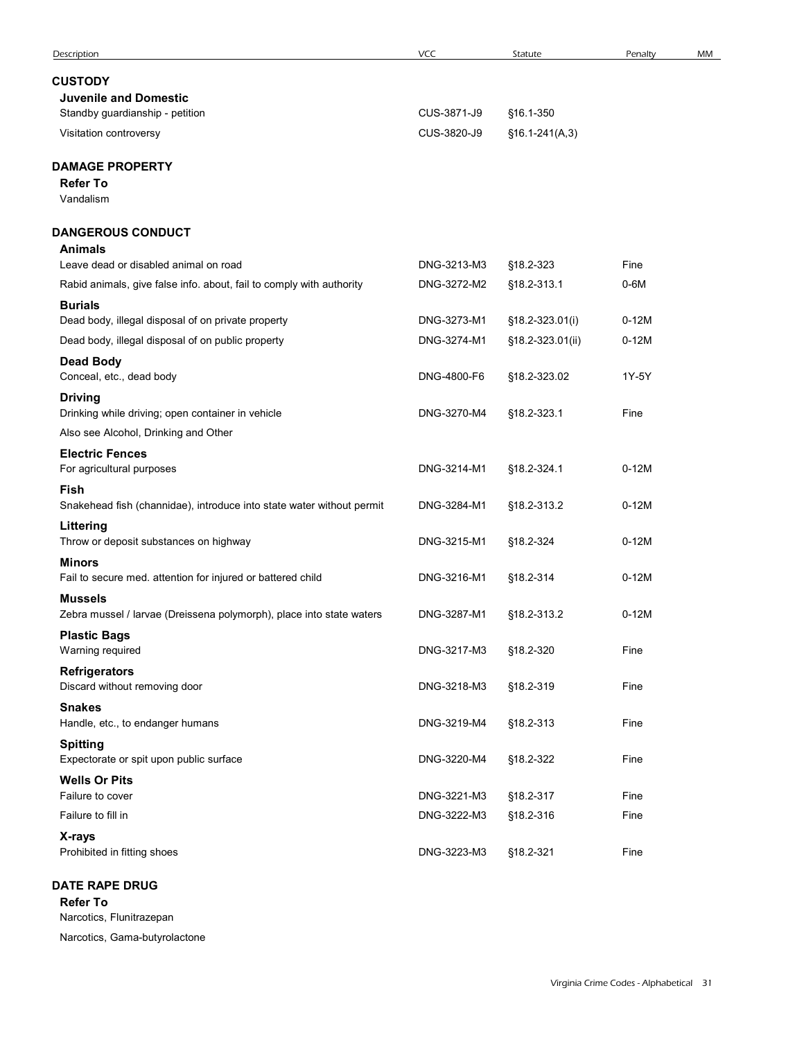| Description | VCC | Statute | Penalty | MM |
| --- | --- | --- | --- | --- |
| **CUSTODY** | | | | |
| **Juvenile and Domestic** | | | | |
| Standby guardianship - petition | CUS-3871-J9 | §16.1-350 | | |
| Visitation controversy | CUS-3820-J9 | §16.1-241(A,3) | | |
| **DAMAGE PROPERTY** | | | | |
| **Refer To** | | | | |
| Vandalism | | | | |
| **DANGEROUS CONDUCT** | | | | |
| **Animals** | | | | |
| Leave dead or disabled animal on road | DNG-3213-M3 | §18.2-323 | Fine | |
| Rabid animals, give false info. about, fail to comply with authority | DNG-3272-M2 | §18.2-313.1 | 0-6M | |
| **Burials** | | | | |
| Dead body, illegal disposal of on private property | DNG-3273-M1 | §18.2-323.01(i) | 0-12M | |
| Dead body, illegal disposal of on public property | DNG-3274-M1 | §18.2-323.01(ii) | 0-12M | |
| **Dead Body** | | | | |
| Conceal, etc., dead body | DNG-4800-F6 | §18.2-323.02 | 1Y-5Y | |
| **Driving** | | | | |
| Drinking while driving; open container in vehicle | DNG-3270-M4 | §18.2-323.1 | Fine | |
| Also see Alcohol, Drinking and Other | | | | |
| **Electric Fences** | | | | |
| For agricultural purposes | DNG-3214-M1 | §18.2-324.1 | 0-12M | |
| **Fish** | | | | |
| Snakehead fish (channidae), introduce into state water without permit | DNG-3284-M1 | §18.2-313.2 | 0-12M | |
| **Littering** | | | | |
| Throw or deposit substances on highway | DNG-3215-M1 | §18.2-324 | 0-12M | |
| **Minors** | | | | |
| Fail to secure med. attention for injured or battered child | DNG-3216-M1 | §18.2-314 | 0-12M | |
| **Mussels** | | | | |
| Zebra mussel / larvae (Dreissena polymorph), place into state waters | DNG-3287-M1 | §18.2-313.2 | 0-12M | |
| **Plastic Bags** | | | | |
| Warning required | DNG-3217-M3 | §18.2-320 | Fine | |
| **Refrigerators** | | | | |
| Discard without removing door | DNG-3218-M3 | §18.2-319 | Fine | |
| **Snakes** | | | | |
| Handle, etc., to endanger humans | DNG-3219-M4 | §18.2-313 | Fine | |
| **Spitting** | | | | |
| Expectorate or spit upon public surface | DNG-3220-M4 | §18.2-322 | Fine | |
| **Wells Or Pits** | | | | |
| Failure to cover | DNG-3221-M3 | §18.2-317 | Fine | |
| Failure to fill in | DNG-3222-M3 | §18.2-316 | Fine | |
| **X-rays** | | | | |
| Prohibited in fitting shoes | DNG-3223-M3 | §18.2-321 | Fine | |
| **DATE RAPE DRUG** | | | | |
| **Refer To** | | | | |
| Narcotics, Flunitrazepan | | | | |
| Narcotics, Gama-butyrolactone | | | | |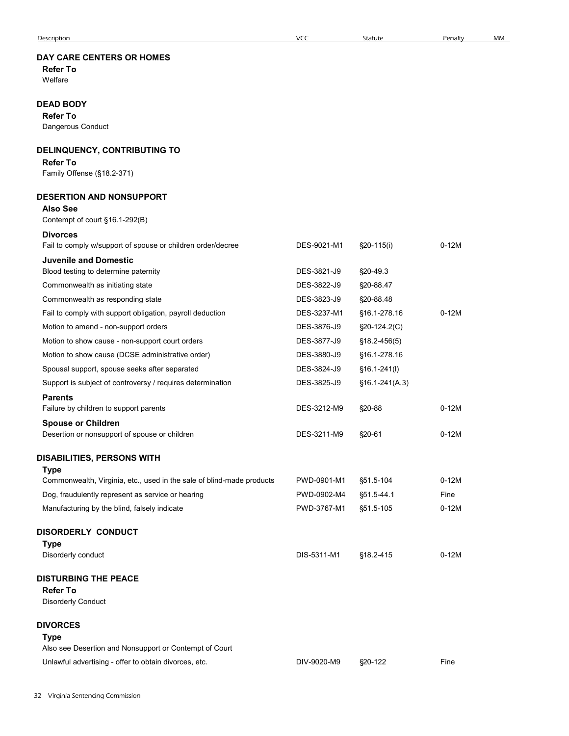| Description | VCC | Statute | Penalty | MM |
|---|---|---|---|---|

## DAY CARE CENTERS OR HOMES

**Refer To**

Welfare

## DEAD BODY

**Refer To**

Dangerous Conduct

## DELINQUENCY, CONTRIBUTING TO

**Refer To**

Family Offense (§18.2-371)

## DESERTION AND NONSUPPORT

**Also See**

Contempt of court §16.1-292(B)

| Description | VCC | Statute | Penalty | MM |
|---|---|---|---|---|
| **Divorces** | | | | |
| Fail to comply w/support of spouse or children order/decree | DES-9021-M1 | §20-115(i) | 0-12M | |
| **Juvenile and Domestic** | | | | |
| Blood testing to determine paternity | DES-3821-J9 | §20-49.3 | | |
| Commonwealth as initiating state | DES-3822-J9 | §20-88.47 | | |
| Commonwealth as responding state | DES-3823-J9 | §20-88.48 | | |
| Fail to comply with support obligation, payroll deduction | DES-3237-M1 | §16.1-278.16 | 0-12M | |
| Motion to amend - non-support orders | DES-3876-J9 | §20-124.2(C) | | |
| Motion to show cause - non-support court orders | DES-3877-J9 | §18.2-456(5) | | |
| Motion to show cause (DCSE administrative order) | DES-3880-J9 | §16.1-278.16 | | |
| Spousal support, spouse seeks after separated | DES-3824-J9 | §16.1-241(I) | | |
| Support is subject of controversy / requires determination | DES-3825-J9 | §16.1-241(A,3) | | |
| **Parents** | | | | |
| Failure by children to support parents | DES-3212-M9 | §20-88 | 0-12M | |
| **Spouse or Children** | | | | |
| Desertion or nonsupport of spouse or children | DES-3211-M9 | §20-61 | 0-12M | |

## DISABILITIES, PERSONS WITH

| Description | VCC | Statute | Penalty | MM |
|---|---|---|---|---|
| **Type** | | | | |
| Commonwealth, Virginia, etc., used in the sale of blind-made products | PWD-0901-M1 | §51.5-104 | 0-12M | |
| Dog, fraudulently represent as service or hearing | PWD-0902-M4 | §51.5-44.1 | Fine | |
| Manufacturing by the blind, falsely indicate | PWD-3767-M1 | §51.5-105 | 0-12M | |

## DISORDERLY CONDUCT

| Description | VCC | Statute | Penalty | MM |
|---|---|---|---|---|
| **Type** | | | | |
| Disorderly conduct | DIS-5311-M1 | §18.2-415 | 0-12M | |

## DISTURBING THE PEACE

**Refer To**

Disorderly Conduct

## DIVORCES

| Description | VCC | Statute | Penalty | MM |
|---|---|---|---|---|
| **Type** | | | | |
| Also see Desertion and Nonsupport or Contempt of Court | | | | |
| Unlawful advertising - offer to obtain divorces, etc. | DIV-9020-M9 | §20-122 | Fine | |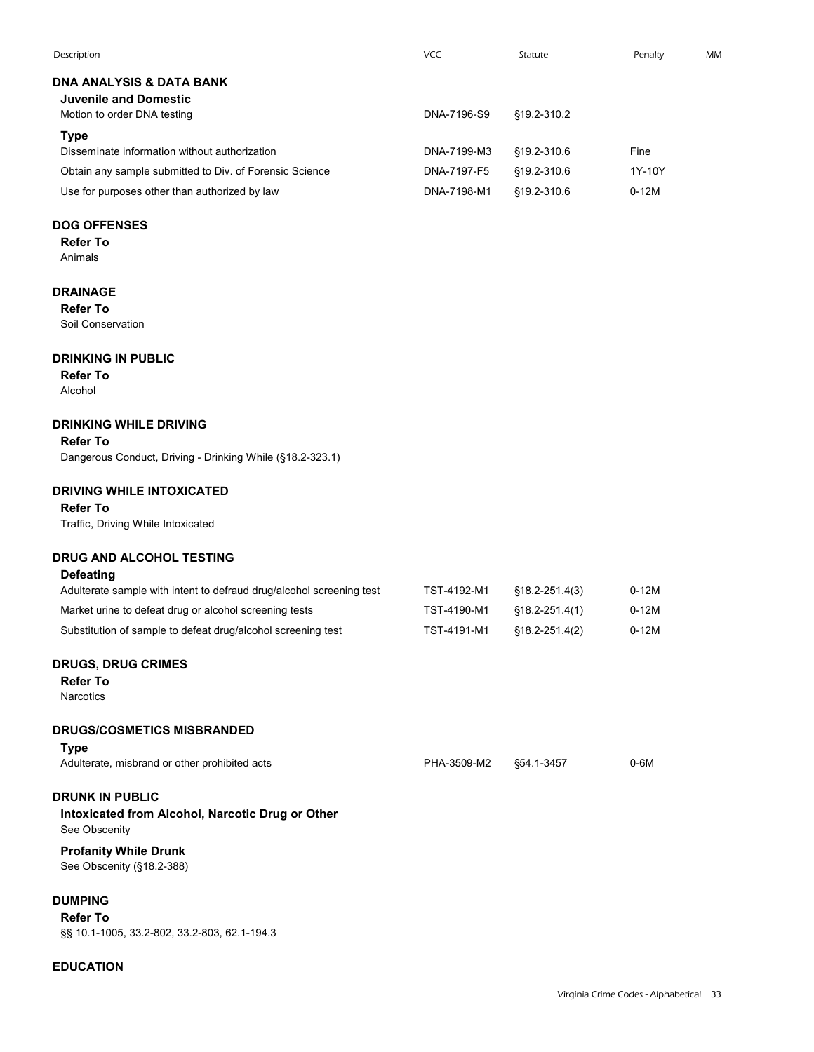| Description | VCC | Statute | Penalty | MM |
|---|---|---|---|---|

## DNA ANALYSIS & DATA BANK

### Juvenile and Domestic

| Description | VCC | Statute | Penalty | MM |
|---|---|---|---|---|
| Motion to order DNA testing | DNA-7196-S9 | §19.2-310.2 | | |

### Type

| Description | VCC | Statute | Penalty | MM |
|---|---|---|---|---|
| Disseminate information without authorization | DNA-7199-M3 | §19.2-310.6 | Fine | |
| Obtain any sample submitted to Div. of Forensic Science | DNA-7197-F5 | §19.2-310.6 | 1Y-10Y | |
| Use for purposes other than authorized by law | DNA-7198-M1 | §19.2-310.6 | 0-12M | |

## DOG OFFENSES

### Refer To

Animals

## DRAINAGE

### Refer To

Soil Conservation

## DRINKING IN PUBLIC

### Refer To

Alcohol

## DRINKING WHILE DRIVING

### Refer To

Dangerous Conduct, Driving - Drinking While (§18.2-323.1)

## DRIVING WHILE INTOXICATED

### Refer To

Traffic, Driving While Intoxicated

## DRUG AND ALCOHOL TESTING

### Defeating

| Description | VCC | Statute | Penalty | MM |
|---|---|---|---|---|
| Adulterate sample with intent to defraud drug/alcohol screening test | TST-4192-M1 | §18.2-251.4(3) | 0-12M | |
| Market urine to defeat drug or alcohol screening tests | TST-4190-M1 | §18.2-251.4(1) | 0-12M | |
| Substitution of sample to defeat drug/alcohol screening test | TST-4191-M1 | §18.2-251.4(2) | 0-12M | |

## DRUGS, DRUG CRIMES

### Refer To

Narcotics

## DRUGS/COSMETICS MISBRANDED

### Type

| Description | VCC | Statute | Penalty | MM |
|---|---|---|---|---|
| Adulterate, misbrand or other prohibited acts | PHA-3509-M2 | §54.1-3457 | 0-6M | |

## DRUNK IN PUBLIC

### Intoxicated from Alcohol, Narcotic Drug or Other

See Obscenity

### Profanity While Drunk

See Obscenity (§18.2-388)

## DUMPING

### Refer To

§§ 10.1-1005, 33.2-802, 33.2-803, 62.1-194.3

## EDUCATION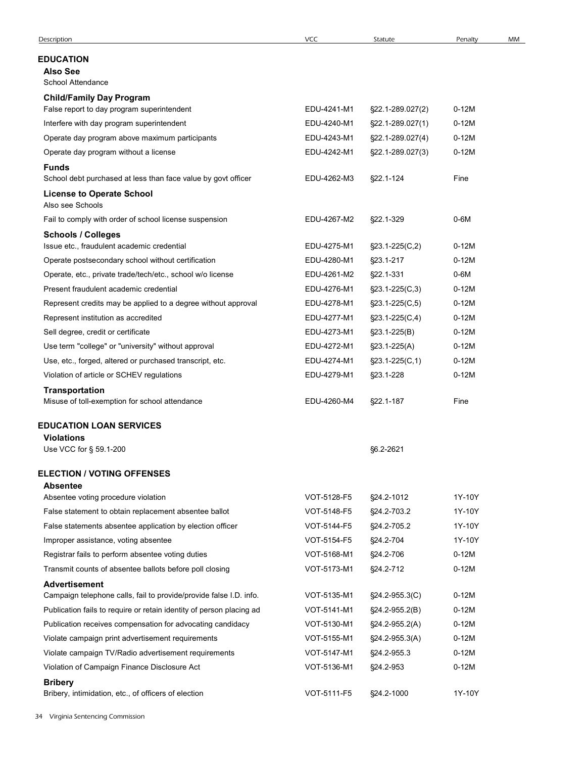| Description | VCC | Statute | Penalty | MM |
|---|---|---|---|---|
| **EDUCATION** | | | | |
| **Also See** | | | | |
| School Attendance | | | | |
| **Child/Family Day Program** | | | | |
| False report to day program superintendent | EDU-4241-M1 | §22.1-289.027(2) | 0-12M | |
| Interfere with day program superintendent | EDU-4240-M1 | §22.1-289.027(1) | 0-12M | |
| Operate day program above maximum participants | EDU-4243-M1 | §22.1-289.027(4) | 0-12M | |
| Operate day program without a license | EDU-4242-M1 | §22.1-289.027(3) | 0-12M | |
| **Funds** | | | | |
| School debt purchased at less than face value by govt officer | EDU-4262-M3 | §22.1-124 | Fine | |
| **License to Operate School** | | | | |
| Also see Schools | | | | |
| Fail to comply with order of school license suspension | EDU-4267-M2 | §22.1-329 | 0-6M | |
| **Schools / Colleges** | | | | |
| Issue etc., fraudulent academic credential | EDU-4275-M1 | §23.1-225(C,2) | 0-12M | |
| Operate postsecondary school without certification | EDU-4280-M1 | §23.1-217 | 0-12M | |
| Operate, etc., private trade/tech/etc., school w/o license | EDU-4261-M2 | §22.1-331 | 0-6M | |
| Present fraudulent academic credential | EDU-4276-M1 | §23.1-225(C,3) | 0-12M | |
| Represent credits may be applied to a degree without approval | EDU-4278-M1 | §23.1-225(C,5) | 0-12M | |
| Represent institution as accredited | EDU-4277-M1 | §23.1-225(C,4) | 0-12M | |
| Sell degree, credit or certificate | EDU-4273-M1 | §23.1-225(B) | 0-12M | |
| Use term "college" or "university" without approval | EDU-4272-M1 | §23.1-225(A) | 0-12M | |
| Use, etc., forged, altered or purchased transcript, etc. | EDU-4274-M1 | §23.1-225(C,1) | 0-12M | |
| Violation of article or SCHEV regulations | EDU-4279-M1 | §23.1-228 | 0-12M | |
| **Transportation** | | | | |
| Misuse of toll-exemption for school attendance | EDU-4260-M4 | §22.1-187 | Fine | |
| **EDUCATION LOAN SERVICES** | | | | |
| **Violations** | | | | |
| Use VCC for § 59.1-200 | | §6.2-2621 | | |
| **ELECTION / VOTING OFFENSES** | | | | |
| **Absentee** | | | | |
| Absentee voting procedure violation | VOT-5128-F5 | §24.2-1012 | 1Y-10Y | |
| False statement to obtain replacement absentee ballot | VOT-5148-F5 | §24.2-703.2 | 1Y-10Y | |
| False statements absentee application by election officer | VOT-5144-F5 | §24.2-705.2 | 1Y-10Y | |
| Improper assistance, voting absentee | VOT-5154-F5 | §24.2-704 | 1Y-10Y | |
| Registrar fails to perform absentee voting duties | VOT-5168-M1 | §24.2-706 | 0-12M | |
| Transmit counts of absentee ballots before poll closing | VOT-5173-M1 | §24.2-712 | 0-12M | |
| **Advertisement** | | | | |
| Campaign telephone calls, fail to provide/provide false I.D. info. | VOT-5135-M1 | §24.2-955.3(C) | 0-12M | |
| Publication fails to require or retain identity of person placing ad | VOT-5141-M1 | §24.2-955.2(B) | 0-12M | |
| Publication receives compensation for advocating candidacy | VOT-5130-M1 | §24.2-955.2(A) | 0-12M | |
| Violate campaign print advertisement requirements | VOT-5155-M1 | §24.2-955.3(A) | 0-12M | |
| Violate campaign TV/Radio advertisement requirements | VOT-5147-M1 | §24.2-955.3 | 0-12M | |
| Violation of Campaign Finance Disclosure Act | VOT-5136-M1 | §24.2-953 | 0-12M | |
| **Bribery** | | | | |
| Bribery, intimidation, etc., of officers of election | VOT-5111-F5 | §24.2-1000 | 1Y-10Y | |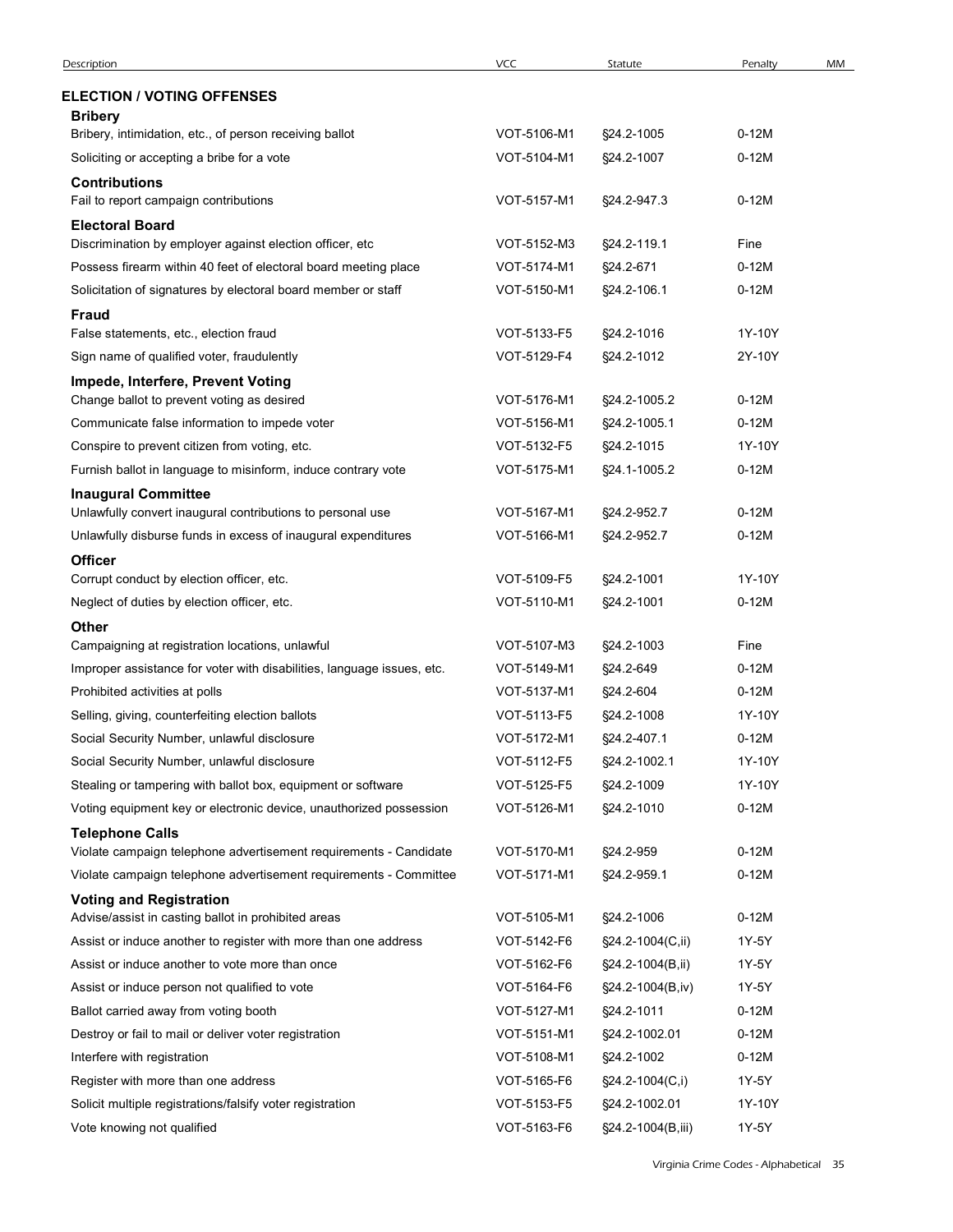| Description | VCC | Statute | Penalty | MM |
|---|---|---|---|---|
| **ELECTION / VOTING OFFENSES** | | | | |
| **Bribery** | | | | |
| Bribery, intimidation, etc., of person receiving ballot | VOT-5106-M1 | §24.2-1005 | 0-12M | |
| Soliciting or accepting a bribe for a vote | VOT-5104-M1 | §24.2-1007 | 0-12M | |
| **Contributions** | | | | |
| Fail to report campaign contributions | VOT-5157-M1 | §24.2-947.3 | 0-12M | |
| **Electoral Board** | | | | |
| Discrimination by employer against election officer, etc | VOT-5152-M3 | §24.2-119.1 | Fine | |
| Possess firearm within 40 feet of electoral board meeting place | VOT-5174-M1 | §24.2-671 | 0-12M | |
| Solicitation of signatures by electoral board member or staff | VOT-5150-M1 | §24.2-106.1 | 0-12M | |
| **Fraud** | | | | |
| False statements, etc., election fraud | VOT-5133-F5 | §24.2-1016 | 1Y-10Y | |
| Sign name of qualified voter, fraudulently | VOT-5129-F4 | §24.2-1012 | 2Y-10Y | |
| **Impede, Interfere, Prevent Voting** | | | | |
| Change ballot to prevent voting as desired | VOT-5176-M1 | §24.2-1005.2 | 0-12M | |
| Communicate false information to impede voter | VOT-5156-M1 | §24.2-1005.1 | 0-12M | |
| Conspire to prevent citizen from voting, etc. | VOT-5132-F5 | §24.2-1015 | 1Y-10Y | |
| Furnish ballot in language to misinform, induce contrary vote | VOT-5175-M1 | §24.1-1005.2 | 0-12M | |
| **Inaugural Committee** | | | | |
| Unlawfully convert inaugural contributions to personal use | VOT-5167-M1 | §24.2-952.7 | 0-12M | |
| Unlawfully disburse funds in excess of inaugural expenditures | VOT-5166-M1 | §24.2-952.7 | 0-12M | |
| **Officer** | | | | |
| Corrupt conduct by election officer, etc. | VOT-5109-F5 | §24.2-1001 | 1Y-10Y | |
| Neglect of duties by election officer, etc. | VOT-5110-M1 | §24.2-1001 | 0-12M | |
| **Other** | | | | |
| Campaigning at registration locations, unlawful | VOT-5107-M3 | §24.2-1003 | Fine | |
| Improper assistance for voter with disabilities, language issues, etc. | VOT-5149-M1 | §24.2-649 | 0-12M | |
| Prohibited activities at polls | VOT-5137-M1 | §24.2-604 | 0-12M | |
| Selling, giving, counterfeiting election ballots | VOT-5113-F5 | §24.2-1008 | 1Y-10Y | |
| Social Security Number, unlawful disclosure | VOT-5172-M1 | §24.2-407.1 | 0-12M | |
| Social Security Number, unlawful disclosure | VOT-5112-F5 | §24.2-1002.1 | 1Y-10Y | |
| Stealing or tampering with ballot box, equipment or software | VOT-5125-F5 | §24.2-1009 | 1Y-10Y | |
| Voting equipment key or electronic device, unauthorized possession | VOT-5126-M1 | §24.2-1010 | 0-12M | |
| **Telephone Calls** | | | | |
| Violate campaign telephone advertisement requirements - Candidate | VOT-5170-M1 | §24.2-959 | 0-12M | |
| Violate campaign telephone advertisement requirements - Committee | VOT-5171-M1 | §24.2-959.1 | 0-12M | |
| **Voting and Registration** | | | | |
| Advise/assist in casting ballot in prohibited areas | VOT-5105-M1 | §24.2-1006 | 0-12M | |
| Assist or induce another to register with more than one address | VOT-5142-F6 | §24.2-1004(C,ii) | 1Y-5Y | |
| Assist or induce another to vote more than once | VOT-5162-F6 | §24.2-1004(B,ii) | 1Y-5Y | |
| Assist or induce person not qualified to vote | VOT-5164-F6 | §24.2-1004(B,iv) | 1Y-5Y | |
| Ballot carried away from voting booth | VOT-5127-M1 | §24.2-1011 | 0-12M | |
| Destroy or fail to mail or deliver voter registration | VOT-5151-M1 | §24.2-1002.01 | 0-12M | |
| Interfere with registration | VOT-5108-M1 | §24.2-1002 | 0-12M | |
| Register with more than one address | VOT-5165-F6 | §24.2-1004(C,i) | 1Y-5Y | |
| Solicit multiple registrations/falsify voter registration | VOT-5153-F5 | §24.2-1002.01 | 1Y-10Y | |
| Vote knowing not qualified | VOT-5163-F6 | §24.2-1004(B,iii) | 1Y-5Y | |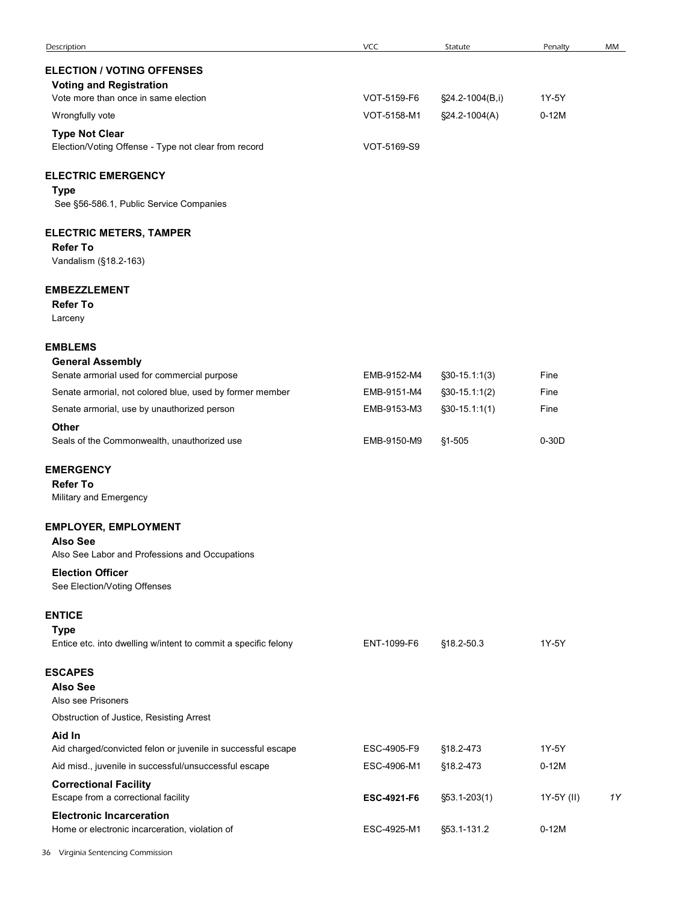| Description | VCC | Statute | Penalty | MM |
|---|---|---|---|---|
| **ELECTION / VOTING OFFENSES** | | | | |
| **Voting and Registration** | | | | |
| Vote more than once in same election | VOT-5159-F6 | §24.2-1004(B,i) | 1Y-5Y | |
| Wrongfully vote | VOT-5158-M1 | §24.2-1004(A) | 0-12M | |
| **Type Not Clear** | | | | |
| Election/Voting Offense - Type not clear from record | VOT-5169-S9 | | | |
| **ELECTRIC EMERGENCY** | | | | |
| **Type** | | | | |
| See §56-586.1, Public Service Companies | | | | |
| **ELECTRIC METERS, TAMPER** | | | | |
| **Refer To** | | | | |
| Vandalism (§18.2-163) | | | | |
| **EMBEZZLEMENT** | | | | |
| **Refer To** | | | | |
| Larceny | | | | |
| **EMBLEMS** | | | | |
| **General Assembly** | | | | |
| Senate armorial used for commercial purpose | EMB-9152-M4 | §30-15.1:1(3) | Fine | |
| Senate armorial, not colored blue, used by former member | EMB-9151-M4 | §30-15.1:1(2) | Fine | |
| Senate armorial, use by unauthorized person | EMB-9153-M3 | §30-15.1:1(1) | Fine | |
| **Other** | | | | |
| Seals of the Commonwealth, unauthorized use | EMB-9150-M9 | §1-505 | 0-30D | |
| **EMERGENCY** | | | | |
| **Refer To** | | | | |
| Military and Emergency | | | | |
| **EMPLOYER, EMPLOYMENT** | | | | |
| **Also See** | | | | |
| Also See Labor and Professions and Occupations | | | | |
| **Election Officer** | | | | |
| See Election/Voting Offenses | | | | |
| **ENTICE** | | | | |
| **Type** | | | | |
| Entice etc. into dwelling w/intent to commit a specific felony | ENT-1099-F6 | §18.2-50.3 | 1Y-5Y | |
| **ESCAPES** | | | | |
| **Also See** | | | | |
| Also see Prisoners | | | | |
| Obstruction of Justice, Resisting Arrest | | | | |
| **Aid In** | | | | |
| Aid charged/convicted felon or juvenile in successful escape | ESC-4905-F9 | §18.2-473 | 1Y-5Y | |
| Aid misd., juvenile in successful/unsuccessful escape | ESC-4906-M1 | §18.2-473 | 0-12M | |
| **Correctional Facility** | | | | |
| Escape from a correctional facility | **ESC-4921-F6** | §53.1-203(1) | 1Y-5Y (II) | *1Y* |
| **Electronic Incarceration** | | | | |
| Home or electronic incarceration, violation of | ESC-4925-M1 | §53.1-131.2 | 0-12M | |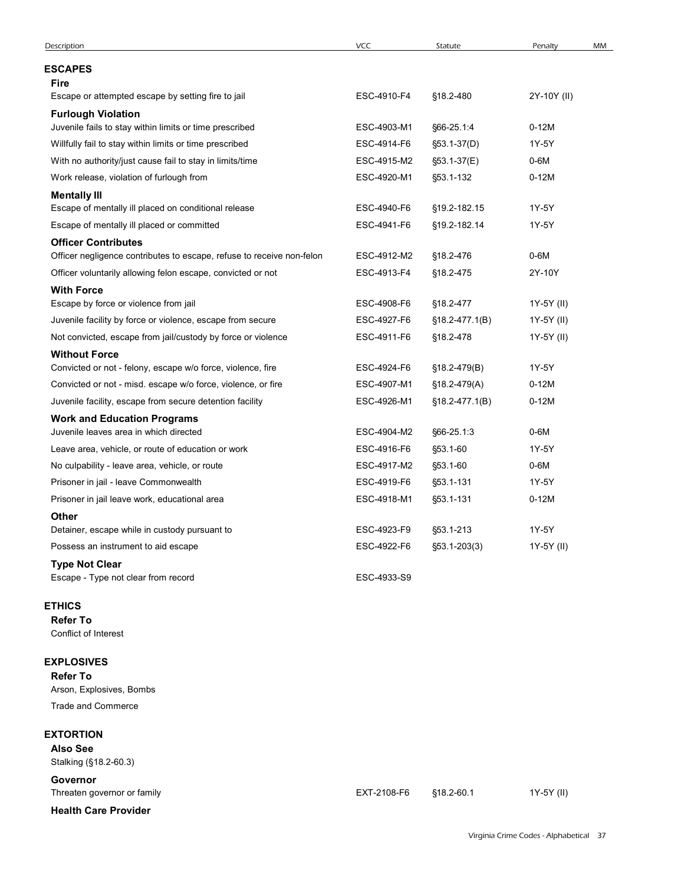| Description | VCC | Statute | Penalty | MM |
|---|---|---|---|---|
| **ESCAPES** | | | | |
| **Fire** | | | | |
| Escape or attempted escape by setting fire to jail | ESC-4910-F4 | §18.2-480 | 2Y-10Y (II) | |
| **Furlough Violation** | | | | |
| Juvenile fails to stay within limits or time prescribed | ESC-4903-M1 | §66-25.1:4 | 0-12M | |
| Willfully fail to stay within limits or time prescribed | ESC-4914-F6 | §53.1-37(D) | 1Y-5Y | |
| With no authority/just cause fail to stay in limits/time | ESC-4915-M2 | §53.1-37(E) | 0-6M | |
| Work release, violation of furlough from | ESC-4920-M1 | §53.1-132 | 0-12M | |
| **Mentally Ill** | | | | |
| Escape of mentally ill placed on conditional release | ESC-4940-F6 | §19.2-182.15 | 1Y-5Y | |
| Escape of mentally ill placed or committed | ESC-4941-F6 | §19.2-182.14 | 1Y-5Y | |
| **Officer Contributes** | | | | |
| Officer negligence contributes to escape, refuse to receive non-felon | ESC-4912-M2 | §18.2-476 | 0-6M | |
| Officer voluntarily allowing felon escape, convicted or not | ESC-4913-F4 | §18.2-475 | 2Y-10Y | |
| **With Force** | | | | |
| Escape by force or violence from jail | ESC-4908-F6 | §18.2-477 | 1Y-5Y (II) | |
| Juvenile facility by force or violence, escape from secure | ESC-4927-F6 | §18.2-477.1(B) | 1Y-5Y (II) | |
| Not convicted, escape from jail/custody by force or violence | ESC-4911-F6 | §18.2-478 | 1Y-5Y (II) | |
| **Without Force** | | | | |
| Convicted or not - felony, escape w/o force, violence, fire | ESC-4924-F6 | §18.2-479(B) | 1Y-5Y | |
| Convicted or not - misd. escape w/o force, violence, or fire | ESC-4907-M1 | §18.2-479(A) | 0-12M | |
| Juvenile facility, escape from secure detention facility | ESC-4926-M1 | §18.2-477.1(B) | 0-12M | |
| **Work and Education Programs** | | | | |
| Juvenile leaves area in which directed | ESC-4904-M2 | §66-25.1:3 | 0-6M | |
| Leave area, vehicle, or route of education or work | ESC-4916-F6 | §53.1-60 | 1Y-5Y | |
| No culpability - leave area, vehicle, or route | ESC-4917-M2 | §53.1-60 | 0-6M | |
| Prisoner in jail - leave Commonwealth | ESC-4919-F6 | §53.1-131 | 1Y-5Y | |
| Prisoner in jail leave work, educational area | ESC-4918-M1 | §53.1-131 | 0-12M | |
| **Other** | | | | |
| Detainer, escape while in custody pursuant to | ESC-4923-F9 | §53.1-213 | 1Y-5Y | |
| Possess an instrument to aid escape | ESC-4922-F6 | §53.1-203(3) | 1Y-5Y (II) | |
| **Type Not Clear** | | | | |
| Escape - Type not clear from record | ESC-4933-S9 | | | |
| **ETHICS** | | | | |
| **Refer To** | | | | |
| Conflict of Interest | | | | |
| **EXPLOSIVES** | | | | |
| **Refer To** | | | | |
| Arson, Explosives, Bombs | | | | |
| Trade and Commerce | | | | |
| **EXTORTION** | | | | |
| **Also See** | | | | |
| Stalking (§18.2-60.3) | | | | |
| **Governor** | | | | |
| Threaten governor or family | EXT-2108-F6 | §18.2-60.1 | 1Y-5Y (II) | |
| **Health Care Provider** | | | | |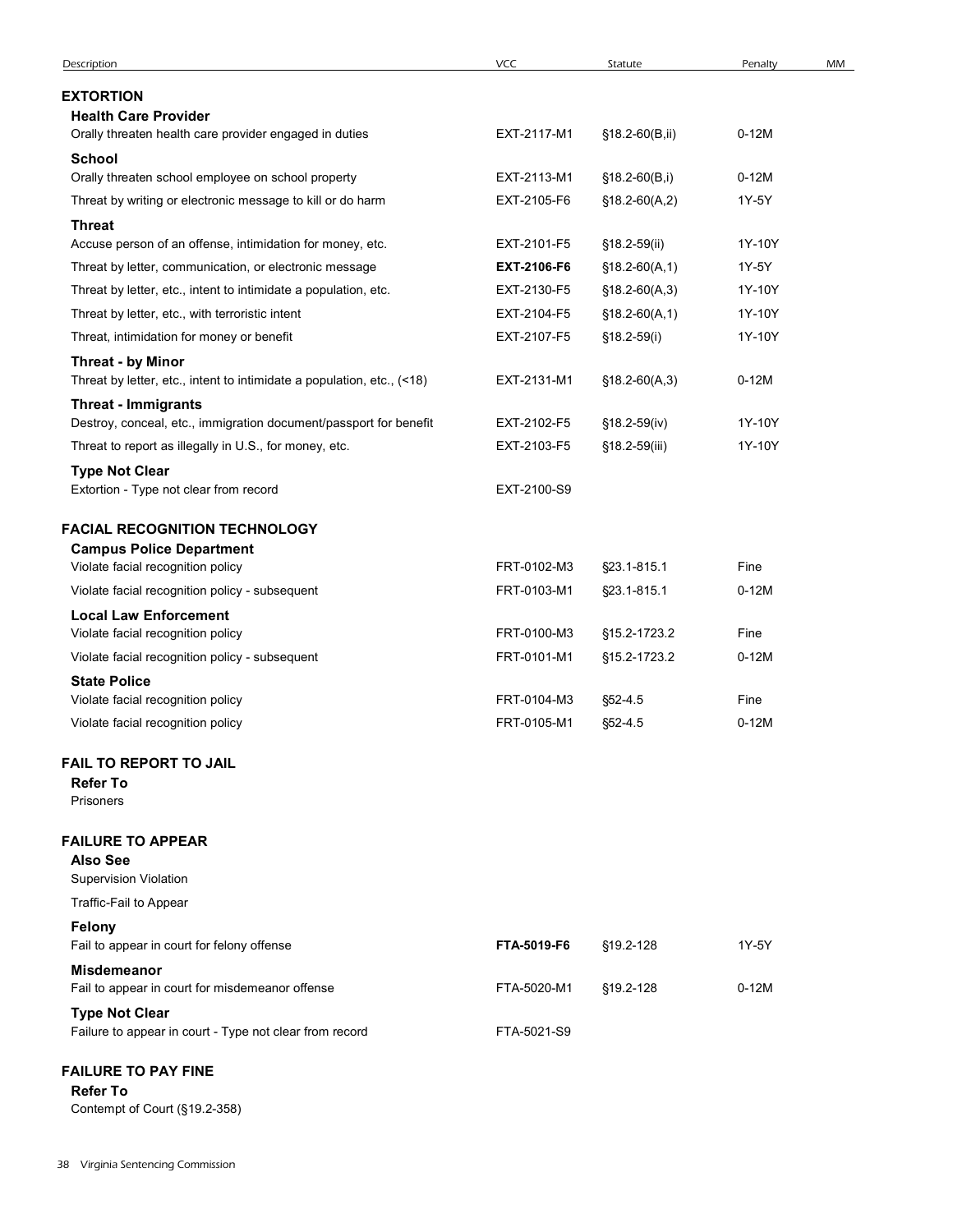| Description | VCC | Statute | Penalty | MM |
|---|---|---|---|---|
| **EXTORTION** | | | | |
| **Health Care Provider** | | | | |
| Orally threaten health care provider engaged in duties | EXT-2117-M1 | §18.2-60(B,ii) | 0-12M | |
| **School** | | | | |
| Orally threaten school employee on school property | EXT-2113-M1 | §18.2-60(B,i) | 0-12M | |
| Threat by writing or electronic message to kill or do harm | EXT-2105-F6 | §18.2-60(A,2) | 1Y-5Y | |
| **Threat** | | | | |
| Accuse person of an offense, intimidation for money, etc. | EXT-2101-F5 | §18.2-59(ii) | 1Y-10Y | |
| Threat by letter, communication, or electronic message | **EXT-2106-F6** | §18.2-60(A,1) | 1Y-5Y | |
| Threat by letter, etc., intent to intimidate a population, etc. | EXT-2130-F5 | §18.2-60(A,3) | 1Y-10Y | |
| Threat by letter, etc., with terroristic intent | EXT-2104-F5 | §18.2-60(A,1) | 1Y-10Y | |
| Threat, intimidation for money or benefit | EXT-2107-F5 | §18.2-59(i) | 1Y-10Y | |
| **Threat - by Minor** | | | | |
| Threat by letter, etc., intent to intimidate a population, etc., (<18) | EXT-2131-M1 | §18.2-60(A,3) | 0-12M | |
| **Threat - Immigrants** | | | | |
| Destroy, conceal, etc., immigration document/passport for benefit | EXT-2102-F5 | §18.2-59(iv) | 1Y-10Y | |
| Threat to report as illegally in U.S., for money, etc. | EXT-2103-F5 | §18.2-59(iii) | 1Y-10Y | |
| **Type Not Clear** | | | | |
| Extortion - Type not clear from record | EXT-2100-S9 | | | |
| **FACIAL RECOGNITION TECHNOLOGY** | | | | |
| **Campus Police Department** | | | | |
| Violate facial recognition policy | FRT-0102-M3 | §23.1-815.1 | Fine | |
| Violate facial recognition policy - subsequent | FRT-0103-M1 | §23.1-815.1 | 0-12M | |
| **Local Law Enforcement** | | | | |
| Violate facial recognition policy | FRT-0100-M3 | §15.2-1723.2 | Fine | |
| Violate facial recognition policy - subsequent | FRT-0101-M1 | §15.2-1723.2 | 0-12M | |
| **State Police** | | | | |
| Violate facial recognition policy | FRT-0104-M3 | §52-4.5 | Fine | |
| Violate facial recognition policy | FRT-0105-M1 | §52-4.5 | 0-12M | |
| **FAIL TO REPORT TO JAIL** | | | | |
| **Refer To** | | | | |
| Prisoners | | | | |
| **FAILURE TO APPEAR** | | | | |
| **Also See** | | | | |
| Supervision Violation | | | | |
| Traffic-Fail to Appear | | | | |
| **Felony** | | | | |
| Fail to appear in court for felony offense | **FTA-5019-F6** | §19.2-128 | 1Y-5Y | |
| **Misdemeanor** | | | | |
| Fail to appear in court for misdemeanor offense | FTA-5020-M1 | §19.2-128 | 0-12M | |
| **Type Not Clear** | | | | |
| Failure to appear in court - Type not clear from record | FTA-5021-S9 | | | |
| **FAILURE TO PAY FINE** | | | | |
| **Refer To** | | | | |
| Contempt of Court (§19.2-358) | | | | |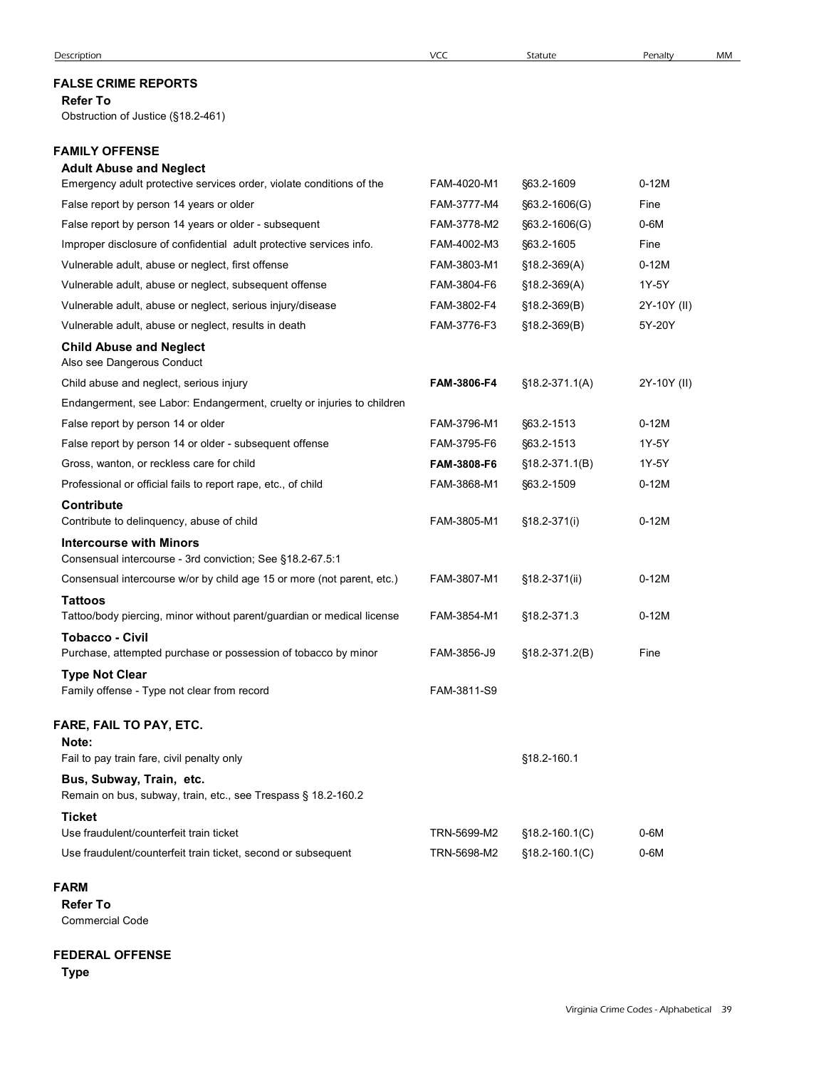| Description | VCC | Statute | Penalty | MM |
|---|---|---|---|---|
| **FALSE CRIME REPORTS** | | | | |
| **Refer To** | | | | |
| Obstruction of Justice (§18.2-461) | | | | |
| **FAMILY OFFENSE** | | | | |
| **Adult Abuse and Neglect** | | | | |
| Emergency adult protective services order, violate conditions of the | FAM-4020-M1 | §63.2-1609 | 0-12M | |
| False report by person 14 years or older | FAM-3777-M4 | §63.2-1606(G) | Fine | |
| False report by person 14 years or older - subsequent | FAM-3778-M2 | §63.2-1606(G) | 0-6M | |
| Improper disclosure of confidential adult protective services info. | FAM-4002-M3 | §63.2-1605 | Fine | |
| Vulnerable adult, abuse or neglect, first offense | FAM-3803-M1 | §18.2-369(A) | 0-12M | |
| Vulnerable adult, abuse or neglect, subsequent offense | FAM-3804-F6 | §18.2-369(A) | 1Y-5Y | |
| Vulnerable adult, abuse or neglect, serious injury/disease | FAM-3802-F4 | §18.2-369(B) | 2Y-10Y (II) | |
| Vulnerable adult, abuse or neglect, results in death | FAM-3776-F3 | §18.2-369(B) | 5Y-20Y | |
| **Child Abuse and Neglect** | | | | |
| Also see Dangerous Conduct | | | | |
| Child abuse and neglect, serious injury | **FAM-3806-F4** | §18.2-371.1(A) | 2Y-10Y (II) | |
| Endangerment, see Labor: Endangerment, cruelty or injuries to children | | | | |
| False report by person 14 or older | FAM-3796-M1 | §63.2-1513 | 0-12M | |
| False report by person 14 or older - subsequent offense | FAM-3795-F6 | §63.2-1513 | 1Y-5Y | |
| Gross, wanton, or reckless care for child | **FAM-3808-F6** | §18.2-371.1(B) | 1Y-5Y | |
| Professional or official fails to report rape, etc., of child | FAM-3868-M1 | §63.2-1509 | 0-12M | |
| **Contribute** | | | | |
| Contribute to delinquency, abuse of child | FAM-3805-M1 | §18.2-371(i) | 0-12M | |
| **Intercourse with Minors** | | | | |
| Consensual intercourse - 3rd conviction; See §18.2-67.5:1 | | | | |
| Consensual intercourse w/or by child age 15 or more (not parent, etc.) | FAM-3807-M1 | §18.2-371(ii) | 0-12M | |
| **Tattoos** | | | | |
| Tattoo/body piercing, minor without parent/guardian or medical license | FAM-3854-M1 | §18.2-371.3 | 0-12M | |
| **Tobacco - Civil** | | | | |
| Purchase, attempted purchase or possession of tobacco by minor | FAM-3856-J9 | §18.2-371.2(B) | Fine | |
| **Type Not Clear** | | | | |
| Family offense - Type not clear from record | FAM-3811-S9 | | | |
| **FARE, FAIL TO PAY, ETC.** | | | | |
| **Note:** | | | | |
| Fail to pay train fare, civil penalty only | | §18.2-160.1 | | |
| **Bus, Subway, Train, etc.** | | | | |
| Remain on bus, subway, train, etc., see Trespass § 18.2-160.2 | | | | |
| **Ticket** | | | | |
| Use fraudulent/counterfeit train ticket | TRN-5699-M2 | §18.2-160.1(C) | 0-6M | |
| Use fraudulent/counterfeit train ticket, second or subsequent | TRN-5698-M2 | §18.2-160.1(C) | 0-6M | |
| **FARM** | | | | |
| **Refer To** | | | | |
| Commercial Code | | | | |
| **FEDERAL OFFENSE** | | | | |
| **Type** | | | | |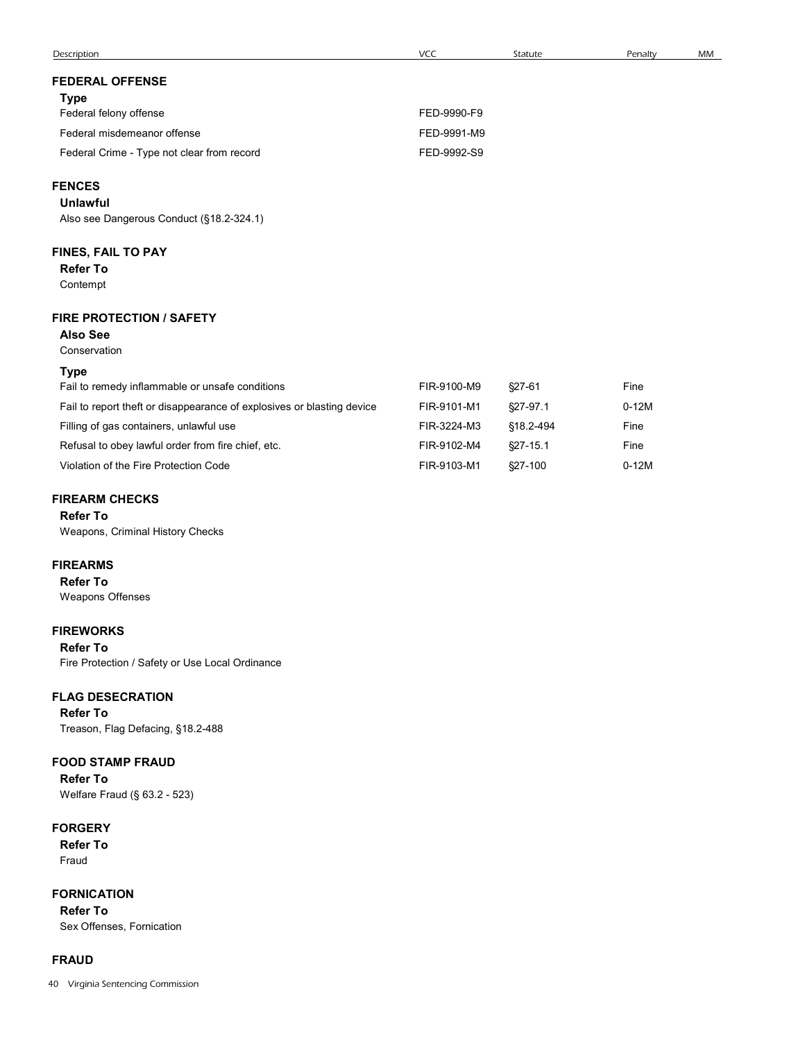| Description | VCC | Statute | Penalty | MM |
|---|---|---|---|---|

## FEDERAL OFFENSE

### Type

| Description | VCC | Statute | Penalty | MM |
|---|---|---|---|---|
| Federal felony offense | FED-9990-F9 | | | |
| Federal misdemeanor offense | FED-9991-M9 | | | |
| Federal Crime - Type not clear from record | FED-9992-S9 | | | |

## FENCES

### Unlawful

Also see Dangerous Conduct (§18.2-324.1)

## FINES, FAIL TO PAY

### Refer To

Contempt

## FIRE PROTECTION / SAFETY

### Also See

Conservation

### Type

| Description | VCC | Statute | Penalty | MM |
|---|---|---|---|---|
| Fail to remedy inflammable or unsafe conditions | FIR-9100-M9 | §27-61 | Fine | |
| Fail to report theft or disappearance of explosives or blasting device | FIR-9101-M1 | §27-97.1 | 0-12M | |
| Filling of gas containers, unlawful use | FIR-3224-M3 | §18.2-494 | Fine | |
| Refusal to obey lawful order from fire chief, etc. | FIR-9102-M4 | §27-15.1 | Fine | |
| Violation of the Fire Protection Code | FIR-9103-M1 | §27-100 | 0-12M | |

## FIREARM CHECKS

### Refer To

Weapons, Criminal History Checks

## FIREARMS

### Refer To

Weapons Offenses

## FIREWORKS

### Refer To

Fire Protection / Safety or Use Local Ordinance

## FLAG DESECRATION

### Refer To

Treason, Flag Defacing, §18.2-488

## FOOD STAMP FRAUD

### Refer To

Welfare Fraud (§ 63.2 - 523)

## FORGERY

### Refer To

Fraud

## FORNICATION

### Refer To

Sex Offenses, Fornication

## FRAUD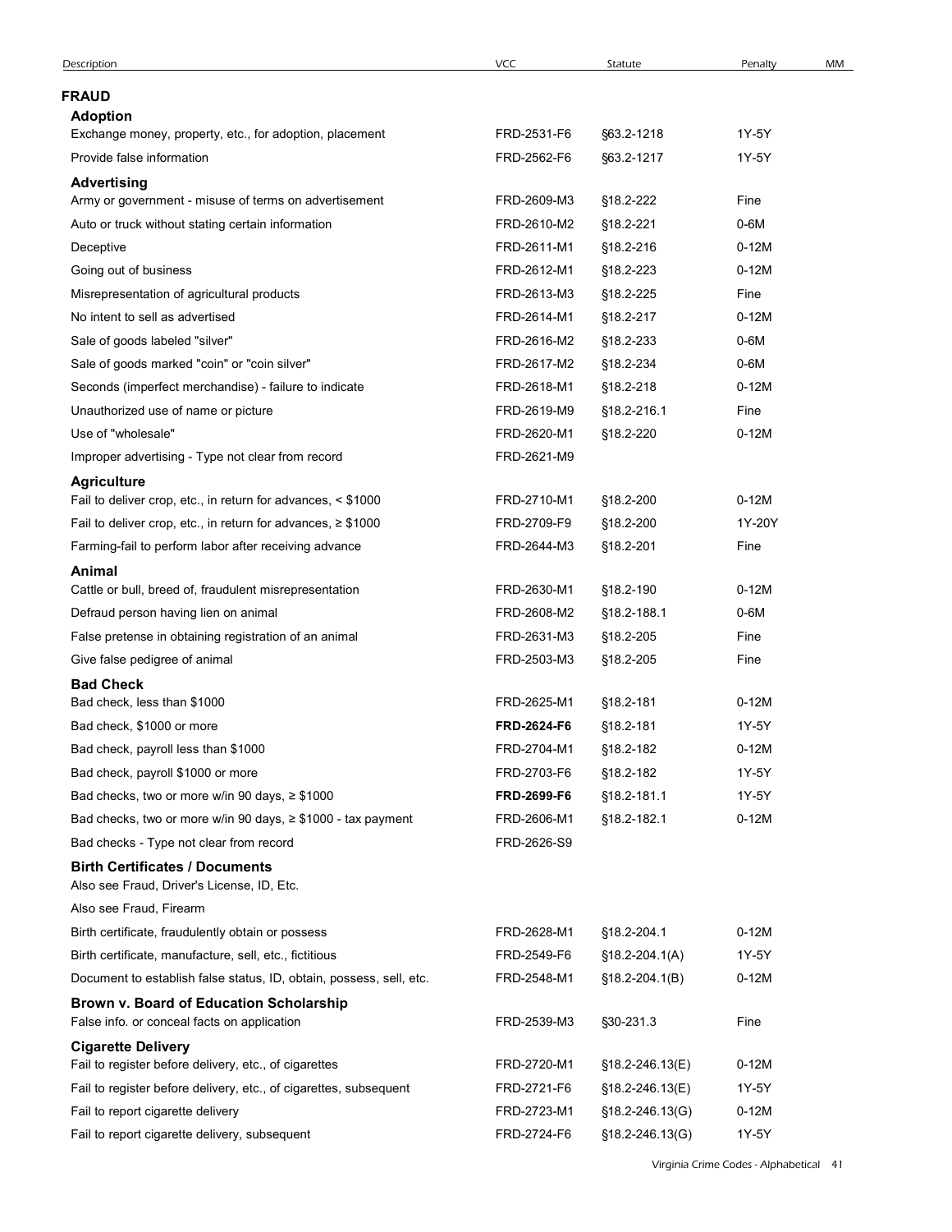| Description | VCC | Statute | Penalty | MM |
|---|---|---|---|---|
| **FRAUD** | | | | |
| **Adoption** | | | | |
| Exchange money, property, etc., for adoption, placement | FRD-2531-F6 | §63.2-1218 | 1Y-5Y | |
| Provide false information | FRD-2562-F6 | §63.2-1217 | 1Y-5Y | |
| **Advertising** | | | | |
| Army or government - misuse of terms on advertisement | FRD-2609-M3 | §18.2-222 | Fine | |
| Auto or truck without stating certain information | FRD-2610-M2 | §18.2-221 | 0-6M | |
| Deceptive | FRD-2611-M1 | §18.2-216 | 0-12M | |
| Going out of business | FRD-2612-M1 | §18.2-223 | 0-12M | |
| Misrepresentation of agricultural products | FRD-2613-M3 | §18.2-225 | Fine | |
| No intent to sell as advertised | FRD-2614-M1 | §18.2-217 | 0-12M | |
| Sale of goods labeled "silver" | FRD-2616-M2 | §18.2-233 | 0-6M | |
| Sale of goods marked "coin" or "coin silver" | FRD-2617-M2 | §18.2-234 | 0-6M | |
| Seconds (imperfect merchandise) - failure to indicate | FRD-2618-M1 | §18.2-218 | 0-12M | |
| Unauthorized use of name or picture | FRD-2619-M9 | §18.2-216.1 | Fine | |
| Use of "wholesale" | FRD-2620-M1 | §18.2-220 | 0-12M | |
| Improper advertising - Type not clear from record | FRD-2621-M9 | | | |
| **Agriculture** | | | | |
| Fail to deliver crop, etc., in return for advances, < $1000 | FRD-2710-M1 | §18.2-200 | 0-12M | |
| Fail to deliver crop, etc., in return for advances, ≥ $1000 | FRD-2709-F9 | §18.2-200 | 1Y-20Y | |
| Farming-fail to perform labor after receiving advance | FRD-2644-M3 | §18.2-201 | Fine | |
| **Animal** | | | | |
| Cattle or bull, breed of, fraudulent misrepresentation | FRD-2630-M1 | §18.2-190 | 0-12M | |
| Defraud person having lien on animal | FRD-2608-M2 | §18.2-188.1 | 0-6M | |
| False pretense in obtaining registration of an animal | FRD-2631-M3 | §18.2-205 | Fine | |
| Give false pedigree of animal | FRD-2503-M3 | §18.2-205 | Fine | |
| **Bad Check** | | | | |
| Bad check, less than $1000 | FRD-2625-M1 | §18.2-181 | 0-12M | |
| Bad check, $1000 or more | **FRD-2624-F6** | §18.2-181 | 1Y-5Y | |
| Bad check, payroll less than $1000 | FRD-2704-M1 | §18.2-182 | 0-12M | |
| Bad check, payroll $1000 or more | FRD-2703-F6 | §18.2-182 | 1Y-5Y | |
| Bad checks, two or more w/in 90 days, ≥ $1000 | **FRD-2699-F6** | §18.2-181.1 | 1Y-5Y | |
| Bad checks, two or more w/in 90 days, ≥ $1000 - tax payment | FRD-2606-M1 | §18.2-182.1 | 0-12M | |
| Bad checks - Type not clear from record | FRD-2626-S9 | | | |
| **Birth Certificates / Documents** | | | | |
| Also see Fraud, Driver's License, ID, Etc. | | | | |
| Also see Fraud, Firearm | | | | |
| Birth certificate, fraudulently obtain or possess | FRD-2628-M1 | §18.2-204.1 | 0-12M | |
| Birth certificate, manufacture, sell, etc., fictitious | FRD-2549-F6 | §18.2-204.1(A) | 1Y-5Y | |
| Document to establish false status, ID, obtain, possess, sell, etc. | FRD-2548-M1 | §18.2-204.1(B) | 0-12M | |
| **Brown v. Board of Education Scholarship** | | | | |
| False info. or conceal facts on application | FRD-2539-M3 | §30-231.3 | Fine | |
| **Cigarette Delivery** | | | | |
| Fail to register before delivery, etc., of cigarettes | FRD-2720-M1 | §18.2-246.13(E) | 0-12M | |
| Fail to register before delivery, etc., of cigarettes, subsequent | FRD-2721-F6 | §18.2-246.13(E) | 1Y-5Y | |
| Fail to report cigarette delivery | FRD-2723-M1 | §18.2-246.13(G) | 0-12M | |
| Fail to report cigarette delivery, subsequent | FRD-2724-F6 | §18.2-246.13(G) | 1Y-5Y | |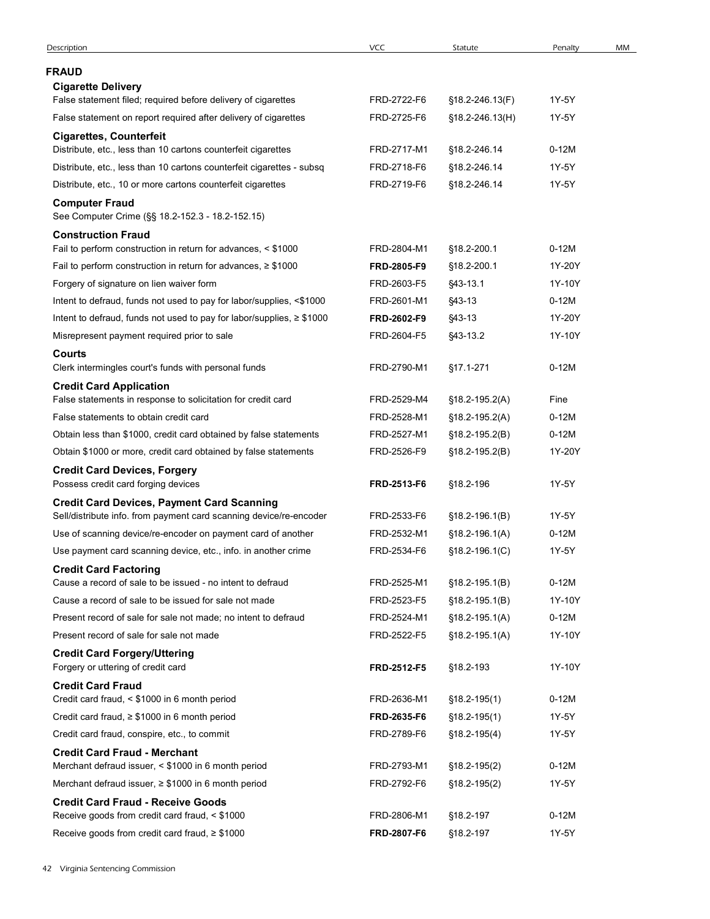| Description | VCC | Statute | Penalty | MM |
|---|---|---|---|---|
| **FRAUD** | | | | |
| **Cigarette Delivery** | | | | |
| False statement filed; required before delivery of cigarettes | FRD-2722-F6 | §18.2-246.13(F) | 1Y-5Y | |
| False statement on report required after delivery of cigarettes | FRD-2725-F6 | §18.2-246.13(H) | 1Y-5Y | |
| **Cigarettes, Counterfeit** | | | | |
| Distribute, etc., less than 10 cartons counterfeit cigarettes | FRD-2717-M1 | §18.2-246.14 | 0-12M | |
| Distribute, etc., less than 10 cartons counterfeit cigarettes - subsq | FRD-2718-F6 | §18.2-246.14 | 1Y-5Y | |
| Distribute, etc., 10 or more cartons counterfeit cigarettes | FRD-2719-F6 | §18.2-246.14 | 1Y-5Y | |
| **Computer Fraud** | | | | |
| See Computer Crime (§§ 18.2-152.3 - 18.2-152.15) | | | | |
| **Construction Fraud** | | | | |
| Fail to perform construction in return for advances, < $1000 | FRD-2804-M1 | §18.2-200.1 | 0-12M | |
| Fail to perform construction in return for advances, ≥ $1000 | **FRD-2805-F9** | §18.2-200.1 | 1Y-20Y | |
| Forgery of signature on lien waiver form | FRD-2603-F5 | §43-13.1 | 1Y-10Y | |
| Intent to defraud, funds not used to pay for labor/supplies, <$1000 | FRD-2601-M1 | §43-13 | 0-12M | |
| Intent to defraud, funds not used to pay for labor/supplies, ≥ $1000 | **FRD-2602-F9** | §43-13 | 1Y-20Y | |
| Misrepresent payment required prior to sale | FRD-2604-F5 | §43-13.2 | 1Y-10Y | |
| **Courts** | | | | |
| Clerk intermingles court's funds with personal funds | FRD-2790-M1 | §17.1-271 | 0-12M | |
| **Credit Card Application** | | | | |
| False statements in response to solicitation for credit card | FRD-2529-M4 | §18.2-195.2(A) | Fine | |
| False statements to obtain credit card | FRD-2528-M1 | §18.2-195.2(A) | 0-12M | |
| Obtain less than $1000, credit card obtained by false statements | FRD-2527-M1 | §18.2-195.2(B) | 0-12M | |
| Obtain $1000 or more, credit card obtained by false statements | FRD-2526-F9 | §18.2-195.2(B) | 1Y-20Y | |
| **Credit Card Devices, Forgery** | | | | |
| Possess credit card forging devices | **FRD-2513-F6** | §18.2-196 | 1Y-5Y | |
| **Credit Card Devices, Payment Card Scanning** | | | | |
| Sell/distribute info. from payment card scanning device/re-encoder | FRD-2533-F6 | §18.2-196.1(B) | 1Y-5Y | |
| Use of scanning device/re-encoder on payment card of another | FRD-2532-M1 | §18.2-196.1(A) | 0-12M | |
| Use payment card scanning device, etc., info. in another crime | FRD-2534-F6 | §18.2-196.1(C) | 1Y-5Y | |
| **Credit Card Factoring** | | | | |
| Cause a record of sale to be issued - no intent to defraud | FRD-2525-M1 | §18.2-195.1(B) | 0-12M | |
| Cause a record of sale to be issued for sale not made | FRD-2523-F5 | §18.2-195.1(B) | 1Y-10Y | |
| Present record of sale for sale not made; no intent to defraud | FRD-2524-M1 | §18.2-195.1(A) | 0-12M | |
| Present record of sale for sale not made | FRD-2522-F5 | §18.2-195.1(A) | 1Y-10Y | |
| **Credit Card Forgery/Uttering** | | | | |
| Forgery or uttering of credit card | **FRD-2512-F5** | §18.2-193 | 1Y-10Y | |
| **Credit Card Fraud** | | | | |
| Credit card fraud, < $1000 in 6 month period | FRD-2636-M1 | §18.2-195(1) | 0-12M | |
| Credit card fraud, ≥ $1000 in 6 month period | **FRD-2635-F6** | §18.2-195(1) | 1Y-5Y | |
| Credit card fraud, conspire, etc., to commit | FRD-2789-F6 | §18.2-195(4) | 1Y-5Y | |
| **Credit Card Fraud - Merchant** | | | | |
| Merchant defraud issuer, < $1000 in 6 month period | FRD-2793-M1 | §18.2-195(2) | 0-12M | |
| Merchant defraud issuer, ≥ $1000 in 6 month period | FRD-2792-F6 | §18.2-195(2) | 1Y-5Y | |
| **Credit Card Fraud - Receive Goods** | | | | |
| Receive goods from credit card fraud, < $1000 | FRD-2806-M1 | §18.2-197 | 0-12M | |
| Receive goods from credit card fraud, ≥ $1000 | **FRD-2807-F6** | §18.2-197 | 1Y-5Y | |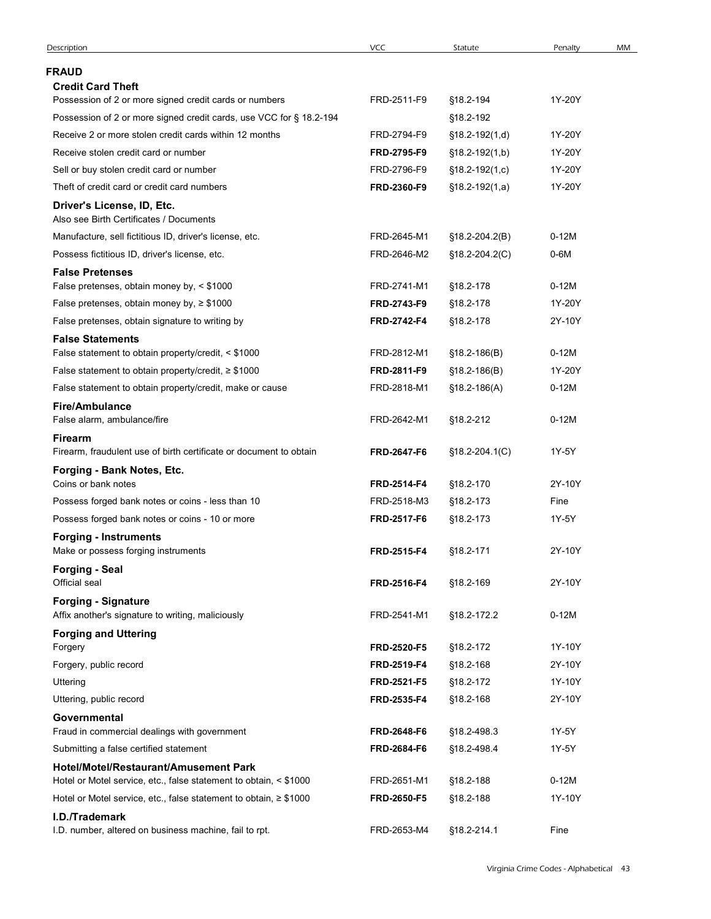| Description | VCC | Statute | Penalty | MM |
|---|---|---|---|---|
| **FRAUD** | | | | |
| **Credit Card Theft** | | | | |
| Possession of 2 or more signed credit cards or numbers | FRD-2511-F9 | §18.2-194 | 1Y-20Y | |
| Possession of 2 or more signed credit cards, use VCC for § 18.2-194 | | §18.2-192 | | |
| Receive 2 or more stolen credit cards within 12 months | FRD-2794-F9 | §18.2-192(1,d) | 1Y-20Y | |
| Receive stolen credit card or number | **FRD-2795-F9** | §18.2-192(1,b) | 1Y-20Y | |
| Sell or buy stolen credit card or number | FRD-2796-F9 | §18.2-192(1,c) | 1Y-20Y | |
| Theft of credit card or credit card numbers | **FRD-2360-F9** | §18.2-192(1,a) | 1Y-20Y | |
| **Driver's License, ID, Etc.** | | | | |
| Also see Birth Certificates / Documents | | | | |
| Manufacture, sell fictitious ID, driver's license, etc. | FRD-2645-M1 | §18.2-204.2(B) | 0-12M | |
| Possess fictitious ID, driver's license, etc. | FRD-2646-M2 | §18.2-204.2(C) | 0-6M | |
| **False Pretenses** | | | | |
| False pretenses, obtain money by, < \$1000 | FRD-2741-M1 | §18.2-178 | 0-12M | |
| False pretenses, obtain money by, ≥ \$1000 | **FRD-2743-F9** | §18.2-178 | 1Y-20Y | |
| False pretenses, obtain signature to writing by | **FRD-2742-F4** | §18.2-178 | 2Y-10Y | |
| **False Statements** | | | | |
| False statement to obtain property/credit, < \$1000 | FRD-2812-M1 | §18.2-186(B) | 0-12M | |
| False statement to obtain property/credit, ≥ \$1000 | **FRD-2811-F9** | §18.2-186(B) | 1Y-20Y | |
| False statement to obtain property/credit, make or cause | FRD-2818-M1 | §18.2-186(A) | 0-12M | |
| **Fire/Ambulance** | | | | |
| False alarm, ambulance/fire | FRD-2642-M1 | §18.2-212 | 0-12M | |
| **Firearm** | | | | |
| Firearm, fraudulent use of birth certificate or document to obtain | **FRD-2647-F6** | §18.2-204.1(C) | 1Y-5Y | |
| **Forging - Bank Notes, Etc.** | | | | |
| Coins or bank notes | **FRD-2514-F4** | §18.2-170 | 2Y-10Y | |
| Possess forged bank notes or coins - less than 10 | FRD-2518-M3 | §18.2-173 | Fine | |
| Possess forged bank notes or coins - 10 or more | **FRD-2517-F6** | §18.2-173 | 1Y-5Y | |
| **Forging - Instruments** | | | | |
| Make or possess forging instruments | **FRD-2515-F4** | §18.2-171 | 2Y-10Y | |
| **Forging - Seal** | | | | |
| Official seal | **FRD-2516-F4** | §18.2-169 | 2Y-10Y | |
| **Forging - Signature** | | | | |
| Affix another's signature to writing, maliciously | FRD-2541-M1 | §18.2-172.2 | 0-12M | |
| **Forging and Uttering** | | | | |
| Forgery | **FRD-2520-F5** | §18.2-172 | 1Y-10Y | |
| Forgery, public record | **FRD-2519-F4** | §18.2-168 | 2Y-10Y | |
| Uttering | **FRD-2521-F5** | §18.2-172 | 1Y-10Y | |
| Uttering, public record | **FRD-2535-F4** | §18.2-168 | 2Y-10Y | |
| **Governmental** | | | | |
| Fraud in commercial dealings with government | **FRD-2648-F6** | §18.2-498.3 | 1Y-5Y | |
| Submitting a false certified statement | **FRD-2684-F6** | §18.2-498.4 | 1Y-5Y | |
| **Hotel/Motel/Restaurant/Amusement Park** | | | | |
| Hotel or Motel service, etc., false statement to obtain, < \$1000 | FRD-2651-M1 | §18.2-188 | 0-12M | |
| Hotel or Motel service, etc., false statement to obtain, ≥ \$1000 | **FRD-2650-F5** | §18.2-188 | 1Y-10Y | |
| **I.D./Trademark** | | | | |
| I.D. number, altered on business machine, fail to rpt. | FRD-2653-M4 | §18.2-214.1 | Fine | |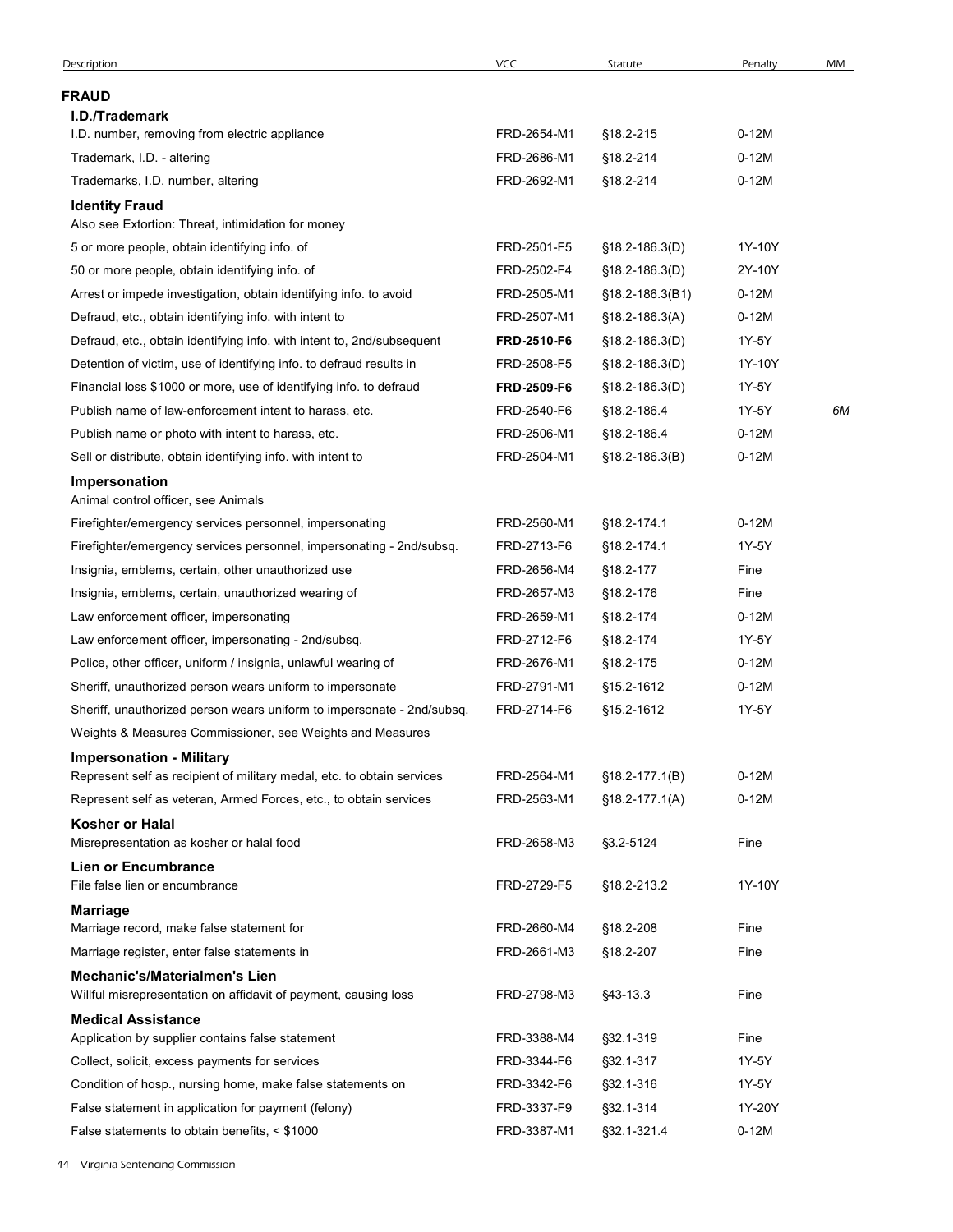| Description | VCC | Statute | Penalty | MM |
|---|---|---|---|---|
| **FRAUD** | | | | |
| **I.D./Trademark** | | | | |
| I.D. number, removing from electric appliance | FRD-2654-M1 | §18.2-215 | 0-12M | |
| Trademark, I.D. - altering | FRD-2686-M1 | §18.2-214 | 0-12M | |
| Trademarks, I.D. number, altering | FRD-2692-M1 | §18.2-214 | 0-12M | |
| **Identity Fraud** | | | | |
| Also see Extortion: Threat, intimidation for money | | | | |
| 5 or more people, obtain identifying info. of | FRD-2501-F5 | §18.2-186.3(D) | 1Y-10Y | |
| 50 or more people, obtain identifying info. of | FRD-2502-F4 | §18.2-186.3(D) | 2Y-10Y | |
| Arrest or impede investigation, obtain identifying info. to avoid | FRD-2505-M1 | §18.2-186.3(B1) | 0-12M | |
| Defraud, etc., obtain identifying info. with intent to | FRD-2507-M1 | §18.2-186.3(A) | 0-12M | |
| Defraud, etc., obtain identifying info. with intent to, 2nd/subsequent | **FRD-2510-F6** | §18.2-186.3(D) | 1Y-5Y | |
| Detention of victim, use of identifying info. to defraud results in | FRD-2508-F5 | §18.2-186.3(D) | 1Y-10Y | |
| Financial loss $1000 or more, use of identifying info. to defraud | **FRD-2509-F6** | §18.2-186.3(D) | 1Y-5Y | |
| Publish name of law-enforcement intent to harass, etc. | FRD-2540-F6 | §18.2-186.4 | 1Y-5Y | *6M* |
| Publish name or photo with intent to harass, etc. | FRD-2506-M1 | §18.2-186.4 | 0-12M | |
| Sell or distribute, obtain identifying info. with intent to | FRD-2504-M1 | §18.2-186.3(B) | 0-12M | |
| **Impersonation** | | | | |
| Animal control officer, see Animals | | | | |
| Firefighter/emergency services personnel, impersonating | FRD-2560-M1 | §18.2-174.1 | 0-12M | |
| Firefighter/emergency services personnel, impersonating - 2nd/subsq. | FRD-2713-F6 | §18.2-174.1 | 1Y-5Y | |
| Insignia, emblems, certain, other unauthorized use | FRD-2656-M4 | §18.2-177 | Fine | |
| Insignia, emblems, certain, unauthorized wearing of | FRD-2657-M3 | §18.2-176 | Fine | |
| Law enforcement officer, impersonating | FRD-2659-M1 | §18.2-174 | 0-12M | |
| Law enforcement officer, impersonating - 2nd/subsq. | FRD-2712-F6 | §18.2-174 | 1Y-5Y | |
| Police, other officer, uniform / insignia, unlawful wearing of | FRD-2676-M1 | §18.2-175 | 0-12M | |
| Sheriff, unauthorized person wears uniform to impersonate | FRD-2791-M1 | §15.2-1612 | 0-12M | |
| Sheriff, unauthorized person wears uniform to impersonate - 2nd/subsq. | FRD-2714-F6 | §15.2-1612 | 1Y-5Y | |
| Weights & Measures Commissioner, see Weights and Measures | | | | |
| **Impersonation - Military** | | | | |
| Represent self as recipient of military medal, etc. to obtain services | FRD-2564-M1 | §18.2-177.1(B) | 0-12M | |
| Represent self as veteran, Armed Forces, etc., to obtain services | FRD-2563-M1 | §18.2-177.1(A) | 0-12M | |
| **Kosher or Halal** | | | | |
| Misrepresentation as kosher or halal food | FRD-2658-M3 | §3.2-5124 | Fine | |
| **Lien or Encumbrance** | | | | |
| File false lien or encumbrance | FRD-2729-F5 | §18.2-213.2 | 1Y-10Y | |
| **Marriage** | | | | |
| Marriage record, make false statement for | FRD-2660-M4 | §18.2-208 | Fine | |
| Marriage register, enter false statements in | FRD-2661-M3 | §18.2-207 | Fine | |
| **Mechanic's/Materialmen's Lien** | | | | |
| Willful misrepresentation on affidavit of payment, causing loss | FRD-2798-M3 | §43-13.3 | Fine | |
| **Medical Assistance** | | | | |
| Application by supplier contains false statement | FRD-3388-M4 | §32.1-319 | Fine | |
| Collect, solicit, excess payments for services | FRD-3344-F6 | §32.1-317 | 1Y-5Y | |
| Condition of hosp., nursing home, make false statements on | FRD-3342-F6 | §32.1-316 | 1Y-5Y | |
| False statement in application for payment (felony) | FRD-3337-F9 | §32.1-314 | 1Y-20Y | |
| False statements to obtain benefits, < $1000 | FRD-3387-M1 | §32.1-321.4 | 0-12M | |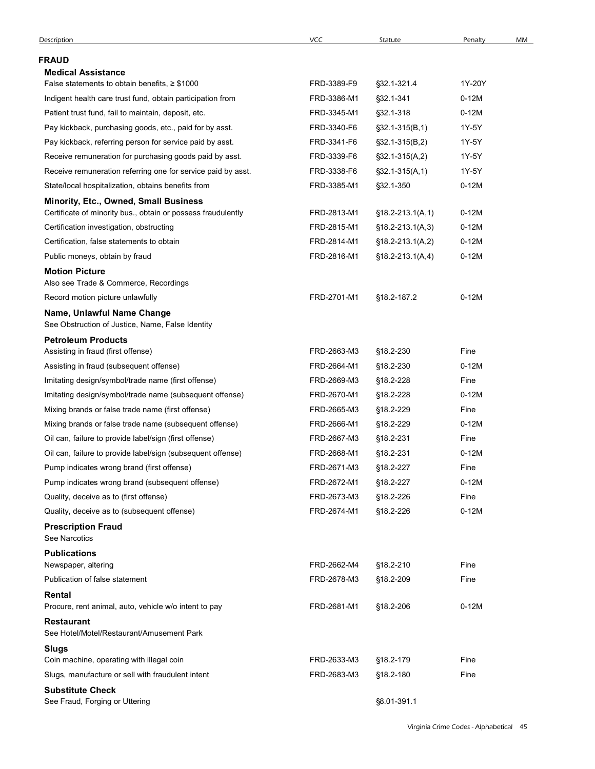| Description | VCC | Statute | Penalty | MM |
|---|---|---|---|---|
| **FRAUD** | | | | |
| **Medical Assistance** | | | | |
| False statements to obtain benefits, ≥ $1000 | FRD-3389-F9 | §32.1-321.4 | 1Y-20Y | |
| Indigent health care trust fund, obtain participation from | FRD-3386-M1 | §32.1-341 | 0-12M | |
| Patient trust fund, fail to maintain, deposit, etc. | FRD-3345-M1 | §32.1-318 | 0-12M | |
| Pay kickback, purchasing goods, etc., paid for by asst. | FRD-3340-F6 | §32.1-315(B,1) | 1Y-5Y | |
| Pay kickback, referring person for service paid by asst. | FRD-3341-F6 | §32.1-315(B,2) | 1Y-5Y | |
| Receive remuneration for purchasing goods paid by asst. | FRD-3339-F6 | §32.1-315(A,2) | 1Y-5Y | |
| Receive remuneration referring one for service paid by asst. | FRD-3338-F6 | §32.1-315(A,1) | 1Y-5Y | |
| State/local hospitalization, obtains benefits from | FRD-3385-M1 | §32.1-350 | 0-12M | |
| **Minority, Etc., Owned, Small Business** | | | | |
| Certificate of minority bus., obtain or possess fraudulently | FRD-2813-M1 | §18.2-213.1(A,1) | 0-12M | |
| Certification investigation, obstructing | FRD-2815-M1 | §18.2-213.1(A,3) | 0-12M | |
| Certification, false statements to obtain | FRD-2814-M1 | §18.2-213.1(A,2) | 0-12M | |
| Public moneys, obtain by fraud | FRD-2816-M1 | §18.2-213.1(A,4) | 0-12M | |
| **Motion Picture** | | | | |
| Also see Trade & Commerce, Recordings | | | | |
| Record motion picture unlawfully | FRD-2701-M1 | §18.2-187.2 | 0-12M | |
| **Name, Unlawful Name Change** | | | | |
| See Obstruction of Justice, Name, False Identity | | | | |
| **Petroleum Products** | | | | |
| Assisting in fraud (first offense) | FRD-2663-M3 | §18.2-230 | Fine | |
| Assisting in fraud (subsequent offense) | FRD-2664-M1 | §18.2-230 | 0-12M | |
| Imitating design/symbol/trade name (first offense) | FRD-2669-M3 | §18.2-228 | Fine | |
| Imitating design/symbol/trade name (subsequent offense) | FRD-2670-M1 | §18.2-228 | 0-12M | |
| Mixing brands or false trade name (first offense) | FRD-2665-M3 | §18.2-229 | Fine | |
| Mixing brands or false trade name (subsequent offense) | FRD-2666-M1 | §18.2-229 | 0-12M | |
| Oil can, failure to provide label/sign (first offense) | FRD-2667-M3 | §18.2-231 | Fine | |
| Oil can, failure to provide label/sign (subsequent offense) | FRD-2668-M1 | §18.2-231 | 0-12M | |
| Pump indicates wrong brand (first offense) | FRD-2671-M3 | §18.2-227 | Fine | |
| Pump indicates wrong brand (subsequent offense) | FRD-2672-M1 | §18.2-227 | 0-12M | |
| Quality, deceive as to (first offense) | FRD-2673-M3 | §18.2-226 | Fine | |
| Quality, deceive as to (subsequent offense) | FRD-2674-M1 | §18.2-226 | 0-12M | |
| **Prescription Fraud** | | | | |
| See Narcotics | | | | |
| **Publications** | | | | |
| Newspaper, altering | FRD-2662-M4 | §18.2-210 | Fine | |
| Publication of false statement | FRD-2678-M3 | §18.2-209 | Fine | |
| **Rental** | | | | |
| Procure, rent animal, auto, vehicle w/o intent to pay | FRD-2681-M1 | §18.2-206 | 0-12M | |
| **Restaurant** | | | | |
| See Hotel/Motel/Restaurant/Amusement Park | | | | |
| **Slugs** | | | | |
| Coin machine, operating with illegal coin | FRD-2633-M3 | §18.2-179 | Fine | |
| Slugs, manufacture or sell with fraudulent intent | FRD-2683-M3 | §18.2-180 | Fine | |
| **Substitute Check** | | | | |
| See Fraud, Forging or Uttering | | §8.01-391.1 | | |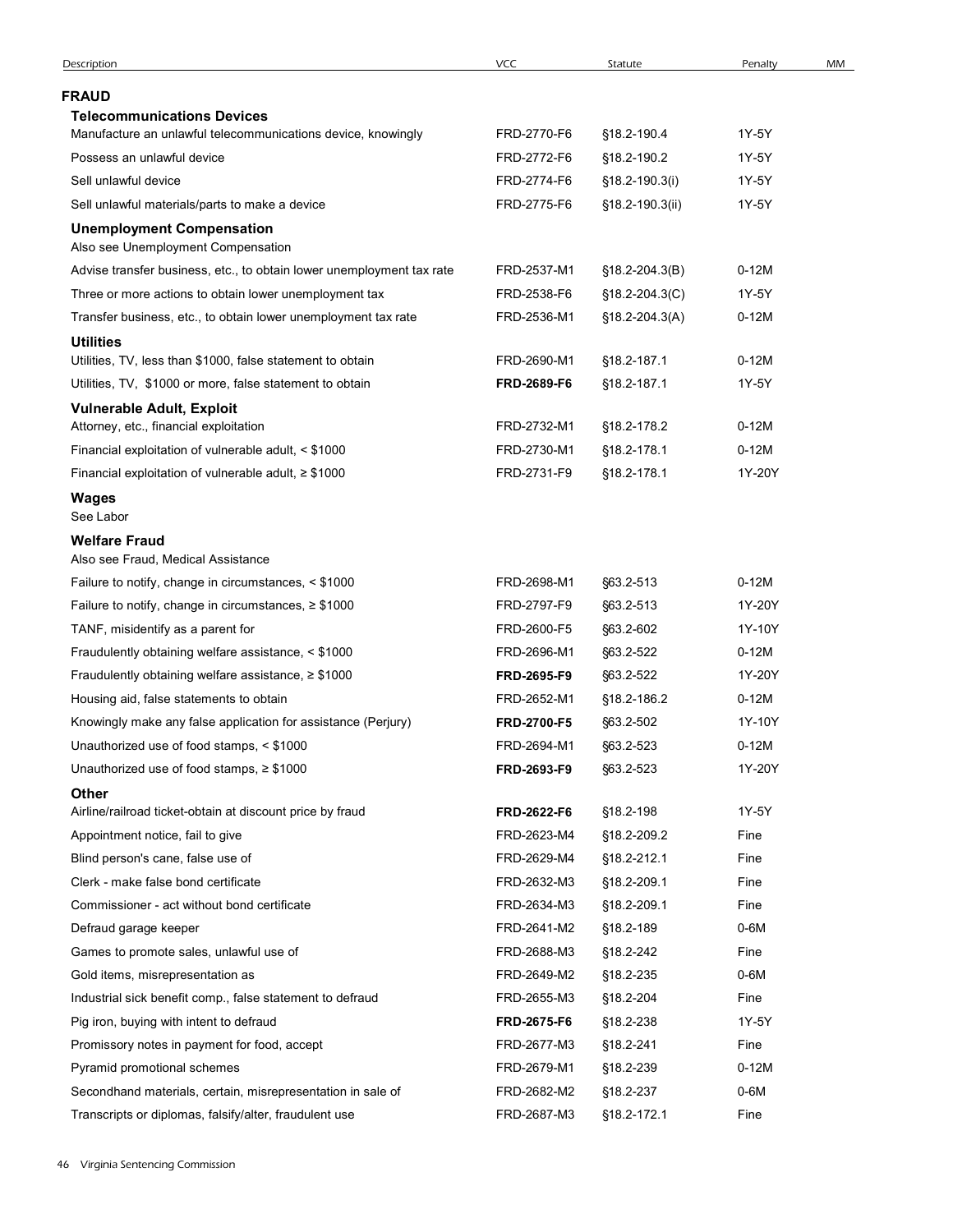| Description | VCC | Statute | Penalty | MM |
|---|---|---|---|---|
| **FRAUD** | | | | |
| **Telecommunications Devices** | | | | |
| Manufacture an unlawful telecommunications device, knowingly | FRD-2770-F6 | §18.2-190.4 | 1Y-5Y | |
| Possess an unlawful device | FRD-2772-F6 | §18.2-190.2 | 1Y-5Y | |
| Sell unlawful device | FRD-2774-F6 | §18.2-190.3(i) | 1Y-5Y | |
| Sell unlawful materials/parts to make a device | FRD-2775-F6 | §18.2-190.3(ii) | 1Y-5Y | |
| **Unemployment Compensation** | | | | |
| Also see Unemployment Compensation | | | | |
| Advise transfer business, etc., to obtain lower unemployment tax rate | FRD-2537-M1 | §18.2-204.3(B) | 0-12M | |
| Three or more actions to obtain lower unemployment tax | FRD-2538-F6 | §18.2-204.3(C) | 1Y-5Y | |
| Transfer business, etc., to obtain lower unemployment tax rate | FRD-2536-M1 | §18.2-204.3(A) | 0-12M | |
| **Utilities** | | | | |
| Utilities, TV, less than $1000, false statement to obtain | FRD-2690-M1 | §18.2-187.1 | 0-12M | |
| Utilities, TV, $1000 or more, false statement to obtain | **FRD-2689-F6** | §18.2-187.1 | 1Y-5Y | |
| **Vulnerable Adult, Exploit** | | | | |
| Attorney, etc., financial exploitation | FRD-2732-M1 | §18.2-178.2 | 0-12M | |
| Financial exploitation of vulnerable adult, < $1000 | FRD-2730-M1 | §18.2-178.1 | 0-12M | |
| Financial exploitation of vulnerable adult, ≥ $1000 | FRD-2731-F9 | §18.2-178.1 | 1Y-20Y | |
| **Wages** | | | | |
| See Labor | | | | |
| **Welfare Fraud** | | | | |
| Also see Fraud, Medical Assistance | | | | |
| Failure to notify, change in circumstances, < $1000 | FRD-2698-M1 | §63.2-513 | 0-12M | |
| Failure to notify, change in circumstances, ≥ $1000 | FRD-2797-F9 | §63.2-513 | 1Y-20Y | |
| TANF, misidentify as a parent for | FRD-2600-F5 | §63.2-602 | 1Y-10Y | |
| Fraudulently obtaining welfare assistance, < $1000 | FRD-2696-M1 | §63.2-522 | 0-12M | |
| Fraudulently obtaining welfare assistance, ≥ $1000 | **FRD-2695-F9** | §63.2-522 | 1Y-20Y | |
| Housing aid, false statements to obtain | FRD-2652-M1 | §18.2-186.2 | 0-12M | |
| Knowingly make any false application for assistance (Perjury) | **FRD-2700-F5** | §63.2-502 | 1Y-10Y | |
| Unauthorized use of food stamps, < $1000 | FRD-2694-M1 | §63.2-523 | 0-12M | |
| Unauthorized use of food stamps, ≥ $1000 | **FRD-2693-F9** | §63.2-523 | 1Y-20Y | |
| **Other** | | | | |
| Airline/railroad ticket-obtain at discount price by fraud | **FRD-2622-F6** | §18.2-198 | 1Y-5Y | |
| Appointment notice, fail to give | FRD-2623-M4 | §18.2-209.2 | Fine | |
| Blind person's cane, false use of | FRD-2629-M4 | §18.2-212.1 | Fine | |
| Clerk - make false bond certificate | FRD-2632-M3 | §18.2-209.1 | Fine | |
| Commissioner - act without bond certificate | FRD-2634-M3 | §18.2-209.1 | Fine | |
| Defraud garage keeper | FRD-2641-M2 | §18.2-189 | 0-6M | |
| Games to promote sales, unlawful use of | FRD-2688-M3 | §18.2-242 | Fine | |
| Gold items, misrepresentation as | FRD-2649-M2 | §18.2-235 | 0-6M | |
| Industrial sick benefit comp., false statement to defraud | FRD-2655-M3 | §18.2-204 | Fine | |
| Pig iron, buying with intent to defraud | **FRD-2675-F6** | §18.2-238 | 1Y-5Y | |
| Promissory notes in payment for food, accept | FRD-2677-M3 | §18.2-241 | Fine | |
| Pyramid promotional schemes | FRD-2679-M1 | §18.2-239 | 0-12M | |
| Secondhand materials, certain, misrepresentation in sale of | FRD-2682-M2 | §18.2-237 | 0-6M | |
| Transcripts or diplomas, falsify/alter, fraudulent use | FRD-2687-M3 | §18.2-172.1 | Fine | |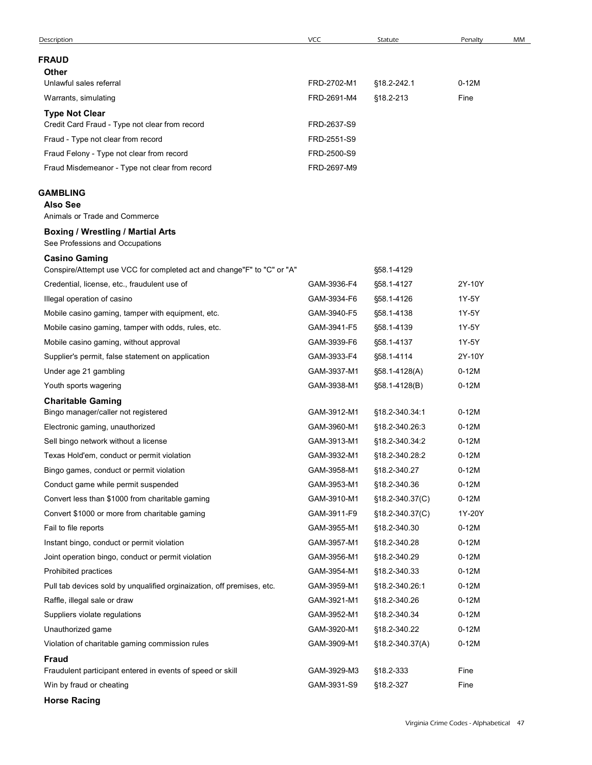| Description | VCC | Statute | Penalty | MM |
|---|---|---|---|---|
| **FRAUD** | | | | |
| **Other** | | | | |
| Unlawful sales referral | FRD-2702-M1 | §18.2-242.1 | 0-12M | |
| Warrants, simulating | FRD-2691-M4 | §18.2-213 | Fine | |
| **Type Not Clear** | | | | |
| Credit Card Fraud - Type not clear from record | FRD-2637-S9 | | | |
| Fraud - Type not clear from record | FRD-2551-S9 | | | |
| Fraud Felony - Type not clear from record | FRD-2500-S9 | | | |
| Fraud Misdemeanor - Type not clear from record | FRD-2697-M9 | | | |
| **GAMBLING** | | | | |
| **Also See** | | | | |
| Animals or Trade and Commerce | | | | |
| **Boxing / Wrestling / Martial Arts** | | | | |
| See Professions and Occupations | | | | |
| **Casino Gaming** | | | | |
| Conspire/Attempt use VCC for completed act and change"F" to "C" or "A" | | §58.1-4129 | | |
| Credential, license, etc., fraudulent use of | GAM-3936-F4 | §58.1-4127 | 2Y-10Y | |
| Illegal operation of casino | GAM-3934-F6 | §58.1-4126 | 1Y-5Y | |
| Mobile casino gaming, tamper with equipment, etc. | GAM-3940-F5 | §58.1-4138 | 1Y-5Y | |
| Mobile casino gaming, tamper with odds, rules, etc. | GAM-3941-F5 | §58.1-4139 | 1Y-5Y | |
| Mobile casino gaming, without approval | GAM-3939-F6 | §58.1-4137 | 1Y-5Y | |
| Supplier's permit, false statement on application | GAM-3933-F4 | §58.1-4114 | 2Y-10Y | |
| Under age 21 gambling | GAM-3937-M1 | §58.1-4128(A) | 0-12M | |
| Youth sports wagering | GAM-3938-M1 | §58.1-4128(B) | 0-12M | |
| **Charitable Gaming** | | | | |
| Bingo manager/caller not registered | GAM-3912-M1 | §18.2-340.34:1 | 0-12M | |
| Electronic gaming, unauthorized | GAM-3960-M1 | §18.2-340.26:3 | 0-12M | |
| Sell bingo network without a license | GAM-3913-M1 | §18.2-340.34:2 | 0-12M | |
| Texas Hold'em, conduct or permit violation | GAM-3932-M1 | §18.2-340.28:2 | 0-12M | |
| Bingo games, conduct or permit violation | GAM-3958-M1 | §18.2-340.27 | 0-12M | |
| Conduct game while permit suspended | GAM-3953-M1 | §18.2-340.36 | 0-12M | |
| Convert less than $1000 from charitable gaming | GAM-3910-M1 | §18.2-340.37(C) | 0-12M | |
| Convert $1000 or more from charitable gaming | GAM-3911-F9 | §18.2-340.37(C) | 1Y-20Y | |
| Fail to file reports | GAM-3955-M1 | §18.2-340.30 | 0-12M | |
| Instant bingo, conduct or permit violation | GAM-3957-M1 | §18.2-340.28 | 0-12M | |
| Joint operation bingo, conduct or permit violation | GAM-3956-M1 | §18.2-340.29 | 0-12M | |
| Prohibited practices | GAM-3954-M1 | §18.2-340.33 | 0-12M | |
| Pull tab devices sold by unqualified orginaization, off premises, etc. | GAM-3959-M1 | §18.2-340.26:1 | 0-12M | |
| Raffle, illegal sale or draw | GAM-3921-M1 | §18.2-340.26 | 0-12M | |
| Suppliers violate regulations | GAM-3952-M1 | §18.2-340.34 | 0-12M | |
| Unauthorized game | GAM-3920-M1 | §18.2-340.22 | 0-12M | |
| Violation of charitable gaming commission rules | GAM-3909-M1 | §18.2-340.37(A) | 0-12M | |
| **Fraud** | | | | |
| Fraudulent participant entered in events of speed or skill | GAM-3929-M3 | §18.2-333 | Fine | |
| Win by fraud or cheating | GAM-3931-S9 | §18.2-327 | Fine | |
| **Horse Racing** | | | | |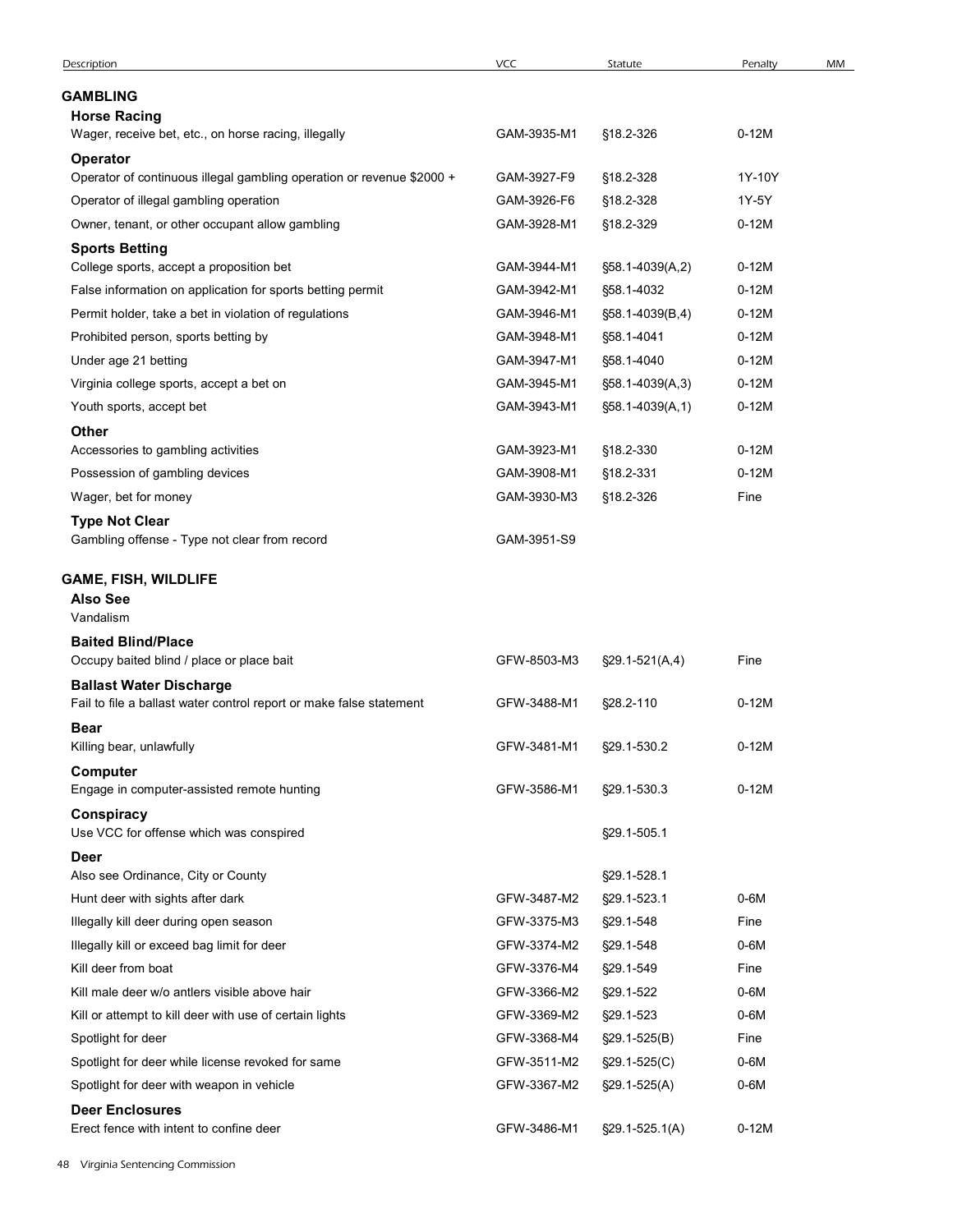| Description | VCC | Statute | Penalty | MM |
|---|---|---|---|---|
| **GAMBLING** | | | | |
| **Horse Racing** | | | | |
| Wager, receive bet, etc., on horse racing, illegally | GAM-3935-M1 | §18.2-326 | 0-12M | |
| **Operator** | | | | |
| Operator of continuous illegal gambling operation or revenue $2000 + | GAM-3927-F9 | §18.2-328 | 1Y-10Y | |
| Operator of illegal gambling operation | GAM-3926-F6 | §18.2-328 | 1Y-5Y | |
| Owner, tenant, or other occupant allow gambling | GAM-3928-M1 | §18.2-329 | 0-12M | |
| **Sports Betting** | | | | |
| College sports, accept a proposition bet | GAM-3944-M1 | §58.1-4039(A,2) | 0-12M | |
| False information on application for sports betting permit | GAM-3942-M1 | §58.1-4032 | 0-12M | |
| Permit holder, take a bet in violation of regulations | GAM-3946-M1 | §58.1-4039(B,4) | 0-12M | |
| Prohibited person, sports betting by | GAM-3948-M1 | §58.1-4041 | 0-12M | |
| Under age 21 betting | GAM-3947-M1 | §58.1-4040 | 0-12M | |
| Virginia college sports, accept a bet on | GAM-3945-M1 | §58.1-4039(A,3) | 0-12M | |
| Youth sports, accept bet | GAM-3943-M1 | §58.1-4039(A,1) | 0-12M | |
| **Other** | | | | |
| Accessories to gambling activities | GAM-3923-M1 | §18.2-330 | 0-12M | |
| Possession of gambling devices | GAM-3908-M1 | §18.2-331 | 0-12M | |
| Wager, bet for money | GAM-3930-M3 | §18.2-326 | Fine | |
| **Type Not Clear** | | | | |
| Gambling offense - Type not clear from record | GAM-3951-S9 | | | |
| **GAME, FISH, WILDLIFE** | | | | |
| **Also See** | | | | |
| Vandalism | | | | |
| **Baited Blind/Place** | | | | |
| Occupy baited blind / place or place bait | GFW-8503-M3 | §29.1-521(A,4) | Fine | |
| **Ballast Water Discharge** | | | | |
| Fail to file a ballast water control report or make false statement | GFW-3488-M1 | §28.2-110 | 0-12M | |
| **Bear** | | | | |
| Killing bear, unlawfully | GFW-3481-M1 | §29.1-530.2 | 0-12M | |
| **Computer** | | | | |
| Engage in computer-assisted remote hunting | GFW-3586-M1 | §29.1-530.3 | 0-12M | |
| **Conspiracy** | | | | |
| Use VCC for offense which was conspired | | §29.1-505.1 | | |
| **Deer** | | | | |
| Also see Ordinance, City or County | | §29.1-528.1 | | |
| Hunt deer with sights after dark | GFW-3487-M2 | §29.1-523.1 | 0-6M | |
| Illegally kill deer during open season | GFW-3375-M3 | §29.1-548 | Fine | |
| Illegally kill or exceed bag limit for deer | GFW-3374-M2 | §29.1-548 | 0-6M | |
| Kill deer from boat | GFW-3376-M4 | §29.1-549 | Fine | |
| Kill male deer w/o antlers visible above hair | GFW-3366-M2 | §29.1-522 | 0-6M | |
| Kill or attempt to kill deer with use of certain lights | GFW-3369-M2 | §29.1-523 | 0-6M | |
| Spotlight for deer | GFW-3368-M4 | §29.1-525(B) | Fine | |
| Spotlight for deer while license revoked for same | GFW-3511-M2 | §29.1-525(C) | 0-6M | |
| Spotlight for deer with weapon in vehicle | GFW-3367-M2 | §29.1-525(A) | 0-6M | |
| **Deer Enclosures** | | | | |
| Erect fence with intent to confine deer | GFW-3486-M1 | §29.1-525.1(A) | 0-12M | |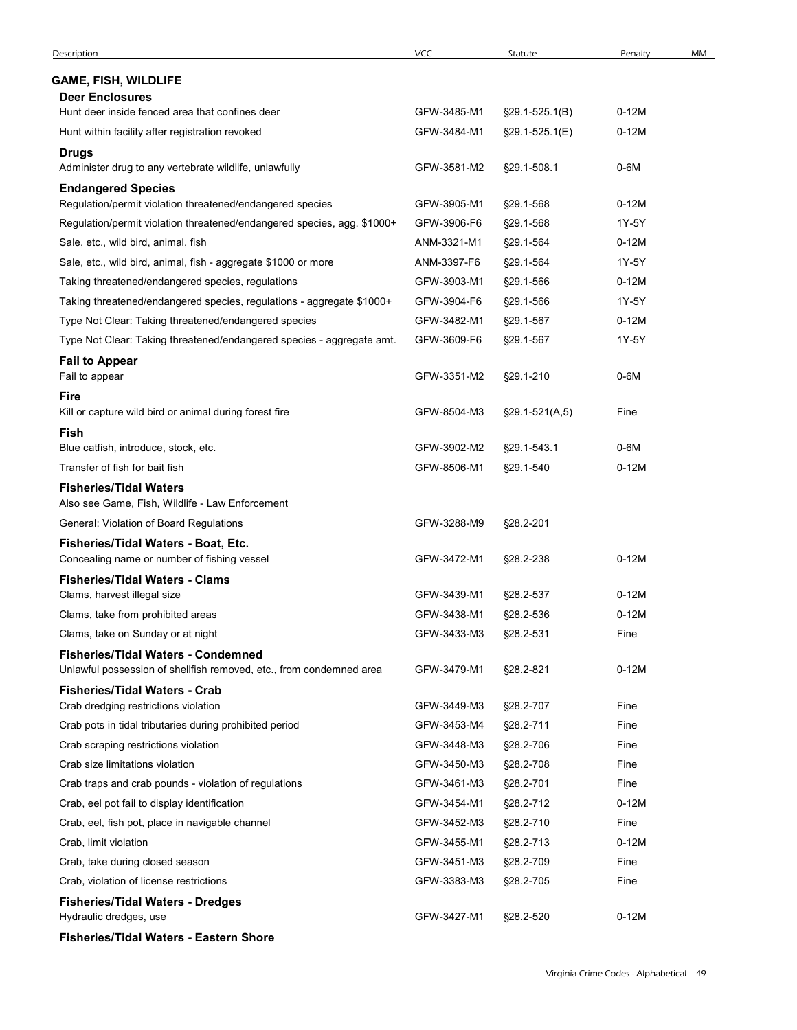| Description | VCC | Statute | Penalty | MM |
|---|---|---|---|---|
| **GAME, FISH, WILDLIFE** | | | | |
| **Deer Enclosures** | | | | |
| Hunt deer inside fenced area that confines deer | GFW-3485-M1 | §29.1-525.1(B) | 0-12M | |
| Hunt within facility after registration revoked | GFW-3484-M1 | §29.1-525.1(E) | 0-12M | |
| **Drugs** | | | | |
| Administer drug to any vertebrate wildlife, unlawfully | GFW-3581-M2 | §29.1-508.1 | 0-6M | |
| **Endangered Species** | | | | |
| Regulation/permit violation threatened/endangered species | GFW-3905-M1 | §29.1-568 | 0-12M | |
| Regulation/permit violation threatened/endangered species, agg. $1000+ | GFW-3906-F6 | §29.1-568 | 1Y-5Y | |
| Sale, etc., wild bird, animal, fish | ANM-3321-M1 | §29.1-564 | 0-12M | |
| Sale, etc., wild bird, animal, fish - aggregate $1000 or more | ANM-3397-F6 | §29.1-564 | 1Y-5Y | |
| Taking threatened/endangered species, regulations | GFW-3903-M1 | §29.1-566 | 0-12M | |
| Taking threatened/endangered species, regulations - aggregate $1000+ | GFW-3904-F6 | §29.1-566 | 1Y-5Y | |
| Type Not Clear: Taking threatened/endangered species | GFW-3482-M1 | §29.1-567 | 0-12M | |
| Type Not Clear: Taking threatened/endangered species - aggregate amt. | GFW-3609-F6 | §29.1-567 | 1Y-5Y | |
| **Fail to Appear** | | | | |
| Fail to appear | GFW-3351-M2 | §29.1-210 | 0-6M | |
| **Fire** | | | | |
| Kill or capture wild bird or animal during forest fire | GFW-8504-M3 | §29.1-521(A,5) | Fine | |
| **Fish** | | | | |
| Blue catfish, introduce, stock, etc. | GFW-3902-M2 | §29.1-543.1 | 0-6M | |
| Transfer of fish for bait fish | GFW-8506-M1 | §29.1-540 | 0-12M | |
| **Fisheries/Tidal Waters** | | | | |
| Also see Game, Fish, Wildlife - Law Enforcement | | | | |
| General: Violation of Board Regulations | GFW-3288-M9 | §28.2-201 | | |
| **Fisheries/Tidal Waters - Boat, Etc.** | | | | |
| Concealing name or number of fishing vessel | GFW-3472-M1 | §28.2-238 | 0-12M | |
| **Fisheries/Tidal Waters - Clams** | | | | |
| Clams, harvest illegal size | GFW-3439-M1 | §28.2-537 | 0-12M | |
| Clams, take from prohibited areas | GFW-3438-M1 | §28.2-536 | 0-12M | |
| Clams, take on Sunday or at night | GFW-3433-M3 | §28.2-531 | Fine | |
| **Fisheries/Tidal Waters - Condemned** | | | | |
| Unlawful possession of shellfish removed, etc., from condemned area | GFW-3479-M1 | §28.2-821 | 0-12M | |
| **Fisheries/Tidal Waters - Crab** | | | | |
| Crab dredging restrictions violation | GFW-3449-M3 | §28.2-707 | Fine | |
| Crab pots in tidal tributaries during prohibited period | GFW-3453-M4 | §28.2-711 | Fine | |
| Crab scraping restrictions violation | GFW-3448-M3 | §28.2-706 | Fine | |
| Crab size limitations violation | GFW-3450-M3 | §28.2-708 | Fine | |
| Crab traps and crab pounds - violation of regulations | GFW-3461-M3 | §28.2-701 | Fine | |
| Crab, eel pot fail to display identification | GFW-3454-M1 | §28.2-712 | 0-12M | |
| Crab, eel, fish pot, place in navigable channel | GFW-3452-M3 | §28.2-710 | Fine | |
| Crab, limit violation | GFW-3455-M1 | §28.2-713 | 0-12M | |
| Crab, take during closed season | GFW-3451-M3 | §28.2-709 | Fine | |
| Crab, violation of license restrictions | GFW-3383-M3 | §28.2-705 | Fine | |
| **Fisheries/Tidal Waters - Dredges** | | | | |
| Hydraulic dredges, use | GFW-3427-M1 | §28.2-520 | 0-12M | |
| **Fisheries/Tidal Waters - Eastern Shore** | | | | |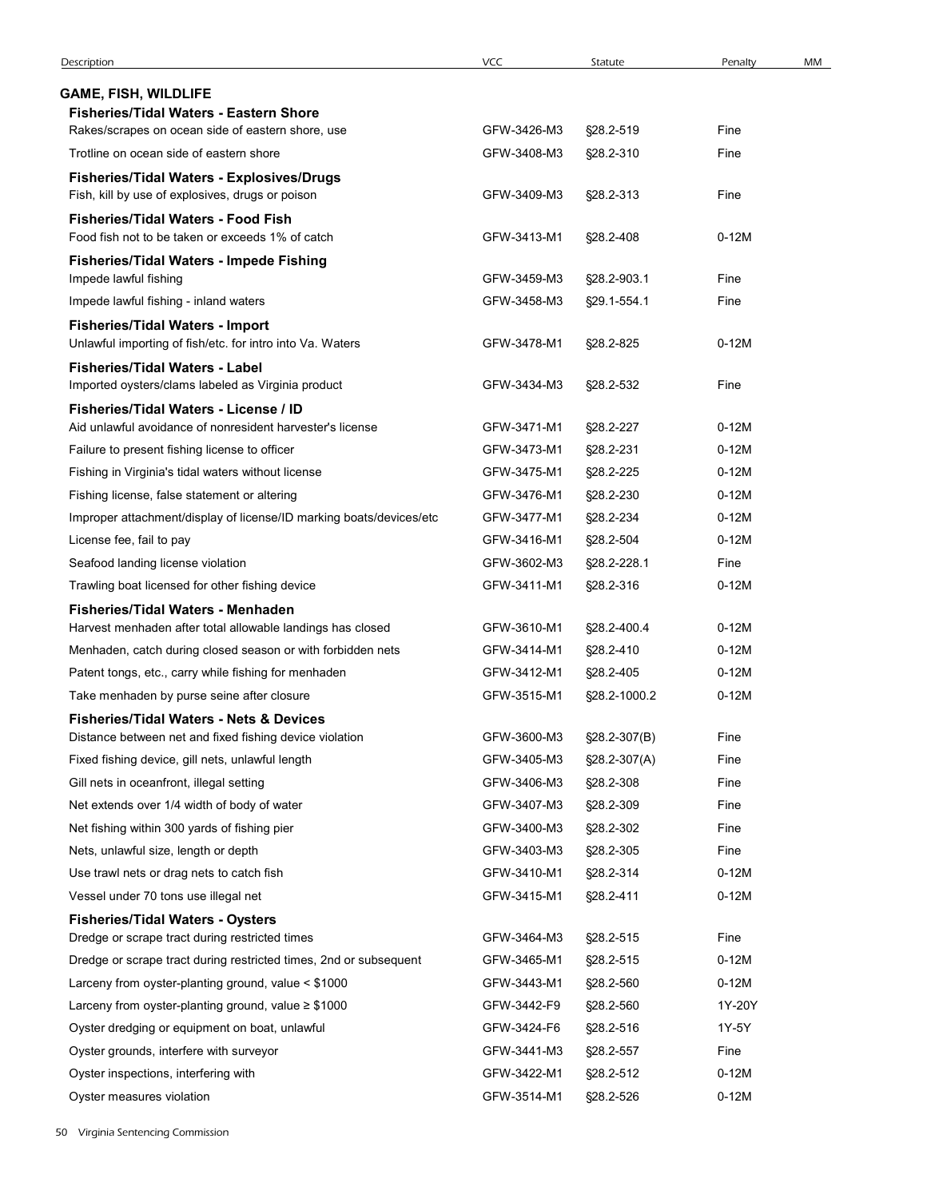| Description | VCC | Statute | Penalty | MM |
|---|---|---|---|---|
| **GAME, FISH, WILDLIFE** | | | | |
| **Fisheries/Tidal Waters - Eastern Shore** | | | | |
| Rakes/scrapes on ocean side of eastern shore, use | GFW-3426-M3 | §28.2-519 | Fine | |
| Trotline on ocean side of eastern shore | GFW-3408-M3 | §28.2-310 | Fine | |
| **Fisheries/Tidal Waters - Explosives/Drugs** | | | | |
| Fish, kill by use of explosives, drugs or poison | GFW-3409-M3 | §28.2-313 | Fine | |
| **Fisheries/Tidal Waters - Food Fish** | | | | |
| Food fish not to be taken or exceeds 1% of catch | GFW-3413-M1 | §28.2-408 | 0-12M | |
| **Fisheries/Tidal Waters - Impede Fishing** | | | | |
| Impede lawful fishing | GFW-3459-M3 | §28.2-903.1 | Fine | |
| Impede lawful fishing - inland waters | GFW-3458-M3 | §29.1-554.1 | Fine | |
| **Fisheries/Tidal Waters - Import** | | | | |
| Unlawful importing of fish/etc. for intro into Va. Waters | GFW-3478-M1 | §28.2-825 | 0-12M | |
| **Fisheries/Tidal Waters - Label** | | | | |
| Imported oysters/clams labeled as Virginia product | GFW-3434-M3 | §28.2-532 | Fine | |
| **Fisheries/Tidal Waters - License / ID** | | | | |
| Aid unlawful avoidance of nonresident harvester's license | GFW-3471-M1 | §28.2-227 | 0-12M | |
| Failure to present fishing license to officer | GFW-3473-M1 | §28.2-231 | 0-12M | |
| Fishing in Virginia's tidal waters without license | GFW-3475-M1 | §28.2-225 | 0-12M | |
| Fishing license, false statement or altering | GFW-3476-M1 | §28.2-230 | 0-12M | |
| Improper attachment/display of license/ID marking boats/devices/etc | GFW-3477-M1 | §28.2-234 | 0-12M | |
| License fee, fail to pay | GFW-3416-M1 | §28.2-504 | 0-12M | |
| Seafood landing license violation | GFW-3602-M3 | §28.2-228.1 | Fine | |
| Trawling boat licensed for other fishing device | GFW-3411-M1 | §28.2-316 | 0-12M | |
| **Fisheries/Tidal Waters - Menhaden** | | | | |
| Harvest menhaden after total allowable landings has closed | GFW-3610-M1 | §28.2-400.4 | 0-12M | |
| Menhaden, catch during closed season or with forbidden nets | GFW-3414-M1 | §28.2-410 | 0-12M | |
| Patent tongs, etc., carry while fishing for menhaden | GFW-3412-M1 | §28.2-405 | 0-12M | |
| Take menhaden by purse seine after closure | GFW-3515-M1 | §28.2-1000.2 | 0-12M | |
| **Fisheries/Tidal Waters - Nets & Devices** | | | | |
| Distance between net and fixed fishing device violation | GFW-3600-M3 | §28.2-307(B) | Fine | |
| Fixed fishing device, gill nets, unlawful length | GFW-3405-M3 | §28.2-307(A) | Fine | |
| Gill nets in oceanfront, illegal setting | GFW-3406-M3 | §28.2-308 | Fine | |
| Net extends over 1/4 width of body of water | GFW-3407-M3 | §28.2-309 | Fine | |
| Net fishing within 300 yards of fishing pier | GFW-3400-M3 | §28.2-302 | Fine | |
| Nets, unlawful size, length or depth | GFW-3403-M3 | §28.2-305 | Fine | |
| Use trawl nets or drag nets to catch fish | GFW-3410-M1 | §28.2-314 | 0-12M | |
| Vessel under 70 tons use illegal net | GFW-3415-M1 | §28.2-411 | 0-12M | |
| **Fisheries/Tidal Waters - Oysters** | | | | |
| Dredge or scrape tract during restricted times | GFW-3464-M3 | §28.2-515 | Fine | |
| Dredge or scrape tract during restricted times, 2nd or subsequent | GFW-3465-M1 | §28.2-515 | 0-12M | |
| Larceny from oyster-planting ground, value < $1000 | GFW-3443-M1 | §28.2-560 | 0-12M | |
| Larceny from oyster-planting ground, value ≥ $1000 | GFW-3442-F9 | §28.2-560 | 1Y-20Y | |
| Oyster dredging or equipment on boat, unlawful | GFW-3424-F6 | §28.2-516 | 1Y-5Y | |
| Oyster grounds, interfere with surveyor | GFW-3441-M3 | §28.2-557 | Fine | |
| Oyster inspections, interfering with | GFW-3422-M1 | §28.2-512 | 0-12M | |
| Oyster measures violation | GFW-3514-M1 | §28.2-526 | 0-12M | |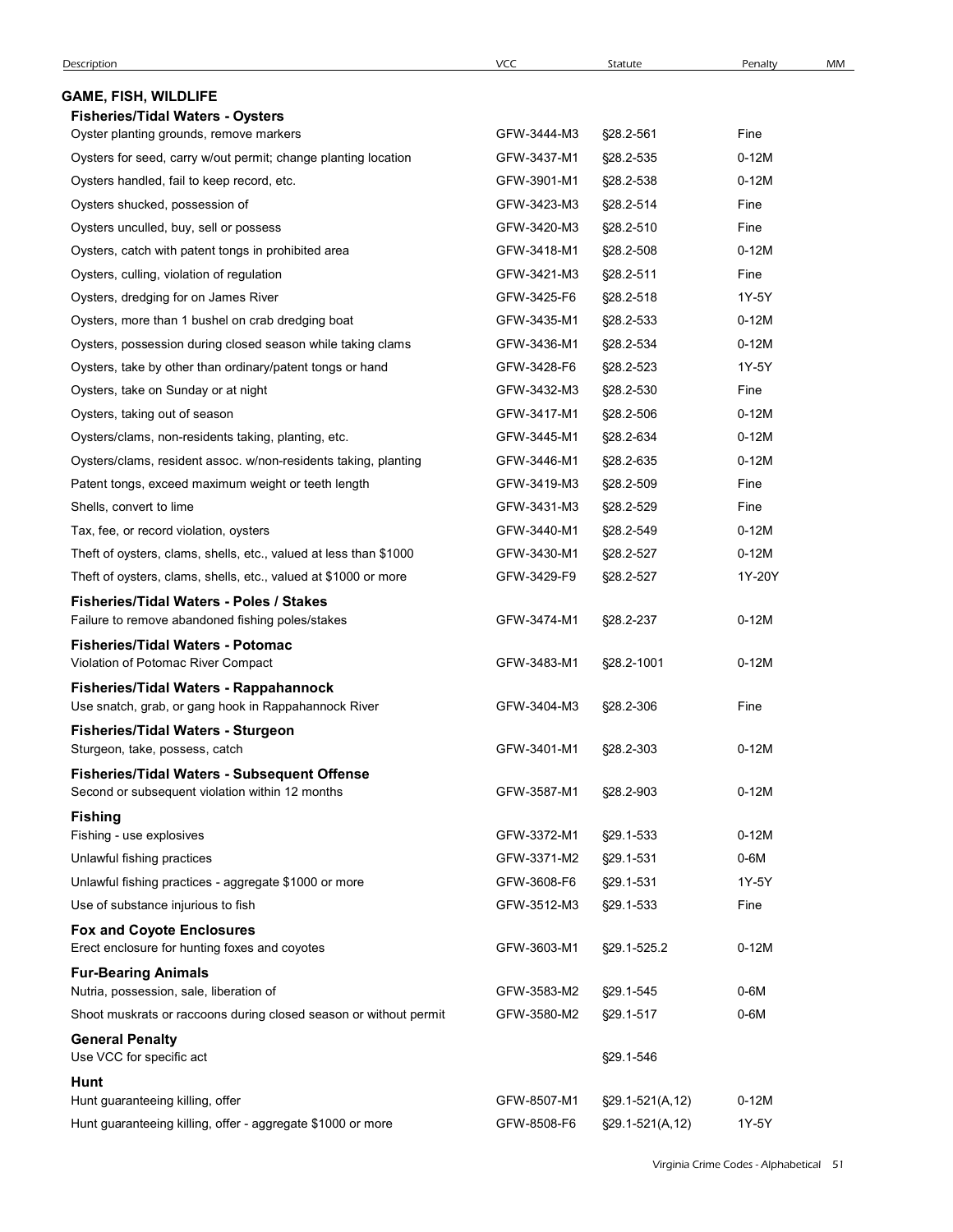| Description | VCC | Statute | Penalty | MM |
|---|---|---|---|---|
| **GAME, FISH, WILDLIFE** | | | | |
| **Fisheries/Tidal Waters - Oysters** | | | | |
| Oyster planting grounds, remove markers | GFW-3444-M3 | §28.2-561 | Fine | |
| Oysters for seed, carry w/out permit; change planting location | GFW-3437-M1 | §28.2-535 | 0-12M | |
| Oysters handled, fail to keep record, etc. | GFW-3901-M1 | §28.2-538 | 0-12M | |
| Oysters shucked, possession of | GFW-3423-M3 | §28.2-514 | Fine | |
| Oysters unculled, buy, sell or possess | GFW-3420-M3 | §28.2-510 | Fine | |
| Oysters, catch with patent tongs in prohibited area | GFW-3418-M1 | §28.2-508 | 0-12M | |
| Oysters, culling, violation of regulation | GFW-3421-M3 | §28.2-511 | Fine | |
| Oysters, dredging for on James River | GFW-3425-F6 | §28.2-518 | 1Y-5Y | |
| Oysters, more than 1 bushel on crab dredging boat | GFW-3435-M1 | §28.2-533 | 0-12M | |
| Oysters, possession during closed season while taking clams | GFW-3436-M1 | §28.2-534 | 0-12M | |
| Oysters, take by other than ordinary/patent tongs or hand | GFW-3428-F6 | §28.2-523 | 1Y-5Y | |
| Oysters, take on Sunday or at night | GFW-3432-M3 | §28.2-530 | Fine | |
| Oysters, taking out of season | GFW-3417-M1 | §28.2-506 | 0-12M | |
| Oysters/clams, non-residents taking, planting, etc. | GFW-3445-M1 | §28.2-634 | 0-12M | |
| Oysters/clams, resident assoc. w/non-residents taking, planting | GFW-3446-M1 | §28.2-635 | 0-12M | |
| Patent tongs, exceed maximum weight or teeth length | GFW-3419-M3 | §28.2-509 | Fine | |
| Shells, convert to lime | GFW-3431-M3 | §28.2-529 | Fine | |
| Tax, fee, or record violation, oysters | GFW-3440-M1 | §28.2-549 | 0-12M | |
| Theft of oysters, clams, shells, etc., valued at less than $1000 | GFW-3430-M1 | §28.2-527 | 0-12M | |
| Theft of oysters, clams, shells, etc., valued at $1000 or more | GFW-3429-F9 | §28.2-527 | 1Y-20Y | |
| **Fisheries/Tidal Waters - Poles / Stakes** | | | | |
| Failure to remove abandoned fishing poles/stakes | GFW-3474-M1 | §28.2-237 | 0-12M | |
| **Fisheries/Tidal Waters - Potomac** | | | | |
| Violation of Potomac River Compact | GFW-3483-M1 | §28.2-1001 | 0-12M | |
| **Fisheries/Tidal Waters - Rappahannock** | | | | |
| Use snatch, grab, or gang hook in Rappahannock River | GFW-3404-M3 | §28.2-306 | Fine | |
| **Fisheries/Tidal Waters - Sturgeon** | | | | |
| Sturgeon, take, possess, catch | GFW-3401-M1 | §28.2-303 | 0-12M | |
| **Fisheries/Tidal Waters - Subsequent Offense** | | | | |
| Second or subsequent violation within 12 months | GFW-3587-M1 | §28.2-903 | 0-12M | |
| **Fishing** | | | | |
| Fishing - use explosives | GFW-3372-M1 | §29.1-533 | 0-12M | |
| Unlawful fishing practices | GFW-3371-M2 | §29.1-531 | 0-6M | |
| Unlawful fishing practices - aggregate $1000 or more | GFW-3608-F6 | §29.1-531 | 1Y-5Y | |
| Use of substance injurious to fish | GFW-3512-M3 | §29.1-533 | Fine | |
| **Fox and Coyote Enclosures** | | | | |
| Erect enclosure for hunting foxes and coyotes | GFW-3603-M1 | §29.1-525.2 | 0-12M | |
| **Fur-Bearing Animals** | | | | |
| Nutria, possession, sale, liberation of | GFW-3583-M2 | §29.1-545 | 0-6M | |
| Shoot muskrats or raccoons during closed season or without permit | GFW-3580-M2 | §29.1-517 | 0-6M | |
| **General Penalty** | | | | |
| Use VCC for specific act | | §29.1-546 | | |
| **Hunt** | | | | |
| Hunt guaranteeing killing, offer | GFW-8507-M1 | §29.1-521(A,12) | 0-12M | |
| Hunt guaranteeing killing, offer - aggregate $1000 or more | GFW-8508-F6 | §29.1-521(A,12) | 1Y-5Y | |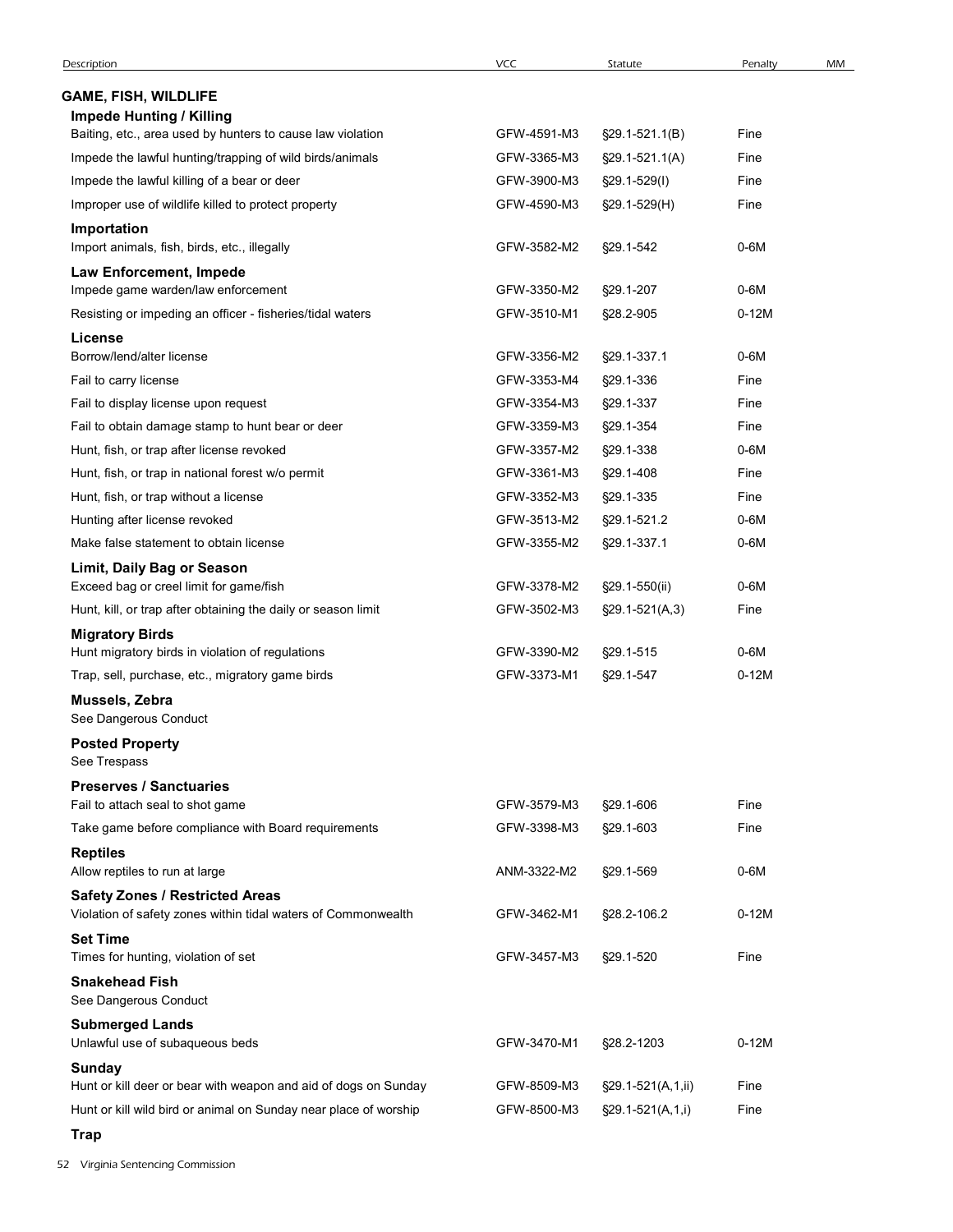| Description | VCC | Statute | Penalty | MM |
|---|---|---|---|---|
| **GAME, FISH, WILDLIFE** | | | | |
| **Impede Hunting / Killing** | | | | |
| Baiting, etc., area used by hunters to cause law violation | GFW-4591-M3 | §29.1-521.1(B) | Fine | |
| Impede the lawful hunting/trapping of wild birds/animals | GFW-3365-M3 | §29.1-521.1(A) | Fine | |
| Impede the lawful killing of a bear or deer | GFW-3900-M3 | §29.1-529(I) | Fine | |
| Improper use of wildlife killed to protect property | GFW-4590-M3 | §29.1-529(H) | Fine | |
| **Importation** | | | | |
| Import animals, fish, birds, etc., illegally | GFW-3582-M2 | §29.1-542 | 0-6M | |
| **Law Enforcement, Impede** | | | | |
| Impede game warden/law enforcement | GFW-3350-M2 | §29.1-207 | 0-6M | |
| Resisting or impeding an officer - fisheries/tidal waters | GFW-3510-M1 | §28.2-905 | 0-12M | |
| **License** | | | | |
| Borrow/lend/alter license | GFW-3356-M2 | §29.1-337.1 | 0-6M | |
| Fail to carry license | GFW-3353-M4 | §29.1-336 | Fine | |
| Fail to display license upon request | GFW-3354-M3 | §29.1-337 | Fine | |
| Fail to obtain damage stamp to hunt bear or deer | GFW-3359-M3 | §29.1-354 | Fine | |
| Hunt, fish, or trap after license revoked | GFW-3357-M2 | §29.1-338 | 0-6M | |
| Hunt, fish, or trap in national forest w/o permit | GFW-3361-M3 | §29.1-408 | Fine | |
| Hunt, fish, or trap without a license | GFW-3352-M3 | §29.1-335 | Fine | |
| Hunting after license revoked | GFW-3513-M2 | §29.1-521.2 | 0-6M | |
| Make false statement to obtain license | GFW-3355-M2 | §29.1-337.1 | 0-6M | |
| **Limit, Daily Bag or Season** | | | | |
| Exceed bag or creel limit for game/fish | GFW-3378-M2 | §29.1-550(ii) | 0-6M | |
| Hunt, kill, or trap after obtaining the daily or season limit | GFW-3502-M3 | §29.1-521(A,3) | Fine | |
| **Migratory Birds** | | | | |
| Hunt migratory birds in violation of regulations | GFW-3390-M2 | §29.1-515 | 0-6M | |
| Trap, sell, purchase, etc., migratory game birds | GFW-3373-M1 | §29.1-547 | 0-12M | |
| **Mussels, Zebra** | | | | |
| See Dangerous Conduct | | | | |
| **Posted Property** | | | | |
| See Trespass | | | | |
| **Preserves / Sanctuaries** | | | | |
| Fail to attach seal to shot game | GFW-3579-M3 | §29.1-606 | Fine | |
| Take game before compliance with Board requirements | GFW-3398-M3 | §29.1-603 | Fine | |
| **Reptiles** | | | | |
| Allow reptiles to run at large | ANM-3322-M2 | §29.1-569 | 0-6M | |
| **Safety Zones / Restricted Areas** | | | | |
| Violation of safety zones within tidal waters of Commonwealth | GFW-3462-M1 | §28.2-106.2 | 0-12M | |
| **Set Time** | | | | |
| Times for hunting, violation of set | GFW-3457-M3 | §29.1-520 | Fine | |
| **Snakehead Fish** | | | | |
| See Dangerous Conduct | | | | |
| **Submerged Lands** | | | | |
| Unlawful use of subaqueous beds | GFW-3470-M1 | §28.2-1203 | 0-12M | |
| **Sunday** | | | | |
| Hunt or kill deer or bear with weapon and aid of dogs on Sunday | GFW-8509-M3 | §29.1-521(A,1,ii) | Fine | |
| Hunt or kill wild bird or animal on Sunday near place of worship | GFW-8500-M3 | §29.1-521(A,1,i) | Fine | |
| **Trap** | | | | |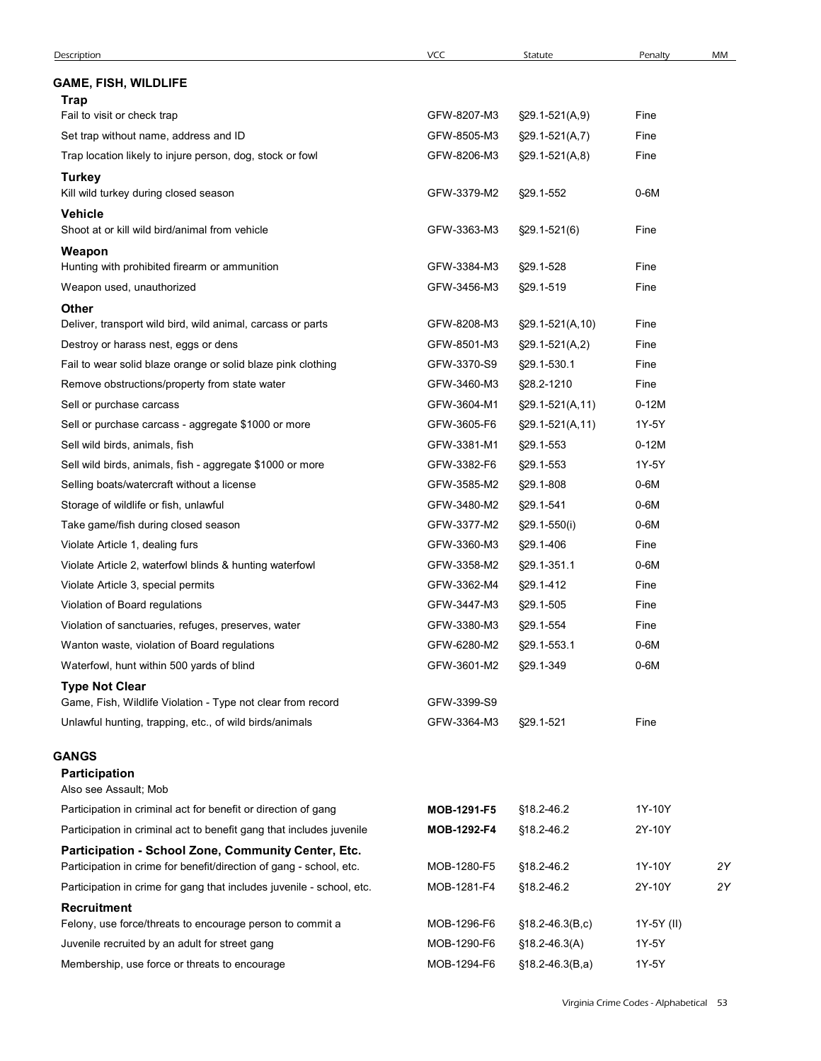| Description | VCC | Statute | Penalty | MM |
|---|---|---|---|---|
| **GAME, FISH, WILDLIFE** | | | | |
| **Trap** | | | | |
| Fail to visit or check trap | GFW-8207-M3 | §29.1-521(A,9) | Fine | |
| Set trap without name, address and ID | GFW-8505-M3 | §29.1-521(A,7) | Fine | |
| Trap location likely to injure person, dog, stock or fowl | GFW-8206-M3 | §29.1-521(A,8) | Fine | |
| **Turkey** | | | | |
| Kill wild turkey during closed season | GFW-3379-M2 | §29.1-552 | 0-6M | |
| **Vehicle** | | | | |
| Shoot at or kill wild bird/animal from vehicle | GFW-3363-M3 | §29.1-521(6) | Fine | |
| **Weapon** | | | | |
| Hunting with prohibited firearm or ammunition | GFW-3384-M3 | §29.1-528 | Fine | |
| Weapon used, unauthorized | GFW-3456-M3 | §29.1-519 | Fine | |
| **Other** | | | | |
| Deliver, transport wild bird, wild animal, carcass or parts | GFW-8208-M3 | §29.1-521(A,10) | Fine | |
| Destroy or harass nest, eggs or dens | GFW-8501-M3 | §29.1-521(A,2) | Fine | |
| Fail to wear solid blaze orange or solid blaze pink clothing | GFW-3370-S9 | §29.1-530.1 | Fine | |
| Remove obstructions/property from state water | GFW-3460-M3 | §28.2-1210 | Fine | |
| Sell or purchase carcass | GFW-3604-M1 | §29.1-521(A,11) | 0-12M | |
| Sell or purchase carcass - aggregate $1000 or more | GFW-3605-F6 | §29.1-521(A,11) | 1Y-5Y | |
| Sell wild birds, animals, fish | GFW-3381-M1 | §29.1-553 | 0-12M | |
| Sell wild birds, animals, fish - aggregate $1000 or more | GFW-3382-F6 | §29.1-553 | 1Y-5Y | |
| Selling boats/watercraft without a license | GFW-3585-M2 | §29.1-808 | 0-6M | |
| Storage of wildlife or fish, unlawful | GFW-3480-M2 | §29.1-541 | 0-6M | |
| Take game/fish during closed season | GFW-3377-M2 | §29.1-550(i) | 0-6M | |
| Violate Article 1, dealing furs | GFW-3360-M3 | §29.1-406 | Fine | |
| Violate Article 2, waterfowl blinds & hunting waterfowl | GFW-3358-M2 | §29.1-351.1 | 0-6M | |
| Violate Article 3, special permits | GFW-3362-M4 | §29.1-412 | Fine | |
| Violation of Board regulations | GFW-3447-M3 | §29.1-505 | Fine | |
| Violation of sanctuaries, refuges, preserves, water | GFW-3380-M3 | §29.1-554 | Fine | |
| Wanton waste, violation of Board regulations | GFW-6280-M2 | §29.1-553.1 | 0-6M | |
| Waterfowl, hunt within 500 yards of blind | GFW-3601-M2 | §29.1-349 | 0-6M | |
| **Type Not Clear** | | | | |
| Game, Fish, Wildlife Violation - Type not clear from record | GFW-3399-S9 | | | |
| Unlawful hunting, trapping, etc., of wild birds/animals | GFW-3364-M3 | §29.1-521 | Fine | |
| **GANGS** | | | | |
| **Participation** | | | | |
| Also see Assault; Mob | | | | |
| Participation in criminal act for benefit or direction of gang | **MOB-1291-F5** | §18.2-46.2 | 1Y-10Y | |
| Participation in criminal act to benefit gang that includes juvenile | **MOB-1292-F4** | §18.2-46.2 | 2Y-10Y | |
| **Participation - School Zone, Community Center, Etc.** | | | | |
| Participation in crime for benefit/direction of gang - school, etc. | MOB-1280-F5 | §18.2-46.2 | 1Y-10Y | *2Y* |
| Participation in crime for gang that includes juvenile - school, etc. | MOB-1281-F4 | §18.2-46.2 | 2Y-10Y | *2Y* |
| **Recruitment** | | | | |
| Felony, use force/threats to encourage person to commit a | MOB-1296-F6 | §18.2-46.3(B,c) | 1Y-5Y (II) | |
| Juvenile recruited by an adult for street gang | MOB-1290-F6 | §18.2-46.3(A) | 1Y-5Y | |
| Membership, use force or threats to encourage | MOB-1294-F6 | §18.2-46.3(B,a) | 1Y-5Y | |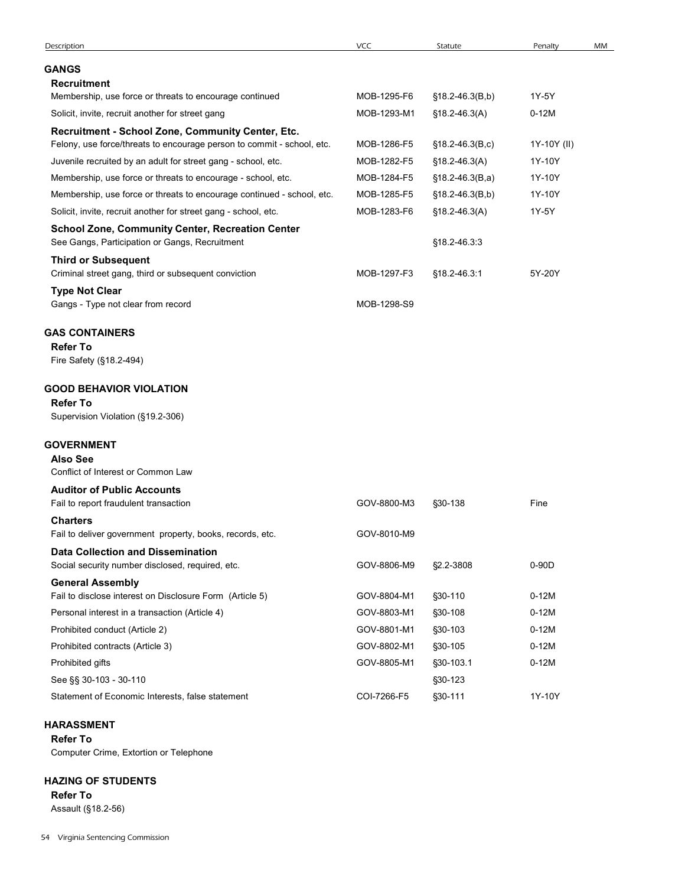| Description | VCC | Statute | Penalty | MM |
|---|---|---|---|---|

## GANGS

**Recruitment**

| Description | VCC | Statute | Penalty | MM |
|---|---|---|---|---|
| Membership, use force or threats to encourage continued | MOB-1295-F6 | §18.2-46.3(B,b) | 1Y-5Y | |
| Solicit, invite, recruit another for street gang | MOB-1293-M1 | §18.2-46.3(A) | 0-12M | |

**Recruitment - School Zone, Community Center, Etc.**

| Description | VCC | Statute | Penalty | MM |
|---|---|---|---|---|
| Felony, use force/threats to encourage person to commit - school, etc. | MOB-1286-F5 | §18.2-46.3(B,c) | 1Y-10Y (II) | |
| Juvenile recruited by an adult for street gang - school, etc. | MOB-1282-F5 | §18.2-46.3(A) | 1Y-10Y | |
| Membership, use force or threats to encourage - school, etc. | MOB-1284-F5 | §18.2-46.3(B,a) | 1Y-10Y | |
| Membership, use force or threats to encourage continued - school, etc. | MOB-1285-F5 | §18.2-46.3(B,b) | 1Y-10Y | |
| Solicit, invite, recruit another for street gang - school, etc. | MOB-1283-F6 | §18.2-46.3(A) | 1Y-5Y | |

**School Zone, Community Center, Recreation Center**

| Description | VCC | Statute | Penalty | MM |
|---|---|---|---|---|
| See Gangs, Participation or Gangs, Recruitment | | §18.2-46.3:3 | | |

**Third or Subsequent**

| Description | VCC | Statute | Penalty | MM |
|---|---|---|---|---|
| Criminal street gang, third or subsequent conviction | MOB-1297-F3 | §18.2-46.3:1 | 5Y-20Y | |

**Type Not Clear**

| Description | VCC | Statute | Penalty | MM |
|---|---|---|---|---|
| Gangs - Type not clear from record | MOB-1298-S9 | | | |

## GAS CONTAINERS

**Refer To**

Fire Safety (§18.2-494)

## GOOD BEHAVIOR VIOLATION

**Refer To**

Supervision Violation (§19.2-306)

## GOVERNMENT

**Also See**

Conflict of Interest or Common Law

**Auditor of Public Accounts**

| Description | VCC | Statute | Penalty | MM |
|---|---|---|---|---|
| Fail to report fraudulent transaction | GOV-8800-M3 | §30-138 | Fine | |

**Charters**

| Description | VCC | Statute | Penalty | MM |
|---|---|---|---|---|
| Fail to deliver government property, books, records, etc. | GOV-8010-M9 | | | |

**Data Collection and Dissemination**

| Description | VCC | Statute | Penalty | MM |
|---|---|---|---|---|
| Social security number disclosed, required, etc. | GOV-8806-M9 | §2.2-3808 | 0-90D | |

**General Assembly**

| Description | VCC | Statute | Penalty | MM |
|---|---|---|---|---|
| Fail to disclose interest on Disclosure Form (Article 5) | GOV-8804-M1 | §30-110 | 0-12M | |
| Personal interest in a transaction (Article 4) | GOV-8803-M1 | §30-108 | 0-12M | |
| Prohibited conduct (Article 2) | GOV-8801-M1 | §30-103 | 0-12M | |
| Prohibited contracts (Article 3) | GOV-8802-M1 | §30-105 | 0-12M | |
| Prohibited gifts | GOV-8805-M1 | §30-103.1 | 0-12M | |
| See §§ 30-103 - 30-110 | | §30-123 | | |
| Statement of Economic Interests, false statement | COI-7266-F5 | §30-111 | 1Y-10Y | |

## HARASSMENT

**Refer To**

Computer Crime, Extortion or Telephone

## HAZING OF STUDENTS

**Refer To**

Assault (§18.2-56)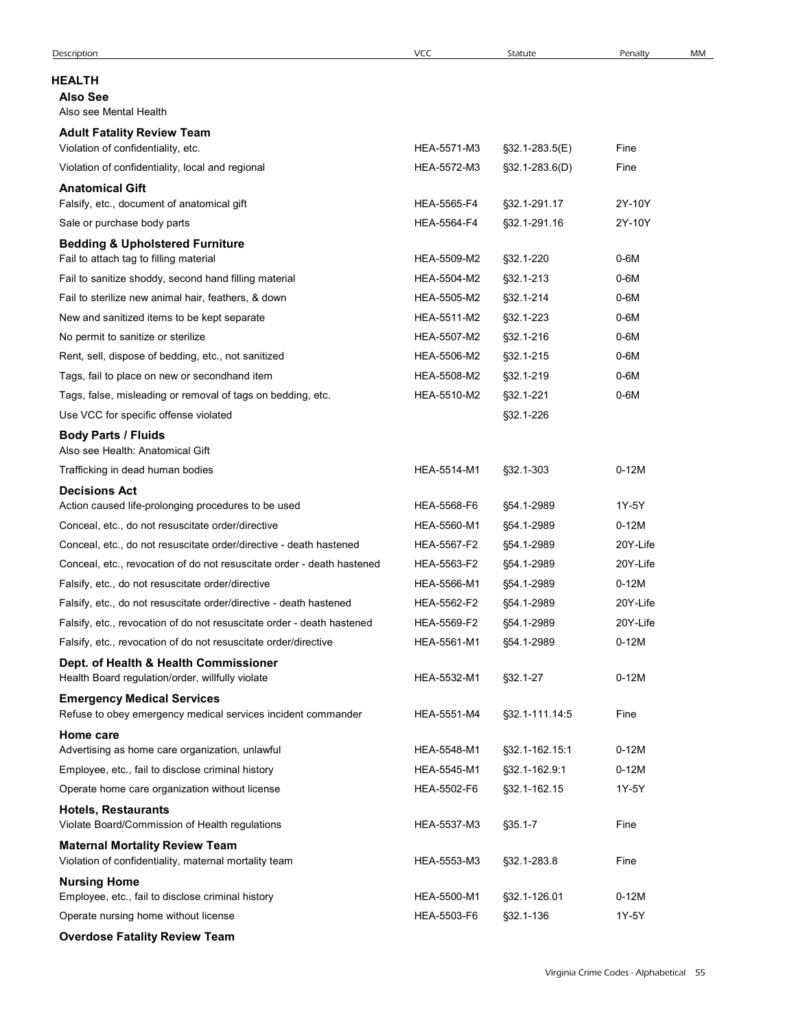| Description | VCC | Statute | Penalty | MM |
|---|---|---|---|---|
| **HEALTH** | | | | |
| **Also See** | | | | |
| Also see Mental Health | | | | |
| **Adult Fatality Review Team** | | | | |
| Violation of confidentiality, etc. | HEA-5571-M3 | §32.1-283.5(E) | Fine | |
| Violation of confidentiality, local and regional | HEA-5572-M3 | §32.1-283.6(D) | Fine | |
| **Anatomical Gift** | | | | |
| Falsify, etc., document of anatomical gift | HEA-5565-F4 | §32.1-291.17 | 2Y-10Y | |
| Sale or purchase body parts | HEA-5564-F4 | §32.1-291.16 | 2Y-10Y | |
| **Bedding & Upholstered Furniture** | | | | |
| Fail to attach tag to filling material | HEA-5509-M2 | §32.1-220 | 0-6M | |
| Fail to sanitize shoddy, second hand filling material | HEA-5504-M2 | §32.1-213 | 0-6M | |
| Fail to sterilize new animal hair, feathers, & down | HEA-5505-M2 | §32.1-214 | 0-6M | |
| New and sanitized items to be kept separate | HEA-5511-M2 | §32.1-223 | 0-6M | |
| No permit to sanitize or sterilize | HEA-5507-M2 | §32.1-216 | 0-6M | |
| Rent, sell, dispose of bedding, etc., not sanitized | HEA-5506-M2 | §32.1-215 | 0-6M | |
| Tags, fail to place on new or secondhand item | HEA-5508-M2 | §32.1-219 | 0-6M | |
| Tags, false, misleading or removal of tags on bedding, etc. | HEA-5510-M2 | §32.1-221 | 0-6M | |
| Use VCC for specific offense violated | | §32.1-226 | | |
| **Body Parts / Fluids** | | | | |
| Also see Health: Anatomical Gift | | | | |
| Trafficking in dead human bodies | HEA-5514-M1 | §32.1-303 | 0-12M | |
| **Decisions Act** | | | | |
| Action caused life-prolonging procedures to be used | HEA-5568-F6 | §54.1-2989 | 1Y-5Y | |
| Conceal, etc., do not resuscitate order/directive | HEA-5560-M1 | §54.1-2989 | 0-12M | |
| Conceal, etc., do not resuscitate order/directive - death hastened | HEA-5567-F2 | §54.1-2989 | 20Y-Life | |
| Conceal, etc., revocation of do not resuscitate order - death hastened | HEA-5563-F2 | §54.1-2989 | 20Y-Life | |
| Falsify, etc., do not resuscitate order/directive | HEA-5566-M1 | §54.1-2989 | 0-12M | |
| Falsify, etc., do not resuscitate order/directive - death hastened | HEA-5562-F2 | §54.1-2989 | 20Y-Life | |
| Falsify, etc., revocation of do not resuscitate order - death hastened | HEA-5569-F2 | §54.1-2989 | 20Y-Life | |
| Falsify, etc., revocation of do not resuscitate order/directive | HEA-5561-M1 | §54.1-2989 | 0-12M | |
| **Dept. of Health & Health Commissioner** | | | | |
| Health Board regulation/order, willfully violate | HEA-5532-M1 | §32.1-27 | 0-12M | |
| **Emergency Medical Services** | | | | |
| Refuse to obey emergency medical services incident commander | HEA-5551-M4 | §32.1-111.14:5 | Fine | |
| **Home care** | | | | |
| Advertising as home care organization, unlawful | HEA-5548-M1 | §32.1-162.15:1 | 0-12M | |
| Employee, etc., fail to disclose criminal history | HEA-5545-M1 | §32.1-162.9:1 | 0-12M | |
| Operate home care organization without license | HEA-5502-F6 | §32.1-162.15 | 1Y-5Y | |
| **Hotels, Restaurants** | | | | |
| Violate Board/Commission of Health regulations | HEA-5537-M3 | §35.1-7 | Fine | |
| **Maternal Mortality Review Team** | | | | |
| Violation of confidentiality, maternal mortality team | HEA-5553-M3 | §32.1-283.8 | Fine | |
| **Nursing Home** | | | | |
| Employee, etc., fail to disclose criminal history | HEA-5500-M1 | §32.1-126.01 | 0-12M | |
| Operate nursing home without license | HEA-5503-F6 | §32.1-136 | 1Y-5Y | |
| **Overdose Fatality Review Team** | | | | |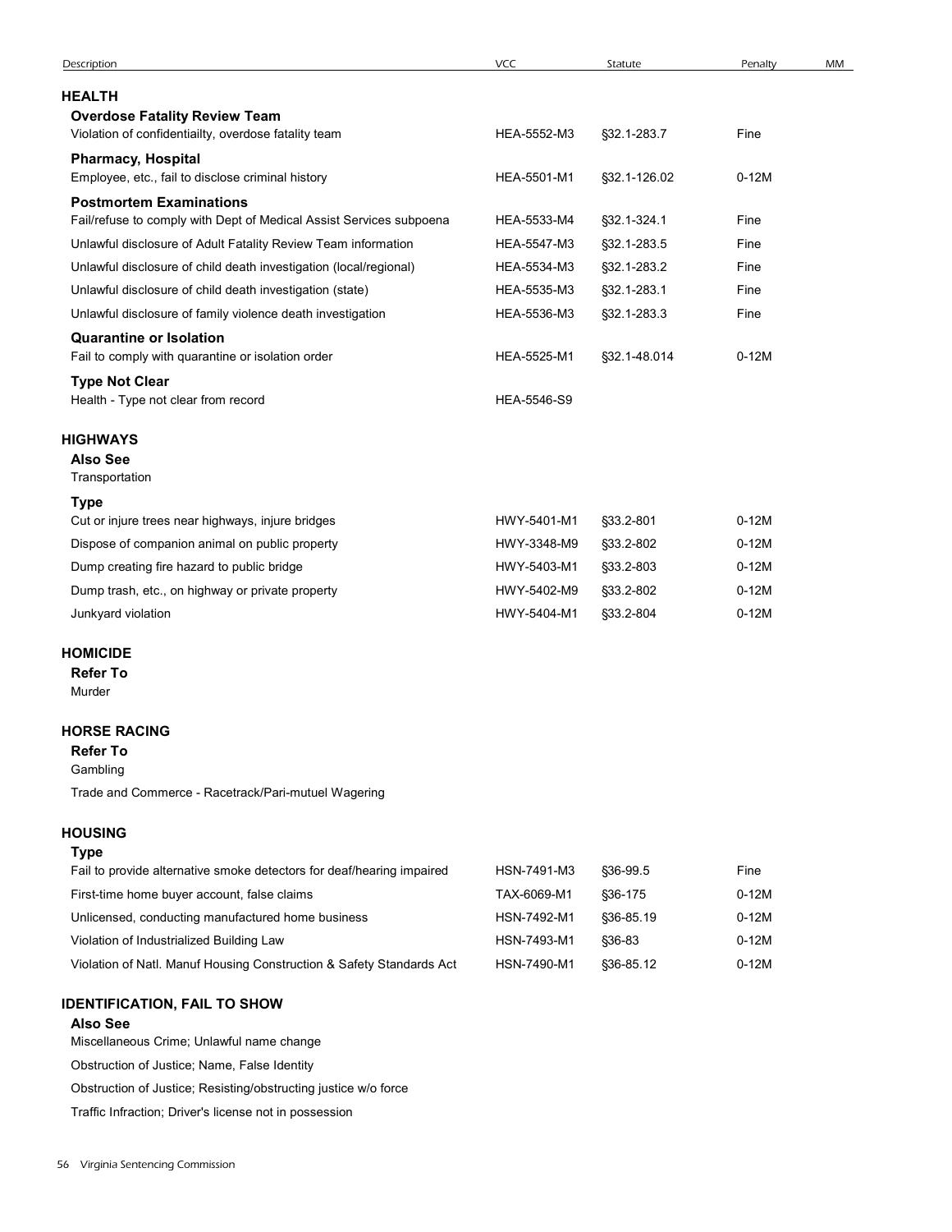| Description | VCC | Statute | Penalty | MM |
|---|---|---|---|---|
| **HEALTH** | | | | |
| **Overdose Fatality Review Team** | | | | |
| Violation of confidentiailty, overdose fatality team | HEA-5552-M3 | §32.1-283.7 | Fine | |
| **Pharmacy, Hospital** | | | | |
| Employee, etc., fail to disclose criminal history | HEA-5501-M1 | §32.1-126.02 | 0-12M | |
| **Postmortem Examinations** | | | | |
| Fail/refuse to comply with Dept of Medical Assist Services subpoena | HEA-5533-M4 | §32.1-324.1 | Fine | |
| Unlawful disclosure of Adult Fatality Review Team information | HEA-5547-M3 | §32.1-283.5 | Fine | |
| Unlawful disclosure of child death investigation (local/regional) | HEA-5534-M3 | §32.1-283.2 | Fine | |
| Unlawful disclosure of child death investigation (state) | HEA-5535-M3 | §32.1-283.1 | Fine | |
| Unlawful disclosure of family violence death investigation | HEA-5536-M3 | §32.1-283.3 | Fine | |
| **Quarantine or Isolation** | | | | |
| Fail to comply with quarantine or isolation order | HEA-5525-M1 | §32.1-48.014 | 0-12M | |
| **Type Not Clear** | | | | |
| Health - Type not clear from record | HEA-5546-S9 | | | |
| **HIGHWAYS** | | | | |
| **Also See** | | | | |
| Transportation | | | | |
| **Type** | | | | |
| Cut or injure trees near highways, injure bridges | HWY-5401-M1 | §33.2-801 | 0-12M | |
| Dispose of companion animal on public property | HWY-3348-M9 | §33.2-802 | 0-12M | |
| Dump creating fire hazard to public bridge | HWY-5403-M1 | §33.2-803 | 0-12M | |
| Dump trash, etc., on highway or private property | HWY-5402-M9 | §33.2-802 | 0-12M | |
| Junkyard violation | HWY-5404-M1 | §33.2-804 | 0-12M | |
| **HOMICIDE** | | | | |
| **Refer To** | | | | |
| Murder | | | | |
| **HORSE RACING** | | | | |
| **Refer To** | | | | |
| Gambling | | | | |
| Trade and Commerce - Racetrack/Pari-mutuel Wagering | | | | |
| **HOUSING** | | | | |
| **Type** | | | | |
| Fail to provide alternative smoke detectors for deaf/hearing impaired | HSN-7491-M3 | §36-99.5 | Fine | |
| First-time home buyer account, false claims | TAX-6069-M1 | §36-175 | 0-12M | |
| Unlicensed, conducting manufactured home business | HSN-7492-M1 | §36-85.19 | 0-12M | |
| Violation of Industrialized Building Law | HSN-7493-M1 | §36-83 | 0-12M | |
| Violation of Natl. Manuf Housing Construction & Safety Standards Act | HSN-7490-M1 | §36-85.12 | 0-12M | |
| **IDENTIFICATION, FAIL TO SHOW** | | | | |
| **Also See** | | | | |
| Miscellaneous Crime; Unlawful name change | | | | |
| Obstruction of Justice; Name, False Identity | | | | |
| Obstruction of Justice; Resisting/obstructing justice w/o force | | | | |
| Traffic Infraction; Driver's license not in possession | | | | |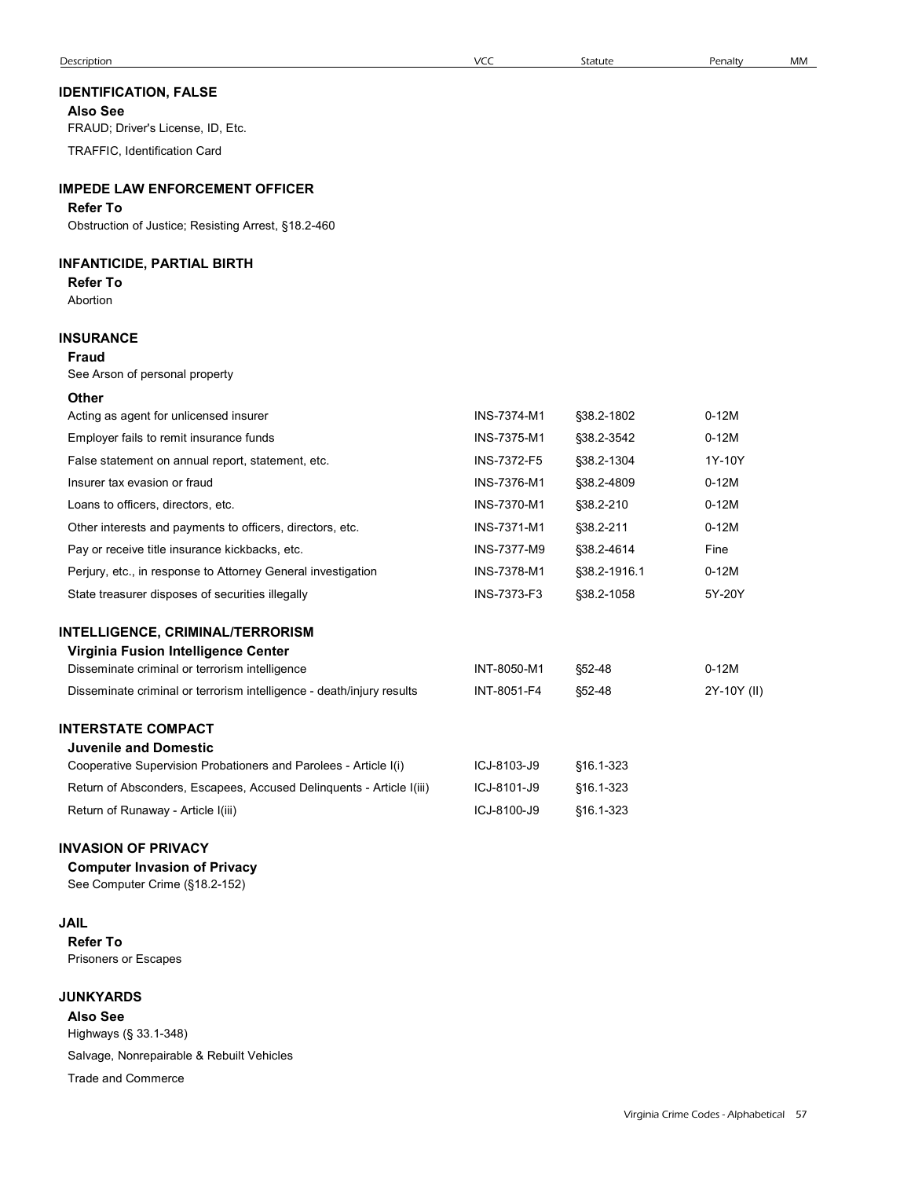| Description | VCC | Statute | Penalty | MM |
|---|---|---|---|---|

## IDENTIFICATION, FALSE

**Also See**

FRAUD; Driver's License, ID, Etc.

TRAFFIC, Identification Card

## IMPEDE LAW ENFORCEMENT OFFICER

**Refer To**

Obstruction of Justice; Resisting Arrest, §18.2-460

## INFANTICIDE, PARTIAL BIRTH

**Refer To**

Abortion

## INSURANCE

**Fraud**

See Arson of personal property

**Other**

| Description | VCC | Statute | Penalty | MM |
|---|---|---|---|---|
| Acting as agent for unlicensed insurer | INS-7374-M1 | §38.2-1802 | 0-12M | |
| Employer fails to remit insurance funds | INS-7375-M1 | §38.2-3542 | 0-12M | |
| False statement on annual report, statement, etc. | INS-7372-F5 | §38.2-1304 | 1Y-10Y | |
| Insurer tax evasion or fraud | INS-7376-M1 | §38.2-4809 | 0-12M | |
| Loans to officers, directors, etc. | INS-7370-M1 | §38.2-210 | 0-12M | |
| Other interests and payments to officers, directors, etc. | INS-7371-M1 | §38.2-211 | 0-12M | |
| Pay or receive title insurance kickbacks, etc. | INS-7377-M9 | §38.2-4614 | Fine | |
| Perjury, etc., in response to Attorney General investigation | INS-7378-M1 | §38.2-1916.1 | 0-12M | |
| State treasurer disposes of securities illegally | INS-7373-F3 | §38.2-1058 | 5Y-20Y | |

## INTELLIGENCE, CRIMINAL/TERRORISM

**Virginia Fusion Intelligence Center**

| Description | VCC | Statute | Penalty | MM |
|---|---|---|---|---|
| Disseminate criminal or terrorism intelligence | INT-8050-M1 | §52-48 | 0-12M | |
| Disseminate criminal or terrorism intelligence - death/injury results | INT-8051-F4 | §52-48 | 2Y-10Y (II) | |

## INTERSTATE COMPACT

**Juvenile and Domestic**

| Description | VCC | Statute | Penalty | MM |
|---|---|---|---|---|
| Cooperative Supervision Probationers and Parolees - Article I(i) | ICJ-8103-J9 | §16.1-323 | | |
| Return of Absconders, Escapees, Accused Delinquents - Article I(iii) | ICJ-8101-J9 | §16.1-323 | | |
| Return of Runaway - Article I(iii) | ICJ-8100-J9 | §16.1-323 | | |

## INVASION OF PRIVACY

**Computer Invasion of Privacy**

See Computer Crime (§18.2-152)

## JAIL

**Refer To**

Prisoners or Escapes

## JUNKYARDS

**Also See**

Highways (§ 33.1-348)

Salvage, Nonrepairable & Rebuilt Vehicles

Trade and Commerce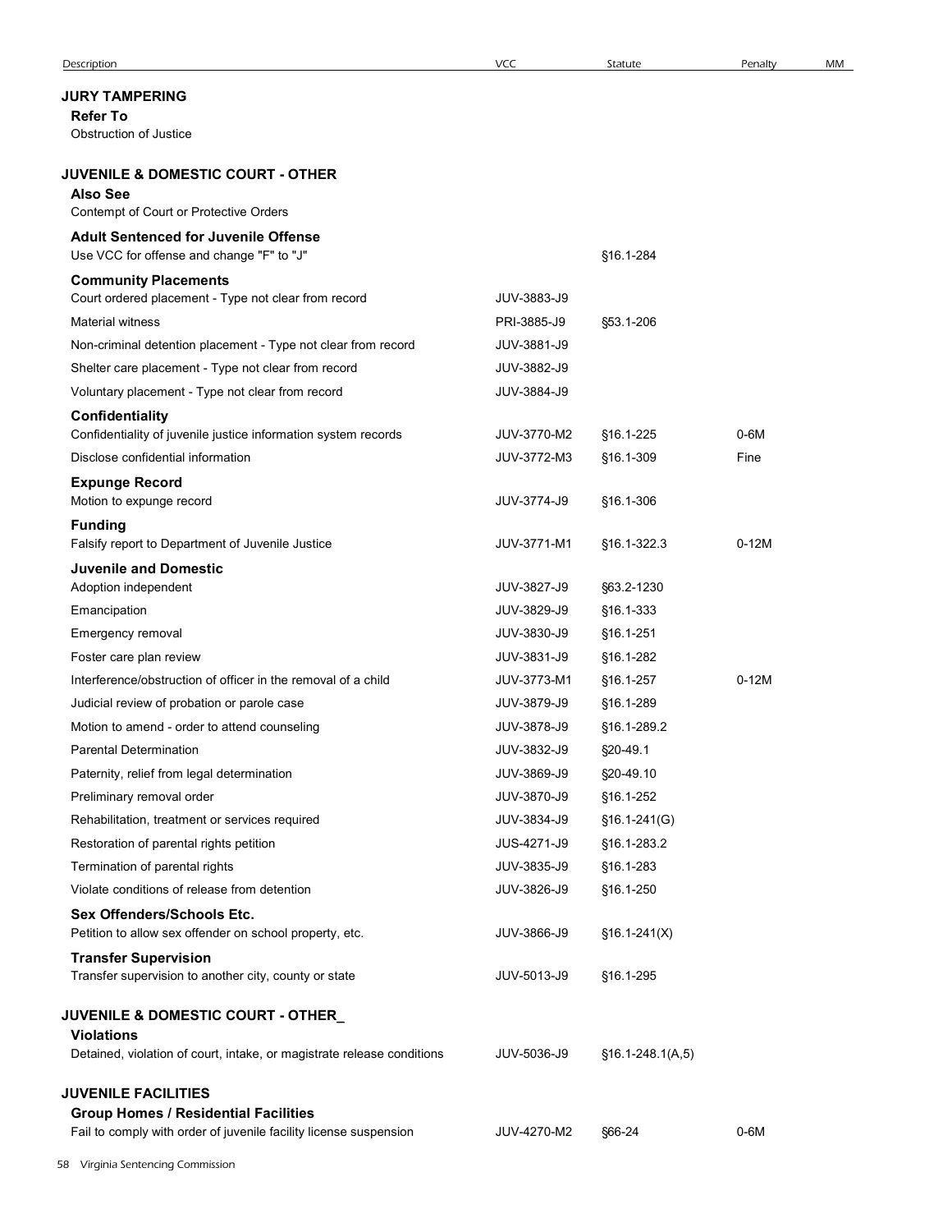| Description | VCC | Statute | Penalty | MM |
|---|---|---|---|---|
| **JURY TAMPERING** | | | | |
| **Refer To** | | | | |
| Obstruction of Justice | | | | |
| **JUVENILE & DOMESTIC COURT - OTHER** | | | | |
| **Also See** | | | | |
| Contempt of Court or Protective Orders | | | | |
| **Adult Sentenced for Juvenile Offense** | | | | |
| Use VCC for offense and change "F" to "J" | | §16.1-284 | | |
| **Community Placements** | | | | |
| Court ordered placement - Type not clear from record | JUV-3883-J9 | | | |
| Material witness | PRI-3885-J9 | §53.1-206 | | |
| Non-criminal detention placement - Type not clear from record | JUV-3881-J9 | | | |
| Shelter care placement - Type not clear from record | JUV-3882-J9 | | | |
| Voluntary placement - Type not clear from record | JUV-3884-J9 | | | |
| **Confidentiality** | | | | |
| Confidentiality of juvenile justice information system records | JUV-3770-M2 | §16.1-225 | 0-6M | |
| Disclose confidential information | JUV-3772-M3 | §16.1-309 | Fine | |
| **Expunge Record** | | | | |
| Motion to expunge record | JUV-3774-J9 | §16.1-306 | | |
| **Funding** | | | | |
| Falsify report to Department of Juvenile Justice | JUV-3771-M1 | §16.1-322.3 | 0-12M | |
| **Juvenile and Domestic** | | | | |
| Adoption independent | JUV-3827-J9 | §63.2-1230 | | |
| Emancipation | JUV-3829-J9 | §16.1-333 | | |
| Emergency removal | JUV-3830-J9 | §16.1-251 | | |
| Foster care plan review | JUV-3831-J9 | §16.1-282 | | |
| Interference/obstruction of officer in the removal of a child | JUV-3773-M1 | §16.1-257 | 0-12M | |
| Judicial review of probation or parole case | JUV-3879-J9 | §16.1-289 | | |
| Motion to amend - order to attend counseling | JUV-3878-J9 | §16.1-289.2 | | |
| Parental Determination | JUV-3832-J9 | §20-49.1 | | |
| Paternity, relief from legal determination | JUV-3869-J9 | §20-49.10 | | |
| Preliminary removal order | JUV-3870-J9 | §16.1-252 | | |
| Rehabilitation, treatment or services required | JUV-3834-J9 | §16.1-241(G) | | |
| Restoration of parental rights petition | JUS-4271-J9 | §16.1-283.2 | | |
| Termination of parental rights | JUV-3835-J9 | §16.1-283 | | |
| Violate conditions of release from detention | JUV-3826-J9 | §16.1-250 | | |
| **Sex Offenders/Schools Etc.** | | | | |
| Petition to allow sex offender on school property, etc. | JUV-3866-J9 | §16.1-241(X) | | |
| **Transfer Supervision** | | | | |
| Transfer supervision to another city, county or state | JUV-5013-J9 | §16.1-295 | | |
| **JUVENILE & DOMESTIC COURT - OTHER_** | | | | |
| **Violations** | | | | |
| Detained, violation of court, intake, or magistrate release conditions | JUV-5036-J9 | §16.1-248.1(A,5) | | |
| **JUVENILE FACILITIES** | | | | |
| **Group Homes / Residential Facilities** | | | | |
| Fail to comply with order of juvenile facility license suspension | JUV-4270-M2 | §66-24 | 0-6M | |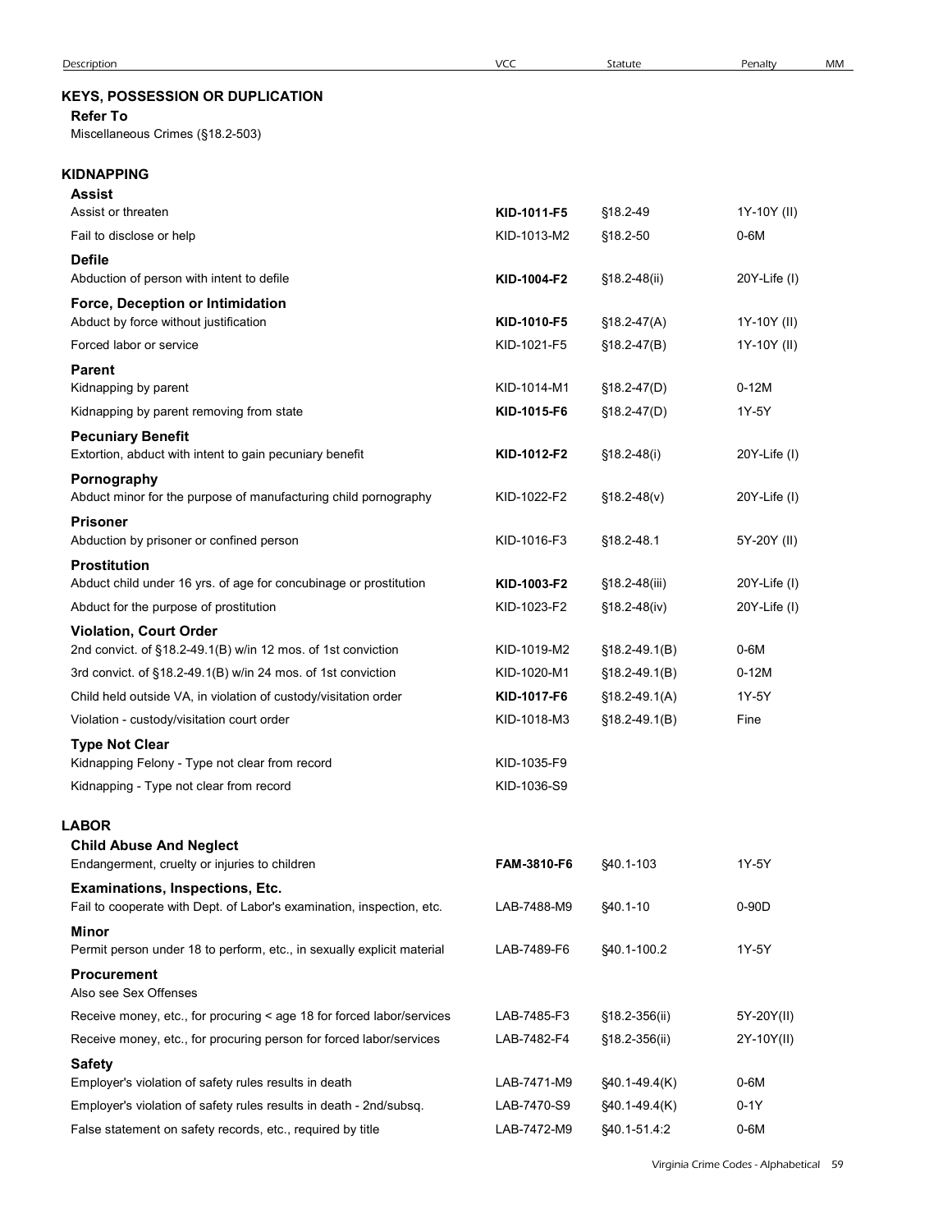| Description | VCC | Statute | Penalty | MM |
|---|---|---|---|---|
| **KEYS, POSSESSION OR DUPLICATION** | | | | |
| **Refer To** | | | | |
| Miscellaneous Crimes (§18.2-503) | | | | |
| **KIDNAPPING** | | | | |
| **Assist** | | | | |
| Assist or threaten | **KID-1011-F5** | §18.2-49 | 1Y-10Y (II) | |
| Fail to disclose or help | KID-1013-M2 | §18.2-50 | 0-6M | |
| **Defile** | | | | |
| Abduction of person with intent to defile | **KID-1004-F2** | §18.2-48(ii) | 20Y-Life (I) | |
| **Force, Deception or Intimidation** | | | | |
| Abduct by force without justification | **KID-1010-F5** | §18.2-47(A) | 1Y-10Y (II) | |
| Forced labor or service | KID-1021-F5 | §18.2-47(B) | 1Y-10Y (II) | |
| **Parent** | | | | |
| Kidnapping by parent | KID-1014-M1 | §18.2-47(D) | 0-12M | |
| Kidnapping by parent removing from state | **KID-1015-F6** | §18.2-47(D) | 1Y-5Y | |
| **Pecuniary Benefit** | | | | |
| Extortion, abduct with intent to gain pecuniary benefit | **KID-1012-F2** | §18.2-48(i) | 20Y-Life (I) | |
| **Pornography** | | | | |
| Abduct minor for the purpose of manufacturing child pornography | KID-1022-F2 | §18.2-48(v) | 20Y-Life (I) | |
| **Prisoner** | | | | |
| Abduction by prisoner or confined person | KID-1016-F3 | §18.2-48.1 | 5Y-20Y (II) | |
| **Prostitution** | | | | |
| Abduct child under 16 yrs. of age for concubinage or prostitution | **KID-1003-F2** | §18.2-48(iii) | 20Y-Life (I) | |
| Abduct for the purpose of prostitution | KID-1023-F2 | §18.2-48(iv) | 20Y-Life (I) | |
| **Violation, Court Order** | | | | |
| 2nd convict. of §18.2-49.1(B) w/in 12 mos. of 1st conviction | KID-1019-M2 | §18.2-49.1(B) | 0-6M | |
| 3rd convict. of §18.2-49.1(B) w/in 24 mos. of 1st conviction | KID-1020-M1 | §18.2-49.1(B) | 0-12M | |
| Child held outside VA, in violation of custody/visitation order | **KID-1017-F6** | §18.2-49.1(A) | 1Y-5Y | |
| Violation - custody/visitation court order | KID-1018-M3 | §18.2-49.1(B) | Fine | |
| **Type Not Clear** | | | | |
| Kidnapping Felony - Type not clear from record | KID-1035-F9 | | | |
| Kidnapping - Type not clear from record | KID-1036-S9 | | | |
| **LABOR** | | | | |
| **Child Abuse And Neglect** | | | | |
| Endangerment, cruelty or injuries to children | **FAM-3810-F6** | §40.1-103 | 1Y-5Y | |
| **Examinations, Inspections, Etc.** | | | | |
| Fail to cooperate with Dept. of Labor's examination, inspection, etc. | LAB-7488-M9 | §40.1-10 | 0-90D | |
| **Minor** | | | | |
| Permit person under 18 to perform, etc., in sexually explicit material | LAB-7489-F6 | §40.1-100.2 | 1Y-5Y | |
| **Procurement** | | | | |
| Also see Sex Offenses | | | | |
| Receive money, etc., for procuring < age 18 for forced labor/services | LAB-7485-F3 | §18.2-356(ii) | 5Y-20Y(II) | |
| Receive money, etc., for procuring person for forced labor/services | LAB-7482-F4 | §18.2-356(ii) | 2Y-10Y(II) | |
| **Safety** | | | | |
| Employer's violation of safety rules results in death | LAB-7471-M9 | §40.1-49.4(K) | 0-6M | |
| Employer's violation of safety rules results in death - 2nd/subsq. | LAB-7470-S9 | §40.1-49.4(K) | 0-1Y | |
| False statement on safety records, etc., required by title | LAB-7472-M9 | §40.1-51.4:2 | 0-6M | |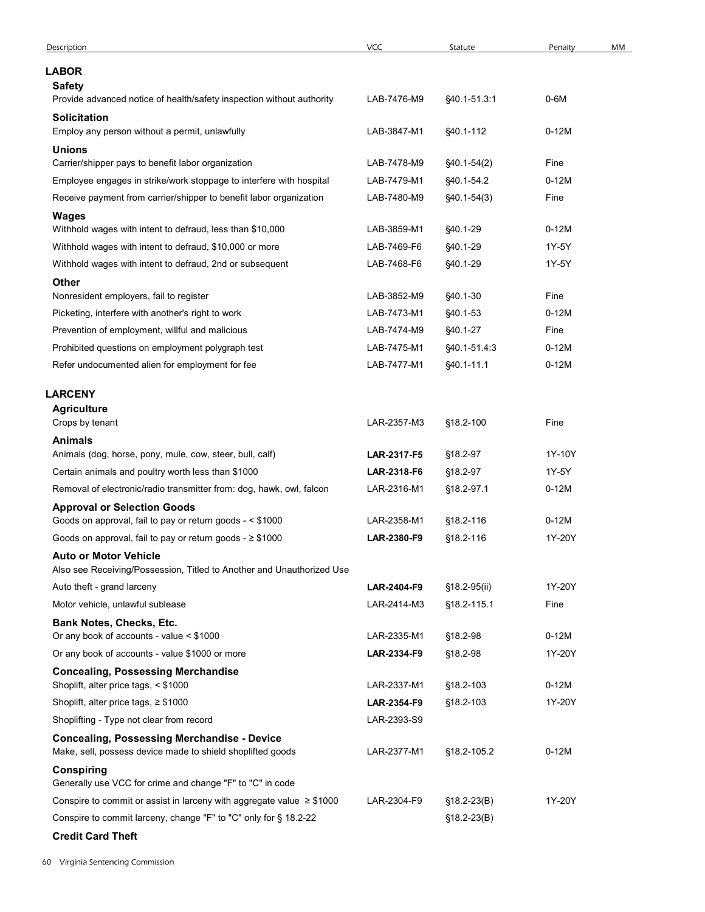| Description | VCC | Statute | Penalty | MM |
|---|---|---|---|---|
| **LABOR** | | | | |
| **Safety** | | | | |
| Provide advanced notice of health/safety inspection without authority | LAB-7476-M9 | §40.1-51.3:1 | 0-6M | |
| **Solicitation** | | | | |
| Employ any person without a permit, unlawfully | LAB-3847-M1 | §40.1-112 | 0-12M | |
| **Unions** | | | | |
| Carrier/shipper pays to benefit labor organization | LAB-7478-M9 | §40.1-54(2) | Fine | |
| Employee engages in strike/work stoppage to interfere with hospital | LAB-7479-M1 | §40.1-54.2 | 0-12M | |
| Receive payment from carrier/shipper to benefit labor organization | LAB-7480-M9 | §40.1-54(3) | Fine | |
| **Wages** | | | | |
| Withhold wages with intent to defraud, less than $10,000 | LAB-3859-M1 | §40.1-29 | 0-12M | |
| Withhold wages with intent to defraud, $10,000 or more | LAB-7469-F6 | §40.1-29 | 1Y-5Y | |
| Withhold wages with intent to defraud, 2nd or subsequent | LAB-7468-F6 | §40.1-29 | 1Y-5Y | |
| **Other** | | | | |
| Nonresident employers, fail to register | LAB-3852-M9 | §40.1-30 | Fine | |
| Picketing, interfere with another's right to work | LAB-7473-M1 | §40.1-53 | 0-12M | |
| Prevention of employment, willful and malicious | LAB-7474-M9 | §40.1-27 | Fine | |
| Prohibited questions on employment polygraph test | LAB-7475-M1 | §40.1-51.4:3 | 0-12M | |
| Refer undocumented alien for employment for fee | LAB-7477-M1 | §40.1-11.1 | 0-12M | |
| **LARCENY** | | | | |
| **Agriculture** | | | | |
| Crops by tenant | LAR-2357-M3 | §18.2-100 | Fine | |
| **Animals** | | | | |
| Animals (dog, horse, pony, mule, cow, steer, bull, calf) | **LAR-2317-F5** | §18.2-97 | 1Y-10Y | |
| Certain animals and poultry worth less than $1000 | **LAR-2318-F6** | §18.2-97 | 1Y-5Y | |
| Removal of electronic/radio transmitter from: dog, hawk, owl, falcon | LAR-2316-M1 | §18.2-97.1 | 0-12M | |
| **Approval or Selection Goods** | | | | |
| Goods on approval, fail to pay or return goods - < $1000 | LAR-2358-M1 | §18.2-116 | 0-12M | |
| Goods on approval, fail to pay or return goods - ≥ $1000 | **LAR-2380-F9** | §18.2-116 | 1Y-20Y | |
| **Auto or Motor Vehicle** | | | | |
| Also see Receiving/Possession, Titled to Another and Unauthorized Use | | | | |
| Auto theft - grand larceny | **LAR-2404-F9** | §18.2-95(ii) | 1Y-20Y | |
| Motor vehicle, unlawful sublease | LAR-2414-M3 | §18.2-115.1 | Fine | |
| **Bank Notes, Checks, Etc.** | | | | |
| Or any book of accounts - value < $1000 | LAR-2335-M1 | §18.2-98 | 0-12M | |
| Or any book of accounts - value $1000 or more | **LAR-2334-F9** | §18.2-98 | 1Y-20Y | |
| **Concealing, Possessing Merchandise** | | | | |
| Shoplift, alter price tags, < $1000 | LAR-2337-M1 | §18.2-103 | 0-12M | |
| Shoplift, alter price tags, ≥ $1000 | **LAR-2354-F9** | §18.2-103 | 1Y-20Y | |
| Shoplifting - Type not clear from record | LAR-2393-S9 | | | |
| **Concealing, Possessing Merchandise - Device** | | | | |
| Make, sell, possess device made to shield shoplifted goods | LAR-2377-M1 | §18.2-105.2 | 0-12M | |
| **Conspiring** | | | | |
| Generally use VCC for crime and change "F" to "C" in code | | | | |
| Conspire to commit or assist in larceny with aggregate value ≥ $1000 | LAR-2304-F9 | §18.2-23(B) | 1Y-20Y | |
| Conspire to commit larceny, change "F" to "C" only for § 18.2-22 | | §18.2-23(B) | | |
| **Credit Card Theft** | | | | |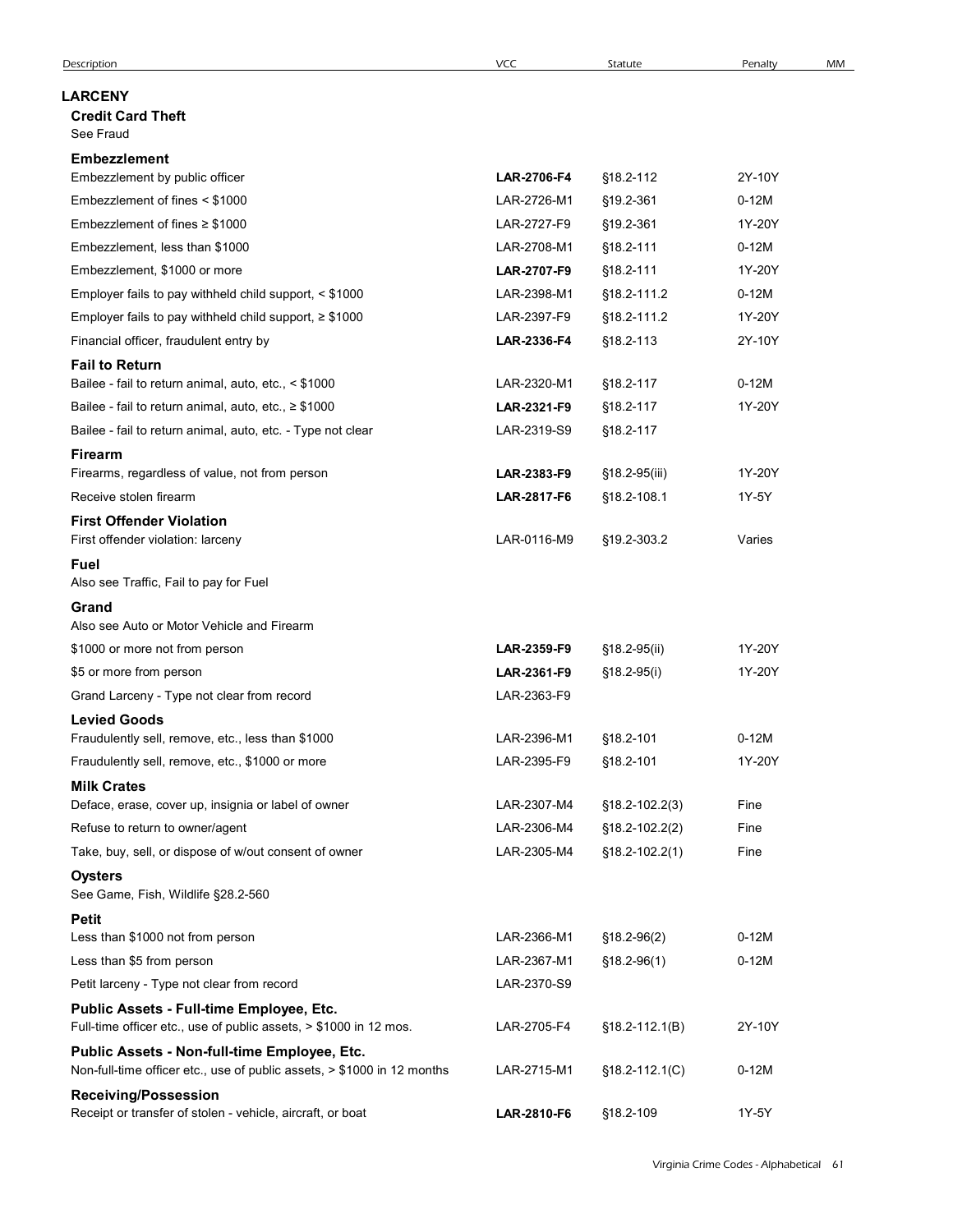| Description | VCC | Statute | Penalty | MM |
|---|---|---|---|---|
| **LARCENY** | | | | |
| **Credit Card Theft** | | | | |
| See Fraud | | | | |
| **Embezzlement** | | | | |
| Embezzlement by public officer | **LAR-2706-F4** | §18.2-112 | 2Y-10Y | |
| Embezzlement of fines < $1000 | LAR-2726-M1 | §19.2-361 | 0-12M | |
| Embezzlement of fines ≥ $1000 | LAR-2727-F9 | §19.2-361 | 1Y-20Y | |
| Embezzlement, less than $1000 | LAR-2708-M1 | §18.2-111 | 0-12M | |
| Embezzlement, $1000 or more | **LAR-2707-F9** | §18.2-111 | 1Y-20Y | |
| Employer fails to pay withheld child support, < $1000 | LAR-2398-M1 | §18.2-111.2 | 0-12M | |
| Employer fails to pay withheld child support, ≥ $1000 | LAR-2397-F9 | §18.2-111.2 | 1Y-20Y | |
| Financial officer, fraudulent entry by | **LAR-2336-F4** | §18.2-113 | 2Y-10Y | |
| **Fail to Return** | | | | |
| Bailee - fail to return animal, auto, etc., < $1000 | LAR-2320-M1 | §18.2-117 | 0-12M | |
| Bailee - fail to return animal, auto, etc., ≥ $1000 | **LAR-2321-F9** | §18.2-117 | 1Y-20Y | |
| Bailee - fail to return animal, auto, etc. - Type not clear | LAR-2319-S9 | §18.2-117 | | |
| **Firearm** | | | | |
| Firearms, regardless of value, not from person | **LAR-2383-F9** | §18.2-95(iii) | 1Y-20Y | |
| Receive stolen firearm | **LAR-2817-F6** | §18.2-108.1 | 1Y-5Y | |
| **First Offender Violation** | | | | |
| First offender violation: larceny | LAR-0116-M9 | §19.2-303.2 | Varies | |
| **Fuel** | | | | |
| Also see Traffic, Fail to pay for Fuel | | | | |
| **Grand** | | | | |
| Also see Auto or Motor Vehicle and Firearm | | | | |
| $1000 or more not from person | **LAR-2359-F9** | §18.2-95(ii) | 1Y-20Y | |
| $5 or more from person | **LAR-2361-F9** | §18.2-95(i) | 1Y-20Y | |
| Grand Larceny - Type not clear from record | LAR-2363-F9 | | | |
| **Levied Goods** | | | | |
| Fraudulently sell, remove, etc., less than $1000 | LAR-2396-M1 | §18.2-101 | 0-12M | |
| Fraudulently sell, remove, etc., $1000 or more | LAR-2395-F9 | §18.2-101 | 1Y-20Y | |
| **Milk Crates** | | | | |
| Deface, erase, cover up, insignia or label of owner | LAR-2307-M4 | §18.2-102.2(3) | Fine | |
| Refuse to return to owner/agent | LAR-2306-M4 | §18.2-102.2(2) | Fine | |
| Take, buy, sell, or dispose of w/out consent of owner | LAR-2305-M4 | §18.2-102.2(1) | Fine | |
| **Oysters** | | | | |
| See Game, Fish, Wildlife §28.2-560 | | | | |
| **Petit** | | | | |
| Less than $1000 not from person | LAR-2366-M1 | §18.2-96(2) | 0-12M | |
| Less than $5 from person | LAR-2367-M1 | §18.2-96(1) | 0-12M | |
| Petit larceny - Type not clear from record | LAR-2370-S9 | | | |
| **Public Assets - Full-time Employee, Etc.** | | | | |
| Full-time officer etc., use of public assets, > $1000 in 12 mos. | LAR-2705-F4 | §18.2-112.1(B) | 2Y-10Y | |
| **Public Assets - Non-full-time Employee, Etc.** | | | | |
| Non-full-time officer etc., use of public assets, > $1000 in 12 months | LAR-2715-M1 | §18.2-112.1(C) | 0-12M | |
| **Receiving/Possession** | | | | |
| Receipt or transfer of stolen - vehicle, aircraft, or boat | **LAR-2810-F6** | §18.2-109 | 1Y-5Y | |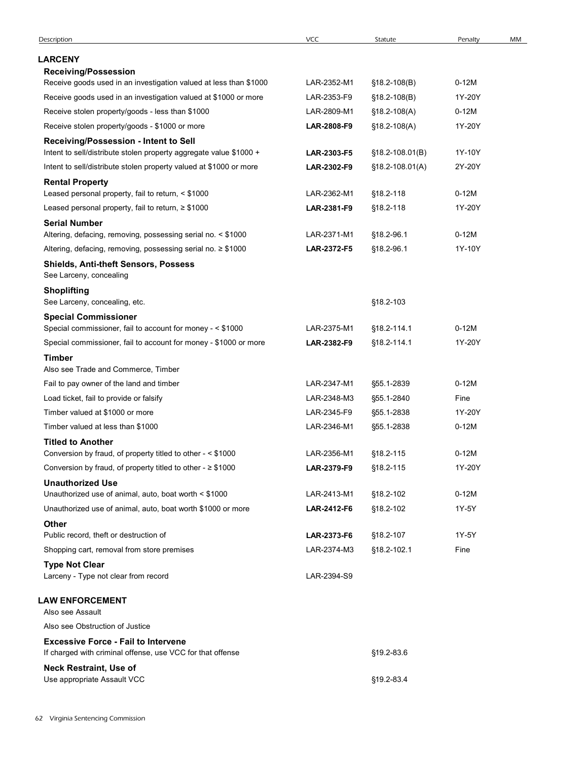| Description | VCC | Statute | Penalty | MM |
|---|---|---|---|---|
| **LARCENY** | | | | |
| **Receiving/Possession** | | | | |
| Receive goods used in an investigation valued at less than $1000 | LAR-2352-M1 | §18.2-108(B) | 0-12M | |
| Receive goods used in an investigation valued at $1000 or more | LAR-2353-F9 | §18.2-108(B) | 1Y-20Y | |
| Receive stolen property/goods - less than $1000 | LAR-2809-M1 | §18.2-108(A) | 0-12M | |
| Receive stolen property/goods - $1000 or more | **LAR-2808-F9** | §18.2-108(A) | 1Y-20Y | |
| **Receiving/Possession - Intent to Sell** | | | | |
| Intent to sell/distribute stolen property aggregate value $1000 + | **LAR-2303-F5** | §18.2-108.01(B) | 1Y-10Y | |
| Intent to sell/distribute stolen property valued at $1000 or more | **LAR-2302-F9** | §18.2-108.01(A) | 2Y-20Y | |
| **Rental Property** | | | | |
| Leased personal property, fail to return, < $1000 | LAR-2362-M1 | §18.2-118 | 0-12M | |
| Leased personal property, fail to return, ≥ $1000 | **LAR-2381-F9** | §18.2-118 | 1Y-20Y | |
| **Serial Number** | | | | |
| Altering, defacing, removing, possessing serial no. < $1000 | LAR-2371-M1 | §18.2-96.1 | 0-12M | |
| Altering, defacing, removing, possessing serial no. ≥ $1000 | **LAR-2372-F5** | §18.2-96.1 | 1Y-10Y | |
| **Shields, Anti-theft Sensors, Possess** | | | | |
| See Larceny, concealing | | | | |
| **Shoplifting** | | | | |
| See Larceny, concealing, etc. | | §18.2-103 | | |
| **Special Commissioner** | | | | |
| Special commissioner, fail to account for money - < $1000 | LAR-2375-M1 | §18.2-114.1 | 0-12M | |
| Special commissioner, fail to account for money - $1000 or more | **LAR-2382-F9** | §18.2-114.1 | 1Y-20Y | |
| **Timber** | | | | |
| Also see Trade and Commerce, Timber | | | | |
| Fail to pay owner of the land and timber | LAR-2347-M1 | §55.1-2839 | 0-12M | |
| Load ticket, fail to provide or falsify | LAR-2348-M3 | §55.1-2840 | Fine | |
| Timber valued at $1000 or more | LAR-2345-F9 | §55.1-2838 | 1Y-20Y | |
| Timber valued at less than $1000 | LAR-2346-M1 | §55.1-2838 | 0-12M | |
| **Titled to Another** | | | | |
| Conversion by fraud, of property titled to other - < $1000 | LAR-2356-M1 | §18.2-115 | 0-12M | |
| Conversion by fraud, of property titled to other - ≥ $1000 | **LAR-2379-F9** | §18.2-115 | 1Y-20Y | |
| **Unauthorized Use** | | | | |
| Unauthorized use of animal, auto, boat worth < $1000 | LAR-2413-M1 | §18.2-102 | 0-12M | |
| Unauthorized use of animal, auto, boat worth $1000 or more | **LAR-2412-F6** | §18.2-102 | 1Y-5Y | |
| **Other** | | | | |
| Public record, theft or destruction of | **LAR-2373-F6** | §18.2-107 | 1Y-5Y | |
| Shopping cart, removal from store premises | LAR-2374-M3 | §18.2-102.1 | Fine | |
| **Type Not Clear** | | | | |
| Larceny - Type not clear from record | LAR-2394-S9 | | | |
| **LAW ENFORCEMENT** | | | | |
| Also see Assault | | | | |
| Also see Obstruction of Justice | | | | |
| **Excessive Force - Fail to Intervene** | | | | |
| If charged with criminal offense, use VCC for that offense | | §19.2-83.6 | | |
| **Neck Restraint, Use of** | | | | |
| Use appropriate Assault VCC | | §19.2-83.4 | | |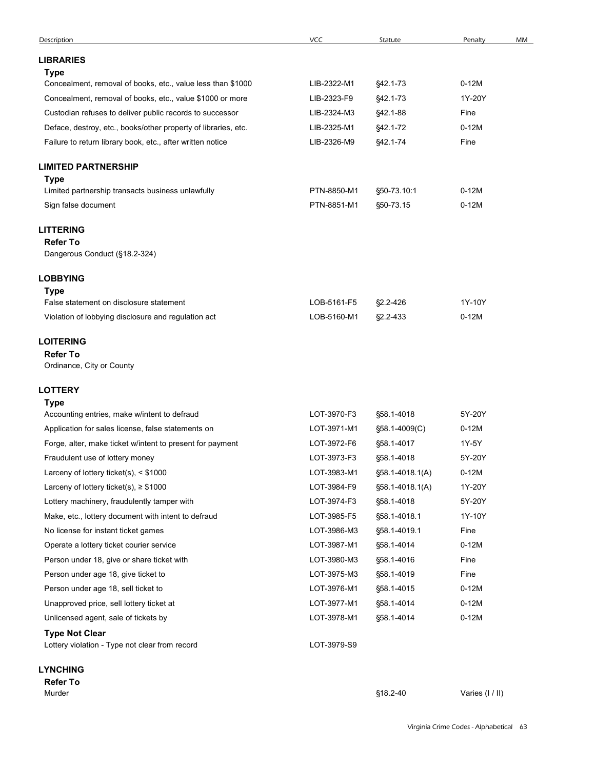| Description | VCC | Statute | Penalty | MM |
|---|---|---|---|---|
| **LIBRARIES** | | | | |
| **Type** | | | | |
| Concealment, removal of books, etc., value less than $1000 | LIB-2322-M1 | §42.1-73 | 0-12M | |
| Concealment, removal of books, etc., value $1000 or more | LIB-2323-F9 | §42.1-73 | 1Y-20Y | |
| Custodian refuses to deliver public records to successor | LIB-2324-M3 | §42.1-88 | Fine | |
| Deface, destroy, etc., books/other property of libraries, etc. | LIB-2325-M1 | §42.1-72 | 0-12M | |
| Failure to return library book, etc., after written notice | LIB-2326-M9 | §42.1-74 | Fine | |
| **LIMITED PARTNERSHIP** | | | | |
| **Type** | | | | |
| Limited partnership transacts business unlawfully | PTN-8850-M1 | §50-73.10:1 | 0-12M | |
| Sign false document | PTN-8851-M1 | §50-73.15 | 0-12M | |
| **LITTERING** | | | | |
| **Refer To** | | | | |
| Dangerous Conduct (§18.2-324) | | | | |
| **LOBBYING** | | | | |
| **Type** | | | | |
| False statement on disclosure statement | LOB-5161-F5 | §2.2-426 | 1Y-10Y | |
| Violation of lobbying disclosure and regulation act | LOB-5160-M1 | §2.2-433 | 0-12M | |
| **LOITERING** | | | | |
| **Refer To** | | | | |
| Ordinance, City or County | | | | |
| **LOTTERY** | | | | |
| **Type** | | | | |
| Accounting entries, make w/intent to defraud | LOT-3970-F3 | §58.1-4018 | 5Y-20Y | |
| Application for sales license, false statements on | LOT-3971-M1 | §58.1-4009(C) | 0-12M | |
| Forge, alter, make ticket w/intent to present for payment | LOT-3972-F6 | §58.1-4017 | 1Y-5Y | |
| Fraudulent use of lottery money | LOT-3973-F3 | §58.1-4018 | 5Y-20Y | |
| Larceny of lottery ticket(s), < $1000 | LOT-3983-M1 | §58.1-4018.1(A) | 0-12M | |
| Larceny of lottery ticket(s), ≥ $1000 | LOT-3984-F9 | §58.1-4018.1(A) | 1Y-20Y | |
| Lottery machinery, fraudulently tamper with | LOT-3974-F3 | §58.1-4018 | 5Y-20Y | |
| Make, etc., lottery document with intent to defraud | LOT-3985-F5 | §58.1-4018.1 | 1Y-10Y | |
| No license for instant ticket games | LOT-3986-M3 | §58.1-4019.1 | Fine | |
| Operate a lottery ticket courier service | LOT-3987-M1 | §58.1-4014 | 0-12M | |
| Person under 18, give or share ticket with | LOT-3980-M3 | §58.1-4016 | Fine | |
| Person under age 18, give ticket to | LOT-3975-M3 | §58.1-4019 | Fine | |
| Person under age 18, sell ticket to | LOT-3976-M1 | §58.1-4015 | 0-12M | |
| Unapproved price, sell lottery ticket at | LOT-3977-M1 | §58.1-4014 | 0-12M | |
| Unlicensed agent, sale of tickets by | LOT-3978-M1 | §58.1-4014 | 0-12M | |
| **Type Not Clear** | | | | |
| Lottery violation - Type not clear from record | LOT-3979-S9 | | | |
| **LYNCHING** | | | | |
| **Refer To** | | | | |
| Murder | | §18.2-40 | Varies (I / II) | |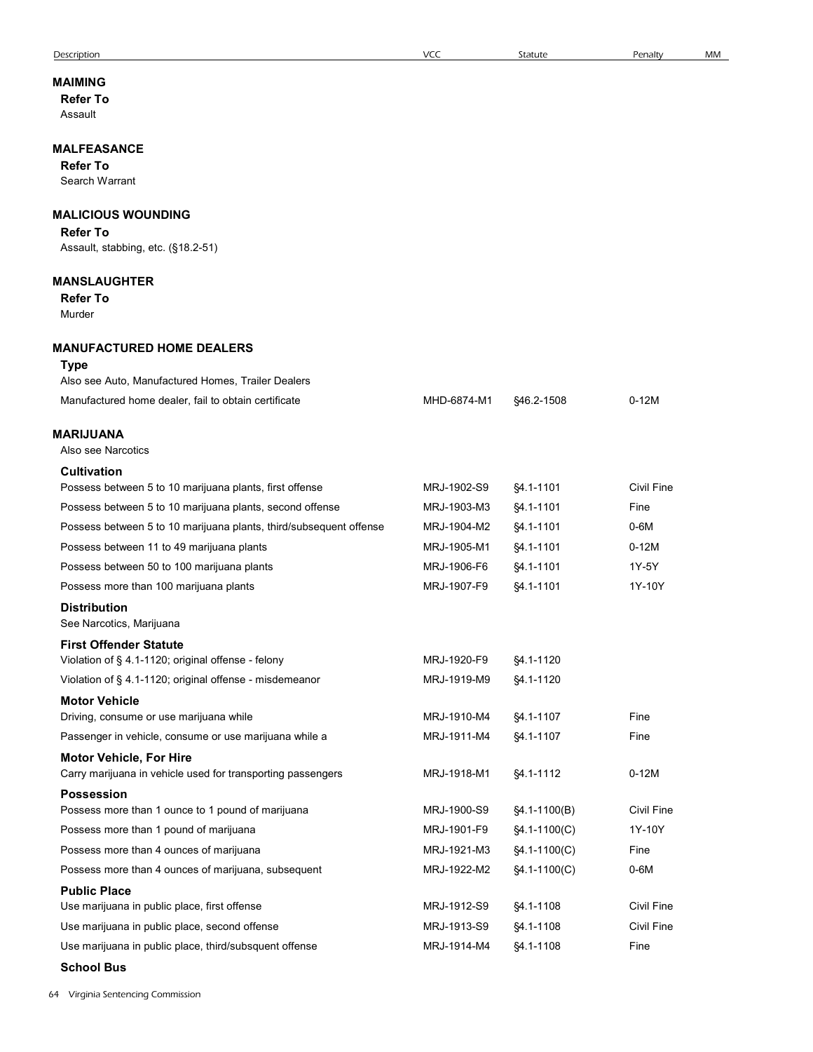| Description | VCC | Statute | Penalty | MM |
|---|---|---|---|---|
| **MAIMING** | | | | |
| **Refer To** | | | | |
| Assault | | | | |
| **MALFEASANCE** | | | | |
| **Refer To** | | | | |
| Search Warrant | | | | |
| **MALICIOUS WOUNDING** | | | | |
| **Refer To** | | | | |
| Assault, stabbing, etc. (§18.2-51) | | | | |
| **MANSLAUGHTER** | | | | |
| **Refer To** | | | | |
| Murder | | | | |
| **MANUFACTURED HOME DEALERS** | | | | |
| **Type** | | | | |
| Also see Auto, Manufactured Homes, Trailer Dealers | | | | |
| Manufactured home dealer, fail to obtain certificate | MHD-6874-M1 | §46.2-1508 | 0-12M | |
| **MARIJUANA** | | | | |
| Also see Narcotics | | | | |
| **Cultivation** | | | | |
| Possess between 5 to 10 marijuana plants, first offense | MRJ-1902-S9 | §4.1-1101 | Civil Fine | |
| Possess between 5 to 10 marijuana plants, second offense | MRJ-1903-M3 | §4.1-1101 | Fine | |
| Possess between 5 to 10 marijuana plants, third/subsequent offense | MRJ-1904-M2 | §4.1-1101 | 0-6M | |
| Possess between 11 to 49 marijuana plants | MRJ-1905-M1 | §4.1-1101 | 0-12M | |
| Possess between 50 to 100 marijuana plants | MRJ-1906-F6 | §4.1-1101 | 1Y-5Y | |
| Possess more than 100 marijuana plants | MRJ-1907-F9 | §4.1-1101 | 1Y-10Y | |
| **Distribution** | | | | |
| See Narcotics, Marijuana | | | | |
| **First Offender Statute** | | | | |
| Violation of § 4.1-1120; original offense - felony | MRJ-1920-F9 | §4.1-1120 | | |
| Violation of § 4.1-1120; original offense - misdemeanor | MRJ-1919-M9 | §4.1-1120 | | |
| **Motor Vehicle** | | | | |
| Driving, consume or use marijuana while | MRJ-1910-M4 | §4.1-1107 | Fine | |
| Passenger in vehicle, consume or use marijuana while a | MRJ-1911-M4 | §4.1-1107 | Fine | |
| **Motor Vehicle, For Hire** | | | | |
| Carry marijuana in vehicle used for transporting passengers | MRJ-1918-M1 | §4.1-1112 | 0-12M | |
| **Possession** | | | | |
| Possess more than 1 ounce to 1 pound of marijuana | MRJ-1900-S9 | §4.1-1100(B) | Civil Fine | |
| Possess more than 1 pound of marijuana | MRJ-1901-F9 | §4.1-1100(C) | 1Y-10Y | |
| Possess more than 4 ounces of marijuana | MRJ-1921-M3 | §4.1-1100(C) | Fine | |
| Possess more than 4 ounces of marijuana, subsequent | MRJ-1922-M2 | §4.1-1100(C) | 0-6M | |
| **Public Place** | | | | |
| Use marijuana in public place, first offense | MRJ-1912-S9 | §4.1-1108 | Civil Fine | |
| Use marijuana in public place, second offense | MRJ-1913-S9 | §4.1-1108 | Civil Fine | |
| Use marijuana in public place, third/subsquent offense | MRJ-1914-M4 | §4.1-1108 | Fine | |
| **School Bus** | | | | |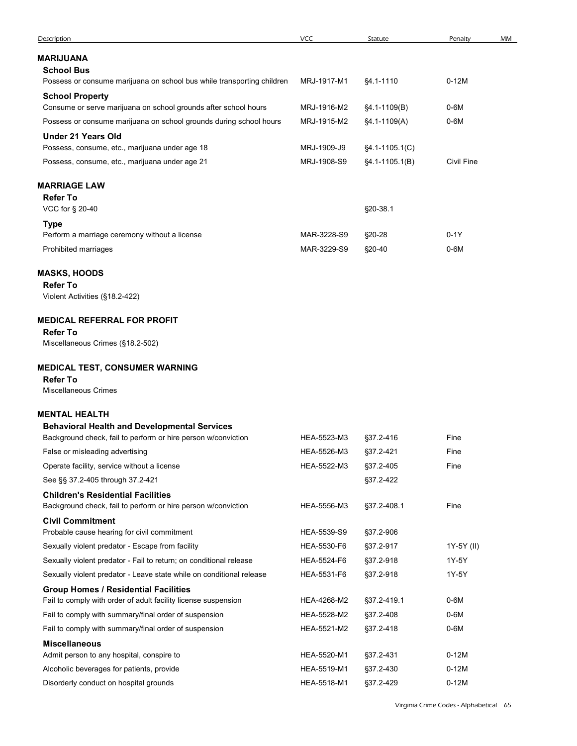| Description | VCC | Statute | Penalty | MM |
|---|---|---|---|---|
| **MARIJUANA** | | | | |
| **School Bus** | | | | |
| Possess or consume marijuana on school bus while transporting children | MRJ-1917-M1 | §4.1-1110 | 0-12M | |
| **School Property** | | | | |
| Consume or serve marijuana on school grounds after school hours | MRJ-1916-M2 | §4.1-1109(B) | 0-6M | |
| Possess or consume marijuana on school grounds during school hours | MRJ-1915-M2 | §4.1-1109(A) | 0-6M | |
| **Under 21 Years Old** | | | | |
| Possess, consume, etc., marijuana under age 18 | MRJ-1909-J9 | §4.1-1105.1(C) | | |
| Possess, consume, etc., marijuana under age 21 | MRJ-1908-S9 | §4.1-1105.1(B) | Civil Fine | |
| **MARRIAGE LAW** | | | | |
| **Refer To** | | | | |
| VCC for § 20-40 | | §20-38.1 | | |
| **Type** | | | | |
| Perform a marriage ceremony without a license | MAR-3228-S9 | §20-28 | 0-1Y | |
| Prohibited marriages | MAR-3229-S9 | §20-40 | 0-6M | |
| **MASKS, HOODS** | | | | |
| **Refer To** | | | | |
| Violent Activities (§18.2-422) | | | | |
| **MEDICAL REFERRAL FOR PROFIT** | | | | |
| **Refer To** | | | | |
| Miscellaneous Crimes (§18.2-502) | | | | |
| **MEDICAL TEST, CONSUMER WARNING** | | | | |
| **Refer To** | | | | |
| Miscellaneous Crimes | | | | |
| **MENTAL HEALTH** | | | | |
| **Behavioral Health and Developmental Services** | | | | |
| Background check, fail to perform or hire person w/conviction | HEA-5523-M3 | §37.2-416 | Fine | |
| False or misleading advertising | HEA-5526-M3 | §37.2-421 | Fine | |
| Operate facility, service without a license | HEA-5522-M3 | §37.2-405 | Fine | |
| See §§ 37.2-405 through 37.2-421 | | §37.2-422 | | |
| **Children's Residential Facilities** | | | | |
| Background check, fail to perform or hire person w/conviction | HEA-5556-M3 | §37.2-408.1 | Fine | |
| **Civil Commitment** | | | | |
| Probable cause hearing for civil commitment | HEA-5539-S9 | §37.2-906 | | |
| Sexually violent predator - Escape from facility | HEA-5530-F6 | §37.2-917 | 1Y-5Y (II) | |
| Sexually violent predator - Fail to return; on conditional release | HEA-5524-F6 | §37.2-918 | 1Y-5Y | |
| Sexually violent predator - Leave state while on conditional release | HEA-5531-F6 | §37.2-918 | 1Y-5Y | |
| **Group Homes / Residential Facilities** | | | | |
| Fail to comply with order of adult facility license suspension | HEA-4268-M2 | §37.2-419.1 | 0-6M | |
| Fail to comply with summary/final order of suspension | HEA-5528-M2 | §37.2-408 | 0-6M | |
| Fail to comply with summary/final order of suspension | HEA-5521-M2 | §37.2-418 | 0-6M | |
| **Miscellaneous** | | | | |
| Admit person to any hospital, conspire to | HEA-5520-M1 | §37.2-431 | 0-12M | |
| Alcoholic beverages for patients, provide | HEA-5519-M1 | §37.2-430 | 0-12M | |
| Disorderly conduct on hospital grounds | HEA-5518-M1 | §37.2-429 | 0-12M | |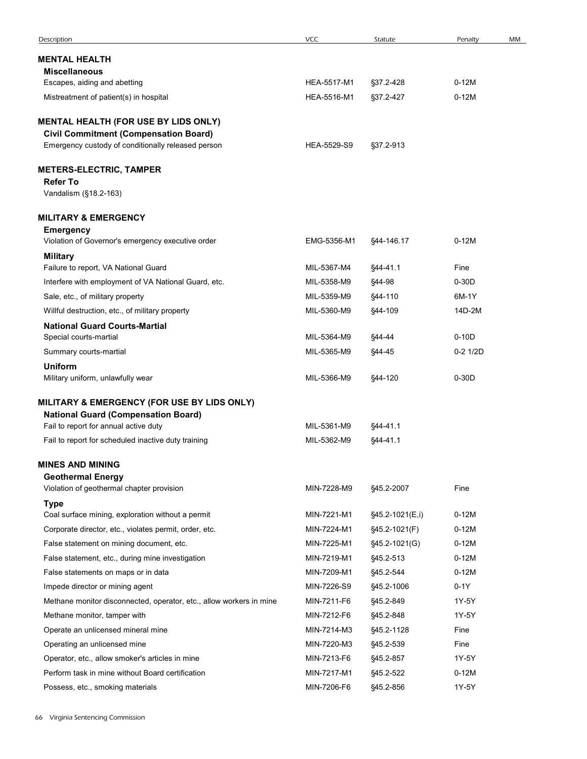| Description | VCC | Statute | Penalty | MM |
|---|---|---|---|---|
| **MENTAL HEALTH** | | | | |
| **Miscellaneous** | | | | |
| Escapes, aiding and abetting | HEA-5517-M1 | §37.2-428 | 0-12M | |
| Mistreatment of patient(s) in hospital | HEA-5516-M1 | §37.2-427 | 0-12M | |
| **MENTAL HEALTH (FOR USE BY LIDS ONLY)** | | | | |
| **Civil Commitment (Compensation Board)** | | | | |
| Emergency custody of conditionally released person | HEA-5529-S9 | §37.2-913 | | |
| **METERS-ELECTRIC, TAMPER** | | | | |
| **Refer To** | | | | |
| Vandalism (§18.2-163) | | | | |
| **MILITARY & EMERGENCY** | | | | |
| **Emergency** | | | | |
| Violation of Governor's emergency executive order | EMG-5356-M1 | §44-146.17 | 0-12M | |
| **Military** | | | | |
| Failure to report, VA National Guard | MIL-5367-M4 | §44-41.1 | Fine | |
| Interfere with employment of VA National Guard, etc. | MIL-5358-M9 | §44-98 | 0-30D | |
| Sale, etc., of military property | MIL-5359-M9 | §44-110 | 6M-1Y | |
| Willful destruction, etc., of military property | MIL-5360-M9 | §44-109 | 14D-2M | |
| **National Guard Courts-Martial** | | | | |
| Special courts-martial | MIL-5364-M9 | §44-44 | 0-10D | |
| Summary courts-martial | MIL-5365-M9 | §44-45 | 0-2 1/2D | |
| **Uniform** | | | | |
| Military uniform, unlawfully wear | MIL-5366-M9 | §44-120 | 0-30D | |
| **MILITARY & EMERGENCY (FOR USE BY LIDS ONLY)** | | | | |
| **National Guard (Compensation Board)** | | | | |
| Fail to report for annual active duty | MIL-5361-M9 | §44-41.1 | | |
| Fail to report for scheduled inactive duty training | MIL-5362-M9 | §44-41.1 | | |
| **MINES AND MINING** | | | | |
| **Geothermal Energy** | | | | |
| Violation of geothermal chapter provision | MIN-7228-M9 | §45.2-2007 | Fine | |
| **Type** | | | | |
| Coal surface mining, exploration without a permit | MIN-7221-M1 | §45.2-1021(E,i) | 0-12M | |
| Corporate director, etc., violates permit, order, etc. | MIN-7224-M1 | §45.2-1021(F) | 0-12M | |
| False statement on mining document, etc. | MIN-7225-M1 | §45.2-1021(G) | 0-12M | |
| False statement, etc., during mine investigation | MIN-7219-M1 | §45.2-513 | 0-12M | |
| False statements on maps or in data | MIN-7209-M1 | §45.2-544 | 0-12M | |
| Impede director or mining agent | MIN-7226-S9 | §45.2-1006 | 0-1Y | |
| Methane monitor disconnected, operator, etc., allow workers in mine | MIN-7211-F6 | §45.2-849 | 1Y-5Y | |
| Methane monitor, tamper with | MIN-7212-F6 | §45.2-848 | 1Y-5Y | |
| Operate an unlicensed mineral mine | MIN-7214-M3 | §45.2-1128 | Fine | |
| Operating an unlicensed mine | MIN-7220-M3 | §45.2-539 | Fine | |
| Operator, etc., allow smoker's articles in mine | MIN-7213-F6 | §45.2-857 | 1Y-5Y | |
| Perform task in mine without Board certification | MIN-7217-M1 | §45.2-522 | 0-12M | |
| Possess, etc., smoking materials | MIN-7206-F6 | §45.2-856 | 1Y-5Y | |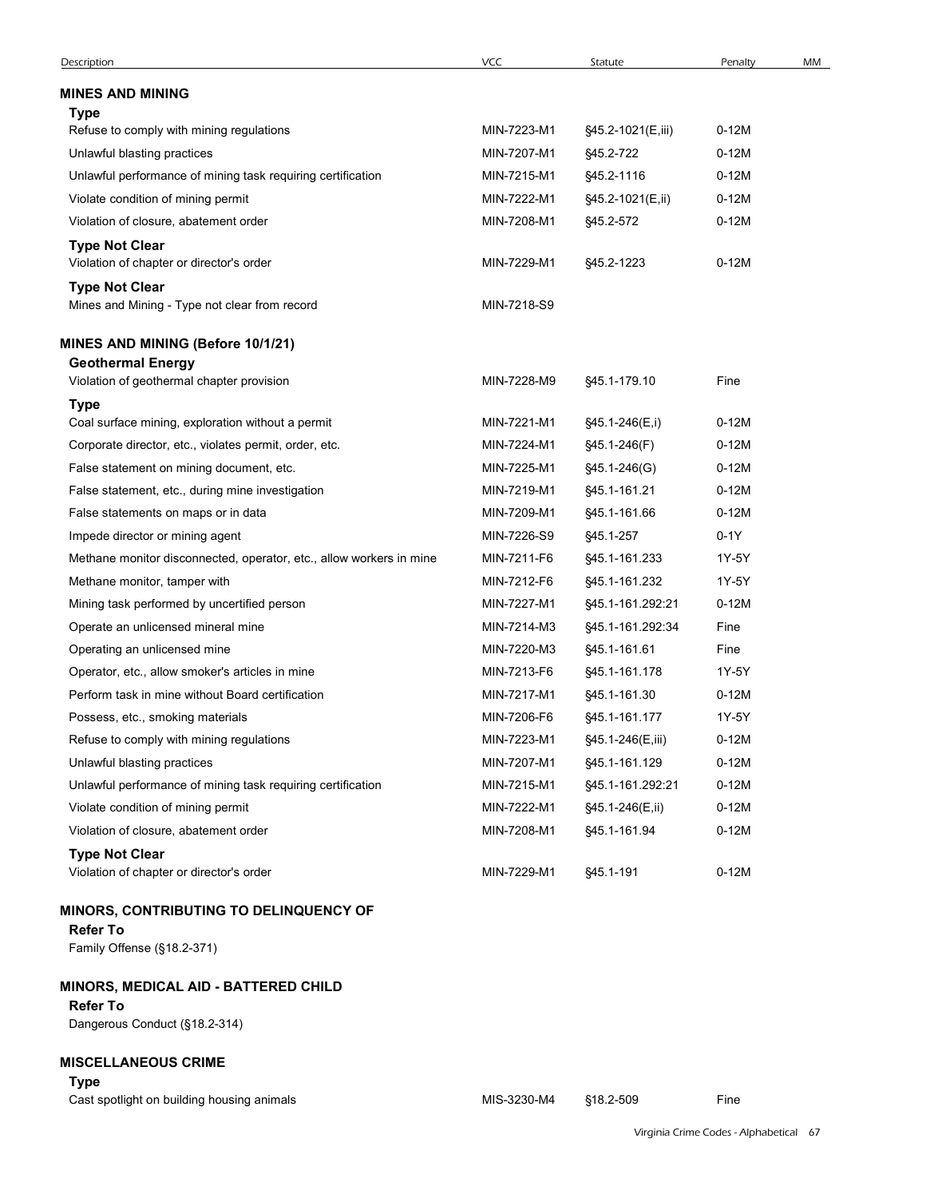| Description | VCC | Statute | Penalty | MM |
|---|---|---|---|---|
| **MINES AND MINING** | | | | |
| **Type** | | | | |
| Refuse to comply with mining regulations | MIN-7223-M1 | §45.2-1021(E,iii) | 0-12M | |
| Unlawful blasting practices | MIN-7207-M1 | §45.2-722 | 0-12M | |
| Unlawful performance of mining task requiring certification | MIN-7215-M1 | §45.2-1116 | 0-12M | |
| Violate condition of mining permit | MIN-7222-M1 | §45.2-1021(E,ii) | 0-12M | |
| Violation of closure, abatement order | MIN-7208-M1 | §45.2-572 | 0-12M | |
| **Type Not Clear** | | | | |
| Violation of chapter or director's order | MIN-7229-M1 | §45.2-1223 | 0-12M | |
| **Type Not Clear** | | | | |
| Mines and Mining - Type not clear from record | MIN-7218-S9 | | | |
| **MINES AND MINING (Before 10/1/21)** | | | | |
| **Geothermal Energy** | | | | |
| Violation of geothermal chapter provision | MIN-7228-M9 | §45.1-179.10 | Fine | |
| **Type** | | | | |
| Coal surface mining, exploration without a permit | MIN-7221-M1 | §45.1-246(E,i) | 0-12M | |
| Corporate director, etc., violates permit, order, etc. | MIN-7224-M1 | §45.1-246(F) | 0-12M | |
| False statement on mining document, etc. | MIN-7225-M1 | §45.1-246(G) | 0-12M | |
| False statement, etc., during mine investigation | MIN-7219-M1 | §45.1-161.21 | 0-12M | |
| False statements on maps or in data | MIN-7209-M1 | §45.1-161.66 | 0-12M | |
| Impede director or mining agent | MIN-7226-S9 | §45.1-257 | 0-1Y | |
| Methane monitor disconnected, operator, etc., allow workers in mine | MIN-7211-F6 | §45.1-161.233 | 1Y-5Y | |
| Methane monitor, tamper with | MIN-7212-F6 | §45.1-161.232 | 1Y-5Y | |
| Mining task performed by uncertified person | MIN-7227-M1 | §45.1-161.292:21 | 0-12M | |
| Operate an unlicensed mineral mine | MIN-7214-M3 | §45.1-161.292:34 | Fine | |
| Operating an unlicensed mine | MIN-7220-M3 | §45.1-161.61 | Fine | |
| Operator, etc., allow smoker's articles in mine | MIN-7213-F6 | §45.1-161.178 | 1Y-5Y | |
| Perform task in mine without Board certification | MIN-7217-M1 | §45.1-161.30 | 0-12M | |
| Possess, etc., smoking materials | MIN-7206-F6 | §45.1-161.177 | 1Y-5Y | |
| Refuse to comply with mining regulations | MIN-7223-M1 | §45.1-246(E,iii) | 0-12M | |
| Unlawful blasting practices | MIN-7207-M1 | §45.1-161.129 | 0-12M | |
| Unlawful performance of mining task requiring certification | MIN-7215-M1 | §45.1-161.292:21 | 0-12M | |
| Violate condition of mining permit | MIN-7222-M1 | §45.1-246(E,ii) | 0-12M | |
| Violation of closure, abatement order | MIN-7208-M1 | §45.1-161.94 | 0-12M | |
| **Type Not Clear** | | | | |
| Violation of chapter or director's order | MIN-7229-M1 | §45.1-191 | 0-12M | |
| **MINORS, CONTRIBUTING TO DELINQUENCY OF** | | | | |
| **Refer To** | | | | |
| Family Offense (§18.2-371) | | | | |
| **MINORS, MEDICAL AID - BATTERED CHILD** | | | | |
| **Refer To** | | | | |
| Dangerous Conduct (§18.2-314) | | | | |
| **MISCELLANEOUS CRIME** | | | | |
| **Type** | | | | |
| Cast spotlight on building housing animals | MIS-3230-M4 | §18.2-509 | Fine | |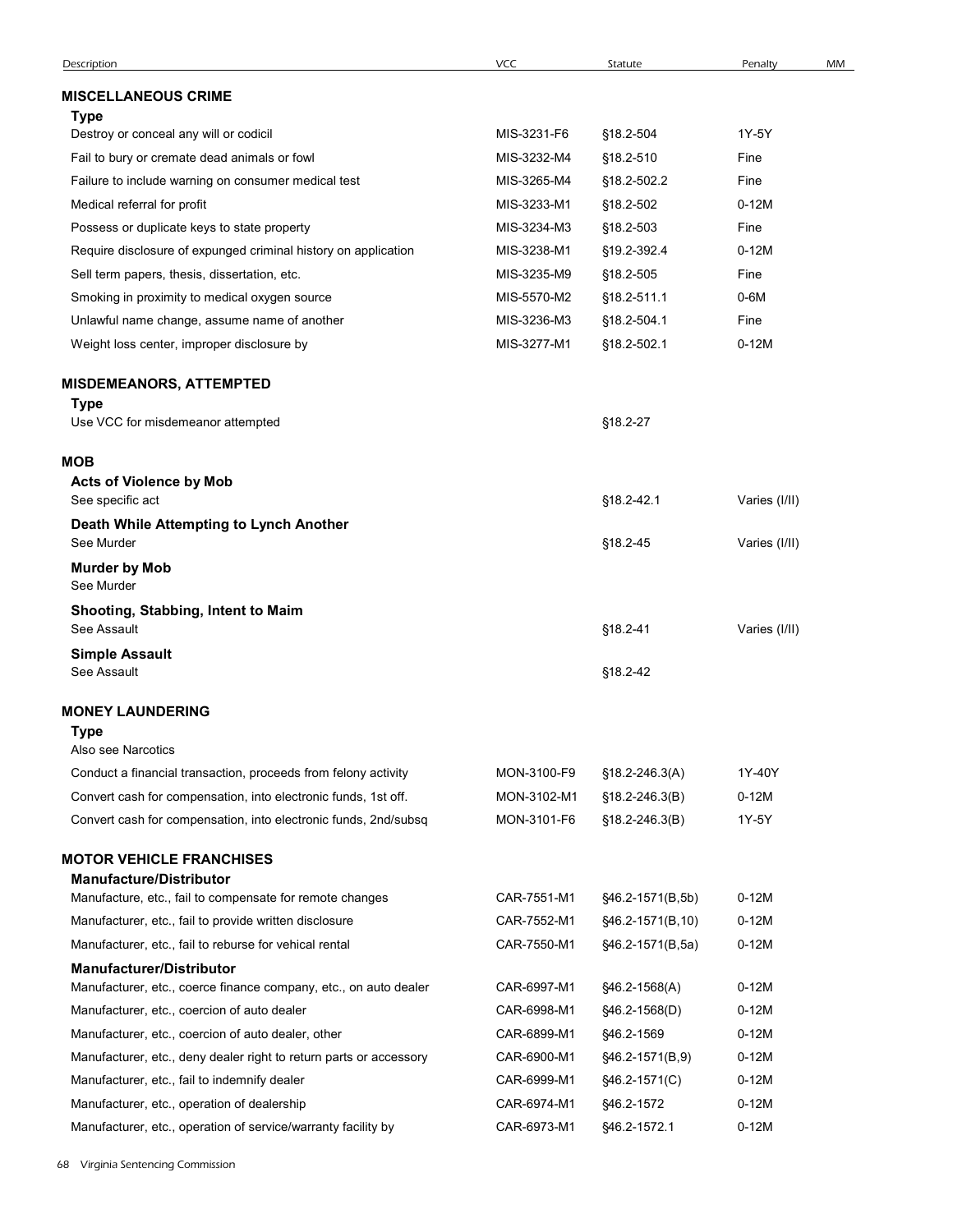| Description | VCC | Statute | Penalty | MM |
|---|---|---|---|---|
| **MISCELLANEOUS CRIME** | | | | |
| **Type** | | | | |
| Destroy or conceal any will or codicil | MIS-3231-F6 | §18.2-504 | 1Y-5Y | |
| Fail to bury or cremate dead animals or fowl | MIS-3232-M4 | §18.2-510 | Fine | |
| Failure to include warning on consumer medical test | MIS-3265-M4 | §18.2-502.2 | Fine | |
| Medical referral for profit | MIS-3233-M1 | §18.2-502 | 0-12M | |
| Possess or duplicate keys to state property | MIS-3234-M3 | §18.2-503 | Fine | |
| Require disclosure of expunged criminal history on application | MIS-3238-M1 | §19.2-392.4 | 0-12M | |
| Sell term papers, thesis, dissertation, etc. | MIS-3235-M9 | §18.2-505 | Fine | |
| Smoking in proximity to medical oxygen source | MIS-5570-M2 | §18.2-511.1 | 0-6M | |
| Unlawful name change, assume name of another | MIS-3236-M3 | §18.2-504.1 | Fine | |
| Weight loss center, improper disclosure by | MIS-3277-M1 | §18.2-502.1 | 0-12M | |
| **MISDEMEANORS, ATTEMPTED** | | | | |
| **Type** | | | | |
| Use VCC for misdemeanor attempted | | §18.2-27 | | |
| **MOB** | | | | |
| **Acts of Violence by Mob** | | | | |
| See specific act | | §18.2-42.1 | Varies (I/II) | |
| **Death While Attempting to Lynch Another** | | | | |
| See Murder | | §18.2-45 | Varies (I/II) | |
| **Murder by Mob** | | | | |
| See Murder | | | | |
| **Shooting, Stabbing, Intent to Maim** | | | | |
| See Assault | | §18.2-41 | Varies (I/II) | |
| **Simple Assault** | | | | |
| See Assault | | §18.2-42 | | |
| **MONEY LAUNDERING** | | | | |
| **Type** | | | | |
| Also see Narcotics | | | | |
| Conduct a financial transaction, proceeds from felony activity | MON-3100-F9 | §18.2-246.3(A) | 1Y-40Y | |
| Convert cash for compensation, into electronic funds, 1st off. | MON-3102-M1 | §18.2-246.3(B) | 0-12M | |
| Convert cash for compensation, into electronic funds, 2nd/subsq | MON-3101-F6 | §18.2-246.3(B) | 1Y-5Y | |
| **MOTOR VEHICLE FRANCHISES** | | | | |
| **Manufacture/Distributor** | | | | |
| Manufacture, etc., fail to compensate for remote changes | CAR-7551-M1 | §46.2-1571(B,5b) | 0-12M | |
| Manufacturer, etc., fail to provide written disclosure | CAR-7552-M1 | §46.2-1571(B,10) | 0-12M | |
| Manufacturer, etc., fail to reburse for vehical rental | CAR-7550-M1 | §46.2-1571(B,5a) | 0-12M | |
| **Manufacturer/Distributor** | | | | |
| Manufacturer, etc., coerce finance company, etc., on auto dealer | CAR-6997-M1 | §46.2-1568(A) | 0-12M | |
| Manufacturer, etc., coercion of auto dealer | CAR-6998-M1 | §46.2-1568(D) | 0-12M | |
| Manufacturer, etc., coercion of auto dealer, other | CAR-6899-M1 | §46.2-1569 | 0-12M | |
| Manufacturer, etc., deny dealer right to return parts or accessory | CAR-6900-M1 | §46.2-1571(B,9) | 0-12M | |
| Manufacturer, etc., fail to indemnify dealer | CAR-6999-M1 | §46.2-1571(C) | 0-12M | |
| Manufacturer, etc., operation of dealership | CAR-6974-M1 | §46.2-1572 | 0-12M | |
| Manufacturer, etc., operation of service/warranty facility by | CAR-6973-M1 | §46.2-1572.1 | 0-12M | |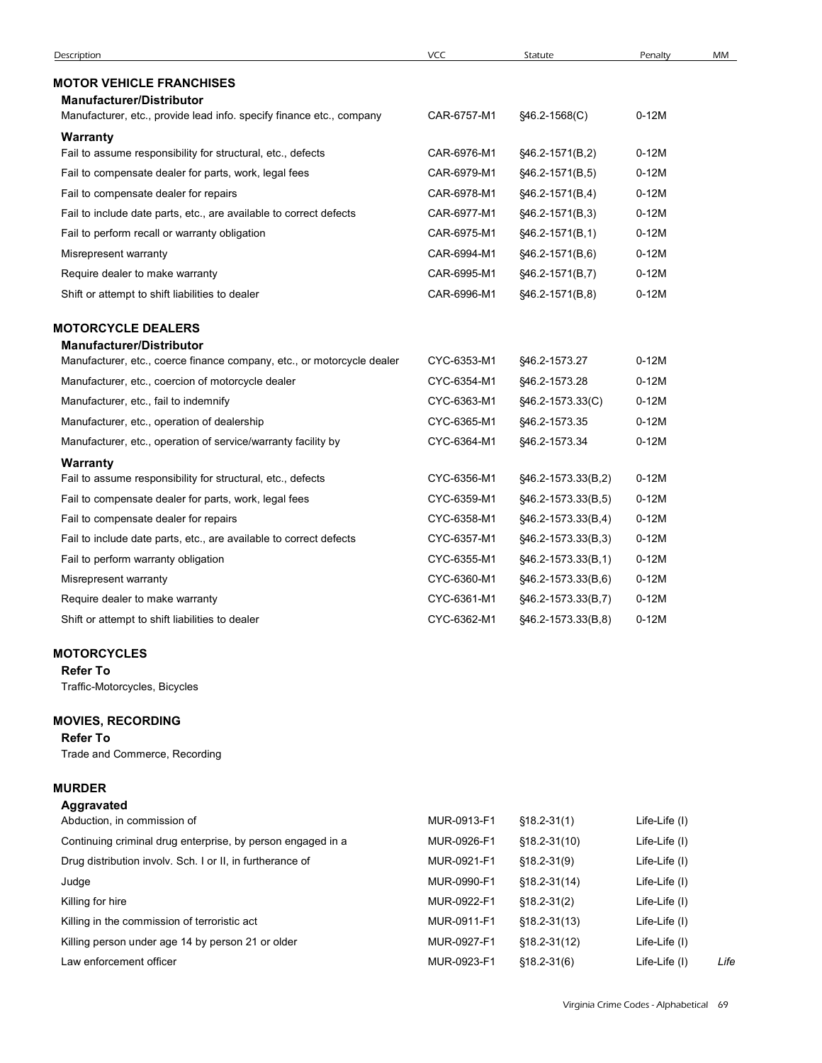| Description | VCC | Statute | Penalty | MM |
|---|---|---|---|---|
| **MOTOR VEHICLE FRANCHISES** | | | | |
| **Manufacturer/Distributor** | | | | |
| Manufacturer, etc., provide lead info. specify finance etc., company | CAR-6757-M1 | §46.2-1568(C) | 0-12M | |
| **Warranty** | | | | |
| Fail to assume responsibility for structural, etc., defects | CAR-6976-M1 | §46.2-1571(B,2) | 0-12M | |
| Fail to compensate dealer for parts, work, legal fees | CAR-6979-M1 | §46.2-1571(B,5) | 0-12M | |
| Fail to compensate dealer for repairs | CAR-6978-M1 | §46.2-1571(B,4) | 0-12M | |
| Fail to include date parts, etc., are available to correct defects | CAR-6977-M1 | §46.2-1571(B,3) | 0-12M | |
| Fail to perform recall or warranty obligation | CAR-6975-M1 | §46.2-1571(B,1) | 0-12M | |
| Misrepresent warranty | CAR-6994-M1 | §46.2-1571(B,6) | 0-12M | |
| Require dealer to make warranty | CAR-6995-M1 | §46.2-1571(B,7) | 0-12M | |
| Shift or attempt to shift liabilities to dealer | CAR-6996-M1 | §46.2-1571(B,8) | 0-12M | |
| **MOTORCYCLE DEALERS** | | | | |
| **Manufacturer/Distributor** | | | | |
| Manufacturer, etc., coerce finance company, etc., or motorcycle dealer | CYC-6353-M1 | §46.2-1573.27 | 0-12M | |
| Manufacturer, etc., coercion of motorcycle dealer | CYC-6354-M1 | §46.2-1573.28 | 0-12M | |
| Manufacturer, etc., fail to indemnify | CYC-6363-M1 | §46.2-1573.33(C) | 0-12M | |
| Manufacturer, etc., operation of dealership | CYC-6365-M1 | §46.2-1573.35 | 0-12M | |
| Manufacturer, etc., operation of service/warranty facility by | CYC-6364-M1 | §46.2-1573.34 | 0-12M | |
| **Warranty** | | | | |
| Fail to assume responsibility for structural, etc., defects | CYC-6356-M1 | §46.2-1573.33(B,2) | 0-12M | |
| Fail to compensate dealer for parts, work, legal fees | CYC-6359-M1 | §46.2-1573.33(B,5) | 0-12M | |
| Fail to compensate dealer for repairs | CYC-6358-M1 | §46.2-1573.33(B,4) | 0-12M | |
| Fail to include date parts, etc., are available to correct defects | CYC-6357-M1 | §46.2-1573.33(B,3) | 0-12M | |
| Fail to perform warranty obligation | CYC-6355-M1 | §46.2-1573.33(B,1) | 0-12M | |
| Misrepresent warranty | CYC-6360-M1 | §46.2-1573.33(B,6) | 0-12M | |
| Require dealer to make warranty | CYC-6361-M1 | §46.2-1573.33(B,7) | 0-12M | |
| Shift or attempt to shift liabilities to dealer | CYC-6362-M1 | §46.2-1573.33(B,8) | 0-12M | |
| **MOTORCYCLES** | | | | |
| **Refer To** | | | | |
| Traffic-Motorcycles, Bicycles | | | | |
| **MOVIES, RECORDING** | | | | |
| **Refer To** | | | | |
| Trade and Commerce, Recording | | | | |
| **MURDER** | | | | |
| **Aggravated** | | | | |
| Abduction, in commission of | MUR-0913-F1 | §18.2-31(1) | Life-Life (I) | |
| Continuing criminal drug enterprise, by person engaged in a | MUR-0926-F1 | §18.2-31(10) | Life-Life (I) | |
| Drug distribution involv. Sch. I or II, in furtherance of | MUR-0921-F1 | §18.2-31(9) | Life-Life (I) | |
| Judge | MUR-0990-F1 | §18.2-31(14) | Life-Life (I) | |
| Killing for hire | MUR-0922-F1 | §18.2-31(2) | Life-Life (I) | |
| Killing in the commission of terroristic act | MUR-0911-F1 | §18.2-31(13) | Life-Life (I) | |
| Killing person under age 14 by person 21 or older | MUR-0927-F1 | §18.2-31(12) | Life-Life (I) | |
| Law enforcement officer | MUR-0923-F1 | §18.2-31(6) | Life-Life (I) | *Life* |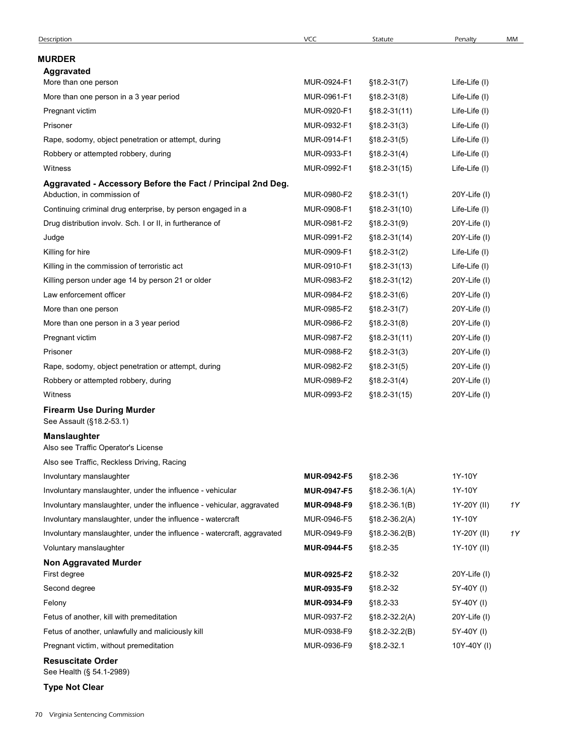| Description | VCC | Statute | Penalty | MM |
|---|---|---|---|---|
| **MURDER** | | | | |
| **Aggravated** | | | | |
| More than one person | MUR-0924-F1 | §18.2-31(7) | Life-Life (I) | |
| More than one person in a 3 year period | MUR-0961-F1 | §18.2-31(8) | Life-Life (I) | |
| Pregnant victim | MUR-0920-F1 | §18.2-31(11) | Life-Life (I) | |
| Prisoner | MUR-0932-F1 | §18.2-31(3) | Life-Life (I) | |
| Rape, sodomy, object penetration or attempt, during | MUR-0914-F1 | §18.2-31(5) | Life-Life (I) | |
| Robbery or attempted robbery, during | MUR-0933-F1 | §18.2-31(4) | Life-Life (I) | |
| Witness | MUR-0992-F1 | §18.2-31(15) | Life-Life (I) | |
| **Aggravated - Accessory Before the Fact / Principal 2nd Deg.** | | | | |
| Abduction, in commission of | MUR-0980-F2 | §18.2-31(1) | 20Y-Life (I) | |
| Continuing criminal drug enterprise, by person engaged in a | MUR-0908-F1 | §18.2-31(10) | Life-Life (I) | |
| Drug distribution involv. Sch. I or II, in furtherance of | MUR-0981-F2 | §18.2-31(9) | 20Y-Life (I) | |
| Judge | MUR-0991-F2 | §18.2-31(14) | 20Y-Life (I) | |
| Killing for hire | MUR-0909-F1 | §18.2-31(2) | Life-Life (I) | |
| Killing in the commission of terroristic act | MUR-0910-F1 | §18.2-31(13) | Life-Life (I) | |
| Killing person under age 14 by person 21 or older | MUR-0983-F2 | §18.2-31(12) | 20Y-Life (I) | |
| Law enforcement officer | MUR-0984-F2 | §18.2-31(6) | 20Y-Life (I) | |
| More than one person | MUR-0985-F2 | §18.2-31(7) | 20Y-Life (I) | |
| More than one person in a 3 year period | MUR-0986-F2 | §18.2-31(8) | 20Y-Life (I) | |
| Pregnant victim | MUR-0987-F2 | §18.2-31(11) | 20Y-Life (I) | |
| Prisoner | MUR-0988-F2 | §18.2-31(3) | 20Y-Life (I) | |
| Rape, sodomy, object penetration or attempt, during | MUR-0982-F2 | §18.2-31(5) | 20Y-Life (I) | |
| Robbery or attempted robbery, during | MUR-0989-F2 | §18.2-31(4) | 20Y-Life (I) | |
| Witness | MUR-0993-F2 | §18.2-31(15) | 20Y-Life (I) | |
| **Firearm Use During Murder** | | | | |
| See Assault (§18.2-53.1) | | | | |
| **Manslaughter** | | | | |
| Also see Traffic Operator's License | | | | |
| Also see Traffic, Reckless Driving, Racing | | | | |
| Involuntary manslaughter | **MUR-0942-F5** | §18.2-36 | 1Y-10Y | |
| Involuntary manslaughter, under the influence - vehicular | **MUR-0947-F5** | §18.2-36.1(A) | 1Y-10Y | |
| Involuntary manslaughter, under the influence - vehicular, aggravated | **MUR-0948-F9** | §18.2-36.1(B) | 1Y-20Y (II) | *1Y* |
| Involuntary manslaughter, under the influence - watercraft | MUR-0946-F5 | §18.2-36.2(A) | 1Y-10Y | |
| Involuntary manslaughter, under the influence - watercraft, aggravated | MUR-0949-F9 | §18.2-36.2(B) | 1Y-20Y (II) | *1Y* |
| Voluntary manslaughter | **MUR-0944-F5** | §18.2-35 | 1Y-10Y (II) | |
| **Non Aggravated Murder** | | | | |
| First degree | **MUR-0925-F2** | §18.2-32 | 20Y-Life (I) | |
| Second degree | **MUR-0935-F9** | §18.2-32 | 5Y-40Y (I) | |
| Felony | **MUR-0934-F9** | §18.2-33 | 5Y-40Y (I) | |
| Fetus of another, kill with premeditation | MUR-0937-F2 | §18.2-32.2(A) | 20Y-Life (I) | |
| Fetus of another, unlawfully and maliciously kill | MUR-0938-F9 | §18.2-32.2(B) | 5Y-40Y (I) | |
| Pregnant victim, without premeditation | MUR-0936-F9 | §18.2-32.1 | 10Y-40Y (I) | |
| **Resuscitate Order** | | | | |
| See Health (§ 54.1-2989) | | | | |
| **Type Not Clear** | | | | |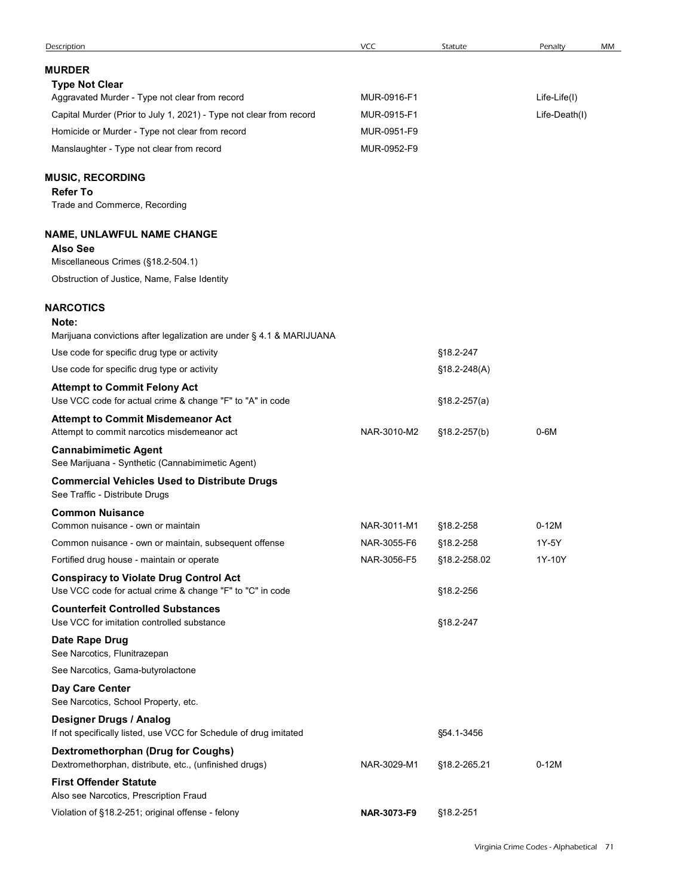| Description | VCC | Statute | Penalty | MM |
|---|---|---|---|---|
| **MURDER** | | | | |
| **Type Not Clear** | | | | |
| Aggravated Murder - Type not clear from record | MUR-0916-F1 | | Life-Life(I) | |
| Capital Murder (Prior to July 1, 2021) - Type not clear from record | MUR-0915-F1 | | Life-Death(I) | |
| Homicide or Murder - Type not clear from record | MUR-0951-F9 | | | |
| Manslaughter - Type not clear from record | MUR-0952-F9 | | | |
| **MUSIC, RECORDING** | | | | |
| **Refer To** | | | | |
| Trade and Commerce, Recording | | | | |
| **NAME, UNLAWFUL NAME CHANGE** | | | | |
| **Also See** | | | | |
| Miscellaneous Crimes (§18.2-504.1) | | | | |
| Obstruction of Justice, Name, False Identity | | | | |
| **NARCOTICS** | | | | |
| **Note:** | | | | |
| Marijuana convictions after legalization are under § 4.1 & MARIJUANA | | | | |
| Use code for specific drug type or activity | | §18.2-247 | | |
| Use code for specific drug type or activity | | §18.2-248(A) | | |
| **Attempt to Commit Felony Act** | | | | |
| Use VCC code for actual crime & change "F" to "A" in code | | §18.2-257(a) | | |
| **Attempt to Commit Misdemeanor Act** | | | | |
| Attempt to commit narcotics misdemeanor act | NAR-3010-M2 | §18.2-257(b) | 0-6M | |
| **Cannabimimetic Agent** | | | | |
| See Marijuana - Synthetic (Cannabimimetic Agent) | | | | |
| **Commercial Vehicles Used to Distribute Drugs** | | | | |
| See Traffic - Distribute Drugs | | | | |
| **Common Nuisance** | | | | |
| Common nuisance - own or maintain | NAR-3011-M1 | §18.2-258 | 0-12M | |
| Common nuisance - own or maintain, subsequent offense | NAR-3055-F6 | §18.2-258 | 1Y-5Y | |
| Fortified drug house - maintain or operate | NAR-3056-F5 | §18.2-258.02 | 1Y-10Y | |
| **Conspiracy to Violate Drug Control Act** | | | | |
| Use VCC code for actual crime & change "F" to "C" in code | | §18.2-256 | | |
| **Counterfeit Controlled Substances** | | | | |
| Use VCC for imitation controlled substance | | §18.2-247 | | |
| **Date Rape Drug** | | | | |
| See Narcotics, Flunitrazepan | | | | |
| See Narcotics, Gama-butyrolactone | | | | |
| **Day Care Center** | | | | |
| See Narcotics, School Property, etc. | | | | |
| **Designer Drugs / Analog** | | | | |
| If not specifically listed, use VCC for Schedule of drug imitated | | §54.1-3456 | | |
| **Dextromethorphan (Drug for Coughs)** | | | | |
| Dextromethorphan, distribute, etc., (unfinished drugs) | NAR-3029-M1 | §18.2-265.21 | 0-12M | |
| **First Offender Statute** | | | | |
| Also see Narcotics, Prescription Fraud | | | | |
| Violation of §18.2-251; original offense - felony | **NAR-3073-F9** | §18.2-251 | | |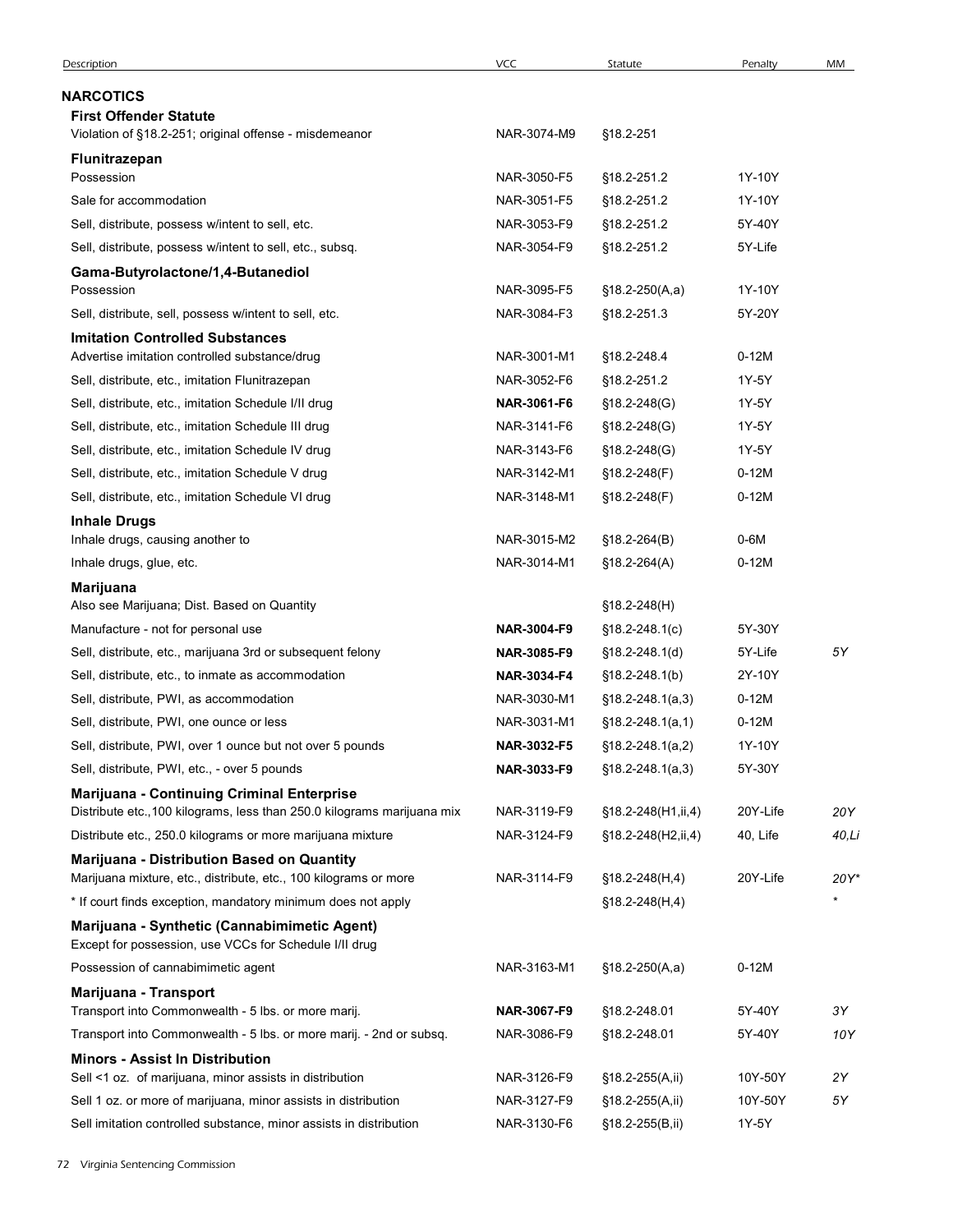| Description | VCC | Statute | Penalty | MM |
|---|---|---|---|---|
| **NARCOTICS** | | | | |
| **First Offender Statute** | | | | |
| Violation of §18.2-251; original offense - misdemeanor | NAR-3074-M9 | §18.2-251 | | |
| **Flunitrazepan** | | | | |
| Possession | NAR-3050-F5 | §18.2-251.2 | 1Y-10Y | |
| Sale for accommodation | NAR-3051-F5 | §18.2-251.2 | 1Y-10Y | |
| Sell, distribute, possess w/intent to sell, etc. | NAR-3053-F9 | §18.2-251.2 | 5Y-40Y | |
| Sell, distribute, possess w/intent to sell, etc., subsq. | NAR-3054-F9 | §18.2-251.2 | 5Y-Life | |
| **Gama-Butyrolactone/1,4-Butanediol** | | | | |
| Possession | NAR-3095-F5 | §18.2-250(A,a) | 1Y-10Y | |
| Sell, distribute, sell, possess w/intent to sell, etc. | NAR-3084-F3 | §18.2-251.3 | 5Y-20Y | |
| **Imitation Controlled Substances** | | | | |
| Advertise imitation controlled substance/drug | NAR-3001-M1 | §18.2-248.4 | 0-12M | |
| Sell, distribute, etc., imitation Flunitrazepan | NAR-3052-F6 | §18.2-251.2 | 1Y-5Y | |
| Sell, distribute, etc., imitation Schedule I/II drug | **NAR-3061-F6** | §18.2-248(G) | 1Y-5Y | |
| Sell, distribute, etc., imitation Schedule III drug | NAR-3141-F6 | §18.2-248(G) | 1Y-5Y | |
| Sell, distribute, etc., imitation Schedule IV drug | NAR-3143-F6 | §18.2-248(G) | 1Y-5Y | |
| Sell, distribute, etc., imitation Schedule V drug | NAR-3142-M1 | §18.2-248(F) | 0-12M | |
| Sell, distribute, etc., imitation Schedule VI drug | NAR-3148-M1 | §18.2-248(F) | 0-12M | |
| **Inhale Drugs** | | | | |
| Inhale drugs, causing another to | NAR-3015-M2 | §18.2-264(B) | 0-6M | |
| Inhale drugs, glue, etc. | NAR-3014-M1 | §18.2-264(A) | 0-12M | |
| **Marijuana** | | | | |
| Also see Marijuana; Dist. Based on Quantity | | §18.2-248(H) | | |
| Manufacture - not for personal use | **NAR-3004-F9** | §18.2-248.1(c) | 5Y-30Y | |
| Sell, distribute, etc., marijuana 3rd or subsequent felony | **NAR-3085-F9** | §18.2-248.1(d) | 5Y-Life | *5Y* |
| Sell, distribute, etc., to inmate as accommodation | **NAR-3034-F4** | §18.2-248.1(b) | 2Y-10Y | |
| Sell, distribute, PWI, as accommodation | NAR-3030-M1 | §18.2-248.1(a,3) | 0-12M | |
| Sell, distribute, PWI, one ounce or less | NAR-3031-M1 | §18.2-248.1(a,1) | 0-12M | |
| Sell, distribute, PWI, over 1 ounce but not over 5 pounds | **NAR-3032-F5** | §18.2-248.1(a,2) | 1Y-10Y | |
| Sell, distribute, PWI, etc., - over 5 pounds | **NAR-3033-F9** | §18.2-248.1(a,3) | 5Y-30Y | |
| **Marijuana - Continuing Criminal Enterprise** | | | | |
| Distribute etc.,100 kilograms, less than 250.0 kilograms marijuana mix | NAR-3119-F9 | §18.2-248(H1,ii,4) | 20Y-Life | *20Y* |
| Distribute etc., 250.0 kilograms or more marijuana mixture | NAR-3124-F9 | §18.2-248(H2,ii,4) | 40, Life | *40,Li* |
| **Marijuana - Distribution Based on Quantity** | | | | |
| Marijuana mixture, etc., distribute, etc., 100 kilograms or more | NAR-3114-F9 | §18.2-248(H,4) | 20Y-Life | *20Y** |
| * If court finds exception, mandatory minimum does not apply | | §18.2-248(H,4) | | * |
| **Marijuana - Synthetic (Cannabimimetic Agent)** | | | | |
| Except for possession, use VCCs for Schedule I/II drug | | | | |
| Possession of cannabimimetic agent | NAR-3163-M1 | §18.2-250(A,a) | 0-12M | |
| **Marijuana - Transport** | | | | |
| Transport into Commonwealth - 5 lbs. or more marij. | **NAR-3067-F9** | §18.2-248.01 | 5Y-40Y | *3Y* |
| Transport into Commonwealth - 5 lbs. or more marij. - 2nd or subsq. | NAR-3086-F9 | §18.2-248.01 | 5Y-40Y | *10Y* |
| **Minors - Assist In Distribution** | | | | |
| Sell <1 oz. of marijuana, minor assists in distribution | NAR-3126-F9 | §18.2-255(A,ii) | 10Y-50Y | *2Y* |
| Sell 1 oz. or more of marijuana, minor assists in distribution | NAR-3127-F9 | §18.2-255(A,ii) | 10Y-50Y | *5Y* |
| Sell imitation controlled substance, minor assists in distribution | NAR-3130-F6 | §18.2-255(B,ii) | 1Y-5Y | |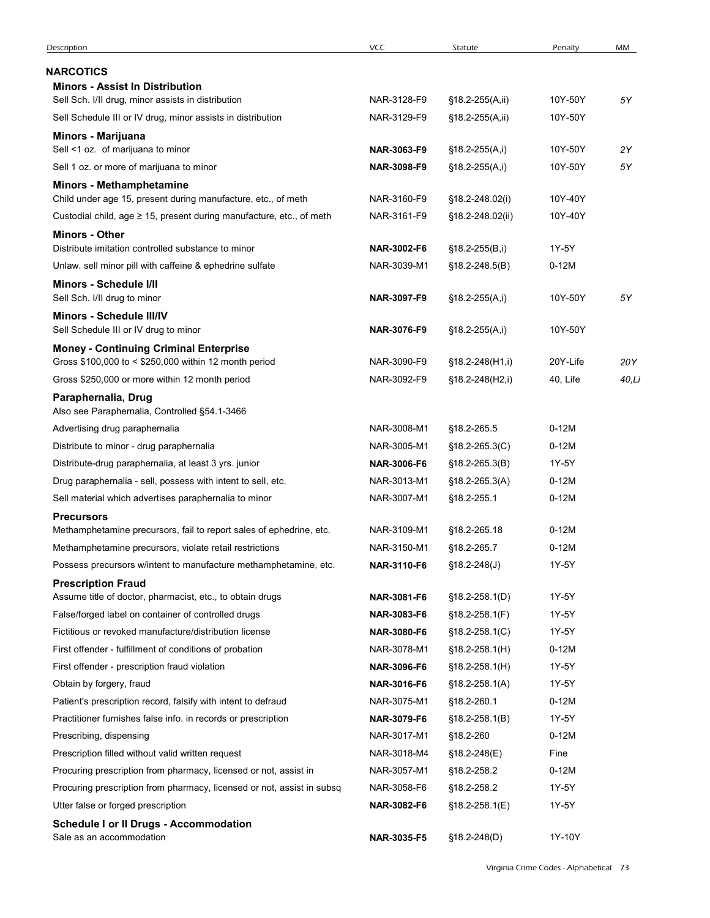| Description | VCC | Statute | Penalty | MM |
|---|---|---|---|---|
| **NARCOTICS** | | | | |
| **Minors - Assist In Distribution** | | | | |
| Sell Sch. I/II drug, minor assists in distribution | NAR-3128-F9 | §18.2-255(A,ii) | 10Y-50Y | *5Y* |
| Sell Schedule III or IV drug, minor assists in distribution | NAR-3129-F9 | §18.2-255(A,ii) | 10Y-50Y | |
| **Minors - Marijuana** | | | | |
| Sell <1 oz. of marijuana to minor | **NAR-3063-F9** | §18.2-255(A,i) | 10Y-50Y | *2Y* |
| Sell 1 oz. or more of marijuana to minor | **NAR-3098-F9** | §18.2-255(A,i) | 10Y-50Y | *5Y* |
| **Minors - Methamphetamine** | | | | |
| Child under age 15, present during manufacture, etc., of meth | NAR-3160-F9 | §18.2-248.02(i) | 10Y-40Y | |
| Custodial child, age ≥ 15, present during manufacture, etc., of meth | NAR-3161-F9 | §18.2-248.02(ii) | 10Y-40Y | |
| **Minors - Other** | | | | |
| Distribute imitation controlled substance to minor | **NAR-3002-F6** | §18.2-255(B,i) | 1Y-5Y | |
| Unlaw. sell minor pill with caffeine & ephedrine sulfate | NAR-3039-M1 | §18.2-248.5(B) | 0-12M | |
| **Minors - Schedule I/II** | | | | |
| Sell Sch. I/II drug to minor | **NAR-3097-F9** | §18.2-255(A,i) | 10Y-50Y | *5Y* |
| **Minors - Schedule III/IV** | | | | |
| Sell Schedule III or IV drug to minor | **NAR-3076-F9** | §18.2-255(A,i) | 10Y-50Y | |
| **Money - Continuing Criminal Enterprise** | | | | |
| Gross $100,000 to < $250,000 within 12 month period | NAR-3090-F9 | §18.2-248(H1,i) | 20Y-Life | *20Y* |
| Gross $250,000 or more within 12 month period | NAR-3092-F9 | §18.2-248(H2,i) | 40, Life | *40,Li* |
| **Paraphernalia, Drug** | | | | |
| Also see Paraphernalia, Controlled §54.1-3466 | | | | |
| Advertising drug paraphernalia | NAR-3008-M1 | §18.2-265.5 | 0-12M | |
| Distribute to minor - drug paraphernalia | NAR-3005-M1 | §18.2-265.3(C) | 0-12M | |
| Distribute-drug paraphernalia, at least 3 yrs. junior | **NAR-3006-F6** | §18.2-265.3(B) | 1Y-5Y | |
| Drug paraphernalia - sell, possess with intent to sell, etc. | NAR-3013-M1 | §18.2-265.3(A) | 0-12M | |
| Sell material which advertises paraphernalia to minor | NAR-3007-M1 | §18.2-255.1 | 0-12M | |
| **Precursors** | | | | |
| Methamphetamine precursors, fail to report sales of ephedrine, etc. | NAR-3109-M1 | §18.2-265.18 | 0-12M | |
| Methamphetamine precursors, violate retail restrictions | NAR-3150-M1 | §18.2-265.7 | 0-12M | |
| Possess precursors w/intent to manufacture methamphetamine, etc. | **NAR-3110-F6** | §18.2-248(J) | 1Y-5Y | |
| **Prescription Fraud** | | | | |
| Assume title of doctor, pharmacist, etc., to obtain drugs | **NAR-3081-F6** | §18.2-258.1(D) | 1Y-5Y | |
| False/forged label on container of controlled drugs | **NAR-3083-F6** | §18.2-258.1(F) | 1Y-5Y | |
| Fictitious or revoked manufacture/distribution license | **NAR-3080-F6** | §18.2-258.1(C) | 1Y-5Y | |
| First offender - fulfillment of conditions of probation | NAR-3078-M1 | §18.2-258.1(H) | 0-12M | |
| First offender - prescription fraud violation | **NAR-3096-F6** | §18.2-258.1(H) | 1Y-5Y | |
| Obtain by forgery, fraud | **NAR-3016-F6** | §18.2-258.1(A) | 1Y-5Y | |
| Patient's prescription record, falsify with intent to defraud | NAR-3075-M1 | §18.2-260.1 | 0-12M | |
| Practitioner furnishes false info. in records or prescription | **NAR-3079-F6** | §18.2-258.1(B) | 1Y-5Y | |
| Prescribing, dispensing | NAR-3017-M1 | §18.2-260 | 0-12M | |
| Prescription filled without valid written request | NAR-3018-M4 | §18.2-248(E) | Fine | |
| Procuring prescription from pharmacy, licensed or not, assist in | NAR-3057-M1 | §18.2-258.2 | 0-12M | |
| Procuring prescription from pharmacy, licensed or not, assist in subsq | NAR-3058-F6 | §18.2-258.2 | 1Y-5Y | |
| Utter false or forged prescription | **NAR-3082-F6** | §18.2-258.1(E) | 1Y-5Y | |
| **Schedule I or II Drugs - Accommodation** | | | | |
| Sale as an accommodation | **NAR-3035-F5** | §18.2-248(D) | 1Y-10Y | |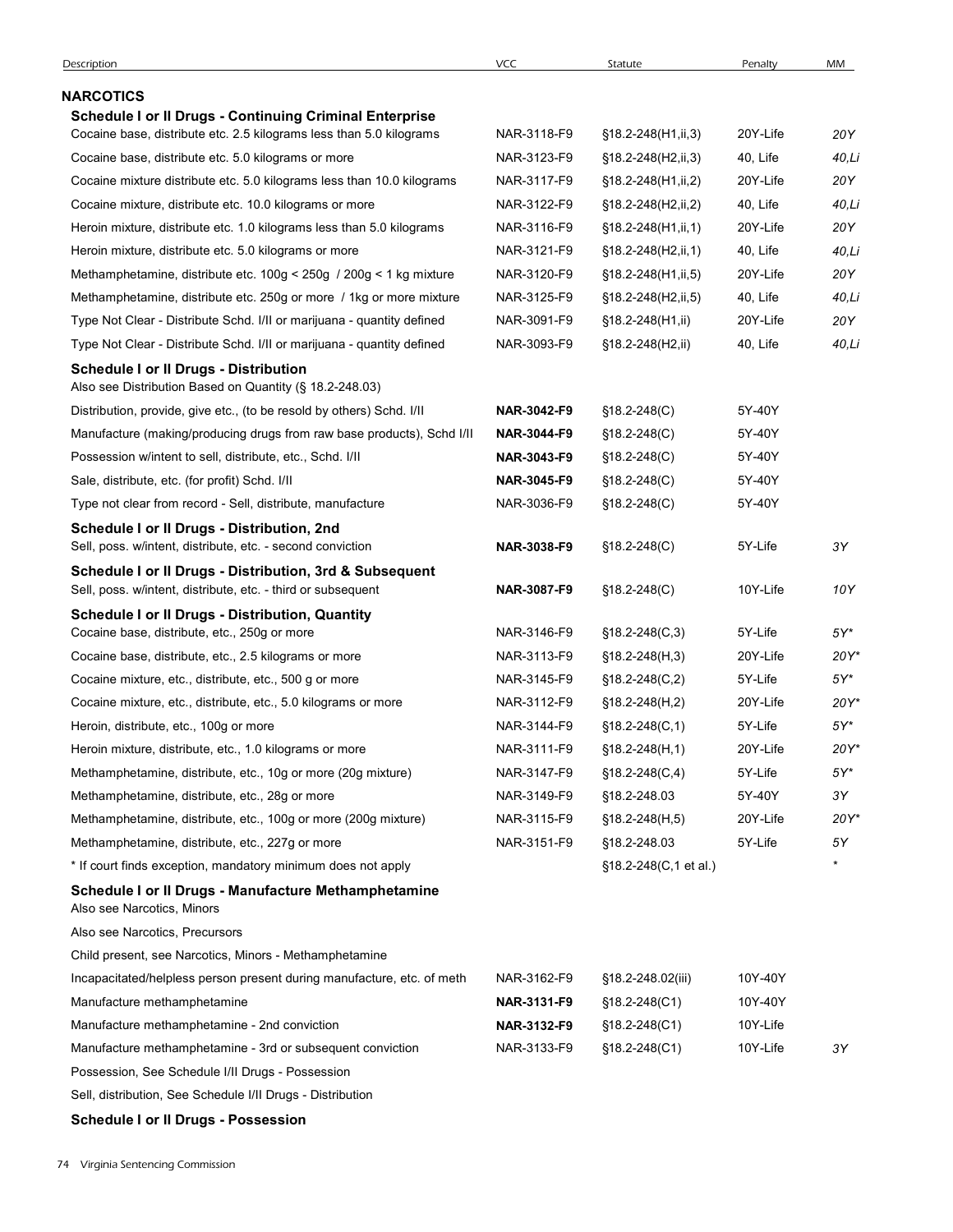| Description | VCC | Statute | Penalty | MM |
|---|---|---|---|---|
| **NARCOTICS** | | | | |
| **Schedule I or II Drugs - Continuing Criminal Enterprise** | | | | |
| Cocaine base, distribute etc. 2.5 kilograms less than 5.0 kilograms | NAR-3118-F9 | §18.2-248(H1,ii,3) | 20Y-Life | *20Y* |
| Cocaine base, distribute etc. 5.0 kilograms or more | NAR-3123-F9 | §18.2-248(H2,ii,3) | 40, Life | *40,Li* |
| Cocaine mixture distribute etc. 5.0 kilograms less than 10.0 kilograms | NAR-3117-F9 | §18.2-248(H1,ii,2) | 20Y-Life | *20Y* |
| Cocaine mixture, distribute etc. 10.0 kilograms or more | NAR-3122-F9 | §18.2-248(H2,ii,2) | 40, Life | *40,Li* |
| Heroin mixture, distribute etc. 1.0 kilograms less than 5.0 kilograms | NAR-3116-F9 | §18.2-248(H1,ii,1) | 20Y-Life | *20Y* |
| Heroin mixture, distribute etc. 5.0 kilograms or more | NAR-3121-F9 | §18.2-248(H2,ii,1) | 40, Life | *40,Li* |
| Methamphetamine, distribute etc. 100g < 250g / 200g < 1 kg mixture | NAR-3120-F9 | §18.2-248(H1,ii,5) | 20Y-Life | *20Y* |
| Methamphetamine, distribute etc. 250g or more / 1kg or more mixture | NAR-3125-F9 | §18.2-248(H2,ii,5) | 40, Life | *40,Li* |
| Type Not Clear - Distribute Schd. I/II or marijuana - quantity defined | NAR-3091-F9 | §18.2-248(H1,ii) | 20Y-Life | *20Y* |
| Type Not Clear - Distribute Schd. I/II or marijuana - quantity defined | NAR-3093-F9 | §18.2-248(H2,ii) | 40, Life | *40,Li* |
| **Schedule I or II Drugs - Distribution** | | | | |
| Also see Distribution Based on Quantity (§ 18.2-248.03) | | | | |
| Distribution, provide, give etc., (to be resold by others) Schd. I/II | **NAR-3042-F9** | §18.2-248(C) | 5Y-40Y | |
| Manufacture (making/producing drugs from raw base products), Schd I/II | **NAR-3044-F9** | §18.2-248(C) | 5Y-40Y | |
| Possession w/intent to sell, distribute, etc., Schd. I/II | **NAR-3043-F9** | §18.2-248(C) | 5Y-40Y | |
| Sale, distribute, etc. (for profit) Schd. I/II | **NAR-3045-F9** | §18.2-248(C) | 5Y-40Y | |
| Type not clear from record - Sell, distribute, manufacture | NAR-3036-F9 | §18.2-248(C) | 5Y-40Y | |
| **Schedule I or II Drugs - Distribution, 2nd** | | | | |
| Sell, poss. w/intent, distribute, etc. - second conviction | **NAR-3038-F9** | §18.2-248(C) | 5Y-Life | *3Y* |
| **Schedule I or II Drugs - Distribution, 3rd & Subsequent** | | | | |
| Sell, poss. w/intent, distribute, etc. - third or subsequent | **NAR-3087-F9** | §18.2-248(C) | 10Y-Life | *10Y* |
| **Schedule I or II Drugs - Distribution, Quantity** | | | | |
| Cocaine base, distribute, etc., 250g or more | NAR-3146-F9 | §18.2-248(C,3) | 5Y-Life | *5Y** |
| Cocaine base, distribute, etc., 2.5 kilograms or more | NAR-3113-F9 | §18.2-248(H,3) | 20Y-Life | *20Y** |
| Cocaine mixture, etc., distribute, etc., 500 g or more | NAR-3145-F9 | §18.2-248(C,2) | 5Y-Life | *5Y** |
| Cocaine mixture, etc., distribute, etc., 5.0 kilograms or more | NAR-3112-F9 | §18.2-248(H,2) | 20Y-Life | *20Y** |
| Heroin, distribute, etc., 100g or more | NAR-3144-F9 | §18.2-248(C,1) | 5Y-Life | *5Y** |
| Heroin mixture, distribute, etc., 1.0 kilograms or more | NAR-3111-F9 | §18.2-248(H,1) | 20Y-Life | *20Y** |
| Methamphetamine, distribute, etc., 10g or more (20g mixture) | NAR-3147-F9 | §18.2-248(C,4) | 5Y-Life | *5Y** |
| Methamphetamine, distribute, etc., 28g or more | NAR-3149-F9 | §18.2-248.03 | 5Y-40Y | *3Y* |
| Methamphetamine, distribute, etc., 100g or more (200g mixture) | NAR-3115-F9 | §18.2-248(H,5) | 20Y-Life | *20Y** |
| Methamphetamine, distribute, etc., 227g or more | NAR-3151-F9 | §18.2-248.03 | 5Y-Life | *5Y* |
| * If court finds exception, mandatory minimum does not apply | | §18.2-248(C,1 et al.) | | * |
| **Schedule I or II Drugs - Manufacture Methamphetamine** | | | | |
| Also see Narcotics, Minors | | | | |
| Also see Narcotics, Precursors | | | | |
| Child present, see Narcotics, Minors - Methamphetamine | | | | |
| Incapacitated/helpless person present during manufacture, etc. of meth | NAR-3162-F9 | §18.2-248.02(iii) | 10Y-40Y | |
| Manufacture methamphetamine | **NAR-3131-F9** | §18.2-248(C1) | 10Y-40Y | |
| Manufacture methamphetamine - 2nd conviction | **NAR-3132-F9** | §18.2-248(C1) | 10Y-Life | |
| Manufacture methamphetamine - 3rd or subsequent conviction | NAR-3133-F9 | §18.2-248(C1) | 10Y-Life | *3Y* |
| Possession, See Schedule I/II Drugs - Possession | | | | |
| Sell, distribution, See Schedule I/II Drugs - Distribution | | | | |
| **Schedule I or II Drugs - Possession** | | | | |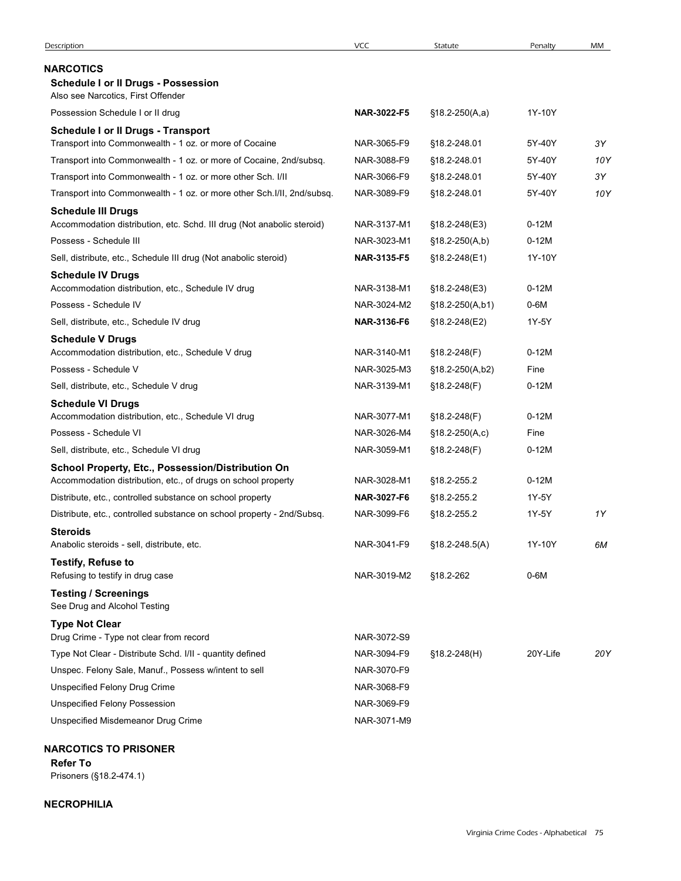| Description | VCC | Statute | Penalty | MM |
|---|---|---|---|---|
| **NARCOTICS** | | | | |
| **Schedule I or II Drugs - Possession** | | | | |
| Also see Narcotics, First Offender | | | | |
| Possession Schedule I or II drug | **NAR-3022-F5** | §18.2-250(A,a) | 1Y-10Y | |
| **Schedule I or II Drugs - Transport** | | | | |
| Transport into Commonwealth - 1 oz. or more of Cocaine | NAR-3065-F9 | §18.2-248.01 | 5Y-40Y | *3Y* |
| Transport into Commonwealth - 1 oz. or more of Cocaine, 2nd/subsq. | NAR-3088-F9 | §18.2-248.01 | 5Y-40Y | *10Y* |
| Transport into Commonwealth - 1 oz. or more other Sch. I/II | NAR-3066-F9 | §18.2-248.01 | 5Y-40Y | *3Y* |
| Transport into Commonwealth - 1 oz. or more other Sch.I/II, 2nd/subsq. | NAR-3089-F9 | §18.2-248.01 | 5Y-40Y | *10Y* |
| **Schedule III Drugs** | | | | |
| Accommodation distribution, etc. Schd. III drug (Not anabolic steroid) | NAR-3137-M1 | §18.2-248(E3) | 0-12M | |
| Possess - Schedule III | NAR-3023-M1 | §18.2-250(A,b) | 0-12M | |
| Sell, distribute, etc., Schedule III drug (Not anabolic steroid) | **NAR-3135-F5** | §18.2-248(E1) | 1Y-10Y | |
| **Schedule IV Drugs** | | | | |
| Accommodation distribution, etc., Schedule IV drug | NAR-3138-M1 | §18.2-248(E3) | 0-12M | |
| Possess - Schedule IV | NAR-3024-M2 | §18.2-250(A,b1) | 0-6M | |
| Sell, distribute, etc., Schedule IV drug | **NAR-3136-F6** | §18.2-248(E2) | 1Y-5Y | |
| **Schedule V Drugs** | | | | |
| Accommodation distribution, etc., Schedule V drug | NAR-3140-M1 | §18.2-248(F) | 0-12M | |
| Possess - Schedule V | NAR-3025-M3 | §18.2-250(A,b2) | Fine | |
| Sell, distribute, etc., Schedule V drug | NAR-3139-M1 | §18.2-248(F) | 0-12M | |
| **Schedule VI Drugs** | | | | |
| Accommodation distribution, etc., Schedule VI drug | NAR-3077-M1 | §18.2-248(F) | 0-12M | |
| Possess - Schedule VI | NAR-3026-M4 | §18.2-250(A,c) | Fine | |
| Sell, distribute, etc., Schedule VI drug | NAR-3059-M1 | §18.2-248(F) | 0-12M | |
| **School Property, Etc., Possession/Distribution On** | | | | |
| Accommodation distribution, etc., of drugs on school property | NAR-3028-M1 | §18.2-255.2 | 0-12M | |
| Distribute, etc., controlled substance on school property | **NAR-3027-F6** | §18.2-255.2 | 1Y-5Y | |
| Distribute, etc., controlled substance on school property - 2nd/Subsq. | NAR-3099-F6 | §18.2-255.2 | 1Y-5Y | *1Y* |
| **Steroids** | | | | |
| Anabolic steroids - sell, distribute, etc. | NAR-3041-F9 | §18.2-248.5(A) | 1Y-10Y | *6M* |
| **Testify, Refuse to** | | | | |
| Refusing to testify in drug case | NAR-3019-M2 | §18.2-262 | 0-6M | |
| **Testing / Screenings** | | | | |
| See Drug and Alcohol Testing | | | | |
| **Type Not Clear** | | | | |
| Drug Crime - Type not clear from record | NAR-3072-S9 | | | |
| Type Not Clear - Distribute Schd. I/II - quantity defined | NAR-3094-F9 | §18.2-248(H) | 20Y-Life | *20Y* |
| Unspec. Felony Sale, Manuf., Possess w/intent to sell | NAR-3070-F9 | | | |
| Unspecified Felony Drug Crime | NAR-3068-F9 | | | |
| Unspecified Felony Possession | NAR-3069-F9 | | | |
| Unspecified Misdemeanor Drug Crime | NAR-3071-M9 | | | |

**NARCOTICS TO PRISONER**

**Refer To**

Prisoners (§18.2-474.1)

**NECROPHILIA**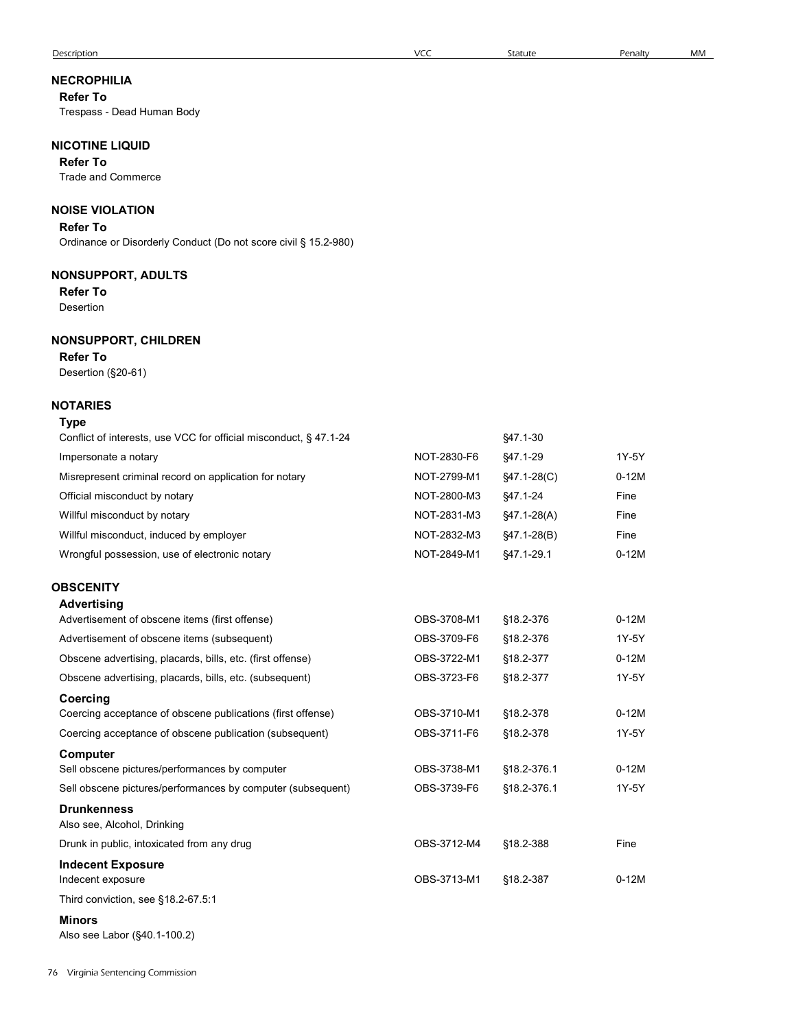| Description | VCC | Statute | Penalty | MM |
|---|---|---|---|---|
| **NECROPHILIA** | | | | |
| **Refer To** | | | | |
| Trespass - Dead Human Body | | | | |
| **NICOTINE LIQUID** | | | | |
| **Refer To** | | | | |
| Trade and Commerce | | | | |
| **NOISE VIOLATION** | | | | |
| **Refer To** | | | | |
| Ordinance or Disorderly Conduct (Do not score civil § 15.2-980) | | | | |
| **NONSUPPORT, ADULTS** | | | | |
| **Refer To** | | | | |
| Desertion | | | | |
| **NONSUPPORT, CHILDREN** | | | | |
| **Refer To** | | | | |
| Desertion (§20-61) | | | | |
| **NOTARIES** | | | | |
| **Type** | | | | |
| Conflict of interests, use VCC for official misconduct, § 47.1-24 | | §47.1-30 | | |
| Impersonate a notary | NOT-2830-F6 | §47.1-29 | 1Y-5Y | |
| Misrepresent criminal record on application for notary | NOT-2799-M1 | §47.1-28(C) | 0-12M | |
| Official misconduct by notary | NOT-2800-M3 | §47.1-24 | Fine | |
| Willful misconduct by notary | NOT-2831-M3 | §47.1-28(A) | Fine | |
| Willful misconduct, induced by employer | NOT-2832-M3 | §47.1-28(B) | Fine | |
| Wrongful possession, use of electronic notary | NOT-2849-M1 | §47.1-29.1 | 0-12M | |
| **OBSCENITY** | | | | |
| **Advertising** | | | | |
| Advertisement of obscene items (first offense) | OBS-3708-M1 | §18.2-376 | 0-12M | |
| Advertisement of obscene items (subsequent) | OBS-3709-F6 | §18.2-376 | 1Y-5Y | |
| Obscene advertising, placards, bills, etc. (first offense) | OBS-3722-M1 | §18.2-377 | 0-12M | |
| Obscene advertising, placards, bills, etc. (subsequent) | OBS-3723-F6 | §18.2-377 | 1Y-5Y | |
| **Coercing** | | | | |
| Coercing acceptance of obscene publications (first offense) | OBS-3710-M1 | §18.2-378 | 0-12M | |
| Coercing acceptance of obscene publication (subsequent) | OBS-3711-F6 | §18.2-378 | 1Y-5Y | |
| **Computer** | | | | |
| Sell obscene pictures/performances by computer | OBS-3738-M1 | §18.2-376.1 | 0-12M | |
| Sell obscene pictures/performances by computer (subsequent) | OBS-3739-F6 | §18.2-376.1 | 1Y-5Y | |
| **Drunkenness** | | | | |
| Also see, Alcohol, Drinking | | | | |
| Drunk in public, intoxicated from any drug | OBS-3712-M4 | §18.2-388 | Fine | |
| **Indecent Exposure** | | | | |
| Indecent exposure | OBS-3713-M1 | §18.2-387 | 0-12M | |
| Third conviction, see §18.2-67.5:1 | | | | |
| **Minors** | | | | |
| Also see Labor (§40.1-100.2) | | | | |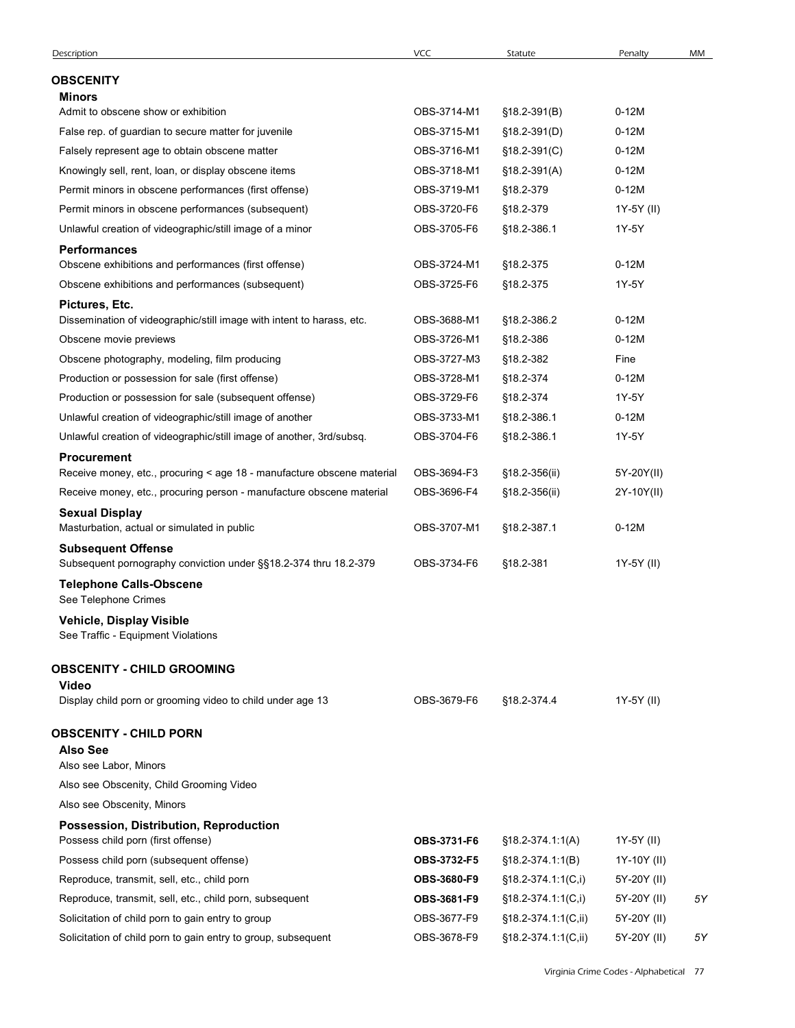| Description | VCC | Statute | Penalty | MM |
|---|---|---|---|---|
| **OBSCENITY** | | | | |
| **Minors** | | | | |
| Admit to obscene show or exhibition | OBS-3714-M1 | §18.2-391(B) | 0-12M | |
| False rep. of guardian to secure matter for juvenile | OBS-3715-M1 | §18.2-391(D) | 0-12M | |
| Falsely represent age to obtain obscene matter | OBS-3716-M1 | §18.2-391(C) | 0-12M | |
| Knowingly sell, rent, loan, or display obscene items | OBS-3718-M1 | §18.2-391(A) | 0-12M | |
| Permit minors in obscene performances (first offense) | OBS-3719-M1 | §18.2-379 | 0-12M | |
| Permit minors in obscene performances (subsequent) | OBS-3720-F6 | §18.2-379 | 1Y-5Y (II) | |
| Unlawful creation of videographic/still image of a minor | OBS-3705-F6 | §18.2-386.1 | 1Y-5Y | |
| **Performances** | | | | |
| Obscene exhibitions and performances (first offense) | OBS-3724-M1 | §18.2-375 | 0-12M | |
| Obscene exhibitions and performances (subsequent) | OBS-3725-F6 | §18.2-375 | 1Y-5Y | |
| **Pictures, Etc.** | | | | |
| Dissemination of videographic/still image with intent to harass, etc. | OBS-3688-M1 | §18.2-386.2 | 0-12M | |
| Obscene movie previews | OBS-3726-M1 | §18.2-386 | 0-12M | |
| Obscene photography, modeling, film producing | OBS-3727-M3 | §18.2-382 | Fine | |
| Production or possession for sale (first offense) | OBS-3728-M1 | §18.2-374 | 0-12M | |
| Production or possession for sale (subsequent offense) | OBS-3729-F6 | §18.2-374 | 1Y-5Y | |
| Unlawful creation of videographic/still image of another | OBS-3733-M1 | §18.2-386.1 | 0-12M | |
| Unlawful creation of videographic/still image of another, 3rd/subsq. | OBS-3704-F6 | §18.2-386.1 | 1Y-5Y | |
| **Procurement** | | | | |
| Receive money, etc., procuring < age 18 - manufacture obscene material | OBS-3694-F3 | §18.2-356(ii) | 5Y-20Y(II) | |
| Receive money, etc., procuring person - manufacture obscene material | OBS-3696-F4 | §18.2-356(ii) | 2Y-10Y(II) | |
| **Sexual Display** | | | | |
| Masturbation, actual or simulated in public | OBS-3707-M1 | §18.2-387.1 | 0-12M | |
| **Subsequent Offense** | | | | |
| Subsequent pornography conviction under §§18.2-374 thru 18.2-379 | OBS-3734-F6 | §18.2-381 | 1Y-5Y (II) | |
| **Telephone Calls-Obscene** | | | | |
| See Telephone Crimes | | | | |
| **Vehicle, Display Visible** | | | | |
| See Traffic - Equipment Violations | | | | |
| **OBSCENITY - CHILD GROOMING** | | | | |
| **Video** | | | | |
| Display child porn or grooming video to child under age 13 | OBS-3679-F6 | §18.2-374.4 | 1Y-5Y (II) | |
| **OBSCENITY - CHILD PORN** | | | | |
| **Also See** | | | | |
| Also see Labor, Minors | | | | |
| Also see Obscenity, Child Grooming Video | | | | |
| Also see Obscenity, Minors | | | | |
| **Possession, Distribution, Reproduction** | | | | |
| Possess child porn (first offense) | **OBS-3731-F6** | §18.2-374.1:1(A) | 1Y-5Y (II) | |
| Possess child porn (subsequent offense) | **OBS-3732-F5** | §18.2-374.1:1(B) | 1Y-10Y (II) | |
| Reproduce, transmit, sell, etc., child porn | **OBS-3680-F9** | §18.2-374.1:1(C,i) | 5Y-20Y (II) | |
| Reproduce, transmit, sell, etc., child porn, subsequent | **OBS-3681-F9** | §18.2-374.1:1(C,i) | 5Y-20Y (II) | *5Y* |
| Solicitation of child porn to gain entry to group | OBS-3677-F9 | §18.2-374.1:1(C,ii) | 5Y-20Y (II) | |
| Solicitation of child porn to gain entry to group, subsequent | OBS-3678-F9 | §18.2-374.1:1(C,ii) | 5Y-20Y (II) | *5Y* |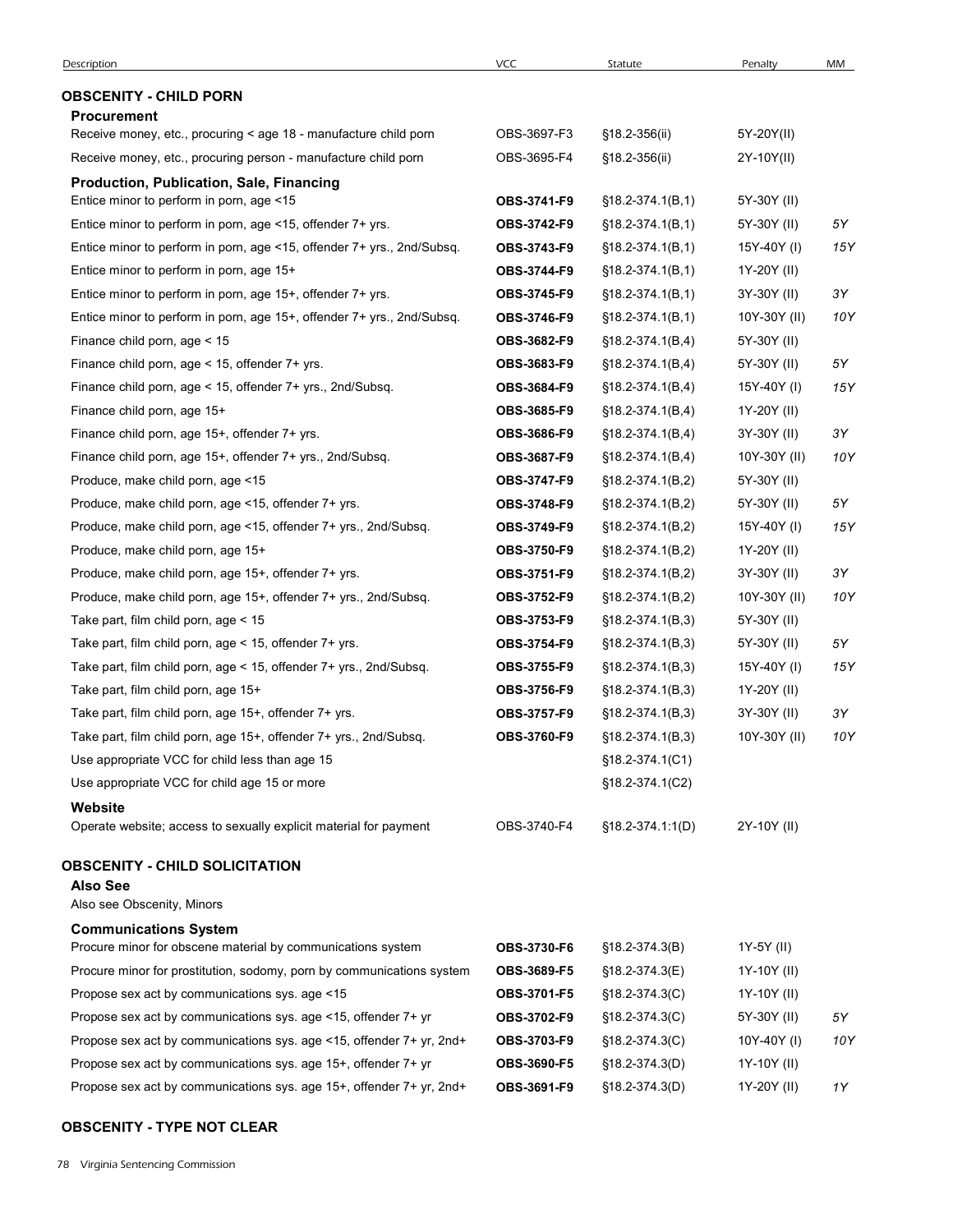| Description | VCC | Statute | Penalty | MM |
|---|---|---|---|---|
| **OBSCENITY - CHILD PORN** | | | | |
| **Procurement** | | | | |
| Receive money, etc., procuring < age 18 - manufacture child porn | OBS-3697-F3 | §18.2-356(ii) | 5Y-20Y(II) | |
| Receive money, etc., procuring person - manufacture child porn | OBS-3695-F4 | §18.2-356(ii) | 2Y-10Y(II) | |
| **Production, Publication, Sale, Financing** | | | | |
| Entice minor to perform in porn, age <15 | **OBS-3741-F9** | §18.2-374.1(B,1) | 5Y-30Y (II) | |
| Entice minor to perform in porn, age <15, offender 7+ yrs. | **OBS-3742-F9** | §18.2-374.1(B,1) | 5Y-30Y (II) | 5Y |
| Entice minor to perform in porn, age <15, offender 7+ yrs., 2nd/Subsq. | **OBS-3743-F9** | §18.2-374.1(B,1) | 15Y-40Y (I) | 15Y |
| Entice minor to perform in porn, age 15+ | **OBS-3744-F9** | §18.2-374.1(B,1) | 1Y-20Y (II) | |
| Entice minor to perform in porn, age 15+, offender 7+ yrs. | **OBS-3745-F9** | §18.2-374.1(B,1) | 3Y-30Y (II) | 3Y |
| Entice minor to perform in porn, age 15+, offender 7+ yrs., 2nd/Subsq. | **OBS-3746-F9** | §18.2-374.1(B,1) | 10Y-30Y (II) | 10Y |
| Finance child porn, age < 15 | **OBS-3682-F9** | §18.2-374.1(B,4) | 5Y-30Y (II) | |
| Finance child porn, age < 15, offender 7+ yrs. | **OBS-3683-F9** | §18.2-374.1(B,4) | 5Y-30Y (II) | 5Y |
| Finance child porn, age < 15, offender 7+ yrs., 2nd/Subsq. | **OBS-3684-F9** | §18.2-374.1(B,4) | 15Y-40Y (I) | 15Y |
| Finance child porn, age 15+ | **OBS-3685-F9** | §18.2-374.1(B,4) | 1Y-20Y (II) | |
| Finance child porn, age 15+, offender 7+ yrs. | **OBS-3686-F9** | §18.2-374.1(B,4) | 3Y-30Y (II) | 3Y |
| Finance child porn, age 15+, offender 7+ yrs., 2nd/Subsq. | **OBS-3687-F9** | §18.2-374.1(B,4) | 10Y-30Y (II) | 10Y |
| Produce, make child porn, age <15 | **OBS-3747-F9** | §18.2-374.1(B,2) | 5Y-30Y (II) | |
| Produce, make child porn, age <15, offender 7+ yrs. | **OBS-3748-F9** | §18.2-374.1(B,2) | 5Y-30Y (II) | 5Y |
| Produce, make child porn, age <15, offender 7+ yrs., 2nd/Subsq. | **OBS-3749-F9** | §18.2-374.1(B,2) | 15Y-40Y (I) | 15Y |
| Produce, make child porn, age 15+ | **OBS-3750-F9** | §18.2-374.1(B,2) | 1Y-20Y (II) | |
| Produce, make child porn, age 15+, offender 7+ yrs. | **OBS-3751-F9** | §18.2-374.1(B,2) | 3Y-30Y (II) | 3Y |
| Produce, make child porn, age 15+, offender 7+ yrs., 2nd/Subsq. | **OBS-3752-F9** | §18.2-374.1(B,2) | 10Y-30Y (II) | 10Y |
| Take part, film child porn, age < 15 | **OBS-3753-F9** | §18.2-374.1(B,3) | 5Y-30Y (II) | |
| Take part, film child porn, age < 15, offender 7+ yrs. | **OBS-3754-F9** | §18.2-374.1(B,3) | 5Y-30Y (II) | 5Y |
| Take part, film child porn, age < 15, offender 7+ yrs., 2nd/Subsq. | **OBS-3755-F9** | §18.2-374.1(B,3) | 15Y-40Y (I) | 15Y |
| Take part, film child porn, age 15+ | **OBS-3756-F9** | §18.2-374.1(B,3) | 1Y-20Y (II) | |
| Take part, film child porn, age 15+, offender 7+ yrs. | **OBS-3757-F9** | §18.2-374.1(B,3) | 3Y-30Y (II) | 3Y |
| Take part, film child porn, age 15+, offender 7+ yrs., 2nd/Subsq. | **OBS-3760-F9** | §18.2-374.1(B,3) | 10Y-30Y (II) | 10Y |
| Use appropriate VCC for child less than age 15 | | §18.2-374.1(C1) | | |
| Use appropriate VCC for child age 15 or more | | §18.2-374.1(C2) | | |
| **Website** | | | | |
| Operate website; access to sexually explicit material for payment | OBS-3740-F4 | §18.2-374.1:1(D) | 2Y-10Y (II) | |
| **OBSCENITY - CHILD SOLICITATION** | | | | |
| **Also See** | | | | |
| Also see Obscenity, Minors | | | | |
| **Communications System** | | | | |
| Procure minor for obscene material by communications system | **OBS-3730-F6** | §18.2-374.3(B) | 1Y-5Y (II) | |
| Procure minor for prostitution, sodomy, porn by communications system | **OBS-3689-F5** | §18.2-374.3(E) | 1Y-10Y (II) | |
| Propose sex act by communications sys. age <15 | **OBS-3701-F5** | §18.2-374.3(C) | 1Y-10Y (II) | |
| Propose sex act by communications sys. age <15, offender 7+ yr | **OBS-3702-F9** | §18.2-374.3(C) | 5Y-30Y (II) | 5Y |
| Propose sex act by communications sys. age <15, offender 7+ yr, 2nd+ | **OBS-3703-F9** | §18.2-374.3(C) | 10Y-40Y (I) | 10Y |
| Propose sex act by communications sys. age 15+, offender 7+ yr | **OBS-3690-F5** | §18.2-374.3(D) | 1Y-10Y (II) | |
| Propose sex act by communications sys. age 15+, offender 7+ yr, 2nd+ | **OBS-3691-F9** | §18.2-374.3(D) | 1Y-20Y (II) | 1Y |
| **OBSCENITY - TYPE NOT CLEAR** | | | | |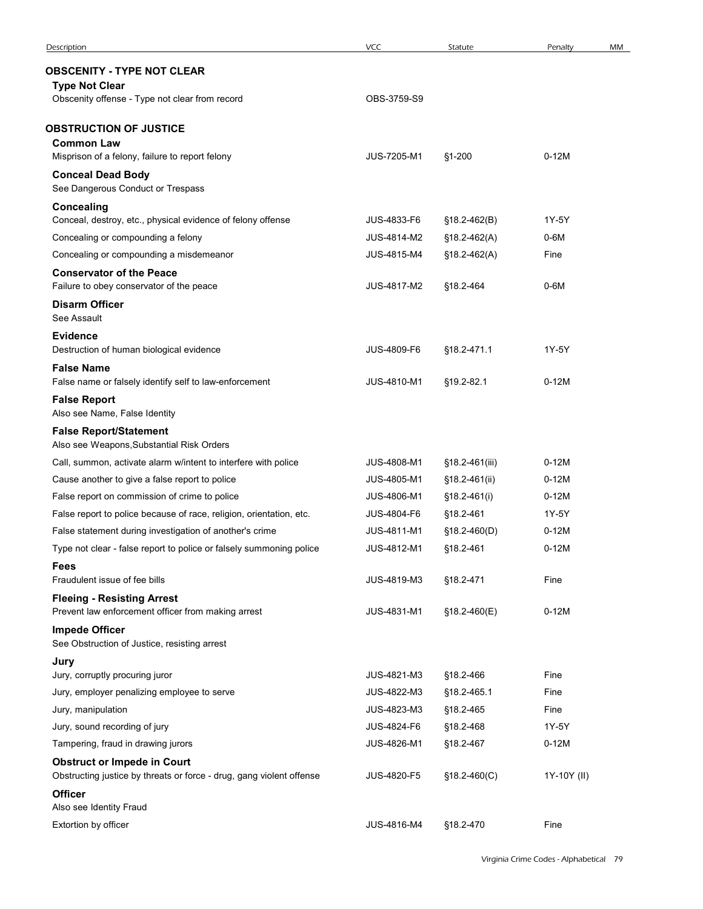| Description | VCC | Statute | Penalty | MM |
|---|---|---|---|---|
| **OBSCENITY - TYPE NOT CLEAR** | | | | |
| **Type Not Clear** | | | | |
| Obscenity offense - Type not clear from record | OBS-3759-S9 | | | |
| **OBSTRUCTION OF JUSTICE** | | | | |
| **Common Law** | | | | |
| Misprison of a felony, failure to report felony | JUS-7205-M1 | §1-200 | 0-12M | |
| **Conceal Dead Body** | | | | |
| See Dangerous Conduct or Trespass | | | | |
| **Concealing** | | | | |
| Conceal, destroy, etc., physical evidence of felony offense | JUS-4833-F6 | §18.2-462(B) | 1Y-5Y | |
| Concealing or compounding a felony | JUS-4814-M2 | §18.2-462(A) | 0-6M | |
| Concealing or compounding a misdemeanor | JUS-4815-M4 | §18.2-462(A) | Fine | |
| **Conservator of the Peace** | | | | |
| Failure to obey conservator of the peace | JUS-4817-M2 | §18.2-464 | 0-6M | |
| **Disarm Officer** | | | | |
| See Assault | | | | |
| **Evidence** | | | | |
| Destruction of human biological evidence | JUS-4809-F6 | §18.2-471.1 | 1Y-5Y | |
| **False Name** | | | | |
| False name or falsely identify self to law-enforcement | JUS-4810-M1 | §19.2-82.1 | 0-12M | |
| **False Report** | | | | |
| Also see Name, False Identity | | | | |
| **False Report/Statement** | | | | |
| Also see Weapons,Substantial Risk Orders | | | | |
| Call, summon, activate alarm w/intent to interfere with police | JUS-4808-M1 | §18.2-461(iii) | 0-12M | |
| Cause another to give a false report to police | JUS-4805-M1 | §18.2-461(ii) | 0-12M | |
| False report on commission of crime to police | JUS-4806-M1 | §18.2-461(i) | 0-12M | |
| False report to police because of race, religion, orientation, etc. | JUS-4804-F6 | §18.2-461 | 1Y-5Y | |
| False statement during investigation of another's crime | JUS-4811-M1 | §18.2-460(D) | 0-12M | |
| Type not clear - false report to police or falsely summoning police | JUS-4812-M1 | §18.2-461 | 0-12M | |
| **Fees** | | | | |
| Fraudulent issue of fee bills | JUS-4819-M3 | §18.2-471 | Fine | |
| **Fleeing - Resisting Arrest** | | | | |
| Prevent law enforcement officer from making arrest | JUS-4831-M1 | §18.2-460(E) | 0-12M | |
| **Impede Officer** | | | | |
| See Obstruction of Justice, resisting arrest | | | | |
| **Jury** | | | | |
| Jury, corruptly procuring juror | JUS-4821-M3 | §18.2-466 | Fine | |
| Jury, employer penalizing employee to serve | JUS-4822-M3 | §18.2-465.1 | Fine | |
| Jury, manipulation | JUS-4823-M3 | §18.2-465 | Fine | |
| Jury, sound recording of jury | JUS-4824-F6 | §18.2-468 | 1Y-5Y | |
| Tampering, fraud in drawing jurors | JUS-4826-M1 | §18.2-467 | 0-12M | |
| **Obstruct or Impede in Court** | | | | |
| Obstructing justice by threats or force - drug, gang violent offense | JUS-4820-F5 | §18.2-460(C) | 1Y-10Y (II) | |
| **Officer** | | | | |
| Also see Identity Fraud | | | | |
| Extortion by officer | JUS-4816-M4 | §18.2-470 | Fine | |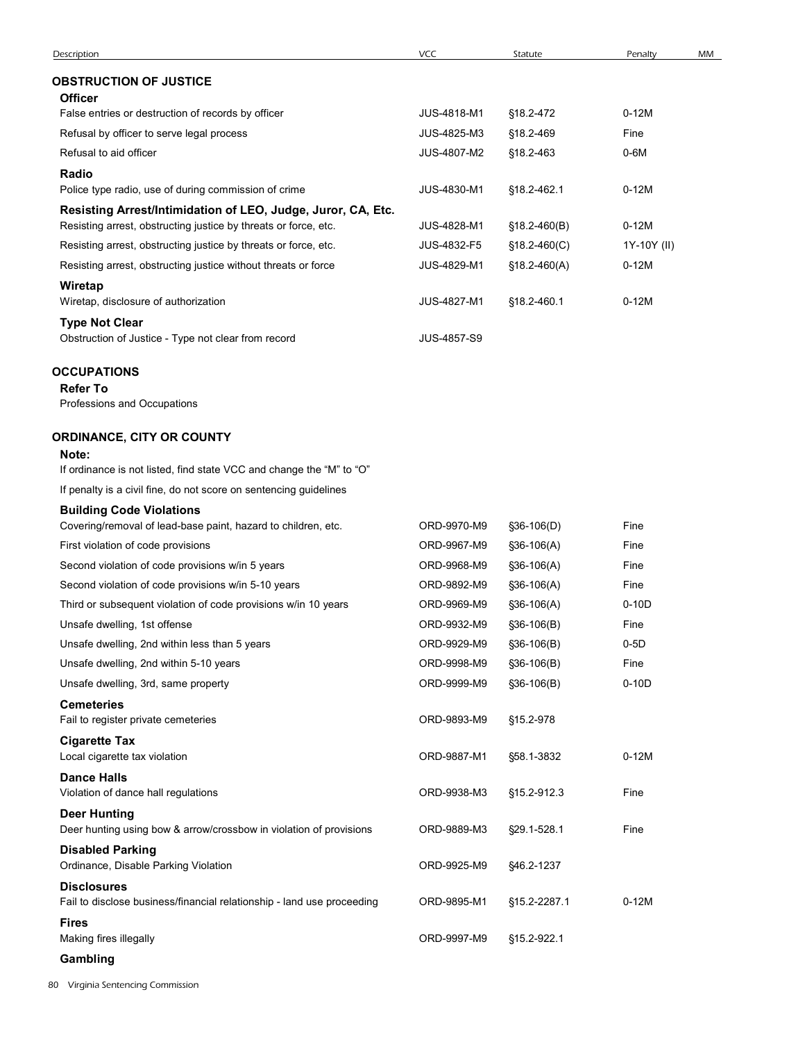| Description | VCC | Statute | Penalty | MM |
|---|---|---|---|---|
| **OBSTRUCTION OF JUSTICE** | | | | |
| **Officer** | | | | |
| False entries or destruction of records by officer | JUS-4818-M1 | §18.2-472 | 0-12M | |
| Refusal by officer to serve legal process | JUS-4825-M3 | §18.2-469 | Fine | |
| Refusal to aid officer | JUS-4807-M2 | §18.2-463 | 0-6M | |
| **Radio** | | | | |
| Police type radio, use of during commission of crime | JUS-4830-M1 | §18.2-462.1 | 0-12M | |
| **Resisting Arrest/Intimidation of LEO, Judge, Juror, CA, Etc.** | | | | |
| Resisting arrest, obstructing justice by threats or force, etc. | JUS-4828-M1 | §18.2-460(B) | 0-12M | |
| Resisting arrest, obstructing justice by threats or force, etc. | JUS-4832-F5 | §18.2-460(C) | 1Y-10Y (II) | |
| Resisting arrest, obstructing justice without threats or force | JUS-4829-M1 | §18.2-460(A) | 0-12M | |
| **Wiretap** | | | | |
| Wiretap, disclosure of authorization | JUS-4827-M1 | §18.2-460.1 | 0-12M | |
| **Type Not Clear** | | | | |
| Obstruction of Justice - Type not clear from record | JUS-4857-S9 | | | |
| **OCCUPATIONS** | | | | |
| **Refer To** | | | | |
| Professions and Occupations | | | | |
| **ORDINANCE, CITY OR COUNTY** | | | | |
| **Note:** | | | | |
| If ordinance is not listed, find state VCC and change the "M" to "O" | | | | |
| If penalty is a civil fine, do not score on sentencing guidelines | | | | |
| **Building Code Violations** | | | | |
| Covering/removal of lead-base paint, hazard to children, etc. | ORD-9970-M9 | §36-106(D) | Fine | |
| First violation of code provisions | ORD-9967-M9 | §36-106(A) | Fine | |
| Second violation of code provisions w/in 5 years | ORD-9968-M9 | §36-106(A) | Fine | |
| Second violation of code provisions w/in 5-10 years | ORD-9892-M9 | §36-106(A) | Fine | |
| Third or subsequent violation of code provisions w/in 10 years | ORD-9969-M9 | §36-106(A) | 0-10D | |
| Unsafe dwelling, 1st offense | ORD-9932-M9 | §36-106(B) | Fine | |
| Unsafe dwelling, 2nd within less than 5 years | ORD-9929-M9 | §36-106(B) | 0-5D | |
| Unsafe dwelling, 2nd within 5-10 years | ORD-9998-M9 | §36-106(B) | Fine | |
| Unsafe dwelling, 3rd, same property | ORD-9999-M9 | §36-106(B) | 0-10D | |
| **Cemeteries** | | | | |
| Fail to register private cemeteries | ORD-9893-M9 | §15.2-978 | | |
| **Cigarette Tax** | | | | |
| Local cigarette tax violation | ORD-9887-M1 | §58.1-3832 | 0-12M | |
| **Dance Halls** | | | | |
| Violation of dance hall regulations | ORD-9938-M3 | §15.2-912.3 | Fine | |
| **Deer Hunting** | | | | |
| Deer hunting using bow & arrow/crossbow in violation of provisions | ORD-9889-M3 | §29.1-528.1 | Fine | |
| **Disabled Parking** | | | | |
| Ordinance, Disable Parking Violation | ORD-9925-M9 | §46.2-1237 | | |
| **Disclosures** | | | | |
| Fail to disclose business/financial relationship - land use proceeding | ORD-9895-M1 | §15.2-2287.1 | 0-12M | |
| **Fires** | | | | |
| Making fires illegally | ORD-9997-M9 | §15.2-922.1 | | |
| **Gambling** | | | | |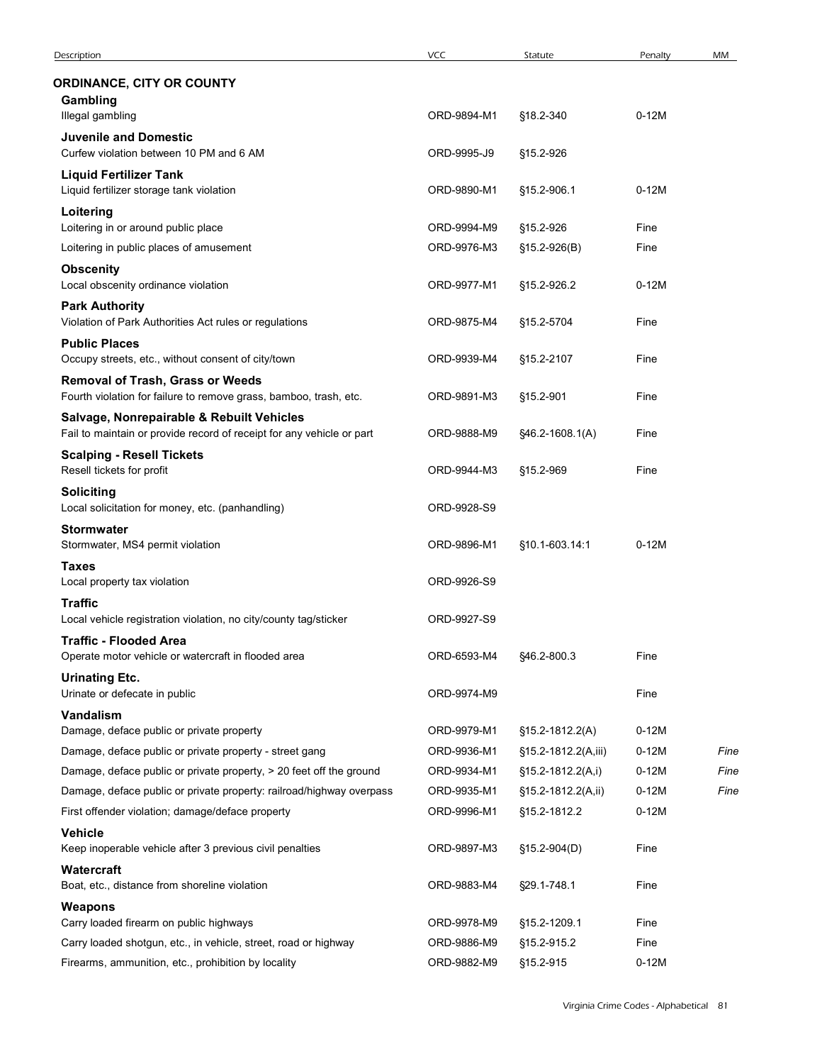| Description | VCC | Statute | Penalty | MM |
|---|---|---|---|---|
| **ORDINANCE, CITY OR COUNTY** | | | | |
| **Gambling** | | | | |
| Illegal gambling | ORD-9894-M1 | §18.2-340 | 0-12M | |
| **Juvenile and Domestic** | | | | |
| Curfew violation between 10 PM and 6 AM | ORD-9995-J9 | §15.2-926 | | |
| **Liquid Fertilizer Tank** | | | | |
| Liquid fertilizer storage tank violation | ORD-9890-M1 | §15.2-906.1 | 0-12M | |
| **Loitering** | | | | |
| Loitering in or around public place | ORD-9994-M9 | §15.2-926 | Fine | |
| Loitering in public places of amusement | ORD-9976-M3 | §15.2-926(B) | Fine | |
| **Obscenity** | | | | |
| Local obscenity ordinance violation | ORD-9977-M1 | §15.2-926.2 | 0-12M | |
| **Park Authority** | | | | |
| Violation of Park Authorities Act rules or regulations | ORD-9875-M4 | §15.2-5704 | Fine | |
| **Public Places** | | | | |
| Occupy streets, etc., without consent of city/town | ORD-9939-M4 | §15.2-2107 | Fine | |
| **Removal of Trash, Grass or Weeds** | | | | |
| Fourth violation for failure to remove grass, bamboo, trash, etc. | ORD-9891-M3 | §15.2-901 | Fine | |
| **Salvage, Nonrepairable & Rebuilt Vehicles** | | | | |
| Fail to maintain or provide record of receipt for any vehicle or part | ORD-9888-M9 | §46.2-1608.1(A) | Fine | |
| **Scalping - Resell Tickets** | | | | |
| Resell tickets for profit | ORD-9944-M3 | §15.2-969 | Fine | |
| **Soliciting** | | | | |
| Local solicitation for money, etc. (panhandling) | ORD-9928-S9 | | | |
| **Stormwater** | | | | |
| Stormwater, MS4 permit violation | ORD-9896-M1 | §10.1-603.14:1 | 0-12M | |
| **Taxes** | | | | |
| Local property tax violation | ORD-9926-S9 | | | |
| **Traffic** | | | | |
| Local vehicle registration violation, no city/county tag/sticker | ORD-9927-S9 | | | |
| **Traffic - Flooded Area** | | | | |
| Operate motor vehicle or watercraft in flooded area | ORD-6593-M4 | §46.2-800.3 | Fine | |
| **Urinating Etc.** | | | | |
| Urinate or defecate in public | ORD-9974-M9 | | Fine | |
| **Vandalism** | | | | |
| Damage, deface public or private property | ORD-9979-M1 | §15.2-1812.2(A) | 0-12M | |
| Damage, deface public or private property - street gang | ORD-9936-M1 | §15.2-1812.2(A,iii) | 0-12M | *Fine* |
| Damage, deface public or private property, > 20 feet off the ground | ORD-9934-M1 | §15.2-1812.2(A,i) | 0-12M | *Fine* |
| Damage, deface public or private property: railroad/highway overpass | ORD-9935-M1 | §15.2-1812.2(A,ii) | 0-12M | *Fine* |
| First offender violation; damage/deface property | ORD-9996-M1 | §15.2-1812.2 | 0-12M | |
| **Vehicle** | | | | |
| Keep inoperable vehicle after 3 previous civil penalties | ORD-9897-M3 | §15.2-904(D) | Fine | |
| **Watercraft** | | | | |
| Boat, etc., distance from shoreline violation | ORD-9883-M4 | §29.1-748.1 | Fine | |
| **Weapons** | | | | |
| Carry loaded firearm on public highways | ORD-9978-M9 | §15.2-1209.1 | Fine | |
| Carry loaded shotgun, etc., in vehicle, street, road or highway | ORD-9886-M9 | §15.2-915.2 | Fine | |
| Firearms, ammunition, etc., prohibition by locality | ORD-9882-M9 | §15.2-915 | 0-12M | |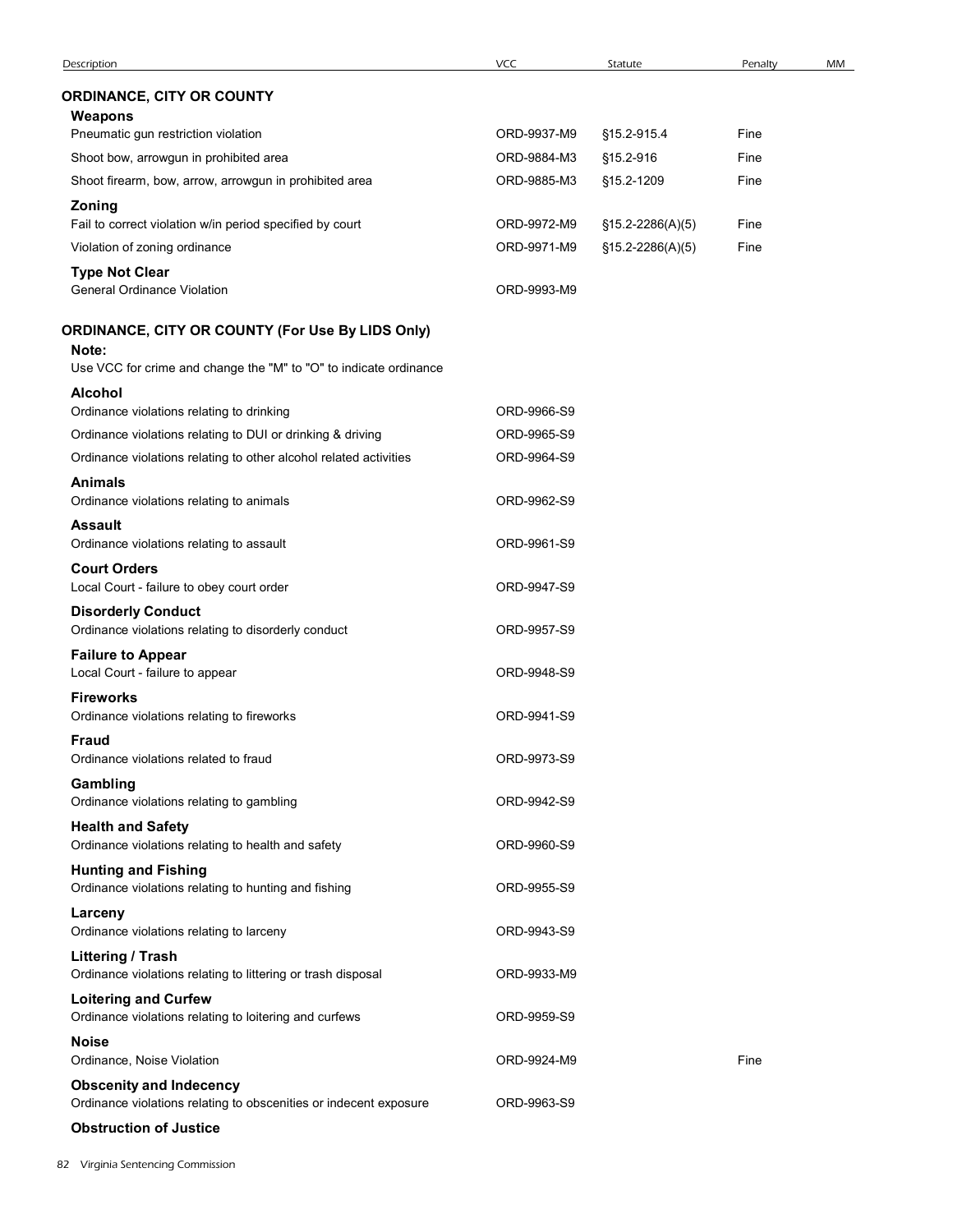| Description | VCC | Statute | Penalty | MM |
|---|---|---|---|---|
| **ORDINANCE, CITY OR COUNTY** | | | | |
| **Weapons** | | | | |
| Pneumatic gun restriction violation | ORD-9937-M9 | §15.2-915.4 | Fine | |
| Shoot bow, arrowgun in prohibited area | ORD-9884-M3 | §15.2-916 | Fine | |
| Shoot firearm, bow, arrow, arrowgun in prohibited area | ORD-9885-M3 | §15.2-1209 | Fine | |
| **Zoning** | | | | |
| Fail to correct violation w/in period specified by court | ORD-9972-M9 | §15.2-2286(A)(5) | Fine | |
| Violation of zoning ordinance | ORD-9971-M9 | §15.2-2286(A)(5) | Fine | |
| **Type Not Clear** | | | | |
| General Ordinance Violation | ORD-9993-M9 | | | |
| **ORDINANCE, CITY OR COUNTY (For Use By LIDS Only)** | | | | |
| **Note:** | | | | |
| Use VCC for crime and change the "M" to "O" to indicate ordinance | | | | |
| **Alcohol** | | | | |
| Ordinance violations relating to drinking | ORD-9966-S9 | | | |
| Ordinance violations relating to DUI or drinking & driving | ORD-9965-S9 | | | |
| Ordinance violations relating to other alcohol related activities | ORD-9964-S9 | | | |
| **Animals** | | | | |
| Ordinance violations relating to animals | ORD-9962-S9 | | | |
| **Assault** | | | | |
| Ordinance violations relating to assault | ORD-9961-S9 | | | |
| **Court Orders** | | | | |
| Local Court - failure to obey court order | ORD-9947-S9 | | | |
| **Disorderly Conduct** | | | | |
| Ordinance violations relating to disorderly conduct | ORD-9957-S9 | | | |
| **Failure to Appear** | | | | |
| Local Court - failure to appear | ORD-9948-S9 | | | |
| **Fireworks** | | | | |
| Ordinance violations relating to fireworks | ORD-9941-S9 | | | |
| **Fraud** | | | | |
| Ordinance violations related to fraud | ORD-9973-S9 | | | |
| **Gambling** | | | | |
| Ordinance violations relating to gambling | ORD-9942-S9 | | | |
| **Health and Safety** | | | | |
| Ordinance violations relating to health and safety | ORD-9960-S9 | | | |
| **Hunting and Fishing** | | | | |
| Ordinance violations relating to hunting and fishing | ORD-9955-S9 | | | |
| **Larceny** | | | | |
| Ordinance violations relating to larceny | ORD-9943-S9 | | | |
| **Littering / Trash** | | | | |
| Ordinance violations relating to littering or trash disposal | ORD-9933-M9 | | | |
| **Loitering and Curfew** | | | | |
| Ordinance violations relating to loitering and curfews | ORD-9959-S9 | | | |
| **Noise** | | | | |
| Ordinance, Noise Violation | ORD-9924-M9 | | Fine | |
| **Obscenity and Indecency** | | | | |
| Ordinance violations relating to obscenities or indecent exposure | ORD-9963-S9 | | | |
| **Obstruction of Justice** | | | | |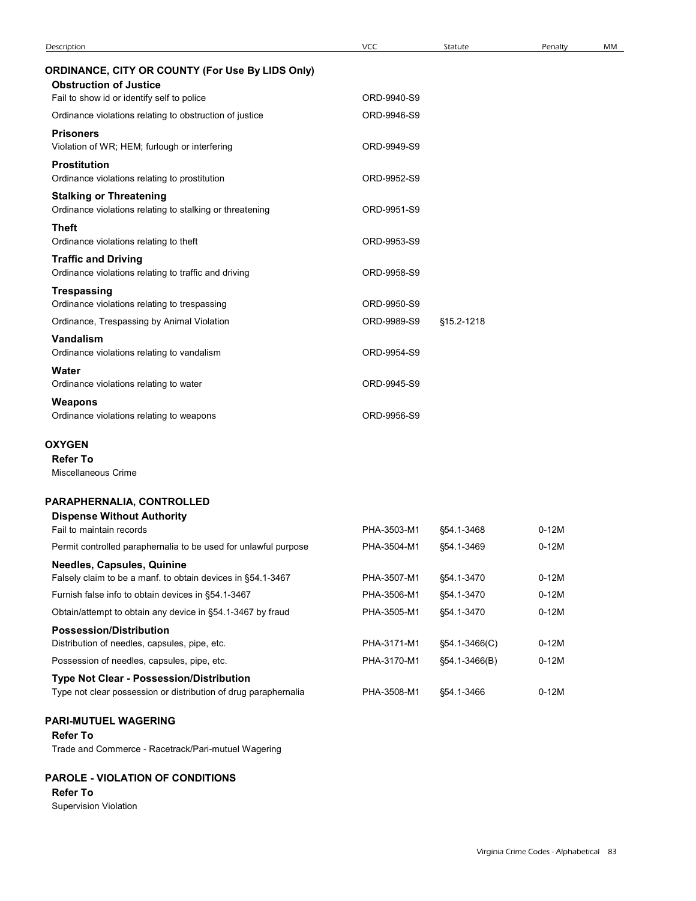| Description | VCC | Statute | Penalty | MM |
|---|---|---|---|---|
| **ORDINANCE, CITY OR COUNTY (For Use By LIDS Only)** | | | | |
| **Obstruction of Justice** | | | | |
| Fail to show id or identify self to police | ORD-9940-S9 | | | |
| Ordinance violations relating to obstruction of justice | ORD-9946-S9 | | | |
| **Prisoners** | | | | |
| Violation of WR; HEM; furlough or interfering | ORD-9949-S9 | | | |
| **Prostitution** | | | | |
| Ordinance violations relating to prostitution | ORD-9952-S9 | | | |
| **Stalking or Threatening** | | | | |
| Ordinance violations relating to stalking or threatening | ORD-9951-S9 | | | |
| **Theft** | | | | |
| Ordinance violations relating to theft | ORD-9953-S9 | | | |
| **Traffic and Driving** | | | | |
| Ordinance violations relating to traffic and driving | ORD-9958-S9 | | | |
| **Trespassing** | | | | |
| Ordinance violations relating to trespassing | ORD-9950-S9 | | | |
| Ordinance, Trespassing by Animal Violation | ORD-9989-S9 | §15.2-1218 | | |
| **Vandalism** | | | | |
| Ordinance violations relating to vandalism | ORD-9954-S9 | | | |
| **Water** | | | | |
| Ordinance violations relating to water | ORD-9945-S9 | | | |
| **Weapons** | | | | |
| Ordinance violations relating to weapons | ORD-9956-S9 | | | |
| **OXYGEN** | | | | |
| **Refer To** | | | | |
| Miscellaneous Crime | | | | |
| **PARAPHERNALIA, CONTROLLED** | | | | |
| **Dispense Without Authority** | | | | |
| Fail to maintain records | PHA-3503-M1 | §54.1-3468 | 0-12M | |
| Permit controlled paraphernalia to be used for unlawful purpose | PHA-3504-M1 | §54.1-3469 | 0-12M | |
| **Needles, Capsules, Quinine** | | | | |
| Falsely claim to be a manf. to obtain devices in §54.1-3467 | PHA-3507-M1 | §54.1-3470 | 0-12M | |
| Furnish false info to obtain devices in §54.1-3467 | PHA-3506-M1 | §54.1-3470 | 0-12M | |
| Obtain/attempt to obtain any device in §54.1-3467 by fraud | PHA-3505-M1 | §54.1-3470 | 0-12M | |
| **Possession/Distribution** | | | | |
| Distribution of needles, capsules, pipe, etc. | PHA-3171-M1 | §54.1-3466(C) | 0-12M | |
| Possession of needles, capsules, pipe, etc. | PHA-3170-M1 | §54.1-3466(B) | 0-12M | |
| **Type Not Clear - Possession/Distribution** | | | | |
| Type not clear possession or distribution of drug paraphernalia | PHA-3508-M1 | §54.1-3466 | 0-12M | |
| **PARI-MUTUEL WAGERING** | | | | |
| **Refer To** | | | | |
| Trade and Commerce - Racetrack/Pari-mutuel Wagering | | | | |
| **PAROLE - VIOLATION OF CONDITIONS** | | | | |
| **Refer To** | | | | |
| Supervision Violation | | | | |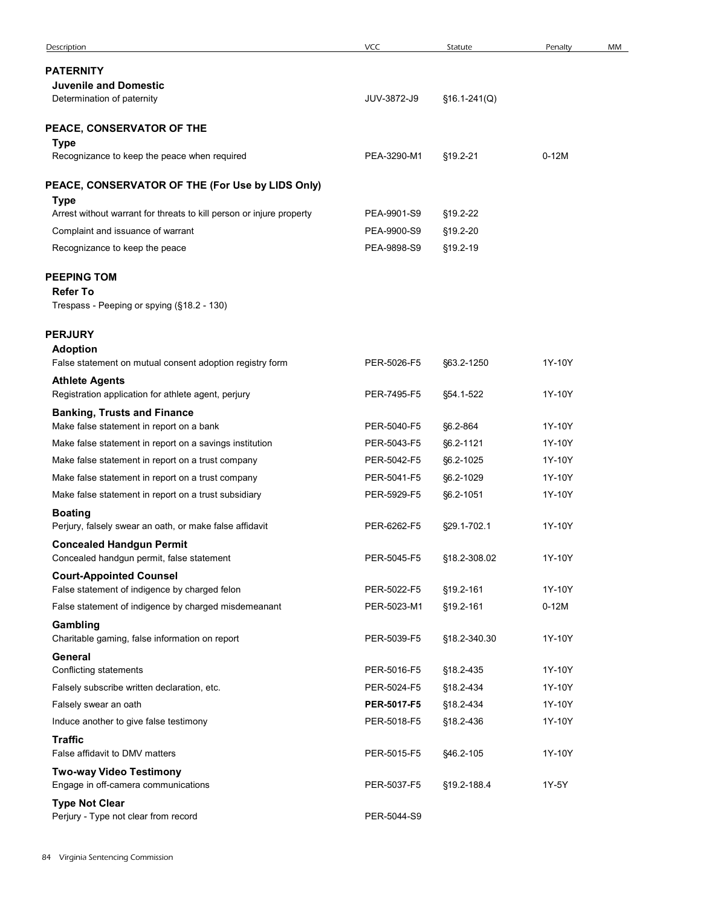| Description | VCC | Statute | Penalty | MM |
|---|---|---|---|---|
| **PATERNITY** | | | | |
| **Juvenile and Domestic** | | | | |
| Determination of paternity | JUV-3872-J9 | §16.1-241(Q) | | |
| **PEACE, CONSERVATOR OF THE** | | | | |
| **Type** | | | | |
| Recognizance to keep the peace when required | PEA-3290-M1 | §19.2-21 | 0-12M | |
| **PEACE, CONSERVATOR OF THE (For Use by LIDS Only)** | | | | |
| **Type** | | | | |
| Arrest without warrant for threats to kill person or injure property | PEA-9901-S9 | §19.2-22 | | |
| Complaint and issuance of warrant | PEA-9900-S9 | §19.2-20 | | |
| Recognizance to keep the peace | PEA-9898-S9 | §19.2-19 | | |
| **PEEPING TOM** | | | | |
| **Refer To** | | | | |
| Trespass - Peeping or spying (§18.2 - 130) | | | | |
| **PERJURY** | | | | |
| **Adoption** | | | | |
| False statement on mutual consent adoption registry form | PER-5026-F5 | §63.2-1250 | 1Y-10Y | |
| **Athlete Agents** | | | | |
| Registration application for athlete agent, perjury | PER-7495-F5 | §54.1-522 | 1Y-10Y | |
| **Banking, Trusts and Finance** | | | | |
| Make false statement in report on a bank | PER-5040-F5 | §6.2-864 | 1Y-10Y | |
| Make false statement in report on a savings institution | PER-5043-F5 | §6.2-1121 | 1Y-10Y | |
| Make false statement in report on a trust company | PER-5042-F5 | §6.2-1025 | 1Y-10Y | |
| Make false statement in report on a trust company | PER-5041-F5 | §6.2-1029 | 1Y-10Y | |
| Make false statement in report on a trust subsidiary | PER-5929-F5 | §6.2-1051 | 1Y-10Y | |
| **Boating** | | | | |
| Perjury, falsely swear an oath, or make false affidavit | PER-6262-F5 | §29.1-702.1 | 1Y-10Y | |
| **Concealed Handgun Permit** | | | | |
| Concealed handgun permit, false statement | PER-5045-F5 | §18.2-308.02 | 1Y-10Y | |
| **Court-Appointed Counsel** | | | | |
| False statement of indigence by charged felon | PER-5022-F5 | §19.2-161 | 1Y-10Y | |
| False statement of indigence by charged misdemeanant | PER-5023-M1 | §19.2-161 | 0-12M | |
| **Gambling** | | | | |
| Charitable gaming, false information on report | PER-5039-F5 | §18.2-340.30 | 1Y-10Y | |
| **General** | | | | |
| Conflicting statements | PER-5016-F5 | §18.2-435 | 1Y-10Y | |
| Falsely subscribe written declaration, etc. | PER-5024-F5 | §18.2-434 | 1Y-10Y | |
| Falsely swear an oath | **PER-5017-F5** | §18.2-434 | 1Y-10Y | |
| Induce another to give false testimony | PER-5018-F5 | §18.2-436 | 1Y-10Y | |
| **Traffic** | | | | |
| False affidavit to DMV matters | PER-5015-F5 | §46.2-105 | 1Y-10Y | |
| **Two-way Video Testimony** | | | | |
| Engage in off-camera communications | PER-5037-F5 | §19.2-188.4 | 1Y-5Y | |
| **Type Not Clear** | | | | |
| Perjury - Type not clear from record | PER-5044-S9 | | | |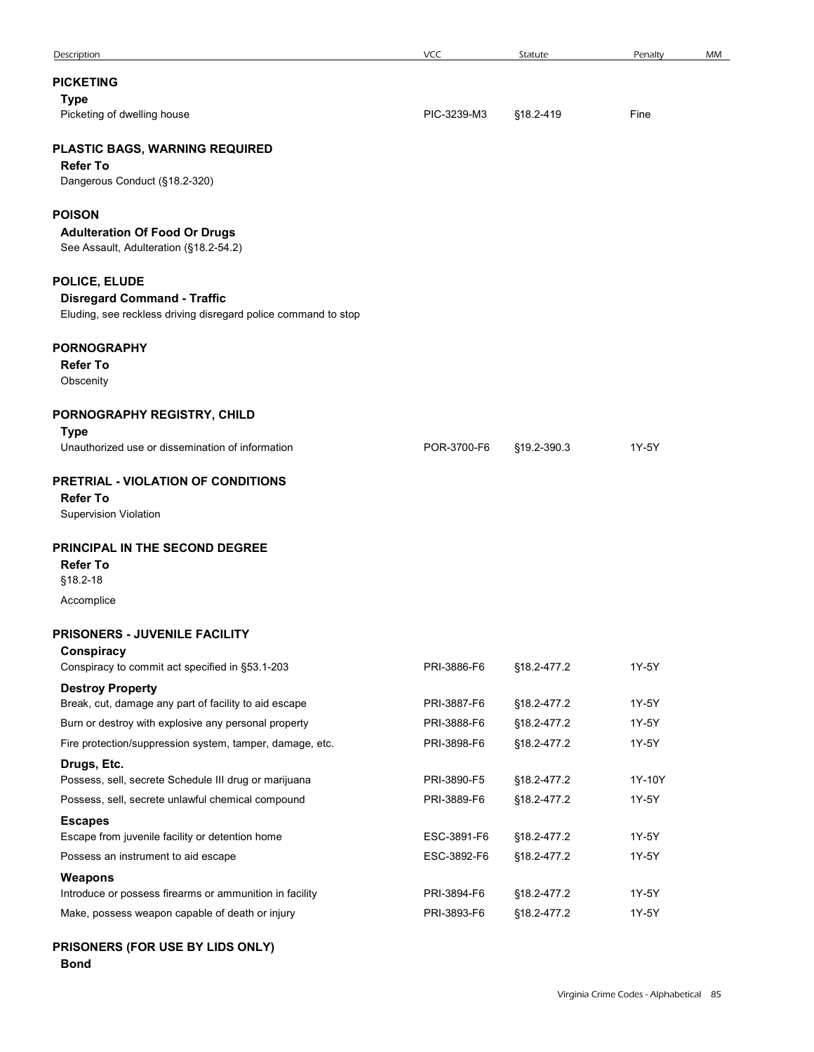| Description | VCC | Statute | Penalty | MM |
|---|---|---|---|---|
| **PICKETING** | | | | |
| **Type** | | | | |
| Picketing of dwelling house | PIC-3239-M3 | §18.2-419 | Fine | |
| **PLASTIC BAGS, WARNING REQUIRED** | | | | |
| **Refer To** | | | | |
| Dangerous Conduct (§18.2-320) | | | | |
| **POISON** | | | | |
| **Adulteration Of Food Or Drugs** | | | | |
| See Assault, Adulteration (§18.2-54.2) | | | | |
| **POLICE, ELUDE** | | | | |
| **Disregard Command - Traffic** | | | | |
| Eluding, see reckless driving disregard police command to stop | | | | |
| **PORNOGRAPHY** | | | | |
| **Refer To** | | | | |
| Obscenity | | | | |
| **PORNOGRAPHY REGISTRY, CHILD** | | | | |
| **Type** | | | | |
| Unauthorized use or dissemination of information | POR-3700-F6 | §19.2-390.3 | 1Y-5Y | |
| **PRETRIAL - VIOLATION OF CONDITIONS** | | | | |
| **Refer To** | | | | |
| Supervision Violation | | | | |
| **PRINCIPAL IN THE SECOND DEGREE** | | | | |
| **Refer To** | | | | |
| §18.2-18 | | | | |
| Accomplice | | | | |
| **PRISONERS - JUVENILE FACILITY** | | | | |
| **Conspiracy** | | | | |
| Conspiracy to commit act specified in §53.1-203 | PRI-3886-F6 | §18.2-477.2 | 1Y-5Y | |
| **Destroy Property** | | | | |
| Break, cut, damage any part of facility to aid escape | PRI-3887-F6 | §18.2-477.2 | 1Y-5Y | |
| Burn or destroy with explosive any personal property | PRI-3888-F6 | §18.2-477.2 | 1Y-5Y | |
| Fire protection/suppression system, tamper, damage, etc. | PRI-3898-F6 | §18.2-477.2 | 1Y-5Y | |
| **Drugs, Etc.** | | | | |
| Possess, sell, secrete Schedule III drug or marijuana | PRI-3890-F5 | §18.2-477.2 | 1Y-10Y | |
| Possess, sell, secrete unlawful chemical compound | PRI-3889-F6 | §18.2-477.2 | 1Y-5Y | |
| **Escapes** | | | | |
| Escape from juvenile facility or detention home | ESC-3891-F6 | §18.2-477.2 | 1Y-5Y | |
| Possess an instrument to aid escape | ESC-3892-F6 | §18.2-477.2 | 1Y-5Y | |
| **Weapons** | | | | |
| Introduce or possess firearms or ammunition in facility | PRI-3894-F6 | §18.2-477.2 | 1Y-5Y | |
| Make, possess weapon capable of death or injury | PRI-3893-F6 | §18.2-477.2 | 1Y-5Y | |
| **PRISONERS (FOR USE BY LIDS ONLY)** | | | | |
| **Bond** | | | | |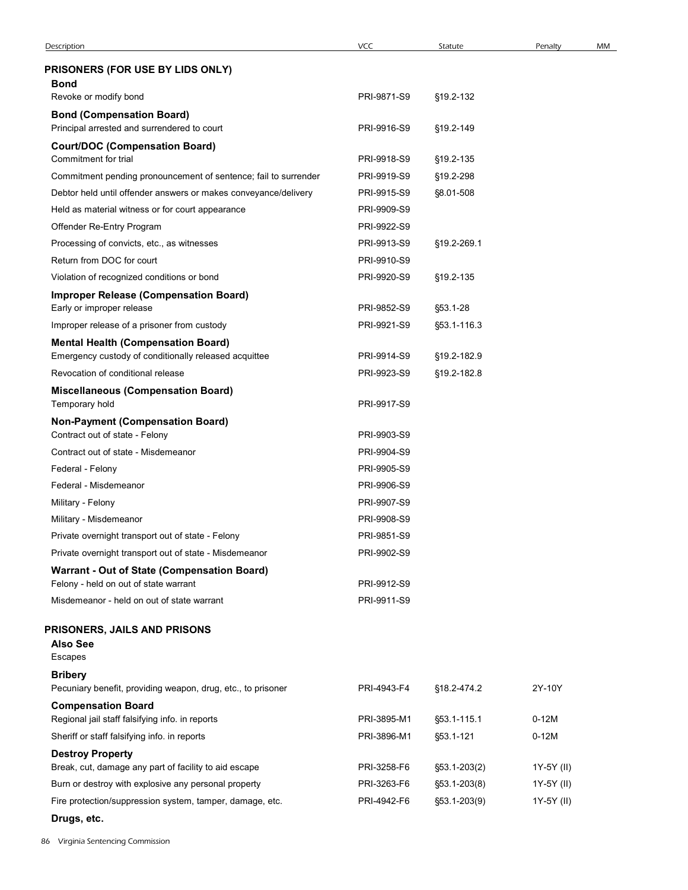| Description | VCC | Statute | Penalty | MM |
|---|---|---|---|---|
| **PRISONERS (FOR USE BY LIDS ONLY)** | | | | |
| **Bond** | | | | |
| Revoke or modify bond | PRI-9871-S9 | §19.2-132 | | |
| **Bond (Compensation Board)** | | | | |
| Principal arrested and surrendered to court | PRI-9916-S9 | §19.2-149 | | |
| **Court/DOC (Compensation Board)** | | | | |
| Commitment for trial | PRI-9918-S9 | §19.2-135 | | |
| Commitment pending pronouncement of sentence; fail to surrender | PRI-9919-S9 | §19.2-298 | | |
| Debtor held until offender answers or makes conveyance/delivery | PRI-9915-S9 | §8.01-508 | | |
| Held as material witness or for court appearance | PRI-9909-S9 | | | |
| Offender Re-Entry Program | PRI-9922-S9 | | | |
| Processing of convicts, etc., as witnesses | PRI-9913-S9 | §19.2-269.1 | | |
| Return from DOC for court | PRI-9910-S9 | | | |
| Violation of recognized conditions or bond | PRI-9920-S9 | §19.2-135 | | |
| **Improper Release (Compensation Board)** | | | | |
| Early or improper release | PRI-9852-S9 | §53.1-28 | | |
| Improper release of a prisoner from custody | PRI-9921-S9 | §53.1-116.3 | | |
| **Mental Health (Compensation Board)** | | | | |
| Emergency custody of conditionally released acquittee | PRI-9914-S9 | §19.2-182.9 | | |
| Revocation of conditional release | PRI-9923-S9 | §19.2-182.8 | | |
| **Miscellaneous (Compensation Board)** | | | | |
| Temporary hold | PRI-9917-S9 | | | |
| **Non-Payment (Compensation Board)** | | | | |
| Contract out of state - Felony | PRI-9903-S9 | | | |
| Contract out of state - Misdemeanor | PRI-9904-S9 | | | |
| Federal - Felony | PRI-9905-S9 | | | |
| Federal - Misdemeanor | PRI-9906-S9 | | | |
| Military - Felony | PRI-9907-S9 | | | |
| Military - Misdemeanor | PRI-9908-S9 | | | |
| Private overnight transport out of state - Felony | PRI-9851-S9 | | | |
| Private overnight transport out of state - Misdemeanor | PRI-9902-S9 | | | |
| **Warrant - Out of State (Compensation Board)** | | | | |
| Felony - held on out of state warrant | PRI-9912-S9 | | | |
| Misdemeanor - held on out of state warrant | PRI-9911-S9 | | | |
| **PRISONERS, JAILS AND PRISONS** | | | | |
| **Also See** | | | | |
| Escapes | | | | |
| **Bribery** | | | | |
| Pecuniary benefit, providing weapon, drug, etc., to prisoner | PRI-4943-F4 | §18.2-474.2 | 2Y-10Y | |
| **Compensation Board** | | | | |
| Regional jail staff falsifying info. in reports | PRI-3895-M1 | §53.1-115.1 | 0-12M | |
| Sheriff or staff falsifying info. in reports | PRI-3896-M1 | §53.1-121 | 0-12M | |
| **Destroy Property** | | | | |
| Break, cut, damage any part of facility to aid escape | PRI-3258-F6 | §53.1-203(2) | 1Y-5Y (II) | |
| Burn or destroy with explosive any personal property | PRI-3263-F6 | §53.1-203(8) | 1Y-5Y (II) | |
| Fire protection/suppression system, tamper, damage, etc. | PRI-4942-F6 | §53.1-203(9) | 1Y-5Y (II) | |
| **Drugs, etc.** | | | | |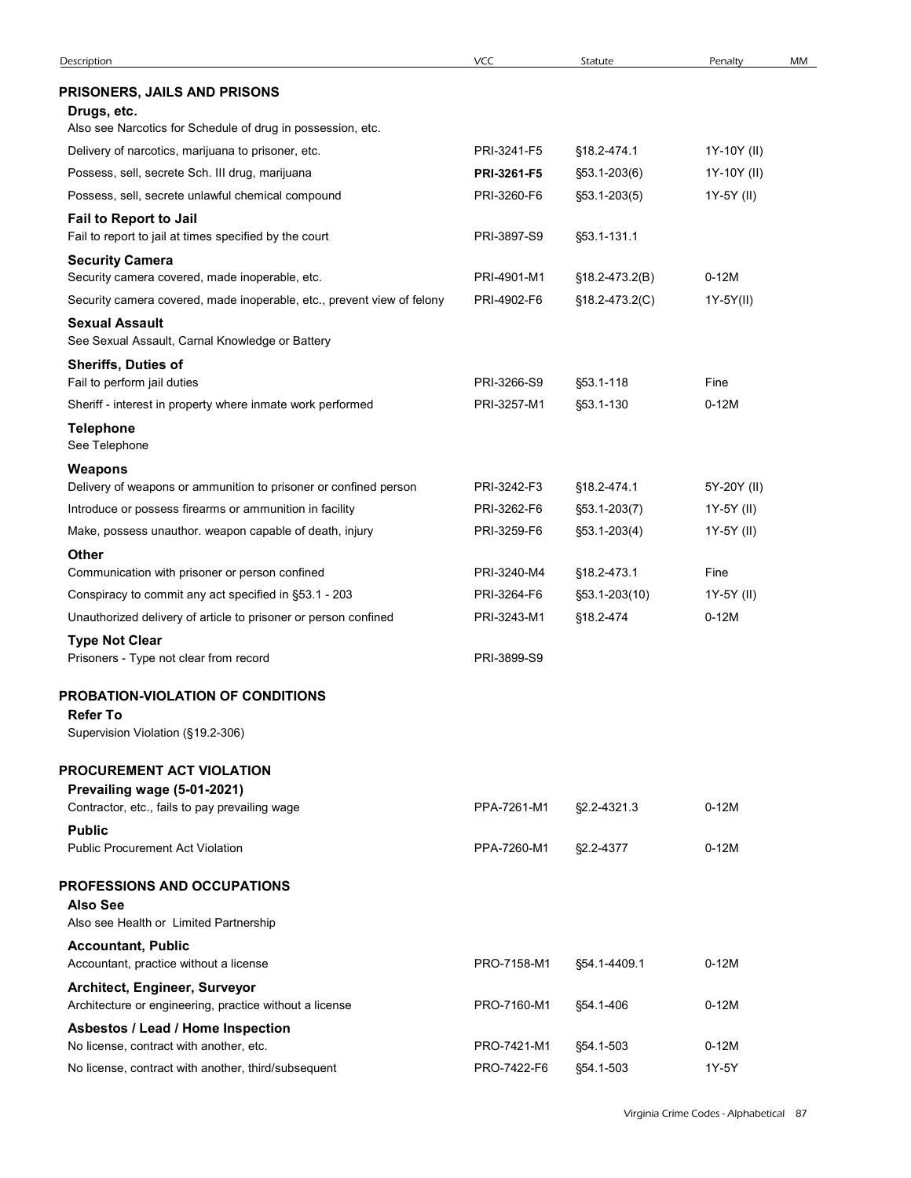| Description | VCC | Statute | Penalty | MM |
|---|---|---|---|---|
| **PRISONERS, JAILS AND PRISONS** | | | | |
| **Drugs, etc.** | | | | |
| Also see Narcotics for Schedule of drug in possession, etc. | | | | |
| Delivery of narcotics, marijuana to prisoner, etc. | PRI-3241-F5 | §18.2-474.1 | 1Y-10Y (II) | |
| Possess, sell, secrete Sch. III drug, marijuana | **PRI-3261-F5** | §53.1-203(6) | 1Y-10Y (II) | |
| Possess, sell, secrete unlawful chemical compound | PRI-3260-F6 | §53.1-203(5) | 1Y-5Y (II) | |
| **Fail to Report to Jail** | | | | |
| Fail to report to jail at times specified by the court | PRI-3897-S9 | §53.1-131.1 | | |
| **Security Camera** | | | | |
| Security camera covered, made inoperable, etc. | PRI-4901-M1 | §18.2-473.2(B) | 0-12M | |
| Security camera covered, made inoperable, etc., prevent view of felony | PRI-4902-F6 | §18.2-473.2(C) | 1Y-5Y(II) | |
| **Sexual Assault** | | | | |
| See Sexual Assault, Carnal Knowledge or Battery | | | | |
| **Sheriffs, Duties of** | | | | |
| Fail to perform jail duties | PRI-3266-S9 | §53.1-118 | Fine | |
| Sheriff - interest in property where inmate work performed | PRI-3257-M1 | §53.1-130 | 0-12M | |
| **Telephone** | | | | |
| See Telephone | | | | |
| **Weapons** | | | | |
| Delivery of weapons or ammunition to prisoner or confined person | PRI-3242-F3 | §18.2-474.1 | 5Y-20Y (II) | |
| Introduce or possess firearms or ammunition in facility | PRI-3262-F6 | §53.1-203(7) | 1Y-5Y (II) | |
| Make, possess unauthor. weapon capable of death, injury | PRI-3259-F6 | §53.1-203(4) | 1Y-5Y (II) | |
| **Other** | | | | |
| Communication with prisoner or person confined | PRI-3240-M4 | §18.2-473.1 | Fine | |
| Conspiracy to commit any act specified in §53.1 - 203 | PRI-3264-F6 | §53.1-203(10) | 1Y-5Y (II) | |
| Unauthorized delivery of article to prisoner or person confined | PRI-3243-M1 | §18.2-474 | 0-12M | |
| **Type Not Clear** | | | | |
| Prisoners - Type not clear from record | PRI-3899-S9 | | | |
| **PROBATION-VIOLATION OF CONDITIONS** | | | | |
| **Refer To** | | | | |
| Supervision Violation (§19.2-306) | | | | |
| **PROCUREMENT ACT VIOLATION** | | | | |
| **Prevailing wage (5-01-2021)** | | | | |
| Contractor, etc., fails to pay prevailing wage | PPA-7261-M1 | §2.2-4321.3 | 0-12M | |
| **Public** | | | | |
| Public Procurement Act Violation | PPA-7260-M1 | §2.2-4377 | 0-12M | |
| **PROFESSIONS AND OCCUPATIONS** | | | | |
| **Also See** | | | | |
| Also see Health or Limited Partnership | | | | |
| **Accountant, Public** | | | | |
| Accountant, practice without a license | PRO-7158-M1 | §54.1-4409.1 | 0-12M | |
| **Architect, Engineer, Surveyor** | | | | |
| Architecture or engineering, practice without a license | PRO-7160-M1 | §54.1-406 | 0-12M | |
| **Asbestos / Lead / Home Inspection** | | | | |
| No license, contract with another, etc. | PRO-7421-M1 | §54.1-503 | 0-12M | |
| No license, contract with another, third/subsequent | PRO-7422-F6 | §54.1-503 | 1Y-5Y | |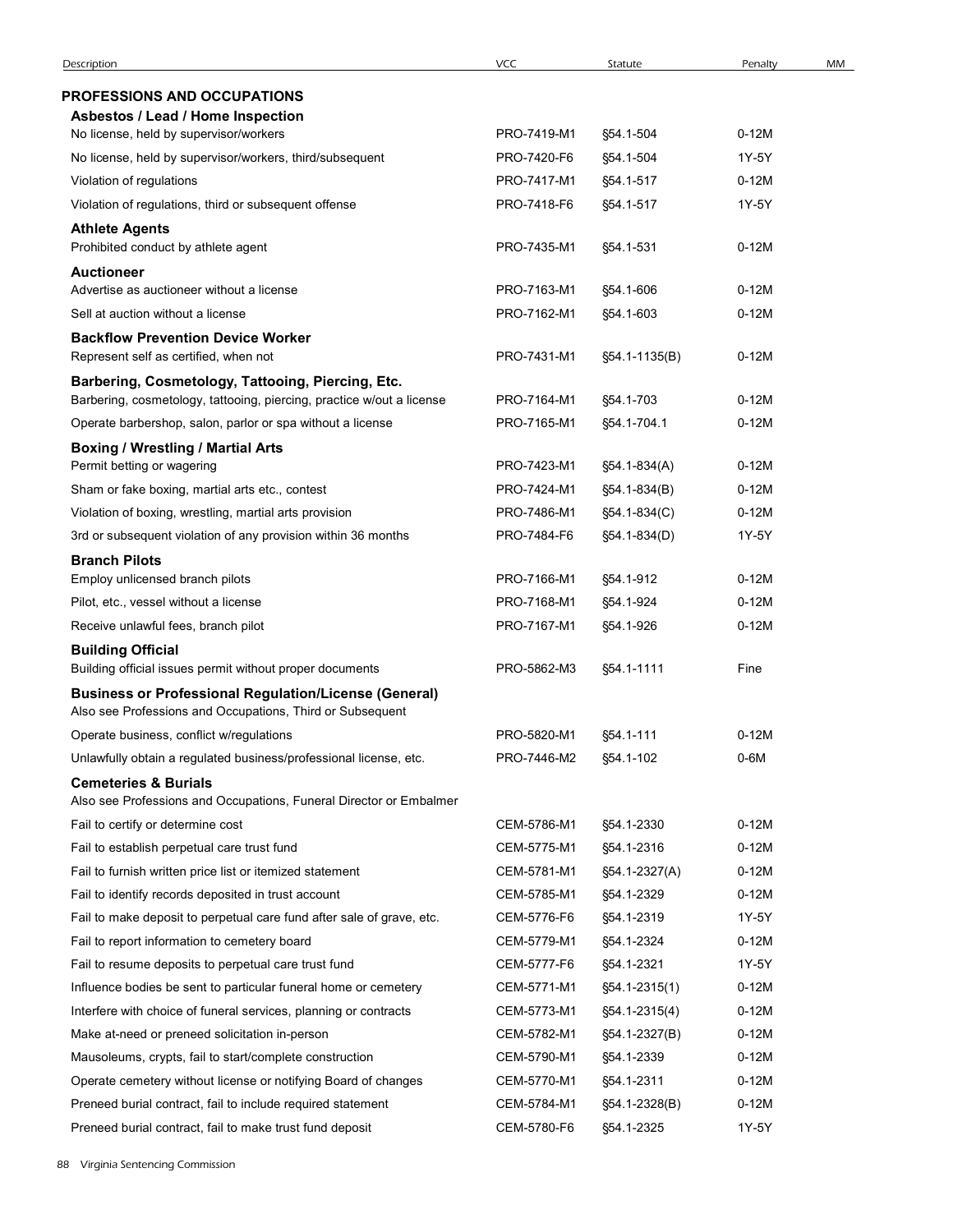| Description | VCC | Statute | Penalty | MM |
|---|---|---|---|---|
| **PROFESSIONS AND OCCUPATIONS** | | | | |
| **Asbestos / Lead / Home Inspection** | | | | |
| No license, held by supervisor/workers | PRO-7419-M1 | §54.1-504 | 0-12M | |
| No license, held by supervisor/workers, third/subsequent | PRO-7420-F6 | §54.1-504 | 1Y-5Y | |
| Violation of regulations | PRO-7417-M1 | §54.1-517 | 0-12M | |
| Violation of regulations, third or subsequent offense | PRO-7418-F6 | §54.1-517 | 1Y-5Y | |
| **Athlete Agents** | | | | |
| Prohibited conduct by athlete agent | PRO-7435-M1 | §54.1-531 | 0-12M | |
| **Auctioneer** | | | | |
| Advertise as auctioneer without a license | PRO-7163-M1 | §54.1-606 | 0-12M | |
| Sell at auction without a license | PRO-7162-M1 | §54.1-603 | 0-12M | |
| **Backflow Prevention Device Worker** | | | | |
| Represent self as certified, when not | PRO-7431-M1 | §54.1-1135(B) | 0-12M | |
| **Barbering, Cosmetology, Tattooing, Piercing, Etc.** | | | | |
| Barbering, cosmetology, tattooing, piercing, practice w/out a license | PRO-7164-M1 | §54.1-703 | 0-12M | |
| Operate barbershop, salon, parlor or spa without a license | PRO-7165-M1 | §54.1-704.1 | 0-12M | |
| **Boxing / Wrestling / Martial Arts** | | | | |
| Permit betting or wagering | PRO-7423-M1 | §54.1-834(A) | 0-12M | |
| Sham or fake boxing, martial arts etc., contest | PRO-7424-M1 | §54.1-834(B) | 0-12M | |
| Violation of boxing, wrestling, martial arts provision | PRO-7486-M1 | §54.1-834(C) | 0-12M | |
| 3rd or subsequent violation of any provision within 36 months | PRO-7484-F6 | §54.1-834(D) | 1Y-5Y | |
| **Branch Pilots** | | | | |
| Employ unlicensed branch pilots | PRO-7166-M1 | §54.1-912 | 0-12M | |
| Pilot, etc., vessel without a license | PRO-7168-M1 | §54.1-924 | 0-12M | |
| Receive unlawful fees, branch pilot | PRO-7167-M1 | §54.1-926 | 0-12M | |
| **Building Official** | | | | |
| Building official issues permit without proper documents | PRO-5862-M3 | §54.1-1111 | Fine | |
| **Business or Professional Regulation/License (General)** | | | | |
| Also see Professions and Occupations, Third or Subsequent | | | | |
| Operate business, conflict w/regulations | PRO-5820-M1 | §54.1-111 | 0-12M | |
| Unlawfully obtain a regulated business/professional license, etc. | PRO-7446-M2 | §54.1-102 | 0-6M | |
| **Cemeteries & Burials** | | | | |
| Also see Professions and Occupations, Funeral Director or Embalmer | | | | |
| Fail to certify or determine cost | CEM-5786-M1 | §54.1-2330 | 0-12M | |
| Fail to establish perpetual care trust fund | CEM-5775-M1 | §54.1-2316 | 0-12M | |
| Fail to furnish written price list or itemized statement | CEM-5781-M1 | §54.1-2327(A) | 0-12M | |
| Fail to identify records deposited in trust account | CEM-5785-M1 | §54.1-2329 | 0-12M | |
| Fail to make deposit to perpetual care fund after sale of grave, etc. | CEM-5776-F6 | §54.1-2319 | 1Y-5Y | |
| Fail to report information to cemetery board | CEM-5779-M1 | §54.1-2324 | 0-12M | |
| Fail to resume deposits to perpetual care trust fund | CEM-5777-F6 | §54.1-2321 | 1Y-5Y | |
| Influence bodies be sent to particular funeral home or cemetery | CEM-5771-M1 | §54.1-2315(1) | 0-12M | |
| Interfere with choice of funeral services, planning or contracts | CEM-5773-M1 | §54.1-2315(4) | 0-12M | |
| Make at-need or preneed solicitation in-person | CEM-5782-M1 | §54.1-2327(B) | 0-12M | |
| Mausoleums, crypts, fail to start/complete construction | CEM-5790-M1 | §54.1-2339 | 0-12M | |
| Operate cemetery without license or notifying Board of changes | CEM-5770-M1 | §54.1-2311 | 0-12M | |
| Preneed burial contract, fail to include required statement | CEM-5784-M1 | §54.1-2328(B) | 0-12M | |
| Preneed burial contract, fail to make trust fund deposit | CEM-5780-F6 | §54.1-2325 | 1Y-5Y | |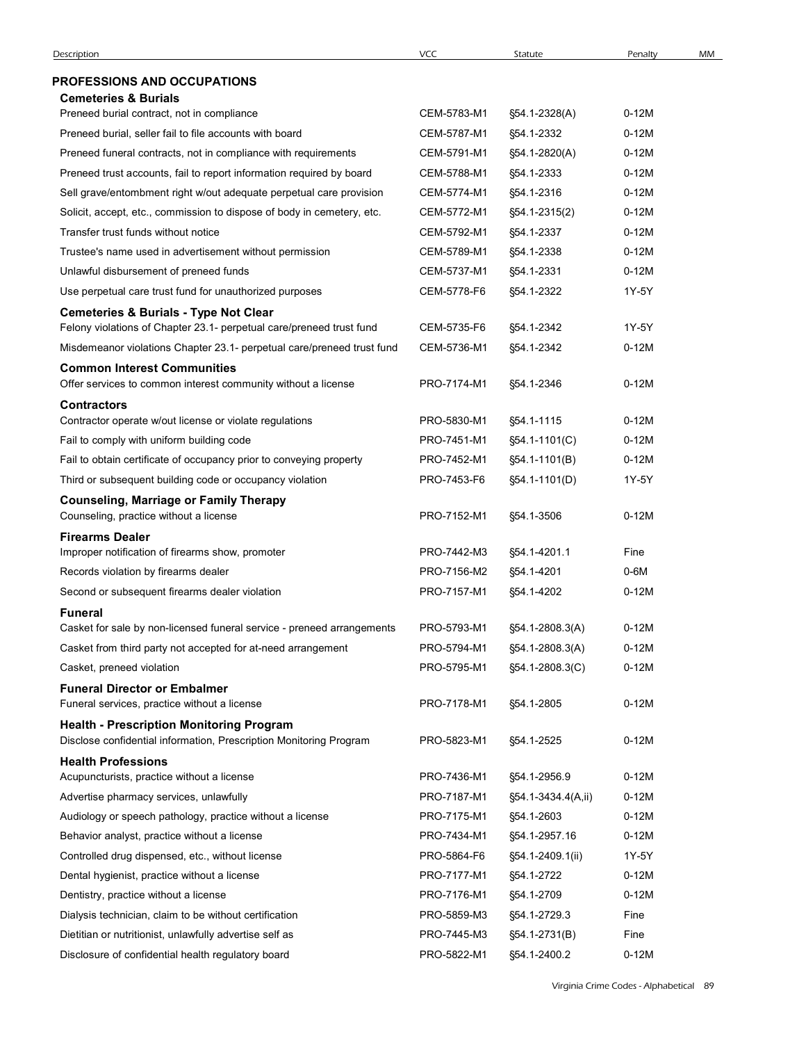| Description | VCC | Statute | Penalty | MM |
| --- | --- | --- | --- | --- |
| **PROFESSIONS AND OCCUPATIONS** | | | | |
| **Cemeteries & Burials** | | | | |
| Preneed burial contract, not in compliance | CEM-5783-M1 | §54.1-2328(A) | 0-12M | |
| Preneed burial, seller fail to file accounts with board | CEM-5787-M1 | §54.1-2332 | 0-12M | |
| Preneed funeral contracts, not in compliance with requirements | CEM-5791-M1 | §54.1-2820(A) | 0-12M | |
| Preneed trust accounts, fail to report information required by board | CEM-5788-M1 | §54.1-2333 | 0-12M | |
| Sell grave/entombment right w/out adequate perpetual care provision | CEM-5774-M1 | §54.1-2316 | 0-12M | |
| Solicit, accept, etc., commission to dispose of body in cemetery, etc. | CEM-5772-M1 | §54.1-2315(2) | 0-12M | |
| Transfer trust funds without notice | CEM-5792-M1 | §54.1-2337 | 0-12M | |
| Trustee's name used in advertisement without permission | CEM-5789-M1 | §54.1-2338 | 0-12M | |
| Unlawful disbursement of preneed funds | CEM-5737-M1 | §54.1-2331 | 0-12M | |
| Use perpetual care trust fund for unauthorized purposes | CEM-5778-F6 | §54.1-2322 | 1Y-5Y | |
| **Cemeteries & Burials - Type Not Clear** | | | | |
| Felony violations of Chapter 23.1- perpetual care/preneed trust fund | CEM-5735-F6 | §54.1-2342 | 1Y-5Y | |
| Misdemeanor violations Chapter 23.1- perpetual care/preneed trust fund | CEM-5736-M1 | §54.1-2342 | 0-12M | |
| **Common Interest Communities** | | | | |
| Offer services to common interest community without a license | PRO-7174-M1 | §54.1-2346 | 0-12M | |
| **Contractors** | | | | |
| Contractor operate w/out license or violate regulations | PRO-5830-M1 | §54.1-1115 | 0-12M | |
| Fail to comply with uniform building code | PRO-7451-M1 | §54.1-1101(C) | 0-12M | |
| Fail to obtain certificate of occupancy prior to conveying property | PRO-7452-M1 | §54.1-1101(B) | 0-12M | |
| Third or subsequent building code or occupancy violation | PRO-7453-F6 | §54.1-1101(D) | 1Y-5Y | |
| **Counseling, Marriage or Family Therapy** | | | | |
| Counseling, practice without a license | PRO-7152-M1 | §54.1-3506 | 0-12M | |
| **Firearms Dealer** | | | | |
| Improper notification of firearms show, promoter | PRO-7442-M3 | §54.1-4201.1 | Fine | |
| Records violation by firearms dealer | PRO-7156-M2 | §54.1-4201 | 0-6M | |
| Second or subsequent firearms dealer violation | PRO-7157-M1 | §54.1-4202 | 0-12M | |
| **Funeral** | | | | |
| Casket for sale by non-licensed funeral service - preneed arrangements | PRO-5793-M1 | §54.1-2808.3(A) | 0-12M | |
| Casket from third party not accepted for at-need arrangement | PRO-5794-M1 | §54.1-2808.3(A) | 0-12M | |
| Casket, preneed violation | PRO-5795-M1 | §54.1-2808.3(C) | 0-12M | |
| **Funeral Director or Embalmer** | | | | |
| Funeral services, practice without a license | PRO-7178-M1 | §54.1-2805 | 0-12M | |
| **Health - Prescription Monitoring Program** | | | | |
| Disclose confidential information, Prescription Monitoring Program | PRO-5823-M1 | §54.1-2525 | 0-12M | |
| **Health Professions** | | | | |
| Acupuncturists, practice without a license | PRO-7436-M1 | §54.1-2956.9 | 0-12M | |
| Advertise pharmacy services, unlawfully | PRO-7187-M1 | §54.1-3434.4(A,ii) | 0-12M | |
| Audiology or speech pathology, practice without a license | PRO-7175-M1 | §54.1-2603 | 0-12M | |
| Behavior analyst, practice without a license | PRO-7434-M1 | §54.1-2957.16 | 0-12M | |
| Controlled drug dispensed, etc., without license | PRO-5864-F6 | §54.1-2409.1(ii) | 1Y-5Y | |
| Dental hygienist, practice without a license | PRO-7177-M1 | §54.1-2722 | 0-12M | |
| Dentistry, practice without a license | PRO-7176-M1 | §54.1-2709 | 0-12M | |
| Dialysis technician, claim to be without certification | PRO-5859-M3 | §54.1-2729.3 | Fine | |
| Dietitian or nutritionist, unlawfully advertise self as | PRO-7445-M3 | §54.1-2731(B) | Fine | |
| Disclosure of confidential health regulatory board | PRO-5822-M1 | §54.1-2400.2 | 0-12M | |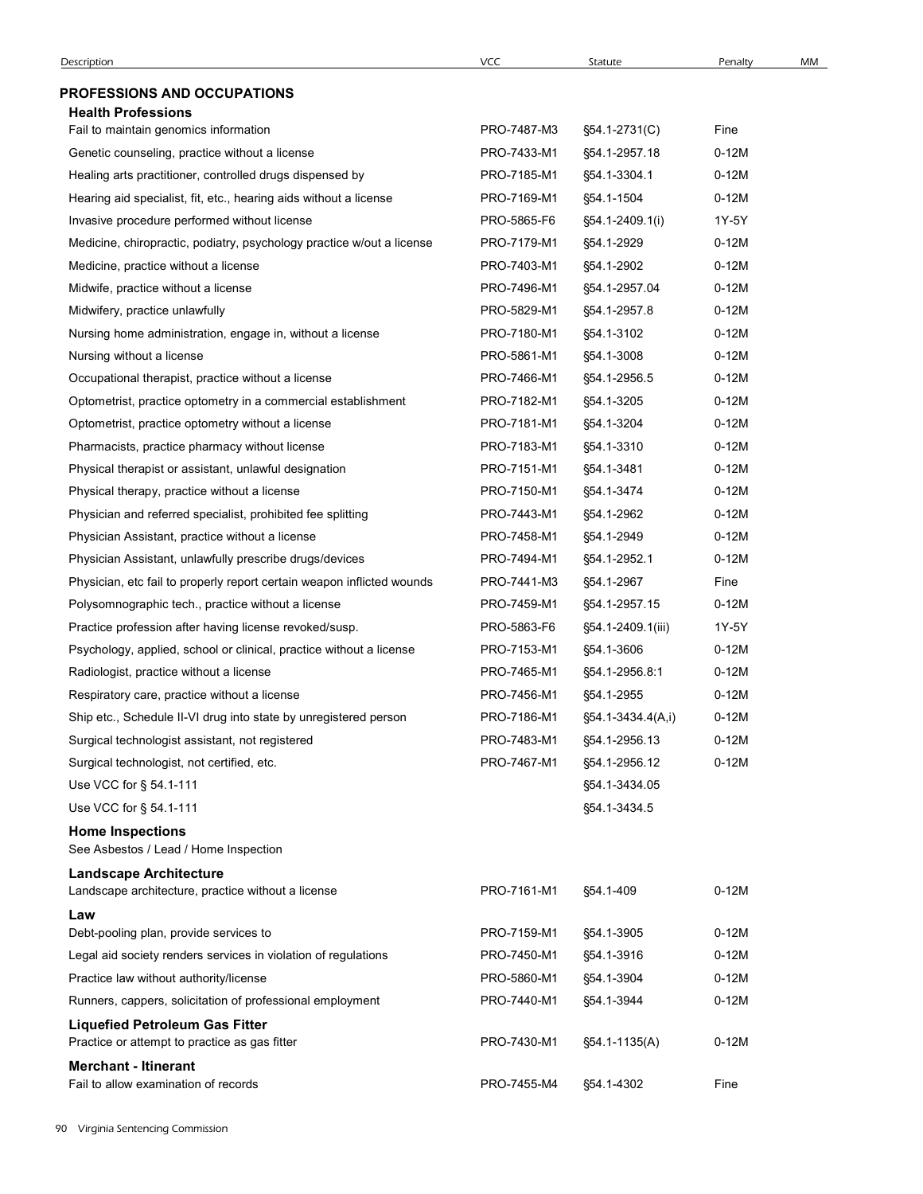| Description | VCC | Statute | Penalty | MM |
|---|---|---|---|---|
| **PROFESSIONS AND OCCUPATIONS** | | | | |
| **Health Professions** | | | | |
| Fail to maintain genomics information | PRO-7487-M3 | §54.1-2731(C) | Fine | |
| Genetic counseling, practice without a license | PRO-7433-M1 | §54.1-2957.18 | 0-12M | |
| Healing arts practitioner, controlled drugs dispensed by | PRO-7185-M1 | §54.1-3304.1 | 0-12M | |
| Hearing aid specialist, fit, etc., hearing aids without a license | PRO-7169-M1 | §54.1-1504 | 0-12M | |
| Invasive procedure performed without license | PRO-5865-F6 | §54.1-2409.1(i) | 1Y-5Y | |
| Medicine, chiropractic, podiatry, psychology practice w/out a license | PRO-7179-M1 | §54.1-2929 | 0-12M | |
| Medicine, practice without a license | PRO-7403-M1 | §54.1-2902 | 0-12M | |
| Midwife, practice without a license | PRO-7496-M1 | §54.1-2957.04 | 0-12M | |
| Midwifery, practice unlawfully | PRO-5829-M1 | §54.1-2957.8 | 0-12M | |
| Nursing home administration, engage in, without a license | PRO-7180-M1 | §54.1-3102 | 0-12M | |
| Nursing without a license | PRO-5861-M1 | §54.1-3008 | 0-12M | |
| Occupational therapist, practice without a license | PRO-7466-M1 | §54.1-2956.5 | 0-12M | |
| Optometrist, practice optometry in a commercial establishment | PRO-7182-M1 | §54.1-3205 | 0-12M | |
| Optometrist, practice optometry without a license | PRO-7181-M1 | §54.1-3204 | 0-12M | |
| Pharmacists, practice pharmacy without license | PRO-7183-M1 | §54.1-3310 | 0-12M | |
| Physical therapist or assistant, unlawful designation | PRO-7151-M1 | §54.1-3481 | 0-12M | |
| Physical therapy, practice without a license | PRO-7150-M1 | §54.1-3474 | 0-12M | |
| Physician and referred specialist, prohibited fee splitting | PRO-7443-M1 | §54.1-2962 | 0-12M | |
| Physician Assistant, practice without a license | PRO-7458-M1 | §54.1-2949 | 0-12M | |
| Physician Assistant, unlawfully prescribe drugs/devices | PRO-7494-M1 | §54.1-2952.1 | 0-12M | |
| Physician, etc fail to properly report certain weapon inflicted wounds | PRO-7441-M3 | §54.1-2967 | Fine | |
| Polysomnographic tech., practice without a license | PRO-7459-M1 | §54.1-2957.15 | 0-12M | |
| Practice profession after having license revoked/susp. | PRO-5863-F6 | §54.1-2409.1(iii) | 1Y-5Y | |
| Psychology, applied, school or clinical, practice without a license | PRO-7153-M1 | §54.1-3606 | 0-12M | |
| Radiologist, practice without a license | PRO-7465-M1 | §54.1-2956.8:1 | 0-12M | |
| Respiratory care, practice without a license | PRO-7456-M1 | §54.1-2955 | 0-12M | |
| Ship etc., Schedule II-VI drug into state by unregistered person | PRO-7186-M1 | §54.1-3434.4(A,i) | 0-12M | |
| Surgical technologist assistant, not registered | PRO-7483-M1 | §54.1-2956.13 | 0-12M | |
| Surgical technologist, not certified, etc. | PRO-7467-M1 | §54.1-2956.12 | 0-12M | |
| Use VCC for § 54.1-111 | | §54.1-3434.05 | | |
| Use VCC for § 54.1-111 | | §54.1-3434.5 | | |
| **Home Inspections** | | | | |
| See Asbestos / Lead / Home Inspection | | | | |
| **Landscape Architecture** | | | | |
| Landscape architecture, practice without a license | PRO-7161-M1 | §54.1-409 | 0-12M | |
| **Law** | | | | |
| Debt-pooling plan, provide services to | PRO-7159-M1 | §54.1-3905 | 0-12M | |
| Legal aid society renders services in violation of regulations | PRO-7450-M1 | §54.1-3916 | 0-12M | |
| Practice law without authority/license | PRO-5860-M1 | §54.1-3904 | 0-12M | |
| Runners, cappers, solicitation of professional employment | PRO-7440-M1 | §54.1-3944 | 0-12M | |
| **Liquefied Petroleum Gas Fitter** | | | | |
| Practice or attempt to practice as gas fitter | PRO-7430-M1 | §54.1-1135(A) | 0-12M | |
| **Merchant - Itinerant** | | | | |
| Fail to allow examination of records | PRO-7455-M4 | §54.1-4302 | Fine | |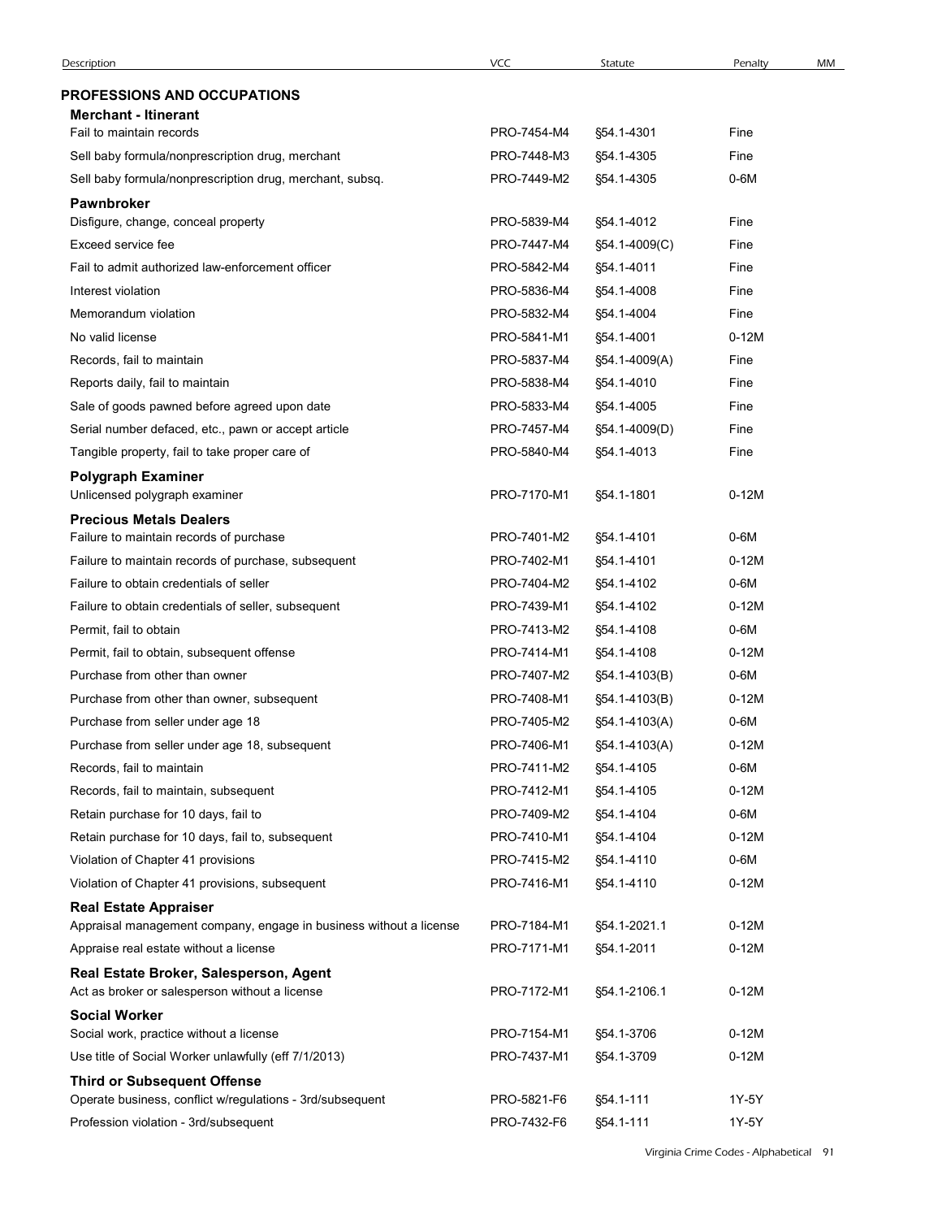| Description | VCC | Statute | Penalty | MM |
|---|---|---|---|---|
| **PROFESSIONS AND OCCUPATIONS** | | | | |
| **Merchant - Itinerant** | | | | |
| Fail to maintain records | PRO-7454-M4 | §54.1-4301 | Fine | |
| Sell baby formula/nonprescription drug, merchant | PRO-7448-M3 | §54.1-4305 | Fine | |
| Sell baby formula/nonprescription drug, merchant, subsq. | PRO-7449-M2 | §54.1-4305 | 0-6M | |
| **Pawnbroker** | | | | |
| Disfigure, change, conceal property | PRO-5839-M4 | §54.1-4012 | Fine | |
| Exceed service fee | PRO-7447-M4 | §54.1-4009(C) | Fine | |
| Fail to admit authorized law-enforcement officer | PRO-5842-M4 | §54.1-4011 | Fine | |
| Interest violation | PRO-5836-M4 | §54.1-4008 | Fine | |
| Memorandum violation | PRO-5832-M4 | §54.1-4004 | Fine | |
| No valid license | PRO-5841-M1 | §54.1-4001 | 0-12M | |
| Records, fail to maintain | PRO-5837-M4 | §54.1-4009(A) | Fine | |
| Reports daily, fail to maintain | PRO-5838-M4 | §54.1-4010 | Fine | |
| Sale of goods pawned before agreed upon date | PRO-5833-M4 | §54.1-4005 | Fine | |
| Serial number defaced, etc., pawn or accept article | PRO-7457-M4 | §54.1-4009(D) | Fine | |
| Tangible property, fail to take proper care of | PRO-5840-M4 | §54.1-4013 | Fine | |
| **Polygraph Examiner** | | | | |
| Unlicensed polygraph examiner | PRO-7170-M1 | §54.1-1801 | 0-12M | |
| **Precious Metals Dealers** | | | | |
| Failure to maintain records of purchase | PRO-7401-M2 | §54.1-4101 | 0-6M | |
| Failure to maintain records of purchase, subsequent | PRO-7402-M1 | §54.1-4101 | 0-12M | |
| Failure to obtain credentials of seller | PRO-7404-M2 | §54.1-4102 | 0-6M | |
| Failure to obtain credentials of seller, subsequent | PRO-7439-M1 | §54.1-4102 | 0-12M | |
| Permit, fail to obtain | PRO-7413-M2 | §54.1-4108 | 0-6M | |
| Permit, fail to obtain, subsequent offense | PRO-7414-M1 | §54.1-4108 | 0-12M | |
| Purchase from other than owner | PRO-7407-M2 | §54.1-4103(B) | 0-6M | |
| Purchase from other than owner, subsequent | PRO-7408-M1 | §54.1-4103(B) | 0-12M | |
| Purchase from seller under age 18 | PRO-7405-M2 | §54.1-4103(A) | 0-6M | |
| Purchase from seller under age 18, subsequent | PRO-7406-M1 | §54.1-4103(A) | 0-12M | |
| Records, fail to maintain | PRO-7411-M2 | §54.1-4105 | 0-6M | |
| Records, fail to maintain, subsequent | PRO-7412-M1 | §54.1-4105 | 0-12M | |
| Retain purchase for 10 days, fail to | PRO-7409-M2 | §54.1-4104 | 0-6M | |
| Retain purchase for 10 days, fail to, subsequent | PRO-7410-M1 | §54.1-4104 | 0-12M | |
| Violation of Chapter 41 provisions | PRO-7415-M2 | §54.1-4110 | 0-6M | |
| Violation of Chapter 41 provisions, subsequent | PRO-7416-M1 | §54.1-4110 | 0-12M | |
| **Real Estate Appraiser** | | | | |
| Appraisal management company, engage in business without a license | PRO-7184-M1 | §54.1-2021.1 | 0-12M | |
| Appraise real estate without a license | PRO-7171-M1 | §54.1-2011 | 0-12M | |
| **Real Estate Broker, Salesperson, Agent** | | | | |
| Act as broker or salesperson without a license | PRO-7172-M1 | §54.1-2106.1 | 0-12M | |
| **Social Worker** | | | | |
| Social work, practice without a license | PRO-7154-M1 | §54.1-3706 | 0-12M | |
| Use title of Social Worker unlawfully (eff 7/1/2013) | PRO-7437-M1 | §54.1-3709 | 0-12M | |
| **Third or Subsequent Offense** | | | | |
| Operate business, conflict w/regulations - 3rd/subsequent | PRO-5821-F6 | §54.1-111 | 1Y-5Y | |
| Profession violation - 3rd/subsequent | PRO-7432-F6 | §54.1-111 | 1Y-5Y | |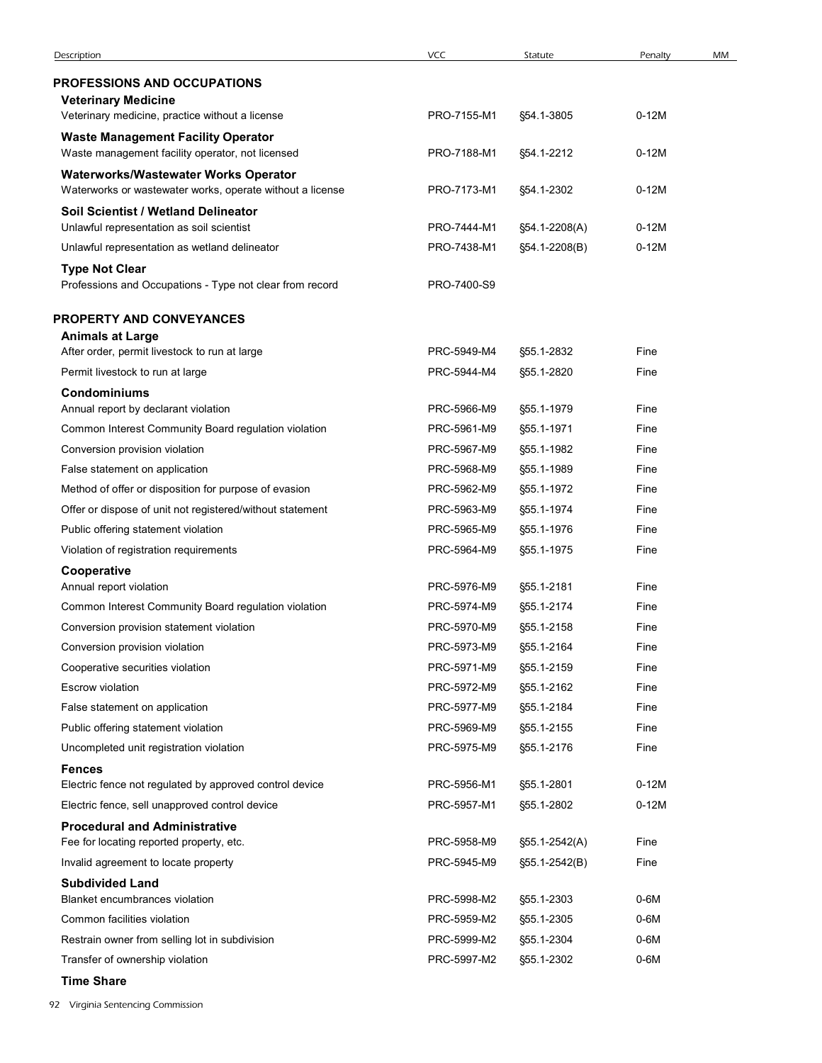| Description | VCC | Statute | Penalty | MM |
|---|---|---|---|---|
| **PROFESSIONS AND OCCUPATIONS** | | | | |
| **Veterinary Medicine** | | | | |
| Veterinary medicine, practice without a license | PRO-7155-M1 | §54.1-3805 | 0-12M | |
| **Waste Management Facility Operator** | | | | |
| Waste management facility operator, not licensed | PRO-7188-M1 | §54.1-2212 | 0-12M | |
| **Waterworks/Wastewater Works Operator** | | | | |
| Waterworks or wastewater works, operate without a license | PRO-7173-M1 | §54.1-2302 | 0-12M | |
| **Soil Scientist / Wetland Delineator** | | | | |
| Unlawful representation as soil scientist | PRO-7444-M1 | §54.1-2208(A) | 0-12M | |
| Unlawful representation as wetland delineator | PRO-7438-M1 | §54.1-2208(B) | 0-12M | |
| **Type Not Clear** | | | | |
| Professions and Occupations - Type not clear from record | PRO-7400-S9 | | | |
| **PROPERTY AND CONVEYANCES** | | | | |
| **Animals at Large** | | | | |
| After order, permit livestock to run at large | PRC-5949-M4 | §55.1-2832 | Fine | |
| Permit livestock to run at large | PRC-5944-M4 | §55.1-2820 | Fine | |
| **Condominiums** | | | | |
| Annual report by declarant violation | PRC-5966-M9 | §55.1-1979 | Fine | |
| Common Interest Community Board regulation violation | PRC-5961-M9 | §55.1-1971 | Fine | |
| Conversion provision violation | PRC-5967-M9 | §55.1-1982 | Fine | |
| False statement on application | PRC-5968-M9 | §55.1-1989 | Fine | |
| Method of offer or disposition for purpose of evasion | PRC-5962-M9 | §55.1-1972 | Fine | |
| Offer or dispose of unit not registered/without statement | PRC-5963-M9 | §55.1-1974 | Fine | |
| Public offering statement violation | PRC-5965-M9 | §55.1-1976 | Fine | |
| Violation of registration requirements | PRC-5964-M9 | §55.1-1975 | Fine | |
| **Cooperative** | | | | |
| Annual report violation | PRC-5976-M9 | §55.1-2181 | Fine | |
| Common Interest Community Board regulation violation | PRC-5974-M9 | §55.1-2174 | Fine | |
| Conversion provision statement violation | PRC-5970-M9 | §55.1-2158 | Fine | |
| Conversion provision violation | PRC-5973-M9 | §55.1-2164 | Fine | |
| Cooperative securities violation | PRC-5971-M9 | §55.1-2159 | Fine | |
| Escrow violation | PRC-5972-M9 | §55.1-2162 | Fine | |
| False statement on application | PRC-5977-M9 | §55.1-2184 | Fine | |
| Public offering statement violation | PRC-5969-M9 | §55.1-2155 | Fine | |
| Uncompleted unit registration violation | PRC-5975-M9 | §55.1-2176 | Fine | |
| **Fences** | | | | |
| Electric fence not regulated by approved control device | PRC-5956-M1 | §55.1-2801 | 0-12M | |
| Electric fence, sell unapproved control device | PRC-5957-M1 | §55.1-2802 | 0-12M | |
| **Procedural and Administrative** | | | | |
| Fee for locating reported property, etc. | PRC-5958-M9 | §55.1-2542(A) | Fine | |
| Invalid agreement to locate property | PRC-5945-M9 | §55.1-2542(B) | Fine | |
| **Subdivided Land** | | | | |
| Blanket encumbrances violation | PRC-5998-M2 | §55.1-2303 | 0-6M | |
| Common facilities violation | PRC-5959-M2 | §55.1-2305 | 0-6M | |
| Restrain owner from selling lot in subdivision | PRC-5999-M2 | §55.1-2304 | 0-6M | |
| Transfer of ownership violation | PRC-5997-M2 | §55.1-2302 | 0-6M | |
| **Time Share** | | | | |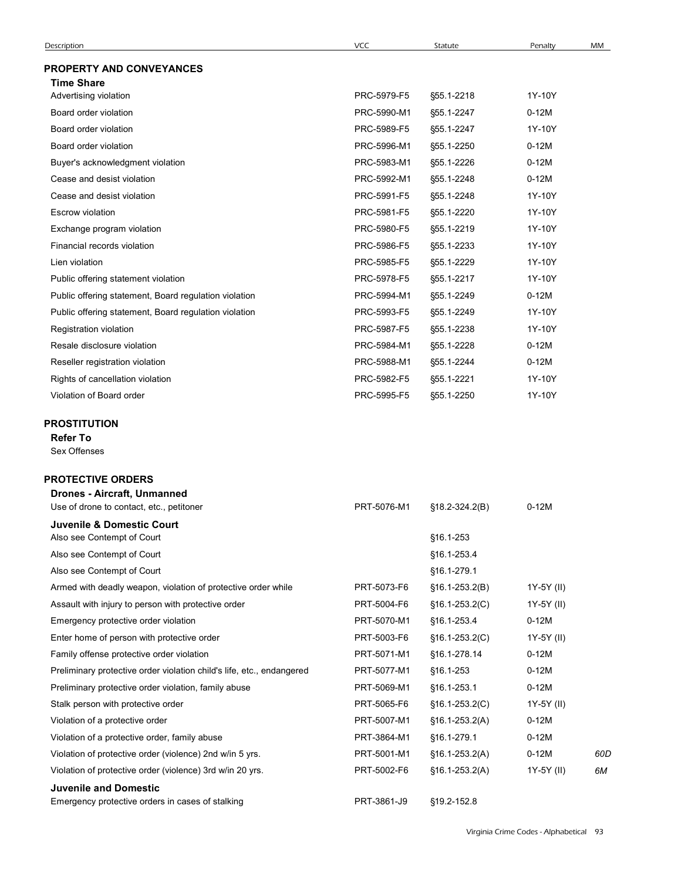| Description | VCC | Statute | Penalty | MM |
|---|---|---|---|---|
| **PROPERTY AND CONVEYANCES** | | | | |
| **Time Share** | | | | |
| Advertising violation | PRC-5979-F5 | §55.1-2218 | 1Y-10Y | |
| Board order violation | PRC-5990-M1 | §55.1-2247 | 0-12M | |
| Board order violation | PRC-5989-F5 | §55.1-2247 | 1Y-10Y | |
| Board order violation | PRC-5996-M1 | §55.1-2250 | 0-12M | |
| Buyer's acknowledgment violation | PRC-5983-M1 | §55.1-2226 | 0-12M | |
| Cease and desist violation | PRC-5992-M1 | §55.1-2248 | 0-12M | |
| Cease and desist violation | PRC-5991-F5 | §55.1-2248 | 1Y-10Y | |
| Escrow violation | PRC-5981-F5 | §55.1-2220 | 1Y-10Y | |
| Exchange program violation | PRC-5980-F5 | §55.1-2219 | 1Y-10Y | |
| Financial records violation | PRC-5986-F5 | §55.1-2233 | 1Y-10Y | |
| Lien violation | PRC-5985-F5 | §55.1-2229 | 1Y-10Y | |
| Public offering statement violation | PRC-5978-F5 | §55.1-2217 | 1Y-10Y | |
| Public offering statement, Board regulation violation | PRC-5994-M1 | §55.1-2249 | 0-12M | |
| Public offering statement, Board regulation violation | PRC-5993-F5 | §55.1-2249 | 1Y-10Y | |
| Registration violation | PRC-5987-F5 | §55.1-2238 | 1Y-10Y | |
| Resale disclosure violation | PRC-5984-M1 | §55.1-2228 | 0-12M | |
| Reseller registration violation | PRC-5988-M1 | §55.1-2244 | 0-12M | |
| Rights of cancellation violation | PRC-5982-F5 | §55.1-2221 | 1Y-10Y | |
| Violation of Board order | PRC-5995-F5 | §55.1-2250 | 1Y-10Y | |
| **PROSTITUTION** | | | | |
| **Refer To** | | | | |
| Sex Offenses | | | | |
| **PROTECTIVE ORDERS** | | | | |
| **Drones - Aircraft, Unmanned** | | | | |
| Use of drone to contact, etc., petitoner | PRT-5076-M1 | §18.2-324.2(B) | 0-12M | |
| **Juvenile & Domestic Court** | | | | |
| Also see Contempt of Court | | §16.1-253 | | |
| Also see Contempt of Court | | §16.1-253.4 | | |
| Also see Contempt of Court | | §16.1-279.1 | | |
| Armed with deadly weapon, violation of protective order while | PRT-5073-F6 | §16.1-253.2(B) | 1Y-5Y (II) | |
| Assault with injury to person with protective order | PRT-5004-F6 | §16.1-253.2(C) | 1Y-5Y (II) | |
| Emergency protective order violation | PRT-5070-M1 | §16.1-253.4 | 0-12M | |
| Enter home of person with protective order | PRT-5003-F6 | §16.1-253.2(C) | 1Y-5Y (II) | |
| Family offense protective order violation | PRT-5071-M1 | §16.1-278.14 | 0-12M | |
| Preliminary protective order violation child's life, etc., endangered | PRT-5077-M1 | §16.1-253 | 0-12M | |
| Preliminary protective order violation, family abuse | PRT-5069-M1 | §16.1-253.1 | 0-12M | |
| Stalk person with protective order | PRT-5065-F6 | §16.1-253.2(C) | 1Y-5Y (II) | |
| Violation of a protective order | PRT-5007-M1 | §16.1-253.2(A) | 0-12M | |
| Violation of a protective order, family abuse | PRT-3864-M1 | §16.1-279.1 | 0-12M | |
| Violation of protective order (violence) 2nd w/in 5 yrs. | PRT-5001-M1 | §16.1-253.2(A) | 0-12M | 60D |
| Violation of protective order (violence) 3rd w/in 20 yrs. | PRT-5002-F6 | §16.1-253.2(A) | 1Y-5Y (II) | 6M |
| **Juvenile and Domestic** | | | | |
| Emergency protective orders in cases of stalking | PRT-3861-J9 | §19.2-152.8 | | |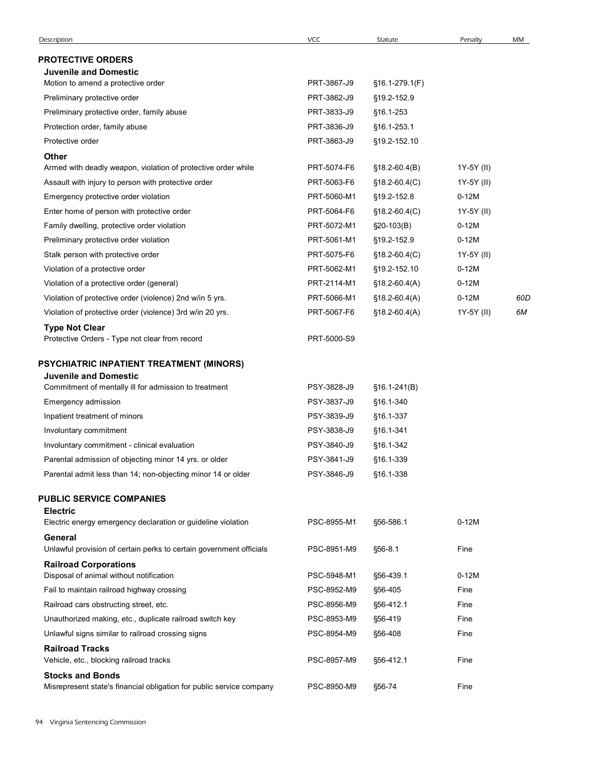| Description | VCC | Statute | Penalty | MM |
|---|---|---|---|---|
| **PROTECTIVE ORDERS** | | | | |
| **Juvenile and Domestic** | | | | |
| Motion to amend a protective order | PRT-3867-J9 | §16.1-279.1(F) | | |
| Preliminary protective order | PRT-3862-J9 | §19.2-152.9 | | |
| Preliminary protective order, family abuse | PRT-3833-J9 | §16.1-253 | | |
| Protection order, family abuse | PRT-3836-J9 | §16.1-253.1 | | |
| Protective order | PRT-3863-J9 | §19.2-152.10 | | |
| **Other** | | | | |
| Armed with deadly weapon, violation of protective order while | PRT-5074-F6 | §18.2-60.4(B) | 1Y-5Y (II) | |
| Assault with injury to person with protective order | PRT-5063-F6 | §18.2-60.4(C) | 1Y-5Y (II) | |
| Emergency protective order violation | PRT-5060-M1 | §19.2-152.8 | 0-12M | |
| Enter home of person with protective order | PRT-5064-F6 | §18.2-60.4(C) | 1Y-5Y (II) | |
| Family dwelling, protective order violation | PRT-5072-M1 | §20-103(B) | 0-12M | |
| Preliminary protective order violation | PRT-5061-M1 | §19.2-152.9 | 0-12M | |
| Stalk person with protective order | PRT-5075-F6 | §18.2-60.4(C) | 1Y-5Y (II) | |
| Violation of a protective order | PRT-5062-M1 | §19.2-152.10 | 0-12M | |
| Violation of a protective order (general) | PRT-2114-M1 | §18.2-60.4(A) | 0-12M | |
| Violation of protective order (violence) 2nd w/in 5 yrs. | PRT-5066-M1 | §18.2-60.4(A) | 0-12M | *60D* |
| Violation of protective order (violence) 3rd w/in 20 yrs. | PRT-5067-F6 | §18.2-60.4(A) | 1Y-5Y (II) | *6M* |
| **Type Not Clear** | | | | |
| Protective Orders - Type not clear from record | PRT-5000-S9 | | | |
| **PSYCHIATRIC INPATIENT TREATMENT (MINORS)** | | | | |
| **Juvenile and Domestic** | | | | |
| Commitment of mentally ill for admission to treatment | PSY-3828-J9 | §16.1-241(B) | | |
| Emergency admission | PSY-3837-J9 | §16.1-340 | | |
| Inpatient treatment of minors | PSY-3839-J9 | §16.1-337 | | |
| Involuntary commitment | PSY-3838-J9 | §16.1-341 | | |
| Involuntary commitment - clinical evaluation | PSY-3840-J9 | §16.1-342 | | |
| Parental admission of objecting minor 14 yrs. or older | PSY-3841-J9 | §16.1-339 | | |
| Parental admit less than 14; non-objecting minor 14 or older | PSY-3846-J9 | §16.1-338 | | |
| **PUBLIC SERVICE COMPANIES** | | | | |
| **Electric** | | | | |
| Electric energy emergency declaration or guideline violation | PSC-8955-M1 | §56-586.1 | 0-12M | |
| **General** | | | | |
| Unlawful provision of certain perks to certain government officials | PSC-8951-M9 | §56-8.1 | Fine | |
| **Railroad Corporations** | | | | |
| Disposal of animal without notification | PSC-5948-M1 | §56-439.1 | 0-12M | |
| Fail to maintain railroad highway crossing | PSC-8952-M9 | §56-405 | Fine | |
| Railroad cars obstructing street, etc. | PSC-8956-M9 | §56-412.1 | Fine | |
| Unauthorized making, etc., duplicate railroad switch key | PSC-8953-M9 | §56-419 | Fine | |
| Unlawful signs similar to railroad crossing signs | PSC-8954-M9 | §56-408 | Fine | |
| **Railroad Tracks** | | | | |
| Vehicle, etc., blocking railroad tracks | PSC-8957-M9 | §56-412.1 | Fine | |
| **Stocks and Bonds** | | | | |
| Misrepresent state's financial obligation for public service company | PSC-8950-M9 | §56-74 | Fine | |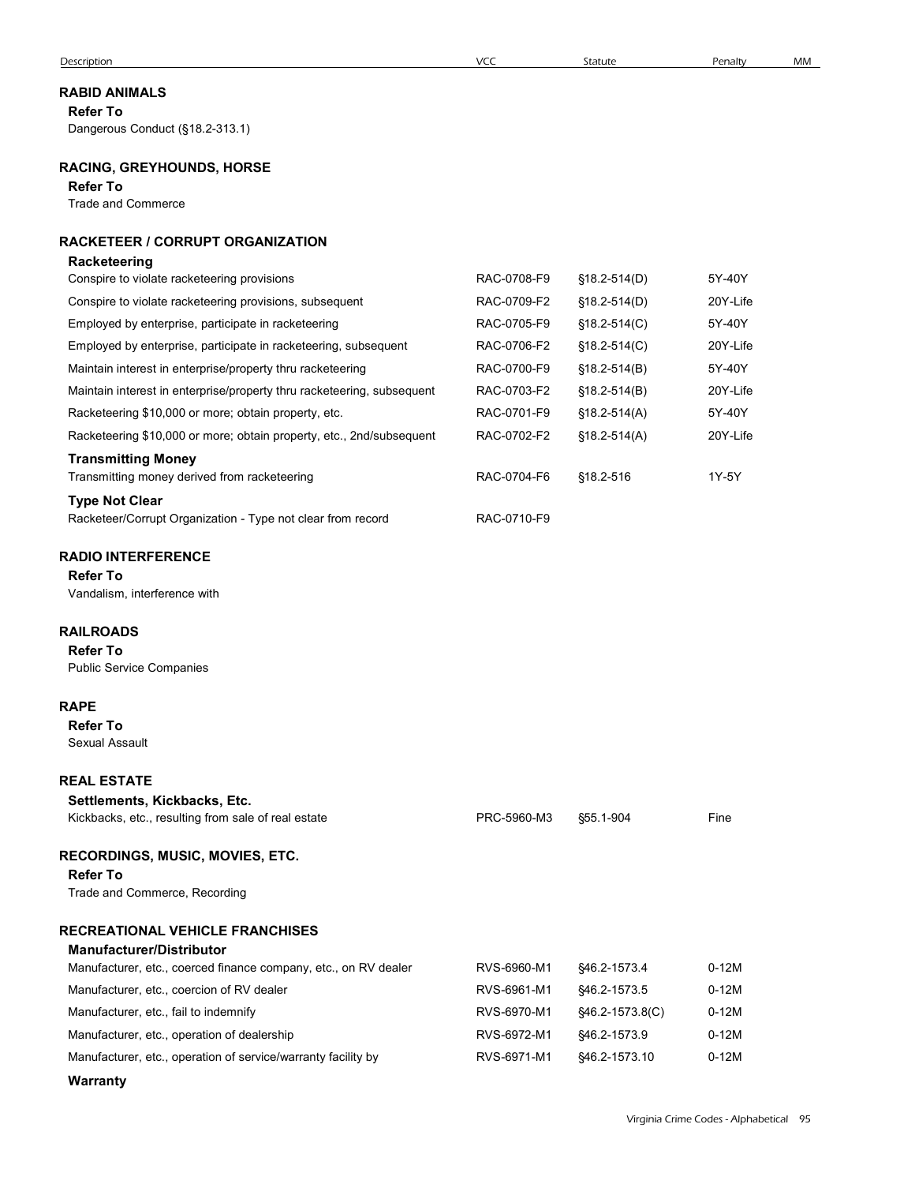| Description | VCC | Statute | Penalty | MM |
|---|---|---|---|---|

## RABID ANIMALS

**Refer To**

Dangerous Conduct (§18.2-313.1)

## RACING, GREYHOUNDS, HORSE

**Refer To**

Trade and Commerce

## RACKETEER / CORRUPT ORGANIZATION

| Description | VCC | Statute | Penalty | MM |
|---|---|---|---|---|
| **Racketeering** | | | | |
| Conspire to violate racketeering provisions | RAC-0708-F9 | §18.2-514(D) | 5Y-40Y | |
| Conspire to violate racketeering provisions, subsequent | RAC-0709-F2 | §18.2-514(D) | 20Y-Life | |
| Employed by enterprise, participate in racketeering | RAC-0705-F9 | §18.2-514(C) | 5Y-40Y | |
| Employed by enterprise, participate in racketeering, subsequent | RAC-0706-F2 | §18.2-514(C) | 20Y-Life | |
| Maintain interest in enterprise/property thru racketeering | RAC-0700-F9 | §18.2-514(B) | 5Y-40Y | |
| Maintain interest in enterprise/property thru racketeering, subsequent | RAC-0703-F2 | §18.2-514(B) | 20Y-Life | |
| Racketeering $10,000 or more; obtain property, etc. | RAC-0701-F9 | §18.2-514(A) | 5Y-40Y | |
| Racketeering $10,000 or more; obtain property, etc., 2nd/subsequent | RAC-0702-F2 | §18.2-514(A) | 20Y-Life | |
| **Transmitting Money** | | | | |
| Transmitting money derived from racketeering | RAC-0704-F6 | §18.2-516 | 1Y-5Y | |
| **Type Not Clear** | | | | |
| Racketeer/Corrupt Organization - Type not clear from record | RAC-0710-F9 | | | |

## RADIO INTERFERENCE

**Refer To**

Vandalism, interference with

## RAILROADS

**Refer To**

Public Service Companies

## RAPE

**Refer To**

Sexual Assault

## REAL ESTATE

| Description | VCC | Statute | Penalty | MM |
|---|---|---|---|---|
| **Settlements, Kickbacks, Etc.** | | | | |
| Kickbacks, etc., resulting from sale of real estate | PRC-5960-M3 | §55.1-904 | Fine | |

## RECORDINGS, MUSIC, MOVIES, ETC.

**Refer To**

Trade and Commerce, Recording

## RECREATIONAL VEHICLE FRANCHISES

| Description | VCC | Statute | Penalty | MM |
|---|---|---|---|---|
| **Manufacturer/Distributor** | | | | |
| Manufacturer, etc., coerced finance company, etc., on RV dealer | RVS-6960-M1 | §46.2-1573.4 | 0-12M | |
| Manufacturer, etc., coercion of RV dealer | RVS-6961-M1 | §46.2-1573.5 | 0-12M | |
| Manufacturer, etc., fail to indemnify | RVS-6970-M1 | §46.2-1573.8(C) | 0-12M | |
| Manufacturer, etc., operation of dealership | RVS-6972-M1 | §46.2-1573.9 | 0-12M | |
| Manufacturer, etc., operation of service/warranty facility by | RVS-6971-M1 | §46.2-1573.10 | 0-12M | |
| **Warranty** | | | | |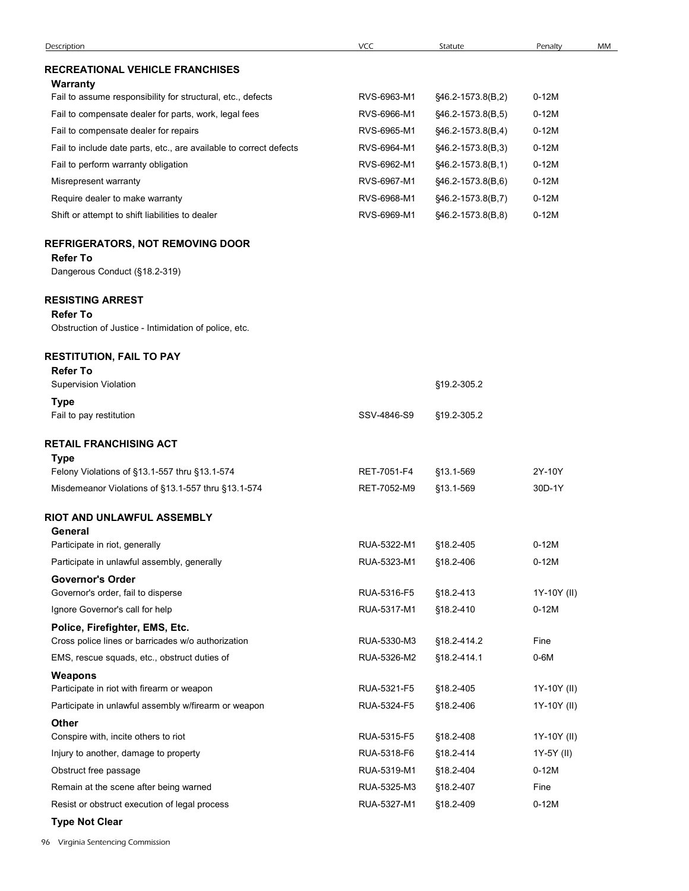| Description | VCC | Statute | Penalty | MM |
|---|---|---|---|---|
| **RECREATIONAL VEHICLE FRANCHISES** | | | | |
| **Warranty** | | | | |
| Fail to assume responsibility for structural, etc., defects | RVS-6963-M1 | §46.2-1573.8(B,2) | 0-12M | |
| Fail to compensate dealer for parts, work, legal fees | RVS-6966-M1 | §46.2-1573.8(B,5) | 0-12M | |
| Fail to compensate dealer for repairs | RVS-6965-M1 | §46.2-1573.8(B,4) | 0-12M | |
| Fail to include date parts, etc., are available to correct defects | RVS-6964-M1 | §46.2-1573.8(B,3) | 0-12M | |
| Fail to perform warranty obligation | RVS-6962-M1 | §46.2-1573.8(B,1) | 0-12M | |
| Misrepresent warranty | RVS-6967-M1 | §46.2-1573.8(B,6) | 0-12M | |
| Require dealer to make warranty | RVS-6968-M1 | §46.2-1573.8(B,7) | 0-12M | |
| Shift or attempt to shift liabilities to dealer | RVS-6969-M1 | §46.2-1573.8(B,8) | 0-12M | |
| **REFRIGERATORS, NOT REMOVING DOOR** | | | | |
| **Refer To** | | | | |
| Dangerous Conduct (§18.2-319) | | | | |
| **RESISTING ARREST** | | | | |
| **Refer To** | | | | |
| Obstruction of Justice - Intimidation of police, etc. | | | | |
| **RESTITUTION, FAIL TO PAY** | | | | |
| **Refer To** | | | | |
| Supervision Violation | | §19.2-305.2 | | |
| **Type** | | | | |
| Fail to pay restitution | SSV-4846-S9 | §19.2-305.2 | | |
| **RETAIL FRANCHISING ACT** | | | | |
| **Type** | | | | |
| Felony Violations of §13.1-557 thru §13.1-574 | RET-7051-F4 | §13.1-569 | 2Y-10Y | |
| Misdemeanor Violations of §13.1-557 thru §13.1-574 | RET-7052-M9 | §13.1-569 | 30D-1Y | |
| **RIOT AND UNLAWFUL ASSEMBLY** | | | | |
| **General** | | | | |
| Participate in riot, generally | RUA-5322-M1 | §18.2-405 | 0-12M | |
| Participate in unlawful assembly, generally | RUA-5323-M1 | §18.2-406 | 0-12M | |
| **Governor's Order** | | | | |
| Governor's order, fail to disperse | RUA-5316-F5 | §18.2-413 | 1Y-10Y (II) | |
| Ignore Governor's call for help | RUA-5317-M1 | §18.2-410 | 0-12M | |
| **Police, Firefighter, EMS, Etc.** | | | | |
| Cross police lines or barricades w/o authorization | RUA-5330-M3 | §18.2-414.2 | Fine | |
| EMS, rescue squads, etc., obstruct duties of | RUA-5326-M2 | §18.2-414.1 | 0-6M | |
| **Weapons** | | | | |
| Participate in riot with firearm or weapon | RUA-5321-F5 | §18.2-405 | 1Y-10Y (II) | |
| Participate in unlawful assembly w/firearm or weapon | RUA-5324-F5 | §18.2-406 | 1Y-10Y (II) | |
| **Other** | | | | |
| Conspire with, incite others to riot | RUA-5315-F5 | §18.2-408 | 1Y-10Y (II) | |
| Injury to another, damage to property | RUA-5318-F6 | §18.2-414 | 1Y-5Y (II) | |
| Obstruct free passage | RUA-5319-M1 | §18.2-404 | 0-12M | |
| Remain at the scene after being warned | RUA-5325-M3 | §18.2-407 | Fine | |
| Resist or obstruct execution of legal process | RUA-5327-M1 | §18.2-409 | 0-12M | |
| **Type Not Clear** | | | | |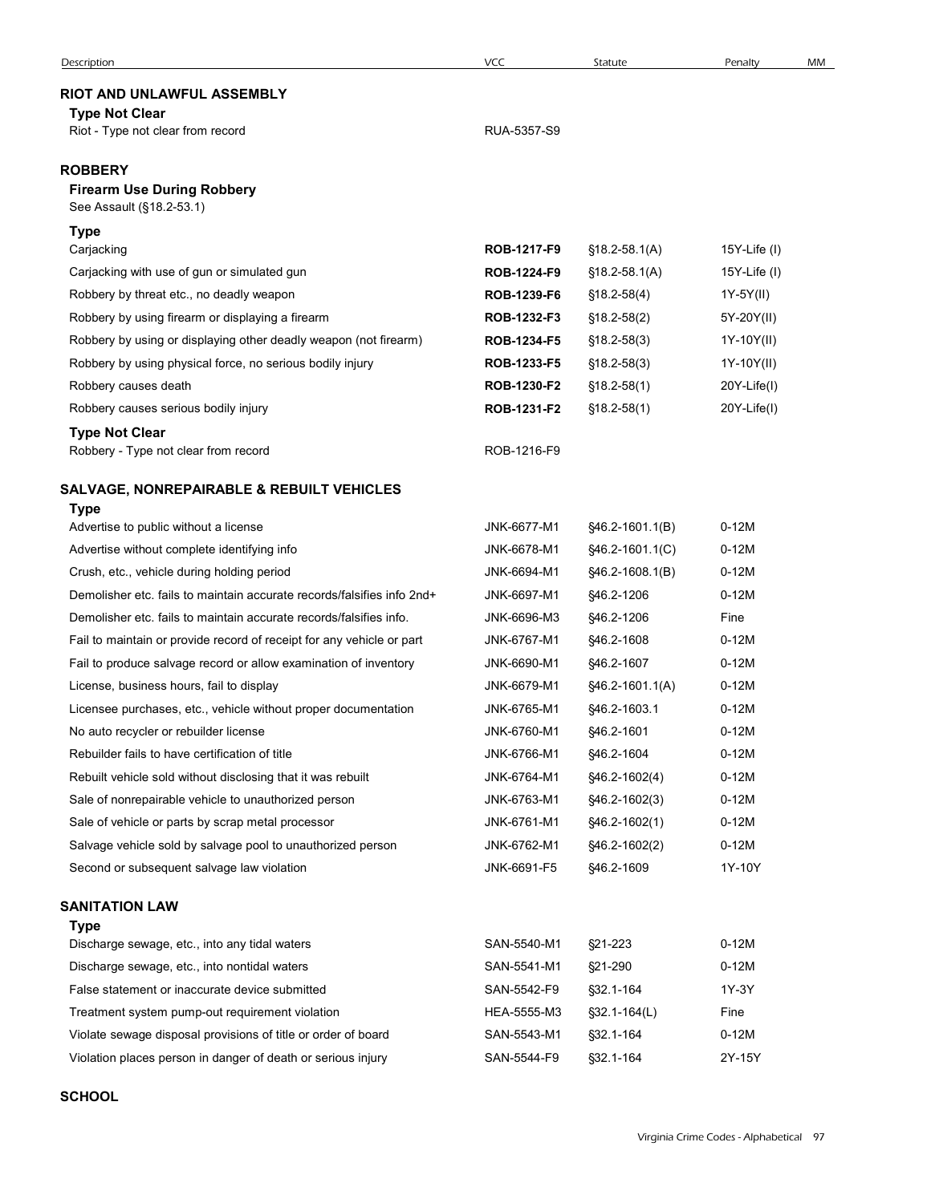| Description | VCC | Statute | Penalty | MM |
|---|---|---|---|---|
| **RIOT AND UNLAWFUL ASSEMBLY** | | | | |
| **Type Not Clear** | | | | |
| Riot - Type not clear from record | RUA-5357-S9 | | | |
| **ROBBERY** | | | | |
| **Firearm Use During Robbery** | | | | |
| See Assault (§18.2-53.1) | | | | |
| **Type** | | | | |
| Carjacking | **ROB-1217-F9** | §18.2-58.1(A) | 15Y-Life (I) | |
| Carjacking with use of gun or simulated gun | **ROB-1224-F9** | §18.2-58.1(A) | 15Y-Life (I) | |
| Robbery by threat etc., no deadly weapon | **ROB-1239-F6** | §18.2-58(4) | 1Y-5Y(II) | |
| Robbery by using firearm or displaying a firearm | **ROB-1232-F3** | §18.2-58(2) | 5Y-20Y(II) | |
| Robbery by using or displaying other deadly weapon (not firearm) | **ROB-1234-F5** | §18.2-58(3) | 1Y-10Y(II) | |
| Robbery by using physical force, no serious bodily injury | **ROB-1233-F5** | §18.2-58(3) | 1Y-10Y(II) | |
| Robbery causes death | **ROB-1230-F2** | §18.2-58(1) | 20Y-Life(I) | |
| Robbery causes serious bodily injury | **ROB-1231-F2** | §18.2-58(1) | 20Y-Life(I) | |
| **Type Not Clear** | | | | |
| Robbery - Type not clear from record | ROB-1216-F9 | | | |
| **SALVAGE, NONREPAIRABLE & REBUILT VEHICLES** | | | | |
| **Type** | | | | |
| Advertise to public without a license | JNK-6677-M1 | §46.2-1601.1(B) | 0-12M | |
| Advertise without complete identifying info | JNK-6678-M1 | §46.2-1601.1(C) | 0-12M | |
| Crush, etc., vehicle during holding period | JNK-6694-M1 | §46.2-1608.1(B) | 0-12M | |
| Demolisher etc. fails to maintain accurate records/falsifies info 2nd+ | JNK-6697-M1 | §46.2-1206 | 0-12M | |
| Demolisher etc. fails to maintain accurate records/falsifies info. | JNK-6696-M3 | §46.2-1206 | Fine | |
| Fail to maintain or provide record of receipt for any vehicle or part | JNK-6767-M1 | §46.2-1608 | 0-12M | |
| Fail to produce salvage record or allow examination of inventory | JNK-6690-M1 | §46.2-1607 | 0-12M | |
| License, business hours, fail to display | JNK-6679-M1 | §46.2-1601.1(A) | 0-12M | |
| Licensee purchases, etc., vehicle without proper documentation | JNK-6765-M1 | §46.2-1603.1 | 0-12M | |
| No auto recycler or rebuilder license | JNK-6760-M1 | §46.2-1601 | 0-12M | |
| Rebuilder fails to have certification of title | JNK-6766-M1 | §46.2-1604 | 0-12M | |
| Rebuilt vehicle sold without disclosing that it was rebuilt | JNK-6764-M1 | §46.2-1602(4) | 0-12M | |
| Sale of nonrepairable vehicle to unauthorized person | JNK-6763-M1 | §46.2-1602(3) | 0-12M | |
| Sale of vehicle or parts by scrap metal processor | JNK-6761-M1 | §46.2-1602(1) | 0-12M | |
| Salvage vehicle sold by salvage pool to unauthorized person | JNK-6762-M1 | §46.2-1602(2) | 0-12M | |
| Second or subsequent salvage law violation | JNK-6691-F5 | §46.2-1609 | 1Y-10Y | |
| **SANITATION LAW** | | | | |
| **Type** | | | | |
| Discharge sewage, etc., into any tidal waters | SAN-5540-M1 | §21-223 | 0-12M | |
| Discharge sewage, etc., into nontidal waters | SAN-5541-M1 | §21-290 | 0-12M | |
| False statement or inaccurate device submitted | SAN-5542-F9 | §32.1-164 | 1Y-3Y | |
| Treatment system pump-out requirement violation | HEA-5555-M3 | §32.1-164(L) | Fine | |
| Violate sewage disposal provisions of title or order of board | SAN-5543-M1 | §32.1-164 | 0-12M | |
| Violation places person in danger of death or serious injury | SAN-5544-F9 | §32.1-164 | 2Y-15Y | |
| **SCHOOL** | | | | |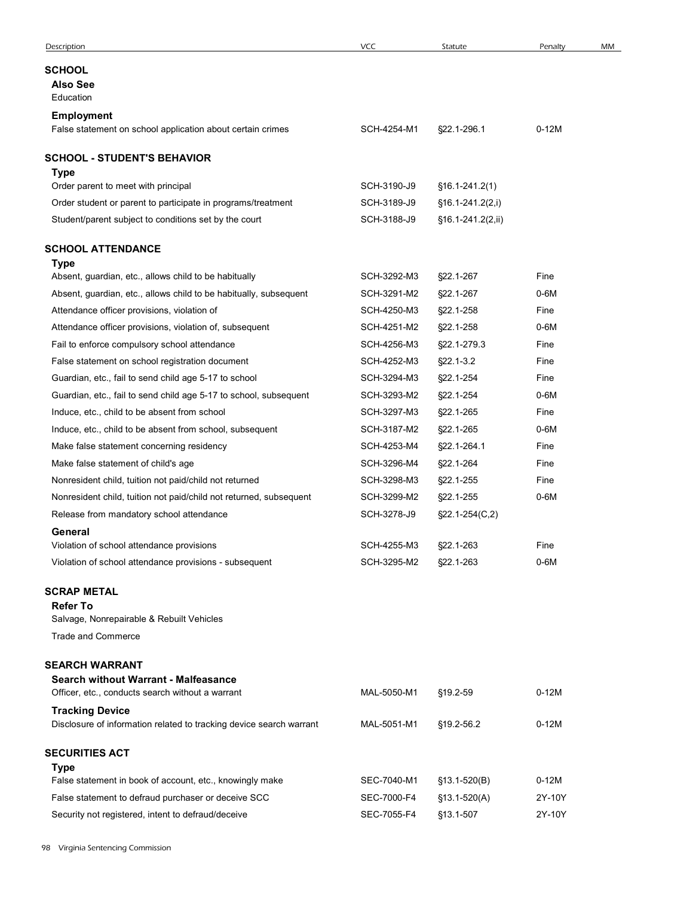| Description | VCC | Statute | Penalty | MM |
|---|---|---|---|---|
| **SCHOOL** | | | | |
| **Also See** | | | | |
| Education | | | | |
| **Employment** | | | | |
| False statement on school application about certain crimes | SCH-4254-M1 | §22.1-296.1 | 0-12M | |
| **SCHOOL - STUDENT'S BEHAVIOR** | | | | |
| **Type** | | | | |
| Order parent to meet with principal | SCH-3190-J9 | §16.1-241.2(1) | | |
| Order student or parent to participate in programs/treatment | SCH-3189-J9 | §16.1-241.2(2,i) | | |
| Student/parent subject to conditions set by the court | SCH-3188-J9 | §16.1-241.2(2,ii) | | |
| **SCHOOL ATTENDANCE** | | | | |
| **Type** | | | | |
| Absent, guardian, etc., allows child to be habitually | SCH-3292-M3 | §22.1-267 | Fine | |
| Absent, guardian, etc., allows child to be habitually, subsequent | SCH-3291-M2 | §22.1-267 | 0-6M | |
| Attendance officer provisions, violation of | SCH-4250-M3 | §22.1-258 | Fine | |
| Attendance officer provisions, violation of, subsequent | SCH-4251-M2 | §22.1-258 | 0-6M | |
| Fail to enforce compulsory school attendance | SCH-4256-M3 | §22.1-279.3 | Fine | |
| False statement on school registration document | SCH-4252-M3 | §22.1-3.2 | Fine | |
| Guardian, etc., fail to send child age 5-17 to school | SCH-3294-M3 | §22.1-254 | Fine | |
| Guardian, etc., fail to send child age 5-17 to school, subsequent | SCH-3293-M2 | §22.1-254 | 0-6M | |
| Induce, etc., child to be absent from school | SCH-3297-M3 | §22.1-265 | Fine | |
| Induce, etc., child to be absent from school, subsequent | SCH-3187-M2 | §22.1-265 | 0-6M | |
| Make false statement concerning residency | SCH-4253-M4 | §22.1-264.1 | Fine | |
| Make false statement of child's age | SCH-3296-M4 | §22.1-264 | Fine | |
| Nonresident child, tuition not paid/child not returned | SCH-3298-M3 | §22.1-255 | Fine | |
| Nonresident child, tuition not paid/child not returned, subsequent | SCH-3299-M2 | §22.1-255 | 0-6M | |
| Release from mandatory school attendance | SCH-3278-J9 | §22.1-254(C,2) | | |
| **General** | | | | |
| Violation of school attendance provisions | SCH-4255-M3 | §22.1-263 | Fine | |
| Violation of school attendance provisions - subsequent | SCH-3295-M2 | §22.1-263 | 0-6M | |
| **SCRAP METAL** | | | | |
| **Refer To** | | | | |
| Salvage, Nonrepairable & Rebuilt Vehicles | | | | |
| Trade and Commerce | | | | |
| **SEARCH WARRANT** | | | | |
| **Search without Warrant - Malfeasance** | | | | |
| Officer, etc., conducts search without a warrant | MAL-5050-M1 | §19.2-59 | 0-12M | |
| **Tracking Device** | | | | |
| Disclosure of information related to tracking device search warrant | MAL-5051-M1 | §19.2-56.2 | 0-12M | |
| **SECURITIES ACT** | | | | |
| **Type** | | | | |
| False statement in book of account, etc., knowingly make | SEC-7040-M1 | §13.1-520(B) | 0-12M | |
| False statement to defraud purchaser or deceive SCC | SEC-7000-F4 | §13.1-520(A) | 2Y-10Y | |
| Security not registered, intent to defraud/deceive | SEC-7055-F4 | §13.1-507 | 2Y-10Y | |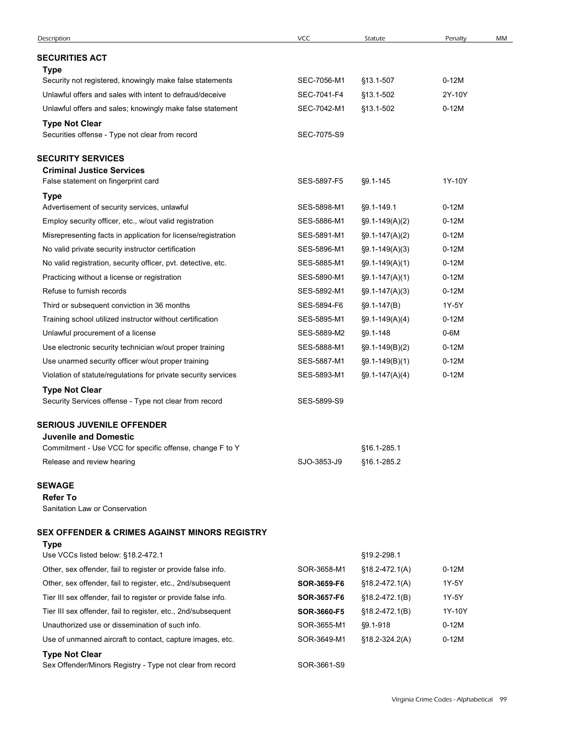| Description | VCC | Statute | Penalty | MM |
|---|---|---|---|---|
| **SECURITIES ACT** | | | | |
| **Type** | | | | |
| Security not registered, knowingly make false statements | SEC-7056-M1 | §13.1-507 | 0-12M | |
| Unlawful offers and sales with intent to defraud/deceive | SEC-7041-F4 | §13.1-502 | 2Y-10Y | |
| Unlawful offers and sales; knowingly make false statement | SEC-7042-M1 | §13.1-502 | 0-12M | |
| **Type Not Clear** | | | | |
| Securities offense - Type not clear from record | SEC-7075-S9 | | | |
| **SECURITY SERVICES** | | | | |
| **Criminal Justice Services** | | | | |
| False statement on fingerprint card | SES-5897-F5 | §9.1-145 | 1Y-10Y | |
| **Type** | | | | |
| Advertisement of security services, unlawful | SES-5898-M1 | §9.1-149.1 | 0-12M | |
| Employ security officer, etc., w/out valid registration | SES-5886-M1 | §9.1-149(A)(2) | 0-12M | |
| Misrepresenting facts in application for license/registration | SES-5891-M1 | §9.1-147(A)(2) | 0-12M | |
| No valid private security instructor certification | SES-5896-M1 | §9.1-149(A)(3) | 0-12M | |
| No valid registration, security officer, pvt. detective, etc. | SES-5885-M1 | §9.1-149(A)(1) | 0-12M | |
| Practicing without a license or registration | SES-5890-M1 | §9.1-147(A)(1) | 0-12M | |
| Refuse to furnish records | SES-5892-M1 | §9.1-147(A)(3) | 0-12M | |
| Third or subsequent conviction in 36 months | SES-5894-F6 | §9.1-147(B) | 1Y-5Y | |
| Training school utilized instructor without certification | SES-5895-M1 | §9.1-149(A)(4) | 0-12M | |
| Unlawful procurement of a license | SES-5889-M2 | §9.1-148 | 0-6M | |
| Use electronic security technician w/out proper training | SES-5888-M1 | §9.1-149(B)(2) | 0-12M | |
| Use unarmed security officer w/out proper training | SES-5887-M1 | §9.1-149(B)(1) | 0-12M | |
| Violation of statute/regulations for private security services | SES-5893-M1 | §9.1-147(A)(4) | 0-12M | |
| **Type Not Clear** | | | | |
| Security Services offense - Type not clear from record | SES-5899-S9 | | | |
| **SERIOUS JUVENILE OFFENDER** | | | | |
| **Juvenile and Domestic** | | | | |
| Commitment - Use VCC for specific offense, change F to Y | | §16.1-285.1 | | |
| Release and review hearing | SJO-3853-J9 | §16.1-285.2 | | |
| **SEWAGE** | | | | |
| **Refer To** | | | | |
| Sanitation Law or Conservation | | | | |
| **SEX OFFENDER & CRIMES AGAINST MINORS REGISTRY** | | | | |
| **Type** | | | | |
| Use VCCs listed below: §18.2-472.1 | | §19.2-298.1 | | |
| Other, sex offender, fail to register or provide false info. | SOR-3658-M1 | §18.2-472.1(A) | 0-12M | |
| Other, sex offender, fail to register, etc., 2nd/subsequent | **SOR-3659-F6** | §18.2-472.1(A) | 1Y-5Y | |
| Tier III sex offender, fail to register or provide false info. | **SOR-3657-F6** | §18.2-472.1(B) | 1Y-5Y | |
| Tier III sex offender, fail to register, etc., 2nd/subsequent | **SOR-3660-F5** | §18.2-472.1(B) | 1Y-10Y | |
| Unauthorized use or dissemination of such info. | SOR-3655-M1 | §9.1-918 | 0-12M | |
| Use of unmanned aircraft to contact, capture images, etc. | SOR-3649-M1 | §18.2-324.2(A) | 0-12M | |
| **Type Not Clear** | | | | |
| Sex Offender/Minors Registry - Type not clear from record | SOR-3661-S9 | | | |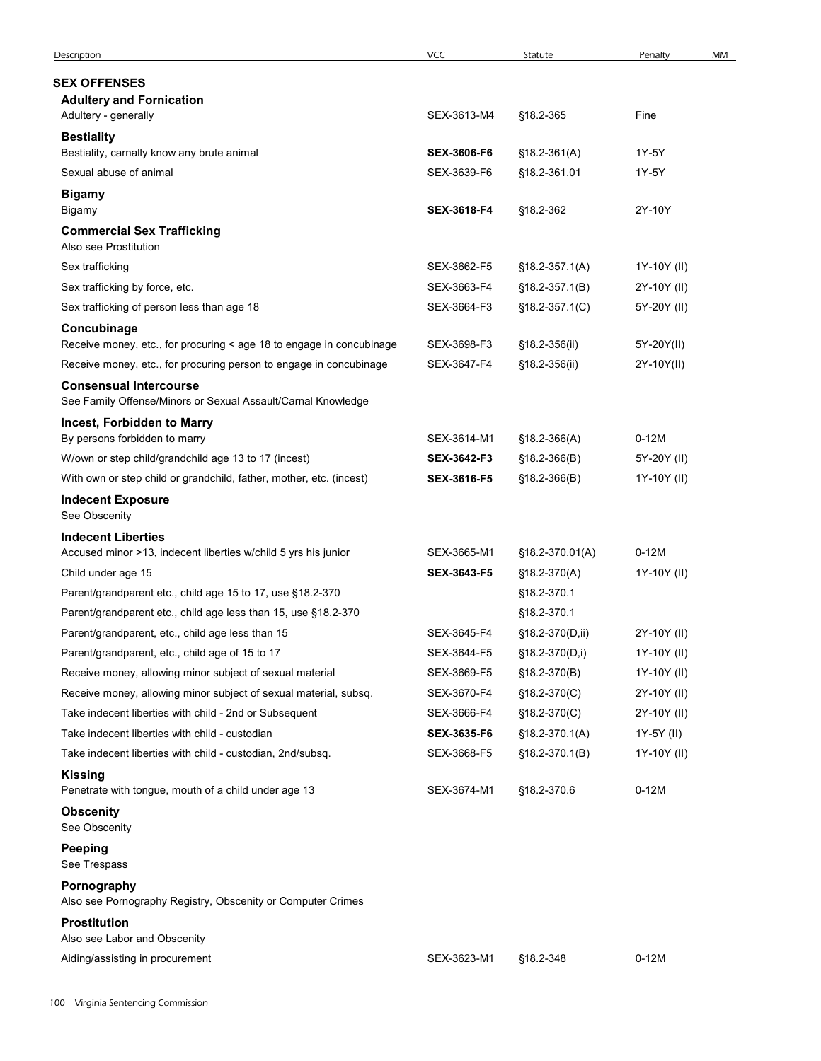| Description | VCC | Statute | Penalty | MM |
|---|---|---|---|---|
| **SEX OFFENSES** | | | | |
| **Adultery and Fornication** | | | | |
| Adultery - generally | SEX-3613-M4 | §18.2-365 | Fine | |
| **Bestiality** | | | | |
| Bestiality, carnally know any brute animal | **SEX-3606-F6** | §18.2-361(A) | 1Y-5Y | |
| Sexual abuse of animal | SEX-3639-F6 | §18.2-361.01 | 1Y-5Y | |
| **Bigamy** | | | | |
| Bigamy | **SEX-3618-F4** | §18.2-362 | 2Y-10Y | |
| **Commercial Sex Trafficking** | | | | |
| Also see Prostitution | | | | |
| Sex trafficking | SEX-3662-F5 | §18.2-357.1(A) | 1Y-10Y (II) | |
| Sex trafficking by force, etc. | SEX-3663-F4 | §18.2-357.1(B) | 2Y-10Y (II) | |
| Sex trafficking of person less than age 18 | SEX-3664-F3 | §18.2-357.1(C) | 5Y-20Y (II) | |
| **Concubinage** | | | | |
| Receive money, etc., for procuring < age 18 to engage in concubinage | SEX-3698-F3 | §18.2-356(ii) | 5Y-20Y(II) | |
| Receive money, etc., for procuring person to engage in concubinage | SEX-3647-F4 | §18.2-356(ii) | 2Y-10Y(II) | |
| **Consensual Intercourse** | | | | |
| See Family Offense/Minors or Sexual Assault/Carnal Knowledge | | | | |
| **Incest, Forbidden to Marry** | | | | |
| By persons forbidden to marry | SEX-3614-M1 | §18.2-366(A) | 0-12M | |
| W/own or step child/grandchild age 13 to 17 (incest) | **SEX-3642-F3** | §18.2-366(B) | 5Y-20Y (II) | |
| With own or step child or grandchild, father, mother, etc. (incest) | **SEX-3616-F5** | §18.2-366(B) | 1Y-10Y (II) | |
| **Indecent Exposure** | | | | |
| See Obscenity | | | | |
| **Indecent Liberties** | | | | |
| Accused minor >13, indecent liberties w/child 5 yrs his junior | SEX-3665-M1 | §18.2-370.01(A) | 0-12M | |
| Child under age 15 | **SEX-3643-F5** | §18.2-370(A) | 1Y-10Y (II) | |
| Parent/grandparent etc., child age 15 to 17, use §18.2-370 | | §18.2-370.1 | | |
| Parent/grandparent etc., child age less than 15, use §18.2-370 | | §18.2-370.1 | | |
| Parent/grandparent, etc., child age less than 15 | SEX-3645-F4 | §18.2-370(D,ii) | 2Y-10Y (II) | |
| Parent/grandparent, etc., child age of 15 to 17 | SEX-3644-F5 | §18.2-370(D,i) | 1Y-10Y (II) | |
| Receive money, allowing minor subject of sexual material | SEX-3669-F5 | §18.2-370(B) | 1Y-10Y (II) | |
| Receive money, allowing minor subject of sexual material, subsq. | SEX-3670-F4 | §18.2-370(C) | 2Y-10Y (II) | |
| Take indecent liberties with child - 2nd or Subsequent | SEX-3666-F4 | §18.2-370(C) | 2Y-10Y (II) | |
| Take indecent liberties with child - custodian | **SEX-3635-F6** | §18.2-370.1(A) | 1Y-5Y (II) | |
| Take indecent liberties with child - custodian, 2nd/subsq. | SEX-3668-F5 | §18.2-370.1(B) | 1Y-10Y (II) | |
| **Kissing** | | | | |
| Penetrate with tongue, mouth of a child under age 13 | SEX-3674-M1 | §18.2-370.6 | 0-12M | |
| **Obscenity** | | | | |
| See Obscenity | | | | |
| **Peeping** | | | | |
| See Trespass | | | | |
| **Pornography** | | | | |
| Also see Pornography Registry, Obscenity or Computer Crimes | | | | |
| **Prostitution** | | | | |
| Also see Labor and Obscenity | | | | |
| Aiding/assisting in procurement | SEX-3623-M1 | §18.2-348 | 0-12M | |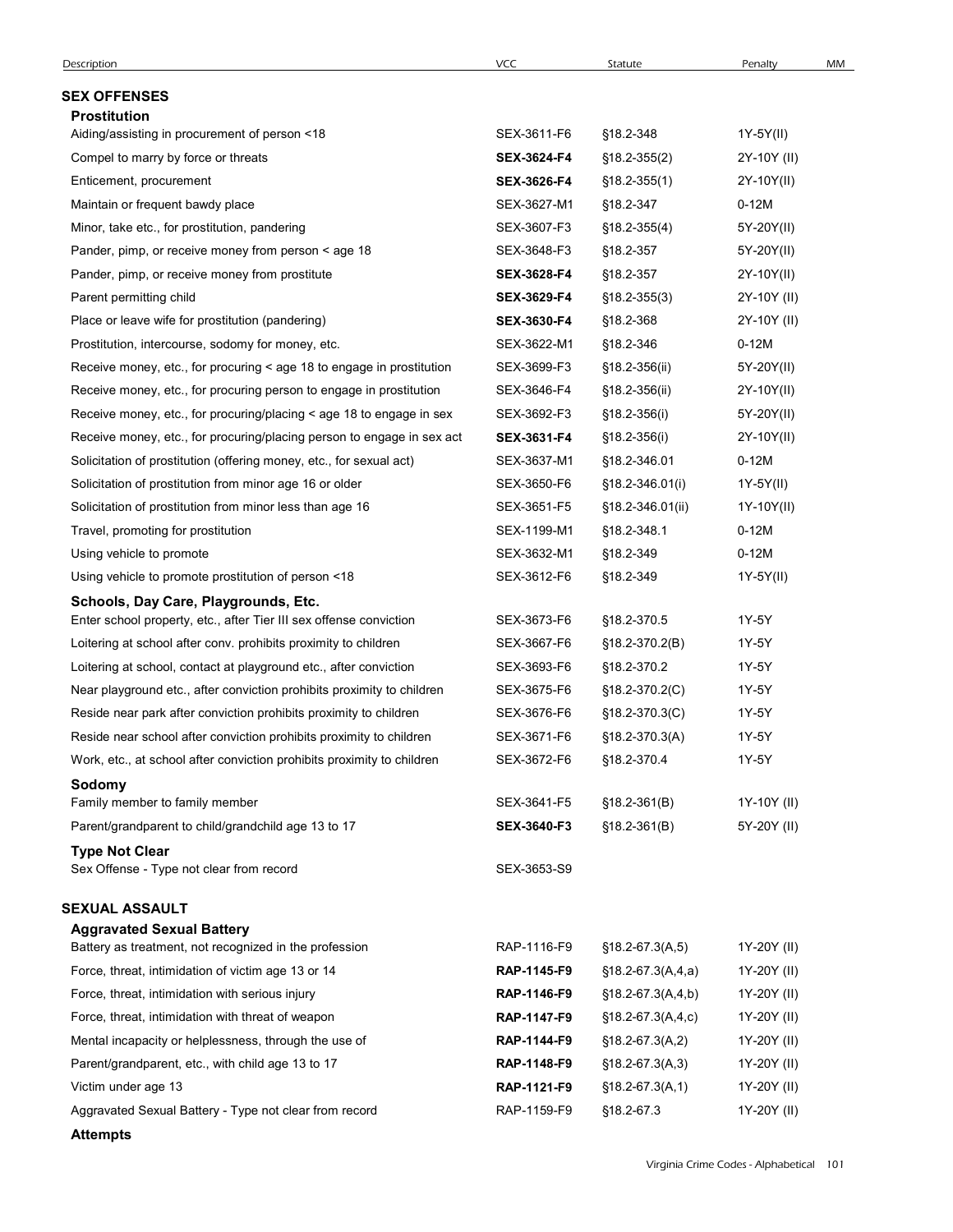| Description | VCC | Statute | Penalty | MM |
|---|---|---|---|---|
| **SEX OFFENSES** | | | | |
| **Prostitution** | | | | |
| Aiding/assisting in procurement of person <18 | SEX-3611-F6 | §18.2-348 | 1Y-5Y(II) | |
| Compel to marry by force or threats | **SEX-3624-F4** | §18.2-355(2) | 2Y-10Y (II) | |
| Enticement, procurement | **SEX-3626-F4** | §18.2-355(1) | 2Y-10Y(II) | |
| Maintain or frequent bawdy place | SEX-3627-M1 | §18.2-347 | 0-12M | |
| Minor, take etc., for prostitution, pandering | SEX-3607-F3 | §18.2-355(4) | 5Y-20Y(II) | |
| Pander, pimp, or receive money from person < age 18 | SEX-3648-F3 | §18.2-357 | 5Y-20Y(II) | |
| Pander, pimp, or receive money from prostitute | **SEX-3628-F4** | §18.2-357 | 2Y-10Y(II) | |
| Parent permitting child | **SEX-3629-F4** | §18.2-355(3) | 2Y-10Y (II) | |
| Place or leave wife for prostitution (pandering) | **SEX-3630-F4** | §18.2-368 | 2Y-10Y (II) | |
| Prostitution, intercourse, sodomy for money, etc. | SEX-3622-M1 | §18.2-346 | 0-12M | |
| Receive money, etc., for procuring < age 18 to engage in prostitution | SEX-3699-F3 | §18.2-356(ii) | 5Y-20Y(II) | |
| Receive money, etc., for procuring person to engage in prostitution | SEX-3646-F4 | §18.2-356(ii) | 2Y-10Y(II) | |
| Receive money, etc., for procuring/placing < age 18 to engage in sex | SEX-3692-F3 | §18.2-356(i) | 5Y-20Y(II) | |
| Receive money, etc., for procuring/placing person to engage in sex act | **SEX-3631-F4** | §18.2-356(i) | 2Y-10Y(II) | |
| Solicitation of prostitution (offering money, etc., for sexual act) | SEX-3637-M1 | §18.2-346.01 | 0-12M | |
| Solicitation of prostitution from minor age 16 or older | SEX-3650-F6 | §18.2-346.01(i) | 1Y-5Y(II) | |
| Solicitation of prostitution from minor less than age 16 | SEX-3651-F5 | §18.2-346.01(ii) | 1Y-10Y(II) | |
| Travel, promoting for prostitution | SEX-1199-M1 | §18.2-348.1 | 0-12M | |
| Using vehicle to promote | SEX-3632-M1 | §18.2-349 | 0-12M | |
| Using vehicle to promote prostitution of person <18 | SEX-3612-F6 | §18.2-349 | 1Y-5Y(II) | |
| **Schools, Day Care, Playgrounds, Etc.** | | | | |
| Enter school property, etc., after Tier III sex offense conviction | SEX-3673-F6 | §18.2-370.5 | 1Y-5Y | |
| Loitering at school after conv. prohibits proximity to children | SEX-3667-F6 | §18.2-370.2(B) | 1Y-5Y | |
| Loitering at school, contact at playground etc., after conviction | SEX-3693-F6 | §18.2-370.2 | 1Y-5Y | |
| Near playground etc., after conviction prohibits proximity to children | SEX-3675-F6 | §18.2-370.2(C) | 1Y-5Y | |
| Reside near park after conviction prohibits proximity to children | SEX-3676-F6 | §18.2-370.3(C) | 1Y-5Y | |
| Reside near school after conviction prohibits proximity to children | SEX-3671-F6 | §18.2-370.3(A) | 1Y-5Y | |
| Work, etc., at school after conviction prohibits proximity to children | SEX-3672-F6 | §18.2-370.4 | 1Y-5Y | |
| **Sodomy** | | | | |
| Family member to family member | SEX-3641-F5 | §18.2-361(B) | 1Y-10Y (II) | |
| Parent/grandparent to child/grandchild age 13 to 17 | **SEX-3640-F3** | §18.2-361(B) | 5Y-20Y (II) | |
| **Type Not Clear** | | | | |
| Sex Offense - Type not clear from record | SEX-3653-S9 | | | |
| **SEXUAL ASSAULT** | | | | |
| **Aggravated Sexual Battery** | | | | |
| Battery as treatment, not recognized in the profession | RAP-1116-F9 | §18.2-67.3(A,5) | 1Y-20Y (II) | |
| Force, threat, intimidation of victim age 13 or 14 | **RAP-1145-F9** | §18.2-67.3(A,4,a) | 1Y-20Y (II) | |
| Force, threat, intimidation with serious injury | **RAP-1146-F9** | §18.2-67.3(A,4,b) | 1Y-20Y (II) | |
| Force, threat, intimidation with threat of weapon | **RAP-1147-F9** | §18.2-67.3(A,4,c) | 1Y-20Y (II) | |
| Mental incapacity or helplessness, through the use of | **RAP-1144-F9** | §18.2-67.3(A,2) | 1Y-20Y (II) | |
| Parent/grandparent, etc., with child age 13 to 17 | **RAP-1148-F9** | §18.2-67.3(A,3) | 1Y-20Y (II) | |
| Victim under age 13 | **RAP-1121-F9** | §18.2-67.3(A,1) | 1Y-20Y (II) | |
| Aggravated Sexual Battery - Type not clear from record | RAP-1159-F9 | §18.2-67.3 | 1Y-20Y (II) | |
| **Attempts** | | | | |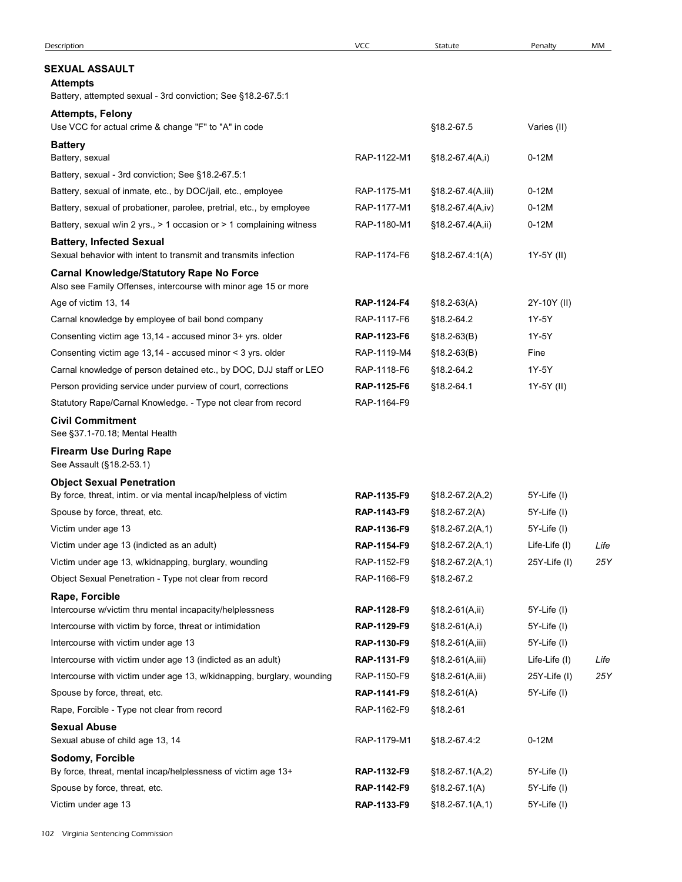| Description | VCC | Statute | Penalty | MM |
|---|---|---|---|---|
| **SEXUAL ASSAULT** | | | | |
| **Attempts** | | | | |
| Battery, attempted sexual - 3rd conviction; See §18.2-67.5:1 | | | | |
| **Attempts, Felony** | | | | |
| Use VCC for actual crime & change "F" to "A" in code | | §18.2-67.5 | Varies (II) | |
| **Battery** | | | | |
| Battery, sexual | RAP-1122-M1 | §18.2-67.4(A,i) | 0-12M | |
| Battery, sexual - 3rd conviction; See §18.2-67.5:1 | | | | |
| Battery, sexual of inmate, etc., by DOC/jail, etc., employee | RAP-1175-M1 | §18.2-67.4(A,iii) | 0-12M | |
| Battery, sexual of probationer, parolee, pretrial, etc., by employee | RAP-1177-M1 | §18.2-67.4(A,iv) | 0-12M | |
| Battery, sexual w/in 2 yrs., > 1 occasion or > 1 complaining witness | RAP-1180-M1 | §18.2-67.4(A,ii) | 0-12M | |
| **Battery, Infected Sexual** | | | | |
| Sexual behavior with intent to transmit and transmits infection | RAP-1174-F6 | §18.2-67.4:1(A) | 1Y-5Y (II) | |
| **Carnal Knowledge/Statutory Rape No Force** | | | | |
| Also see Family Offenses, intercourse with minor age 15 or more | | | | |
| Age of victim 13, 14 | **RAP-1124-F4** | §18.2-63(A) | 2Y-10Y (II) | |
| Carnal knowledge by employee of bail bond company | RAP-1117-F6 | §18.2-64.2 | 1Y-5Y | |
| Consenting victim age 13,14 - accused minor 3+ yrs. older | **RAP-1123-F6** | §18.2-63(B) | 1Y-5Y | |
| Consenting victim age 13,14 - accused minor < 3 yrs. older | RAP-1119-M4 | §18.2-63(B) | Fine | |
| Carnal knowledge of person detained etc., by DOC, DJJ staff or LEO | RAP-1118-F6 | §18.2-64.2 | 1Y-5Y | |
| Person providing service under purview of court, corrections | **RAP-1125-F6** | §18.2-64.1 | 1Y-5Y (II) | |
| Statutory Rape/Carnal Knowledge. - Type not clear from record | RAP-1164-F9 | | | |
| **Civil Commitment** | | | | |
| See §37.1-70.18; Mental Health | | | | |
| **Firearm Use During Rape** | | | | |
| See Assault (§18.2-53.1) | | | | |
| **Object Sexual Penetration** | | | | |
| By force, threat, intim. or via mental incap/helpless of victim | **RAP-1135-F9** | §18.2-67.2(A,2) | 5Y-Life (I) | |
| Spouse by force, threat, etc. | **RAP-1143-F9** | §18.2-67.2(A) | 5Y-Life (I) | |
| Victim under age 13 | **RAP-1136-F9** | §18.2-67.2(A,1) | 5Y-Life (I) | |
| Victim under age 13 (indicted as an adult) | **RAP-1154-F9** | §18.2-67.2(A,1) | Life-Life (I) | *Life* |
| Victim under age 13, w/kidnapping, burglary, wounding | RAP-1152-F9 | §18.2-67.2(A,1) | 25Y-Life (I) | *25Y* |
| Object Sexual Penetration - Type not clear from record | RAP-1166-F9 | §18.2-67.2 | | |
| **Rape, Forcible** | | | | |
| Intercourse w/victim thru mental incapacity/helplessness | **RAP-1128-F9** | §18.2-61(A,ii) | 5Y-Life (I) | |
| Intercourse with victim by force, threat or intimidation | **RAP-1129-F9** | §18.2-61(A,i) | 5Y-Life (I) | |
| Intercourse with victim under age 13 | **RAP-1130-F9** | §18.2-61(A,iii) | 5Y-Life (I) | |
| Intercourse with victim under age 13 (indicted as an adult) | **RAP-1131-F9** | §18.2-61(A,iii) | Life-Life (I) | *Life* |
| Intercourse with victim under age 13, w/kidnapping, burglary, wounding | RAP-1150-F9 | §18.2-61(A,iii) | 25Y-Life (I) | *25Y* |
| Spouse by force, threat, etc. | **RAP-1141-F9** | §18.2-61(A) | 5Y-Life (I) | |
| Rape, Forcible - Type not clear from record | RAP-1162-F9 | §18.2-61 | | |
| **Sexual Abuse** | | | | |
| Sexual abuse of child age 13, 14 | RAP-1179-M1 | §18.2-67.4:2 | 0-12M | |
| **Sodomy, Forcible** | | | | |
| By force, threat, mental incap/helplessness of victim age 13+ | **RAP-1132-F9** | §18.2-67.1(A,2) | 5Y-Life (I) | |
| Spouse by force, threat, etc. | **RAP-1142-F9** | §18.2-67.1(A) | 5Y-Life (I) | |
| Victim under age 13 | **RAP-1133-F9** | §18.2-67.1(A,1) | 5Y-Life (I) | |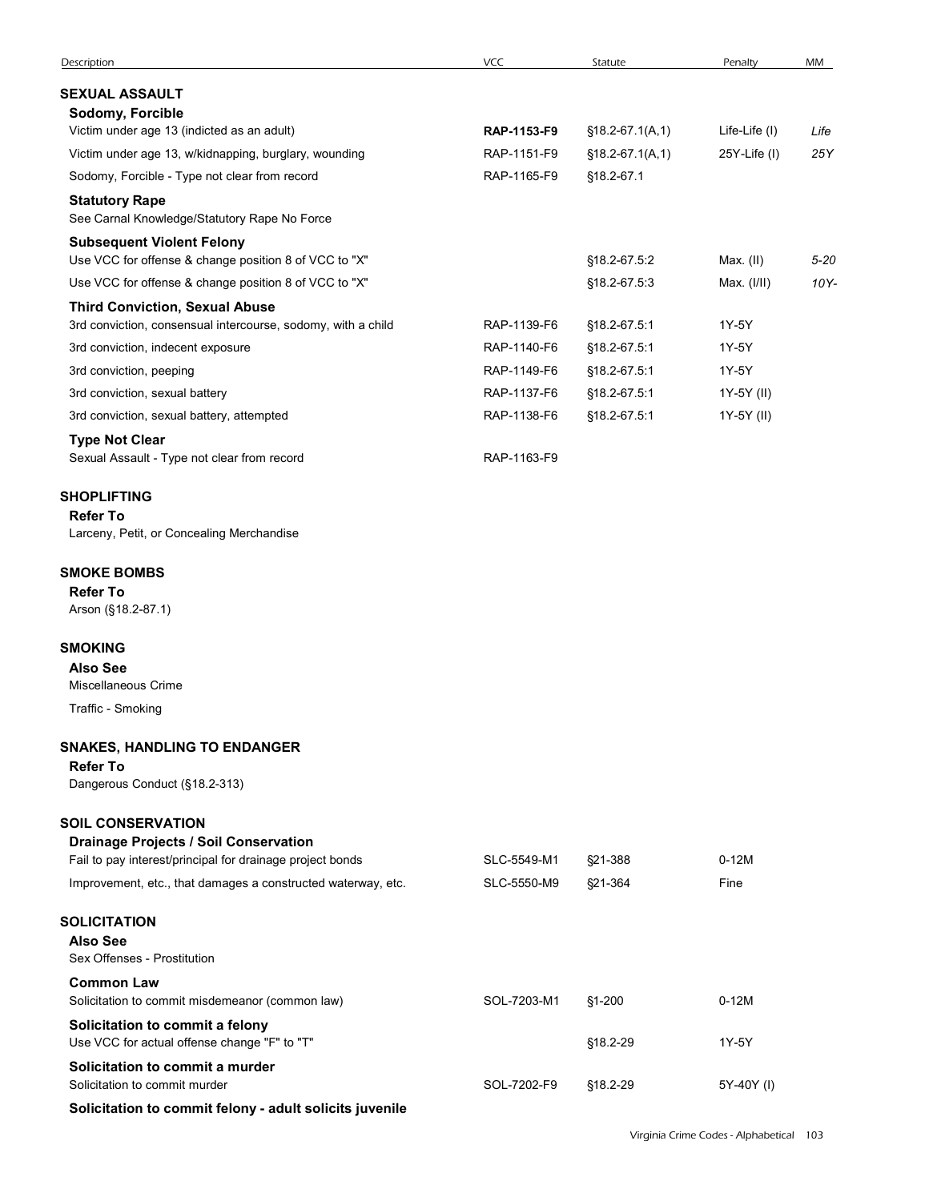| Description | VCC | Statute | Penalty | MM |
|---|---|---|---|---|
| **SEXUAL ASSAULT** | | | | |
| **Sodomy, Forcible** | | | | |
| Victim under age 13 (indicted as an adult) | **RAP-1153-F9** | §18.2-67.1(A,1) | Life-Life (I) | *Life* |
| Victim under age 13, w/kidnapping, burglary, wounding | RAP-1151-F9 | §18.2-67.1(A,1) | 25Y-Life (I) | *25Y* |
| Sodomy, Forcible - Type not clear from record | RAP-1165-F9 | §18.2-67.1 | | |
| **Statutory Rape** | | | | |
| See Carnal Knowledge/Statutory Rape No Force | | | | |
| **Subsequent Violent Felony** | | | | |
| Use VCC for offense & change position 8 of VCC to "X" | | §18.2-67.5:2 | Max. (II) | *5-20* |
| Use VCC for offense & change position 8 of VCC to "X" | | §18.2-67.5:3 | Max. (I/II) | *10Y-* |
| **Third Conviction, Sexual Abuse** | | | | |
| 3rd conviction, consensual intercourse, sodomy, with a child | RAP-1139-F6 | §18.2-67.5:1 | 1Y-5Y | |
| 3rd conviction, indecent exposure | RAP-1140-F6 | §18.2-67.5:1 | 1Y-5Y | |
| 3rd conviction, peeping | RAP-1149-F6 | §18.2-67.5:1 | 1Y-5Y | |
| 3rd conviction, sexual battery | RAP-1137-F6 | §18.2-67.5:1 | 1Y-5Y (II) | |
| 3rd conviction, sexual battery, attempted | RAP-1138-F6 | §18.2-67.5:1 | 1Y-5Y (II) | |
| **Type Not Clear** | | | | |
| Sexual Assault - Type not clear from record | RAP-1163-F9 | | | |
| **SHOPLIFTING** | | | | |
| **Refer To** | | | | |
| Larceny, Petit, or Concealing Merchandise | | | | |
| **SMOKE BOMBS** | | | | |
| **Refer To** | | | | |
| Arson (§18.2-87.1) | | | | |
| **SMOKING** | | | | |
| **Also See** | | | | |
| Miscellaneous Crime | | | | |
| Traffic - Smoking | | | | |
| **SNAKES, HANDLING TO ENDANGER** | | | | |
| **Refer To** | | | | |
| Dangerous Conduct (§18.2-313) | | | | |
| **SOIL CONSERVATION** | | | | |
| **Drainage Projects / Soil Conservation** | | | | |
| Fail to pay interest/principal for drainage project bonds | SLC-5549-M1 | §21-388 | 0-12M | |
| Improvement, etc., that damages a constructed waterway, etc. | SLC-5550-M9 | §21-364 | Fine | |
| **SOLICITATION** | | | | |
| **Also See** | | | | |
| Sex Offenses - Prostitution | | | | |
| **Common Law** | | | | |
| Solicitation to commit misdemeanor (common law) | SOL-7203-M1 | §1-200 | 0-12M | |
| **Solicitation to commit a felony** | | | | |
| Use VCC for actual offense change "F" to "T" | | §18.2-29 | 1Y-5Y | |
| **Solicitation to commit a murder** | | | | |
| Solicitation to commit murder | SOL-7202-F9 | §18.2-29 | 5Y-40Y (I) | |
| **Solicitation to commit felony - adult solicits juvenile** | | | | |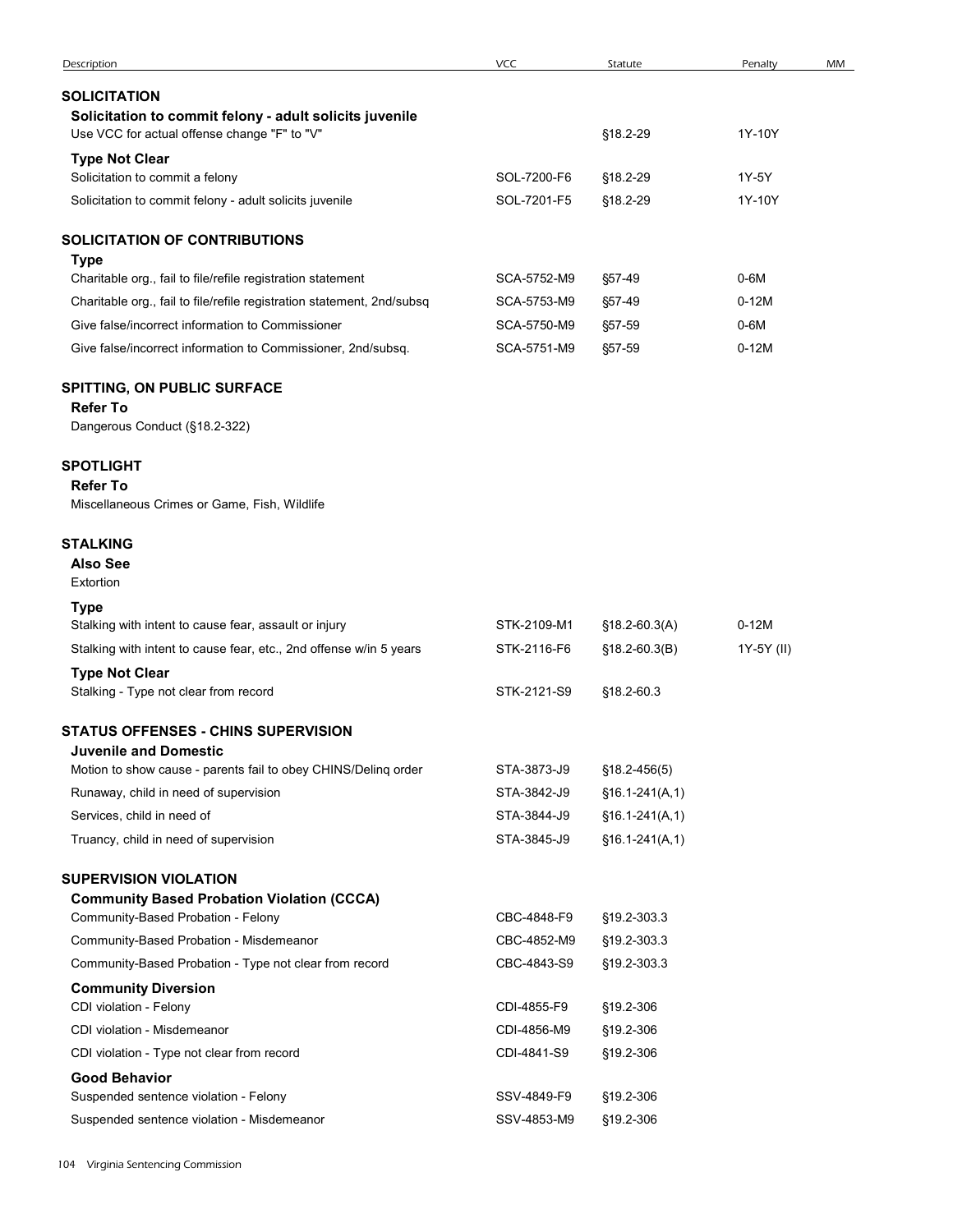| Description | VCC | Statute | Penalty | MM |
|---|---|---|---|---|
| **SOLICITATION** | | | | |
| **Solicitation to commit felony - adult solicits juvenile** | | | | |
| Use VCC for actual offense change "F" to "V" | | §18.2-29 | 1Y-10Y | |
| **Type Not Clear** | | | | |
| Solicitation to commit a felony | SOL-7200-F6 | §18.2-29 | 1Y-5Y | |
| Solicitation to commit felony - adult solicits juvenile | SOL-7201-F5 | §18.2-29 | 1Y-10Y | |
| **SOLICITATION OF CONTRIBUTIONS** | | | | |
| **Type** | | | | |
| Charitable org., fail to file/refile registration statement | SCA-5752-M9 | §57-49 | 0-6M | |
| Charitable org., fail to file/refile registration statement, 2nd/subsq | SCA-5753-M9 | §57-49 | 0-12M | |
| Give false/incorrect information to Commissioner | SCA-5750-M9 | §57-59 | 0-6M | |
| Give false/incorrect information to Commissioner, 2nd/subsq. | SCA-5751-M9 | §57-59 | 0-12M | |
| **SPITTING, ON PUBLIC SURFACE** | | | | |
| **Refer To** | | | | |
| Dangerous Conduct (§18.2-322) | | | | |
| **SPOTLIGHT** | | | | |
| **Refer To** | | | | |
| Miscellaneous Crimes or Game, Fish, Wildlife | | | | |
| **STALKING** | | | | |
| **Also See** | | | | |
| Extortion | | | | |
| **Type** | | | | |
| Stalking with intent to cause fear, assault or injury | STK-2109-M1 | §18.2-60.3(A) | 0-12M | |
| Stalking with intent to cause fear, etc., 2nd offense w/in 5 years | STK-2116-F6 | §18.2-60.3(B) | 1Y-5Y (II) | |
| **Type Not Clear** | | | | |
| Stalking - Type not clear from record | STK-2121-S9 | §18.2-60.3 | | |
| **STATUS OFFENSES - CHINS SUPERVISION** | | | | |
| **Juvenile and Domestic** | | | | |
| Motion to show cause - parents fail to obey CHINS/Delinq order | STA-3873-J9 | §18.2-456(5) | | |
| Runaway, child in need of supervision | STA-3842-J9 | §16.1-241(A,1) | | |
| Services, child in need of | STA-3844-J9 | §16.1-241(A,1) | | |
| Truancy, child in need of supervision | STA-3845-J9 | §16.1-241(A,1) | | |
| **SUPERVISION VIOLATION** | | | | |
| **Community Based Probation Violation (CCCA)** | | | | |
| Community-Based Probation - Felony | CBC-4848-F9 | §19.2-303.3 | | |
| Community-Based Probation - Misdemeanor | CBC-4852-M9 | §19.2-303.3 | | |
| Community-Based Probation - Type not clear from record | CBC-4843-S9 | §19.2-303.3 | | |
| **Community Diversion** | | | | |
| CDI violation - Felony | CDI-4855-F9 | §19.2-306 | | |
| CDI violation - Misdemeanor | CDI-4856-M9 | §19.2-306 | | |
| CDI violation - Type not clear from record | CDI-4841-S9 | §19.2-306 | | |
| **Good Behavior** | | | | |
| Suspended sentence violation - Felony | SSV-4849-F9 | §19.2-306 | | |
| Suspended sentence violation - Misdemeanor | SSV-4853-M9 | §19.2-306 | | |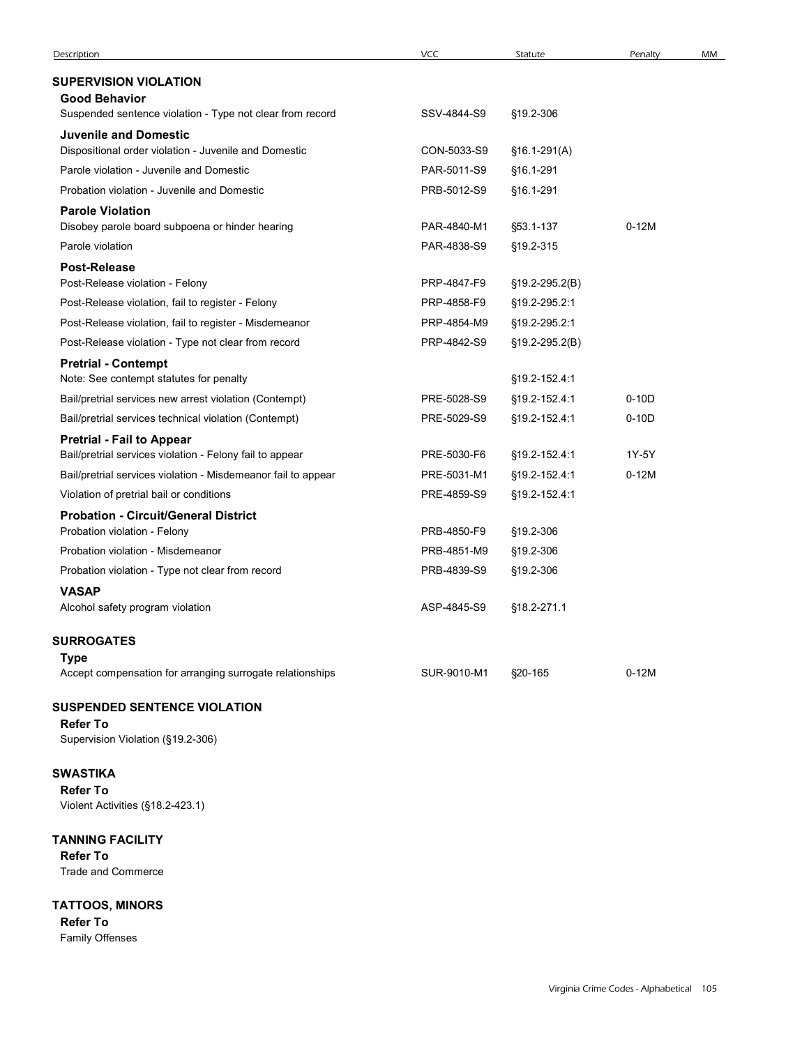| Description | VCC | Statute | Penalty | MM |
|---|---|---|---|---|
| **SUPERVISION VIOLATION** | | | | |
| **Good Behavior** | | | | |
| Suspended sentence violation - Type not clear from record | SSV-4844-S9 | §19.2-306 | | |
| **Juvenile and Domestic** | | | | |
| Dispositional order violation - Juvenile and Domestic | CON-5033-S9 | §16.1-291(A) | | |
| Parole violation - Juvenile and Domestic | PAR-5011-S9 | §16.1-291 | | |
| Probation violation - Juvenile and Domestic | PRB-5012-S9 | §16.1-291 | | |
| **Parole Violation** | | | | |
| Disobey parole board subpoena or hinder hearing | PAR-4840-M1 | §53.1-137 | 0-12M | |
| Parole violation | PAR-4838-S9 | §19.2-315 | | |
| **Post-Release** | | | | |
| Post-Release violation - Felony | PRP-4847-F9 | §19.2-295.2(B) | | |
| Post-Release violation, fail to register - Felony | PRP-4858-F9 | §19.2-295.2:1 | | |
| Post-Release violation, fail to register - Misdemeanor | PRP-4854-M9 | §19.2-295.2:1 | | |
| Post-Release violation - Type not clear from record | PRP-4842-S9 | §19.2-295.2(B) | | |
| **Pretrial - Contempt** | | | | |
| Note: See contempt statutes for penalty | | §19.2-152.4:1 | | |
| Bail/pretrial services new arrest violation (Contempt) | PRE-5028-S9 | §19.2-152.4:1 | 0-10D | |
| Bail/pretrial services technical violation (Contempt) | PRE-5029-S9 | §19.2-152.4:1 | 0-10D | |
| **Pretrial - Fail to Appear** | | | | |
| Bail/pretrial services violation - Felony fail to appear | PRE-5030-F6 | §19.2-152.4:1 | 1Y-5Y | |
| Bail/pretrial services violation - Misdemeanor fail to appear | PRE-5031-M1 | §19.2-152.4:1 | 0-12M | |
| Violation of pretrial bail or conditions | PRE-4859-S9 | §19.2-152.4:1 | | |
| **Probation - Circuit/General District** | | | | |
| Probation violation - Felony | PRB-4850-F9 | §19.2-306 | | |
| Probation violation - Misdemeanor | PRB-4851-M9 | §19.2-306 | | |
| Probation violation - Type not clear from record | PRB-4839-S9 | §19.2-306 | | |
| **VASAP** | | | | |
| Alcohol safety program violation | ASP-4845-S9 | §18.2-271.1 | | |
| **SURROGATES** | | | | |
| **Type** | | | | |
| Accept compensation for arranging surrogate relationships | SUR-9010-M1 | §20-165 | 0-12M | |

**SUSPENDED SENTENCE VIOLATION**

**Refer To**

Supervision Violation (§19.2-306)

**SWASTIKA**

**Refer To**

Violent Activities (§18.2-423.1)

**TANNING FACILITY**

**Refer To**

Trade and Commerce

**TATTOOS, MINORS**

**Refer To**

Family Offenses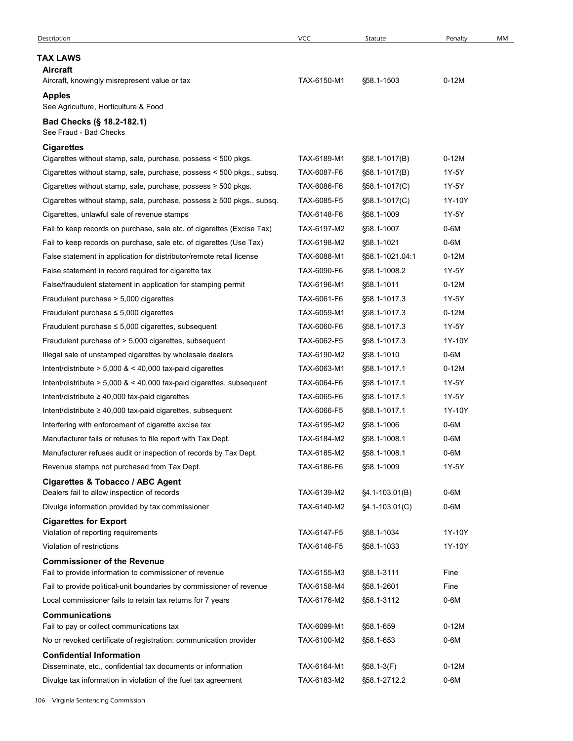| Description | VCC | Statute | Penalty | MM |
|---|---|---|---|---|
| **TAX LAWS** | | | | |
| **Aircraft** | | | | |
| Aircraft, knowingly misrepresent value or tax | TAX-6150-M1 | §58.1-1503 | 0-12M | |
| **Apples** | | | | |
| See Agriculture, Horticulture & Food | | | | |
| **Bad Checks (§ 18.2-182.1)** | | | | |
| See Fraud - Bad Checks | | | | |
| **Cigarettes** | | | | |
| Cigarettes without stamp, sale, purchase, possess < 500 pkgs. | TAX-6189-M1 | §58.1-1017(B) | 0-12M | |
| Cigarettes without stamp, sale, purchase, possess < 500 pkgs., subsq. | TAX-6087-F6 | §58.1-1017(B) | 1Y-5Y | |
| Cigarettes without stamp, sale, purchase, possess ≥ 500 pkgs. | TAX-6086-F6 | §58.1-1017(C) | 1Y-5Y | |
| Cigarettes without stamp, sale, purchase, possess ≥ 500 pkgs., subsq. | TAX-6085-F5 | §58.1-1017(C) | 1Y-10Y | |
| Cigarettes, unlawful sale of revenue stamps | TAX-6148-F6 | §58.1-1009 | 1Y-5Y | |
| Fail to keep records on purchase, sale etc. of cigarettes (Excise Tax) | TAX-6197-M2 | §58.1-1007 | 0-6M | |
| Fail to keep records on purchase, sale etc. of cigarettes (Use Tax) | TAX-6198-M2 | §58.1-1021 | 0-6M | |
| False statement in application for distributor/remote retail license | TAX-6088-M1 | §58.1-1021.04:1 | 0-12M | |
| False statement in record required for cigarette tax | TAX-6090-F6 | §58.1-1008.2 | 1Y-5Y | |
| False/fraudulent statement in application for stamping permit | TAX-6196-M1 | §58.1-1011 | 0-12M | |
| Fraudulent purchase > 5,000 cigarettes | TAX-6061-F6 | §58.1-1017.3 | 1Y-5Y | |
| Fraudulent purchase ≤ 5,000 cigarettes | TAX-6059-M1 | §58.1-1017.3 | 0-12M | |
| Fraudulent purchase ≤ 5,000 cigarettes, subsequent | TAX-6060-F6 | §58.1-1017.3 | 1Y-5Y | |
| Fraudulent purchase of > 5,000 cigarettes, subsequent | TAX-6062-F5 | §58.1-1017.3 | 1Y-10Y | |
| Illegal sale of unstamped cigarettes by wholesale dealers | TAX-6190-M2 | §58.1-1010 | 0-6M | |
| Intent/distribute > 5,000 & < 40,000 tax-paid cigarettes | TAX-6063-M1 | §58.1-1017.1 | 0-12M | |
| Intent/distribute > 5,000 & < 40,000 tax-paid cigarettes, subsequent | TAX-6064-F6 | §58.1-1017.1 | 1Y-5Y | |
| Intent/distribute ≥ 40,000 tax-paid cigarettes | TAX-6065-F6 | §58.1-1017.1 | 1Y-5Y | |
| Intent/distribute ≥ 40,000 tax-paid cigarettes, subsequent | TAX-6066-F5 | §58.1-1017.1 | 1Y-10Y | |
| Interfering with enforcement of cigarette excise tax | TAX-6195-M2 | §58.1-1006 | 0-6M | |
| Manufacturer fails or refuses to file report with Tax Dept. | TAX-6184-M2 | §58.1-1008.1 | 0-6M | |
| Manufacturer refuses audit or inspection of records by Tax Dept. | TAX-6185-M2 | §58.1-1008.1 | 0-6M | |
| Revenue stamps not purchased from Tax Dept. | TAX-6186-F6 | §58.1-1009 | 1Y-5Y | |
| **Cigarettes & Tobacco / ABC Agent** | | | | |
| Dealers fail to allow inspection of records | TAX-6139-M2 | §4.1-103.01(B) | 0-6M | |
| Divulge information provided by tax commissioner | TAX-6140-M2 | §4.1-103.01(C) | 0-6M | |
| **Cigarettes for Export** | | | | |
| Violation of reporting requirements | TAX-6147-F5 | §58.1-1034 | 1Y-10Y | |
| Violation of restrictions | TAX-6146-F5 | §58.1-1033 | 1Y-10Y | |
| **Commissioner of the Revenue** | | | | |
| Fail to provide information to commissioner of revenue | TAX-6155-M3 | §58.1-3111 | Fine | |
| Fail to provide political-unit boundaries by commissioner of revenue | TAX-6158-M4 | §58.1-2601 | Fine | |
| Local commissioner fails to retain tax returns for 7 years | TAX-6176-M2 | §58.1-3112 | 0-6M | |
| **Communications** | | | | |
| Fail to pay or collect communications tax | TAX-6099-M1 | §58.1-659 | 0-12M | |
| No or revoked certificate of registration: communication provider | TAX-6100-M2 | §58.1-653 | 0-6M | |
| **Confidential Information** | | | | |
| Disseminate, etc., confidential tax documents or information | TAX-6164-M1 | §58.1-3(F) | 0-12M | |
| Divulge tax information in violation of the fuel tax agreement | TAX-6183-M2 | §58.1-2712.2 | 0-6M | |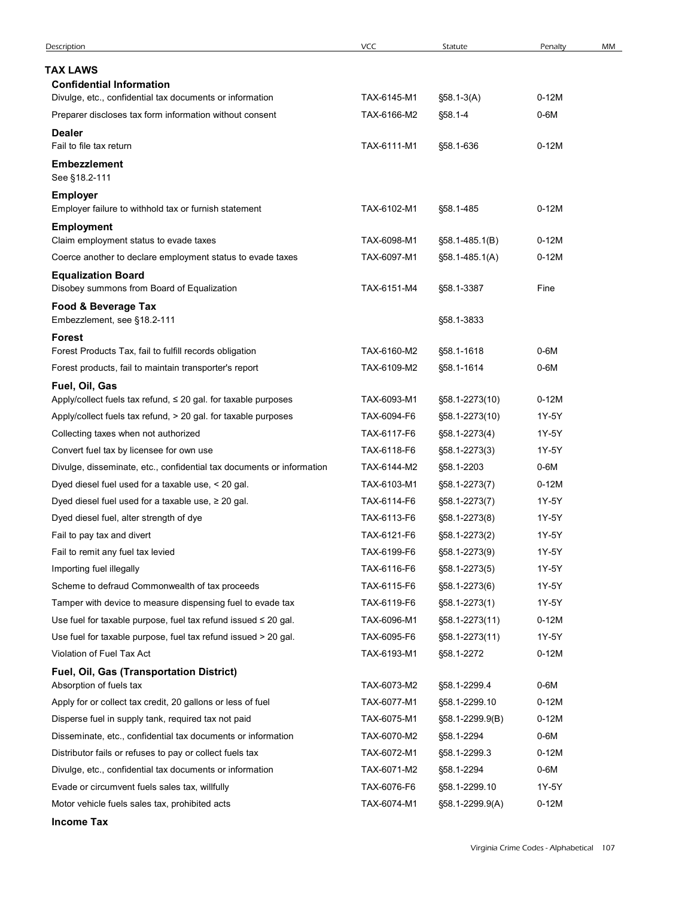| Description | VCC | Statute | Penalty | MM |
|---|---|---|---|---|
| **TAX LAWS** | | | | |
| **Confidential Information** | | | | |
| Divulge, etc., confidential tax documents or information | TAX-6145-M1 | §58.1-3(A) | 0-12M | |
| Preparer discloses tax form information without consent | TAX-6166-M2 | §58.1-4 | 0-6M | |
| **Dealer** | | | | |
| Fail to file tax return | TAX-6111-M1 | §58.1-636 | 0-12M | |
| **Embezzlement** | | | | |
| See §18.2-111 | | | | |
| **Employer** | | | | |
| Employer failure to withhold tax or furnish statement | TAX-6102-M1 | §58.1-485 | 0-12M | |
| **Employment** | | | | |
| Claim employment status to evade taxes | TAX-6098-M1 | §58.1-485.1(B) | 0-12M | |
| Coerce another to declare employment status to evade taxes | TAX-6097-M1 | §58.1-485.1(A) | 0-12M | |
| **Equalization Board** | | | | |
| Disobey summons from Board of Equalization | TAX-6151-M4 | §58.1-3387 | Fine | |
| **Food & Beverage Tax** | | | | |
| Embezzlement, see §18.2-111 | | §58.1-3833 | | |
| **Forest** | | | | |
| Forest Products Tax, fail to fulfill records obligation | TAX-6160-M2 | §58.1-1618 | 0-6M | |
| Forest products, fail to maintain transporter's report | TAX-6109-M2 | §58.1-1614 | 0-6M | |
| **Fuel, Oil, Gas** | | | | |
| Apply/collect fuels tax refund, ≤ 20 gal. for taxable purposes | TAX-6093-M1 | §58.1-2273(10) | 0-12M | |
| Apply/collect fuels tax refund, > 20 gal. for taxable purposes | TAX-6094-F6 | §58.1-2273(10) | 1Y-5Y | |
| Collecting taxes when not authorized | TAX-6117-F6 | §58.1-2273(4) | 1Y-5Y | |
| Convert fuel tax by licensee for own use | TAX-6118-F6 | §58.1-2273(3) | 1Y-5Y | |
| Divulge, disseminate, etc., confidential tax documents or information | TAX-6144-M2 | §58.1-2203 | 0-6M | |
| Dyed diesel fuel used for a taxable use, < 20 gal. | TAX-6103-M1 | §58.1-2273(7) | 0-12M | |
| Dyed diesel fuel used for a taxable use, ≥ 20 gal. | TAX-6114-F6 | §58.1-2273(7) | 1Y-5Y | |
| Dyed diesel fuel, alter strength of dye | TAX-6113-F6 | §58.1-2273(8) | 1Y-5Y | |
| Fail to pay tax and divert | TAX-6121-F6 | §58.1-2273(2) | 1Y-5Y | |
| Fail to remit any fuel tax levied | TAX-6199-F6 | §58.1-2273(9) | 1Y-5Y | |
| Importing fuel illegally | TAX-6116-F6 | §58.1-2273(5) | 1Y-5Y | |
| Scheme to defraud Commonwealth of tax proceeds | TAX-6115-F6 | §58.1-2273(6) | 1Y-5Y | |
| Tamper with device to measure dispensing fuel to evade tax | TAX-6119-F6 | §58.1-2273(1) | 1Y-5Y | |
| Use fuel for taxable purpose, fuel tax refund issued ≤ 20 gal. | TAX-6096-M1 | §58.1-2273(11) | 0-12M | |
| Use fuel for taxable purpose, fuel tax refund issued > 20 gal. | TAX-6095-F6 | §58.1-2273(11) | 1Y-5Y | |
| Violation of Fuel Tax Act | TAX-6193-M1 | §58.1-2272 | 0-12M | |
| **Fuel, Oil, Gas (Transportation District)** | | | | |
| Absorption of fuels tax | TAX-6073-M2 | §58.1-2299.4 | 0-6M | |
| Apply for or collect tax credit, 20 gallons or less of fuel | TAX-6077-M1 | §58.1-2299.10 | 0-12M | |
| Disperse fuel in supply tank, required tax not paid | TAX-6075-M1 | §58.1-2299.9(B) | 0-12M | |
| Disseminate, etc., confidential tax documents or information | TAX-6070-M2 | §58.1-2294 | 0-6M | |
| Distributor fails or refuses to pay or collect fuels tax | TAX-6072-M1 | §58.1-2299.3 | 0-12M | |
| Divulge, etc., confidential tax documents or information | TAX-6071-M2 | §58.1-2294 | 0-6M | |
| Evade or circumvent fuels sales tax, willfully | TAX-6076-F6 | §58.1-2299.10 | 1Y-5Y | |
| Motor vehicle fuels sales tax, prohibited acts | TAX-6074-M1 | §58.1-2299.9(A) | 0-12M | |
| **Income Tax** | | | | |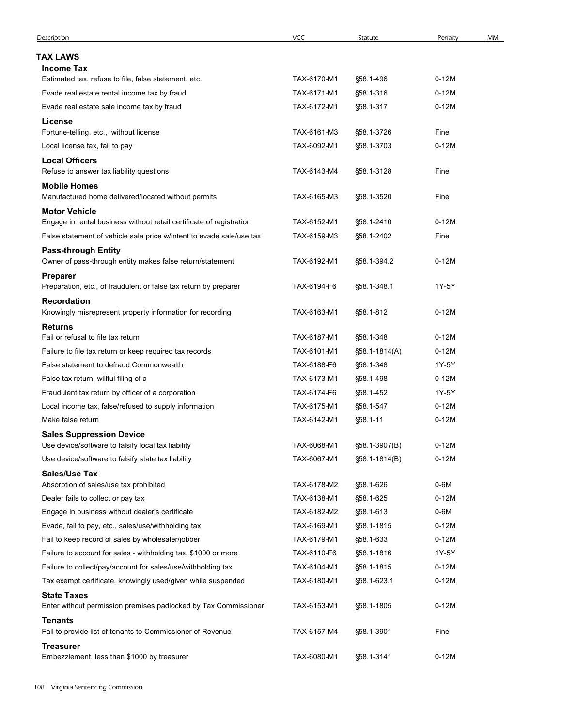| Description | VCC | Statute | Penalty | MM |
|---|---|---|---|---|
| **TAX LAWS** | | | | |
| **Income Tax** | | | | |
| Estimated tax, refuse to file, false statement, etc. | TAX-6170-M1 | §58.1-496 | 0-12M | |
| Evade real estate rental income tax by fraud | TAX-6171-M1 | §58.1-316 | 0-12M | |
| Evade real estate sale income tax by fraud | TAX-6172-M1 | §58.1-317 | 0-12M | |
| **License** | | | | |
| Fortune-telling, etc., without license | TAX-6161-M3 | §58.1-3726 | Fine | |
| Local license tax, fail to pay | TAX-6092-M1 | §58.1-3703 | 0-12M | |
| **Local Officers** | | | | |
| Refuse to answer tax liability questions | TAX-6143-M4 | §58.1-3128 | Fine | |
| **Mobile Homes** | | | | |
| Manufactured home delivered/located without permits | TAX-6165-M3 | §58.1-3520 | Fine | |
| **Motor Vehicle** | | | | |
| Engage in rental business without retail certificate of registration | TAX-6152-M1 | §58.1-2410 | 0-12M | |
| False statement of vehicle sale price w/intent to evade sale/use tax | TAX-6159-M3 | §58.1-2402 | Fine | |
| **Pass-through Entity** | | | | |
| Owner of pass-through entity makes false return/statement | TAX-6192-M1 | §58.1-394.2 | 0-12M | |
| **Preparer** | | | | |
| Preparation, etc., of fraudulent or false tax return by preparer | TAX-6194-F6 | §58.1-348.1 | 1Y-5Y | |
| **Recordation** | | | | |
| Knowingly misrepresent property information for recording | TAX-6163-M1 | §58.1-812 | 0-12M | |
| **Returns** | | | | |
| Fail or refusal to file tax return | TAX-6187-M1 | §58.1-348 | 0-12M | |
| Failure to file tax return or keep required tax records | TAX-6101-M1 | §58.1-1814(A) | 0-12M | |
| False statement to defraud Commonwealth | TAX-6188-F6 | §58.1-348 | 1Y-5Y | |
| False tax return, willful filing of a | TAX-6173-M1 | §58.1-498 | 0-12M | |
| Fraudulent tax return by officer of a corporation | TAX-6174-F6 | §58.1-452 | 1Y-5Y | |
| Local income tax, false/refused to supply information | TAX-6175-M1 | §58.1-547 | 0-12M | |
| Make false return | TAX-6142-M1 | §58.1-11 | 0-12M | |
| **Sales Suppression Device** | | | | |
| Use device/software to falsify local tax liability | TAX-6068-M1 | §58.1-3907(B) | 0-12M | |
| Use device/software to falsify state tax liability | TAX-6067-M1 | §58.1-1814(B) | 0-12M | |
| **Sales/Use Tax** | | | | |
| Absorption of sales/use tax prohibited | TAX-6178-M2 | §58.1-626 | 0-6M | |
| Dealer fails to collect or pay tax | TAX-6138-M1 | §58.1-625 | 0-12M | |
| Engage in business without dealer's certificate | TAX-6182-M2 | §58.1-613 | 0-6M | |
| Evade, fail to pay, etc., sales/use/withholding tax | TAX-6169-M1 | §58.1-1815 | 0-12M | |
| Fail to keep record of sales by wholesaler/jobber | TAX-6179-M1 | §58.1-633 | 0-12M | |
| Failure to account for sales - withholding tax, $1000 or more | TAX-6110-F6 | §58.1-1816 | 1Y-5Y | |
| Failure to collect/pay/account for sales/use/withholding tax | TAX-6104-M1 | §58.1-1815 | 0-12M | |
| Tax exempt certificate, knowingly used/given while suspended | TAX-6180-M1 | §58.1-623.1 | 0-12M | |
| **State Taxes** | | | | |
| Enter without permission premises padlocked by Tax Commissioner | TAX-6153-M1 | §58.1-1805 | 0-12M | |
| **Tenants** | | | | |
| Fail to provide list of tenants to Commissioner of Revenue | TAX-6157-M4 | §58.1-3901 | Fine | |
| **Treasurer** | | | | |
| Embezzlement, less than $1000 by treasurer | TAX-6080-M1 | §58.1-3141 | 0-12M | |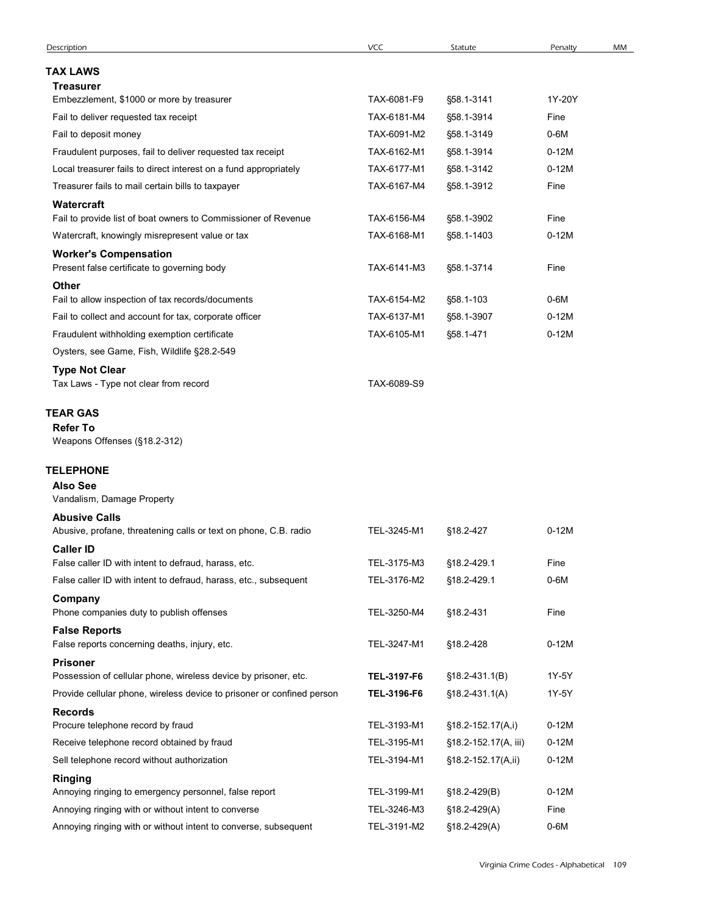| Description | VCC | Statute | Penalty | MM |
|---|---|---|---|---|
| **TAX LAWS** | | | | |
| **Treasurer** | | | | |
| Embezzlement, $1000 or more by treasurer | TAX-6081-F9 | §58.1-3141 | 1Y-20Y | |
| Fail to deliver requested tax receipt | TAX-6181-M4 | §58.1-3914 | Fine | |
| Fail to deposit money | TAX-6091-M2 | §58.1-3149 | 0-6M | |
| Fraudulent purposes, fail to deliver requested tax receipt | TAX-6162-M1 | §58.1-3914 | 0-12M | |
| Local treasurer fails to direct interest on a fund appropriately | TAX-6177-M1 | §58.1-3142 | 0-12M | |
| Treasurer fails to mail certain bills to taxpayer | TAX-6167-M4 | §58.1-3912 | Fine | |
| **Watercraft** | | | | |
| Fail to provide list of boat owners to Commissioner of Revenue | TAX-6156-M4 | §58.1-3902 | Fine | |
| Watercraft, knowingly misrepresent value or tax | TAX-6168-M1 | §58.1-1403 | 0-12M | |
| **Worker's Compensation** | | | | |
| Present false certificate to governing body | TAX-6141-M3 | §58.1-3714 | Fine | |
| **Other** | | | | |
| Fail to allow inspection of tax records/documents | TAX-6154-M2 | §58.1-103 | 0-6M | |
| Fail to collect and account for tax, corporate officer | TAX-6137-M1 | §58.1-3907 | 0-12M | |
| Fraudulent withholding exemption certificate | TAX-6105-M1 | §58.1-471 | 0-12M | |
| Oysters, see Game, Fish, Wildlife §28.2-549 | | | | |
| **Type Not Clear** | | | | |
| Tax Laws - Type not clear from record | TAX-6089-S9 | | | |
| **TEAR GAS** | | | | |
| **Refer To** | | | | |
| Weapons Offenses (§18.2-312) | | | | |
| **TELEPHONE** | | | | |
| **Also See** | | | | |
| Vandalism, Damage Property | | | | |
| **Abusive Calls** | | | | |
| Abusive, profane, threatening calls or text on phone, C.B. radio | TEL-3245-M1 | §18.2-427 | 0-12M | |
| **Caller ID** | | | | |
| False caller ID with intent to defraud, harass, etc. | TEL-3175-M3 | §18.2-429.1 | Fine | |
| False caller ID with intent to defraud, harass, etc., subsequent | TEL-3176-M2 | §18.2-429.1 | 0-6M | |
| **Company** | | | | |
| Phone companies duty to publish offenses | TEL-3250-M4 | §18.2-431 | Fine | |
| **False Reports** | | | | |
| False reports concerning deaths, injury, etc. | TEL-3247-M1 | §18.2-428 | 0-12M | |
| **Prisoner** | | | | |
| Possession of cellular phone, wireless device by prisoner, etc. | **TEL-3197-F6** | §18.2-431.1(B) | 1Y-5Y | |
| Provide cellular phone, wireless device to prisoner or confined person | **TEL-3196-F6** | §18.2-431.1(A) | 1Y-5Y | |
| **Records** | | | | |
| Procure telephone record by fraud | TEL-3193-M1 | §18.2-152.17(A,i) | 0-12M | |
| Receive telephone record obtained by fraud | TEL-3195-M1 | §18.2-152.17(A, iii) | 0-12M | |
| Sell telephone record without authorization | TEL-3194-M1 | §18.2-152.17(A,ii) | 0-12M | |
| **Ringing** | | | | |
| Annoying ringing to emergency personnel, false report | TEL-3199-M1 | §18.2-429(B) | 0-12M | |
| Annoying ringing with or without intent to converse | TEL-3246-M3 | §18.2-429(A) | Fine | |
| Annoying ringing with or without intent to converse, subsequent | TEL-3191-M2 | §18.2-429(A) | 0-6M | |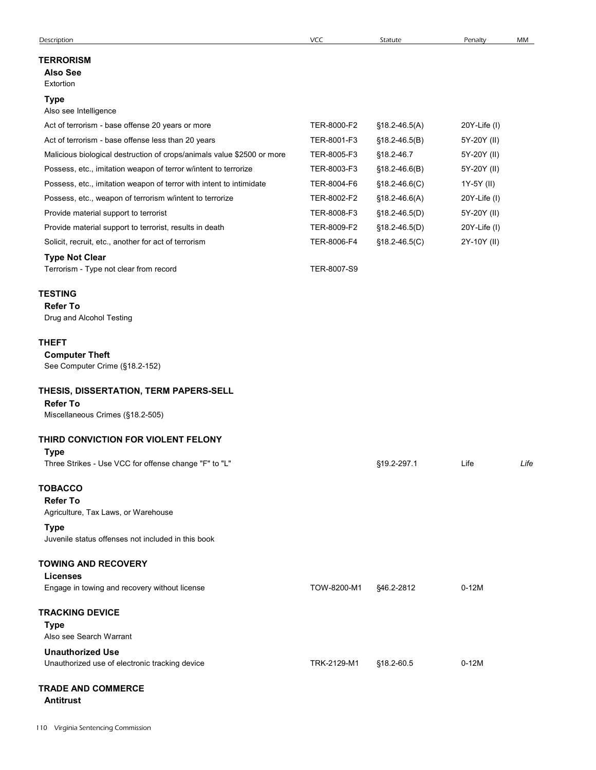| Description | VCC | Statute | Penalty | MM |
|---|---|---|---|---|
| **TERRORISM** | | | | |
| **Also See** | | | | |
| Extortion | | | | |
| **Type** | | | | |
| Also see Intelligence | | | | |
| Act of terrorism - base offense 20 years or more | TER-8000-F2 | §18.2-46.5(A) | 20Y-Life (I) | |
| Act of terrorism - base offense less than 20 years | TER-8001-F3 | §18.2-46.5(B) | 5Y-20Y (II) | |
| Malicious biological destruction of crops/animals value $2500 or more | TER-8005-F3 | §18.2-46.7 | 5Y-20Y (II) | |
| Possess, etc., imitation weapon of terror w/intent to terrorize | TER-8003-F3 | §18.2-46.6(B) | 5Y-20Y (II) | |
| Possess, etc., imitation weapon of terror with intent to intimidate | TER-8004-F6 | §18.2-46.6(C) | 1Y-5Y (II) | |
| Possess, etc., weapon of terrorism w/intent to terrorize | TER-8002-F2 | §18.2-46.6(A) | 20Y-Life (I) | |
| Provide material support to terrorist | TER-8008-F3 | §18.2-46.5(D) | 5Y-20Y (II) | |
| Provide material support to terrorist, results in death | TER-8009-F2 | §18.2-46.5(D) | 20Y-Life (I) | |
| Solicit, recruit, etc., another for act of terrorism | TER-8006-F4 | §18.2-46.5(C) | 2Y-10Y (II) | |
| **Type Not Clear** | | | | |
| Terrorism - Type not clear from record | TER-8007-S9 | | | |
| **TESTING** | | | | |
| **Refer To** | | | | |
| Drug and Alcohol Testing | | | | |
| **THEFT** | | | | |
| **Computer Theft** | | | | |
| See Computer Crime (§18.2-152) | | | | |
| **THESIS, DISSERTATION, TERM PAPERS-SELL** | | | | |
| **Refer To** | | | | |
| Miscellaneous Crimes (§18.2-505) | | | | |
| **THIRD CONVICTION FOR VIOLENT FELONY** | | | | |
| **Type** | | | | |
| Three Strikes - Use VCC for offense change "F" to "L" | | §19.2-297.1 | Life | *Life* |
| **TOBACCO** | | | | |
| **Refer To** | | | | |
| Agriculture, Tax Laws, or Warehouse | | | | |
| **Type** | | | | |
| Juvenile status offenses not included in this book | | | | |
| **TOWING AND RECOVERY** | | | | |
| **Licenses** | | | | |
| Engage in towing and recovery without license | TOW-8200-M1 | §46.2-2812 | 0-12M | |
| **TRACKING DEVICE** | | | | |
| **Type** | | | | |
| Also see Search Warrant | | | | |
| **Unauthorized Use** | | | | |
| Unauthorized use of electronic tracking device | TRK-2129-M1 | §18.2-60.5 | 0-12M | |
| **TRADE AND COMMERCE** | | | | |
| **Antitrust** | | | | |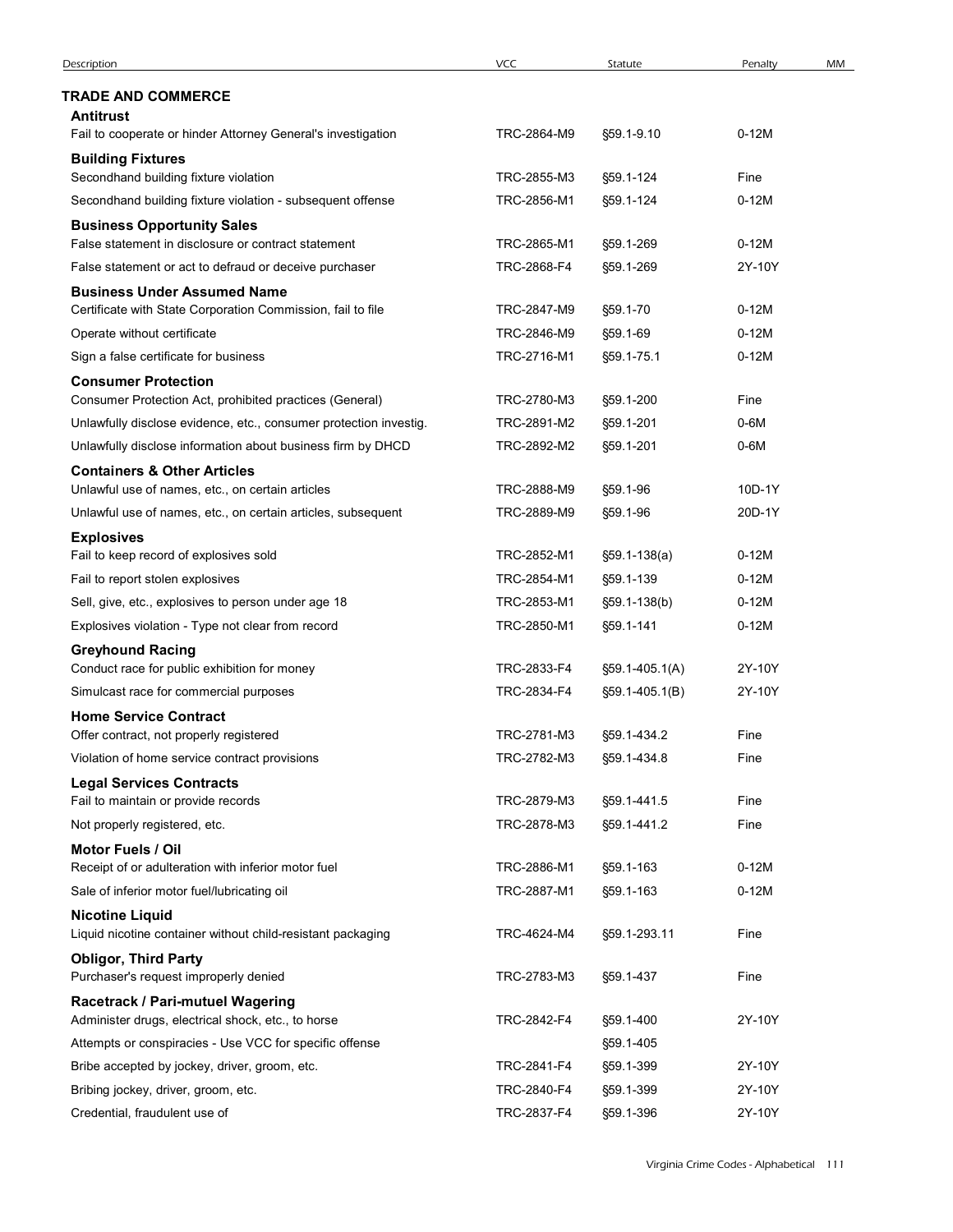| Description | VCC | Statute | Penalty | MM |
|---|---|---|---|---|
| **TRADE AND COMMERCE** | | | | |
| **Antitrust** | | | | |
| Fail to cooperate or hinder Attorney General's investigation | TRC-2864-M9 | §59.1-9.10 | 0-12M | |
| **Building Fixtures** | | | | |
| Secondhand building fixture violation | TRC-2855-M3 | §59.1-124 | Fine | |
| Secondhand building fixture violation - subsequent offense | TRC-2856-M1 | §59.1-124 | 0-12M | |
| **Business Opportunity Sales** | | | | |
| False statement in disclosure or contract statement | TRC-2865-M1 | §59.1-269 | 0-12M | |
| False statement or act to defraud or deceive purchaser | TRC-2868-F4 | §59.1-269 | 2Y-10Y | |
| **Business Under Assumed Name** | | | | |
| Certificate with State Corporation Commission, fail to file | TRC-2847-M9 | §59.1-70 | 0-12M | |
| Operate without certificate | TRC-2846-M9 | §59.1-69 | 0-12M | |
| Sign a false certificate for business | TRC-2716-M1 | §59.1-75.1 | 0-12M | |
| **Consumer Protection** | | | | |
| Consumer Protection Act, prohibited practices (General) | TRC-2780-M3 | §59.1-200 | Fine | |
| Unlawfully disclose evidence, etc., consumer protection investig. | TRC-2891-M2 | §59.1-201 | 0-6M | |
| Unlawfully disclose information about business firm by DHCD | TRC-2892-M2 | §59.1-201 | 0-6M | |
| **Containers & Other Articles** | | | | |
| Unlawful use of names, etc., on certain articles | TRC-2888-M9 | §59.1-96 | 10D-1Y | |
| Unlawful use of names, etc., on certain articles, subsequent | TRC-2889-M9 | §59.1-96 | 20D-1Y | |
| **Explosives** | | | | |
| Fail to keep record of explosives sold | TRC-2852-M1 | §59.1-138(a) | 0-12M | |
| Fail to report stolen explosives | TRC-2854-M1 | §59.1-139 | 0-12M | |
| Sell, give, etc., explosives to person under age 18 | TRC-2853-M1 | §59.1-138(b) | 0-12M | |
| Explosives violation - Type not clear from record | TRC-2850-M1 | §59.1-141 | 0-12M | |
| **Greyhound Racing** | | | | |
| Conduct race for public exhibition for money | TRC-2833-F4 | §59.1-405.1(A) | 2Y-10Y | |
| Simulcast race for commercial purposes | TRC-2834-F4 | §59.1-405.1(B) | 2Y-10Y | |
| **Home Service Contract** | | | | |
| Offer contract, not properly registered | TRC-2781-M3 | §59.1-434.2 | Fine | |
| Violation of home service contract provisions | TRC-2782-M3 | §59.1-434.8 | Fine | |
| **Legal Services Contracts** | | | | |
| Fail to maintain or provide records | TRC-2879-M3 | §59.1-441.5 | Fine | |
| Not properly registered, etc. | TRC-2878-M3 | §59.1-441.2 | Fine | |
| **Motor Fuels / Oil** | | | | |
| Receipt of or adulteration with inferior motor fuel | TRC-2886-M1 | §59.1-163 | 0-12M | |
| Sale of inferior motor fuel/lubricating oil | TRC-2887-M1 | §59.1-163 | 0-12M | |
| **Nicotine Liquid** | | | | |
| Liquid nicotine container without child-resistant packaging | TRC-4624-M4 | §59.1-293.11 | Fine | |
| **Obligor, Third Party** | | | | |
| Purchaser's request improperly denied | TRC-2783-M3 | §59.1-437 | Fine | |
| **Racetrack / Pari-mutuel Wagering** | | | | |
| Administer drugs, electrical shock, etc., to horse | TRC-2842-F4 | §59.1-400 | 2Y-10Y | |
| Attempts or conspiracies - Use VCC for specific offense | | §59.1-405 | | |
| Bribe accepted by jockey, driver, groom, etc. | TRC-2841-F4 | §59.1-399 | 2Y-10Y | |
| Bribing jockey, driver, groom, etc. | TRC-2840-F4 | §59.1-399 | 2Y-10Y | |
| Credential, fraudulent use of | TRC-2837-F4 | §59.1-396 | 2Y-10Y | |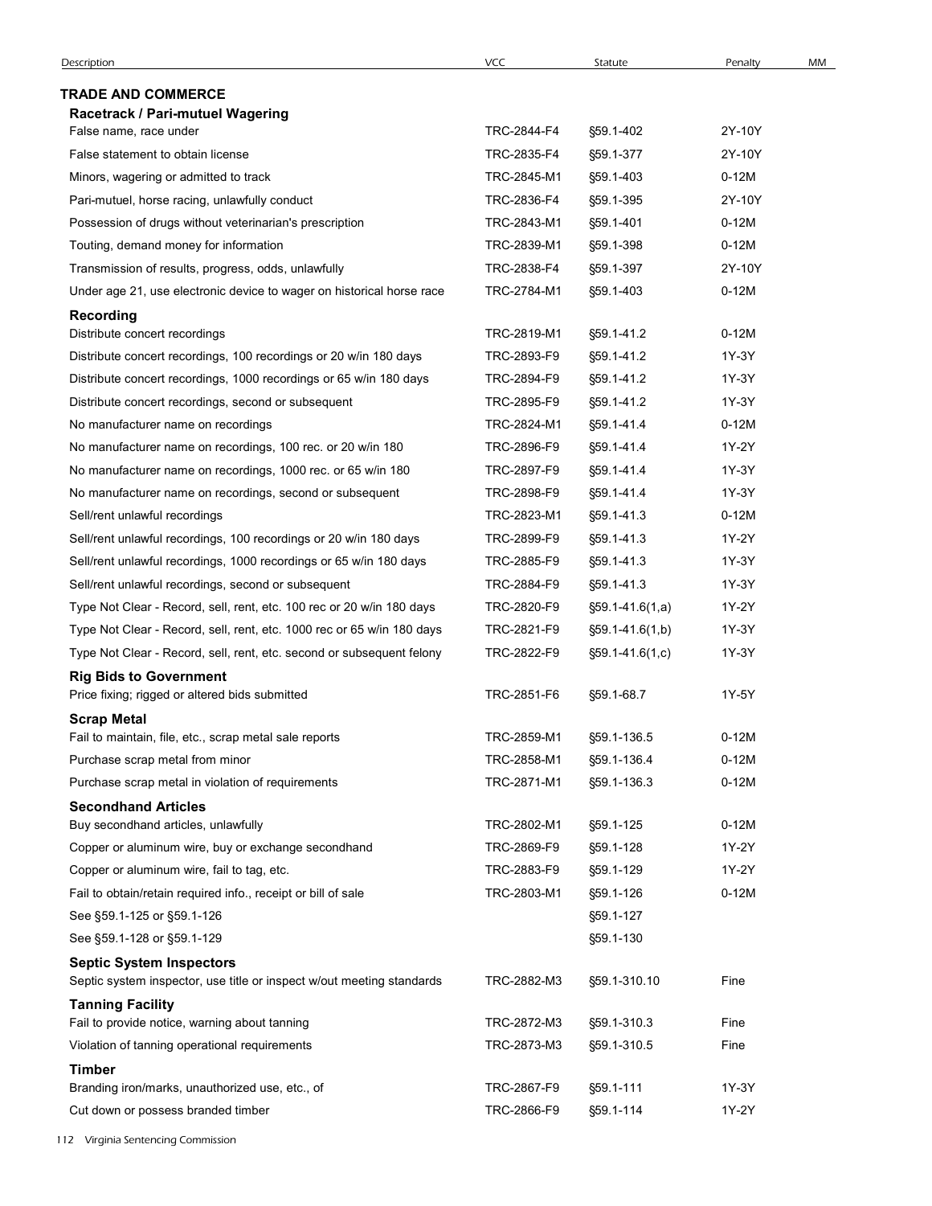| Description | VCC | Statute | Penalty | MM |
|---|---|---|---|---|
| **TRADE AND COMMERCE** | | | | |
| **Racetrack / Pari-mutuel Wagering** | | | | |
| False name, race under | TRC-2844-F4 | §59.1-402 | 2Y-10Y | |
| False statement to obtain license | TRC-2835-F4 | §59.1-377 | 2Y-10Y | |
| Minors, wagering or admitted to track | TRC-2845-M1 | §59.1-403 | 0-12M | |
| Pari-mutuel, horse racing, unlawfully conduct | TRC-2836-F4 | §59.1-395 | 2Y-10Y | |
| Possession of drugs without veterinarian's prescription | TRC-2843-M1 | §59.1-401 | 0-12M | |
| Touting, demand money for information | TRC-2839-M1 | §59.1-398 | 0-12M | |
| Transmission of results, progress, odds, unlawfully | TRC-2838-F4 | §59.1-397 | 2Y-10Y | |
| Under age 21, use electronic device to wager on historical horse race | TRC-2784-M1 | §59.1-403 | 0-12M | |
| **Recording** | | | | |
| Distribute concert recordings | TRC-2819-M1 | §59.1-41.2 | 0-12M | |
| Distribute concert recordings, 100 recordings or 20 w/in 180 days | TRC-2893-F9 | §59.1-41.2 | 1Y-3Y | |
| Distribute concert recordings, 1000 recordings or 65 w/in 180 days | TRC-2894-F9 | §59.1-41.2 | 1Y-3Y | |
| Distribute concert recordings, second or subsequent | TRC-2895-F9 | §59.1-41.2 | 1Y-3Y | |
| No manufacturer name on recordings | TRC-2824-M1 | §59.1-41.4 | 0-12M | |
| No manufacturer name on recordings, 100 rec. or 20 w/in 180 | TRC-2896-F9 | §59.1-41.4 | 1Y-2Y | |
| No manufacturer name on recordings, 1000 rec. or 65 w/in 180 | TRC-2897-F9 | §59.1-41.4 | 1Y-3Y | |
| No manufacturer name on recordings, second or subsequent | TRC-2898-F9 | §59.1-41.4 | 1Y-3Y | |
| Sell/rent unlawful recordings | TRC-2823-M1 | §59.1-41.3 | 0-12M | |
| Sell/rent unlawful recordings, 100 recordings or 20 w/in 180 days | TRC-2899-F9 | §59.1-41.3 | 1Y-2Y | |
| Sell/rent unlawful recordings, 1000 recordings or 65 w/in 180 days | TRC-2885-F9 | §59.1-41.3 | 1Y-3Y | |
| Sell/rent unlawful recordings, second or subsequent | TRC-2884-F9 | §59.1-41.3 | 1Y-3Y | |
| Type Not Clear - Record, sell, rent, etc. 100 rec or 20 w/in 180 days | TRC-2820-F9 | §59.1-41.6(1,a) | 1Y-2Y | |
| Type Not Clear - Record, sell, rent, etc. 1000 rec or 65 w/in 180 days | TRC-2821-F9 | §59.1-41.6(1,b) | 1Y-3Y | |
| Type Not Clear - Record, sell, rent, etc. second or subsequent felony | TRC-2822-F9 | §59.1-41.6(1,c) | 1Y-3Y | |
| **Rig Bids to Government** | | | | |
| Price fixing; rigged or altered bids submitted | TRC-2851-F6 | §59.1-68.7 | 1Y-5Y | |
| **Scrap Metal** | | | | |
| Fail to maintain, file, etc., scrap metal sale reports | TRC-2859-M1 | §59.1-136.5 | 0-12M | |
| Purchase scrap metal from minor | TRC-2858-M1 | §59.1-136.4 | 0-12M | |
| Purchase scrap metal in violation of requirements | TRC-2871-M1 | §59.1-136.3 | 0-12M | |
| **Secondhand Articles** | | | | |
| Buy secondhand articles, unlawfully | TRC-2802-M1 | §59.1-125 | 0-12M | |
| Copper or aluminum wire, buy or exchange secondhand | TRC-2869-F9 | §59.1-128 | 1Y-2Y | |
| Copper or aluminum wire, fail to tag, etc. | TRC-2883-F9 | §59.1-129 | 1Y-2Y | |
| Fail to obtain/retain required info., receipt or bill of sale | TRC-2803-M1 | §59.1-126 | 0-12M | |
| See §59.1-125 or §59.1-126 | | §59.1-127 | | |
| See §59.1-128 or §59.1-129 | | §59.1-130 | | |
| **Septic System Inspectors** | | | | |
| Septic system inspector, use title or inspect w/out meeting standards | TRC-2882-M3 | §59.1-310.10 | Fine | |
| **Tanning Facility** | | | | |
| Fail to provide notice, warning about tanning | TRC-2872-M3 | §59.1-310.3 | Fine | |
| Violation of tanning operational requirements | TRC-2873-M3 | §59.1-310.5 | Fine | |
| **Timber** | | | | |
| Branding iron/marks, unauthorized use, etc., of | TRC-2867-F9 | §59.1-111 | 1Y-3Y | |
| Cut down or possess branded timber | TRC-2866-F9 | §59.1-114 | 1Y-2Y | |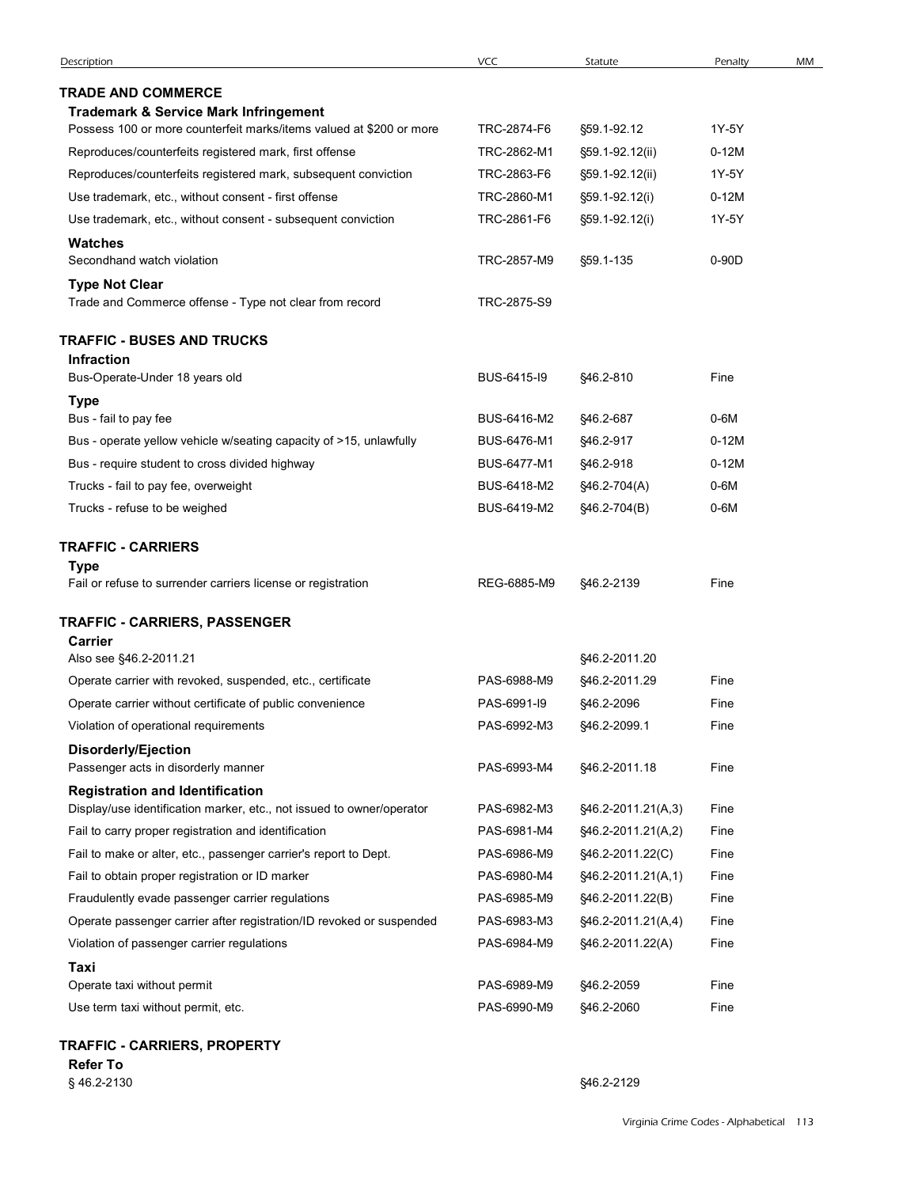| Description | VCC | Statute | Penalty | MM |
|---|---|---|---|---|
| **TRADE AND COMMERCE** | | | | |
| **Trademark & Service Mark Infringement** | | | | |
| Possess 100 or more counterfeit marks/items valued at $200 or more | TRC-2874-F6 | §59.1-92.12 | 1Y-5Y | |
| Reproduces/counterfeits registered mark, first offense | TRC-2862-M1 | §59.1-92.12(ii) | 0-12M | |
| Reproduces/counterfeits registered mark, subsequent conviction | TRC-2863-F6 | §59.1-92.12(ii) | 1Y-5Y | |
| Use trademark, etc., without consent - first offense | TRC-2860-M1 | §59.1-92.12(i) | 0-12M | |
| Use trademark, etc., without consent - subsequent conviction | TRC-2861-F6 | §59.1-92.12(i) | 1Y-5Y | |
| **Watches** | | | | |
| Secondhand watch violation | TRC-2857-M9 | §59.1-135 | 0-90D | |
| **Type Not Clear** | | | | |
| Trade and Commerce offense - Type not clear from record | TRC-2875-S9 | | | |
| **TRAFFIC - BUSES AND TRUCKS** | | | | |
| **Infraction** | | | | |
| Bus-Operate-Under 18 years old | BUS-6415-I9 | §46.2-810 | Fine | |
| **Type** | | | | |
| Bus - fail to pay fee | BUS-6416-M2 | §46.2-687 | 0-6M | |
| Bus - operate yellow vehicle w/seating capacity of >15, unlawfully | BUS-6476-M1 | §46.2-917 | 0-12M | |
| Bus - require student to cross divided highway | BUS-6477-M1 | §46.2-918 | 0-12M | |
| Trucks - fail to pay fee, overweight | BUS-6418-M2 | §46.2-704(A) | 0-6M | |
| Trucks - refuse to be weighed | BUS-6419-M2 | §46.2-704(B) | 0-6M | |
| **TRAFFIC - CARRIERS** | | | | |
| **Type** | | | | |
| Fail or refuse to surrender carriers license or registration | REG-6885-M9 | §46.2-2139 | Fine | |
| **TRAFFIC - CARRIERS, PASSENGER** | | | | |
| **Carrier** | | | | |
| Also see §46.2-2011.21 | | §46.2-2011.20 | | |
| Operate carrier with revoked, suspended, etc., certificate | PAS-6988-M9 | §46.2-2011.29 | Fine | |
| Operate carrier without certificate of public convenience | PAS-6991-I9 | §46.2-2096 | Fine | |
| Violation of operational requirements | PAS-6992-M3 | §46.2-2099.1 | Fine | |
| **Disorderly/Ejection** | | | | |
| Passenger acts in disorderly manner | PAS-6993-M4 | §46.2-2011.18 | Fine | |
| **Registration and Identification** | | | | |
| Display/use identification marker, etc., not issued to owner/operator | PAS-6982-M3 | §46.2-2011.21(A,3) | Fine | |
| Fail to carry proper registration and identification | PAS-6981-M4 | §46.2-2011.21(A,2) | Fine | |
| Fail to make or alter, etc., passenger carrier's report to Dept. | PAS-6986-M9 | §46.2-2011.22(C) | Fine | |
| Fail to obtain proper registration or ID marker | PAS-6980-M4 | §46.2-2011.21(A,1) | Fine | |
| Fraudulently evade passenger carrier regulations | PAS-6985-M9 | §46.2-2011.22(B) | Fine | |
| Operate passenger carrier after registration/ID revoked or suspended | PAS-6983-M3 | §46.2-2011.21(A,4) | Fine | |
| Violation of passenger carrier regulations | PAS-6984-M9 | §46.2-2011.22(A) | Fine | |
| **Taxi** | | | | |
| Operate taxi without permit | PAS-6989-M9 | §46.2-2059 | Fine | |
| Use term taxi without permit, etc. | PAS-6990-M9 | §46.2-2060 | Fine | |
| **TRAFFIC - CARRIERS, PROPERTY** | | | | |
| **Refer To** | | | | |
| § 46.2-2130 | | §46.2-2129 | | |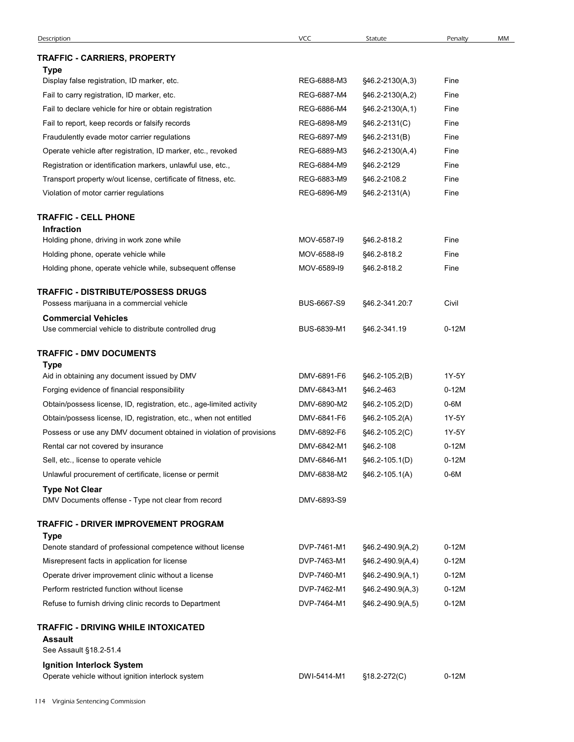| Description | VCC | Statute | Penalty | MM |
|---|---|---|---|---|
| **TRAFFIC - CARRIERS, PROPERTY** | | | | |
| **Type** | | | | |
| Display false registration, ID marker, etc. | REG-6888-M3 | §46.2-2130(A,3) | Fine | |
| Fail to carry registration, ID marker, etc. | REG-6887-M4 | §46.2-2130(A,2) | Fine | |
| Fail to declare vehicle for hire or obtain registration | REG-6886-M4 | §46.2-2130(A,1) | Fine | |
| Fail to report, keep records or falsify records | REG-6898-M9 | §46.2-2131(C) | Fine | |
| Fraudulently evade motor carrier regulations | REG-6897-M9 | §46.2-2131(B) | Fine | |
| Operate vehicle after registration, ID marker, etc., revoked | REG-6889-M3 | §46.2-2130(A,4) | Fine | |
| Registration or identification markers, unlawful use, etc., | REG-6884-M9 | §46.2-2129 | Fine | |
| Transport property w/out license, certificate of fitness, etc. | REG-6883-M9 | §46.2-2108.2 | Fine | |
| Violation of motor carrier regulations | REG-6896-M9 | §46.2-2131(A) | Fine | |
| **TRAFFIC - CELL PHONE** | | | | |
| **Infraction** | | | | |
| Holding phone, driving in work zone while | MOV-6587-I9 | §46.2-818.2 | Fine | |
| Holding phone, operate vehicle while | MOV-6588-I9 | §46.2-818.2 | Fine | |
| Holding phone, operate vehicle while, subsequent offense | MOV-6589-I9 | §46.2-818.2 | Fine | |
| **TRAFFIC - DISTRIBUTE/POSSESS DRUGS** | | | | |
| Possess marijuana in a commercial vehicle | BUS-6667-S9 | §46.2-341.20:7 | Civil | |
| **Commercial Vehicles** | | | | |
| Use commercial vehicle to distribute controlled drug | BUS-6839-M1 | §46.2-341.19 | 0-12M | |
| **TRAFFIC - DMV DOCUMENTS** | | | | |
| **Type** | | | | |
| Aid in obtaining any document issued by DMV | DMV-6891-F6 | §46.2-105.2(B) | 1Y-5Y | |
| Forging evidence of financial responsibility | DMV-6843-M1 | §46.2-463 | 0-12M | |
| Obtain/possess license, ID, registration, etc., age-limited activity | DMV-6890-M2 | §46.2-105.2(D) | 0-6M | |
| Obtain/possess license, ID, registration, etc., when not entitled | DMV-6841-F6 | §46.2-105.2(A) | 1Y-5Y | |
| Possess or use any DMV document obtained in violation of provisions | DMV-6892-F6 | §46.2-105.2(C) | 1Y-5Y | |
| Rental car not covered by insurance | DMV-6842-M1 | §46.2-108 | 0-12M | |
| Sell, etc., license to operate vehicle | DMV-6846-M1 | §46.2-105.1(D) | 0-12M | |
| Unlawful procurement of certificate, license or permit | DMV-6838-M2 | §46.2-105.1(A) | 0-6M | |
| **Type Not Clear** | | | | |
| DMV Documents offense - Type not clear from record | DMV-6893-S9 | | | |
| **TRAFFIC - DRIVER IMPROVEMENT PROGRAM** | | | | |
| **Type** | | | | |
| Denote standard of professional competence without license | DVP-7461-M1 | §46.2-490.9(A,2) | 0-12M | |
| Misrepresent facts in application for license | DVP-7463-M1 | §46.2-490.9(A,4) | 0-12M | |
| Operate driver improvement clinic without a license | DVP-7460-M1 | §46.2-490.9(A,1) | 0-12M | |
| Perform restricted function without license | DVP-7462-M1 | §46.2-490.9(A,3) | 0-12M | |
| Refuse to furnish driving clinic records to Department | DVP-7464-M1 | §46.2-490.9(A,5) | 0-12M | |
| **TRAFFIC - DRIVING WHILE INTOXICATED** | | | | |
| **Assault** | | | | |
| See Assault §18.2-51.4 | | | | |
| **Ignition Interlock System** | | | | |
| Operate vehicle without ignition interlock system | DWI-5414-M1 | §18.2-272(C) | 0-12M | |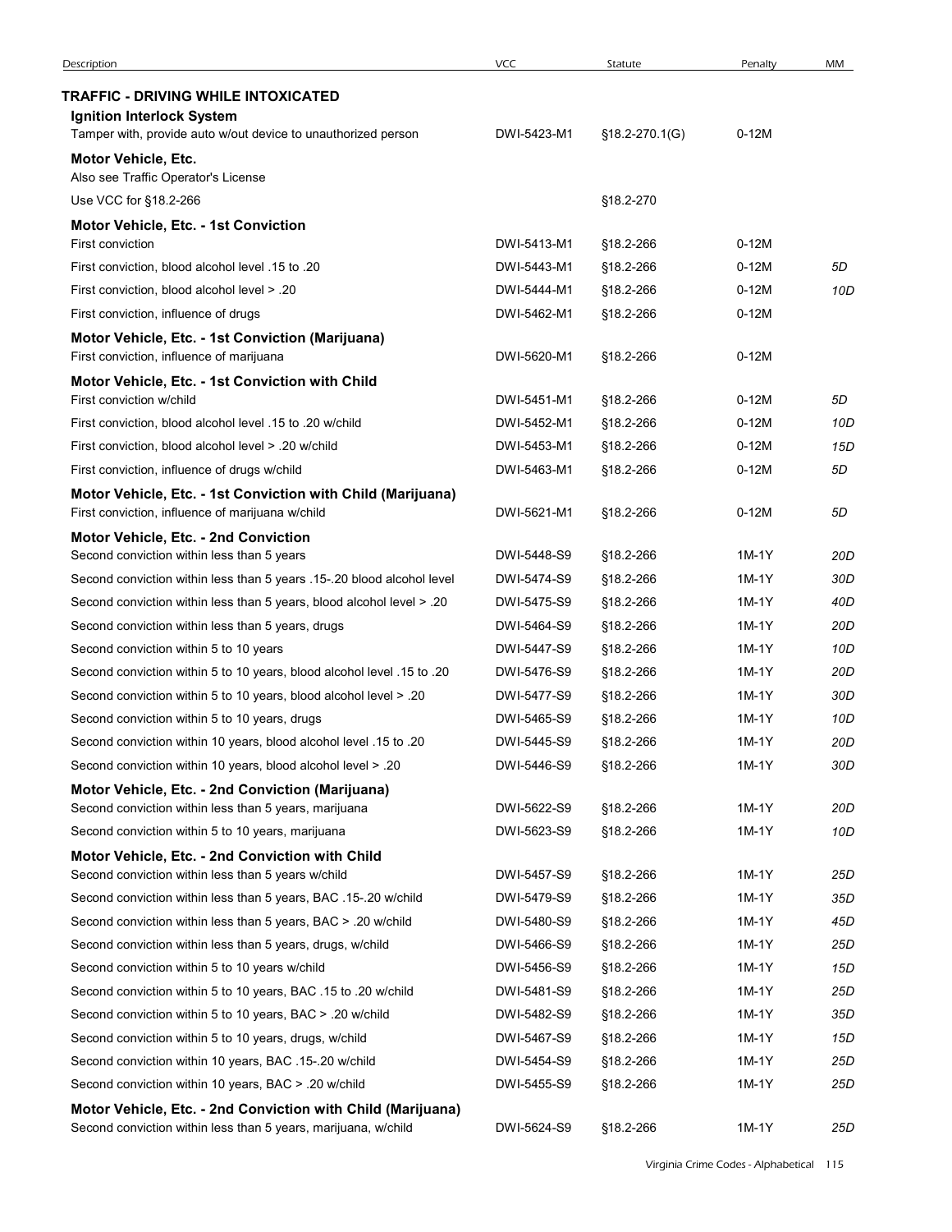| Description | VCC | Statute | Penalty | MM |
|---|---|---|---|---|
| **TRAFFIC - DRIVING WHILE INTOXICATED** | | | | |
| **Ignition Interlock System** | | | | |
| Tamper with, provide auto w/out device to unauthorized person | DWI-5423-M1 | §18.2-270.1(G) | 0-12M | |
| **Motor Vehicle, Etc.** | | | | |
| Also see Traffic Operator's License | | | | |
| Use VCC for §18.2-266 | | §18.2-270 | | |
| **Motor Vehicle, Etc. - 1st Conviction** | | | | |
| First conviction | DWI-5413-M1 | §18.2-266 | 0-12M | |
| First conviction, blood alcohol level .15 to .20 | DWI-5443-M1 | §18.2-266 | 0-12M | *5D* |
| First conviction, blood alcohol level > .20 | DWI-5444-M1 | §18.2-266 | 0-12M | *10D* |
| First conviction, influence of drugs | DWI-5462-M1 | §18.2-266 | 0-12M | |
| **Motor Vehicle, Etc. - 1st Conviction (Marijuana)** | | | | |
| First conviction, influence of marijuana | DWI-5620-M1 | §18.2-266 | 0-12M | |
| **Motor Vehicle, Etc. - 1st Conviction with Child** | | | | |
| First conviction w/child | DWI-5451-M1 | §18.2-266 | 0-12M | *5D* |
| First conviction, blood alcohol level .15 to .20 w/child | DWI-5452-M1 | §18.2-266 | 0-12M | *10D* |
| First conviction, blood alcohol level > .20 w/child | DWI-5453-M1 | §18.2-266 | 0-12M | *15D* |
| First conviction, influence of drugs w/child | DWI-5463-M1 | §18.2-266 | 0-12M | *5D* |
| **Motor Vehicle, Etc. - 1st Conviction with Child (Marijuana)** | | | | |
| First conviction, influence of marijuana w/child | DWI-5621-M1 | §18.2-266 | 0-12M | *5D* |
| **Motor Vehicle, Etc. - 2nd Conviction** | | | | |
| Second conviction within less than 5 years | DWI-5448-S9 | §18.2-266 | 1M-1Y | *20D* |
| Second conviction within less than 5 years .15-.20 blood alcohol level | DWI-5474-S9 | §18.2-266 | 1M-1Y | *30D* |
| Second conviction within less than 5 years, blood alcohol level > .20 | DWI-5475-S9 | §18.2-266 | 1M-1Y | *40D* |
| Second conviction within less than 5 years, drugs | DWI-5464-S9 | §18.2-266 | 1M-1Y | *20D* |
| Second conviction within 5 to 10 years | DWI-5447-S9 | §18.2-266 | 1M-1Y | *10D* |
| Second conviction within 5 to 10 years, blood alcohol level .15 to .20 | DWI-5476-S9 | §18.2-266 | 1M-1Y | *20D* |
| Second conviction within 5 to 10 years, blood alcohol level > .20 | DWI-5477-S9 | §18.2-266 | 1M-1Y | *30D* |
| Second conviction within 5 to 10 years, drugs | DWI-5465-S9 | §18.2-266 | 1M-1Y | *10D* |
| Second conviction within 10 years, blood alcohol level .15 to .20 | DWI-5445-S9 | §18.2-266 | 1M-1Y | *20D* |
| Second conviction within 10 years, blood alcohol level > .20 | DWI-5446-S9 | §18.2-266 | 1M-1Y | *30D* |
| **Motor Vehicle, Etc. - 2nd Conviction (Marijuana)** | | | | |
| Second conviction within less than 5 years, marijuana | DWI-5622-S9 | §18.2-266 | 1M-1Y | *20D* |
| Second conviction within 5 to 10 years, marijuana | DWI-5623-S9 | §18.2-266 | 1M-1Y | *10D* |
| **Motor Vehicle, Etc. - 2nd Conviction with Child** | | | | |
| Second conviction within less than 5 years w/child | DWI-5457-S9 | §18.2-266 | 1M-1Y | *25D* |
| Second conviction within less than 5 years, BAC .15-.20 w/child | DWI-5479-S9 | §18.2-266 | 1M-1Y | *35D* |
| Second conviction within less than 5 years, BAC > .20 w/child | DWI-5480-S9 | §18.2-266 | 1M-1Y | *45D* |
| Second conviction within less than 5 years, drugs, w/child | DWI-5466-S9 | §18.2-266 | 1M-1Y | *25D* |
| Second conviction within 5 to 10 years w/child | DWI-5456-S9 | §18.2-266 | 1M-1Y | *15D* |
| Second conviction within 5 to 10 years, BAC .15 to .20 w/child | DWI-5481-S9 | §18.2-266 | 1M-1Y | *25D* |
| Second conviction within 5 to 10 years, BAC > .20 w/child | DWI-5482-S9 | §18.2-266 | 1M-1Y | *35D* |
| Second conviction within 5 to 10 years, drugs, w/child | DWI-5467-S9 | §18.2-266 | 1M-1Y | *15D* |
| Second conviction within 10 years, BAC .15-.20 w/child | DWI-5454-S9 | §18.2-266 | 1M-1Y | *25D* |
| Second conviction within 10 years, BAC > .20 w/child | DWI-5455-S9 | §18.2-266 | 1M-1Y | *25D* |
| **Motor Vehicle, Etc. - 2nd Conviction with Child (Marijuana)** | | | | |
| Second conviction within less than 5 years, marijuana, w/child | DWI-5624-S9 | §18.2-266 | 1M-1Y | *25D* |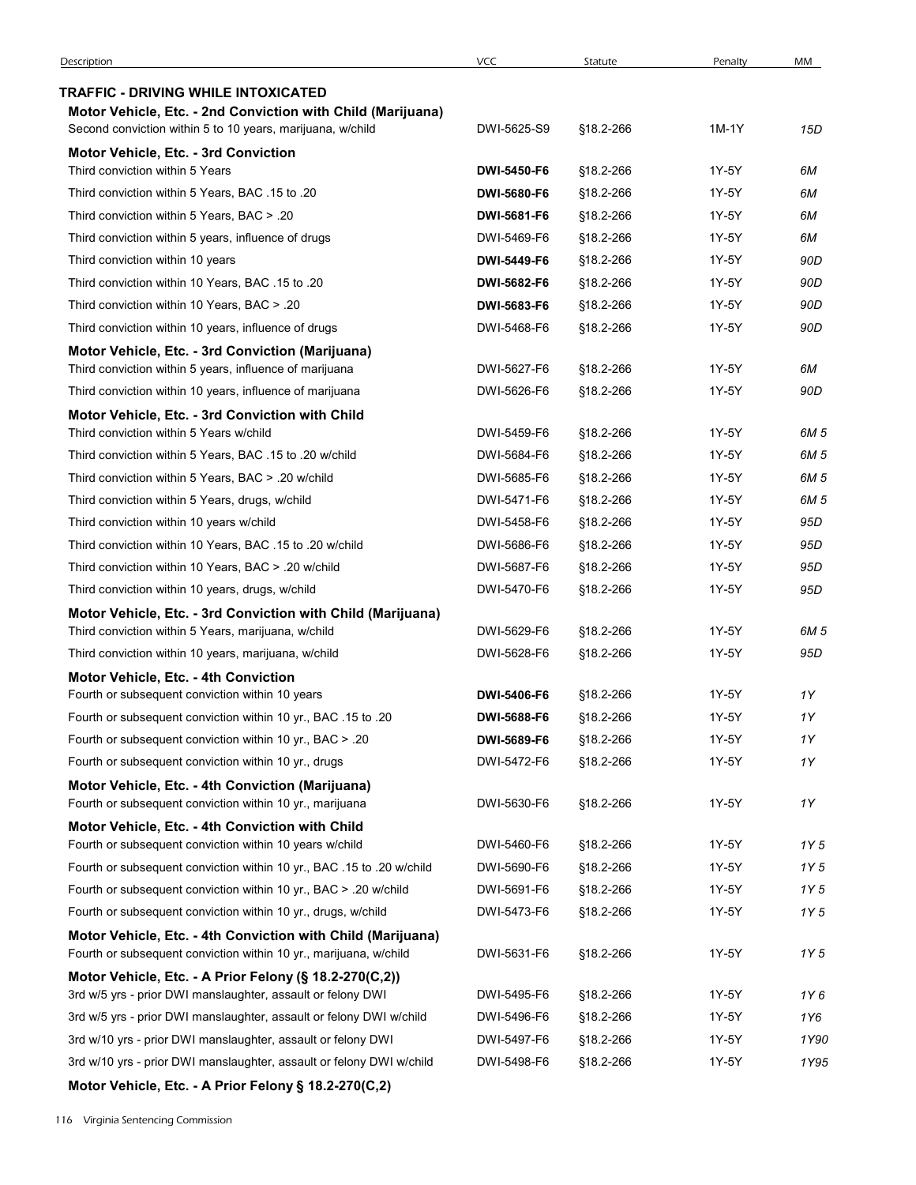| Description | VCC | Statute | Penalty | MM |
|---|---|---|---|---|
| **TRAFFIC - DRIVING WHILE INTOXICATED** | | | | |
| **Motor Vehicle, Etc. - 2nd Conviction with Child (Marijuana)** | | | | |
| Second conviction within 5 to 10 years, marijuana, w/child | DWI-5625-S9 | §18.2-266 | 1M-1Y | *15D* |
| **Motor Vehicle, Etc. - 3rd Conviction** | | | | |
| Third conviction within 5 Years | **DWI-5450-F6** | §18.2-266 | 1Y-5Y | *6M* |
| Third conviction within 5 Years, BAC .15 to .20 | **DWI-5680-F6** | §18.2-266 | 1Y-5Y | *6M* |
| Third conviction within 5 Years, BAC > .20 | **DWI-5681-F6** | §18.2-266 | 1Y-5Y | *6M* |
| Third conviction within 5 years, influence of drugs | DWI-5469-F6 | §18.2-266 | 1Y-5Y | *6M* |
| Third conviction within 10 years | **DWI-5449-F6** | §18.2-266 | 1Y-5Y | *90D* |
| Third conviction within 10 Years, BAC .15 to .20 | **DWI-5682-F6** | §18.2-266 | 1Y-5Y | *90D* |
| Third conviction within 10 Years, BAC > .20 | **DWI-5683-F6** | §18.2-266 | 1Y-5Y | *90D* |
| Third conviction within 10 years, influence of drugs | DWI-5468-F6 | §18.2-266 | 1Y-5Y | *90D* |
| **Motor Vehicle, Etc. - 3rd Conviction (Marijuana)** | | | | |
| Third conviction within 5 years, influence of marijuana | DWI-5627-F6 | §18.2-266 | 1Y-5Y | *6M* |
| Third conviction within 10 years, influence of marijuana | DWI-5626-F6 | §18.2-266 | 1Y-5Y | *90D* |
| **Motor Vehicle, Etc. - 3rd Conviction with Child** | | | | |
| Third conviction within 5 Years w/child | DWI-5459-F6 | §18.2-266 | 1Y-5Y | *6M 5* |
| Third conviction within 5 Years, BAC .15 to .20 w/child | DWI-5684-F6 | §18.2-266 | 1Y-5Y | *6M 5* |
| Third conviction within 5 Years, BAC > .20 w/child | DWI-5685-F6 | §18.2-266 | 1Y-5Y | *6M 5* |
| Third conviction within 5 Years, drugs, w/child | DWI-5471-F6 | §18.2-266 | 1Y-5Y | *6M 5* |
| Third conviction within 10 years w/child | DWI-5458-F6 | §18.2-266 | 1Y-5Y | *95D* |
| Third conviction within 10 Years, BAC .15 to .20 w/child | DWI-5686-F6 | §18.2-266 | 1Y-5Y | *95D* |
| Third conviction within 10 Years, BAC > .20 w/child | DWI-5687-F6 | §18.2-266 | 1Y-5Y | *95D* |
| Third conviction within 10 years, drugs, w/child | DWI-5470-F6 | §18.2-266 | 1Y-5Y | *95D* |
| **Motor Vehicle, Etc. - 3rd Conviction with Child (Marijuana)** | | | | |
| Third conviction within 5 Years, marijuana, w/child | DWI-5629-F6 | §18.2-266 | 1Y-5Y | *6M 5* |
| Third conviction within 10 years, marijuana, w/child | DWI-5628-F6 | §18.2-266 | 1Y-5Y | *95D* |
| **Motor Vehicle, Etc. - 4th Conviction** | | | | |
| Fourth or subsequent conviction within 10 years | **DWI-5406-F6** | §18.2-266 | 1Y-5Y | *1Y* |
| Fourth or subsequent conviction within 10 yr., BAC .15 to .20 | **DWI-5688-F6** | §18.2-266 | 1Y-5Y | *1Y* |
| Fourth or subsequent conviction within 10 yr., BAC > .20 | **DWI-5689-F6** | §18.2-266 | 1Y-5Y | *1Y* |
| Fourth or subsequent conviction within 10 yr., drugs | DWI-5472-F6 | §18.2-266 | 1Y-5Y | *1Y* |
| **Motor Vehicle, Etc. - 4th Conviction (Marijuana)** | | | | |
| Fourth or subsequent conviction within 10 yr., marijuana | DWI-5630-F6 | §18.2-266 | 1Y-5Y | *1Y* |
| **Motor Vehicle, Etc. - 4th Conviction with Child** | | | | |
| Fourth or subsequent conviction within 10 years w/child | DWI-5460-F6 | §18.2-266 | 1Y-5Y | *1Y 5* |
| Fourth or subsequent conviction within 10 yr., BAC .15 to .20 w/child | DWI-5690-F6 | §18.2-266 | 1Y-5Y | *1Y 5* |
| Fourth or subsequent conviction within 10 yr., BAC > .20 w/child | DWI-5691-F6 | §18.2-266 | 1Y-5Y | *1Y 5* |
| Fourth or subsequent conviction within 10 yr., drugs, w/child | DWI-5473-F6 | §18.2-266 | 1Y-5Y | *1Y 5* |
| **Motor Vehicle, Etc. - 4th Conviction with Child (Marijuana)** | | | | |
| Fourth or subsequent conviction within 10 yr., marijuana, w/child | DWI-5631-F6 | §18.2-266 | 1Y-5Y | *1Y 5* |
| **Motor Vehicle, Etc. - A Prior Felony (§ 18.2-270(C,2))** | | | | |
| 3rd w/5 yrs - prior DWI manslaughter, assault or felony DWI | DWI-5495-F6 | §18.2-266 | 1Y-5Y | *1Y 6* |
| 3rd w/5 yrs - prior DWI manslaughter, assault or felony DWI w/child | DWI-5496-F6 | §18.2-266 | 1Y-5Y | *1Y6* |
| 3rd w/10 yrs - prior DWI manslaughter, assault or felony DWI | DWI-5497-F6 | §18.2-266 | 1Y-5Y | *1Y90* |
| 3rd w/10 yrs - prior DWI manslaughter, assault or felony DWI w/child | DWI-5498-F6 | §18.2-266 | 1Y-5Y | *1Y95* |
| **Motor Vehicle, Etc. - A Prior Felony § 18.2-270(C,2)** | | | | |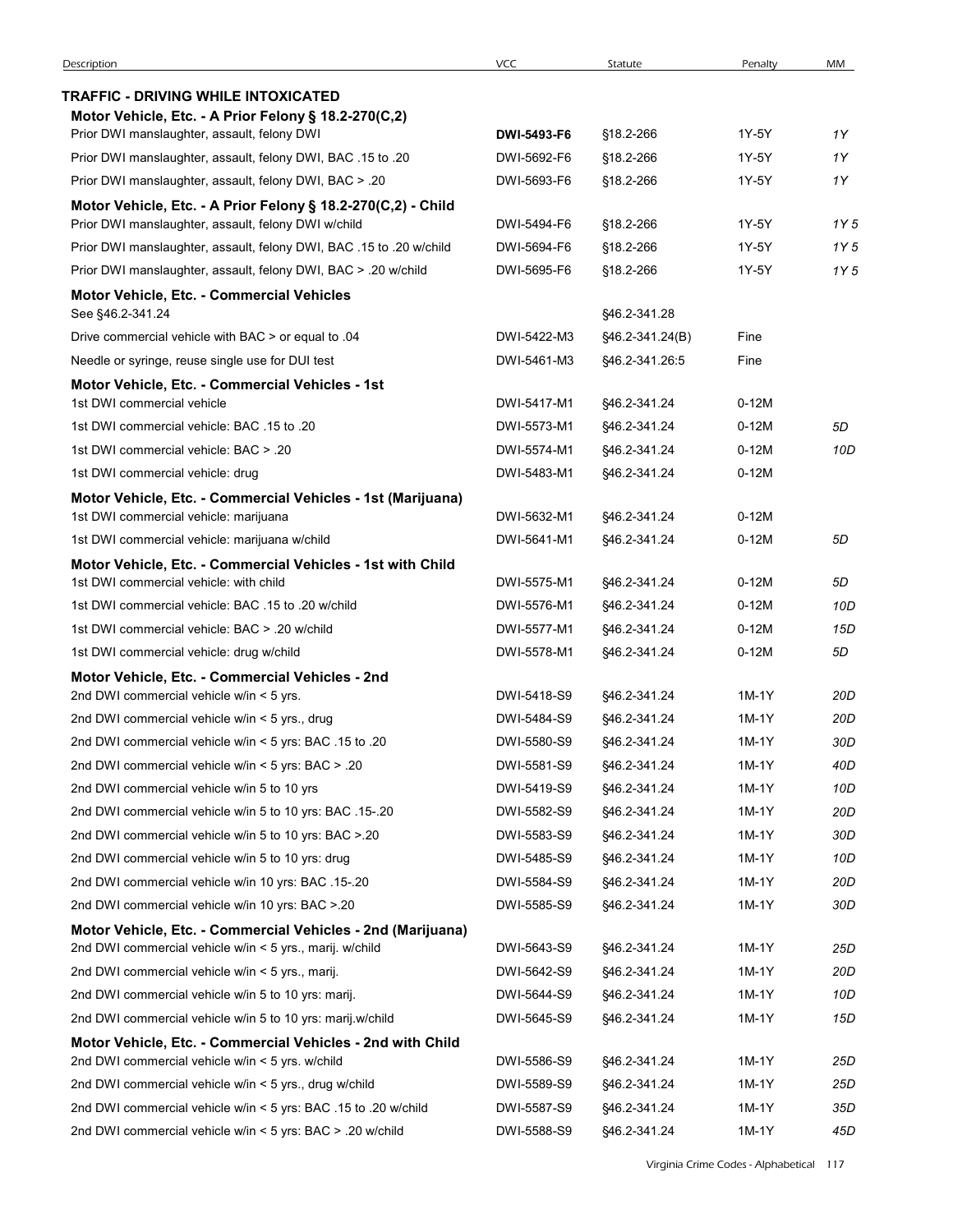| Description | VCC | Statute | Penalty | MM |
|---|---|---|---|---|
| **TRAFFIC - DRIVING WHILE INTOXICATED** | | | | |
| **Motor Vehicle, Etc. - A Prior Felony § 18.2-270(C,2)** | | | | |
| Prior DWI manslaughter, assault, felony DWI | **DWI-5493-F6** | §18.2-266 | 1Y-5Y | *1Y* |
| Prior DWI manslaughter, assault, felony DWI, BAC .15 to .20 | DWI-5692-F6 | §18.2-266 | 1Y-5Y | *1Y* |
| Prior DWI manslaughter, assault, felony DWI, BAC > .20 | DWI-5693-F6 | §18.2-266 | 1Y-5Y | *1Y* |
| **Motor Vehicle, Etc. - A Prior Felony § 18.2-270(C,2) - Child** | | | | |
| Prior DWI manslaughter, assault, felony DWI w/child | DWI-5494-F6 | §18.2-266 | 1Y-5Y | *1Y 5* |
| Prior DWI manslaughter, assault, felony DWI, BAC .15 to .20 w/child | DWI-5694-F6 | §18.2-266 | 1Y-5Y | *1Y 5* |
| Prior DWI manslaughter, assault, felony DWI, BAC > .20 w/child | DWI-5695-F6 | §18.2-266 | 1Y-5Y | *1Y 5* |
| **Motor Vehicle, Etc. - Commercial Vehicles** | | | | |
| See §46.2-341.24 | | §46.2-341.28 | | |
| Drive commercial vehicle with BAC > or equal to .04 | DWI-5422-M3 | §46.2-341.24(B) | Fine | |
| Needle or syringe, reuse single use for DUI test | DWI-5461-M3 | §46.2-341.26:5 | Fine | |
| **Motor Vehicle, Etc. - Commercial Vehicles - 1st** | | | | |
| 1st DWI commercial vehicle | DWI-5417-M1 | §46.2-341.24 | 0-12M | |
| 1st DWI commercial vehicle: BAC .15 to .20 | DWI-5573-M1 | §46.2-341.24 | 0-12M | *5D* |
| 1st DWI commercial vehicle: BAC > .20 | DWI-5574-M1 | §46.2-341.24 | 0-12M | *10D* |
| 1st DWI commercial vehicle: drug | DWI-5483-M1 | §46.2-341.24 | 0-12M | |
| **Motor Vehicle, Etc. - Commercial Vehicles - 1st (Marijuana)** | | | | |
| 1st DWI commercial vehicle: marijuana | DWI-5632-M1 | §46.2-341.24 | 0-12M | |
| 1st DWI commercial vehicle: marijuana w/child | DWI-5641-M1 | §46.2-341.24 | 0-12M | *5D* |
| **Motor Vehicle, Etc. - Commercial Vehicles - 1st with Child** | | | | |
| 1st DWI commercial vehicle: with child | DWI-5575-M1 | §46.2-341.24 | 0-12M | *5D* |
| 1st DWI commercial vehicle: BAC .15 to .20 w/child | DWI-5576-M1 | §46.2-341.24 | 0-12M | *10D* |
| 1st DWI commercial vehicle: BAC > .20 w/child | DWI-5577-M1 | §46.2-341.24 | 0-12M | *15D* |
| 1st DWI commercial vehicle: drug w/child | DWI-5578-M1 | §46.2-341.24 | 0-12M | *5D* |
| **Motor Vehicle, Etc. - Commercial Vehicles - 2nd** | | | | |
| 2nd DWI commercial vehicle w/in < 5 yrs. | DWI-5418-S9 | §46.2-341.24 | 1M-1Y | *20D* |
| 2nd DWI commercial vehicle w/in < 5 yrs., drug | DWI-5484-S9 | §46.2-341.24 | 1M-1Y | *20D* |
| 2nd DWI commercial vehicle w/in < 5 yrs: BAC .15 to .20 | DWI-5580-S9 | §46.2-341.24 | 1M-1Y | *30D* |
| 2nd DWI commercial vehicle w/in < 5 yrs: BAC > .20 | DWI-5581-S9 | §46.2-341.24 | 1M-1Y | *40D* |
| 2nd DWI commercial vehicle w/in 5 to 10 yrs | DWI-5419-S9 | §46.2-341.24 | 1M-1Y | *10D* |
| 2nd DWI commercial vehicle w/in 5 to 10 yrs: BAC .15-.20 | DWI-5582-S9 | §46.2-341.24 | 1M-1Y | *20D* |
| 2nd DWI commercial vehicle w/in 5 to 10 yrs: BAC >.20 | DWI-5583-S9 | §46.2-341.24 | 1M-1Y | *30D* |
| 2nd DWI commercial vehicle w/in 5 to 10 yrs: drug | DWI-5485-S9 | §46.2-341.24 | 1M-1Y | *10D* |
| 2nd DWI commercial vehicle w/in 10 yrs: BAC .15-.20 | DWI-5584-S9 | §46.2-341.24 | 1M-1Y | *20D* |
| 2nd DWI commercial vehicle w/in 10 yrs: BAC >.20 | DWI-5585-S9 | §46.2-341.24 | 1M-1Y | *30D* |
| **Motor Vehicle, Etc. - Commercial Vehicles - 2nd (Marijuana)** | | | | |
| 2nd DWI commercial vehicle w/in < 5 yrs., marij. w/child | DWI-5643-S9 | §46.2-341.24 | 1M-1Y | *25D* |
| 2nd DWI commercial vehicle w/in < 5 yrs., marij. | DWI-5642-S9 | §46.2-341.24 | 1M-1Y | *20D* |
| 2nd DWI commercial vehicle w/in 5 to 10 yrs: marij. | DWI-5644-S9 | §46.2-341.24 | 1M-1Y | *10D* |
| 2nd DWI commercial vehicle w/in 5 to 10 yrs: marij.w/child | DWI-5645-S9 | §46.2-341.24 | 1M-1Y | *15D* |
| **Motor Vehicle, Etc. - Commercial Vehicles - 2nd with Child** | | | | |
| 2nd DWI commercial vehicle w/in < 5 yrs. w/child | DWI-5586-S9 | §46.2-341.24 | 1M-1Y | *25D* |
| 2nd DWI commercial vehicle w/in < 5 yrs., drug w/child | DWI-5589-S9 | §46.2-341.24 | 1M-1Y | *25D* |
| 2nd DWI commercial vehicle w/in < 5 yrs: BAC .15 to .20 w/child | DWI-5587-S9 | §46.2-341.24 | 1M-1Y | *35D* |
| 2nd DWI commercial vehicle w/in < 5 yrs: BAC > .20 w/child | DWI-5588-S9 | §46.2-341.24 | 1M-1Y | *45D* |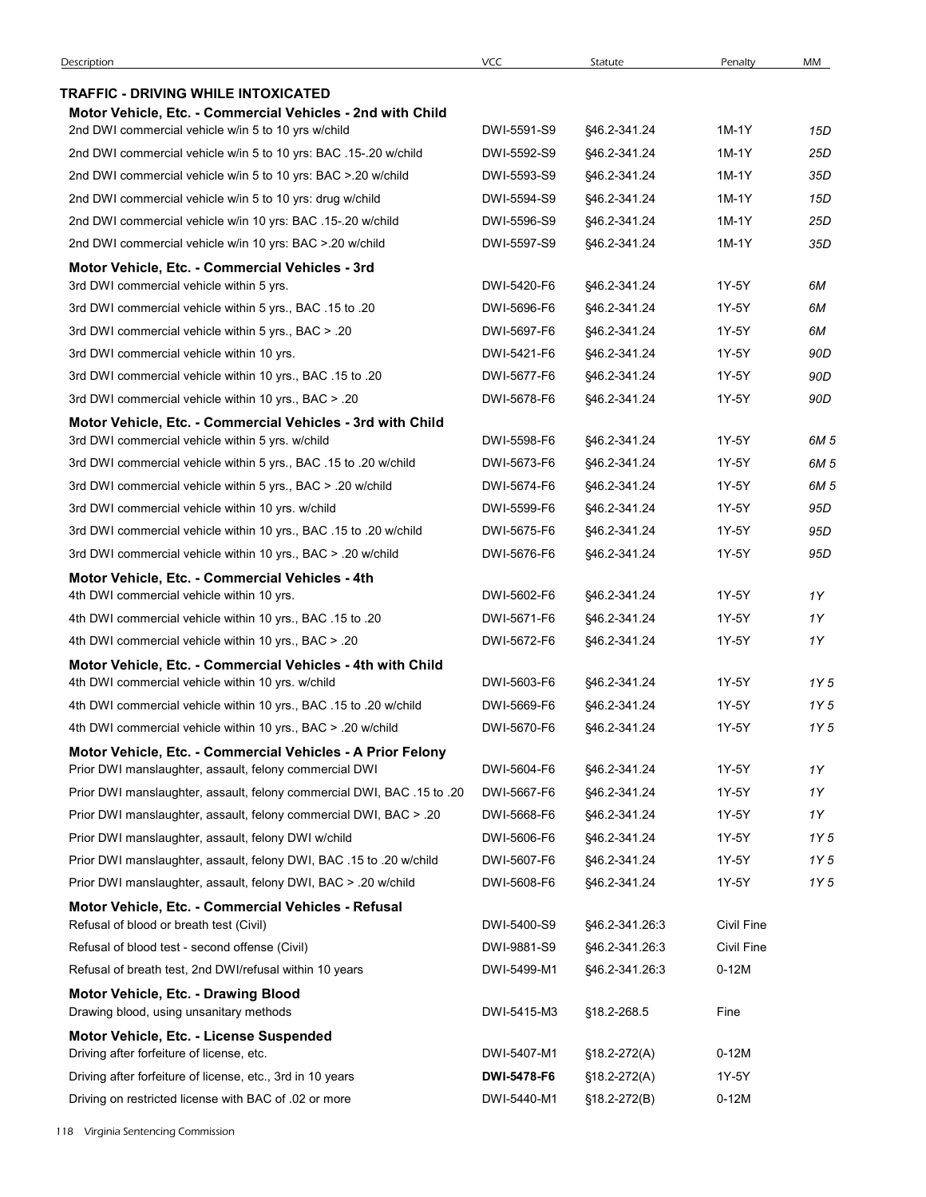| Description | VCC | Statute | Penalty | MM |
|---|---|---|---|---|
| **TRAFFIC - DRIVING WHILE INTOXICATED** | | | | |
| **Motor Vehicle, Etc. - Commercial Vehicles - 2nd with Child** | | | | |
| 2nd DWI commercial vehicle w/in 5 to 10 yrs w/child | DWI-5591-S9 | §46.2-341.24 | 1M-1Y | *15D* |
| 2nd DWI commercial vehicle w/in 5 to 10 yrs: BAC .15-.20 w/child | DWI-5592-S9 | §46.2-341.24 | 1M-1Y | *25D* |
| 2nd DWI commercial vehicle w/in 5 to 10 yrs: BAC >.20 w/child | DWI-5593-S9 | §46.2-341.24 | 1M-1Y | *35D* |
| 2nd DWI commercial vehicle w/in 5 to 10 yrs: drug w/child | DWI-5594-S9 | §46.2-341.24 | 1M-1Y | *15D* |
| 2nd DWI commercial vehicle w/in 10 yrs: BAC .15-.20 w/child | DWI-5596-S9 | §46.2-341.24 | 1M-1Y | *25D* |
| 2nd DWI commercial vehicle w/in 10 yrs: BAC >.20 w/child | DWI-5597-S9 | §46.2-341.24 | 1M-1Y | *35D* |
| **Motor Vehicle, Etc. - Commercial Vehicles - 3rd** | | | | |
| 3rd DWI commercial vehicle within 5 yrs. | DWI-5420-F6 | §46.2-341.24 | 1Y-5Y | *6M* |
| 3rd DWI commercial vehicle within 5 yrs., BAC .15 to .20 | DWI-5696-F6 | §46.2-341.24 | 1Y-5Y | *6M* |
| 3rd DWI commercial vehicle within 5 yrs., BAC > .20 | DWI-5697-F6 | §46.2-341.24 | 1Y-5Y | *6M* |
| 3rd DWI commercial vehicle within 10 yrs. | DWI-5421-F6 | §46.2-341.24 | 1Y-5Y | *90D* |
| 3rd DWI commercial vehicle within 10 yrs., BAC .15 to .20 | DWI-5677-F6 | §46.2-341.24 | 1Y-5Y | *90D* |
| 3rd DWI commercial vehicle within 10 yrs., BAC > .20 | DWI-5678-F6 | §46.2-341.24 | 1Y-5Y | *90D* |
| **Motor Vehicle, Etc. - Commercial Vehicles - 3rd with Child** | | | | |
| 3rd DWI commercial vehicle within 5 yrs. w/child | DWI-5598-F6 | §46.2-341.24 | 1Y-5Y | *6M 5* |
| 3rd DWI commercial vehicle within 5 yrs., BAC .15 to .20 w/child | DWI-5673-F6 | §46.2-341.24 | 1Y-5Y | *6M 5* |
| 3rd DWI commercial vehicle within 5 yrs., BAC > .20 w/child | DWI-5674-F6 | §46.2-341.24 | 1Y-5Y | *6M 5* |
| 3rd DWI commercial vehicle within 10 yrs. w/child | DWI-5599-F6 | §46.2-341.24 | 1Y-5Y | *95D* |
| 3rd DWI commercial vehicle within 10 yrs., BAC .15 to .20 w/child | DWI-5675-F6 | §46.2-341.24 | 1Y-5Y | *95D* |
| 3rd DWI commercial vehicle within 10 yrs., BAC > .20 w/child | DWI-5676-F6 | §46.2-341.24 | 1Y-5Y | *95D* |
| **Motor Vehicle, Etc. - Commercial Vehicles - 4th** | | | | |
| 4th DWI commercial vehicle within 10 yrs. | DWI-5602-F6 | §46.2-341.24 | 1Y-5Y | *1Y* |
| 4th DWI commercial vehicle within 10 yrs., BAC .15 to .20 | DWI-5671-F6 | §46.2-341.24 | 1Y-5Y | *1Y* |
| 4th DWI commercial vehicle within 10 yrs., BAC > .20 | DWI-5672-F6 | §46.2-341.24 | 1Y-5Y | *1Y* |
| **Motor Vehicle, Etc. - Commercial Vehicles - 4th with Child** | | | | |
| 4th DWI commercial vehicle within 10 yrs. w/child | DWI-5603-F6 | §46.2-341.24 | 1Y-5Y | *1Y 5* |
| 4th DWI commercial vehicle within 10 yrs., BAC .15 to .20 w/child | DWI-5669-F6 | §46.2-341.24 | 1Y-5Y | *1Y 5* |
| 4th DWI commercial vehicle within 10 yrs., BAC > .20 w/child | DWI-5670-F6 | §46.2-341.24 | 1Y-5Y | *1Y 5* |
| **Motor Vehicle, Etc. - Commercial Vehicles - A Prior Felony** | | | | |
| Prior DWI manslaughter, assault, felony commercial DWI | DWI-5604-F6 | §46.2-341.24 | 1Y-5Y | *1Y* |
| Prior DWI manslaughter, assault, felony commercial DWI, BAC .15 to .20 | DWI-5667-F6 | §46.2-341.24 | 1Y-5Y | *1Y* |
| Prior DWI manslaughter, assault, felony commercial DWI, BAC > .20 | DWI-5668-F6 | §46.2-341.24 | 1Y-5Y | *1Y* |
| Prior DWI manslaughter, assault, felony DWI w/child | DWI-5606-F6 | §46.2-341.24 | 1Y-5Y | *1Y 5* |
| Prior DWI manslaughter, assault, felony DWI, BAC .15 to .20 w/child | DWI-5607-F6 | §46.2-341.24 | 1Y-5Y | *1Y 5* |
| Prior DWI manslaughter, assault, felony DWI, BAC > .20 w/child | DWI-5608-F6 | §46.2-341.24 | 1Y-5Y | *1Y 5* |
| **Motor Vehicle, Etc. - Commercial Vehicles - Refusal** | | | | |
| Refusal of blood or breath test (Civil) | DWI-5400-S9 | §46.2-341.26:3 | Civil Fine | |
| Refusal of blood test - second offense (Civil) | DWI-9881-S9 | §46.2-341.26:3 | Civil Fine | |
| Refusal of breath test, 2nd DWI/refusal within 10 years | DWI-5499-M1 | §46.2-341.26:3 | 0-12M | |
| **Motor Vehicle, Etc. - Drawing Blood** | | | | |
| Drawing blood, using unsanitary methods | DWI-5415-M3 | §18.2-268.5 | Fine | |
| **Motor Vehicle, Etc. - License Suspended** | | | | |
| Driving after forfeiture of license, etc. | DWI-5407-M1 | §18.2-272(A) | 0-12M | |
| Driving after forfeiture of license, etc., 3rd in 10 years | **DWI-5478-F6** | §18.2-272(A) | 1Y-5Y | |
| Driving on restricted license with BAC of .02 or more | DWI-5440-M1 | §18.2-272(B) | 0-12M | |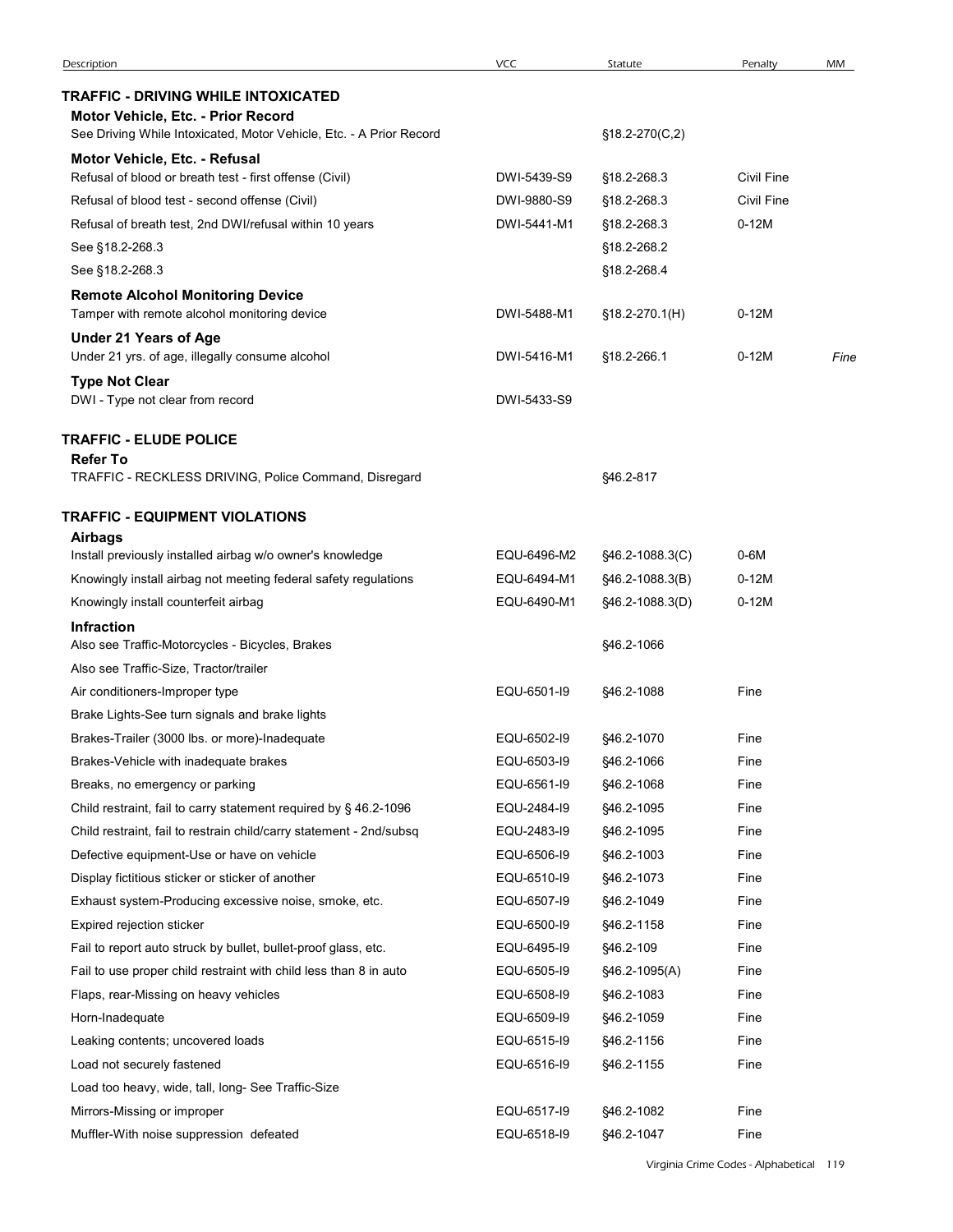| Description | VCC | Statute | Penalty | MM |
|---|---|---|---|---|
| **TRAFFIC - DRIVING WHILE INTOXICATED** | | | | |
| **Motor Vehicle, Etc. - Prior Record** | | | | |
| See Driving While Intoxicated, Motor Vehicle, Etc. - A Prior Record | | §18.2-270(C,2) | | |
| **Motor Vehicle, Etc. - Refusal** | | | | |
| Refusal of blood or breath test - first offense (Civil) | DWI-5439-S9 | §18.2-268.3 | Civil Fine | |
| Refusal of blood test - second offense (Civil) | DWI-9880-S9 | §18.2-268.3 | Civil Fine | |
| Refusal of breath test, 2nd DWI/refusal within 10 years | DWI-5441-M1 | §18.2-268.3 | 0-12M | |
| See §18.2-268.3 | | §18.2-268.2 | | |
| See §18.2-268.3 | | §18.2-268.4 | | |
| **Remote Alcohol Monitoring Device** | | | | |
| Tamper with remote alcohol monitoring device | DWI-5488-M1 | §18.2-270.1(H) | 0-12M | |
| **Under 21 Years of Age** | | | | |
| Under 21 yrs. of age, illegally consume alcohol | DWI-5416-M1 | §18.2-266.1 | 0-12M | *Fine* |
| **Type Not Clear** | | | | |
| DWI - Type not clear from record | DWI-5433-S9 | | | |
| **TRAFFIC - ELUDE POLICE** | | | | |
| **Refer To** | | | | |
| TRAFFIC - RECKLESS DRIVING, Police Command, Disregard | | §46.2-817 | | |
| **TRAFFIC - EQUIPMENT VIOLATIONS** | | | | |
| **Airbags** | | | | |
| Install previously installed airbag w/o owner's knowledge | EQU-6496-M2 | §46.2-1088.3(C) | 0-6M | |
| Knowingly install airbag not meeting federal safety regulations | EQU-6494-M1 | §46.2-1088.3(B) | 0-12M | |
| Knowingly install counterfeit airbag | EQU-6490-M1 | §46.2-1088.3(D) | 0-12M | |
| **Infraction** | | | | |
| Also see Traffic-Motorcycles - Bicycles, Brakes | | §46.2-1066 | | |
| Also see Traffic-Size, Tractor/trailer | | | | |
| Air conditioners-Improper type | EQU-6501-I9 | §46.2-1088 | Fine | |
| Brake Lights-See turn signals and brake lights | | | | |
| Brakes-Trailer (3000 lbs. or more)-Inadequate | EQU-6502-I9 | §46.2-1070 | Fine | |
| Brakes-Vehicle with inadequate brakes | EQU-6503-I9 | §46.2-1066 | Fine | |
| Breaks, no emergency or parking | EQU-6561-I9 | §46.2-1068 | Fine | |
| Child restraint, fail to carry statement required by § 46.2-1096 | EQU-2484-I9 | §46.2-1095 | Fine | |
| Child restraint, fail to restrain child/carry statement - 2nd/subsq | EQU-2483-I9 | §46.2-1095 | Fine | |
| Defective equipment-Use or have on vehicle | EQU-6506-I9 | §46.2-1003 | Fine | |
| Display fictitious sticker or sticker of another | EQU-6510-I9 | §46.2-1073 | Fine | |
| Exhaust system-Producing excessive noise, smoke, etc. | EQU-6507-I9 | §46.2-1049 | Fine | |
| Expired rejection sticker | EQU-6500-I9 | §46.2-1158 | Fine | |
| Fail to report auto struck by bullet, bullet-proof glass, etc. | EQU-6495-I9 | §46.2-109 | Fine | |
| Fail to use proper child restraint with child less than 8 in auto | EQU-6505-I9 | §46.2-1095(A) | Fine | |
| Flaps, rear-Missing on heavy vehicles | EQU-6508-I9 | §46.2-1083 | Fine | |
| Horn-Inadequate | EQU-6509-I9 | §46.2-1059 | Fine | |
| Leaking contents; uncovered loads | EQU-6515-I9 | §46.2-1156 | Fine | |
| Load not securely fastened | EQU-6516-I9 | §46.2-1155 | Fine | |
| Load too heavy, wide, tall, long- See Traffic-Size | | | | |
| Mirrors-Missing or improper | EQU-6517-I9 | §46.2-1082 | Fine | |
| Muffler-With noise suppression defeated | EQU-6518-I9 | §46.2-1047 | Fine | |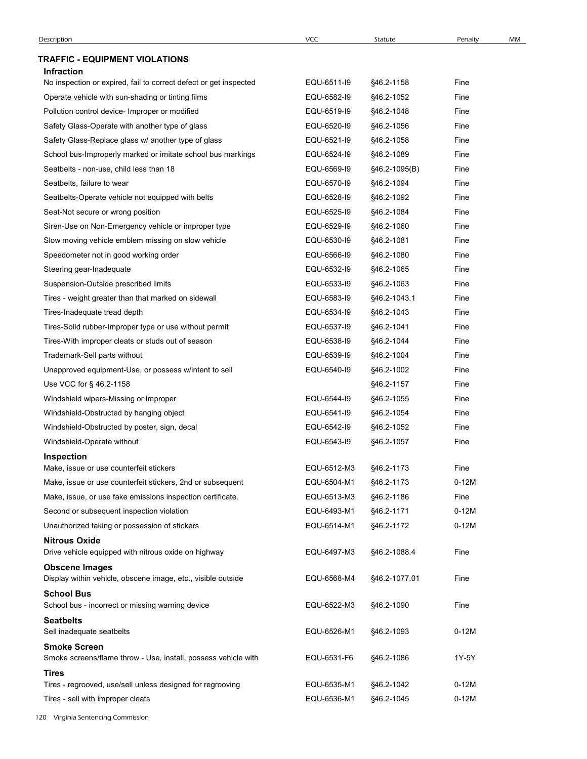| Description | VCC | Statute | Penalty | MM |
|---|---|---|---|---|
| **TRAFFIC - EQUIPMENT VIOLATIONS** | | | | |
| **Infraction** | | | | |
| No inspection or expired, fail to correct defect or get inspected | EQU-6511-I9 | §46.2-1158 | Fine | |
| Operate vehicle with sun-shading or tinting films | EQU-6582-I9 | §46.2-1052 | Fine | |
| Pollution control device- Improper or modified | EQU-6519-I9 | §46.2-1048 | Fine | |
| Safety Glass-Operate with another type of glass | EQU-6520-I9 | §46.2-1056 | Fine | |
| Safety Glass-Replace glass w/ another type of glass | EQU-6521-I9 | §46.2-1058 | Fine | |
| School bus-Improperly marked or imitate school bus markings | EQU-6524-I9 | §46.2-1089 | Fine | |
| Seatbelts - non-use, child less than 18 | EQU-6569-I9 | §46.2-1095(B) | Fine | |
| Seatbelts, failure to wear | EQU-6570-I9 | §46.2-1094 | Fine | |
| Seatbelts-Operate vehicle not equipped with belts | EQU-6528-I9 | §46.2-1092 | Fine | |
| Seat-Not secure or wrong position | EQU-6525-I9 | §46.2-1084 | Fine | |
| Siren-Use on Non-Emergency vehicle or improper type | EQU-6529-I9 | §46.2-1060 | Fine | |
| Slow moving vehicle emblem missing on slow vehicle | EQU-6530-I9 | §46.2-1081 | Fine | |
| Speedometer not in good working order | EQU-6566-I9 | §46.2-1080 | Fine | |
| Steering gear-Inadequate | EQU-6532-I9 | §46.2-1065 | Fine | |
| Suspension-Outside prescribed limits | EQU-6533-I9 | §46.2-1063 | Fine | |
| Tires - weight greater than that marked on sidewall | EQU-6583-I9 | §46.2-1043.1 | Fine | |
| Tires-Inadequate tread depth | EQU-6534-I9 | §46.2-1043 | Fine | |
| Tires-Solid rubber-Improper type or use without permit | EQU-6537-I9 | §46.2-1041 | Fine | |
| Tires-With improper cleats or studs out of season | EQU-6538-I9 | §46.2-1044 | Fine | |
| Trademark-Sell parts without | EQU-6539-I9 | §46.2-1004 | Fine | |
| Unapproved equipment-Use, or possess w/intent to sell | EQU-6540-I9 | §46.2-1002 | Fine | |
| Use VCC for § 46.2-1158 | | §46.2-1157 | Fine | |
| Windshield wipers-Missing or improper | EQU-6544-I9 | §46.2-1055 | Fine | |
| Windshield-Obstructed by hanging object | EQU-6541-I9 | §46.2-1054 | Fine | |
| Windshield-Obstructed by poster, sign, decal | EQU-6542-I9 | §46.2-1052 | Fine | |
| Windshield-Operate without | EQU-6543-I9 | §46.2-1057 | Fine | |
| **Inspection** | | | | |
| Make, issue or use counterfeit stickers | EQU-6512-M3 | §46.2-1173 | Fine | |
| Make, issue or use counterfeit stickers, 2nd or subsequent | EQU-6504-M1 | §46.2-1173 | 0-12M | |
| Make, issue, or use fake emissions inspection certificate. | EQU-6513-M3 | §46.2-1186 | Fine | |
| Second or subsequent inspection violation | EQU-6493-M1 | §46.2-1171 | 0-12M | |
| Unauthorized taking or possession of stickers | EQU-6514-M1 | §46.2-1172 | 0-12M | |
| **Nitrous Oxide** | | | | |
| Drive vehicle equipped with nitrous oxide on highway | EQU-6497-M3 | §46.2-1088.4 | Fine | |
| **Obscene Images** | | | | |
| Display within vehicle, obscene image, etc., visible outside | EQU-6568-M4 | §46.2-1077.01 | Fine | |
| **School Bus** | | | | |
| School bus - incorrect or missing warning device | EQU-6522-M3 | §46.2-1090 | Fine | |
| **Seatbelts** | | | | |
| Sell inadequate seatbelts | EQU-6526-M1 | §46.2-1093 | 0-12M | |
| **Smoke Screen** | | | | |
| Smoke screens/flame throw - Use, install, possess vehicle with | EQU-6531-F6 | §46.2-1086 | 1Y-5Y | |
| **Tires** | | | | |
| Tires - regrooved, use/sell unless designed for regrooving | EQU-6535-M1 | §46.2-1042 | 0-12M | |
| Tires - sell with improper cleats | EQU-6536-M1 | §46.2-1045 | 0-12M | |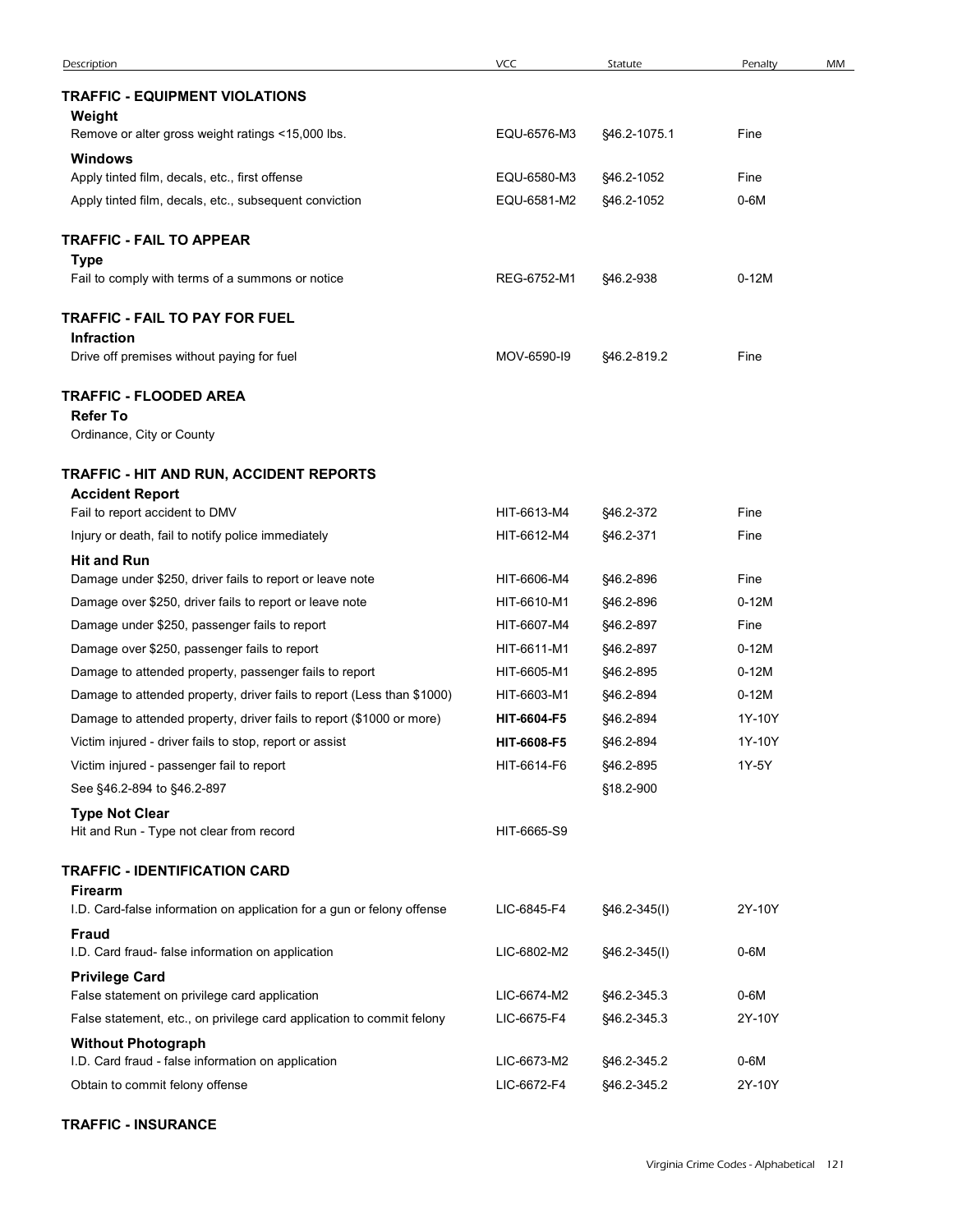| Description | VCC | Statute | Penalty | MM |
|---|---|---|---|---|
| **TRAFFIC - EQUIPMENT VIOLATIONS** | | | | |
| **Weight** | | | | |
| Remove or alter gross weight ratings <15,000 lbs. | EQU-6576-M3 | §46.2-1075.1 | Fine | |
| **Windows** | | | | |
| Apply tinted film, decals, etc., first offense | EQU-6580-M3 | §46.2-1052 | Fine | |
| Apply tinted film, decals, etc., subsequent conviction | EQU-6581-M2 | §46.2-1052 | 0-6M | |
| **TRAFFIC - FAIL TO APPEAR** | | | | |
| **Type** | | | | |
| Fail to comply with terms of a summons or notice | REG-6752-M1 | §46.2-938 | 0-12M | |
| **TRAFFIC - FAIL TO PAY FOR FUEL** | | | | |
| **Infraction** | | | | |
| Drive off premises without paying for fuel | MOV-6590-I9 | §46.2-819.2 | Fine | |
| **TRAFFIC - FLOODED AREA** | | | | |
| **Refer To** | | | | |
| Ordinance, City or County | | | | |
| **TRAFFIC - HIT AND RUN, ACCIDENT REPORTS** | | | | |
| **Accident Report** | | | | |
| Fail to report accident to DMV | HIT-6613-M4 | §46.2-372 | Fine | |
| Injury or death, fail to notify police immediately | HIT-6612-M4 | §46.2-371 | Fine | |
| **Hit and Run** | | | | |
| Damage under $250, driver fails to report or leave note | HIT-6606-M4 | §46.2-896 | Fine | |
| Damage over $250, driver fails to report or leave note | HIT-6610-M1 | §46.2-896 | 0-12M | |
| Damage under $250, passenger fails to report | HIT-6607-M4 | §46.2-897 | Fine | |
| Damage over $250, passenger fails to report | HIT-6611-M1 | §46.2-897 | 0-12M | |
| Damage to attended property, passenger fails to report | HIT-6605-M1 | §46.2-895 | 0-12M | |
| Damage to attended property, driver fails to report (Less than $1000) | HIT-6603-M1 | §46.2-894 | 0-12M | |
| Damage to attended property, driver fails to report ($1000 or more) | **HIT-6604-F5** | §46.2-894 | 1Y-10Y | |
| Victim injured - driver fails to stop, report or assist | **HIT-6608-F5** | §46.2-894 | 1Y-10Y | |
| Victim injured - passenger fail to report | HIT-6614-F6 | §46.2-895 | 1Y-5Y | |
| See §46.2-894 to §46.2-897 | | §18.2-900 | | |
| **Type Not Clear** | | | | |
| Hit and Run - Type not clear from record | HIT-6665-S9 | | | |
| **TRAFFIC - IDENTIFICATION CARD** | | | | |
| **Firearm** | | | | |
| I.D. Card-false information on application for a gun or felony offense | LIC-6845-F4 | §46.2-345(I) | 2Y-10Y | |
| **Fraud** | | | | |
| I.D. Card fraud- false information on application | LIC-6802-M2 | §46.2-345(I) | 0-6M | |
| **Privilege Card** | | | | |
| False statement on privilege card application | LIC-6674-M2 | §46.2-345.3 | 0-6M | |
| False statement, etc., on privilege card application to commit felony | LIC-6675-F4 | §46.2-345.3 | 2Y-10Y | |
| **Without Photograph** | | | | |
| I.D. Card fraud - false information on application | LIC-6673-M2 | §46.2-345.2 | 0-6M | |
| Obtain to commit felony offense | LIC-6672-F4 | §46.2-345.2 | 2Y-10Y | |
| **TRAFFIC - INSURANCE** | | | | |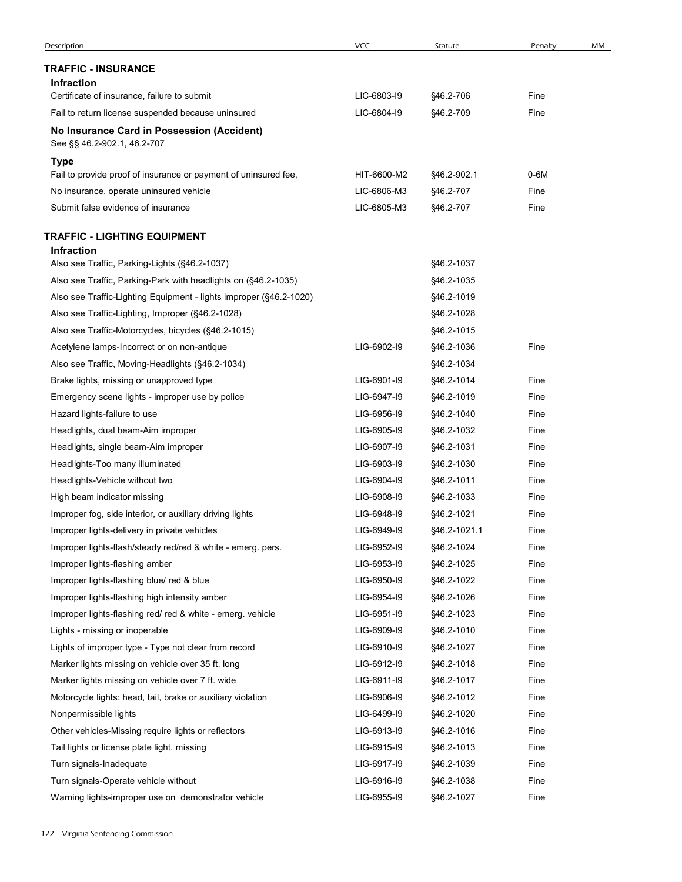| Description | VCC | Statute | Penalty | MM |
|---|---|---|---|---|
| **TRAFFIC - INSURANCE** | | | | |
| **Infraction** | | | | |
| Certificate of insurance, failure to submit | LIC-6803-I9 | §46.2-706 | Fine | |
| Fail to return license suspended because uninsured | LIC-6804-I9 | §46.2-709 | Fine | |
| **No Insurance Card in Possession (Accident)** See §§ 46.2-902.1, 46.2-707 | | | | |
| **Type** | | | | |
| Fail to provide proof of insurance or payment of uninsured fee, | HIT-6600-M2 | §46.2-902.1 | 0-6M | |
| No insurance, operate uninsured vehicle | LIC-6806-M3 | §46.2-707 | Fine | |
| Submit false evidence of insurance | LIC-6805-M3 | §46.2-707 | Fine | |
| **TRAFFIC - LIGHTING EQUIPMENT** | | | | |
| **Infraction** | | | | |
| Also see Traffic, Parking-Lights (§46.2-1037) | | §46.2-1037 | | |
| Also see Traffic, Parking-Park with headlights on (§46.2-1035) | | §46.2-1035 | | |
| Also see Traffic-Lighting Equipment - lights improper (§46.2-1020) | | §46.2-1019 | | |
| Also see Traffic-Lighting, Improper (§46.2-1028) | | §46.2-1028 | | |
| Also see Traffic-Motorcycles, bicycles (§46.2-1015) | | §46.2-1015 | | |
| Acetylene lamps-Incorrect or on non-antique | LIG-6902-I9 | §46.2-1036 | Fine | |
| Also see Traffic, Moving-Headlights (§46.2-1034) | | §46.2-1034 | | |
| Brake lights, missing or unapproved type | LIG-6901-I9 | §46.2-1014 | Fine | |
| Emergency scene lights - improper use by police | LIG-6947-I9 | §46.2-1019 | Fine | |
| Hazard lights-failure to use | LIG-6956-I9 | §46.2-1040 | Fine | |
| Headlights, dual beam-Aim improper | LIG-6905-I9 | §46.2-1032 | Fine | |
| Headlights, single beam-Aim improper | LIG-6907-I9 | §46.2-1031 | Fine | |
| Headlights-Too many illuminated | LIG-6903-I9 | §46.2-1030 | Fine | |
| Headlights-Vehicle without two | LIG-6904-I9 | §46.2-1011 | Fine | |
| High beam indicator missing | LIG-6908-I9 | §46.2-1033 | Fine | |
| Improper fog, side interior, or auxiliary driving lights | LIG-6948-I9 | §46.2-1021 | Fine | |
| Improper lights-delivery in private vehicles | LIG-6949-I9 | §46.2-1021.1 | Fine | |
| Improper lights-flash/steady red/red & white - emerg. pers. | LIG-6952-I9 | §46.2-1024 | Fine | |
| Improper lights-flashing amber | LIG-6953-I9 | §46.2-1025 | Fine | |
| Improper lights-flashing blue/ red & blue | LIG-6950-I9 | §46.2-1022 | Fine | |
| Improper lights-flashing high intensity amber | LIG-6954-I9 | §46.2-1026 | Fine | |
| Improper lights-flashing red/ red & white - emerg. vehicle | LIG-6951-I9 | §46.2-1023 | Fine | |
| Lights - missing or inoperable | LIG-6909-I9 | §46.2-1010 | Fine | |
| Lights of improper type - Type not clear from record | LIG-6910-I9 | §46.2-1027 | Fine | |
| Marker lights missing on vehicle over 35 ft. long | LIG-6912-I9 | §46.2-1018 | Fine | |
| Marker lights missing on vehicle over 7 ft. wide | LIG-6911-I9 | §46.2-1017 | Fine | |
| Motorcycle lights: head, tail, brake or auxiliary violation | LIG-6906-I9 | §46.2-1012 | Fine | |
| Nonpermissible lights | LIG-6499-I9 | §46.2-1020 | Fine | |
| Other vehicles-Missing require lights or reflectors | LIG-6913-I9 | §46.2-1016 | Fine | |
| Tail lights or license plate light, missing | LIG-6915-I9 | §46.2-1013 | Fine | |
| Turn signals-Inadequate | LIG-6917-I9 | §46.2-1039 | Fine | |
| Turn signals-Operate vehicle without | LIG-6916-I9 | §46.2-1038 | Fine | |
| Warning lights-improper use on demonstrator vehicle | LIG-6955-I9 | §46.2-1027 | Fine | |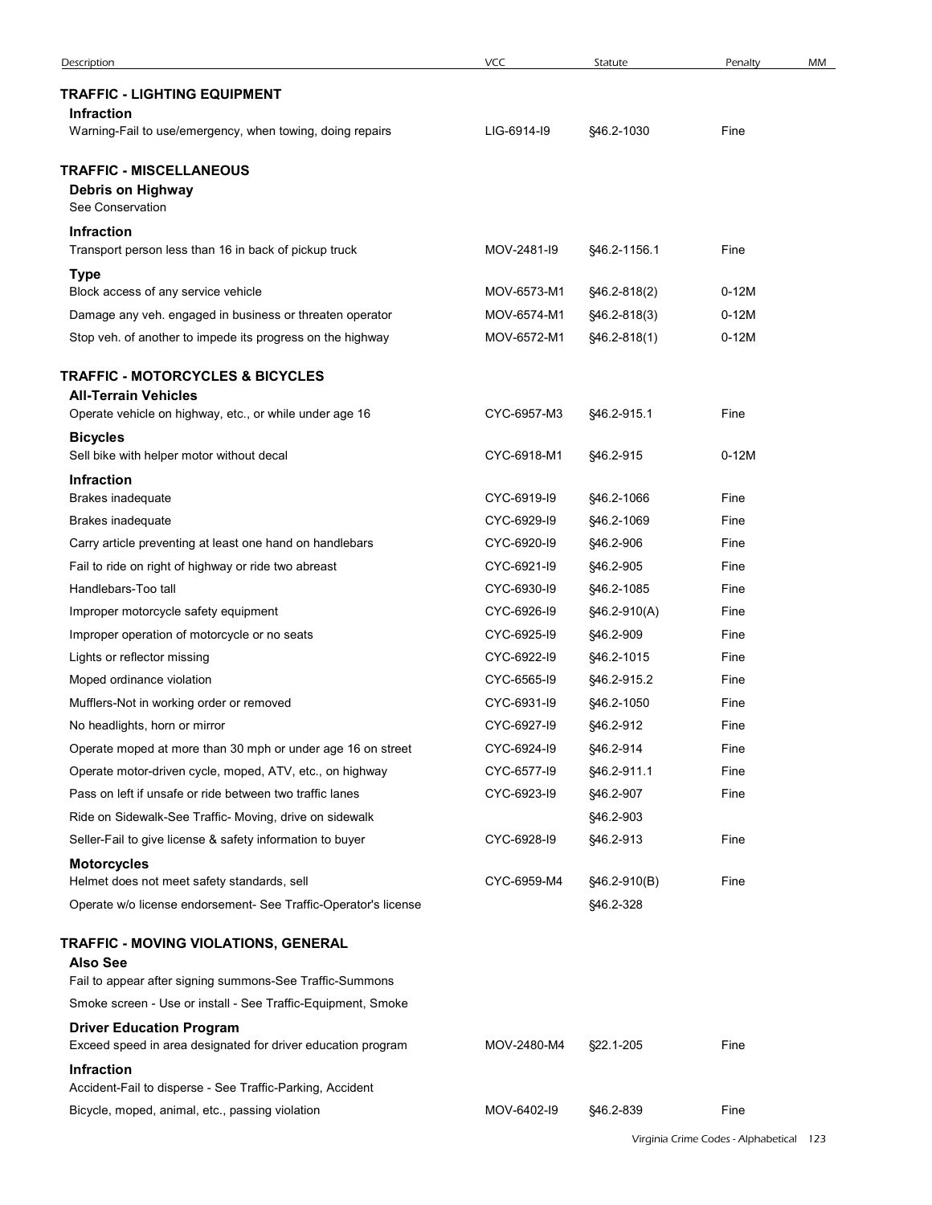| Description | VCC | Statute | Penalty | MM |
|---|---|---|---|---|
| **TRAFFIC - LIGHTING EQUIPMENT** | | | | |
| **Infraction** | | | | |
| Warning-Fail to use/emergency, when towing, doing repairs | LIG-6914-I9 | §46.2-1030 | Fine | |
| **TRAFFIC - MISCELLANEOUS** | | | | |
| **Debris on Highway** | | | | |
| See Conservation | | | | |
| **Infraction** | | | | |
| Transport person less than 16 in back of pickup truck | MOV-2481-I9 | §46.2-1156.1 | Fine | |
| **Type** | | | | |
| Block access of any service vehicle | MOV-6573-M1 | §46.2-818(2) | 0-12M | |
| Damage any veh. engaged in business or threaten operator | MOV-6574-M1 | §46.2-818(3) | 0-12M | |
| Stop veh. of another to impede its progress on the highway | MOV-6572-M1 | §46.2-818(1) | 0-12M | |
| **TRAFFIC - MOTORCYCLES & BICYCLES** | | | | |
| **All-Terrain Vehicles** | | | | |
| Operate vehicle on highway, etc., or while under age 16 | CYC-6957-M3 | §46.2-915.1 | Fine | |
| **Bicycles** | | | | |
| Sell bike with helper motor without decal | CYC-6918-M1 | §46.2-915 | 0-12M | |
| **Infraction** | | | | |
| Brakes inadequate | CYC-6919-I9 | §46.2-1066 | Fine | |
| Brakes inadequate | CYC-6929-I9 | §46.2-1069 | Fine | |
| Carry article preventing at least one hand on handlebars | CYC-6920-I9 | §46.2-906 | Fine | |
| Fail to ride on right of highway or ride two abreast | CYC-6921-I9 | §46.2-905 | Fine | |
| Handlebars-Too tall | CYC-6930-I9 | §46.2-1085 | Fine | |
| Improper motorcycle safety equipment | CYC-6926-I9 | §46.2-910(A) | Fine | |
| Improper operation of motorcycle or no seats | CYC-6925-I9 | §46.2-909 | Fine | |
| Lights or reflector missing | CYC-6922-I9 | §46.2-1015 | Fine | |
| Moped ordinance violation | CYC-6565-I9 | §46.2-915.2 | Fine | |
| Mufflers-Not in working order or removed | CYC-6931-I9 | §46.2-1050 | Fine | |
| No headlights, horn or mirror | CYC-6927-I9 | §46.2-912 | Fine | |
| Operate moped at more than 30 mph or under age 16 on street | CYC-6924-I9 | §46.2-914 | Fine | |
| Operate motor-driven cycle, moped, ATV, etc., on highway | CYC-6577-I9 | §46.2-911.1 | Fine | |
| Pass on left if unsafe or ride between two traffic lanes | CYC-6923-I9 | §46.2-907 | Fine | |
| Ride on Sidewalk-See Traffic- Moving, drive on sidewalk | | §46.2-903 | | |
| Seller-Fail to give license & safety information to buyer | CYC-6928-I9 | §46.2-913 | Fine | |
| **Motorcycles** | | | | |
| Helmet does not meet safety standards, sell | CYC-6959-M4 | §46.2-910(B) | Fine | |
| Operate w/o license endorsement- See Traffic-Operator's license | | §46.2-328 | | |
| **TRAFFIC - MOVING VIOLATIONS, GENERAL** | | | | |
| **Also See** | | | | |
| Fail to appear after signing summons-See Traffic-Summons | | | | |
| Smoke screen - Use or install - See Traffic-Equipment, Smoke | | | | |
| **Driver Education Program** | | | | |
| Exceed speed in area designated for driver education program | MOV-2480-M4 | §22.1-205 | Fine | |
| **Infraction** | | | | |
| Accident-Fail to disperse - See Traffic-Parking, Accident | | | | |
| Bicycle, moped, animal, etc., passing violation | MOV-6402-I9 | §46.2-839 | Fine | |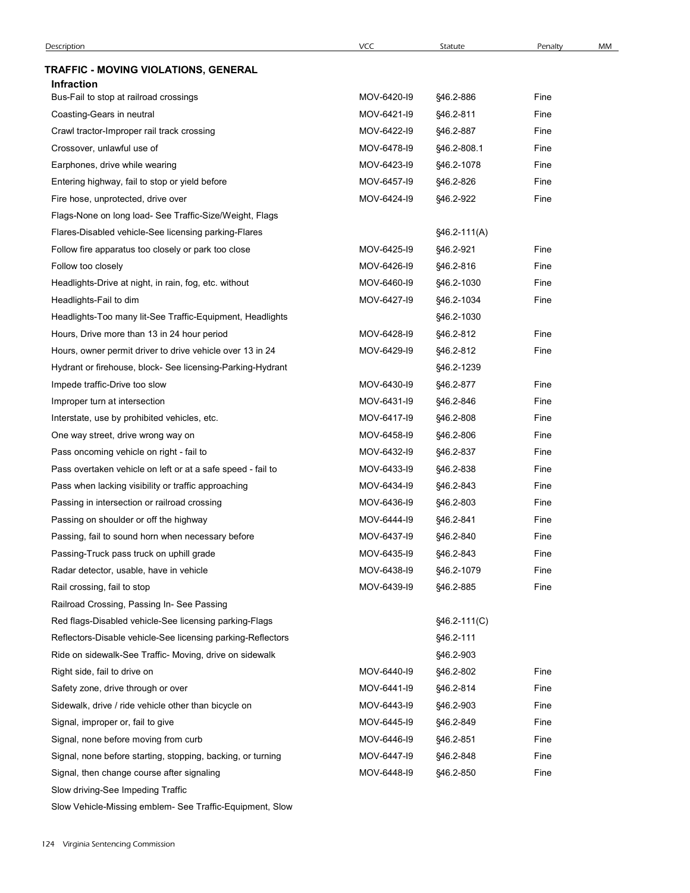| Description | VCC | Statute | Penalty | MM |
|---|---|---|---|---|
| **TRAFFIC - MOVING VIOLATIONS, GENERAL** | | | | |
| **Infraction** | | | | |
| Bus-Fail to stop at railroad crossings | MOV-6420-I9 | §46.2-886 | Fine | |
| Coasting-Gears in neutral | MOV-6421-I9 | §46.2-811 | Fine | |
| Crawl tractor-Improper rail track crossing | MOV-6422-I9 | §46.2-887 | Fine | |
| Crossover, unlawful use of | MOV-6478-I9 | §46.2-808.1 | Fine | |
| Earphones, drive while wearing | MOV-6423-I9 | §46.2-1078 | Fine | |
| Entering highway, fail to stop or yield before | MOV-6457-I9 | §46.2-826 | Fine | |
| Fire hose, unprotected, drive over | MOV-6424-I9 | §46.2-922 | Fine | |
| Flags-None on long load- See Traffic-Size/Weight, Flags | | | | |
| Flares-Disabled vehicle-See licensing parking-Flares | | §46.2-111(A) | | |
| Follow fire apparatus too closely or park too close | MOV-6425-I9 | §46.2-921 | Fine | |
| Follow too closely | MOV-6426-I9 | §46.2-816 | Fine | |
| Headlights-Drive at night, in rain, fog, etc. without | MOV-6460-I9 | §46.2-1030 | Fine | |
| Headlights-Fail to dim | MOV-6427-I9 | §46.2-1034 | Fine | |
| Headlights-Too many lit-See Traffic-Equipment, Headlights | | §46.2-1030 | | |
| Hours, Drive more than 13 in 24 hour period | MOV-6428-I9 | §46.2-812 | Fine | |
| Hours, owner permit driver to drive vehicle over 13 in 24 | MOV-6429-I9 | §46.2-812 | Fine | |
| Hydrant or firehouse, block- See licensing-Parking-Hydrant | | §46.2-1239 | | |
| Impede traffic-Drive too slow | MOV-6430-I9 | §46.2-877 | Fine | |
| Improper turn at intersection | MOV-6431-I9 | §46.2-846 | Fine | |
| Interstate, use by prohibited vehicles, etc. | MOV-6417-I9 | §46.2-808 | Fine | |
| One way street, drive wrong way on | MOV-6458-I9 | §46.2-806 | Fine | |
| Pass oncoming vehicle on right - fail to | MOV-6432-I9 | §46.2-837 | Fine | |
| Pass overtaken vehicle on left or at a safe speed - fail to | MOV-6433-I9 | §46.2-838 | Fine | |
| Pass when lacking visibility or traffic approaching | MOV-6434-I9 | §46.2-843 | Fine | |
| Passing in intersection or railroad crossing | MOV-6436-I9 | §46.2-803 | Fine | |
| Passing on shoulder or off the highway | MOV-6444-I9 | §46.2-841 | Fine | |
| Passing, fail to sound horn when necessary before | MOV-6437-I9 | §46.2-840 | Fine | |
| Passing-Truck pass truck on uphill grade | MOV-6435-I9 | §46.2-843 | Fine | |
| Radar detector, usable, have in vehicle | MOV-6438-I9 | §46.2-1079 | Fine | |
| Rail crossing, fail to stop | MOV-6439-I9 | §46.2-885 | Fine | |
| Railroad Crossing, Passing In- See Passing | | | | |
| Red flags-Disabled vehicle-See licensing parking-Flags | | §46.2-111(C) | | |
| Reflectors-Disable vehicle-See licensing parking-Reflectors | | §46.2-111 | | |
| Ride on sidewalk-See Traffic- Moving, drive on sidewalk | | §46.2-903 | | |
| Right side, fail to drive on | MOV-6440-I9 | §46.2-802 | Fine | |
| Safety zone, drive through or over | MOV-6441-I9 | §46.2-814 | Fine | |
| Sidewalk, drive / ride vehicle other than bicycle on | MOV-6443-I9 | §46.2-903 | Fine | |
| Signal, improper or, fail to give | MOV-6445-I9 | §46.2-849 | Fine | |
| Signal, none before moving from curb | MOV-6446-I9 | §46.2-851 | Fine | |
| Signal, none before starting, stopping, backing, or turning | MOV-6447-I9 | §46.2-848 | Fine | |
| Signal, then change course after signaling | MOV-6448-I9 | §46.2-850 | Fine | |
| Slow driving-See Impeding Traffic | | | | |
| Slow Vehicle-Missing emblem- See Traffic-Equipment, Slow | | | | |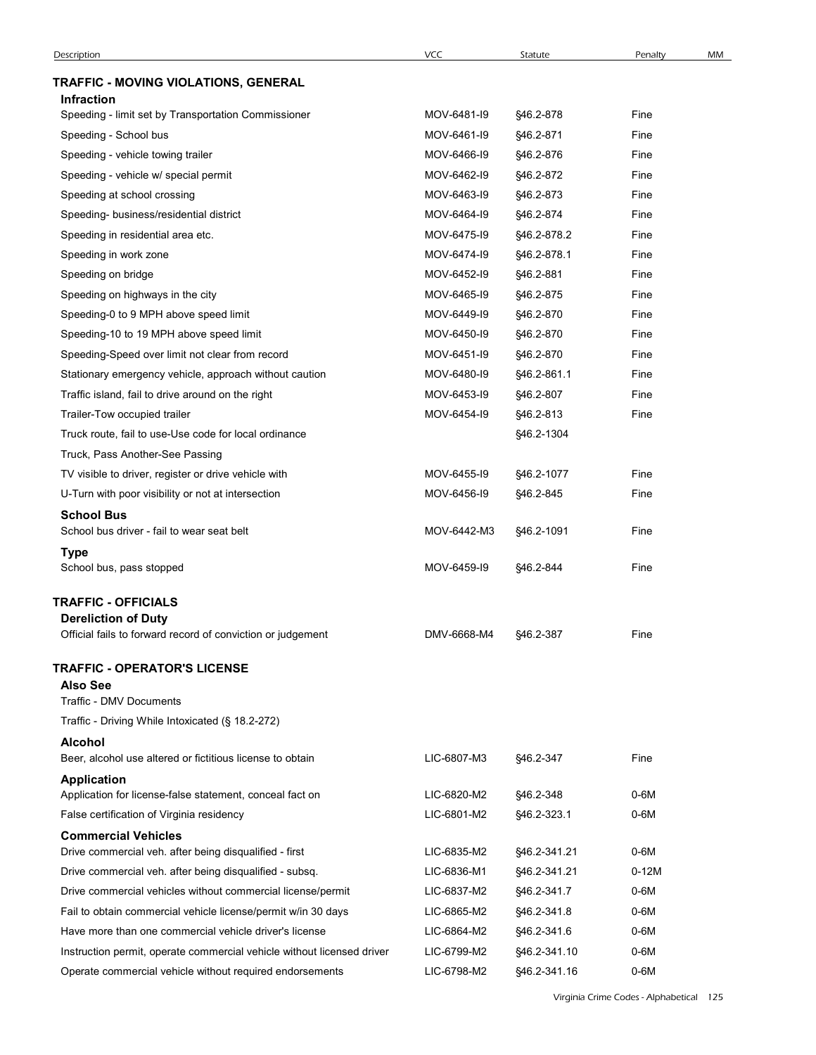| Description | VCC | Statute | Penalty | MM |
|---|---|---|---|---|
| **TRAFFIC - MOVING VIOLATIONS, GENERAL** | | | | |
| **Infraction** | | | | |
| Speeding - limit set by Transportation Commissioner | MOV-6481-I9 | §46.2-878 | Fine | |
| Speeding - School bus | MOV-6461-I9 | §46.2-871 | Fine | |
| Speeding - vehicle towing trailer | MOV-6466-I9 | §46.2-876 | Fine | |
| Speeding - vehicle w/ special permit | MOV-6462-I9 | §46.2-872 | Fine | |
| Speeding at school crossing | MOV-6463-I9 | §46.2-873 | Fine | |
| Speeding- business/residential district | MOV-6464-I9 | §46.2-874 | Fine | |
| Speeding in residential area etc. | MOV-6475-I9 | §46.2-878.2 | Fine | |
| Speeding in work zone | MOV-6474-I9 | §46.2-878.1 | Fine | |
| Speeding on bridge | MOV-6452-I9 | §46.2-881 | Fine | |
| Speeding on highways in the city | MOV-6465-I9 | §46.2-875 | Fine | |
| Speeding-0 to 9 MPH above speed limit | MOV-6449-I9 | §46.2-870 | Fine | |
| Speeding-10 to 19 MPH above speed limit | MOV-6450-I9 | §46.2-870 | Fine | |
| Speeding-Speed over limit not clear from record | MOV-6451-I9 | §46.2-870 | Fine | |
| Stationary emergency vehicle, approach without caution | MOV-6480-I9 | §46.2-861.1 | Fine | |
| Traffic island, fail to drive around on the right | MOV-6453-I9 | §46.2-807 | Fine | |
| Trailer-Tow occupied trailer | MOV-6454-I9 | §46.2-813 | Fine | |
| Truck route, fail to use-Use code for local ordinance | | §46.2-1304 | | |
| Truck, Pass Another-See Passing | | | | |
| TV visible to driver, register or drive vehicle with | MOV-6455-I9 | §46.2-1077 | Fine | |
| U-Turn with poor visibility or not at intersection | MOV-6456-I9 | §46.2-845 | Fine | |
| **School Bus** | | | | |
| School bus driver - fail to wear seat belt | MOV-6442-M3 | §46.2-1091 | Fine | |
| **Type** | | | | |
| School bus, pass stopped | MOV-6459-I9 | §46.2-844 | Fine | |
| **TRAFFIC - OFFICIALS** | | | | |
| **Dereliction of Duty** | | | | |
| Official fails to forward record of conviction or judgement | DMV-6668-M4 | §46.2-387 | Fine | |
| **TRAFFIC - OPERATOR'S LICENSE** | | | | |
| **Also See** | | | | |
| Traffic - DMV Documents | | | | |
| Traffic - Driving While Intoxicated (§ 18.2-272) | | | | |
| **Alcohol** | | | | |
| Beer, alcohol use altered or fictitious license to obtain | LIC-6807-M3 | §46.2-347 | Fine | |
| **Application** | | | | |
| Application for license-false statement, conceal fact on | LIC-6820-M2 | §46.2-348 | 0-6M | |
| False certification of Virginia residency | LIC-6801-M2 | §46.2-323.1 | 0-6M | |
| **Commercial Vehicles** | | | | |
| Drive commercial veh. after being disqualified - first | LIC-6835-M2 | §46.2-341.21 | 0-6M | |
| Drive commercial veh. after being disqualified - subsq. | LIC-6836-M1 | §46.2-341.21 | 0-12M | |
| Drive commercial vehicles without commercial license/permit | LIC-6837-M2 | §46.2-341.7 | 0-6M | |
| Fail to obtain commercial vehicle license/permit w/in 30 days | LIC-6865-M2 | §46.2-341.8 | 0-6M | |
| Have more than one commercial vehicle driver's license | LIC-6864-M2 | §46.2-341.6 | 0-6M | |
| Instruction permit, operate commercial vehicle without licensed driver | LIC-6799-M2 | §46.2-341.10 | 0-6M | |
| Operate commercial vehicle without required endorsements | LIC-6798-M2 | §46.2-341.16 | 0-6M | |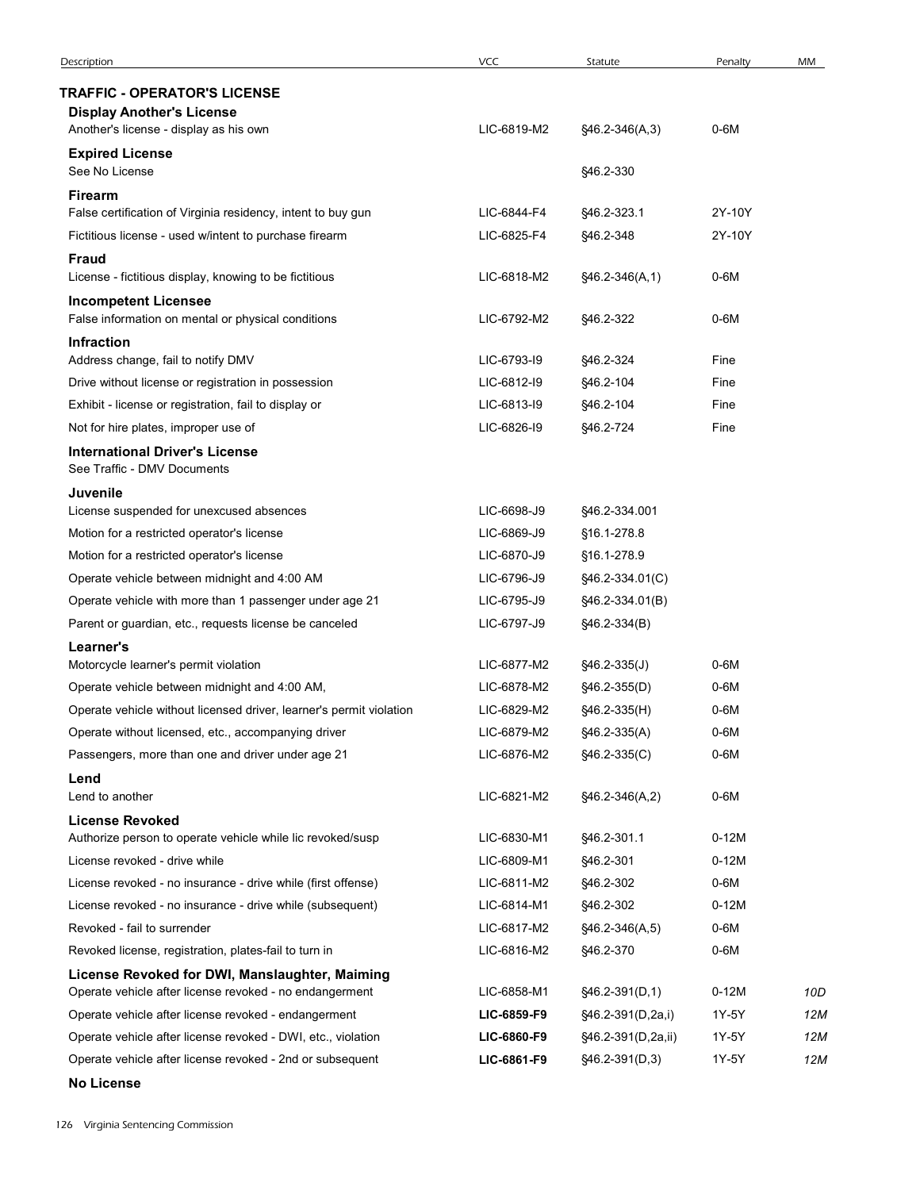| Description | VCC | Statute | Penalty | MM |
|---|---|---|---|---|
| **TRAFFIC - OPERATOR'S LICENSE** | | | | |
| **Display Another's License** | | | | |
| Another's license - display as his own | LIC-6819-M2 | §46.2-346(A,3) | 0-6M | |
| **Expired License** | | | | |
| See No License | | §46.2-330 | | |
| **Firearm** | | | | |
| False certification of Virginia residency, intent to buy gun | LIC-6844-F4 | §46.2-323.1 | 2Y-10Y | |
| Fictitious license - used w/intent to purchase firearm | LIC-6825-F4 | §46.2-348 | 2Y-10Y | |
| **Fraud** | | | | |
| License - fictitious display, knowing to be fictitious | LIC-6818-M2 | §46.2-346(A,1) | 0-6M | |
| **Incompetent Licensee** | | | | |
| False information on mental or physical conditions | LIC-6792-M2 | §46.2-322 | 0-6M | |
| **Infraction** | | | | |
| Address change, fail to notify DMV | LIC-6793-I9 | §46.2-324 | Fine | |
| Drive without license or registration in possession | LIC-6812-I9 | §46.2-104 | Fine | |
| Exhibit - license or registration, fail to display or | LIC-6813-I9 | §46.2-104 | Fine | |
| Not for hire plates, improper use of | LIC-6826-I9 | §46.2-724 | Fine | |
| **International Driver's License** | | | | |
| See Traffic - DMV Documents | | | | |
| **Juvenile** | | | | |
| License suspended for unexcused absences | LIC-6698-J9 | §46.2-334.001 | | |
| Motion for a restricted operator's license | LIC-6869-J9 | §16.1-278.8 | | |
| Motion for a restricted operator's license | LIC-6870-J9 | §16.1-278.9 | | |
| Operate vehicle between midnight and 4:00 AM | LIC-6796-J9 | §46.2-334.01(C) | | |
| Operate vehicle with more than 1 passenger under age 21 | LIC-6795-J9 | §46.2-334.01(B) | | |
| Parent or guardian, etc., requests license be canceled | LIC-6797-J9 | §46.2-334(B) | | |
| **Learner's** | | | | |
| Motorcycle learner's permit violation | LIC-6877-M2 | §46.2-335(J) | 0-6M | |
| Operate vehicle between midnight and 4:00 AM, | LIC-6878-M2 | §46.2-355(D) | 0-6M | |
| Operate vehicle without licensed driver, learner's permit violation | LIC-6829-M2 | §46.2-335(H) | 0-6M | |
| Operate without licensed, etc., accompanying driver | LIC-6879-M2 | §46.2-335(A) | 0-6M | |
| Passengers, more than one and driver under age 21 | LIC-6876-M2 | §46.2-335(C) | 0-6M | |
| **Lend** | | | | |
| Lend to another | LIC-6821-M2 | §46.2-346(A,2) | 0-6M | |
| **License Revoked** | | | | |
| Authorize person to operate vehicle while lic revoked/susp | LIC-6830-M1 | §46.2-301.1 | 0-12M | |
| License revoked - drive while | LIC-6809-M1 | §46.2-301 | 0-12M | |
| License revoked - no insurance - drive while (first offense) | LIC-6811-M2 | §46.2-302 | 0-6M | |
| License revoked - no insurance - drive while (subsequent) | LIC-6814-M1 | §46.2-302 | 0-12M | |
| Revoked - fail to surrender | LIC-6817-M2 | §46.2-346(A,5) | 0-6M | |
| Revoked license, registration, plates-fail to turn in | LIC-6816-M2 | §46.2-370 | 0-6M | |
| **License Revoked for DWI, Manslaughter, Maiming** | | | | |
| Operate vehicle after license revoked - no endangerment | LIC-6858-M1 | §46.2-391(D,1) | 0-12M | *10D* |
| Operate vehicle after license revoked - endangerment | **LIC-6859-F9** | §46.2-391(D,2a,i) | 1Y-5Y | *12M* |
| Operate vehicle after license revoked - DWI, etc., violation | **LIC-6860-F9** | §46.2-391(D,2a,ii) | 1Y-5Y | *12M* |
| Operate vehicle after license revoked - 2nd or subsequent | **LIC-6861-F9** | §46.2-391(D,3) | 1Y-5Y | *12M* |
| **No License** | | | | |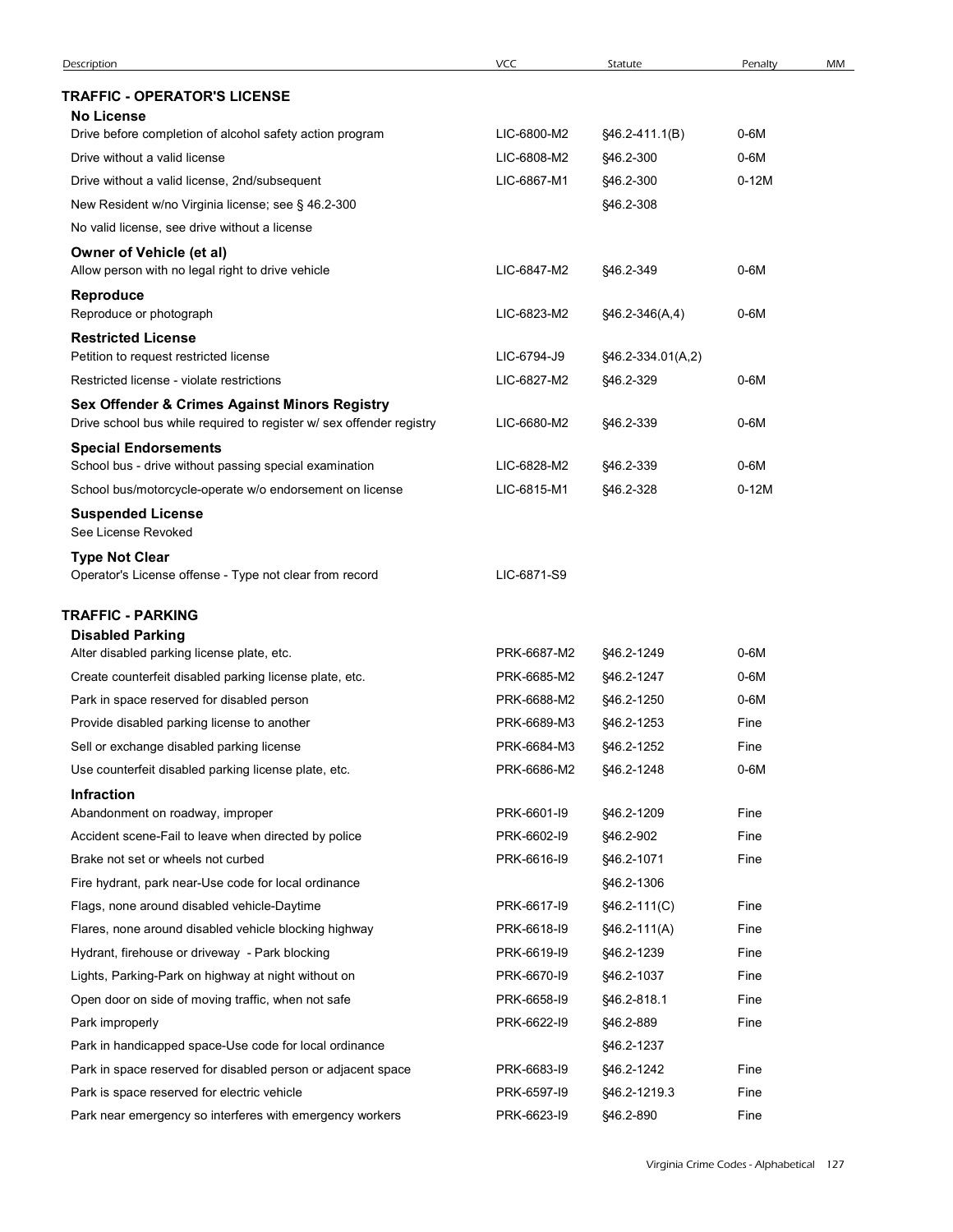| Description | VCC | Statute | Penalty | MM |
|---|---|---|---|---|
| **TRAFFIC - OPERATOR'S LICENSE** | | | | |
| **No License** | | | | |
| Drive before completion of alcohol safety action program | LIC-6800-M2 | §46.2-411.1(B) | 0-6M | |
| Drive without a valid license | LIC-6808-M2 | §46.2-300 | 0-6M | |
| Drive without a valid license, 2nd/subsequent | LIC-6867-M1 | §46.2-300 | 0-12M | |
| New Resident w/no Virginia license; see § 46.2-300 | | §46.2-308 | | |
| No valid license, see drive without a license | | | | |
| **Owner of Vehicle (et al)** | | | | |
| Allow person with no legal right to drive vehicle | LIC-6847-M2 | §46.2-349 | 0-6M | |
| **Reproduce** | | | | |
| Reproduce or photograph | LIC-6823-M2 | §46.2-346(A,4) | 0-6M | |
| **Restricted License** | | | | |
| Petition to request restricted license | LIC-6794-J9 | §46.2-334.01(A,2) | | |
| Restricted license - violate restrictions | LIC-6827-M2 | §46.2-329 | 0-6M | |
| **Sex Offender & Crimes Against Minors Registry** | | | | |
| Drive school bus while required to register w/ sex offender registry | LIC-6680-M2 | §46.2-339 | 0-6M | |
| **Special Endorsements** | | | | |
| School bus - drive without passing special examination | LIC-6828-M2 | §46.2-339 | 0-6M | |
| School bus/motorcycle-operate w/o endorsement on license | LIC-6815-M1 | §46.2-328 | 0-12M | |
| **Suspended License** | | | | |
| See License Revoked | | | | |
| **Type Not Clear** | | | | |
| Operator's License offense - Type not clear from record | LIC-6871-S9 | | | |
| **TRAFFIC - PARKING** | | | | |
| **Disabled Parking** | | | | |
| Alter disabled parking license plate, etc. | PRK-6687-M2 | §46.2-1249 | 0-6M | |
| Create counterfeit disabled parking license plate, etc. | PRK-6685-M2 | §46.2-1247 | 0-6M | |
| Park in space reserved for disabled person | PRK-6688-M2 | §46.2-1250 | 0-6M | |
| Provide disabled parking license to another | PRK-6689-M3 | §46.2-1253 | Fine | |
| Sell or exchange disabled parking license | PRK-6684-M3 | §46.2-1252 | Fine | |
| Use counterfeit disabled parking license plate, etc. | PRK-6686-M2 | §46.2-1248 | 0-6M | |
| **Infraction** | | | | |
| Abandonment on roadway, improper | PRK-6601-I9 | §46.2-1209 | Fine | |
| Accident scene-Fail to leave when directed by police | PRK-6602-I9 | §46.2-902 | Fine | |
| Brake not set or wheels not curbed | PRK-6616-I9 | §46.2-1071 | Fine | |
| Fire hydrant, park near-Use code for local ordinance | | §46.2-1306 | | |
| Flags, none around disabled vehicle-Daytime | PRK-6617-I9 | §46.2-111(C) | Fine | |
| Flares, none around disabled vehicle blocking highway | PRK-6618-I9 | §46.2-111(A) | Fine | |
| Hydrant, firehouse or driveway - Park blocking | PRK-6619-I9 | §46.2-1239 | Fine | |
| Lights, Parking-Park on highway at night without on | PRK-6670-I9 | §46.2-1037 | Fine | |
| Open door on side of moving traffic, when not safe | PRK-6658-I9 | §46.2-818.1 | Fine | |
| Park improperly | PRK-6622-I9 | §46.2-889 | Fine | |
| Park in handicapped space-Use code for local ordinance | | §46.2-1237 | | |
| Park in space reserved for disabled person or adjacent space | PRK-6683-I9 | §46.2-1242 | Fine | |
| Park is space reserved for electric vehicle | PRK-6597-I9 | §46.2-1219.3 | Fine | |
| Park near emergency so interferes with emergency workers | PRK-6623-I9 | §46.2-890 | Fine | |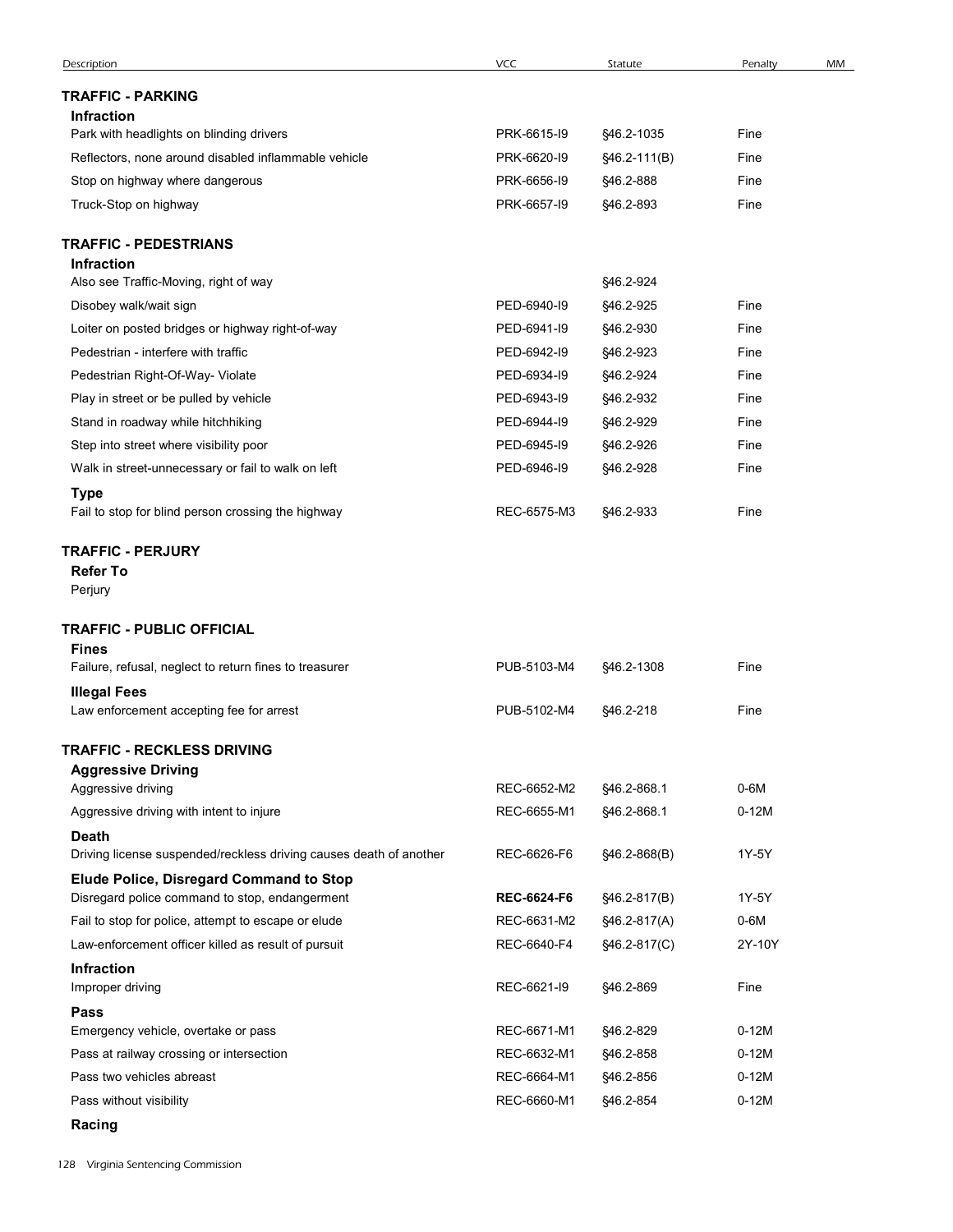| Description | VCC | Statute | Penalty | MM |
|---|---|---|---|---|
| **TRAFFIC - PARKING** | | | | |
| **Infraction** | | | | |
| Park with headlights on blinding drivers | PRK-6615-I9 | §46.2-1035 | Fine | |
| Reflectors, none around disabled inflammable vehicle | PRK-6620-I9 | §46.2-111(B) | Fine | |
| Stop on highway where dangerous | PRK-6656-I9 | §46.2-888 | Fine | |
| Truck-Stop on highway | PRK-6657-I9 | §46.2-893 | Fine | |
| **TRAFFIC - PEDESTRIANS** | | | | |
| **Infraction** | | | | |
| Also see Traffic-Moving, right of way | | §46.2-924 | | |
| Disobey walk/wait sign | PED-6940-I9 | §46.2-925 | Fine | |
| Loiter on posted bridges or highway right-of-way | PED-6941-I9 | §46.2-930 | Fine | |
| Pedestrian - interfere with traffic | PED-6942-I9 | §46.2-923 | Fine | |
| Pedestrian Right-Of-Way- Violate | PED-6934-I9 | §46.2-924 | Fine | |
| Play in street or be pulled by vehicle | PED-6943-I9 | §46.2-932 | Fine | |
| Stand in roadway while hitchhiking | PED-6944-I9 | §46.2-929 | Fine | |
| Step into street where visibility poor | PED-6945-I9 | §46.2-926 | Fine | |
| Walk in street-unnecessary or fail to walk on left | PED-6946-I9 | §46.2-928 | Fine | |
| **Type** | | | | |
| Fail to stop for blind person crossing the highway | REC-6575-M3 | §46.2-933 | Fine | |
| **TRAFFIC - PERJURY** | | | | |
| **Refer To** | | | | |
| Perjury | | | | |
| **TRAFFIC - PUBLIC OFFICIAL** | | | | |
| **Fines** | | | | |
| Failure, refusal, neglect to return fines to treasurer | PUB-5103-M4 | §46.2-1308 | Fine | |
| **Illegal Fees** | | | | |
| Law enforcement accepting fee for arrest | PUB-5102-M4 | §46.2-218 | Fine | |
| **TRAFFIC - RECKLESS DRIVING** | | | | |
| **Aggressive Driving** | | | | |
| Aggressive driving | REC-6652-M2 | §46.2-868.1 | 0-6M | |
| Aggressive driving with intent to injure | REC-6655-M1 | §46.2-868.1 | 0-12M | |
| **Death** | | | | |
| Driving license suspended/reckless driving causes death of another | REC-6626-F6 | §46.2-868(B) | 1Y-5Y | |
| **Elude Police, Disregard Command to Stop** | | | | |
| Disregard police command to stop, endangerment | **REC-6624-F6** | §46.2-817(B) | 1Y-5Y | |
| Fail to stop for police, attempt to escape or elude | REC-6631-M2 | §46.2-817(A) | 0-6M | |
| Law-enforcement officer killed as result of pursuit | REC-6640-F4 | §46.2-817(C) | 2Y-10Y | |
| **Infraction** | | | | |
| Improper driving | REC-6621-I9 | §46.2-869 | Fine | |
| **Pass** | | | | |
| Emergency vehicle, overtake or pass | REC-6671-M1 | §46.2-829 | 0-12M | |
| Pass at railway crossing or intersection | REC-6632-M1 | §46.2-858 | 0-12M | |
| Pass two vehicles abreast | REC-6664-M1 | §46.2-856 | 0-12M | |
| Pass without visibility | REC-6660-M1 | §46.2-854 | 0-12M | |
| **Racing** | | | | |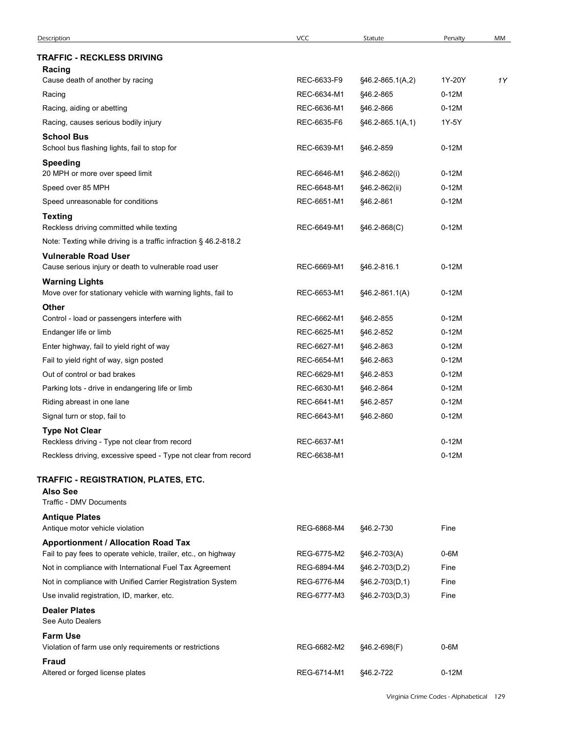| Description | VCC | Statute | Penalty | MM |
|---|---|---|---|---|
| **TRAFFIC - RECKLESS DRIVING** | | | | |
| **Racing** | | | | |
| Cause death of another by racing | REC-6633-F9 | §46.2-865.1(A,2) | 1Y-20Y | *1Y* |
| Racing | REC-6634-M1 | §46.2-865 | 0-12M | |
| Racing, aiding or abetting | REC-6636-M1 | §46.2-866 | 0-12M | |
| Racing, causes serious bodily injury | REC-6635-F6 | §46.2-865.1(A,1) | 1Y-5Y | |
| **School Bus** | | | | |
| School bus flashing lights, fail to stop for | REC-6639-M1 | §46.2-859 | 0-12M | |
| **Speeding** | | | | |
| 20 MPH or more over speed limit | REC-6646-M1 | §46.2-862(i) | 0-12M | |
| Speed over 85 MPH | REC-6648-M1 | §46.2-862(ii) | 0-12M | |
| Speed unreasonable for conditions | REC-6651-M1 | §46.2-861 | 0-12M | |
| **Texting** | | | | |
| Reckless driving committed while texting | REC-6649-M1 | §46.2-868(C) | 0-12M | |
| Note: Texting while driving is a traffic infraction § 46.2-818.2 | | | | |
| **Vulnerable Road User** | | | | |
| Cause serious injury or death to vulnerable road user | REC-6669-M1 | §46.2-816.1 | 0-12M | |
| **Warning Lights** | | | | |
| Move over for stationary vehicle with warning lights, fail to | REC-6653-M1 | §46.2-861.1(A) | 0-12M | |
| **Other** | | | | |
| Control - load or passengers interfere with | REC-6662-M1 | §46.2-855 | 0-12M | |
| Endanger life or limb | REC-6625-M1 | §46.2-852 | 0-12M | |
| Enter highway, fail to yield right of way | REC-6627-M1 | §46.2-863 | 0-12M | |
| Fail to yield right of way, sign posted | REC-6654-M1 | §46.2-863 | 0-12M | |
| Out of control or bad brakes | REC-6629-M1 | §46.2-853 | 0-12M | |
| Parking lots - drive in endangering life or limb | REC-6630-M1 | §46.2-864 | 0-12M | |
| Riding abreast in one lane | REC-6641-M1 | §46.2-857 | 0-12M | |
| Signal turn or stop, fail to | REC-6643-M1 | §46.2-860 | 0-12M | |
| **Type Not Clear** | | | | |
| Reckless driving - Type not clear from record | REC-6637-M1 | | 0-12M | |
| Reckless driving, excessive speed - Type not clear from record | REC-6638-M1 | | 0-12M | |
| **TRAFFIC - REGISTRATION, PLATES, ETC.** | | | | |
| **Also See** | | | | |
| Traffic - DMV Documents | | | | |
| **Antique Plates** | | | | |
| Antique motor vehicle violation | REG-6868-M4 | §46.2-730 | Fine | |
| **Apportionment / Allocation Road Tax** | | | | |
| Fail to pay fees to operate vehicle, trailer, etc., on highway | REG-6775-M2 | §46.2-703(A) | 0-6M | |
| Not in compliance with International Fuel Tax Agreement | REG-6894-M4 | §46.2-703(D,2) | Fine | |
| Not in compliance with Unified Carrier Registration System | REG-6776-M4 | §46.2-703(D,1) | Fine | |
| Use invalid registration, ID, marker, etc. | REG-6777-M3 | §46.2-703(D,3) | Fine | |
| **Dealer Plates** | | | | |
| See Auto Dealers | | | | |
| **Farm Use** | | | | |
| Violation of farm use only requirements or restrictions | REG-6682-M2 | §46.2-698(F) | 0-6M | |
| **Fraud** | | | | |
| Altered or forged license plates | REG-6714-M1 | §46.2-722 | 0-12M | |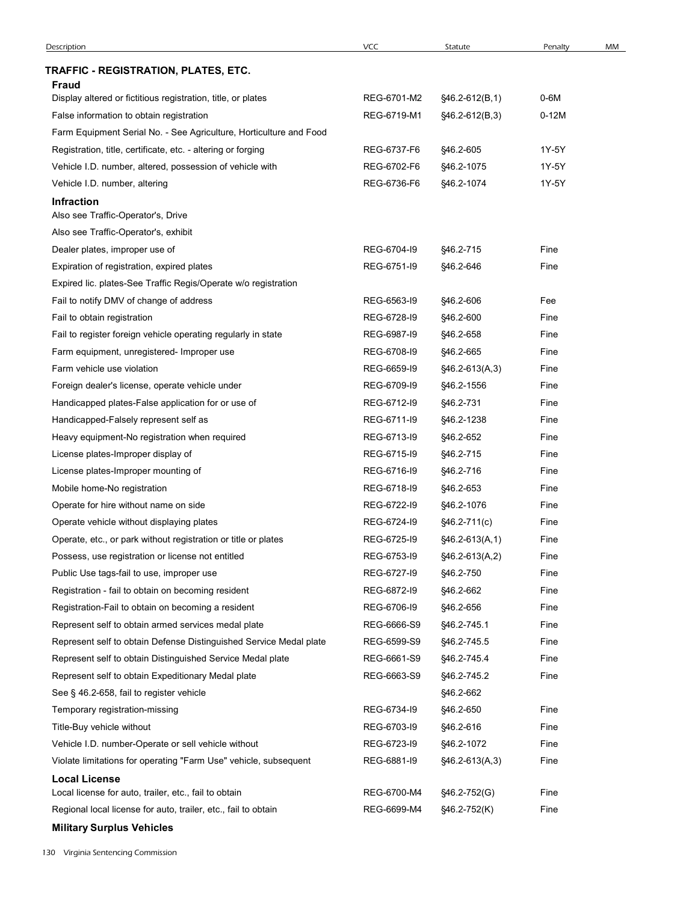| Description | VCC | Statute | Penalty | MM |
|---|---|---|---|---|
| **TRAFFIC - REGISTRATION, PLATES, ETC.** | | | | |
| **Fraud** | | | | |
| Display altered or fictitious registration, title, or plates | REG-6701-M2 | §46.2-612(B,1) | 0-6M | |
| False information to obtain registration | REG-6719-M1 | §46.2-612(B,3) | 0-12M | |
| Farm Equipment Serial No. - See Agriculture, Horticulture and Food | | | | |
| Registration, title, certificate, etc. - altering or forging | REG-6737-F6 | §46.2-605 | 1Y-5Y | |
| Vehicle I.D. number, altered, possession of vehicle with | REG-6702-F6 | §46.2-1075 | 1Y-5Y | |
| Vehicle I.D. number, altering | REG-6736-F6 | §46.2-1074 | 1Y-5Y | |
| **Infraction** | | | | |
| Also see Traffic-Operator's, Drive | | | | |
| Also see Traffic-Operator's, exhibit | | | | |
| Dealer plates, improper use of | REG-6704-I9 | §46.2-715 | Fine | |
| Expiration of registration, expired plates | REG-6751-I9 | §46.2-646 | Fine | |
| Expired lic. plates-See Traffic Regis/Operate w/o registration | | | | |
| Fail to notify DMV of change of address | REG-6563-I9 | §46.2-606 | Fee | |
| Fail to obtain registration | REG-6728-I9 | §46.2-600 | Fine | |
| Fail to register foreign vehicle operating regularly in state | REG-6987-I9 | §46.2-658 | Fine | |
| Farm equipment, unregistered- Improper use | REG-6708-I9 | §46.2-665 | Fine | |
| Farm vehicle use violation | REG-6659-I9 | §46.2-613(A,3) | Fine | |
| Foreign dealer's license, operate vehicle under | REG-6709-I9 | §46.2-1556 | Fine | |
| Handicapped plates-False application for or use of | REG-6712-I9 | §46.2-731 | Fine | |
| Handicapped-Falsely represent self as | REG-6711-I9 | §46.2-1238 | Fine | |
| Heavy equipment-No registration when required | REG-6713-I9 | §46.2-652 | Fine | |
| License plates-Improper display of | REG-6715-I9 | §46.2-715 | Fine | |
| License plates-Improper mounting of | REG-6716-I9 | §46.2-716 | Fine | |
| Mobile home-No registration | REG-6718-I9 | §46.2-653 | Fine | |
| Operate for hire without name on side | REG-6722-I9 | §46.2-1076 | Fine | |
| Operate vehicle without displaying plates | REG-6724-I9 | §46.2-711(c) | Fine | |
| Operate, etc., or park without registration or title or plates | REG-6725-I9 | §46.2-613(A,1) | Fine | |
| Possess, use registration or license not entitled | REG-6753-I9 | §46.2-613(A,2) | Fine | |
| Public Use tags-fail to use, improper use | REG-6727-I9 | §46.2-750 | Fine | |
| Registration - fail to obtain on becoming resident | REG-6872-I9 | §46.2-662 | Fine | |
| Registration-Fail to obtain on becoming a resident | REG-6706-I9 | §46.2-656 | Fine | |
| Represent self to obtain armed services medal plate | REG-6666-S9 | §46.2-745.1 | Fine | |
| Represent self to obtain Defense Distinguished Service Medal plate | REG-6599-S9 | §46.2-745.5 | Fine | |
| Represent self to obtain Distinguished Service Medal plate | REG-6661-S9 | §46.2-745.4 | Fine | |
| Represent self to obtain Expeditionary Medal plate | REG-6663-S9 | §46.2-745.2 | Fine | |
| See § 46.2-658, fail to register vehicle | | §46.2-662 | | |
| Temporary registration-missing | REG-6734-I9 | §46.2-650 | Fine | |
| Title-Buy vehicle without | REG-6703-I9 | §46.2-616 | Fine | |
| Vehicle I.D. number-Operate or sell vehicle without | REG-6723-I9 | §46.2-1072 | Fine | |
| Violate limitations for operating "Farm Use" vehicle, subsequent | REG-6881-I9 | §46.2-613(A,3) | Fine | |
| **Local License** | | | | |
| Local license for auto, trailer, etc., fail to obtain | REG-6700-M4 | §46.2-752(G) | Fine | |
| Regional local license for auto, trailer, etc., fail to obtain | REG-6699-M4 | §46.2-752(K) | Fine | |
| **Military Surplus Vehicles** | | | | |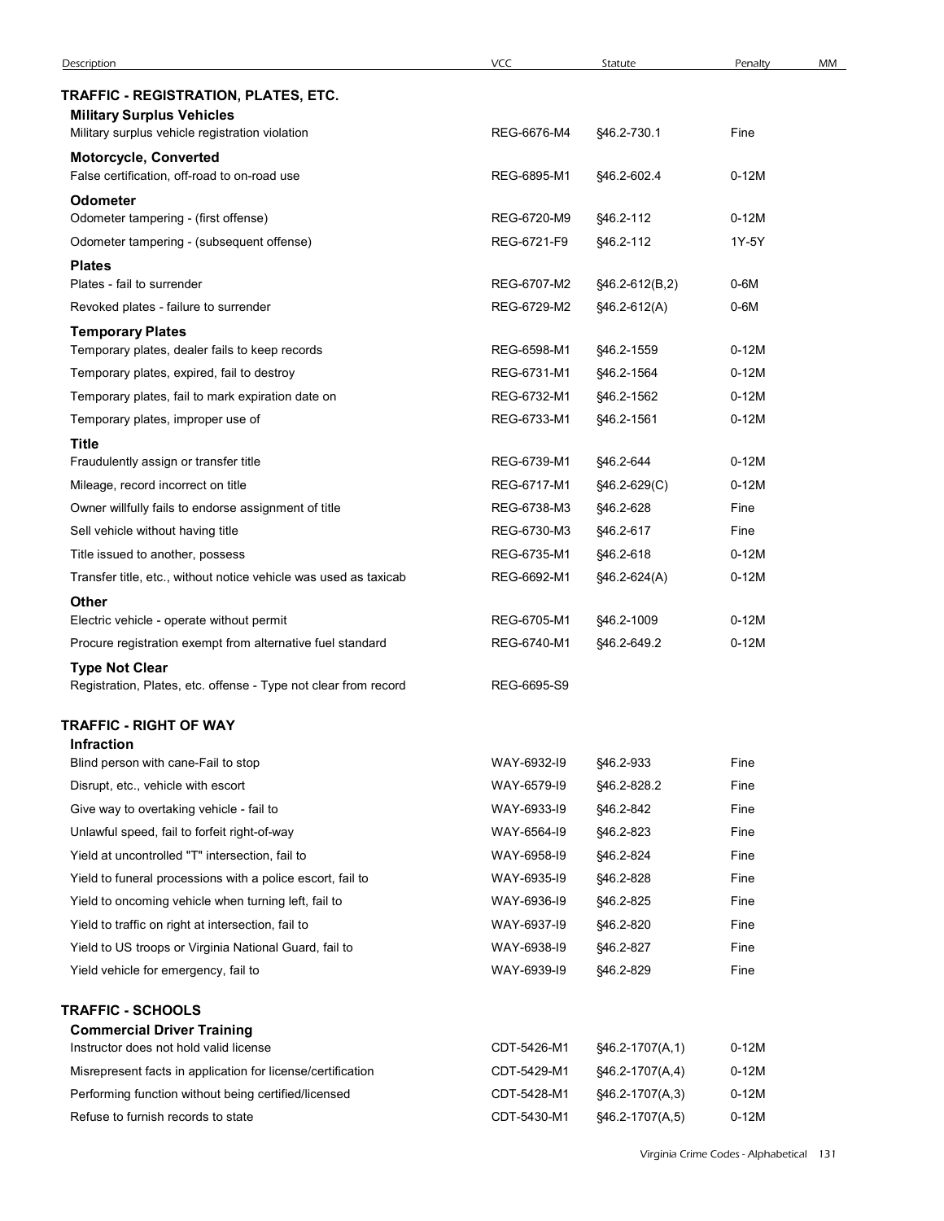| Description | VCC | Statute | Penalty | MM |
|---|---|---|---|---|
| **TRAFFIC - REGISTRATION, PLATES, ETC.** | | | | |
| **Military Surplus Vehicles** | | | | |
| Military surplus vehicle registration violation | REG-6676-M4 | §46.2-730.1 | Fine | |
| **Motorcycle, Converted** | | | | |
| False certification, off-road to on-road use | REG-6895-M1 | §46.2-602.4 | 0-12M | |
| **Odometer** | | | | |
| Odometer tampering - (first offense) | REG-6720-M9 | §46.2-112 | 0-12M | |
| Odometer tampering - (subsequent offense) | REG-6721-F9 | §46.2-112 | 1Y-5Y | |
| **Plates** | | | | |
| Plates - fail to surrender | REG-6707-M2 | §46.2-612(B,2) | 0-6M | |
| Revoked plates - failure to surrender | REG-6729-M2 | §46.2-612(A) | 0-6M | |
| **Temporary Plates** | | | | |
| Temporary plates, dealer fails to keep records | REG-6598-M1 | §46.2-1559 | 0-12M | |
| Temporary plates, expired, fail to destroy | REG-6731-M1 | §46.2-1564 | 0-12M | |
| Temporary plates, fail to mark expiration date on | REG-6732-M1 | §46.2-1562 | 0-12M | |
| Temporary plates, improper use of | REG-6733-M1 | §46.2-1561 | 0-12M | |
| **Title** | | | | |
| Fraudulently assign or transfer title | REG-6739-M1 | §46.2-644 | 0-12M | |
| Mileage, record incorrect on title | REG-6717-M1 | §46.2-629(C) | 0-12M | |
| Owner willfully fails to endorse assignment of title | REG-6738-M3 | §46.2-628 | Fine | |
| Sell vehicle without having title | REG-6730-M3 | §46.2-617 | Fine | |
| Title issued to another, possess | REG-6735-M1 | §46.2-618 | 0-12M | |
| Transfer title, etc., without notice vehicle was used as taxicab | REG-6692-M1 | §46.2-624(A) | 0-12M | |
| **Other** | | | | |
| Electric vehicle - operate without permit | REG-6705-M1 | §46.2-1009 | 0-12M | |
| Procure registration exempt from alternative fuel standard | REG-6740-M1 | §46.2-649.2 | 0-12M | |
| **Type Not Clear** | | | | |
| Registration, Plates, etc. offense - Type not clear from record | REG-6695-S9 | | | |
| **TRAFFIC - RIGHT OF WAY** | | | | |
| **Infraction** | | | | |
| Blind person with cane-Fail to stop | WAY-6932-I9 | §46.2-933 | Fine | |
| Disrupt, etc., vehicle with escort | WAY-6579-I9 | §46.2-828.2 | Fine | |
| Give way to overtaking vehicle - fail to | WAY-6933-I9 | §46.2-842 | Fine | |
| Unlawful speed, fail to forfeit right-of-way | WAY-6564-I9 | §46.2-823 | Fine | |
| Yield at uncontrolled "T" intersection, fail to | WAY-6958-I9 | §46.2-824 | Fine | |
| Yield to funeral processions with a police escort, fail to | WAY-6935-I9 | §46.2-828 | Fine | |
| Yield to oncoming vehicle when turning left, fail to | WAY-6936-I9 | §46.2-825 | Fine | |
| Yield to traffic on right at intersection, fail to | WAY-6937-I9 | §46.2-820 | Fine | |
| Yield to US troops or Virginia National Guard, fail to | WAY-6938-I9 | §46.2-827 | Fine | |
| Yield vehicle for emergency, fail to | WAY-6939-I9 | §46.2-829 | Fine | |
| **TRAFFIC - SCHOOLS** | | | | |
| **Commercial Driver Training** | | | | |
| Instructor does not hold valid license | CDT-5426-M1 | §46.2-1707(A,1) | 0-12M | |
| Misrepresent facts in application for license/certification | CDT-5429-M1 | §46.2-1707(A,4) | 0-12M | |
| Performing function without being certified/licensed | CDT-5428-M1 | §46.2-1707(A,3) | 0-12M | |
| Refuse to furnish records to state | CDT-5430-M1 | §46.2-1707(A,5) | 0-12M | |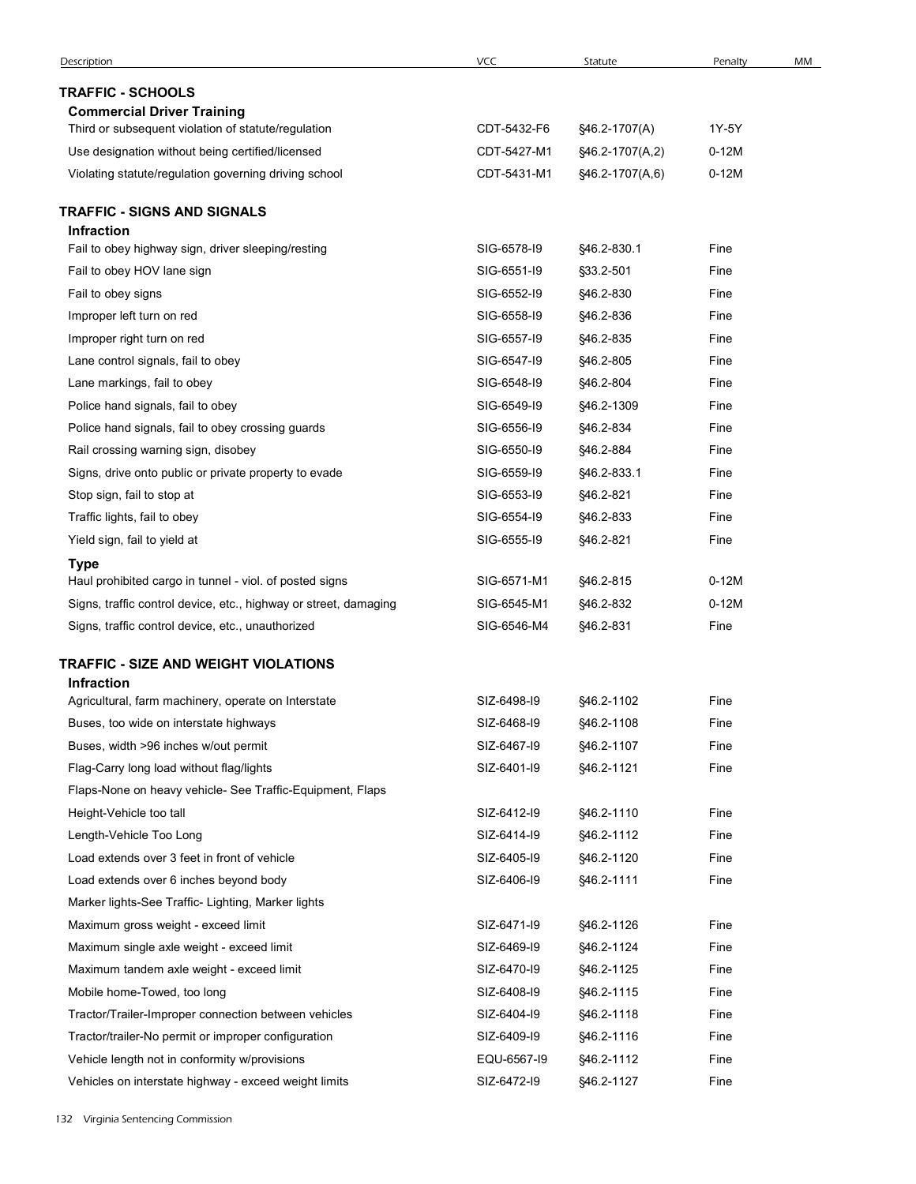| Description | VCC | Statute | Penalty | MM |
|---|---|---|---|---|
| **TRAFFIC - SCHOOLS** | | | | |
| **Commercial Driver Training** | | | | |
| Third or subsequent violation of statute/regulation | CDT-5432-F6 | §46.2-1707(A) | 1Y-5Y | |
| Use designation without being certified/licensed | CDT-5427-M1 | §46.2-1707(A,2) | 0-12M | |
| Violating statute/regulation governing driving school | CDT-5431-M1 | §46.2-1707(A,6) | 0-12M | |
| **TRAFFIC - SIGNS AND SIGNALS** | | | | |
| **Infraction** | | | | |
| Fail to obey highway sign, driver sleeping/resting | SIG-6578-I9 | §46.2-830.1 | Fine | |
| Fail to obey HOV lane sign | SIG-6551-I9 | §33.2-501 | Fine | |
| Fail to obey signs | SIG-6552-I9 | §46.2-830 | Fine | |
| Improper left turn on red | SIG-6558-I9 | §46.2-836 | Fine | |
| Improper right turn on red | SIG-6557-I9 | §46.2-835 | Fine | |
| Lane control signals, fail to obey | SIG-6547-I9 | §46.2-805 | Fine | |
| Lane markings, fail to obey | SIG-6548-I9 | §46.2-804 | Fine | |
| Police hand signals, fail to obey | SIG-6549-I9 | §46.2-1309 | Fine | |
| Police hand signals, fail to obey crossing guards | SIG-6556-I9 | §46.2-834 | Fine | |
| Rail crossing warning sign, disobey | SIG-6550-I9 | §46.2-884 | Fine | |
| Signs, drive onto public or private property to evade | SIG-6559-I9 | §46.2-833.1 | Fine | |
| Stop sign, fail to stop at | SIG-6553-I9 | §46.2-821 | Fine | |
| Traffic lights, fail to obey | SIG-6554-I9 | §46.2-833 | Fine | |
| Yield sign, fail to yield at | SIG-6555-I9 | §46.2-821 | Fine | |
| **Type** | | | | |
| Haul prohibited cargo in tunnel - viol. of posted signs | SIG-6571-M1 | §46.2-815 | 0-12M | |
| Signs, traffic control device, etc., highway or street, damaging | SIG-6545-M1 | §46.2-832 | 0-12M | |
| Signs, traffic control device, etc., unauthorized | SIG-6546-M4 | §46.2-831 | Fine | |
| **TRAFFIC - SIZE AND WEIGHT VIOLATIONS** | | | | |
| **Infraction** | | | | |
| Agricultural, farm machinery, operate on Interstate | SIZ-6498-I9 | §46.2-1102 | Fine | |
| Buses, too wide on interstate highways | SIZ-6468-I9 | §46.2-1108 | Fine | |
| Buses, width >96 inches w/out permit | SIZ-6467-I9 | §46.2-1107 | Fine | |
| Flag-Carry long load without flag/lights | SIZ-6401-I9 | §46.2-1121 | Fine | |
| Flaps-None on heavy vehicle- See Traffic-Equipment, Flaps | | | | |
| Height-Vehicle too tall | SIZ-6412-I9 | §46.2-1110 | Fine | |
| Length-Vehicle Too Long | SIZ-6414-I9 | §46.2-1112 | Fine | |
| Load extends over 3 feet in front of vehicle | SIZ-6405-I9 | §46.2-1120 | Fine | |
| Load extends over 6 inches beyond body | SIZ-6406-I9 | §46.2-1111 | Fine | |
| Marker lights-See Traffic- Lighting, Marker lights | | | | |
| Maximum gross weight - exceed limit | SIZ-6471-I9 | §46.2-1126 | Fine | |
| Maximum single axle weight - exceed limit | SIZ-6469-I9 | §46.2-1124 | Fine | |
| Maximum tandem axle weight - exceed limit | SIZ-6470-I9 | §46.2-1125 | Fine | |
| Mobile home-Towed, too long | SIZ-6408-I9 | §46.2-1115 | Fine | |
| Tractor/Trailer-Improper connection between vehicles | SIZ-6404-I9 | §46.2-1118 | Fine | |
| Tractor/trailer-No permit or improper configuration | SIZ-6409-I9 | §46.2-1116 | Fine | |
| Vehicle length not in conformity w/provisions | EQU-6567-I9 | §46.2-1112 | Fine | |
| Vehicles on interstate highway - exceed weight limits | SIZ-6472-I9 | §46.2-1127 | Fine | |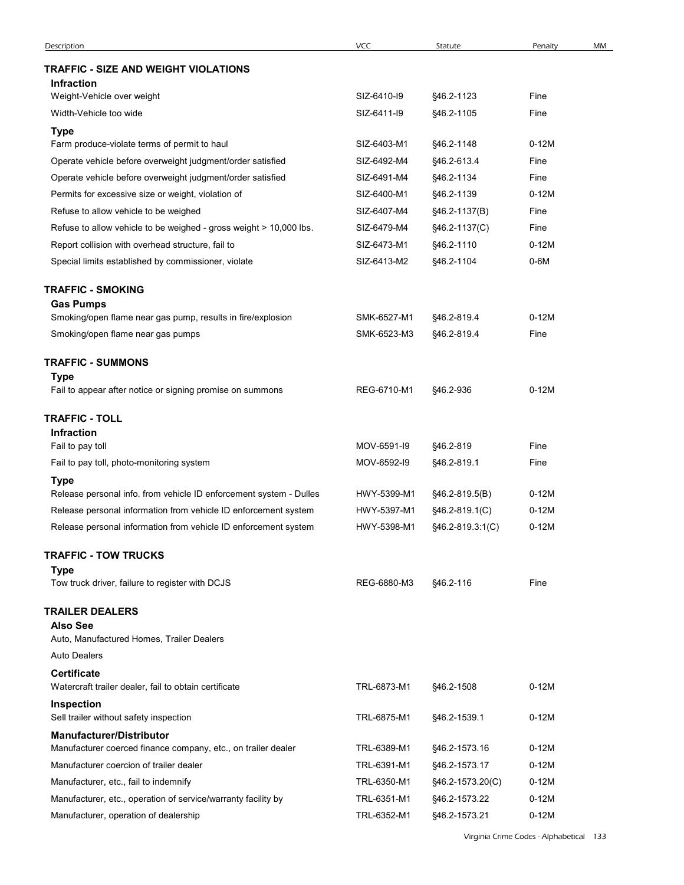| Description | VCC | Statute | Penalty | MM |
|---|---|---|---|---|
| **TRAFFIC - SIZE AND WEIGHT VIOLATIONS** | | | | |
| **Infraction** | | | | |
| Weight-Vehicle over weight | SIZ-6410-I9 | §46.2-1123 | Fine | |
| Width-Vehicle too wide | SIZ-6411-I9 | §46.2-1105 | Fine | |
| **Type** | | | | |
| Farm produce-violate terms of permit to haul | SIZ-6403-M1 | §46.2-1148 | 0-12M | |
| Operate vehicle before overweight judgment/order satisfied | SIZ-6492-M4 | §46.2-613.4 | Fine | |
| Operate vehicle before overweight judgment/order satisfied | SIZ-6491-M4 | §46.2-1134 | Fine | |
| Permits for excessive size or weight, violation of | SIZ-6400-M1 | §46.2-1139 | 0-12M | |
| Refuse to allow vehicle to be weighed | SIZ-6407-M4 | §46.2-1137(B) | Fine | |
| Refuse to allow vehicle to be weighed - gross weight > 10,000 lbs. | SIZ-6479-M4 | §46.2-1137(C) | Fine | |
| Report collision with overhead structure, fail to | SIZ-6473-M1 | §46.2-1110 | 0-12M | |
| Special limits established by commissioner, violate | SIZ-6413-M2 | §46.2-1104 | 0-6M | |
| **TRAFFIC - SMOKING** | | | | |
| **Gas Pumps** | | | | |
| Smoking/open flame near gas pump, results in fire/explosion | SMK-6527-M1 | §46.2-819.4 | 0-12M | |
| Smoking/open flame near gas pumps | SMK-6523-M3 | §46.2-819.4 | Fine | |
| **TRAFFIC - SUMMONS** | | | | |
| **Type** | | | | |
| Fail to appear after notice or signing promise on summons | REG-6710-M1 | §46.2-936 | 0-12M | |
| **TRAFFIC - TOLL** | | | | |
| **Infraction** | | | | |
| Fail to pay toll | MOV-6591-I9 | §46.2-819 | Fine | |
| Fail to pay toll, photo-monitoring system | MOV-6592-I9 | §46.2-819.1 | Fine | |
| **Type** | | | | |
| Release personal info. from vehicle ID enforcement system - Dulles | HWY-5399-M1 | §46.2-819.5(B) | 0-12M | |
| Release personal information from vehicle ID enforcement system | HWY-5397-M1 | §46.2-819.1(C) | 0-12M | |
| Release personal information from vehicle ID enforcement system | HWY-5398-M1 | §46.2-819.3:1(C) | 0-12M | |
| **TRAFFIC - TOW TRUCKS** | | | | |
| **Type** | | | | |
| Tow truck driver, failure to register with DCJS | REG-6880-M3 | §46.2-116 | Fine | |
| **TRAILER DEALERS** | | | | |
| **Also See** | | | | |
| Auto, Manufactured Homes, Trailer Dealers | | | | |
| Auto Dealers | | | | |
| **Certificate** | | | | |
| Watercraft trailer dealer, fail to obtain certificate | TRL-6873-M1 | §46.2-1508 | 0-12M | |
| **Inspection** | | | | |
| Sell trailer without safety inspection | TRL-6875-M1 | §46.2-1539.1 | 0-12M | |
| **Manufacturer/Distributor** | | | | |
| Manufacturer coerced finance company, etc., on trailer dealer | TRL-6389-M1 | §46.2-1573.16 | 0-12M | |
| Manufacturer coercion of trailer dealer | TRL-6391-M1 | §46.2-1573.17 | 0-12M | |
| Manufacturer, etc., fail to indemnify | TRL-6350-M1 | §46.2-1573.20(C) | 0-12M | |
| Manufacturer, etc., operation of service/warranty facility by | TRL-6351-M1 | §46.2-1573.22 | 0-12M | |
| Manufacturer, operation of dealership | TRL-6352-M1 | §46.2-1573.21 | 0-12M | |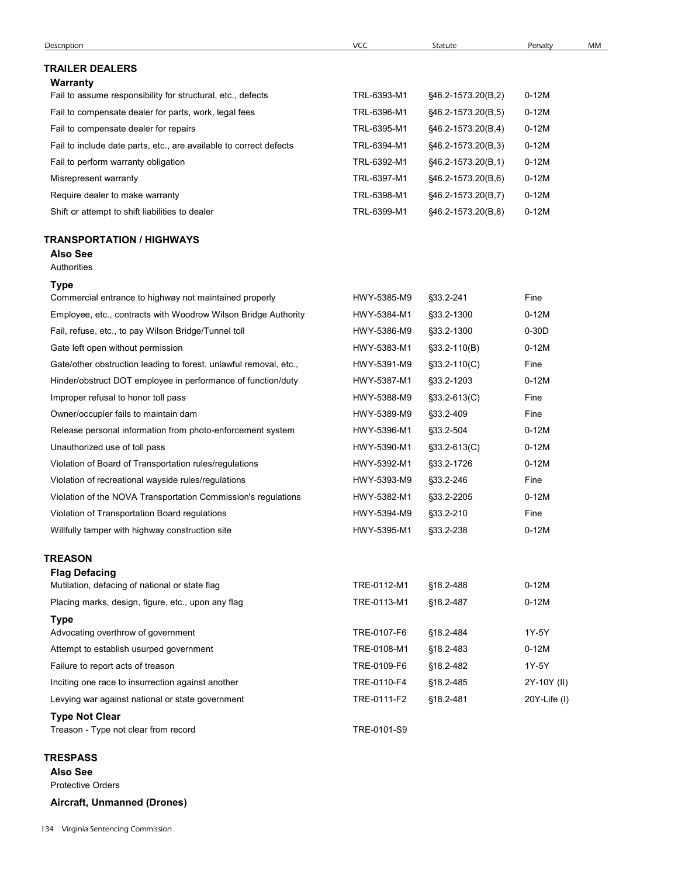| Description | VCC | Statute | Penalty | MM |
|---|---|---|---|---|
| **TRAILER DEALERS** | | | | |
| **Warranty** | | | | |
| Fail to assume responsibility for structural, etc., defects | TRL-6393-M1 | §46.2-1573.20(B,2) | 0-12M | |
| Fail to compensate dealer for parts, work, legal fees | TRL-6396-M1 | §46.2-1573.20(B,5) | 0-12M | |
| Fail to compensate dealer for repairs | TRL-6395-M1 | §46.2-1573.20(B,4) | 0-12M | |
| Fail to include date parts, etc., are available to correct defects | TRL-6394-M1 | §46.2-1573.20(B,3) | 0-12M | |
| Fail to perform warranty obligation | TRL-6392-M1 | §46.2-1573.20(B,1) | 0-12M | |
| Misrepresent warranty | TRL-6397-M1 | §46.2-1573.20(B,6) | 0-12M | |
| Require dealer to make warranty | TRL-6398-M1 | §46.2-1573.20(B,7) | 0-12M | |
| Shift or attempt to shift liabilities to dealer | TRL-6399-M1 | §46.2-1573.20(B,8) | 0-12M | |
| **TRANSPORTATION / HIGHWAYS** | | | | |
| **Also See** | | | | |
| Authorities | | | | |
| **Type** | | | | |
| Commercial entrance to highway not maintained properly | HWY-5385-M9 | §33.2-241 | Fine | |
| Employee, etc., contracts with Woodrow Wilson Bridge Authority | HWY-5384-M1 | §33.2-1300 | 0-12M | |
| Fail, refuse, etc., to pay Wilson Bridge/Tunnel toll | HWY-5386-M9 | §33.2-1300 | 0-30D | |
| Gate left open without permission | HWY-5383-M1 | §33.2-110(B) | 0-12M | |
| Gate/other obstruction leading to forest, unlawful removal, etc., | HWY-5391-M9 | §33.2-110(C) | Fine | |
| Hinder/obstruct DOT employee in performance of function/duty | HWY-5387-M1 | §33.2-1203 | 0-12M | |
| Improper refusal to honor toll pass | HWY-5388-M9 | §33.2-613(C) | Fine | |
| Owner/occupier fails to maintain dam | HWY-5389-M9 | §33.2-409 | Fine | |
| Release personal information from photo-enforcement system | HWY-5396-M1 | §33.2-504 | 0-12M | |
| Unauthorized use of toll pass | HWY-5390-M1 | §33.2-613(C) | 0-12M | |
| Violation of Board of Transportation rules/regulations | HWY-5392-M1 | §33.2-1726 | 0-12M | |
| Violation of recreational wayside rules/regulations | HWY-5393-M9 | §33.2-246 | Fine | |
| Violation of the NOVA Transportation Commission's regulations | HWY-5382-M1 | §33.2-2205 | 0-12M | |
| Violation of Transportation Board regulations | HWY-5394-M9 | §33.2-210 | Fine | |
| Willfully tamper with highway construction site | HWY-5395-M1 | §33.2-238 | 0-12M | |
| **TREASON** | | | | |
| **Flag Defacing** | | | | |
| Mutilation, defacing of national or state flag | TRE-0112-M1 | §18.2-488 | 0-12M | |
| Placing marks, design, figure, etc., upon any flag | TRE-0113-M1 | §18.2-487 | 0-12M | |
| **Type** | | | | |
| Advocating overthrow of government | TRE-0107-F6 | §18.2-484 | 1Y-5Y | |
| Attempt to establish usurped government | TRE-0108-M1 | §18.2-483 | 0-12M | |
| Failure to report acts of treason | TRE-0109-F6 | §18.2-482 | 1Y-5Y | |
| Inciting one race to insurrection against another | TRE-0110-F4 | §18.2-485 | 2Y-10Y (II) | |
| Levying war against national or state government | TRE-0111-F2 | §18.2-481 | 20Y-Life (I) | |
| **Type Not Clear** | | | | |
| Treason - Type not clear from record | TRE-0101-S9 | | | |
| **TRESPASS** | | | | |
| **Also See** | | | | |
| Protective Orders | | | | |
| **Aircraft, Unmanned (Drones)** | | | | |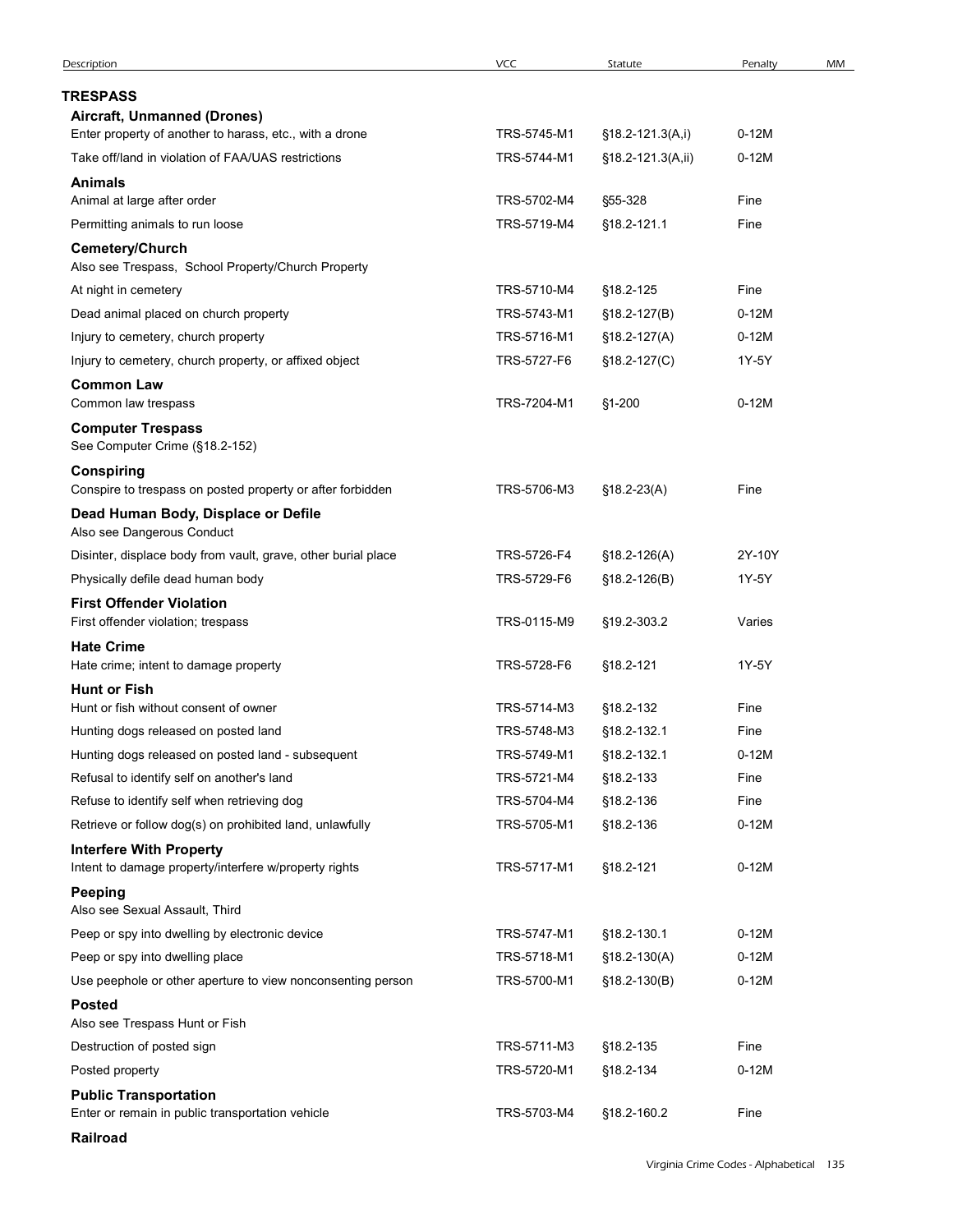| Description | VCC | Statute | Penalty | MM |
|---|---|---|---|---|
| **TRESPASS** | | | | |
| **Aircraft, Unmanned (Drones)** | | | | |
| Enter property of another to harass, etc., with a drone | TRS-5745-M1 | §18.2-121.3(A,i) | 0-12M | |
| Take off/land in violation of FAA/UAS restrictions | TRS-5744-M1 | §18.2-121.3(A,ii) | 0-12M | |
| **Animals** | | | | |
| Animal at large after order | TRS-5702-M4 | §55-328 | Fine | |
| Permitting animals to run loose | TRS-5719-M4 | §18.2-121.1 | Fine | |
| **Cemetery/Church** | | | | |
| Also see Trespass, School Property/Church Property | | | | |
| At night in cemetery | TRS-5710-M4 | §18.2-125 | Fine | |
| Dead animal placed on church property | TRS-5743-M1 | §18.2-127(B) | 0-12M | |
| Injury to cemetery, church property | TRS-5716-M1 | §18.2-127(A) | 0-12M | |
| Injury to cemetery, church property, or affixed object | TRS-5727-F6 | §18.2-127(C) | 1Y-5Y | |
| **Common Law** | | | | |
| Common law trespass | TRS-7204-M1 | §1-200 | 0-12M | |
| **Computer Trespass** | | | | |
| See Computer Crime (§18.2-152) | | | | |
| **Conspiring** | | | | |
| Conspire to trespass on posted property or after forbidden | TRS-5706-M3 | §18.2-23(A) | Fine | |
| **Dead Human Body, Displace or Defile** | | | | |
| Also see Dangerous Conduct | | | | |
| Disinter, displace body from vault, grave, other burial place | TRS-5726-F4 | §18.2-126(A) | 2Y-10Y | |
| Physically defile dead human body | TRS-5729-F6 | §18.2-126(B) | 1Y-5Y | |
| **First Offender Violation** | | | | |
| First offender violation; trespass | TRS-0115-M9 | §19.2-303.2 | Varies | |
| **Hate Crime** | | | | |
| Hate crime; intent to damage property | TRS-5728-F6 | §18.2-121 | 1Y-5Y | |
| **Hunt or Fish** | | | | |
| Hunt or fish without consent of owner | TRS-5714-M3 | §18.2-132 | Fine | |
| Hunting dogs released on posted land | TRS-5748-M3 | §18.2-132.1 | Fine | |
| Hunting dogs released on posted land - subsequent | TRS-5749-M1 | §18.2-132.1 | 0-12M | |
| Refusal to identify self on another's land | TRS-5721-M4 | §18.2-133 | Fine | |
| Refuse to identify self when retrieving dog | TRS-5704-M4 | §18.2-136 | Fine | |
| Retrieve or follow dog(s) on prohibited land, unlawfully | TRS-5705-M1 | §18.2-136 | 0-12M | |
| **Interfere With Property** | | | | |
| Intent to damage property/interfere w/property rights | TRS-5717-M1 | §18.2-121 | 0-12M | |
| **Peeping** | | | | |
| Also see Sexual Assault, Third | | | | |
| Peep or spy into dwelling by electronic device | TRS-5747-M1 | §18.2-130.1 | 0-12M | |
| Peep or spy into dwelling place | TRS-5718-M1 | §18.2-130(A) | 0-12M | |
| Use peephole or other aperture to view nonconsenting person | TRS-5700-M1 | §18.2-130(B) | 0-12M | |
| **Posted** | | | | |
| Also see Trespass Hunt or Fish | | | | |
| Destruction of posted sign | TRS-5711-M3 | §18.2-135 | Fine | |
| Posted property | TRS-5720-M1 | §18.2-134 | 0-12M | |
| **Public Transportation** | | | | |
| Enter or remain in public transportation vehicle | TRS-5703-M4 | §18.2-160.2 | Fine | |
| **Railroad** | | | | |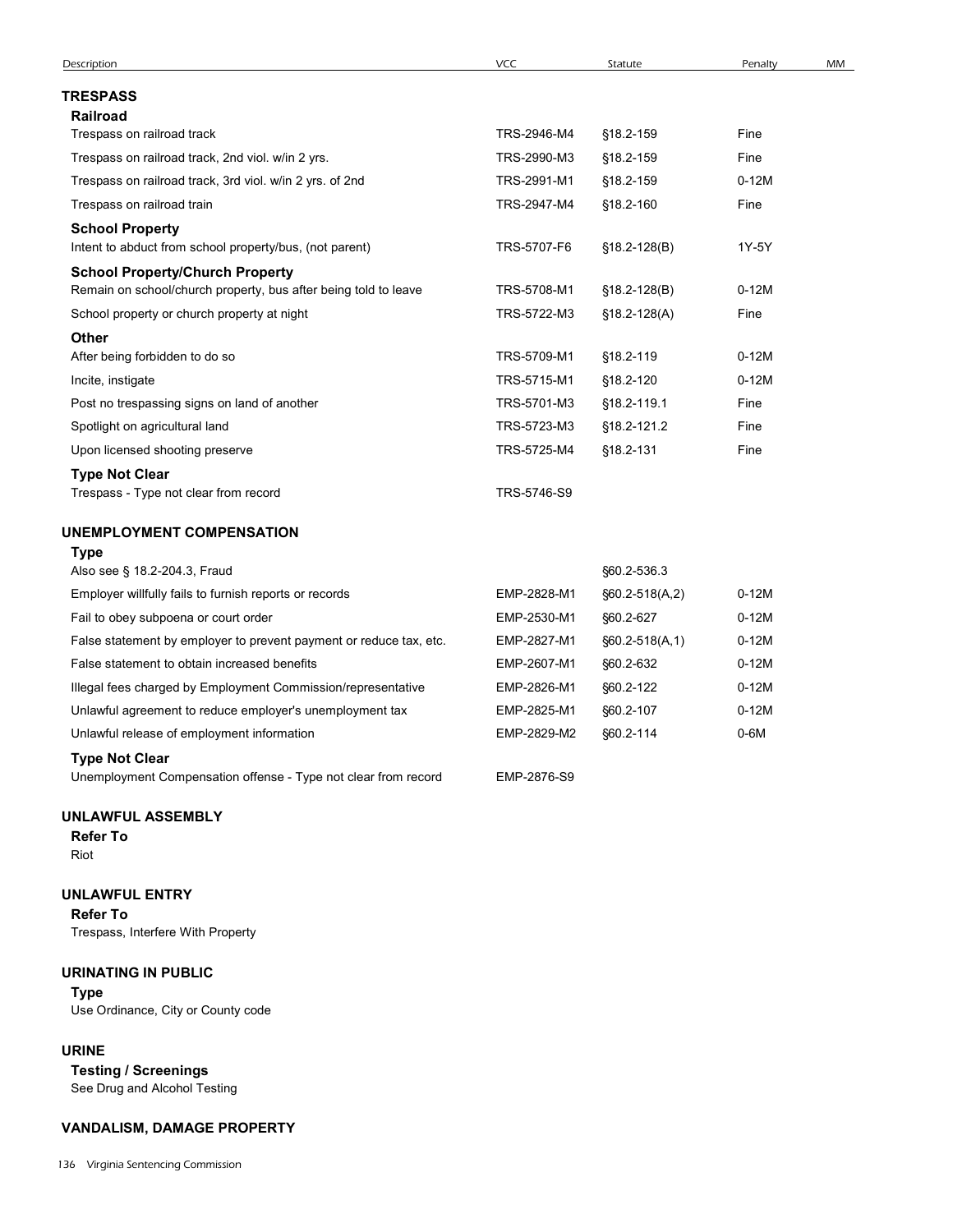| Description | VCC | Statute | Penalty | MM |
|---|---|---|---|---|
| **TRESPASS** | | | | |
| **Railroad** | | | | |
| Trespass on railroad track | TRS-2946-M4 | §18.2-159 | Fine | |
| Trespass on railroad track, 2nd viol. w/in 2 yrs. | TRS-2990-M3 | §18.2-159 | Fine | |
| Trespass on railroad track, 3rd viol. w/in 2 yrs. of 2nd | TRS-2991-M1 | §18.2-159 | 0-12M | |
| Trespass on railroad train | TRS-2947-M4 | §18.2-160 | Fine | |
| **School Property** | | | | |
| Intent to abduct from school property/bus, (not parent) | TRS-5707-F6 | §18.2-128(B) | 1Y-5Y | |
| **School Property/Church Property** | | | | |
| Remain on school/church property, bus after being told to leave | TRS-5708-M1 | §18.2-128(B) | 0-12M | |
| School property or church property at night | TRS-5722-M3 | §18.2-128(A) | Fine | |
| **Other** | | | | |
| After being forbidden to do so | TRS-5709-M1 | §18.2-119 | 0-12M | |
| Incite, instigate | TRS-5715-M1 | §18.2-120 | 0-12M | |
| Post no trespassing signs on land of another | TRS-5701-M3 | §18.2-119.1 | Fine | |
| Spotlight on agricultural land | TRS-5723-M3 | §18.2-121.2 | Fine | |
| Upon licensed shooting preserve | TRS-5725-M4 | §18.2-131 | Fine | |
| **Type Not Clear** | | | | |
| Trespass - Type not clear from record | TRS-5746-S9 | | | |
| **UNEMPLOYMENT COMPENSATION** | | | | |
| **Type** | | | | |
| Also see § 18.2-204.3, Fraud | | §60.2-536.3 | | |
| Employer willfully fails to furnish reports or records | EMP-2828-M1 | §60.2-518(A,2) | 0-12M | |
| Fail to obey subpoena or court order | EMP-2530-M1 | §60.2-627 | 0-12M | |
| False statement by employer to prevent payment or reduce tax, etc. | EMP-2827-M1 | §60.2-518(A,1) | 0-12M | |
| False statement to obtain increased benefits | EMP-2607-M1 | §60.2-632 | 0-12M | |
| Illegal fees charged by Employment Commission/representative | EMP-2826-M1 | §60.2-122 | 0-12M | |
| Unlawful agreement to reduce employer's unemployment tax | EMP-2825-M1 | §60.2-107 | 0-12M | |
| Unlawful release of employment information | EMP-2829-M2 | §60.2-114 | 0-6M | |
| **Type Not Clear** | | | | |
| Unemployment Compensation offense - Type not clear from record | EMP-2876-S9 | | | |
| **UNLAWFUL ASSEMBLY** | | | | |
| **Refer To** | | | | |
| Riot | | | | |
| **UNLAWFUL ENTRY** | | | | |
| **Refer To** | | | | |
| Trespass, Interfere With Property | | | | |
| **URINATING IN PUBLIC** | | | | |
| **Type** | | | | |
| Use Ordinance, City or County code | | | | |
| **URINE** | | | | |
| **Testing / Screenings** | | | | |
| See Drug and Alcohol Testing | | | | |
| **VANDALISM, DAMAGE PROPERTY** | | | | |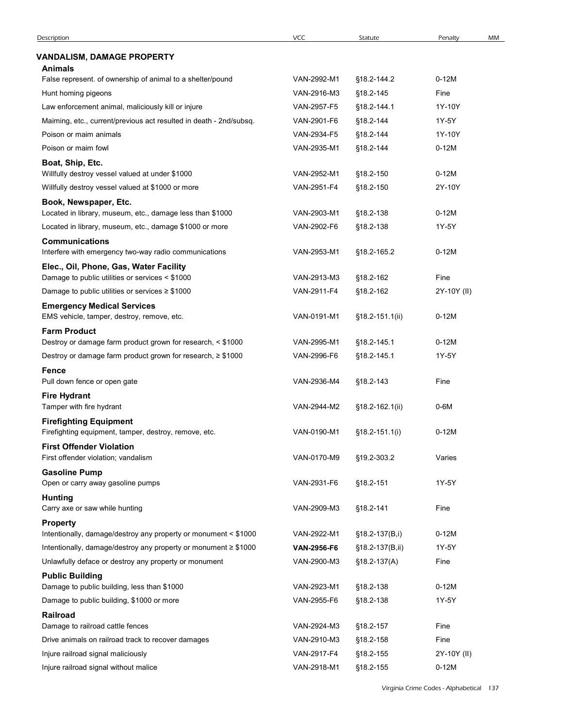| Description | VCC | Statute | Penalty | MM |
|---|---|---|---|---|
| **VANDALISM, DAMAGE PROPERTY** | | | | |
| **Animals** | | | | |
| False represent. of ownership of animal to a shelter/pound | VAN-2992-M1 | §18.2-144.2 | 0-12M | |
| Hunt homing pigeons | VAN-2916-M3 | §18.2-145 | Fine | |
| Law enforcement animal, maliciously kill or injure | VAN-2957-F5 | §18.2-144.1 | 1Y-10Y | |
| Maiming, etc., current/previous act resulted in death - 2nd/subsq. | VAN-2901-F6 | §18.2-144 | 1Y-5Y | |
| Poison or maim animals | VAN-2934-F5 | §18.2-144 | 1Y-10Y | |
| Poison or maim fowl | VAN-2935-M1 | §18.2-144 | 0-12M | |
| **Boat, Ship, Etc.** | | | | |
| Willfully destroy vessel valued at under $1000 | VAN-2952-M1 | §18.2-150 | 0-12M | |
| Willfully destroy vessel valued at $1000 or more | VAN-2951-F4 | §18.2-150 | 2Y-10Y | |
| **Book, Newspaper, Etc.** | | | | |
| Located in library, museum, etc., damage less than $1000 | VAN-2903-M1 | §18.2-138 | 0-12M | |
| Located in library, museum, etc., damage $1000 or more | VAN-2902-F6 | §18.2-138 | 1Y-5Y | |
| **Communications** | | | | |
| Interfere with emergency two-way radio communications | VAN-2953-M1 | §18.2-165.2 | 0-12M | |
| **Elec., Oil, Phone, Gas, Water Facility** | | | | |
| Damage to public utilities or services < $1000 | VAN-2913-M3 | §18.2-162 | Fine | |
| Damage to public utilities or services ≥ $1000 | VAN-2911-F4 | §18.2-162 | 2Y-10Y (II) | |
| **Emergency Medical Services** | | | | |
| EMS vehicle, tamper, destroy, remove, etc. | VAN-0191-M1 | §18.2-151.1(ii) | 0-12M | |
| **Farm Product** | | | | |
| Destroy or damage farm product grown for research, < $1000 | VAN-2995-M1 | §18.2-145.1 | 0-12M | |
| Destroy or damage farm product grown for research, ≥ $1000 | VAN-2996-F6 | §18.2-145.1 | 1Y-5Y | |
| **Fence** | | | | |
| Pull down fence or open gate | VAN-2936-M4 | §18.2-143 | Fine | |
| **Fire Hydrant** | | | | |
| Tamper with fire hydrant | VAN-2944-M2 | §18.2-162.1(ii) | 0-6M | |
| **Firefighting Equipment** | | | | |
| Firefighting equipment, tamper, destroy, remove, etc. | VAN-0190-M1 | §18.2-151.1(i) | 0-12M | |
| **First Offender Violation** | | | | |
| First offender violation; vandalism | VAN-0170-M9 | §19.2-303.2 | Varies | |
| **Gasoline Pump** | | | | |
| Open or carry away gasoline pumps | VAN-2931-F6 | §18.2-151 | 1Y-5Y | |
| **Hunting** | | | | |
| Carry axe or saw while hunting | VAN-2909-M3 | §18.2-141 | Fine | |
| **Property** | | | | |
| Intentionally, damage/destroy any property or monument < $1000 | VAN-2922-M1 | §18.2-137(B,i) | 0-12M | |
| Intentionally, damage/destroy any property or monument ≥ $1000 | **VAN-2956-F6** | §18.2-137(B,ii) | 1Y-5Y | |
| Unlawfully deface or destroy any property or monument | VAN-2900-M3 | §18.2-137(A) | Fine | |
| **Public Building** | | | | |
| Damage to public building, less than $1000 | VAN-2923-M1 | §18.2-138 | 0-12M | |
| Damage to public building, $1000 or more | VAN-2955-F6 | §18.2-138 | 1Y-5Y | |
| **Railroad** | | | | |
| Damage to railroad cattle fences | VAN-2924-M3 | §18.2-157 | Fine | |
| Drive animals on railroad track to recover damages | VAN-2910-M3 | §18.2-158 | Fine | |
| Injure railroad signal maliciously | VAN-2917-F4 | §18.2-155 | 2Y-10Y (II) | |
| Injure railroad signal without malice | VAN-2918-M1 | §18.2-155 | 0-12M | |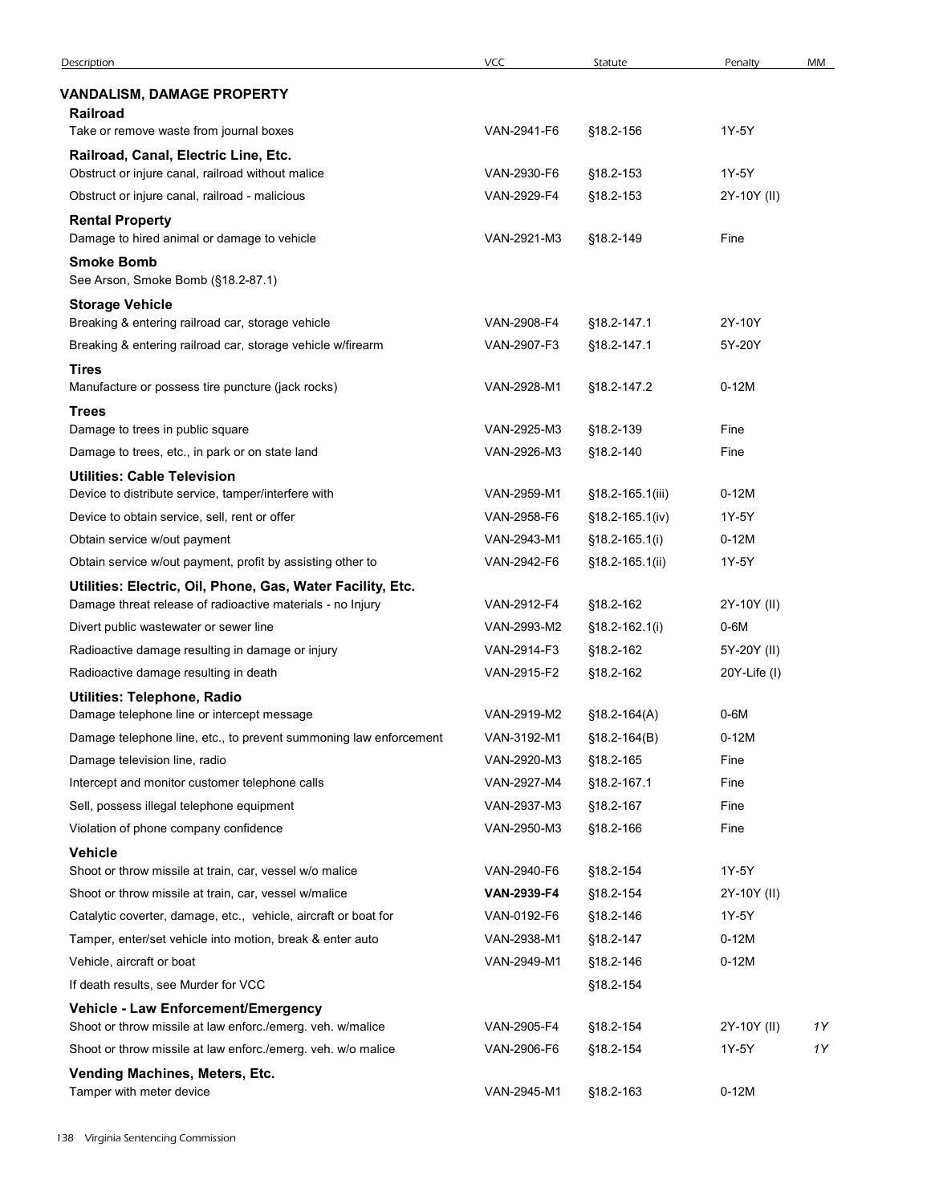| Description | VCC | Statute | Penalty | MM |
|---|---|---|---|---|
| **VANDALISM, DAMAGE PROPERTY** | | | | |
| **Railroad** | | | | |
| Take or remove waste from journal boxes | VAN-2941-F6 | §18.2-156 | 1Y-5Y | |
| **Railroad, Canal, Electric Line, Etc.** | | | | |
| Obstruct or injure canal, railroad without malice | VAN-2930-F6 | §18.2-153 | 1Y-5Y | |
| Obstruct or injure canal, railroad - malicious | VAN-2929-F4 | §18.2-153 | 2Y-10Y (II) | |
| **Rental Property** | | | | |
| Damage to hired animal or damage to vehicle | VAN-2921-M3 | §18.2-149 | Fine | |
| **Smoke Bomb** | | | | |
| See Arson, Smoke Bomb (§18.2-87.1) | | | | |
| **Storage Vehicle** | | | | |
| Breaking & entering railroad car, storage vehicle | VAN-2908-F4 | §18.2-147.1 | 2Y-10Y | |
| Breaking & entering railroad car, storage vehicle w/firearm | VAN-2907-F3 | §18.2-147.1 | 5Y-20Y | |
| **Tires** | | | | |
| Manufacture or possess tire puncture (jack rocks) | VAN-2928-M1 | §18.2-147.2 | 0-12M | |
| **Trees** | | | | |
| Damage to trees in public square | VAN-2925-M3 | §18.2-139 | Fine | |
| Damage to trees, etc., in park or on state land | VAN-2926-M3 | §18.2-140 | Fine | |
| **Utilities: Cable Television** | | | | |
| Device to distribute service, tamper/interfere with | VAN-2959-M1 | §18.2-165.1(iii) | 0-12M | |
| Device to obtain service, sell, rent or offer | VAN-2958-F6 | §18.2-165.1(iv) | 1Y-5Y | |
| Obtain service w/out payment | VAN-2943-M1 | §18.2-165.1(i) | 0-12M | |
| Obtain service w/out payment, profit by assisting other to | VAN-2942-F6 | §18.2-165.1(ii) | 1Y-5Y | |
| **Utilities: Electric, Oil, Phone, Gas, Water Facility, Etc.** | | | | |
| Damage threat release of radioactive materials - no Injury | VAN-2912-F4 | §18.2-162 | 2Y-10Y (II) | |
| Divert public wastewater or sewer line | VAN-2993-M2 | §18.2-162.1(i) | 0-6M | |
| Radioactive damage resulting in damage or injury | VAN-2914-F3 | §18.2-162 | 5Y-20Y (II) | |
| Radioactive damage resulting in death | VAN-2915-F2 | §18.2-162 | 20Y-Life (I) | |
| **Utilities: Telephone, Radio** | | | | |
| Damage telephone line or intercept message | VAN-2919-M2 | §18.2-164(A) | 0-6M | |
| Damage telephone line, etc., to prevent summoning law enforcement | VAN-3192-M1 | §18.2-164(B) | 0-12M | |
| Damage television line, radio | VAN-2920-M3 | §18.2-165 | Fine | |
| Intercept and monitor customer telephone calls | VAN-2927-M4 | §18.2-167.1 | Fine | |
| Sell, possess illegal telephone equipment | VAN-2937-M3 | §18.2-167 | Fine | |
| Violation of phone company confidence | VAN-2950-M3 | §18.2-166 | Fine | |
| **Vehicle** | | | | |
| Shoot or throw missile at train, car, vessel w/o malice | VAN-2940-F6 | §18.2-154 | 1Y-5Y | |
| Shoot or throw missile at train, car, vessel w/malice | **VAN-2939-F4** | §18.2-154 | 2Y-10Y (II) | |
| Catalytic coverter, damage, etc., vehicle, aircraft or boat for | VAN-0192-F6 | §18.2-146 | 1Y-5Y | |
| Tamper, enter/set vehicle into motion, break & enter auto | VAN-2938-M1 | §18.2-147 | 0-12M | |
| Vehicle, aircraft or boat | VAN-2949-M1 | §18.2-146 | 0-12M | |
| If death results, see Murder for VCC | | §18.2-154 | | |
| **Vehicle - Law Enforcement/Emergency** | | | | |
| Shoot or throw missile at law enforc./emerg. veh. w/malice | VAN-2905-F4 | §18.2-154 | 2Y-10Y (II) | *1Y* |
| Shoot or throw missile at law enforc./emerg. veh. w/o malice | VAN-2906-F6 | §18.2-154 | 1Y-5Y | *1Y* |
| **Vending Machines, Meters, Etc.** | | | | |
| Tamper with meter device | VAN-2945-M1 | §18.2-163 | 0-12M | |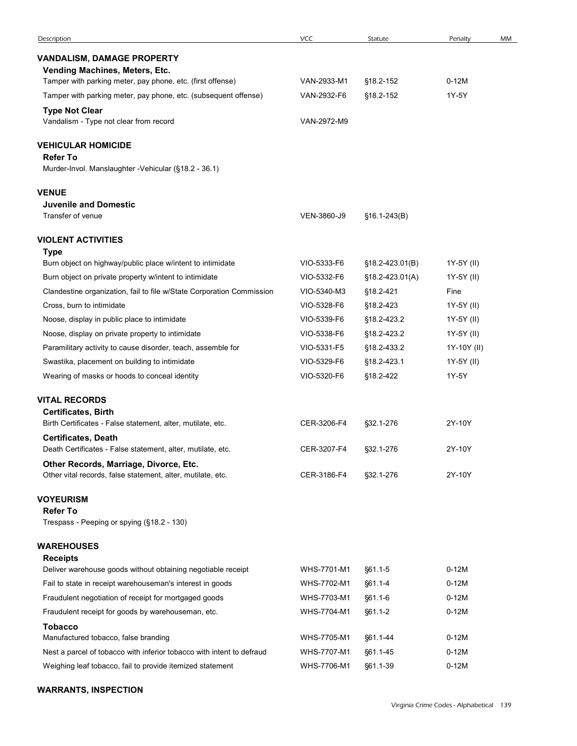| Description | VCC | Statute | Penalty | MM |
|---|---|---|---|---|
| **VANDALISM, DAMAGE PROPERTY** | | | | |
| **Vending Machines, Meters, Etc.** | | | | |
| Tamper with parking meter, pay phone, etc. (first offense) | VAN-2933-M1 | §18.2-152 | 0-12M | |
| Tamper with parking meter, pay phone, etc. (subsequent offense) | VAN-2932-F6 | §18.2-152 | 1Y-5Y | |
| **Type Not Clear** | | | | |
| Vandalism - Type not clear from record | VAN-2972-M9 | | | |
| **VEHICULAR HOMICIDE** | | | | |
| **Refer To** | | | | |
| Murder-Invol. Manslaughter -Vehicular (§18.2 - 36.1) | | | | |
| **VENUE** | | | | |
| **Juvenile and Domestic** | | | | |
| Transfer of venue | VEN-3860-J9 | §16.1-243(B) | | |
| **VIOLENT ACTIVITIES** | | | | |
| **Type** | | | | |
| Burn object on highway/public place w/intent to intimidate | VIO-5333-F6 | §18.2-423.01(B) | 1Y-5Y (II) | |
| Burn object on private property w/intent to intimidate | VIO-5332-F6 | §18.2-423.01(A) | 1Y-5Y (II) | |
| Clandestine organization, fail to file w/State Corporation Commission | VIO-5340-M3 | §18.2-421 | Fine | |
| Cross, burn to intimidate | VIO-5328-F6 | §18.2-423 | 1Y-5Y (II) | |
| Noose, display in public place to intimidate | VIO-5339-F6 | §18.2-423.2 | 1Y-5Y (II) | |
| Noose, display on private property to intimidate | VIO-5338-F6 | §18.2-423.2 | 1Y-5Y (II) | |
| Paramilitary activity to cause disorder, teach, assemble for | VIO-5331-F5 | §18.2-433.2 | 1Y-10Y (II) | |
| Swastika, placement on building to intimidate | VIO-5329-F6 | §18.2-423.1 | 1Y-5Y (II) | |
| Wearing of masks or hoods to conceal identity | VIO-5320-F6 | §18.2-422 | 1Y-5Y | |
| **VITAL RECORDS** | | | | |
| **Certificates, Birth** | | | | |
| Birth Certificates - False statement, alter, mutilate, etc. | CER-3206-F4 | §32.1-276 | 2Y-10Y | |
| **Certificates, Death** | | | | |
| Death Certificates - False statement, alter, mutilate, etc. | CER-3207-F4 | §32.1-276 | 2Y-10Y | |
| **Other Records, Marriage, Divorce, Etc.** | | | | |
| Other vital records, false statement, alter, mutilate, etc. | CER-3186-F4 | §32.1-276 | 2Y-10Y | |
| **VOYEURISM** | | | | |
| **Refer To** | | | | |
| Trespass - Peeping or spying (§18.2 - 130) | | | | |
| **WAREHOUSES** | | | | |
| **Receipts** | | | | |
| Deliver warehouse goods without obtaining negotiable receipt | WHS-7701-M1 | §61.1-5 | 0-12M | |
| Fail to state in receipt warehouseman's interest in goods | WHS-7702-M1 | §61.1-4 | 0-12M | |
| Fraudulent negotiation of receipt for mortgaged goods | WHS-7703-M1 | §61.1-6 | 0-12M | |
| Fraudulent receipt for goods by warehouseman, etc. | WHS-7704-M1 | §61.1-2 | 0-12M | |
| **Tobacco** | | | | |
| Manufactured tobacco, false branding | WHS-7705-M1 | §61.1-44 | 0-12M | |
| Nest a parcel of tobacco with inferior tobacco with intent to defraud | WHS-7707-M1 | §61.1-45 | 0-12M | |
| Weighing leaf tobacco, fail to provide itemized statement | WHS-7706-M1 | §61.1-39 | 0-12M | |
| **WARRANTS, INSPECTION** | | | | |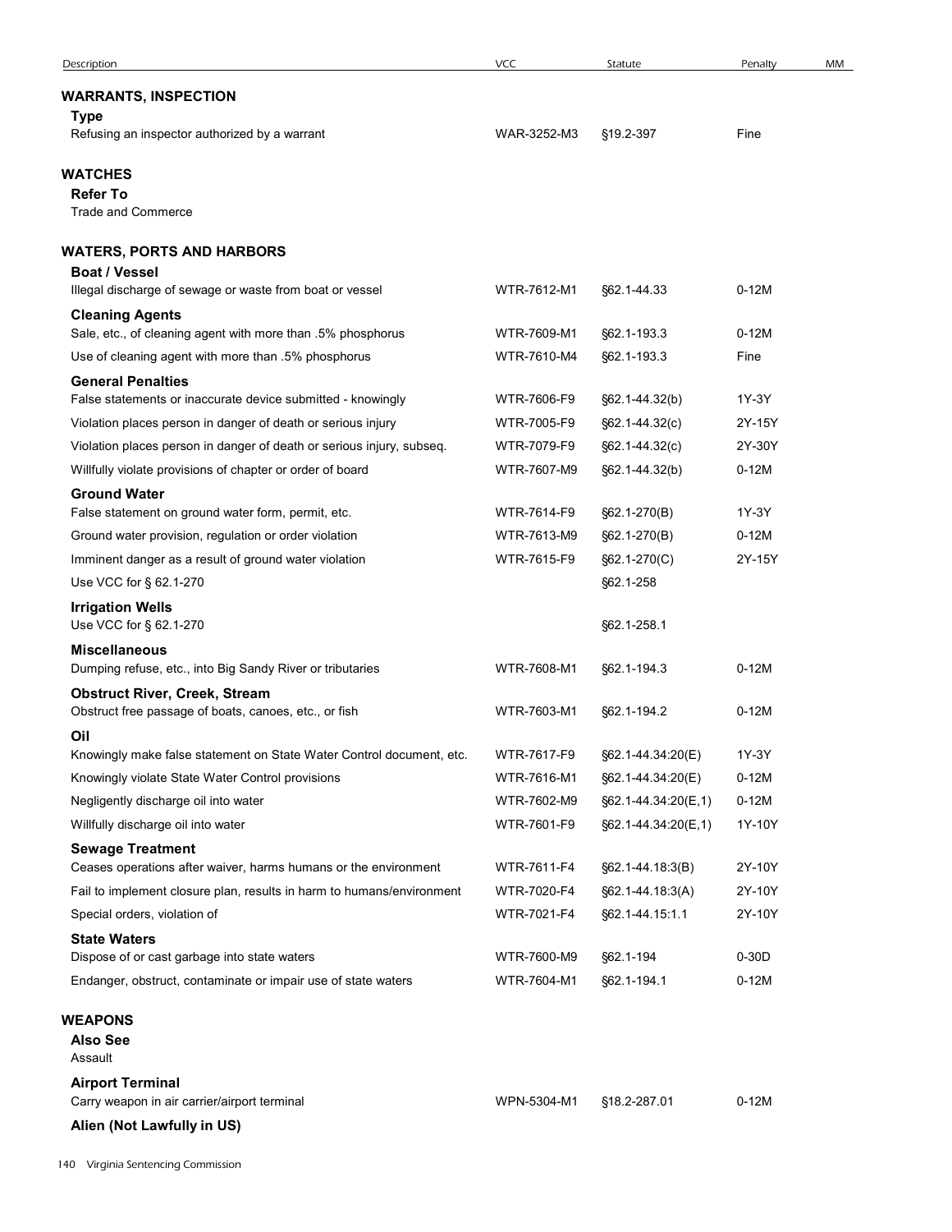| Description | VCC | Statute | Penalty | MM |
|---|---|---|---|---|
| **WARRANTS, INSPECTION** | | | | |
| **Type** | | | | |
| Refusing an inspector authorized by a warrant | WAR-3252-M3 | §19.2-397 | Fine | |
| **WATCHES** | | | | |
| **Refer To** | | | | |
| Trade and Commerce | | | | |
| **WATERS, PORTS AND HARBORS** | | | | |
| **Boat / Vessel** | | | | |
| Illegal discharge of sewage or waste from boat or vessel | WTR-7612-M1 | §62.1-44.33 | 0-12M | |
| **Cleaning Agents** | | | | |
| Sale, etc., of cleaning agent with more than .5% phosphorus | WTR-7609-M1 | §62.1-193.3 | 0-12M | |
| Use of cleaning agent with more than .5% phosphorus | WTR-7610-M4 | §62.1-193.3 | Fine | |
| **General Penalties** | | | | |
| False statements or inaccurate device submitted - knowingly | WTR-7606-F9 | §62.1-44.32(b) | 1Y-3Y | |
| Violation places person in danger of death or serious injury | WTR-7005-F9 | §62.1-44.32(c) | 2Y-15Y | |
| Violation places person in danger of death or serious injury, subseq. | WTR-7079-F9 | §62.1-44.32(c) | 2Y-30Y | |
| Willfully violate provisions of chapter or order of board | WTR-7607-M9 | §62.1-44.32(b) | 0-12M | |
| **Ground Water** | | | | |
| False statement on ground water form, permit, etc. | WTR-7614-F9 | §62.1-270(B) | 1Y-3Y | |
| Ground water provision, regulation or order violation | WTR-7613-M9 | §62.1-270(B) | 0-12M | |
| Imminent danger as a result of ground water violation | WTR-7615-F9 | §62.1-270(C) | 2Y-15Y | |
| Use VCC for § 62.1-270 | | §62.1-258 | | |
| **Irrigation Wells** | | | | |
| Use VCC for § 62.1-270 | | §62.1-258.1 | | |
| **Miscellaneous** | | | | |
| Dumping refuse, etc., into Big Sandy River or tributaries | WTR-7608-M1 | §62.1-194.3 | 0-12M | |
| **Obstruct River, Creek, Stream** | | | | |
| Obstruct free passage of boats, canoes, etc., or fish | WTR-7603-M1 | §62.1-194.2 | 0-12M | |
| **Oil** | | | | |
| Knowingly make false statement on State Water Control document, etc. | WTR-7617-F9 | §62.1-44.34:20(E) | 1Y-3Y | |
| Knowingly violate State Water Control provisions | WTR-7616-M1 | §62.1-44.34:20(E) | 0-12M | |
| Negligently discharge oil into water | WTR-7602-M9 | §62.1-44.34:20(E,1) | 0-12M | |
| Willfully discharge oil into water | WTR-7601-F9 | §62.1-44.34:20(E,1) | 1Y-10Y | |
| **Sewage Treatment** | | | | |
| Ceases operations after waiver, harms humans or the environment | WTR-7611-F4 | §62.1-44.18:3(B) | 2Y-10Y | |
| Fail to implement closure plan, results in harm to humans/environment | WTR-7020-F4 | §62.1-44.18:3(A) | 2Y-10Y | |
| Special orders, violation of | WTR-7021-F4 | §62.1-44.15:1.1 | 2Y-10Y | |
| **State Waters** | | | | |
| Dispose of or cast garbage into state waters | WTR-7600-M9 | §62.1-194 | 0-30D | |
| Endanger, obstruct, contaminate or impair use of state waters | WTR-7604-M1 | §62.1-194.1 | 0-12M | |
| **WEAPONS** | | | | |
| **Also See** | | | | |
| Assault | | | | |
| **Airport Terminal** | | | | |
| Carry weapon in air carrier/airport terminal | WPN-5304-M1 | §18.2-287.01 | 0-12M | |
| **Alien (Not Lawfully in US)** | | | | |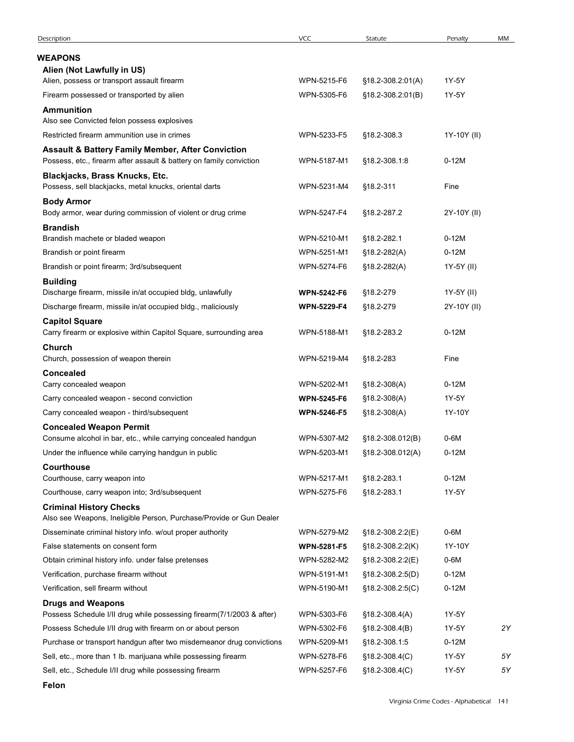| Description | VCC | Statute | Penalty | MM |
|---|---|---|---|---|
| **WEAPONS** | | | | |
| **Alien (Not Lawfully in US)** | | | | |
| Alien, possess or transport assault firearm | WPN-5215-F6 | §18.2-308.2:01(A) | 1Y-5Y | |
| Firearm possessed or transported by alien | WPN-5305-F6 | §18.2-308.2:01(B) | 1Y-5Y | |
| **Ammunition** | | | | |
| Also see Convicted felon possess explosives | | | | |
| Restricted firearm ammunition use in crimes | WPN-5233-F5 | §18.2-308.3 | 1Y-10Y (II) | |
| **Assault & Battery Family Member, After Conviction** | | | | |
| Possess, etc., firearm after assault & battery on family conviction | WPN-5187-M1 | §18.2-308.1:8 | 0-12M | |
| **Blackjacks, Brass Knucks, Etc.** | | | | |
| Possess, sell blackjacks, metal knucks, oriental darts | WPN-5231-M4 | §18.2-311 | Fine | |
| **Body Armor** | | | | |
| Body armor, wear during commission of violent or drug crime | WPN-5247-F4 | §18.2-287.2 | 2Y-10Y (II) | |
| **Brandish** | | | | |
| Brandish machete or bladed weapon | WPN-5210-M1 | §18.2-282.1 | 0-12M | |
| Brandish or point firearm | WPN-5251-M1 | §18.2-282(A) | 0-12M | |
| Brandish or point firearm; 3rd/subsequent | WPN-5274-F6 | §18.2-282(A) | 1Y-5Y (II) | |
| **Building** | | | | |
| Discharge firearm, missile in/at occupied bldg, unlawfully | **WPN-5242-F6** | §18.2-279 | 1Y-5Y (II) | |
| Discharge firearm, missile in/at occupied bldg., maliciously | **WPN-5229-F4** | §18.2-279 | 2Y-10Y (II) | |
| **Capitol Square** | | | | |
| Carry firearm or explosive within Capitol Square, surrounding area | WPN-5188-M1 | §18.2-283.2 | 0-12M | |
| **Church** | | | | |
| Church, possession of weapon therein | WPN-5219-M4 | §18.2-283 | Fine | |
| **Concealed** | | | | |
| Carry concealed weapon | WPN-5202-M1 | §18.2-308(A) | 0-12M | |
| Carry concealed weapon - second conviction | **WPN-5245-F6** | §18.2-308(A) | 1Y-5Y | |
| Carry concealed weapon - third/subsequent | **WPN-5246-F5** | §18.2-308(A) | 1Y-10Y | |
| **Concealed Weapon Permit** | | | | |
| Consume alcohol in bar, etc., while carrying concealed handgun | WPN-5307-M2 | §18.2-308.012(B) | 0-6M | |
| Under the influence while carrying handgun in public | WPN-5203-M1 | §18.2-308.012(A) | 0-12M | |
| **Courthouse** | | | | |
| Courthouse, carry weapon into | WPN-5217-M1 | §18.2-283.1 | 0-12M | |
| Courthouse, carry weapon into; 3rd/subsequent | WPN-5275-F6 | §18.2-283.1 | 1Y-5Y | |
| **Criminal History Checks** | | | | |
| Also see Weapons, Ineligible Person, Purchase/Provide or Gun Dealer | | | | |
| Disseminate criminal history info. w/out proper authority | WPN-5279-M2 | §18.2-308.2:2(E) | 0-6M | |
| False statements on consent form | **WPN-5281-F5** | §18.2-308.2:2(K) | 1Y-10Y | |
| Obtain criminal history info. under false pretenses | WPN-5282-M2 | §18.2-308.2:2(E) | 0-6M | |
| Verification, purchase firearm without | WPN-5191-M1 | §18.2-308.2:5(D) | 0-12M | |
| Verification, sell firearm without | WPN-5190-M1 | §18.2-308.2:5(C) | 0-12M | |
| **Drugs and Weapons** | | | | |
| Possess Schedule I/II drug while possessing firearm(7/1/2003 & after) | WPN-5303-F6 | §18.2-308.4(A) | 1Y-5Y | |
| Possess Schedule I/II drug with firearm on or about person | WPN-5302-F6 | §18.2-308.4(B) | 1Y-5Y | *2Y* |
| Purchase or transport handgun after two misdemeanor drug convictions | WPN-5209-M1 | §18.2-308.1:5 | 0-12M | |
| Sell, etc., more than 1 lb. marijuana while possessing firearm | WPN-5278-F6 | §18.2-308.4(C) | 1Y-5Y | *5Y* |
| Sell, etc., Schedule I/II drug while possessing firearm | WPN-5257-F6 | §18.2-308.4(C) | 1Y-5Y | *5Y* |
| **Felon** | | | | |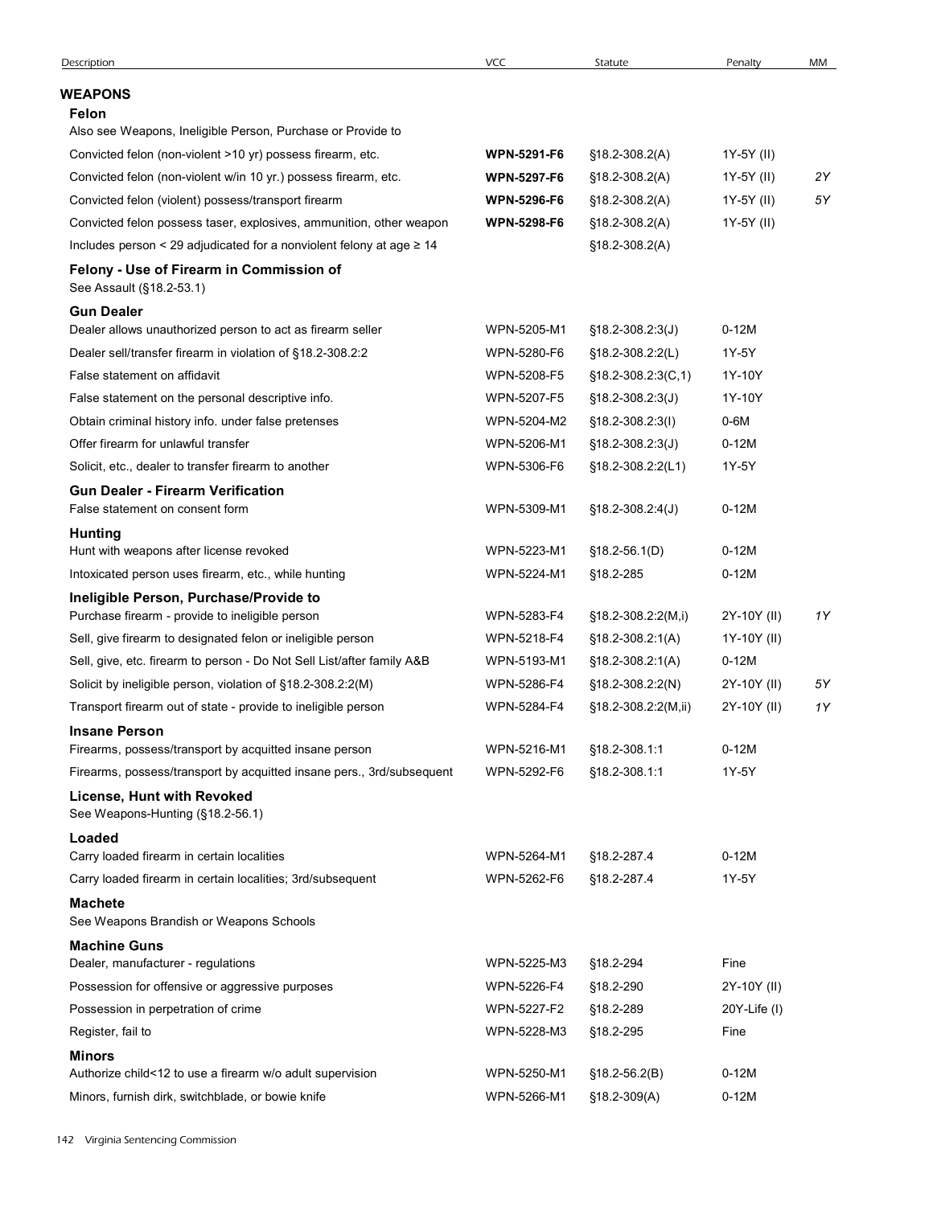| Description | VCC | Statute | Penalty | MM |
|---|---|---|---|---|
| **WEAPONS** | | | | |
| **Felon** | | | | |
| Also see Weapons, Ineligible Person, Purchase or Provide to | | | | |
| Convicted felon (non-violent >10 yr) possess firearm, etc. | **WPN-5291-F6** | §18.2-308.2(A) | 1Y-5Y (II) | |
| Convicted felon (non-violent w/in 10 yr.) possess firearm, etc. | **WPN-5297-F6** | §18.2-308.2(A) | 1Y-5Y (II) | *2Y* |
| Convicted felon (violent) possess/transport firearm | **WPN-5296-F6** | §18.2-308.2(A) | 1Y-5Y (II) | *5Y* |
| Convicted felon possess taser, explosives, ammunition, other weapon | **WPN-5298-F6** | §18.2-308.2(A) | 1Y-5Y (II) | |
| Includes person < 29 adjudicated for a nonviolent felony at age ≥ 14 | | §18.2-308.2(A) | | |
| **Felony - Use of Firearm in Commission of** | | | | |
| See Assault (§18.2-53.1) | | | | |
| **Gun Dealer** | | | | |
| Dealer allows unauthorized person to act as firearm seller | WPN-5205-M1 | §18.2-308.2:3(J) | 0-12M | |
| Dealer sell/transfer firearm in violation of §18.2-308.2:2 | WPN-5280-F6 | §18.2-308.2:2(L) | 1Y-5Y | |
| False statement on affidavit | WPN-5208-F5 | §18.2-308.2:3(C,1) | 1Y-10Y | |
| False statement on the personal descriptive info. | WPN-5207-F5 | §18.2-308.2:3(J) | 1Y-10Y | |
| Obtain criminal history info. under false pretenses | WPN-5204-M2 | §18.2-308.2:3(I) | 0-6M | |
| Offer firearm for unlawful transfer | WPN-5206-M1 | §18.2-308.2:3(J) | 0-12M | |
| Solicit, etc., dealer to transfer firearm to another | WPN-5306-F6 | §18.2-308.2:2(L1) | 1Y-5Y | |
| **Gun Dealer - Firearm Verification** | | | | |
| False statement on consent form | WPN-5309-M1 | §18.2-308.2:4(J) | 0-12M | |
| **Hunting** | | | | |
| Hunt with weapons after license revoked | WPN-5223-M1 | §18.2-56.1(D) | 0-12M | |
| Intoxicated person uses firearm, etc., while hunting | WPN-5224-M1 | §18.2-285 | 0-12M | |
| **Ineligible Person, Purchase/Provide to** | | | | |
| Purchase firearm - provide to ineligible person | WPN-5283-F4 | §18.2-308.2:2(M,i) | 2Y-10Y (II) | *1Y* |
| Sell, give firearm to designated felon or ineligible person | WPN-5218-F4 | §18.2-308.2:1(A) | 1Y-10Y (II) | |
| Sell, give, etc. firearm to person - Do Not Sell List/after family A&B | WPN-5193-M1 | §18.2-308.2:1(A) | 0-12M | |
| Solicit by ineligible person, violation of §18.2-308.2:2(M) | WPN-5286-F4 | §18.2-308.2:2(N) | 2Y-10Y (II) | *5Y* |
| Transport firearm out of state - provide to ineligible person | WPN-5284-F4 | §18.2-308.2:2(M,ii) | 2Y-10Y (II) | *1Y* |
| **Insane Person** | | | | |
| Firearms, possess/transport by acquitted insane person | WPN-5216-M1 | §18.2-308.1:1 | 0-12M | |
| Firearms, possess/transport by acquitted insane pers., 3rd/subsequent | WPN-5292-F6 | §18.2-308.1:1 | 1Y-5Y | |
| **License, Hunt with Revoked** | | | | |
| See Weapons-Hunting (§18.2-56.1) | | | | |
| **Loaded** | | | | |
| Carry loaded firearm in certain localities | WPN-5264-M1 | §18.2-287.4 | 0-12M | |
| Carry loaded firearm in certain localities; 3rd/subsequent | WPN-5262-F6 | §18.2-287.4 | 1Y-5Y | |
| **Machete** | | | | |
| See Weapons Brandish or Weapons Schools | | | | |
| **Machine Guns** | | | | |
| Dealer, manufacturer - regulations | WPN-5225-M3 | §18.2-294 | Fine | |
| Possession for offensive or aggressive purposes | WPN-5226-F4 | §18.2-290 | 2Y-10Y (II) | |
| Possession in perpetration of crime | WPN-5227-F2 | §18.2-289 | 20Y-Life (I) | |
| Register, fail to | WPN-5228-M3 | §18.2-295 | Fine | |
| **Minors** | | | | |
| Authorize child<12 to use a firearm w/o adult supervision | WPN-5250-M1 | §18.2-56.2(B) | 0-12M | |
| Minors, furnish dirk, switchblade, or bowie knife | WPN-5266-M1 | §18.2-309(A) | 0-12M | |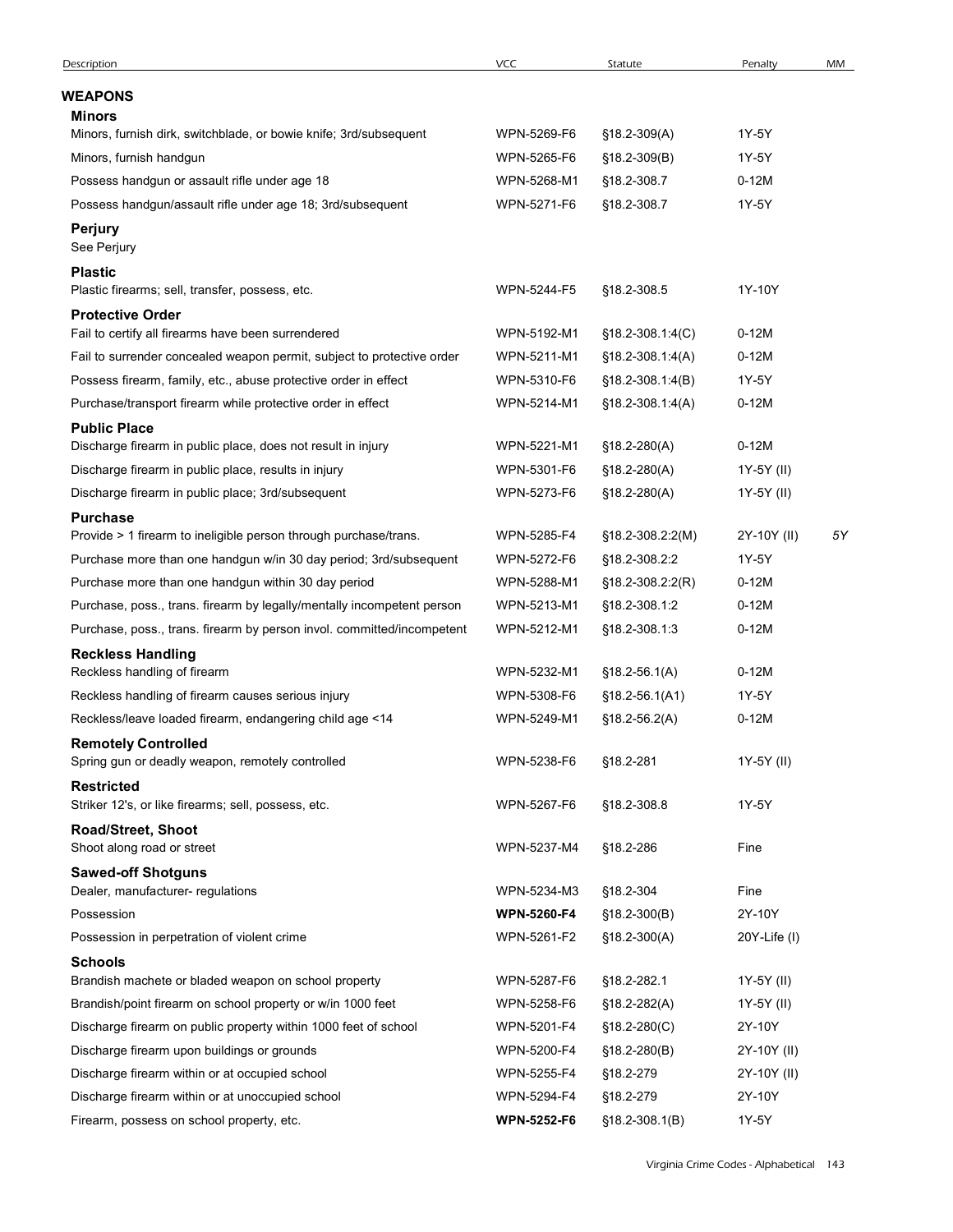| Description | VCC | Statute | Penalty | MM |
|---|---|---|---|---|
| **WEAPONS** | | | | |
| **Minors** | | | | |
| Minors, furnish dirk, switchblade, or bowie knife; 3rd/subsequent | WPN-5269-F6 | §18.2-309(A) | 1Y-5Y | |
| Minors, furnish handgun | WPN-5265-F6 | §18.2-309(B) | 1Y-5Y | |
| Possess handgun or assault rifle under age 18 | WPN-5268-M1 | §18.2-308.7 | 0-12M | |
| Possess handgun/assault rifle under age 18; 3rd/subsequent | WPN-5271-F6 | §18.2-308.7 | 1Y-5Y | |
| **Perjury** | | | | |
| See Perjury | | | | |
| **Plastic** | | | | |
| Plastic firearms; sell, transfer, possess, etc. | WPN-5244-F5 | §18.2-308.5 | 1Y-10Y | |
| **Protective Order** | | | | |
| Fail to certify all firearms have been surrendered | WPN-5192-M1 | §18.2-308.1:4(C) | 0-12M | |
| Fail to surrender concealed weapon permit, subject to protective order | WPN-5211-M1 | §18.2-308.1:4(A) | 0-12M | |
| Possess firearm, family, etc., abuse protective order in effect | WPN-5310-F6 | §18.2-308.1:4(B) | 1Y-5Y | |
| Purchase/transport firearm while protective order in effect | WPN-5214-M1 | §18.2-308.1:4(A) | 0-12M | |
| **Public Place** | | | | |
| Discharge firearm in public place, does not result in injury | WPN-5221-M1 | §18.2-280(A) | 0-12M | |
| Discharge firearm in public place, results in injury | WPN-5301-F6 | §18.2-280(A) | 1Y-5Y (II) | |
| Discharge firearm in public place; 3rd/subsequent | WPN-5273-F6 | §18.2-280(A) | 1Y-5Y (II) | |
| **Purchase** | | | | |
| Provide > 1 firearm to ineligible person through purchase/trans. | WPN-5285-F4 | §18.2-308.2:2(M) | 2Y-10Y (II) | 5Y |
| Purchase more than one handgun w/in 30 day period; 3rd/subsequent | WPN-5272-F6 | §18.2-308.2:2 | 1Y-5Y | |
| Purchase more than one handgun within 30 day period | WPN-5288-M1 | §18.2-308.2:2(R) | 0-12M | |
| Purchase, poss., trans. firearm by legally/mentally incompetent person | WPN-5213-M1 | §18.2-308.1:2 | 0-12M | |
| Purchase, poss., trans. firearm by person invol. committed/incompetent | WPN-5212-M1 | §18.2-308.1:3 | 0-12M | |
| **Reckless Handling** | | | | |
| Reckless handling of firearm | WPN-5232-M1 | §18.2-56.1(A) | 0-12M | |
| Reckless handling of firearm causes serious injury | WPN-5308-F6 | §18.2-56.1(A1) | 1Y-5Y | |
| Reckless/leave loaded firearm, endangering child age <14 | WPN-5249-M1 | §18.2-56.2(A) | 0-12M | |
| **Remotely Controlled** | | | | |
| Spring gun or deadly weapon, remotely controlled | WPN-5238-F6 | §18.2-281 | 1Y-5Y (II) | |
| **Restricted** | | | | |
| Striker 12's, or like firearms; sell, possess, etc. | WPN-5267-F6 | §18.2-308.8 | 1Y-5Y | |
| **Road/Street, Shoot** | | | | |
| Shoot along road or street | WPN-5237-M4 | §18.2-286 | Fine | |
| **Sawed-off Shotguns** | | | | |
| Dealer, manufacturer- regulations | WPN-5234-M3 | §18.2-304 | Fine | |
| Possession | **WPN-5260-F4** | §18.2-300(B) | 2Y-10Y | |
| Possession in perpetration of violent crime | WPN-5261-F2 | §18.2-300(A) | 20Y-Life (I) | |
| **Schools** | | | | |
| Brandish machete or bladed weapon on school property | WPN-5287-F6 | §18.2-282.1 | 1Y-5Y (II) | |
| Brandish/point firearm on school property or w/in 1000 feet | WPN-5258-F6 | §18.2-282(A) | 1Y-5Y (II) | |
| Discharge firearm on public property within 1000 feet of school | WPN-5201-F4 | §18.2-280(C) | 2Y-10Y | |
| Discharge firearm upon buildings or grounds | WPN-5200-F4 | §18.2-280(B) | 2Y-10Y (II) | |
| Discharge firearm within or at occupied school | WPN-5255-F4 | §18.2-279 | 2Y-10Y (II) | |
| Discharge firearm within or at unoccupied school | WPN-5294-F4 | §18.2-279 | 2Y-10Y | |
| Firearm, possess on school property, etc. | **WPN-5252-F6** | §18.2-308.1(B) | 1Y-5Y | |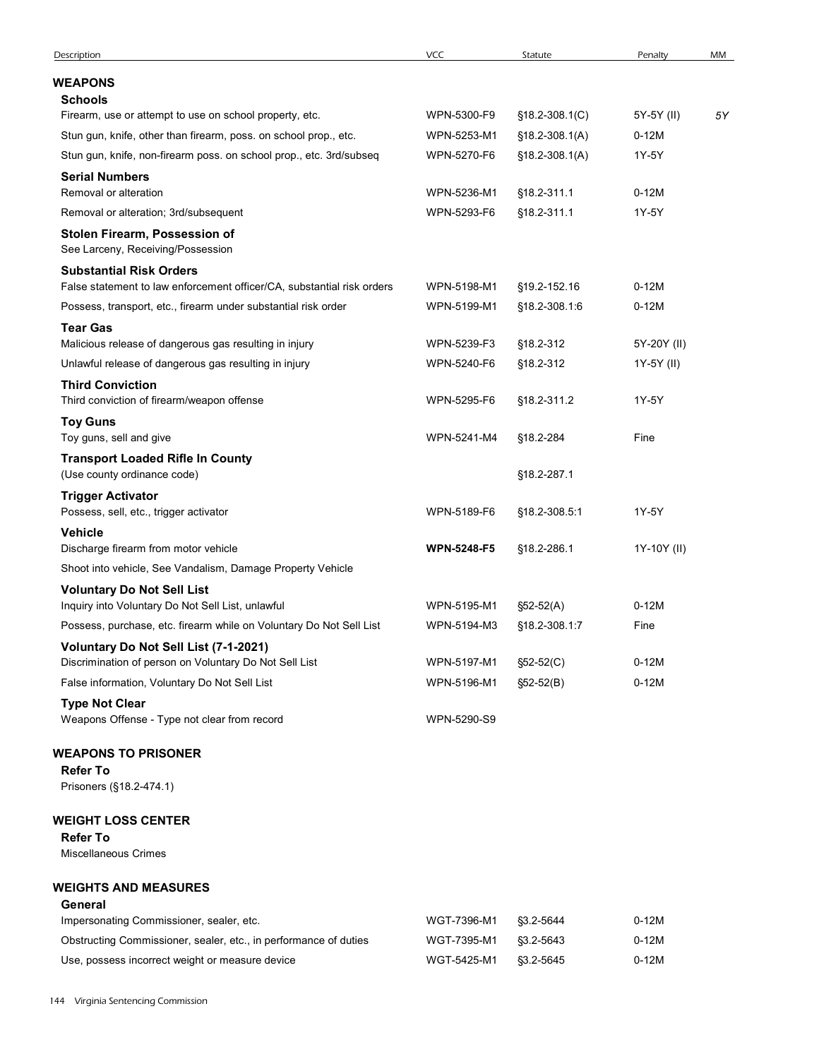| Description | VCC | Statute | Penalty | MM |
|---|---|---|---|---|
| **WEAPONS** | | | | |
| **Schools** | | | | |
| Firearm, use or attempt to use on school property, etc. | WPN-5300-F9 | §18.2-308.1(C) | 5Y-5Y (II) | *5Y* |
| Stun gun, knife, other than firearm, poss. on school prop., etc. | WPN-5253-M1 | §18.2-308.1(A) | 0-12M | |
| Stun gun, knife, non-firearm poss. on school prop., etc. 3rd/subseq | WPN-5270-F6 | §18.2-308.1(A) | 1Y-5Y | |
| **Serial Numbers** | | | | |
| Removal or alteration | WPN-5236-M1 | §18.2-311.1 | 0-12M | |
| Removal or alteration; 3rd/subsequent | WPN-5293-F6 | §18.2-311.1 | 1Y-5Y | |
| **Stolen Firearm, Possession of** | | | | |
| See Larceny, Receiving/Possession | | | | |
| **Substantial Risk Orders** | | | | |
| False statement to law enforcement officer/CA, substantial risk orders | WPN-5198-M1 | §19.2-152.16 | 0-12M | |
| Possess, transport, etc., firearm under substantial risk order | WPN-5199-M1 | §18.2-308.1:6 | 0-12M | |
| **Tear Gas** | | | | |
| Malicious release of dangerous gas resulting in injury | WPN-5239-F3 | §18.2-312 | 5Y-20Y (II) | |
| Unlawful release of dangerous gas resulting in injury | WPN-5240-F6 | §18.2-312 | 1Y-5Y (II) | |
| **Third Conviction** | | | | |
| Third conviction of firearm/weapon offense | WPN-5295-F6 | §18.2-311.2 | 1Y-5Y | |
| **Toy Guns** | | | | |
| Toy guns, sell and give | WPN-5241-M4 | §18.2-284 | Fine | |
| **Transport Loaded Rifle In County** | | | | |
| (Use county ordinance code) | | §18.2-287.1 | | |
| **Trigger Activator** | | | | |
| Possess, sell, etc., trigger activator | WPN-5189-F6 | §18.2-308.5:1 | 1Y-5Y | |
| **Vehicle** | | | | |
| Discharge firearm from motor vehicle | **WPN-5248-F5** | §18.2-286.1 | 1Y-10Y (II) | |
| Shoot into vehicle, See Vandalism, Damage Property Vehicle | | | | |
| **Voluntary Do Not Sell List** | | | | |
| Inquiry into Voluntary Do Not Sell List, unlawful | WPN-5195-M1 | §52-52(A) | 0-12M | |
| Possess, purchase, etc. firearm while on Voluntary Do Not Sell List | WPN-5194-M3 | §18.2-308.1:7 | Fine | |
| **Voluntary Do Not Sell List (7-1-2021)** | | | | |
| Discrimination of person on Voluntary Do Not Sell List | WPN-5197-M1 | §52-52(C) | 0-12M | |
| False information, Voluntary Do Not Sell List | WPN-5196-M1 | §52-52(B) | 0-12M | |
| **Type Not Clear** | | | | |
| Weapons Offense - Type not clear from record | WPN-5290-S9 | | | |
| **WEAPONS TO PRISONER** | | | | |
| **Refer To** | | | | |
| Prisoners (§18.2-474.1) | | | | |
| **WEIGHT LOSS CENTER** | | | | |
| **Refer To** | | | | |
| Miscellaneous Crimes | | | | |
| **WEIGHTS AND MEASURES** | | | | |
| **General** | | | | |
| Impersonating Commissioner, sealer, etc. | WGT-7396-M1 | §3.2-5644 | 0-12M | |
| Obstructing Commissioner, sealer, etc., in performance of duties | WGT-7395-M1 | §3.2-5643 | 0-12M | |
| Use, possess incorrect weight or measure device | WGT-5425-M1 | §3.2-5645 | 0-12M | |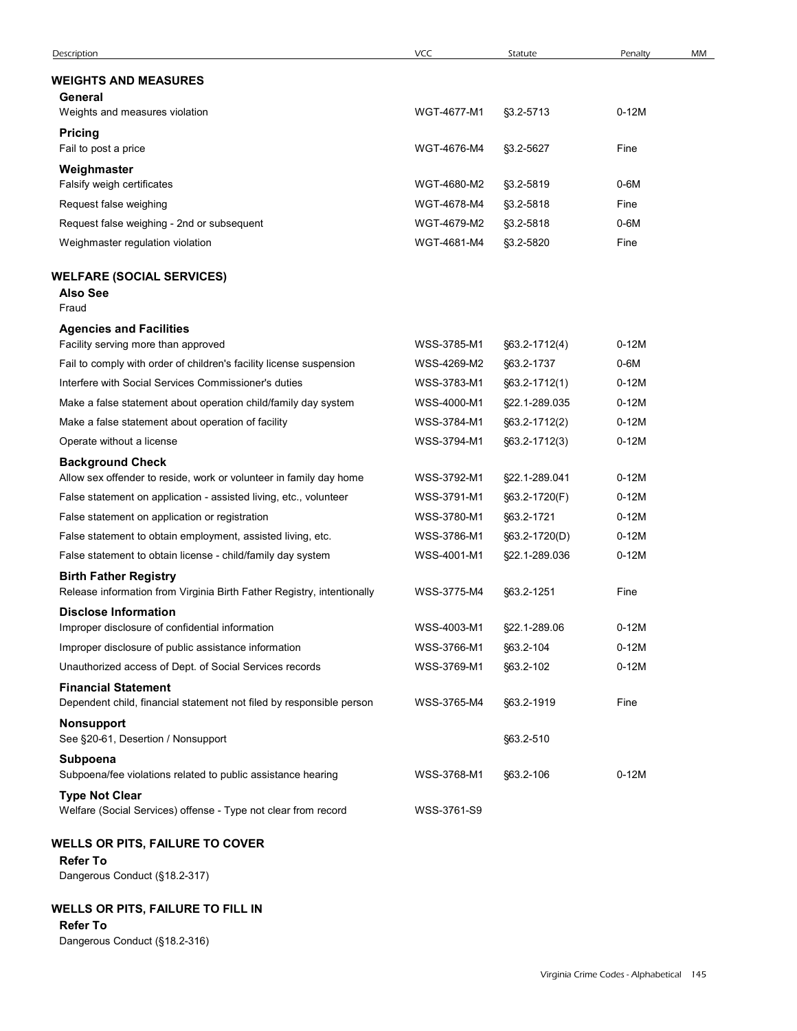| Description | VCC | Statute | Penalty | MM |
|---|---|---|---|---|
| **WEIGHTS AND MEASURES** | | | | |
| **General** | | | | |
| Weights and measures violation | WGT-4677-M1 | §3.2-5713 | 0-12M | |
| **Pricing** | | | | |
| Fail to post a price | WGT-4676-M4 | §3.2-5627 | Fine | |
| **Weighmaster** | | | | |
| Falsify weigh certificates | WGT-4680-M2 | §3.2-5819 | 0-6M | |
| Request false weighing | WGT-4678-M4 | §3.2-5818 | Fine | |
| Request false weighing - 2nd or subsequent | WGT-4679-M2 | §3.2-5818 | 0-6M | |
| Weighmaster regulation violation | WGT-4681-M4 | §3.2-5820 | Fine | |
| **WELFARE (SOCIAL SERVICES)** | | | | |
| **Also See** | | | | |
| Fraud | | | | |
| **Agencies and Facilities** | | | | |
| Facility serving more than approved | WSS-3785-M1 | §63.2-1712(4) | 0-12M | |
| Fail to comply with order of children's facility license suspension | WSS-4269-M2 | §63.2-1737 | 0-6M | |
| Interfere with Social Services Commissioner's duties | WSS-3783-M1 | §63.2-1712(1) | 0-12M | |
| Make a false statement about operation child/family day system | WSS-4000-M1 | §22.1-289.035 | 0-12M | |
| Make a false statement about operation of facility | WSS-3784-M1 | §63.2-1712(2) | 0-12M | |
| Operate without a license | WSS-3794-M1 | §63.2-1712(3) | 0-12M | |
| **Background Check** | | | | |
| Allow sex offender to reside, work or volunteer in family day home | WSS-3792-M1 | §22.1-289.041 | 0-12M | |
| False statement on application - assisted living, etc., volunteer | WSS-3791-M1 | §63.2-1720(F) | 0-12M | |
| False statement on application or registration | WSS-3780-M1 | §63.2-1721 | 0-12M | |
| False statement to obtain employment, assisted living, etc. | WSS-3786-M1 | §63.2-1720(D) | 0-12M | |
| False statement to obtain license - child/family day system | WSS-4001-M1 | §22.1-289.036 | 0-12M | |
| **Birth Father Registry** | | | | |
| Release information from Virginia Birth Father Registry, intentionally | WSS-3775-M4 | §63.2-1251 | Fine | |
| **Disclose Information** | | | | |
| Improper disclosure of confidential information | WSS-4003-M1 | §22.1-289.06 | 0-12M | |
| Improper disclosure of public assistance information | WSS-3766-M1 | §63.2-104 | 0-12M | |
| Unauthorized access of Dept. of Social Services records | WSS-3769-M1 | §63.2-102 | 0-12M | |
| **Financial Statement** | | | | |
| Dependent child, financial statement not filed by responsible person | WSS-3765-M4 | §63.2-1919 | Fine | |
| **Nonsupport** | | | | |
| See §20-61, Desertion / Nonsupport | | §63.2-510 | | |
| **Subpoena** | | | | |
| Subpoena/fee violations related to public assistance hearing | WSS-3768-M1 | §63.2-106 | 0-12M | |
| **Type Not Clear** | | | | |
| Welfare (Social Services) offense - Type not clear from record | WSS-3761-S9 | | | |
| **WELLS OR PITS, FAILURE TO COVER** | | | | |
| **Refer To** | | | | |
| Dangerous Conduct (§18.2-317) | | | | |
| **WELLS OR PITS, FAILURE TO FILL IN** | | | | |
| **Refer To** | | | | |
| Dangerous Conduct (§18.2-316) | | | | |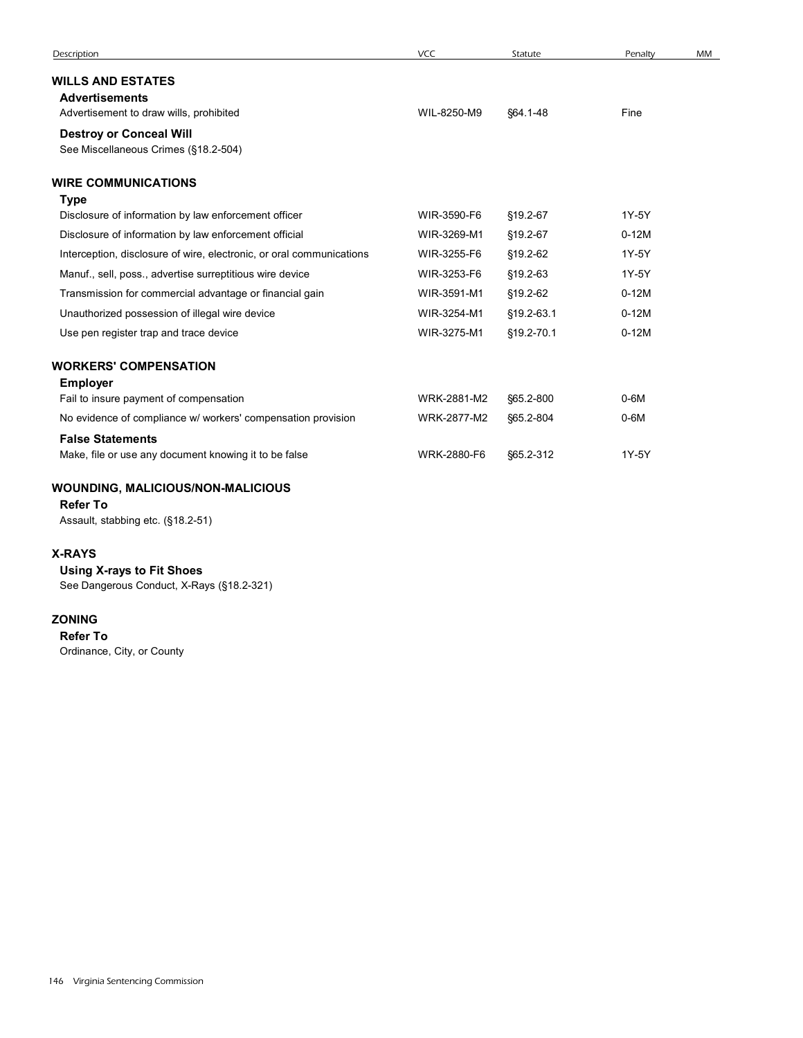| Description | VCC | Statute | Penalty | MM |
|---|---|---|---|---|
| **WILLS AND ESTATES** | | | | |
| **Advertisements** | | | | |
| Advertisement to draw wills, prohibited | WIL-8250-M9 | §64.1-48 | Fine | |
| **Destroy or Conceal Will** | | | | |
| See Miscellaneous Crimes (§18.2-504) | | | | |
| **WIRE COMMUNICATIONS** | | | | |
| **Type** | | | | |
| Disclosure of information by law enforcement officer | WIR-3590-F6 | §19.2-67 | 1Y-5Y | |
| Disclosure of information by law enforcement official | WIR-3269-M1 | §19.2-67 | 0-12M | |
| Interception, disclosure of wire, electronic, or oral communications | WIR-3255-F6 | §19.2-62 | 1Y-5Y | |
| Manuf., sell, poss., advertise surreptitious wire device | WIR-3253-F6 | §19.2-63 | 1Y-5Y | |
| Transmission for commercial advantage or financial gain | WIR-3591-M1 | §19.2-62 | 0-12M | |
| Unauthorized possession of illegal wire device | WIR-3254-M1 | §19.2-63.1 | 0-12M | |
| Use pen register trap and trace device | WIR-3275-M1 | §19.2-70.1 | 0-12M | |
| **WORKERS' COMPENSATION** | | | | |
| **Employer** | | | | |
| Fail to insure payment of compensation | WRK-2881-M2 | §65.2-800 | 0-6M | |
| No evidence of compliance w/ workers' compensation provision | WRK-2877-M2 | §65.2-804 | 0-6M | |
| **False Statements** | | | | |
| Make, file or use any document knowing it to be false | WRK-2880-F6 | §65.2-312 | 1Y-5Y | |
| **WOUNDING, MALICIOUS/NON-MALICIOUS** | | | | |
| **Refer To** | | | | |
| Assault, stabbing etc. (§18.2-51) | | | | |
| **X-RAYS** | | | | |
| **Using X-rays to Fit Shoes** | | | | |
| See Dangerous Conduct, X-Rays (§18.2-321) | | | | |
| **ZONING** | | | | |
| **Refer To** | | | | |
| Ordinance, City, or County | | | | |